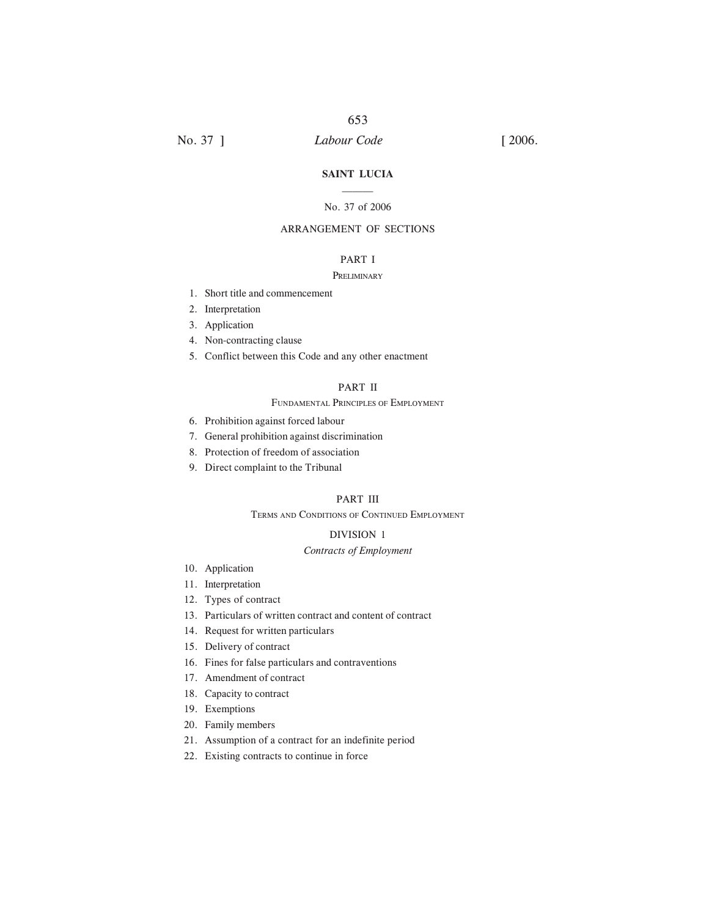# SAINT LUCIA

No. 37 of 2006

## ARRANGEMENT OF SECTIONS

### PART I

PRELIMINARY

1. Short title and commencement
2. Interpretation
3. Application
4. Non-contracting clause
5. Conflict between this Code and any other enactment

### PART II

FUNDAMENTAL PRINCIPLES OF EMPLOYMENT

6. Prohibition against forced labour
7. General prohibition against discrimination
8. Protection of freedom of association
9. Direct complaint to the Tribunal

### PART III

TERMS AND CONDITIONS OF CONTINUED EMPLOYMENT

#### DIVISION 1

*Contracts of Employment*

10. Application
11. Interpretation
12. Types of contract
13. Particulars of written contract and content of contract
14. Request for written particulars
15. Delivery of contract
16. Fines for false particulars and contraventions
17. Amendment of contract
18. Capacity to contract
19. Exemptions
20. Family members
21. Assumption of a contract for an indefinite period
22. Existing contracts to continue in force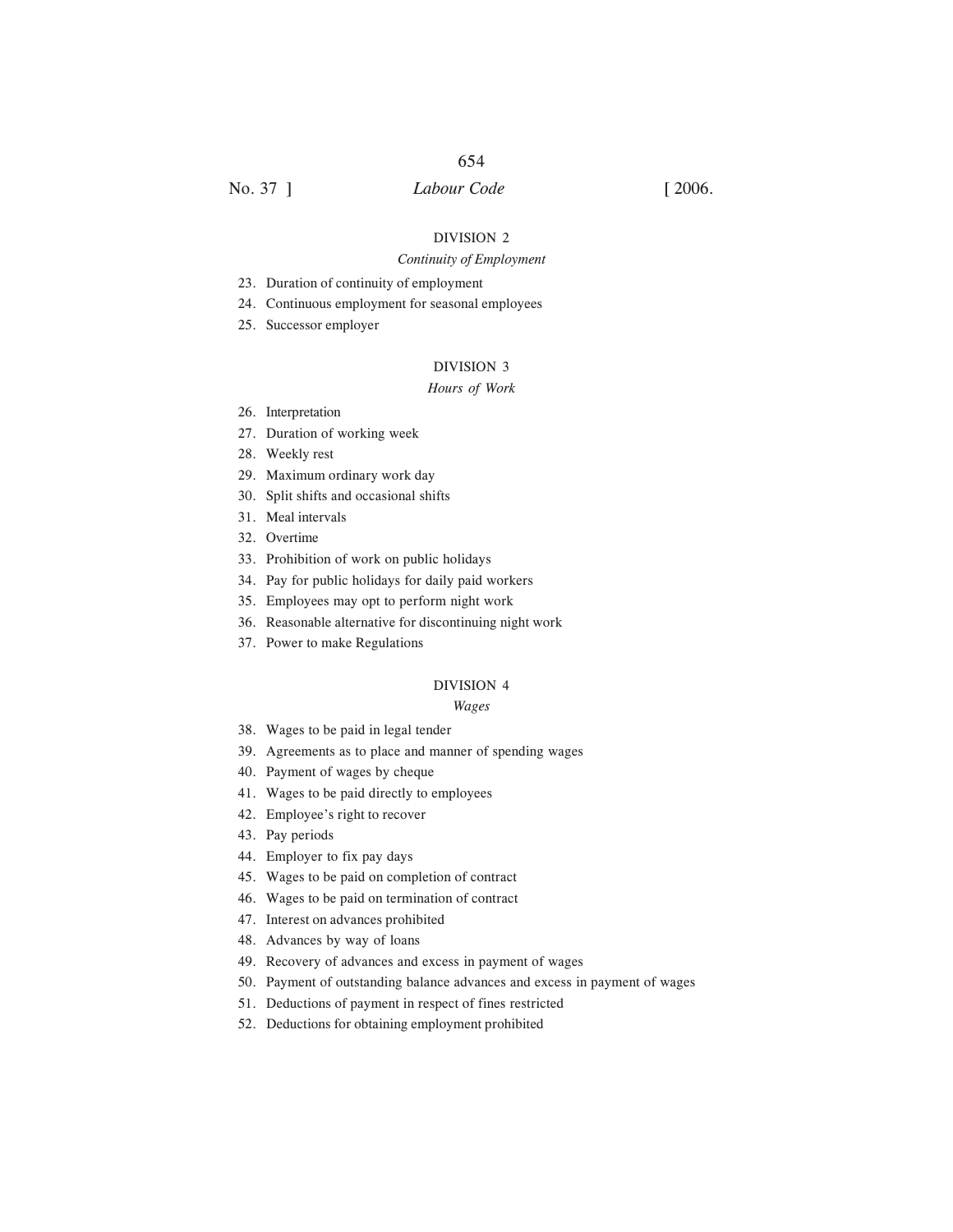## DIVISION 2

*Continuity of Employment*

23. Duration of continuity of employment
24. Continuous employment for seasonal employees
25. Successor employer

## DIVISION 3

*Hours of Work*

26. Interpretation
27. Duration of working week
28. Weekly rest
29. Maximum ordinary work day
30. Split shifts and occasional shifts
31. Meal intervals
32. Overtime
33. Prohibition of work on public holidays
34. Pay for public holidays for daily paid workers
35. Employees may opt to perform night work
36. Reasonable alternative for discontinuing night work
37. Power to make Regulations

## DIVISION 4

*Wages*

38. Wages to be paid in legal tender
39. Agreements as to place and manner of spending wages
40. Payment of wages by cheque
41. Wages to be paid directly to employees
42. Employee's right to recover
43. Pay periods
44. Employer to fix pay days
45. Wages to be paid on completion of contract
46. Wages to be paid on termination of contract
47. Interest on advances prohibited
48. Advances by way of loans
49. Recovery of advances and excess in payment of wages
50. Payment of outstanding balance advances and excess in payment of wages
51. Deductions of payment in respect of fines restricted
52. Deductions for obtaining employment prohibited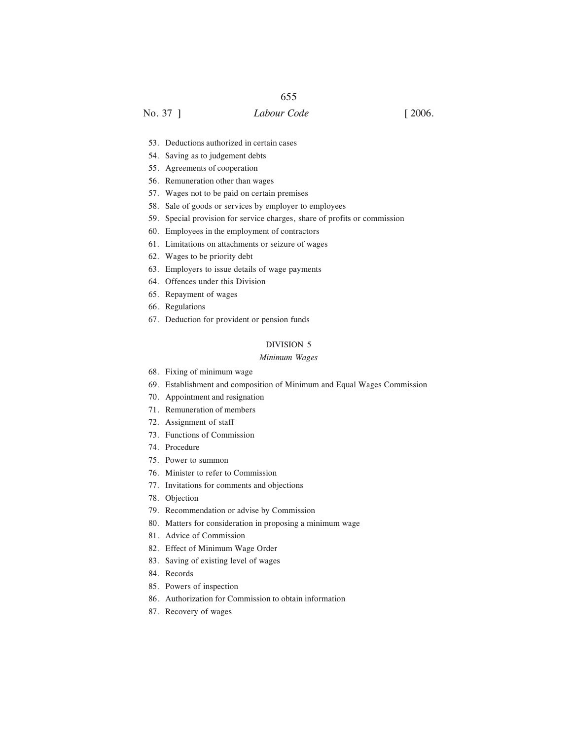53. Deductions authorized in certain cases
54. Saving as to judgement debts
55. Agreements of cooperation
56. Remuneration other than wages
57. Wages not to be paid on certain premises
58. Sale of goods or services by employer to employees
59. Special provision for service charges, share of profits or commission
60. Employees in the employment of contractors
61. Limitations on attachments or seizure of wages
62. Wages to be priority debt
63. Employers to issue details of wage payments
64. Offences under this Division
65. Repayment of wages
66. Regulations
67. Deduction for provident or pension funds

## DIVISION 5

### *Minimum Wages*

68. Fixing of minimum wage
69. Establishment and composition of Minimum and Equal Wages Commission
70. Appointment and resignation
71. Remuneration of members
72. Assignment of staff
73. Functions of Commission
74. Procedure
75. Power to summon
76. Minister to refer to Commission
77. Invitations for comments and objections
78. Objection
79. Recommendation or advise by Commission
80. Matters for consideration in proposing a minimum wage
81. Advice of Commission
82. Effect of Minimum Wage Order
83. Saving of existing level of wages
84. Records
85. Powers of inspection
86. Authorization for Commission to obtain information
87. Recovery of wages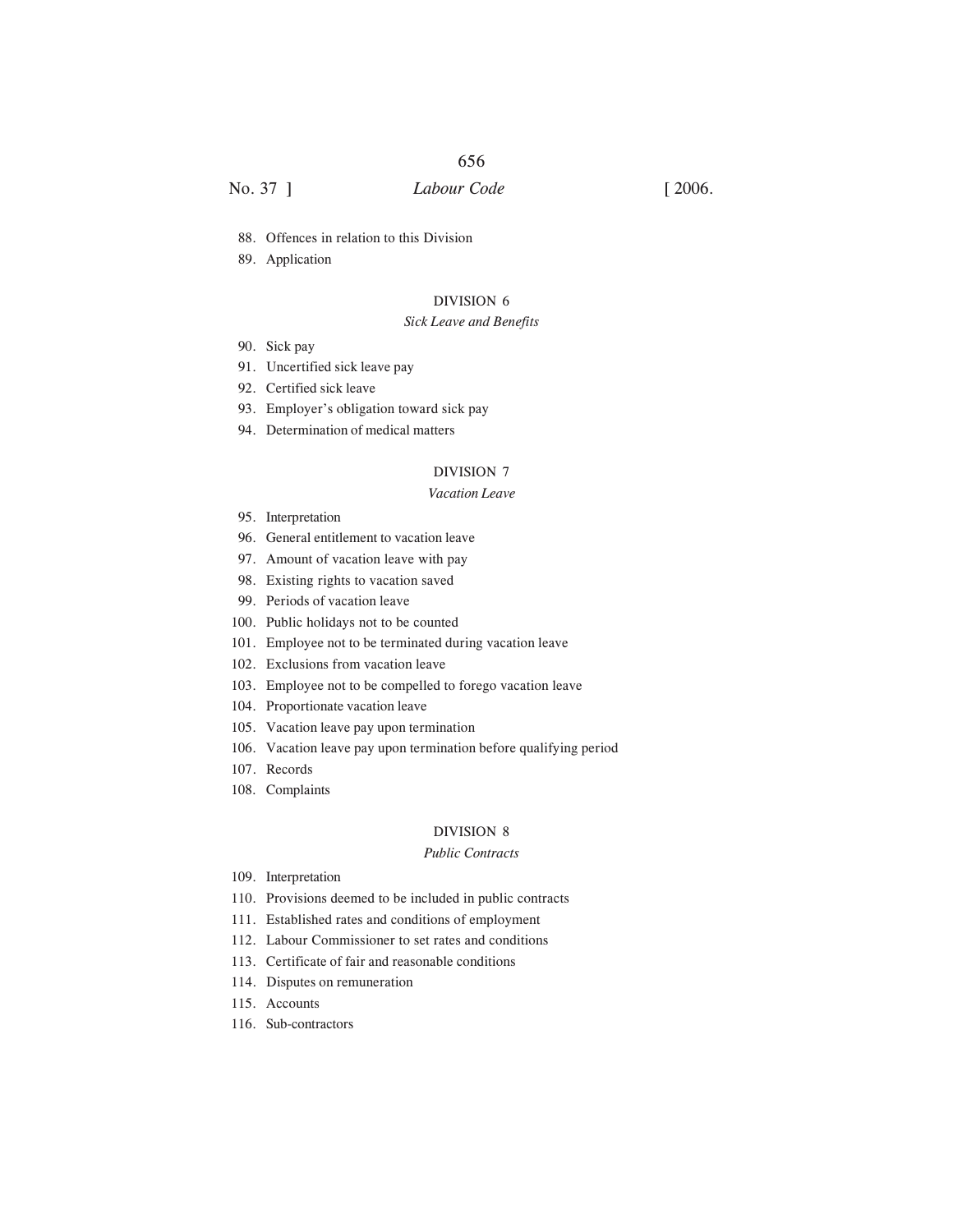88. Offences in relation to this Division
89. Application

## DIVISION 6

*Sick Leave and Benefits*

90. Sick pay
91. Uncertified sick leave pay
92. Certified sick leave
93. Employer's obligation toward sick pay
94. Determination of medical matters

## DIVISION 7

*Vacation Leave*

95. Interpretation
96. General entitlement to vacation leave
97. Amount of vacation leave with pay
98. Existing rights to vacation saved
99. Periods of vacation leave
100. Public holidays not to be counted
101. Employee not to be terminated during vacation leave
102. Exclusions from vacation leave
103. Employee not to be compelled to forego vacation leave
104. Proportionate vacation leave
105. Vacation leave pay upon termination
106. Vacation leave pay upon termination before qualifying period
107. Records
108. Complaints

## DIVISION 8

*Public Contracts*

109. Interpretation
110. Provisions deemed to be included in public contracts
111. Established rates and conditions of employment
112. Labour Commissioner to set rates and conditions
113. Certificate of fair and reasonable conditions
114. Disputes on remuneration
115. Accounts
116. Sub-contractors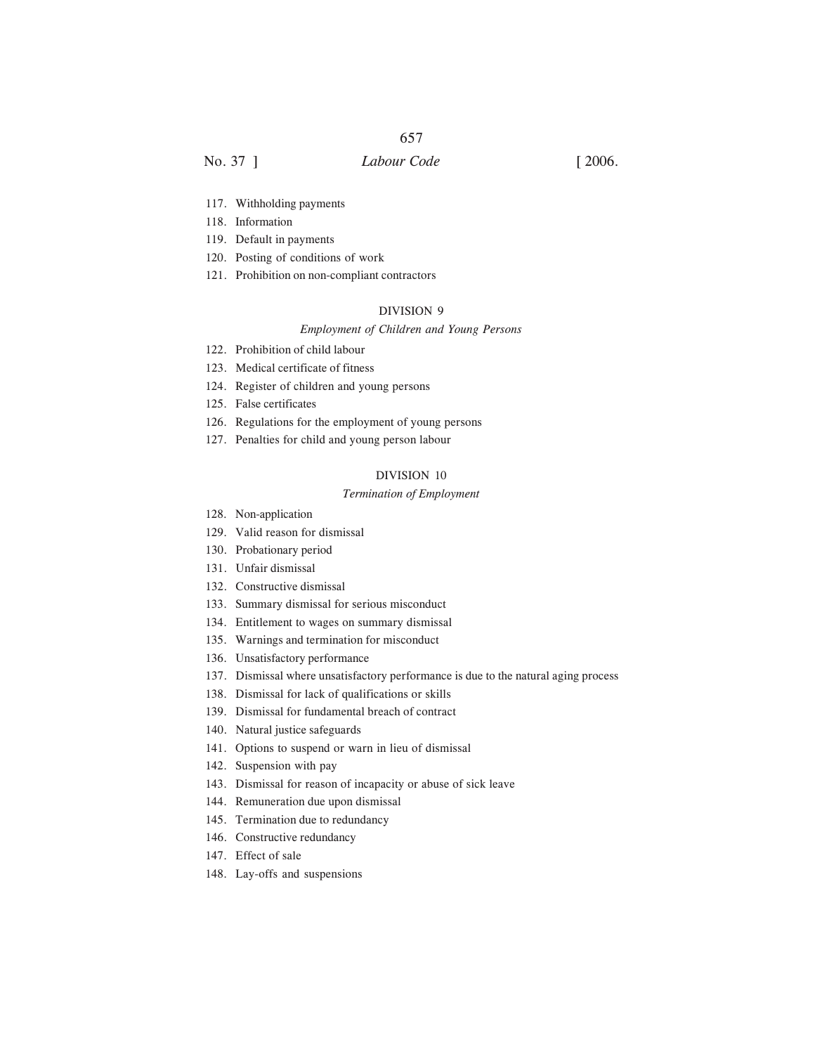117. Withholding payments
118. Information
119. Default in payments
120. Posting of conditions of work
121. Prohibition on non-compliant contractors

## DIVISION 9

### *Employment of Children and Young Persons*

122. Prohibition of child labour
123. Medical certificate of fitness
124. Register of children and young persons
125. False certificates
126. Regulations for the employment of young persons
127. Penalties for child and young person labour

## DIVISION 10

### *Termination of Employment*

128. Non-application
129. Valid reason for dismissal
130. Probationary period
131. Unfair dismissal
132. Constructive dismissal
133. Summary dismissal for serious misconduct
134. Entitlement to wages on summary dismissal
135. Warnings and termination for misconduct
136. Unsatisfactory performance
137. Dismissal where unsatisfactory performance is due to the natural aging process
138. Dismissal for lack of qualifications or skills
139. Dismissal for fundamental breach of contract
140. Natural justice safeguards
141. Options to suspend or warn in lieu of dismissal
142. Suspension with pay
143. Dismissal for reason of incapacity or abuse of sick leave
144. Remuneration due upon dismissal
145. Termination due to redundancy
146. Constructive redundancy
147. Effect of sale
148. Lay-offs and suspensions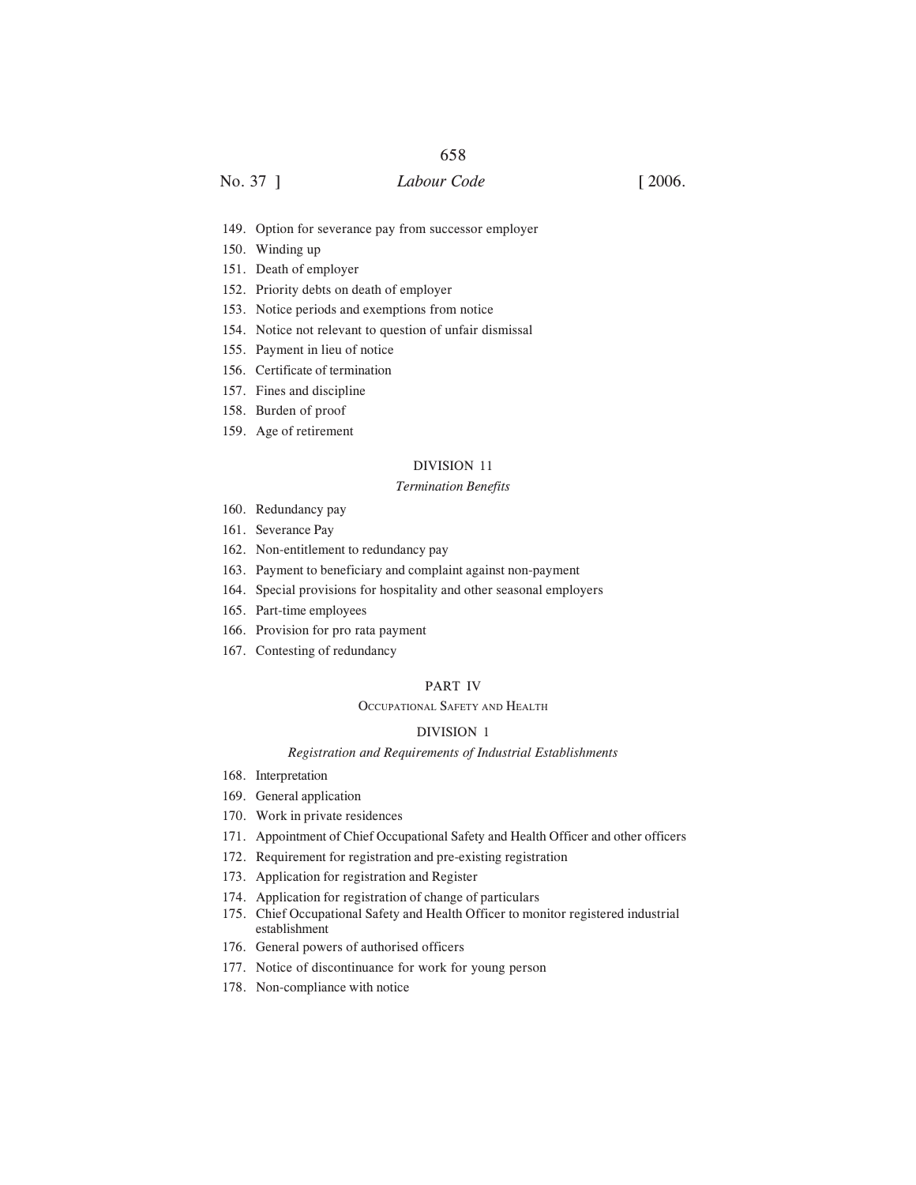149. Option for severance pay from successor employer
150. Winding up
151. Death of employer
152. Priority debts on death of employer
153. Notice periods and exemptions from notice
154. Notice not relevant to question of unfair dismissal
155. Payment in lieu of notice
156. Certificate of termination
157. Fines and discipline
158. Burden of proof
159. Age of retirement

DIVISION 11

*Termination Benefits*

160. Redundancy pay
161. Severance Pay
162. Non-entitlement to redundancy pay
163. Payment to beneficiary and complaint against non-payment
164. Special provisions for hospitality and other seasonal employers
165. Part-time employees
166. Provision for pro rata payment
167. Contesting of redundancy

PART IV

OCCUPATIONAL SAFETY AND HEALTH

DIVISION 1

*Registration and Requirements of Industrial Establishments*

168. Interpretation
169. General application
170. Work in private residences
171. Appointment of Chief Occupational Safety and Health Officer and other officers
172. Requirement for registration and pre-existing registration
173. Application for registration and Register
174. Application for registration of change of particulars
175. Chief Occupational Safety and Health Officer to monitor registered industrial establishment
176. General powers of authorised officers
177. Notice of discontinuance for work for young person
178. Non-compliance with notice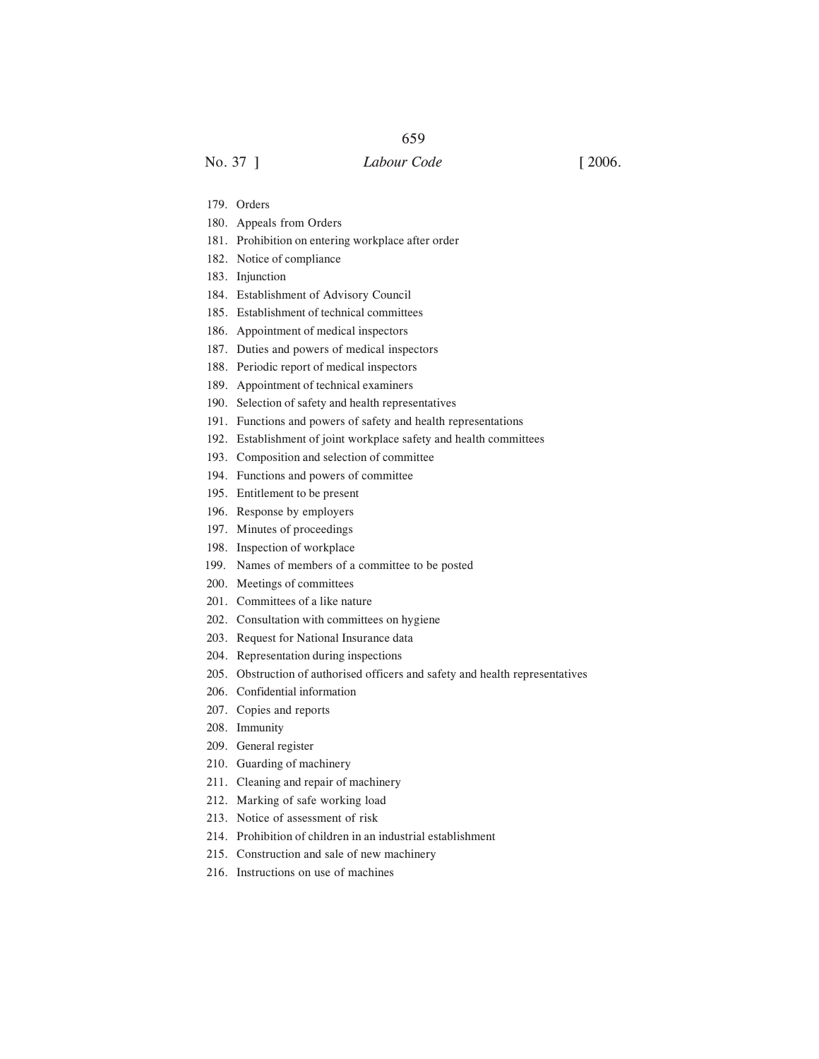179. Orders
180. Appeals from Orders
181. Prohibition on entering workplace after order
182. Notice of compliance
183. Injunction
184. Establishment of Advisory Council
185. Establishment of technical committees
186. Appointment of medical inspectors
187. Duties and powers of medical inspectors
188. Periodic report of medical inspectors
189. Appointment of technical examiners
190. Selection of safety and health representatives
191. Functions and powers of safety and health representations
192. Establishment of joint workplace safety and health committees
193. Composition and selection of committee
194. Functions and powers of committee
195. Entitlement to be present
196. Response by employers
197. Minutes of proceedings
198. Inspection of workplace
199. Names of members of a committee to be posted
200. Meetings of committees
201. Committees of a like nature
202. Consultation with committees on hygiene
203. Request for National Insurance data
204. Representation during inspections
205. Obstruction of authorised officers and safety and health representatives
206. Confidential information
207. Copies and reports
208. Immunity
209. General register
210. Guarding of machinery
211. Cleaning and repair of machinery
212. Marking of safe working load
213. Notice of assessment of risk
214. Prohibition of children in an industrial establishment
215. Construction and sale of new machinery
216. Instructions on use of machines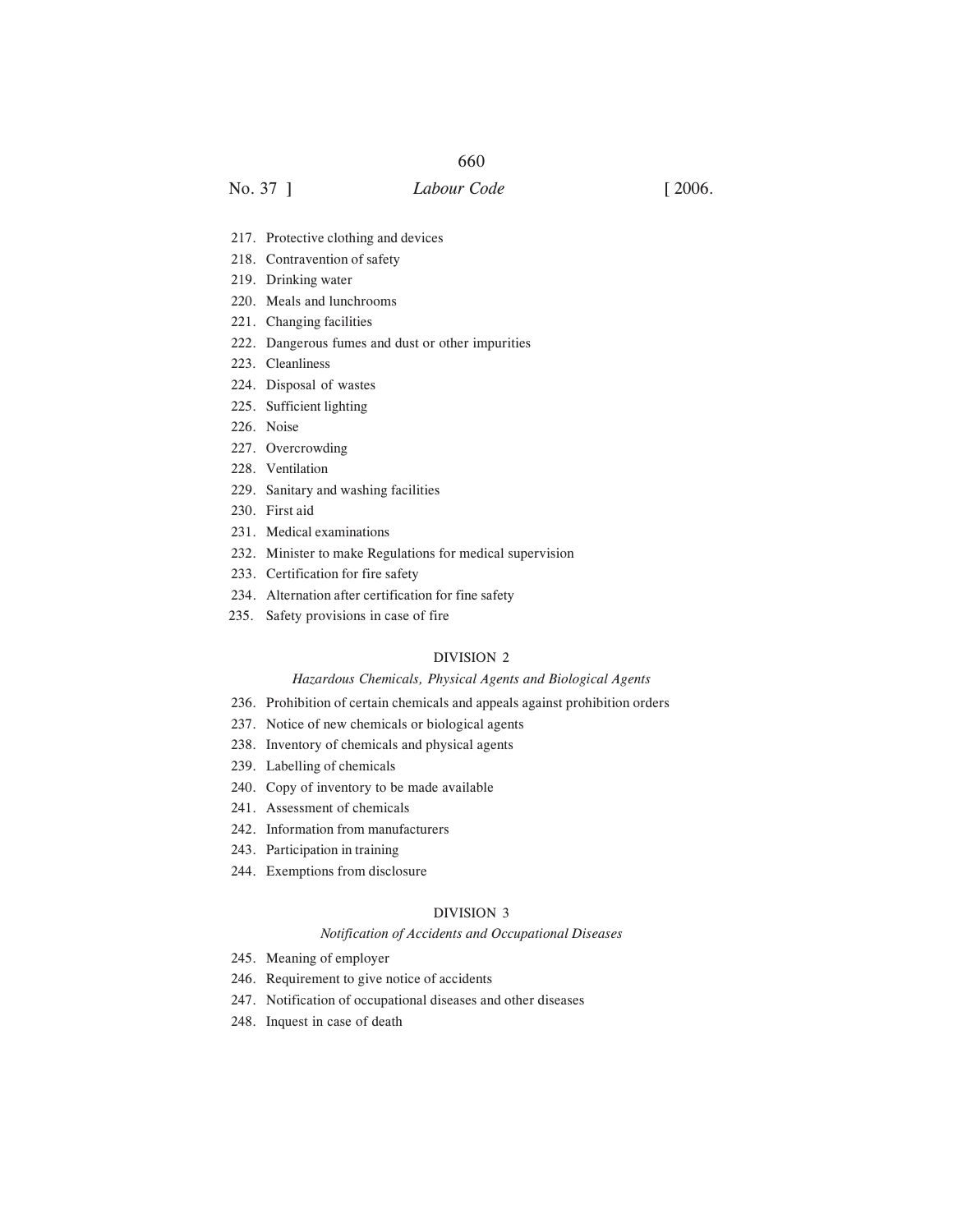217. Protective clothing and devices
218. Contravention of safety
219. Drinking water
220. Meals and lunchrooms
221. Changing facilities
222. Dangerous fumes and dust or other impurities
223. Cleanliness
224. Disposal of wastes
225. Sufficient lighting
226. Noise
227. Overcrowding
228. Ventilation
229. Sanitary and washing facilities
230. First aid
231. Medical examinations
232. Minister to make Regulations for medical supervision
233. Certification for fire safety
234. Alternation after certification for fine safety
235. Safety provisions in case of fire

DIVISION 2

*Hazardous Chemicals, Physical Agents and Biological Agents*

236. Prohibition of certain chemicals and appeals against prohibition orders
237. Notice of new chemicals or biological agents
238. Inventory of chemicals and physical agents
239. Labelling of chemicals
240. Copy of inventory to be made available
241. Assessment of chemicals
242. Information from manufacturers
243. Participation in training
244. Exemptions from disclosure

DIVISION 3

*Notification of Accidents and Occupational Diseases*

245. Meaning of employer
246. Requirement to give notice of accidents
247. Notification of occupational diseases and other diseases
248. Inquest in case of death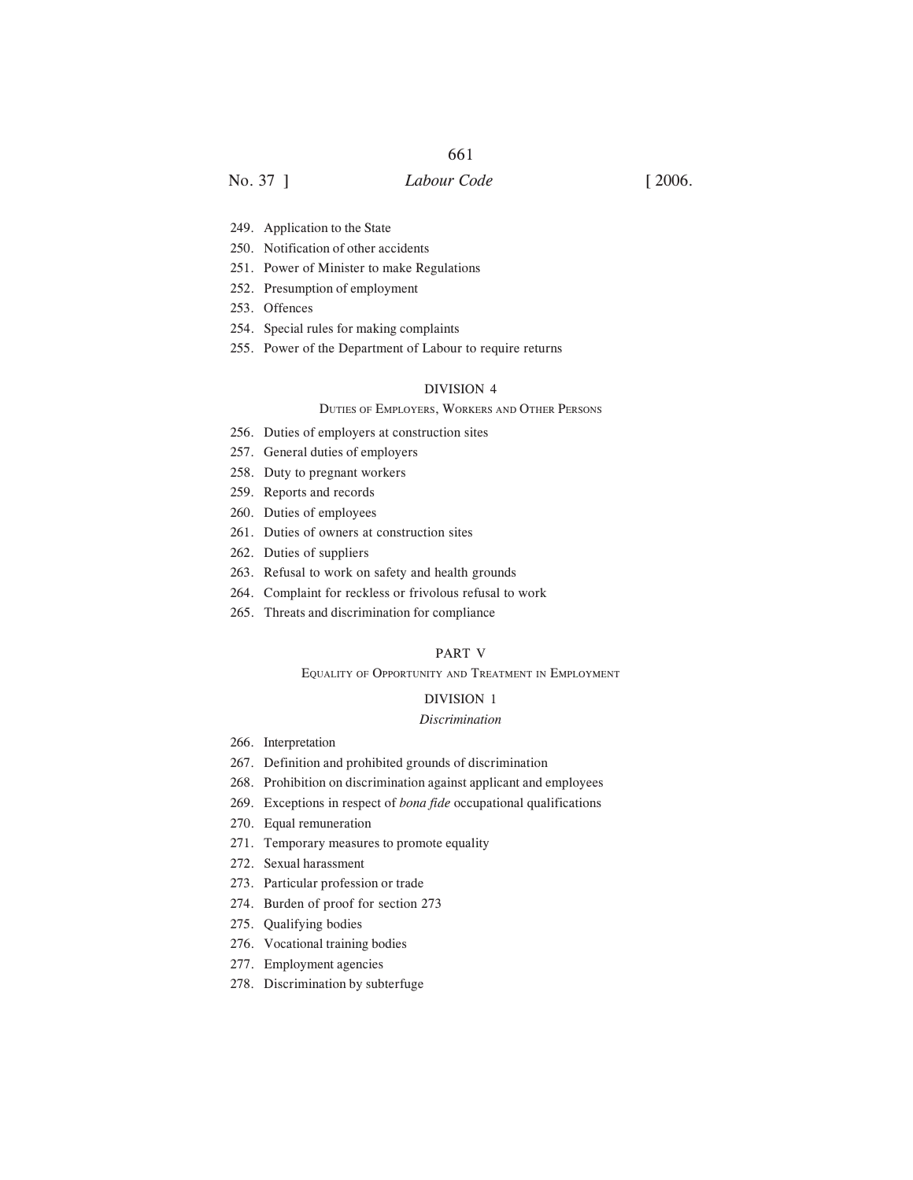249. Application to the State
250. Notification of other accidents
251. Power of Minister to make Regulations
252. Presumption of employment
253. Offences
254. Special rules for making complaints
255. Power of the Department of Labour to require returns

### DIVISION 4

#### Duties of Employers, Workers and Other Persons

256. Duties of employers at construction sites
257. General duties of employers
258. Duty to pregnant workers
259. Reports and records
260. Duties of employees
261. Duties of owners at construction sites
262. Duties of suppliers
263. Refusal to work on safety and health grounds
264. Complaint for reckless or frivolous refusal to work
265. Threats and discrimination for compliance

## PART V

### Equality of Opportunity and Treatment in Employment

### DIVISION 1

#### *Discrimination*

266. Interpretation
267. Definition and prohibited grounds of discrimination
268. Prohibition on discrimination against applicant and employees
269. Exceptions in respect of *bona fide* occupational qualifications
270. Equal remuneration
271. Temporary measures to promote equality
272. Sexual harassment
273. Particular profession or trade
274. Burden of proof for section 273
275. Qualifying bodies
276. Vocational training bodies
277. Employment agencies
278. Discrimination by subterfuge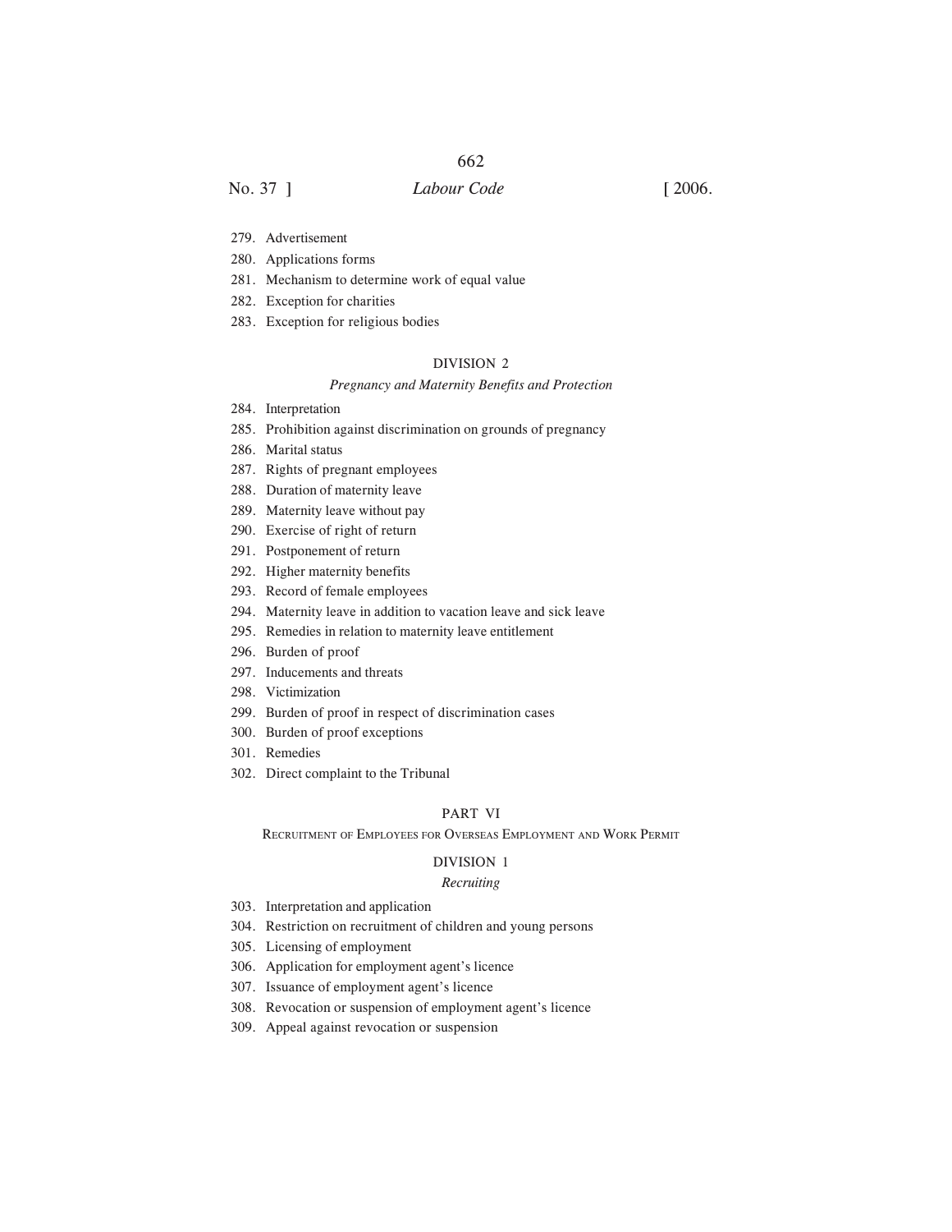279. Advertisement
280. Applications forms
281. Mechanism to determine work of equal value
282. Exception for charities
283. Exception for religious bodies

DIVISION 2

*Pregnancy and Maternity Benefits and Protection*

284. Interpretation
285. Prohibition against discrimination on grounds of pregnancy
286. Marital status
287. Rights of pregnant employees
288. Duration of maternity leave
289. Maternity leave without pay
290. Exercise of right of return
291. Postponement of return
292. Higher maternity benefits
293. Record of female employees
294. Maternity leave in addition to vacation leave and sick leave
295. Remedies in relation to maternity leave entitlement
296. Burden of proof
297. Inducements and threats
298. Victimization
299. Burden of proof in respect of discrimination cases
300. Burden of proof exceptions
301. Remedies
302. Direct complaint to the Tribunal

PART VI

RECRUITMENT OF EMPLOYEES FOR OVERSEAS EMPLOYMENT AND WORK PERMIT

DIVISION 1

*Recruiting*

303. Interpretation and application
304. Restriction on recruitment of children and young persons
305. Licensing of employment
306. Application for employment agent's licence
307. Issuance of employment agent's licence
308. Revocation or suspension of employment agent's licence
309. Appeal against revocation or suspension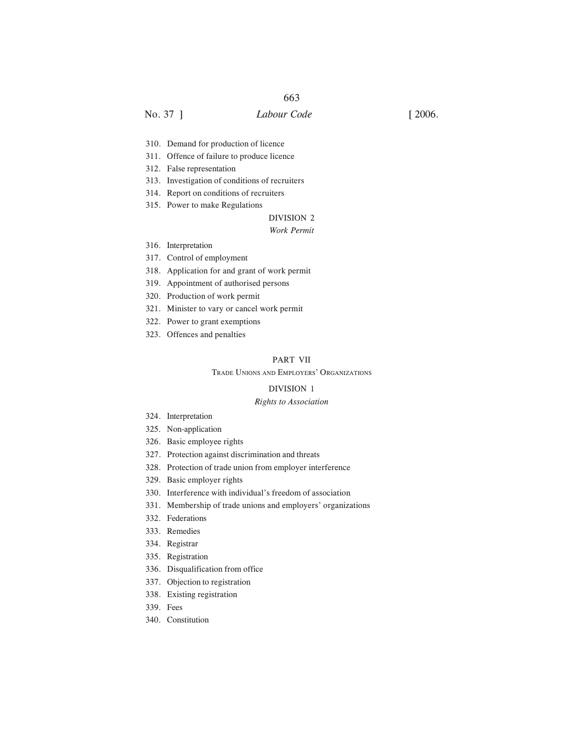310. Demand for production of licence
311. Offence of failure to produce licence
312. False representation
313. Investigation of conditions of recruiters
314. Report on conditions of recruiters
315. Power to make Regulations

DIVISION 2

*Work Permit*

316. Interpretation
317. Control of employment
318. Application for and grant of work permit
319. Appointment of authorised persons
320. Production of work permit
321. Minister to vary or cancel work permit
322. Power to grant exemptions
323. Offences and penalties

PART VII

TRADE UNIONS AND EMPLOYERS' ORGANIZATIONS

DIVISION 1

*Rights to Association*

324. Interpretation
325. Non-application
326. Basic employee rights
327. Protection against discrimination and threats
328. Protection of trade union from employer interference
329. Basic employer rights
330. Interference with individual's freedom of association
331. Membership of trade unions and employers' organizations
332. Federations
333. Remedies
334. Registrar
335. Registration
336. Disqualification from office
337. Objection to registration
338. Existing registration
339. Fees
340. Constitution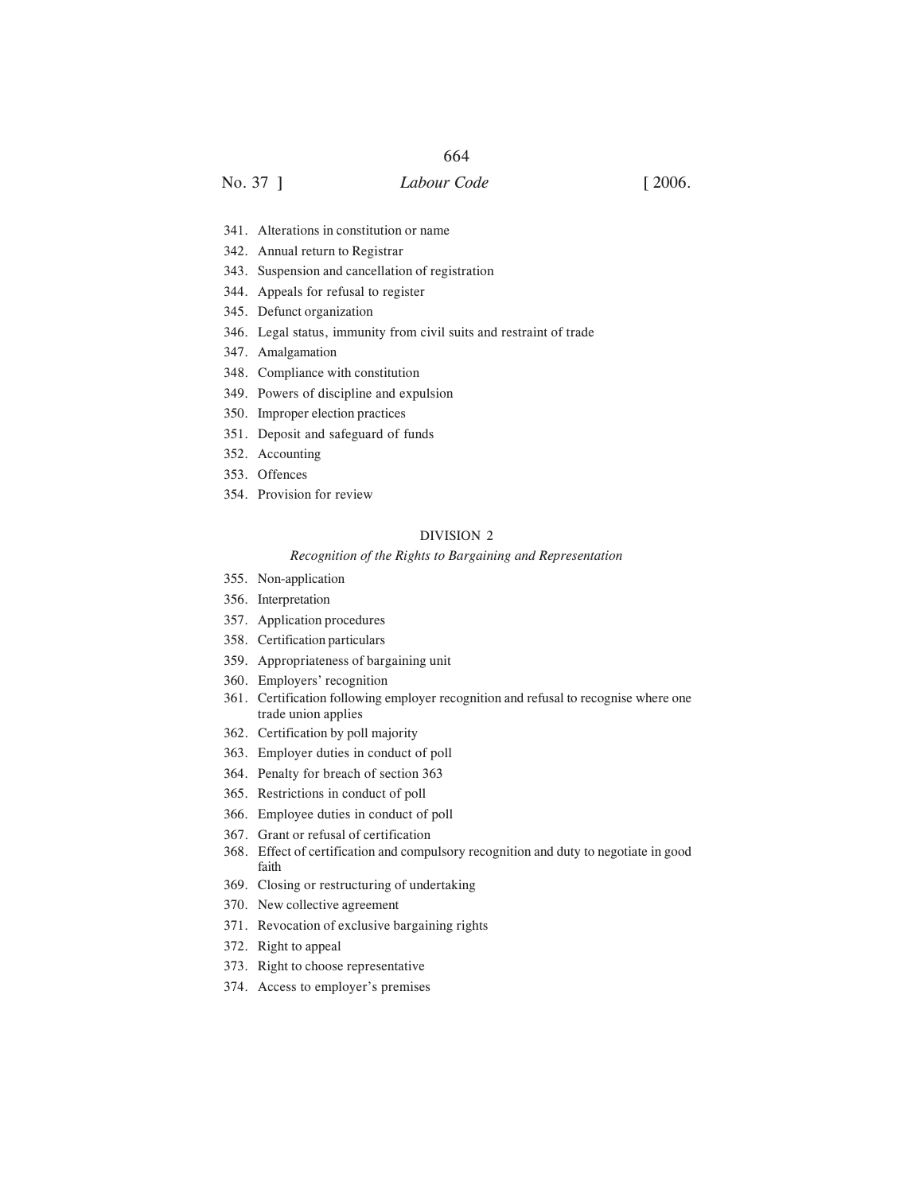341. Alterations in constitution or name
342. Annual return to Registrar
343. Suspension and cancellation of registration
344. Appeals for refusal to register
345. Defunct organization
346. Legal status, immunity from civil suits and restraint of trade
347. Amalgamation
348. Compliance with constitution
349. Powers of discipline and expulsion
350. Improper election practices
351. Deposit and safeguard of funds
352. Accounting
353. Offences
354. Provision for review

DIVISION 2

*Recognition of the Rights to Bargaining and Representation*

355. Non-application
356. Interpretation
357. Application procedures
358. Certification particulars
359. Appropriateness of bargaining unit
360. Employers' recognition
361. Certification following employer recognition and refusal to recognise where one trade union applies
362. Certification by poll majority
363. Employer duties in conduct of poll
364. Penalty for breach of section 363
365. Restrictions in conduct of poll
366. Employee duties in conduct of poll
367. Grant or refusal of certification
368. Effect of certification and compulsory recognition and duty to negotiate in good faith
369. Closing or restructuring of undertaking
370. New collective agreement
371. Revocation of exclusive bargaining rights
372. Right to appeal
373. Right to choose representative
374. Access to employer's premises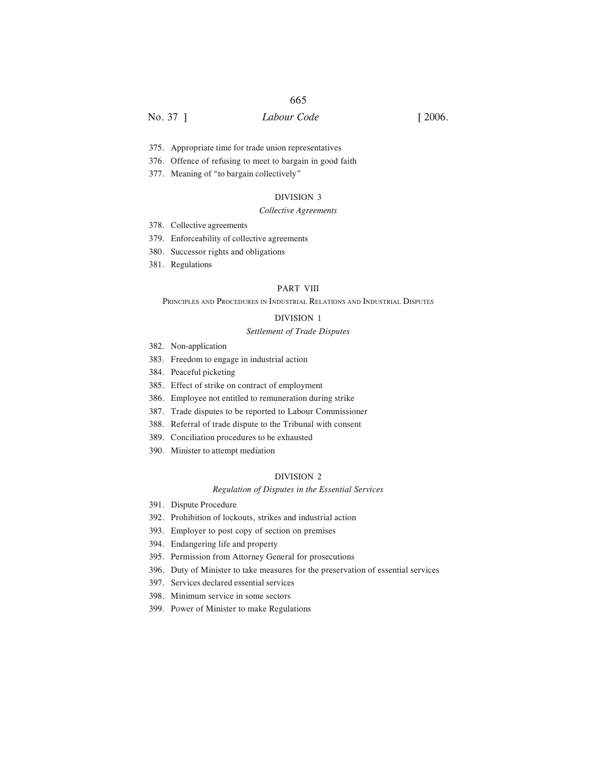375. Appropriate time for trade union representatives
376. Offence of refusing to meet to bargain in good faith
377. Meaning of "to bargain collectively"

DIVISION 3

*Collective Agreements*

378. Collective agreements
379. Enforceability of collective agreements
380. Successor rights and obligations
381. Regulations

PART VIII

PRINCIPLES AND PROCEDURES IN INDUSTRIAL RELATIONS AND INDUSTRIAL DISPUTES

DIVISION 1

*Settlement of Trade Disputes*

382. Non-application
383. Freedom to engage in industrial action
384. Peaceful picketing
385. Effect of strike on contract of employment
386. Employee not entitled to remuneration during strike
387. Trade disputes to be reported to Labour Commissioner
388. Referral of trade dispute to the Tribunal with consent
389. Conciliation procedures to be exhausted
390. Minister to attempt mediation

DIVISION 2

*Regulation of Disputes in the Essential Services*

391. Dispute Procedure
392. Prohibition of lockouts, strikes and industrial action
393. Employer to post copy of section on premises
394. Endangering life and property
395. Permission from Attorney General for prosecutions
396. Duty of Minister to take measures for the preservation of essential services
397. Services declared essential services
398. Minimum service in some sectors
399. Power of Minister to make Regulations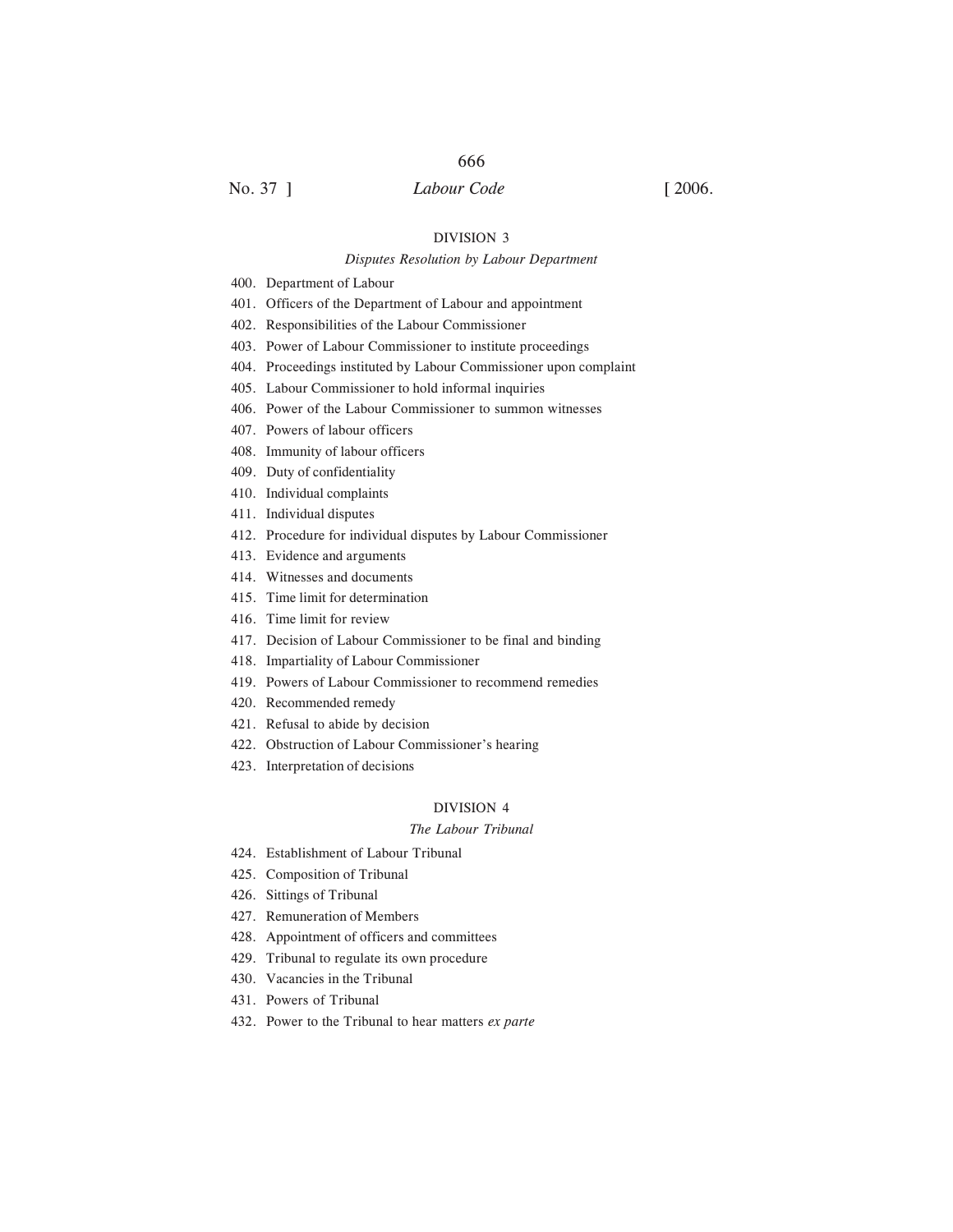## DIVISION 3

### *Disputes Resolution by Labour Department*

400. Department of Labour
401. Officers of the Department of Labour and appointment
402. Responsibilities of the Labour Commissioner
403. Power of Labour Commissioner to institute proceedings
404. Proceedings instituted by Labour Commissioner upon complaint
405. Labour Commissioner to hold informal inquiries
406. Power of the Labour Commissioner to summon witnesses
407. Powers of labour officers
408. Immunity of labour officers
409. Duty of confidentiality
410. Individual complaints
411. Individual disputes
412. Procedure for individual disputes by Labour Commissioner
413. Evidence and arguments
414. Witnesses and documents
415. Time limit for determination
416. Time limit for review
417. Decision of Labour Commissioner to be final and binding
418. Impartiality of Labour Commissioner
419. Powers of Labour Commissioner to recommend remedies
420. Recommended remedy
421. Refusal to abide by decision
422. Obstruction of Labour Commissioner's hearing
423. Interpretation of decisions

## DIVISION 4

### *The Labour Tribunal*

424. Establishment of Labour Tribunal
425. Composition of Tribunal
426. Sittings of Tribunal
427. Remuneration of Members
428. Appointment of officers and committees
429. Tribunal to regulate its own procedure
430. Vacancies in the Tribunal
431. Powers of Tribunal
432. Power to the Tribunal to hear matters *ex parte*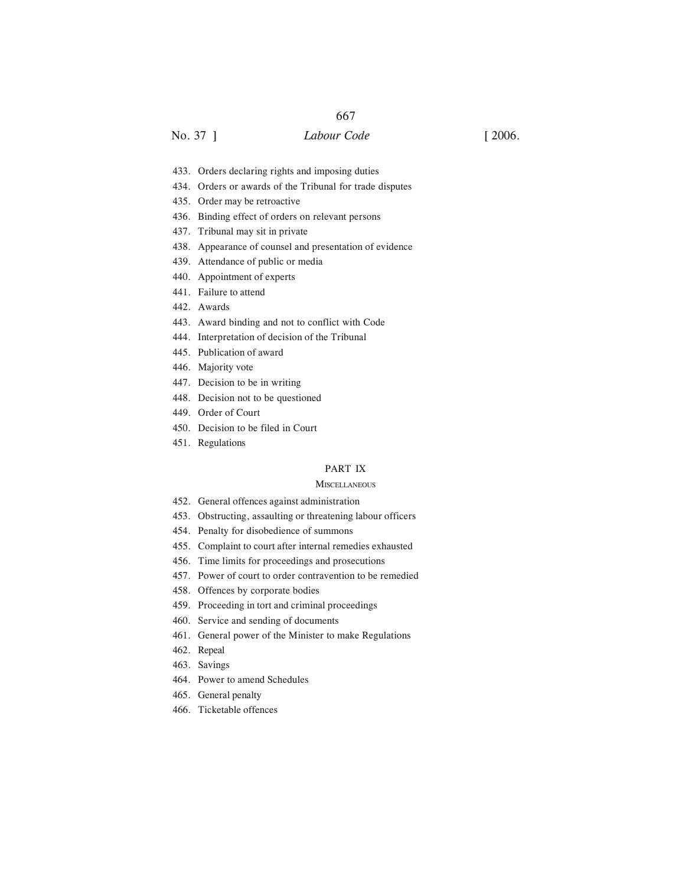433. Orders declaring rights and imposing duties
434. Orders or awards of the Tribunal for trade disputes
435. Order may be retroactive
436. Binding effect of orders on relevant persons
437. Tribunal may sit in private
438. Appearance of counsel and presentation of evidence
439. Attendance of public or media
440. Appointment of experts
441. Failure to attend
442. Awards
443. Award binding and not to conflict with Code
444. Interpretation of decision of the Tribunal
445. Publication of award
446. Majority vote
447. Decision to be in writing
448. Decision not to be questioned
449. Order of Court
450. Decision to be filed in Court
451. Regulations

## PART IX

### Miscellaneous

452. General offences against administration
453. Obstructing, assaulting or threatening labour officers
454. Penalty for disobedience of summons
455. Complaint to court after internal remedies exhausted
456. Time limits for proceedings and prosecutions
457. Power of court to order contravention to be remedied
458. Offences by corporate bodies
459. Proceeding in tort and criminal proceedings
460. Service and sending of documents
461. General power of the Minister to make Regulations
462. Repeal
463. Savings
464. Power to amend Schedules
465. General penalty
466. Ticketable offences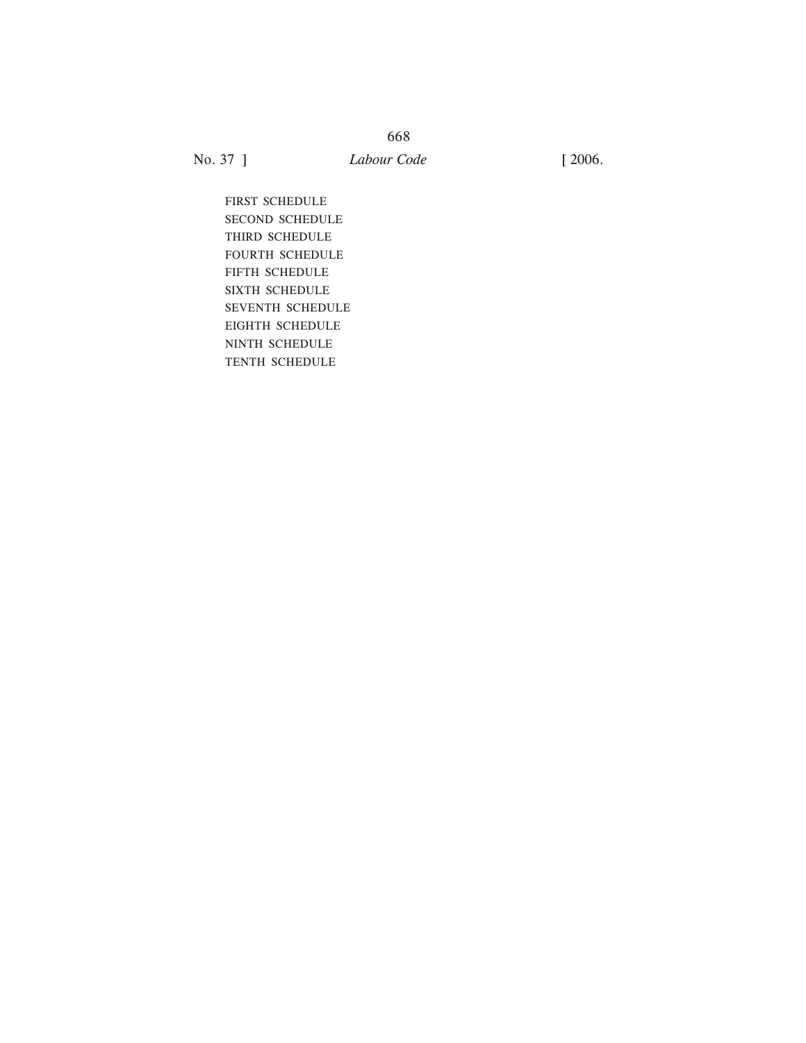FIRST SCHEDULE
SECOND SCHEDULE
THIRD SCHEDULE
FOURTH SCHEDULE
FIFTH SCHEDULE
SIXTH SCHEDULE
SEVENTH SCHEDULE
EIGHTH SCHEDULE
NINTH SCHEDULE
TENTH SCHEDULE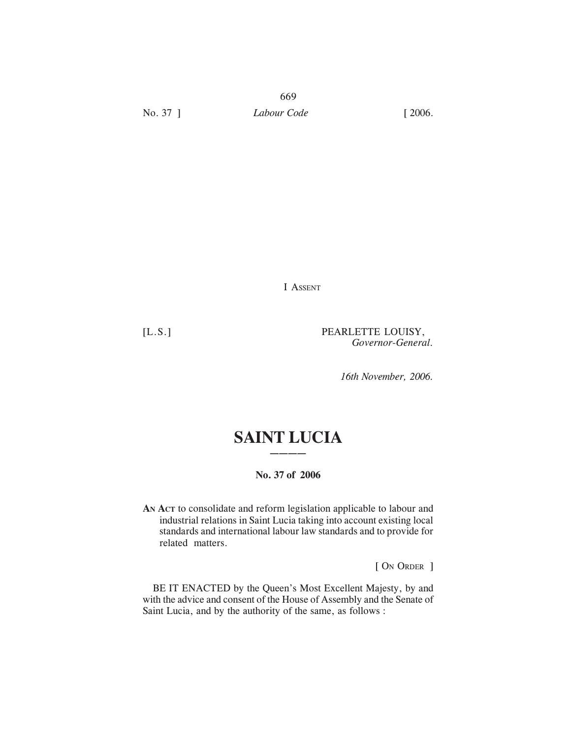I Assent

[L.S.] PEARLETTE LOUISY,
*Governor-General.*

*16th November, 2006.*

# SAINT LUCIA

**No. 37 of 2006**

**An Act** to consolidate and reform legislation applicable to labour and industrial relations in Saint Lucia taking into account existing local standards and international labour law standards and to provide for related matters.

[ On Order ]

BE IT ENACTED by the Queen's Most Excellent Majesty, by and with the advice and consent of the House of Assembly and the Senate of Saint Lucia, and by the authority of the same, as follows :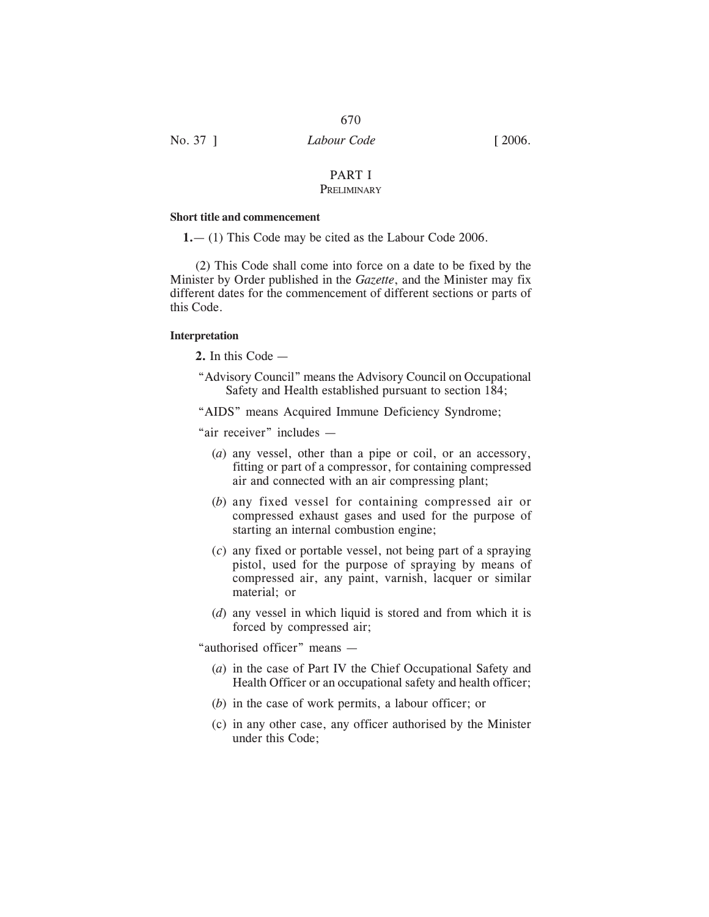# PART I
## PRELIMINARY

**Short title and commencement**

**1.**— (1) This Code may be cited as the Labour Code 2006.

(2) This Code shall come into force on a date to be fixed by the Minister by Order published in the *Gazette*, and the Minister may fix different dates for the commencement of different sections or parts of this Code.

**Interpretation**

**2.** In this Code —

"Advisory Council" means the Advisory Council on Occupational Safety and Health established pursuant to section 184;

"AIDS" means Acquired Immune Deficiency Syndrome;

"air receiver" includes —

(*a*) any vessel, other than a pipe or coil, or an accessory, fitting or part of a compressor, for containing compressed air and connected with an air compressing plant;

(*b*) any fixed vessel for containing compressed air or compressed exhaust gases and used for the purpose of starting an internal combustion engine;

(*c*) any fixed or portable vessel, not being part of a spraying pistol, used for the purpose of spraying by means of compressed air, any paint, varnish, lacquer or similar material; or

(*d*) any vessel in which liquid is stored and from which it is forced by compressed air;

"authorised officer" means —

(*a*) in the case of Part IV the Chief Occupational Safety and Health Officer or an occupational safety and health officer;

(*b*) in the case of work permits, a labour officer; or

(c) in any other case, any officer authorised by the Minister under this Code;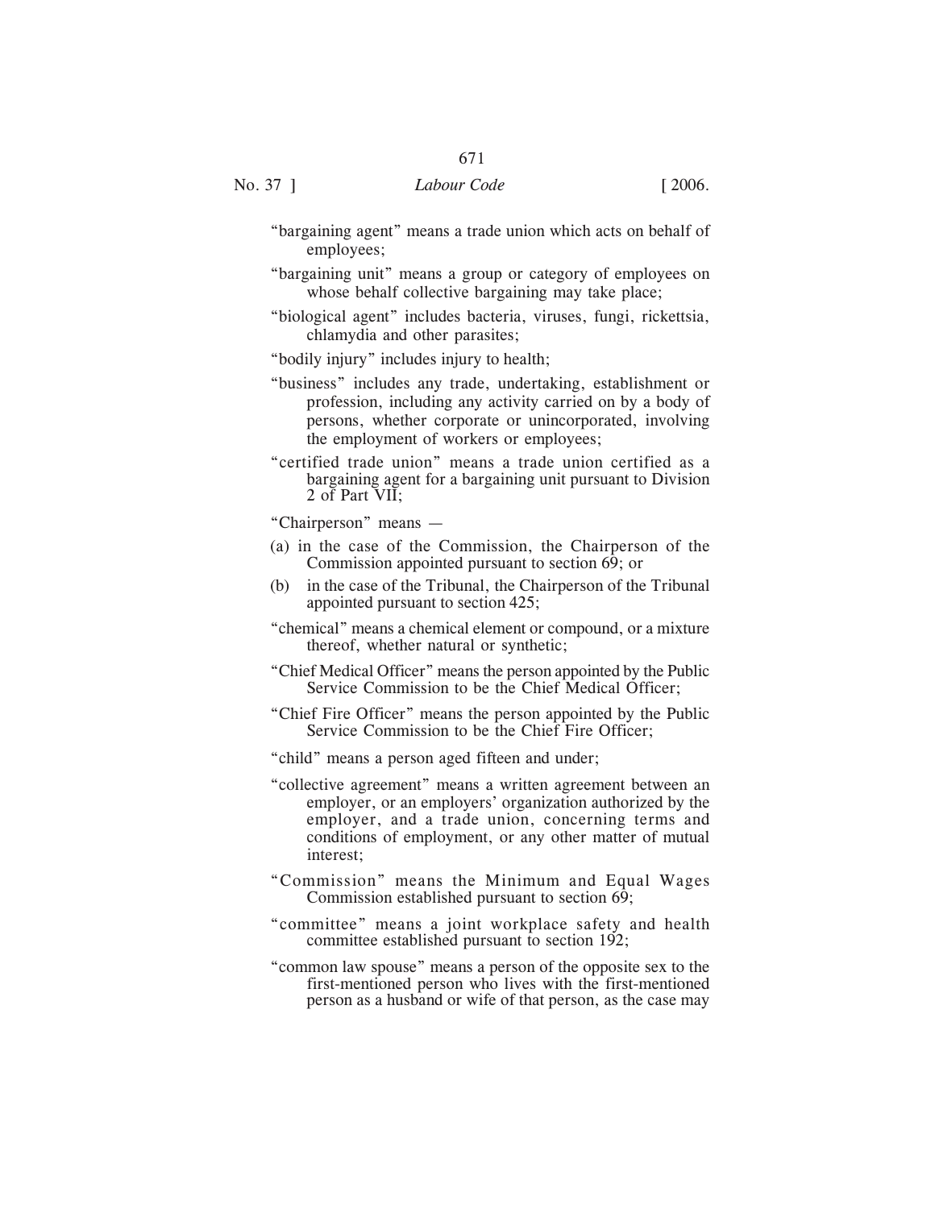"bargaining agent" means a trade union which acts on behalf of employees;

"bargaining unit" means a group or category of employees on whose behalf collective bargaining may take place;

"biological agent" includes bacteria, viruses, fungi, rickettsia, chlamydia and other parasites;

"bodily injury" includes injury to health;

"business" includes any trade, undertaking, establishment or profession, including any activity carried on by a body of persons, whether corporate or unincorporated, involving the employment of workers or employees;

"certified trade union" means a trade union certified as a bargaining agent for a bargaining unit pursuant to Division 2 of Part VII;

"Chairperson" means —

(a) in the case of the Commission, the Chairperson of the Commission appointed pursuant to section 69; or

(b) in the case of the Tribunal, the Chairperson of the Tribunal appointed pursuant to section 425;

"chemical" means a chemical element or compound, or a mixture thereof, whether natural or synthetic;

"Chief Medical Officer" means the person appointed by the Public Service Commission to be the Chief Medical Officer;

"Chief Fire Officer" means the person appointed by the Public Service Commission to be the Chief Fire Officer;

"child" means a person aged fifteen and under;

"collective agreement" means a written agreement between an employer, or an employers' organization authorized by the employer, and a trade union, concerning terms and conditions of employment, or any other matter of mutual interest;

"Commission" means the Minimum and Equal Wages Commission established pursuant to section 69;

"committee" means a joint workplace safety and health committee established pursuant to section 192;

"common law spouse" means a person of the opposite sex to the first-mentioned person who lives with the first-mentioned person as a husband or wife of that person, as the case may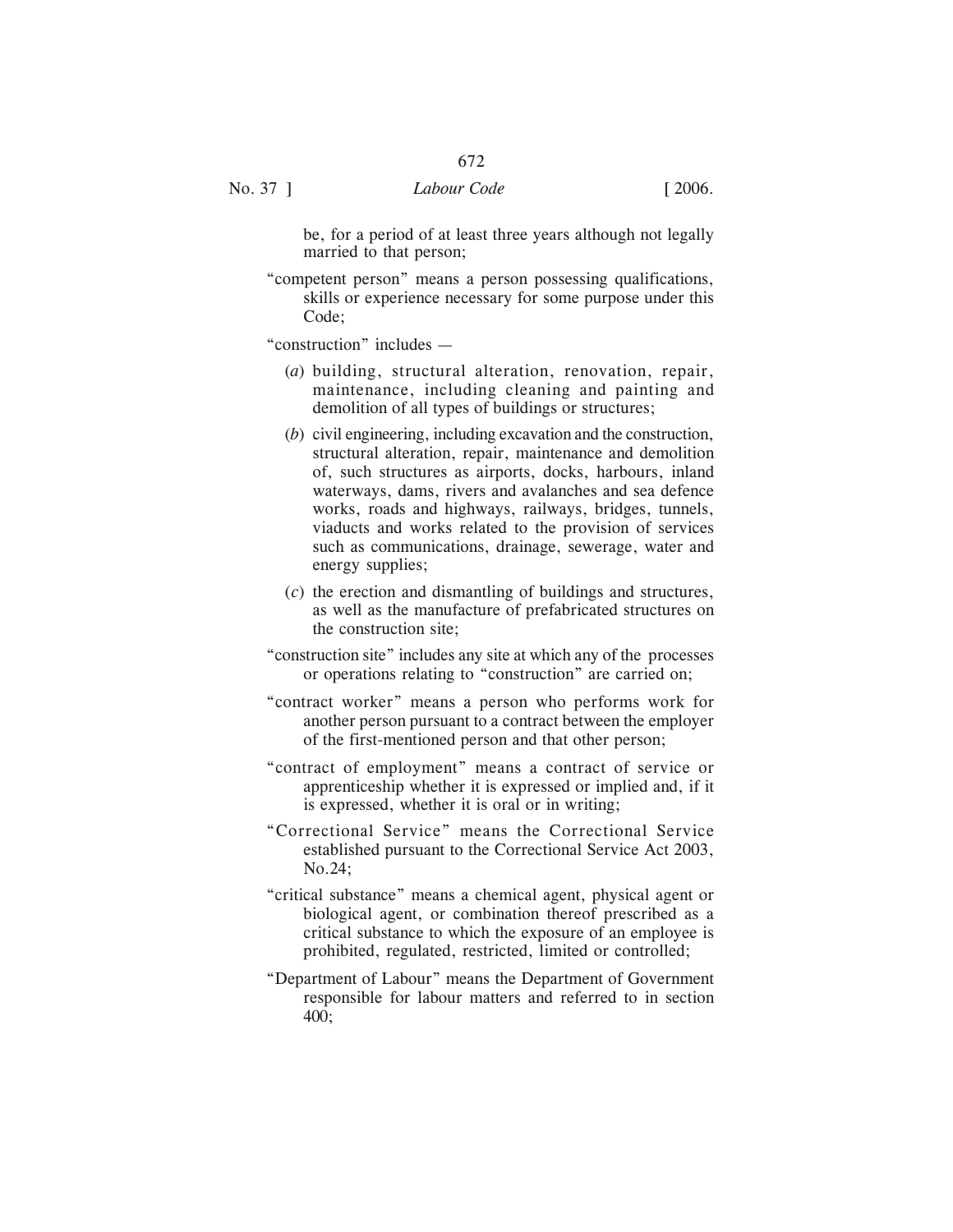be, for a period of at least three years although not legally married to that person;

"competent person" means a person possessing qualifications, skills or experience necessary for some purpose under this Code;

"construction" includes —

(*a*) building, structural alteration, renovation, repair, maintenance, including cleaning and painting and demolition of all types of buildings or structures;

(*b*) civil engineering, including excavation and the construction, structural alteration, repair, maintenance and demolition of, such structures as airports, docks, harbours, inland waterways, dams, rivers and avalanches and sea defence works, roads and highways, railways, bridges, tunnels, viaducts and works related to the provision of services such as communications, drainage, sewerage, water and energy supplies;

(*c*) the erection and dismantling of buildings and structures, as well as the manufacture of prefabricated structures on the construction site;

"construction site" includes any site at which any of the processes or operations relating to "construction" are carried on;

"contract worker" means a person who performs work for another person pursuant to a contract between the employer of the first-mentioned person and that other person;

"contract of employment" means a contract of service or apprenticeship whether it is expressed or implied and, if it is expressed, whether it is oral or in writing;

"Correctional Service" means the Correctional Service established pursuant to the Correctional Service Act 2003, No.24;

"critical substance" means a chemical agent, physical agent or biological agent, or combination thereof prescribed as a critical substance to which the exposure of an employee is prohibited, regulated, restricted, limited or controlled;

"Department of Labour" means the Department of Government responsible for labour matters and referred to in section 400;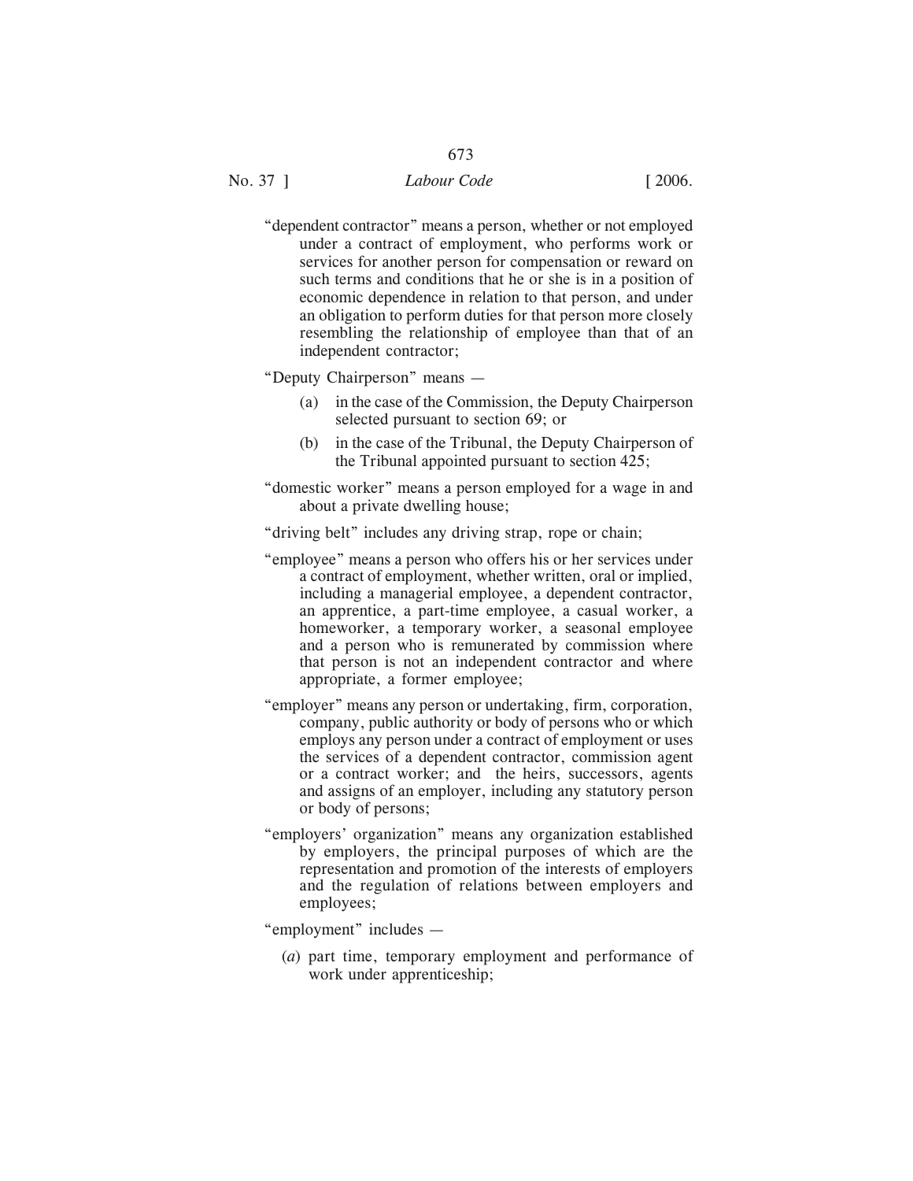"dependent contractor" means a person, whether or not employed under a contract of employment, who performs work or services for another person for compensation or reward on such terms and conditions that he or she is in a position of economic dependence in relation to that person, and under an obligation to perform duties for that person more closely resembling the relationship of employee than that of an independent contractor;

"Deputy Chairperson" means —

(a) in the case of the Commission, the Deputy Chairperson selected pursuant to section 69; or

(b) in the case of the Tribunal, the Deputy Chairperson of the Tribunal appointed pursuant to section 425;

"domestic worker" means a person employed for a wage in and about a private dwelling house;

"driving belt" includes any driving strap, rope or chain;

"employee" means a person who offers his or her services under a contract of employment, whether written, oral or implied, including a managerial employee, a dependent contractor, an apprentice, a part-time employee, a casual worker, a homeworker, a temporary worker, a seasonal employee and a person who is remunerated by commission where that person is not an independent contractor and where appropriate, a former employee;

"employer" means any person or undertaking, firm, corporation, company, public authority or body of persons who or which employs any person under a contract of employment or uses the services of a dependent contractor, commission agent or a contract worker; and the heirs, successors, agents and assigns of an employer, including any statutory person or body of persons;

"employers' organization" means any organization established by employers, the principal purposes of which are the representation and promotion of the interests of employers and the regulation of relations between employers and employees;

"employment" includes —

(*a*) part time, temporary employment and performance of work under apprenticeship;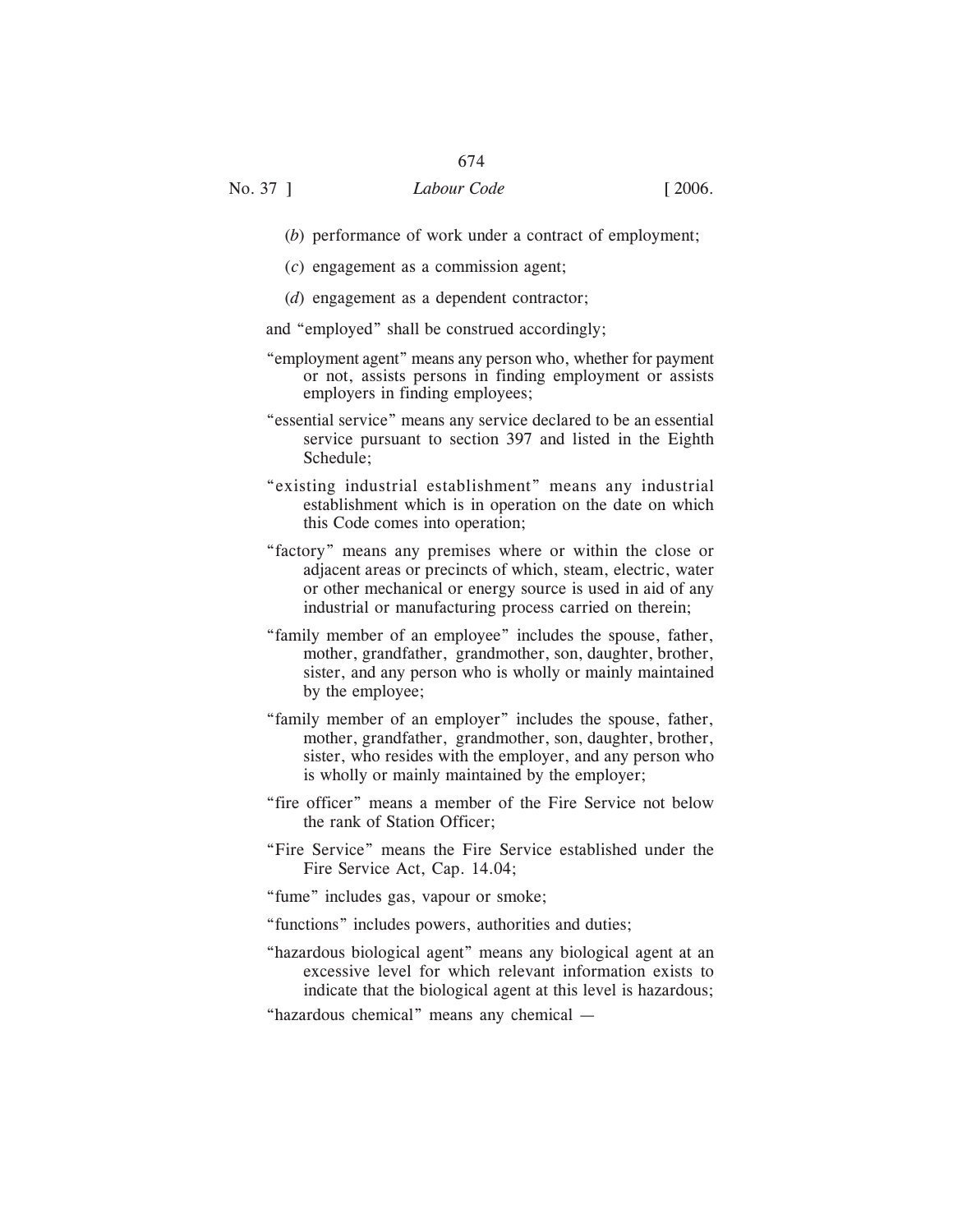(*b*) performance of work under a contract of employment;

(*c*) engagement as a commission agent;

(*d*) engagement as a dependent contractor;

and "employed" shall be construed accordingly;

"employment agent" means any person who, whether for payment or not, assists persons in finding employment or assists employers in finding employees;

"essential service" means any service declared to be an essential service pursuant to section 397 and listed in the Eighth Schedule;

"existing industrial establishment" means any industrial establishment which is in operation on the date on which this Code comes into operation;

"factory" means any premises where or within the close or adjacent areas or precincts of which, steam, electric, water or other mechanical or energy source is used in aid of any industrial or manufacturing process carried on therein;

"family member of an employee" includes the spouse, father, mother, grandfather, grandmother, son, daughter, brother, sister, and any person who is wholly or mainly maintained by the employee;

"family member of an employer" includes the spouse, father, mother, grandfather, grandmother, son, daughter, brother, sister, who resides with the employer, and any person who is wholly or mainly maintained by the employer;

"fire officer" means a member of the Fire Service not below the rank of Station Officer;

"Fire Service" means the Fire Service established under the Fire Service Act, Cap. 14.04;

"fume" includes gas, vapour or smoke;

"functions" includes powers, authorities and duties;

"hazardous biological agent" means any biological agent at an excessive level for which relevant information exists to indicate that the biological agent at this level is hazardous;

"hazardous chemical" means any chemical —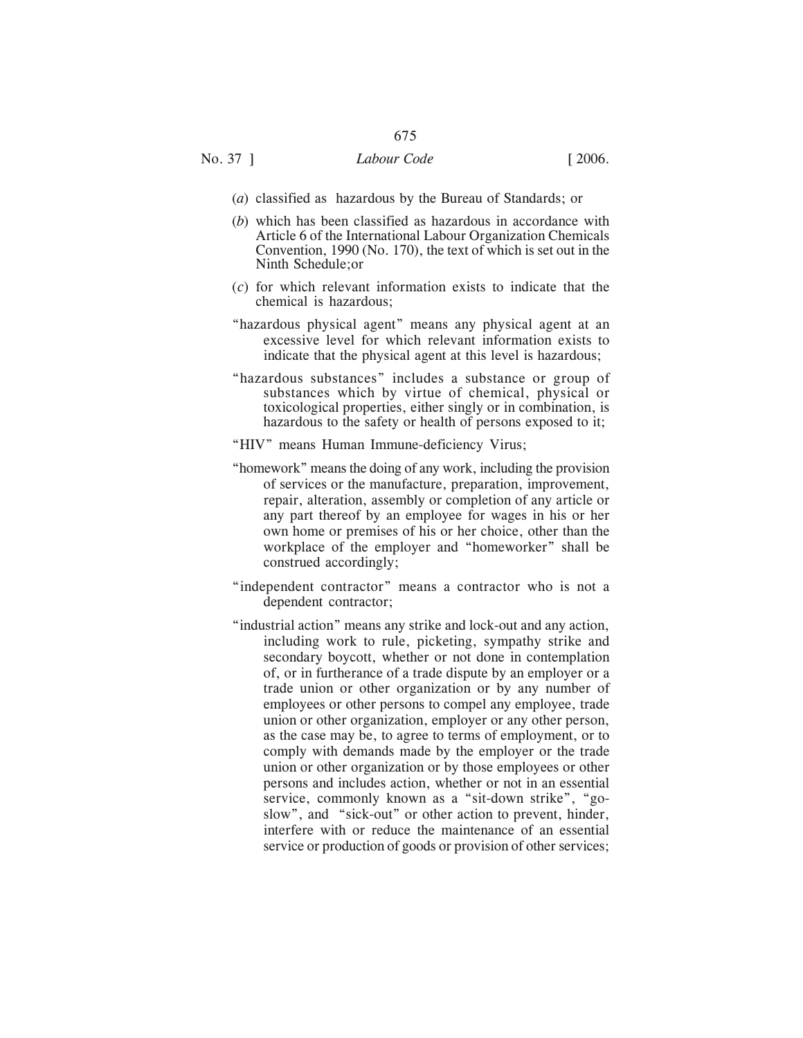(*a*) classified as hazardous by the Bureau of Standards; or

(*b*) which has been classified as hazardous in accordance with Article 6 of the International Labour Organization Chemicals Convention, 1990 (No. 170), the text of which is set out in the Ninth Schedule;or

(*c*) for which relevant information exists to indicate that the chemical is hazardous;

"hazardous physical agent" means any physical agent at an excessive level for which relevant information exists to indicate that the physical agent at this level is hazardous;

"hazardous substances" includes a substance or group of substances which by virtue of chemical, physical or toxicological properties, either singly or in combination, is hazardous to the safety or health of persons exposed to it;

"HIV" means Human Immune-deficiency Virus;

"homework" means the doing of any work, including the provision of services or the manufacture, preparation, improvement, repair, alteration, assembly or completion of any article or any part thereof by an employee for wages in his or her own home or premises of his or her choice, other than the workplace of the employer and "homeworker" shall be construed accordingly;

"independent contractor" means a contractor who is not a dependent contractor;

"industrial action" means any strike and lock-out and any action, including work to rule, picketing, sympathy strike and secondary boycott, whether or not done in contemplation of, or in furtherance of a trade dispute by an employer or a trade union or other organization or by any number of employees or other persons to compel any employee, trade union or other organization, employer or any other person, as the case may be, to agree to terms of employment, or to comply with demands made by the employer or the trade union or other organization or by those employees or other persons and includes action, whether or not in an essential service, commonly known as a "sit-down strike", "go-slow", and "sick-out" or other action to prevent, hinder, interfere with or reduce the maintenance of an essential service or production of goods or provision of other services;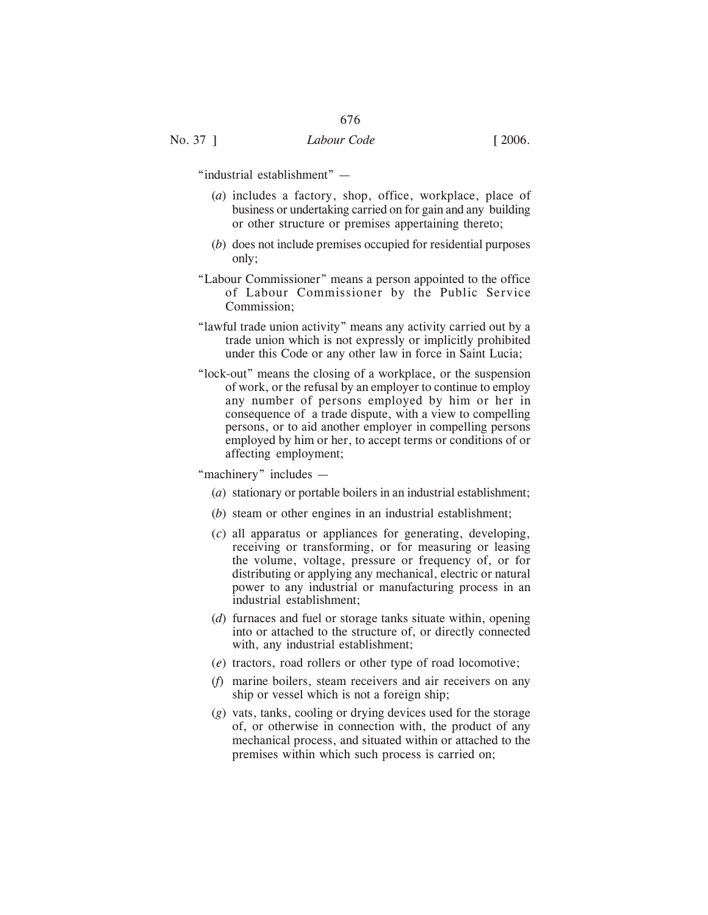"industrial establishment" —

(*a*) includes a factory, shop, office, workplace, place of business or undertaking carried on for gain and any building or other structure or premises appertaining thereto;

(*b*) does not include premises occupied for residential purposes only;

"Labour Commissioner" means a person appointed to the office of Labour Commissioner by the Public Service Commission;

"lawful trade union activity" means any activity carried out by a trade union which is not expressly or implicitly prohibited under this Code or any other law in force in Saint Lucia;

"lock-out" means the closing of a workplace, or the suspension of work, or the refusal by an employer to continue to employ any number of persons employed by him or her in consequence of a trade dispute, with a view to compelling persons, or to aid another employer in compelling persons employed by him or her, to accept terms or conditions of or affecting employment;

"machinery" includes —

(*a*) stationary or portable boilers in an industrial establishment;

(*b*) steam or other engines in an industrial establishment;

(*c*) all apparatus or appliances for generating, developing, receiving or transforming, or for measuring or leasing the volume, voltage, pressure or frequency of, or for distributing or applying any mechanical, electric or natural power to any industrial or manufacturing process in an industrial establishment;

(*d*) furnaces and fuel or storage tanks situate within, opening into or attached to the structure of, or directly connected with, any industrial establishment;

(*e*) tractors, road rollers or other type of road locomotive;

(*f*) marine boilers, steam receivers and air receivers on any ship or vessel which is not a foreign ship;

(*g*) vats, tanks, cooling or drying devices used for the storage of, or otherwise in connection with, the product of any mechanical process, and situated within or attached to the premises within which such process is carried on;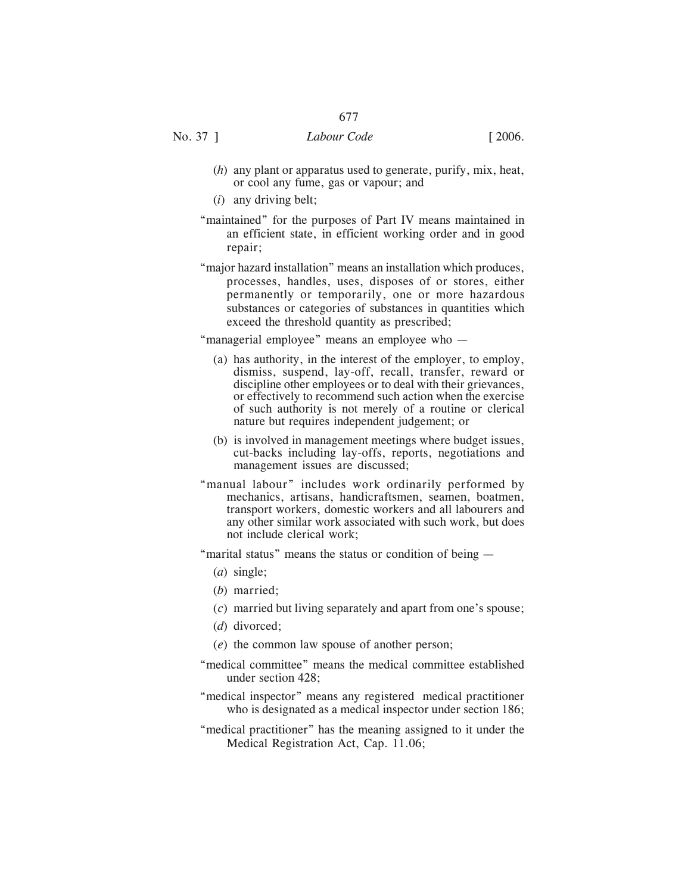(*h*) any plant or apparatus used to generate, purify, mix, heat, or cool any fume, gas or vapour; and

(*i*) any driving belt;

"maintained" for the purposes of Part IV means maintained in an efficient state, in efficient working order and in good repair;

"major hazard installation" means an installation which produces, processes, handles, uses, disposes of or stores, either permanently or temporarily, one or more hazardous substances or categories of substances in quantities which exceed the threshold quantity as prescribed;

"managerial employee" means an employee who —

(a) has authority, in the interest of the employer, to employ, dismiss, suspend, lay-off, recall, transfer, reward or discipline other employees or to deal with their grievances, or effectively to recommend such action when the exercise of such authority is not merely of a routine or clerical nature but requires independent judgement; or

(b) is involved in management meetings where budget issues, cut-backs including lay-offs, reports, negotiations and management issues are discussed;

"manual labour" includes work ordinarily performed by mechanics, artisans, handicraftsmen, seamen, boatmen, transport workers, domestic workers and all labourers and any other similar work associated with such work, but does not include clerical work;

"marital status" means the status or condition of being —

(*a*) single;

(*b*) married;

(*c*) married but living separately and apart from one's spouse;

(*d*) divorced;

(*e*) the common law spouse of another person;

"medical committee" means the medical committee established under section 428;

"medical inspector" means any registered medical practitioner who is designated as a medical inspector under section 186;

"medical practitioner" has the meaning assigned to it under the Medical Registration Act, Cap. 11.06;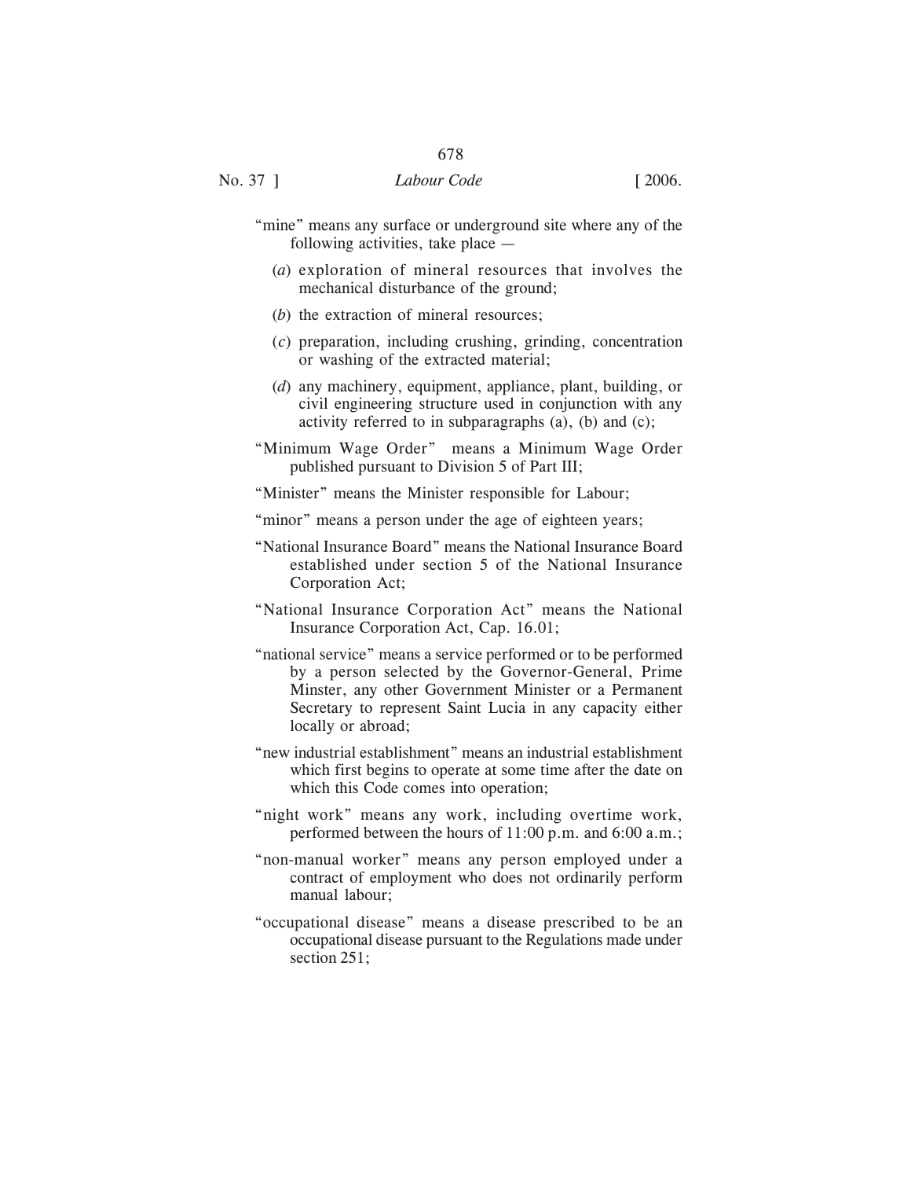"mine" means any surface or underground site where any of the following activities, take place —

(*a*) exploration of mineral resources that involves the mechanical disturbance of the ground;

(*b*) the extraction of mineral resources;

(*c*) preparation, including crushing, grinding, concentration or washing of the extracted material;

(*d*) any machinery, equipment, appliance, plant, building, or civil engineering structure used in conjunction with any activity referred to in subparagraphs (a), (b) and (c);

"Minimum Wage Order" means a Minimum Wage Order published pursuant to Division 5 of Part III;

"Minister" means the Minister responsible for Labour;

"minor" means a person under the age of eighteen years;

"National Insurance Board" means the National Insurance Board established under section 5 of the National Insurance Corporation Act;

"National Insurance Corporation Act" means the National Insurance Corporation Act, Cap. 16.01;

"national service" means a service performed or to be performed by a person selected by the Governor-General, Prime Minster, any other Government Minister or a Permanent Secretary to represent Saint Lucia in any capacity either locally or abroad;

"new industrial establishment" means an industrial establishment which first begins to operate at some time after the date on which this Code comes into operation;

"night work" means any work, including overtime work, performed between the hours of 11:00 p.m. and 6:00 a.m.;

"non-manual worker" means any person employed under a contract of employment who does not ordinarily perform manual labour;

"occupational disease" means a disease prescribed to be an occupational disease pursuant to the Regulations made under section 251;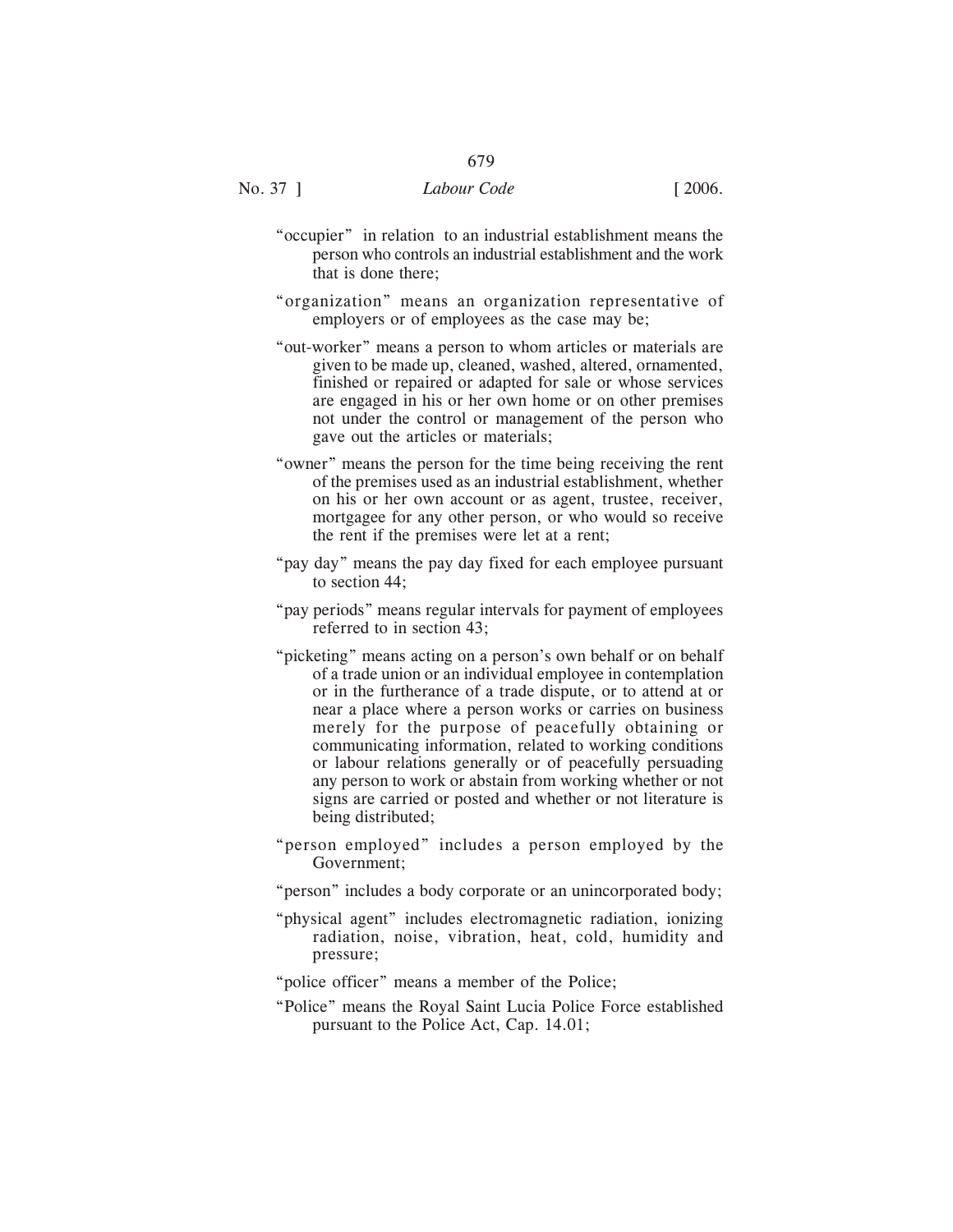"occupier" in relation to an industrial establishment means the person who controls an industrial establishment and the work that is done there;

"organization" means an organization representative of employers or of employees as the case may be;

"out-worker" means a person to whom articles or materials are given to be made up, cleaned, washed, altered, ornamented, finished or repaired or adapted for sale or whose services are engaged in his or her own home or on other premises not under the control or management of the person who gave out the articles or materials;

"owner" means the person for the time being receiving the rent of the premises used as an industrial establishment, whether on his or her own account or as agent, trustee, receiver, mortgagee for any other person, or who would so receive the rent if the premises were let at a rent;

"pay day" means the pay day fixed for each employee pursuant to section 44;

"pay periods" means regular intervals for payment of employees referred to in section 43;

"picketing" means acting on a person's own behalf or on behalf of a trade union or an individual employee in contemplation or in the furtherance of a trade dispute, or to attend at or near a place where a person works or carries on business merely for the purpose of peacefully obtaining or communicating information, related to working conditions or labour relations generally or of peacefully persuading any person to work or abstain from working whether or not signs are carried or posted and whether or not literature is being distributed;

"person employed" includes a person employed by the Government;

"person" includes a body corporate or an unincorporated body;

"physical agent" includes electromagnetic radiation, ionizing radiation, noise, vibration, heat, cold, humidity and pressure;

"police officer" means a member of the Police;

"Police" means the Royal Saint Lucia Police Force established pursuant to the Police Act, Cap. 14.01;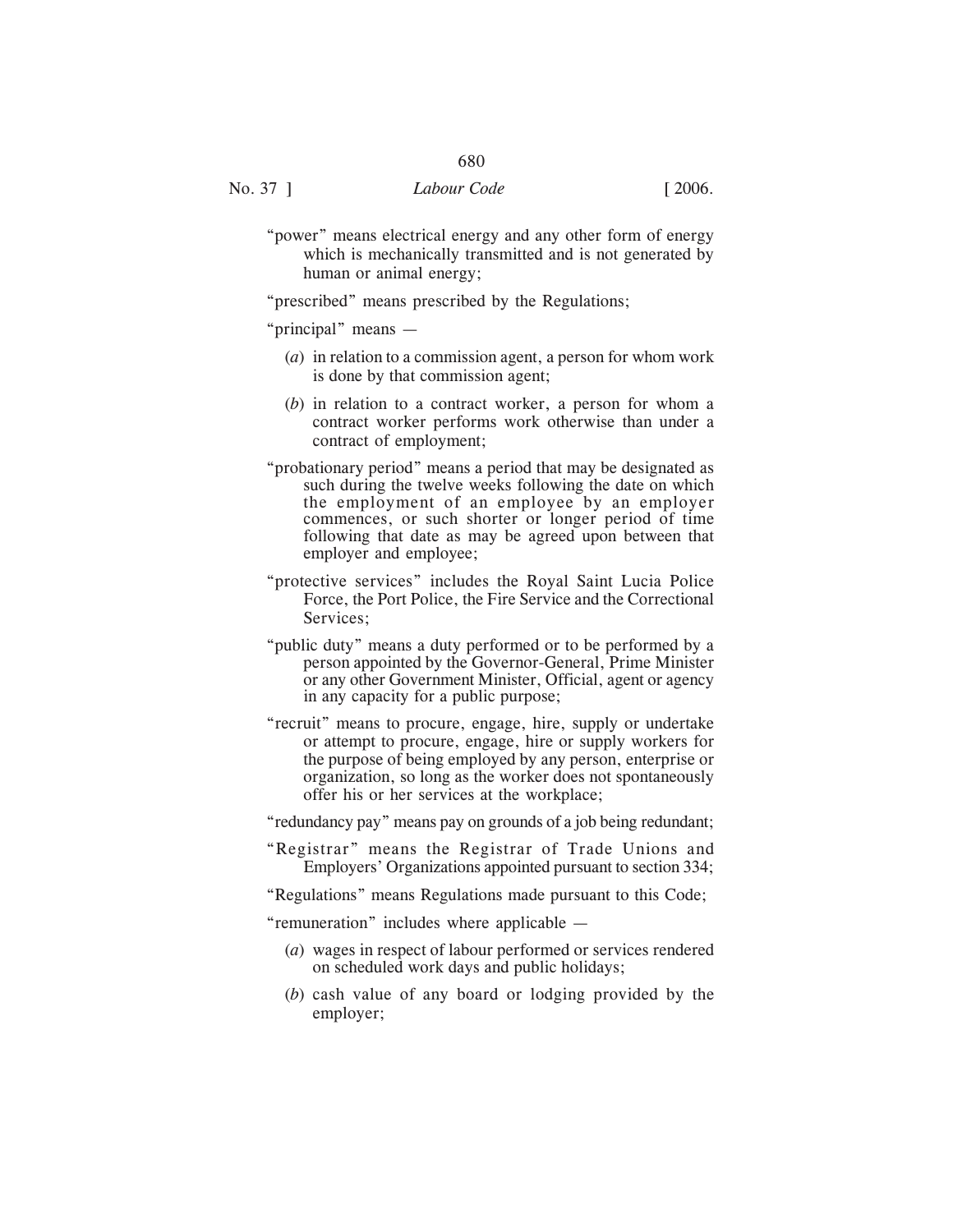"power" means electrical energy and any other form of energy which is mechanically transmitted and is not generated by human or animal energy;

"prescribed" means prescribed by the Regulations;

"principal" means —

(*a*) in relation to a commission agent, a person for whom work is done by that commission agent;

(*b*) in relation to a contract worker, a person for whom a contract worker performs work otherwise than under a contract of employment;

"probationary period" means a period that may be designated as such during the twelve weeks following the date on which the employment of an employee by an employer commences, or such shorter or longer period of time following that date as may be agreed upon between that employer and employee;

"protective services" includes the Royal Saint Lucia Police Force, the Port Police, the Fire Service and the Correctional Services;

"public duty" means a duty performed or to be performed by a person appointed by the Governor-General, Prime Minister or any other Government Minister, Official, agent or agency in any capacity for a public purpose;

"recruit" means to procure, engage, hire, supply or undertake or attempt to procure, engage, hire or supply workers for the purpose of being employed by any person, enterprise or organization, so long as the worker does not spontaneously offer his or her services at the workplace;

"redundancy pay" means pay on grounds of a job being redundant;

"Registrar" means the Registrar of Trade Unions and Employers' Organizations appointed pursuant to section 334;

"Regulations" means Regulations made pursuant to this Code;

"remuneration" includes where applicable —

(*a*) wages in respect of labour performed or services rendered on scheduled work days and public holidays;

(*b*) cash value of any board or lodging provided by the employer;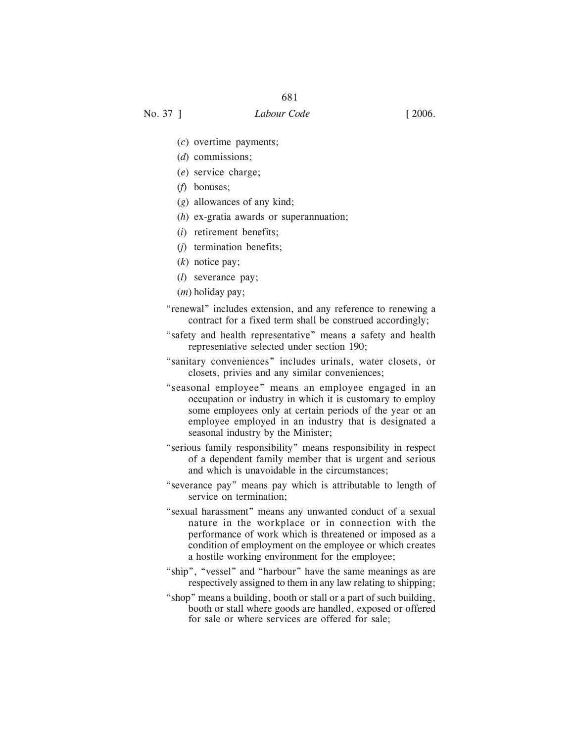(*c*) overtime payments;

(*d*) commissions;

(*e*) service charge;

(*f*) bonuses;

(*g*) allowances of any kind;

(*h*) ex-gratia awards or superannuation;

(*i*) retirement benefits;

(*j*) termination benefits;

(*k*) notice pay;

(*l*) severance pay;

(*m*) holiday pay;

"renewal" includes extension, and any reference to renewing a contract for a fixed term shall be construed accordingly;

"safety and health representative" means a safety and health representative selected under section 190;

"sanitary conveniences" includes urinals, water closets, or closets, privies and any similar conveniences;

"seasonal employee" means an employee engaged in an occupation or industry in which it is customary to employ some employees only at certain periods of the year or an employee employed in an industry that is designated a seasonal industry by the Minister;

"serious family responsibility" means responsibility in respect of a dependent family member that is urgent and serious and which is unavoidable in the circumstances;

"severance pay" means pay which is attributable to length of service on termination;

"sexual harassment" means any unwanted conduct of a sexual nature in the workplace or in connection with the performance of work which is threatened or imposed as a condition of employment on the employee or which creates a hostile working environment for the employee;

"ship", "vessel" and "harbour" have the same meanings as are respectively assigned to them in any law relating to shipping;

"shop" means a building, booth or stall or a part of such building, booth or stall where goods are handled, exposed or offered for sale or where services are offered for sale;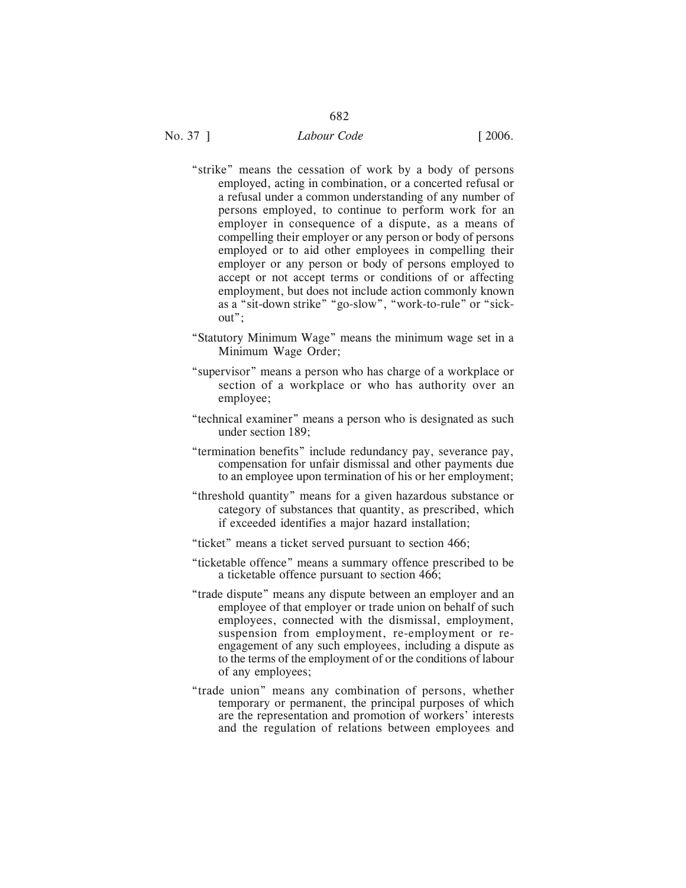"strike" means the cessation of work by a body of persons employed, acting in combination, or a concerted refusal or a refusal under a common understanding of any number of persons employed, to continue to perform work for an employer in consequence of a dispute, as a means of compelling their employer or any person or body of persons employed or to aid other employees in compelling their employer or any person or body of persons employed to accept or not accept terms or conditions of or affecting employment, but does not include action commonly known as a "sit-down strike" "go-slow", "work-to-rule" or "sick-out";

"Statutory Minimum Wage" means the minimum wage set in a Minimum Wage Order;

"supervisor" means a person who has charge of a workplace or section of a workplace or who has authority over an employee;

"technical examiner" means a person who is designated as such under section 189;

"termination benefits" include redundancy pay, severance pay, compensation for unfair dismissal and other payments due to an employee upon termination of his or her employment;

"threshold quantity" means for a given hazardous substance or category of substances that quantity, as prescribed, which if exceeded identifies a major hazard installation;

"ticket" means a ticket served pursuant to section 466;

"ticketable offence" means a summary offence prescribed to be a ticketable offence pursuant to section 466;

"trade dispute" means any dispute between an employer and an employee of that employer or trade union on behalf of such employees, connected with the dismissal, employment, suspension from employment, re-employment or re-engagement of any such employees, including a dispute as to the terms of the employment of or the conditions of labour of any employees;

"trade union" means any combination of persons, whether temporary or permanent, the principal purposes of which are the representation and promotion of workers' interests and the regulation of relations between employees and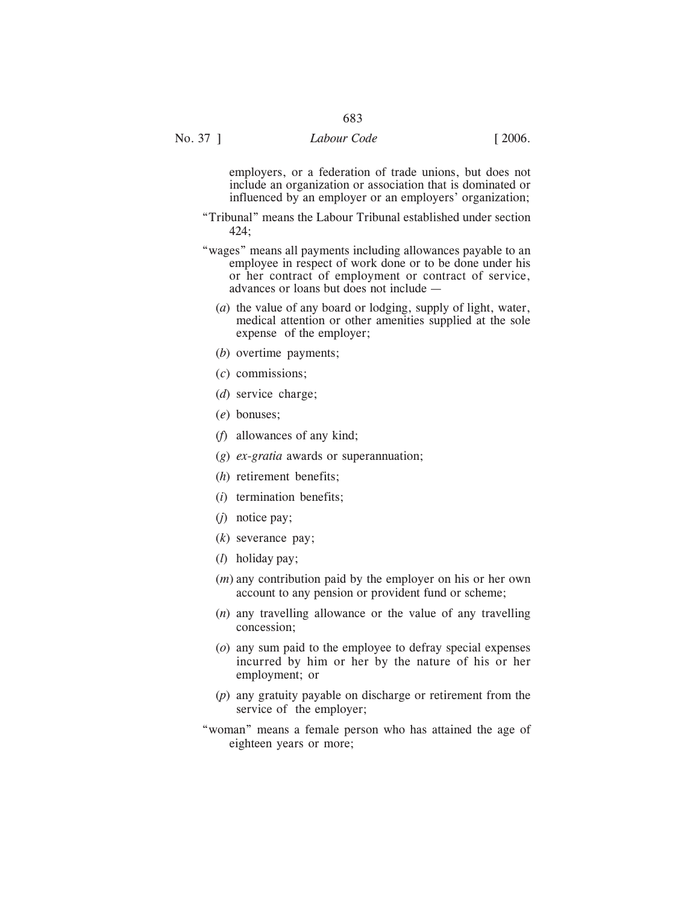employers, or a federation of trade unions, but does not include an organization or association that is dominated or influenced by an employer or an employers' organization;

"Tribunal" means the Labour Tribunal established under section 424;

"wages" means all payments including allowances payable to an employee in respect of work done or to be done under his or her contract of employment or contract of service, advances or loans but does not include —

(*a*) the value of any board or lodging, supply of light, water, medical attention or other amenities supplied at the sole expense of the employer;

(*b*) overtime payments;

(*c*) commissions;

(*d*) service charge;

(*e*) bonuses;

(*f*) allowances of any kind;

(*g*) *ex-gratia* awards or superannuation;

(*h*) retirement benefits;

(*i*) termination benefits;

(*j*) notice pay;

(*k*) severance pay;

(*l*) holiday pay;

(*m*) any contribution paid by the employer on his or her own account to any pension or provident fund or scheme;

(*n*) any travelling allowance or the value of any travelling concession;

(*o*) any sum paid to the employee to defray special expenses incurred by him or her by the nature of his or her employment; or

(*p*) any gratuity payable on discharge or retirement from the service of the employer;

"woman" means a female person who has attained the age of eighteen years or more;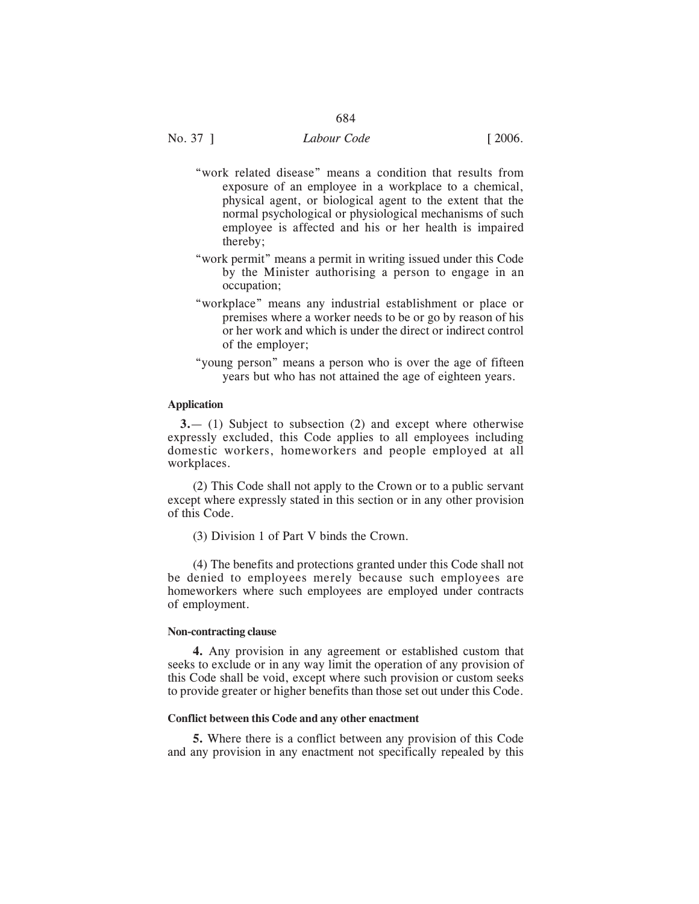"work related disease" means a condition that results from exposure of an employee in a workplace to a chemical, physical agent, or biological agent to the extent that the normal psychological or physiological mechanisms of such employee is affected and his or her health is impaired thereby;

"work permit" means a permit in writing issued under this Code by the Minister authorising a person to engage in an occupation;

"workplace" means any industrial establishment or place or premises where a worker needs to be or go by reason of his or her work and which is under the direct or indirect control of the employer;

"young person" means a person who is over the age of fifteen years but who has not attained the age of eighteen years.

**Application**

**3.**— (1) Subject to subsection (2) and except where otherwise expressly excluded, this Code applies to all employees including domestic workers, homeworkers and people employed at all workplaces.

(2) This Code shall not apply to the Crown or to a public servant except where expressly stated in this section or in any other provision of this Code.

(3) Division 1 of Part V binds the Crown.

(4) The benefits and protections granted under this Code shall not be denied to employees merely because such employees are homeworkers where such employees are employed under contracts of employment.

**Non-contracting clause**

**4.** Any provision in any agreement or established custom that seeks to exclude or in any way limit the operation of any provision of this Code shall be void, except where such provision or custom seeks to provide greater or higher benefits than those set out under this Code.

**Conflict between this Code and any other enactment**

**5.** Where there is a conflict between any provision of this Code and any provision in any enactment not specifically repealed by this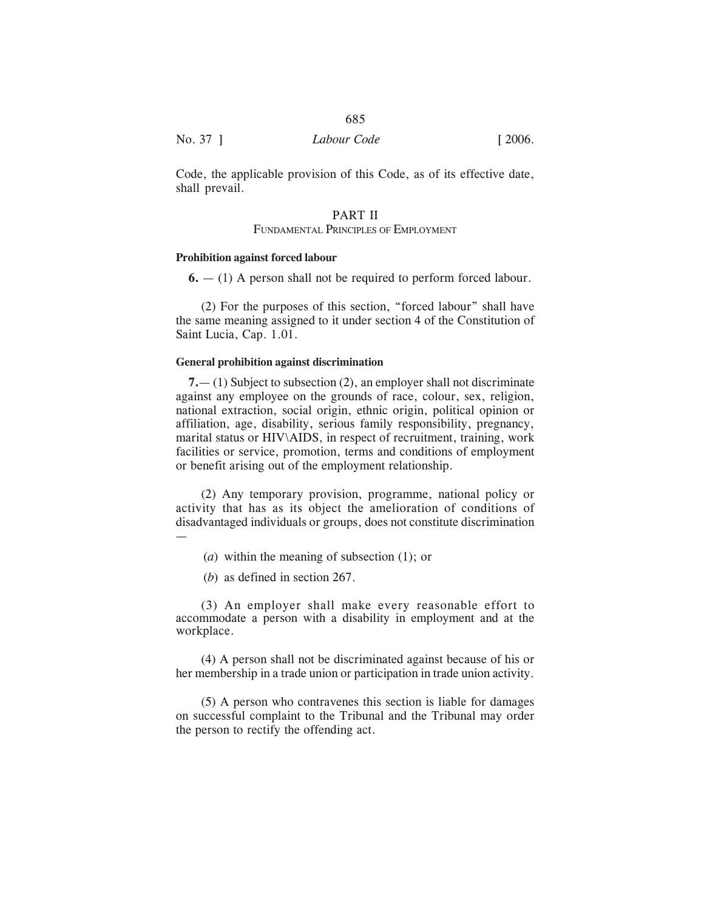Code, the applicable provision of this Code, as of its effective date, shall prevail.

## PART II
### FUNDAMENTAL PRINCIPLES OF EMPLOYMENT

**Prohibition against forced labour**

**6.** — (1) A person shall not be required to perform forced labour.

(2) For the purposes of this section, "forced labour" shall have the same meaning assigned to it under section 4 of the Constitution of Saint Lucia, Cap. 1.01.

**General prohibition against discrimination**

**7.**— (1) Subject to subsection (2), an employer shall not discriminate against any employee on the grounds of race, colour, sex, religion, national extraction, social origin, ethnic origin, political opinion or affiliation, age, disability, serious family responsibility, pregnancy, marital status or HIV\AIDS, in respect of recruitment, training, work facilities or service, promotion, terms and conditions of employment or benefit arising out of the employment relationship.

(2) Any temporary provision, programme, national policy or activity that has as its object the amelioration of conditions of disadvantaged individuals or groups, does not constitute discrimination —

(*a*) within the meaning of subsection (1); or

(*b*) as defined in section 267.

(3) An employer shall make every reasonable effort to accommodate a person with a disability in employment and at the workplace.

(4) A person shall not be discriminated against because of his or her membership in a trade union or participation in trade union activity.

(5) A person who contravenes this section is liable for damages on successful complaint to the Tribunal and the Tribunal may order the person to rectify the offending act.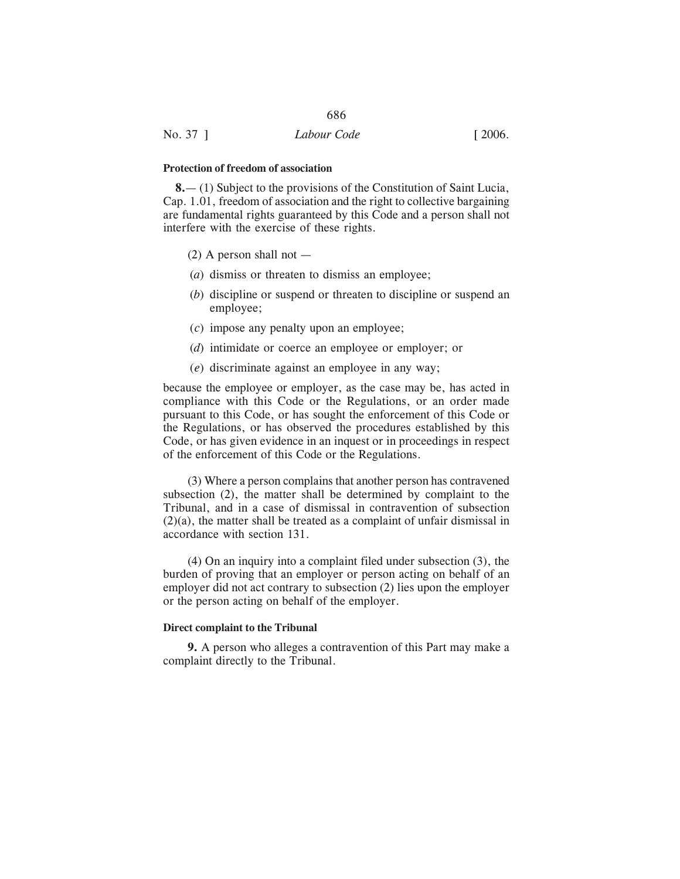**Protection of freedom of association**

**8.**— (1) Subject to the provisions of the Constitution of Saint Lucia, Cap. 1.01, freedom of association and the right to collective bargaining are fundamental rights guaranteed by this Code and a person shall not interfere with the exercise of these rights.

(2) A person shall not —

(*a*) dismiss or threaten to dismiss an employee;

(*b*) discipline or suspend or threaten to discipline or suspend an employee;

(*c*) impose any penalty upon an employee;

(*d*) intimidate or coerce an employee or employer; or

(*e*) discriminate against an employee in any way;

because the employee or employer, as the case may be, has acted in compliance with this Code or the Regulations, or an order made pursuant to this Code, or has sought the enforcement of this Code or the Regulations, or has observed the procedures established by this Code, or has given evidence in an inquest or in proceedings in respect of the enforcement of this Code or the Regulations.

(3) Where a person complains that another person has contravened subsection (2), the matter shall be determined by complaint to the Tribunal, and in a case of dismissal in contravention of subsection (2)(a), the matter shall be treated as a complaint of unfair dismissal in accordance with section 131.

(4) On an inquiry into a complaint filed under subsection (3), the burden of proving that an employer or person acting on behalf of an employer did not act contrary to subsection (2) lies upon the employer or the person acting on behalf of the employer.

**Direct complaint to the Tribunal**

**9.** A person who alleges a contravention of this Part may make a complaint directly to the Tribunal.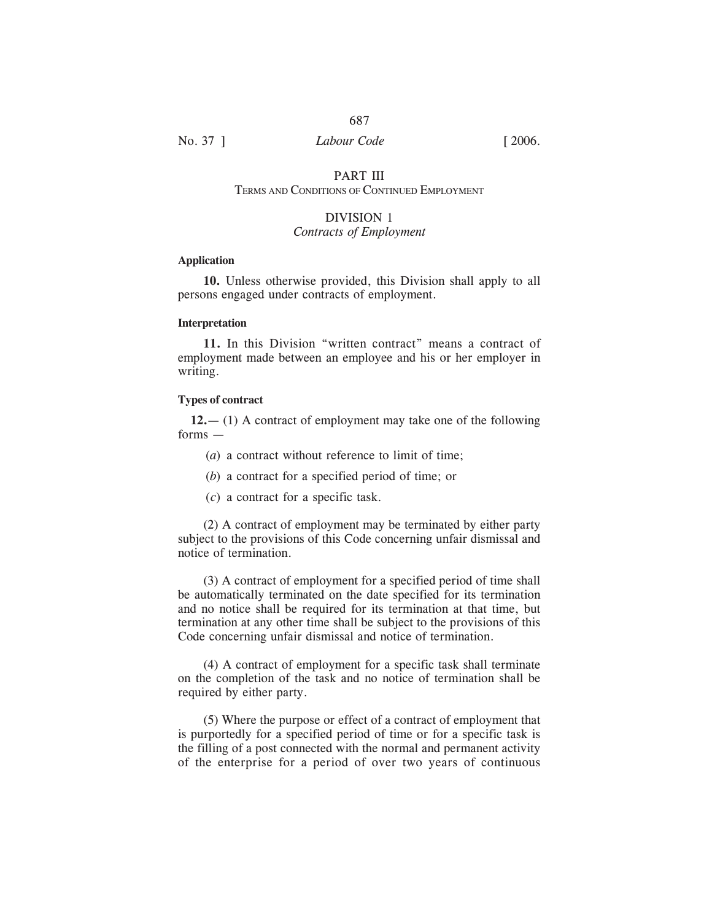## PART III
### Terms and Conditions of Continued Employment

## DIVISION 1
### *Contracts of Employment*

**Application**

**10.** Unless otherwise provided, this Division shall apply to all persons engaged under contracts of employment.

**Interpretation**

**11.** In this Division "written contract" means a contract of employment made between an employee and his or her employer in writing.

**Types of contract**

**12.**— (1) A contract of employment may take one of the following forms —

(*a*) a contract without reference to limit of time;

(*b*) a contract for a specified period of time; or

(*c*) a contract for a specific task.

(2) A contract of employment may be terminated by either party subject to the provisions of this Code concerning unfair dismissal and notice of termination.

(3) A contract of employment for a specified period of time shall be automatically terminated on the date specified for its termination and no notice shall be required for its termination at that time, but termination at any other time shall be subject to the provisions of this Code concerning unfair dismissal and notice of termination.

(4) A contract of employment for a specific task shall terminate on the completion of the task and no notice of termination shall be required by either party.

(5) Where the purpose or effect of a contract of employment that is purportedly for a specified period of time or for a specific task is the filling of a post connected with the normal and permanent activity of the enterprise for a period of over two years of continuous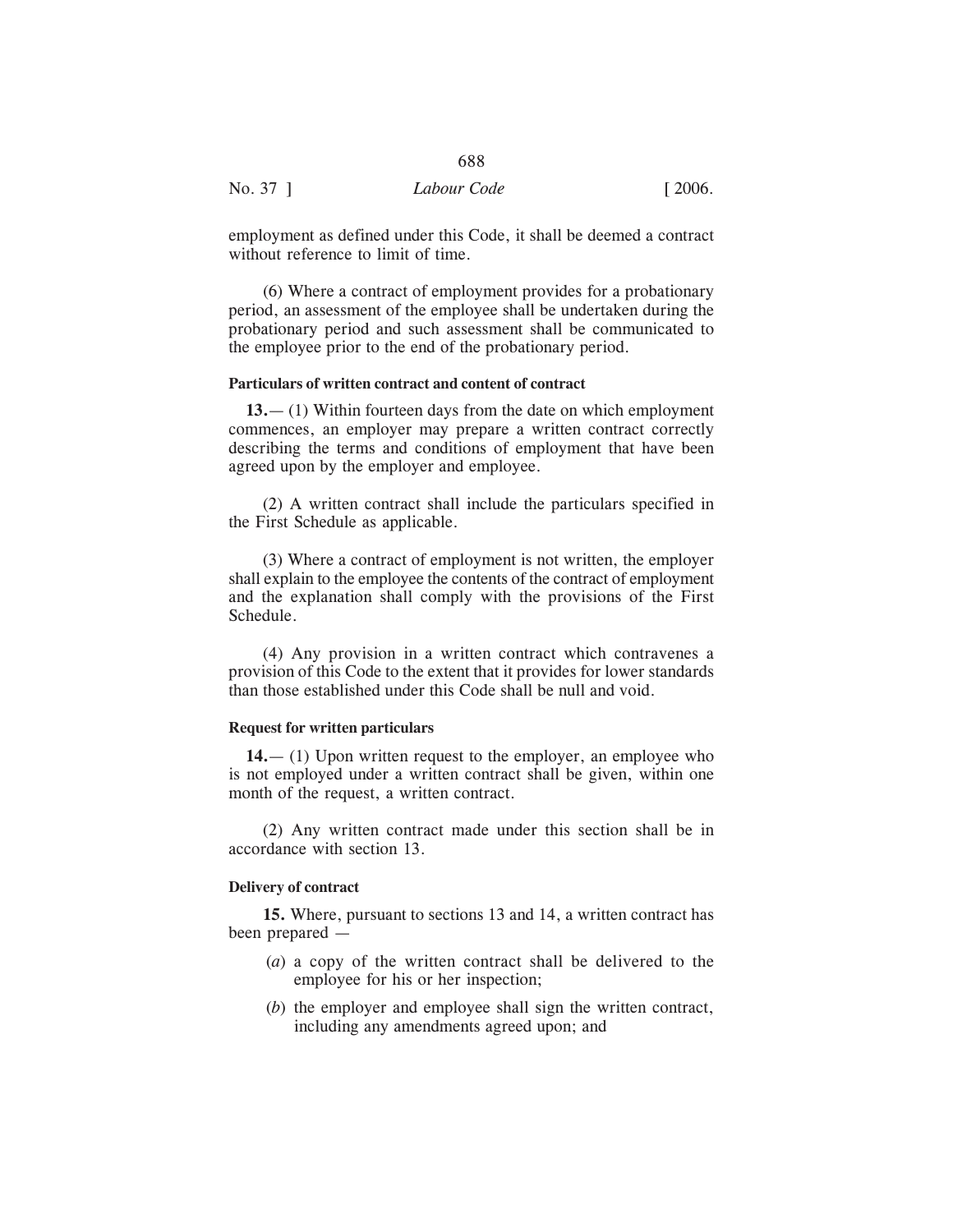employment as defined under this Code, it shall be deemed a contract without reference to limit of time.

(6) Where a contract of employment provides for a probationary period, an assessment of the employee shall be undertaken during the probationary period and such assessment shall be communicated to the employee prior to the end of the probationary period.

**Particulars of written contract and content of contract**

**13.**— (1) Within fourteen days from the date on which employment commences, an employer may prepare a written contract correctly describing the terms and conditions of employment that have been agreed upon by the employer and employee.

(2) A written contract shall include the particulars specified in the First Schedule as applicable.

(3) Where a contract of employment is not written, the employer shall explain to the employee the contents of the contract of employment and the explanation shall comply with the provisions of the First Schedule.

(4) Any provision in a written contract which contravenes a provision of this Code to the extent that it provides for lower standards than those established under this Code shall be null and void.

**Request for written particulars**

**14.**— (1) Upon written request to the employer, an employee who is not employed under a written contract shall be given, within one month of the request, a written contract.

(2) Any written contract made under this section shall be in accordance with section 13.

**Delivery of contract**

**15.** Where, pursuant to sections 13 and 14, a written contract has been prepared —

(*a*) a copy of the written contract shall be delivered to the employee for his or her inspection;

(*b*) the employer and employee shall sign the written contract, including any amendments agreed upon; and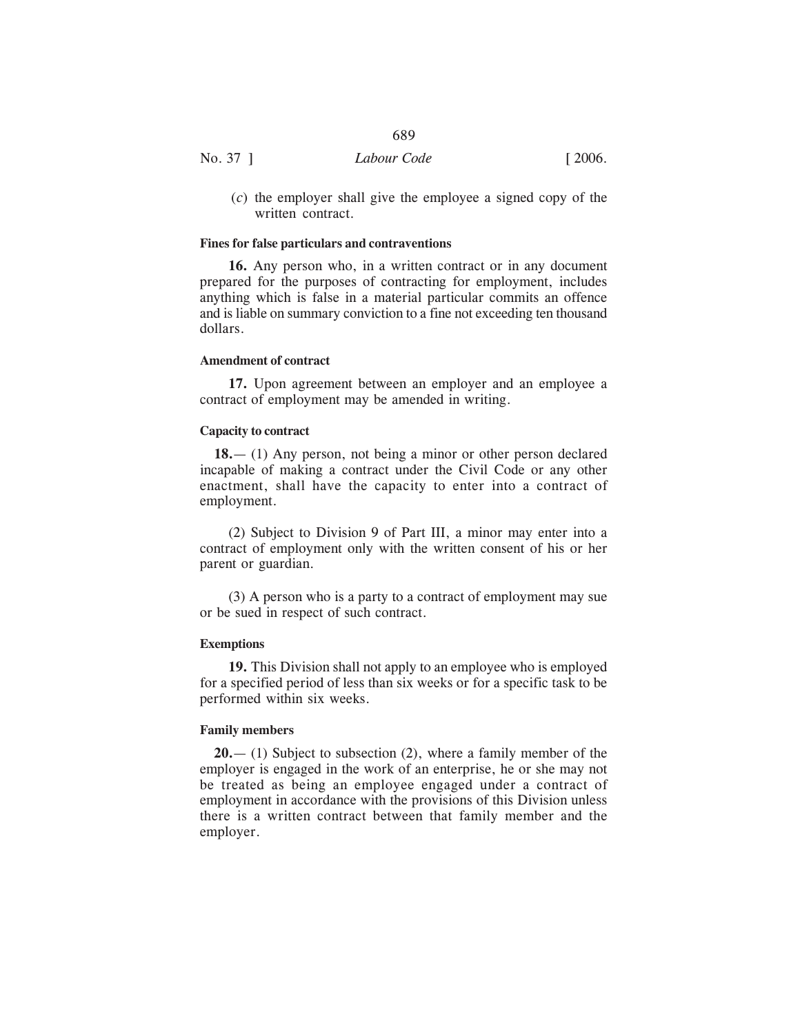(*c*) the employer shall give the employee a signed copy of the written contract.

**Fines for false particulars and contraventions**

**16.** Any person who, in a written contract or in any document prepared for the purposes of contracting for employment, includes anything which is false in a material particular commits an offence and is liable on summary conviction to a fine not exceeding ten thousand dollars.

**Amendment of contract**

**17.** Upon agreement between an employer and an employee a contract of employment may be amended in writing.

**Capacity to contract**

**18.**— (1) Any person, not being a minor or other person declared incapable of making a contract under the Civil Code or any other enactment, shall have the capacity to enter into a contract of employment.

(2) Subject to Division 9 of Part III, a minor may enter into a contract of employment only with the written consent of his or her parent or guardian.

(3) A person who is a party to a contract of employment may sue or be sued in respect of such contract.

**Exemptions**

**19.** This Division shall not apply to an employee who is employed for a specified period of less than six weeks or for a specific task to be performed within six weeks.

**Family members**

**20.**— (1) Subject to subsection (2), where a family member of the employer is engaged in the work of an enterprise, he or she may not be treated as being an employee engaged under a contract of employment in accordance with the provisions of this Division unless there is a written contract between that family member and the employer.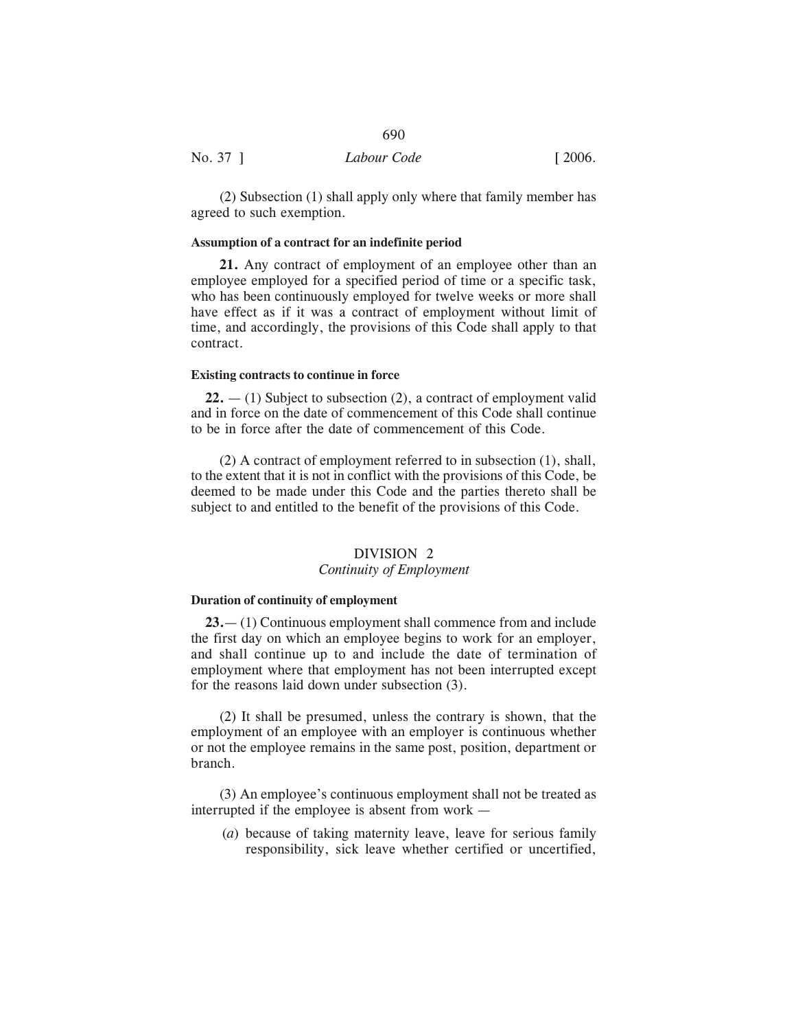(2) Subsection (1) shall apply only where that family member has agreed to such exemption.

**Assumption of a contract for an indefinite period**

**21.** Any contract of employment of an employee other than an employee employed for a specified period of time or a specific task, who has been continuously employed for twelve weeks or more shall have effect as if it was a contract of employment without limit of time, and accordingly, the provisions of this Code shall apply to that contract.

**Existing contracts to continue in force**

**22.** — (1) Subject to subsection (2), a contract of employment valid and in force on the date of commencement of this Code shall continue to be in force after the date of commencement of this Code.

(2) A contract of employment referred to in subsection (1), shall, to the extent that it is not in conflict with the provisions of this Code, be deemed to be made under this Code and the parties thereto shall be subject to and entitled to the benefit of the provisions of this Code.

## DIVISION 2
### *Continuity of Employment*

**Duration of continuity of employment**

**23.**— (1) Continuous employment shall commence from and include the first day on which an employee begins to work for an employer, and shall continue up to and include the date of termination of employment where that employment has not been interrupted except for the reasons laid down under subsection (3).

(2) It shall be presumed, unless the contrary is shown, that the employment of an employee with an employer is continuous whether or not the employee remains in the same post, position, department or branch.

(3) An employee's continuous employment shall not be treated as interrupted if the employee is absent from work —

(*a*) because of taking maternity leave, leave for serious family responsibility, sick leave whether certified or uncertified,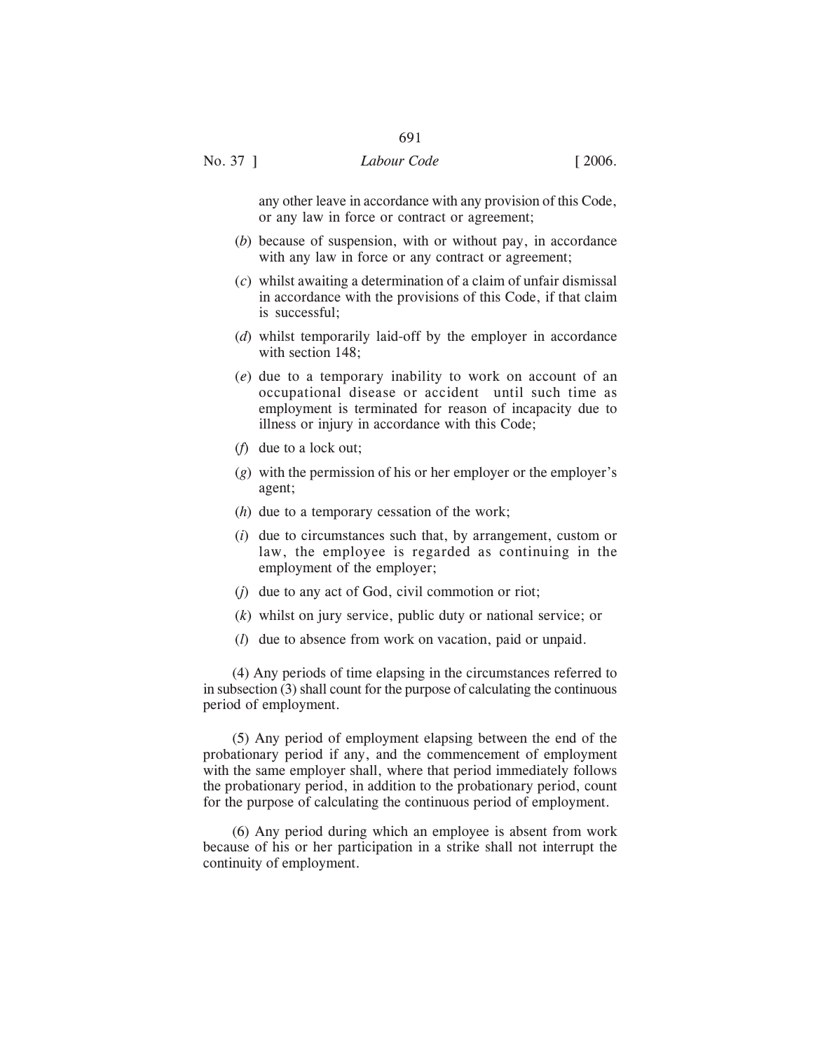any other leave in accordance with any provision of this Code, or any law in force or contract or agreement;

(*b*) because of suspension, with or without pay, in accordance with any law in force or any contract or agreement;

(*c*) whilst awaiting a determination of a claim of unfair dismissal in accordance with the provisions of this Code, if that claim is successful;

(*d*) whilst temporarily laid-off by the employer in accordance with section 148;

(*e*) due to a temporary inability to work on account of an occupational disease or accident until such time as employment is terminated for reason of incapacity due to illness or injury in accordance with this Code;

(*f*) due to a lock out;

(*g*) with the permission of his or her employer or the employer's agent;

(*h*) due to a temporary cessation of the work;

(*i*) due to circumstances such that, by arrangement, custom or law, the employee is regarded as continuing in the employment of the employer;

(*j*) due to any act of God, civil commotion or riot;

(*k*) whilst on jury service, public duty or national service; or

(*l*) due to absence from work on vacation, paid or unpaid.

(4) Any periods of time elapsing in the circumstances referred to in subsection (3) shall count for the purpose of calculating the continuous period of employment.

(5) Any period of employment elapsing between the end of the probationary period if any, and the commencement of employment with the same employer shall, where that period immediately follows the probationary period, in addition to the probationary period, count for the purpose of calculating the continuous period of employment.

(6) Any period during which an employee is absent from work because of his or her participation in a strike shall not interrupt the continuity of employment.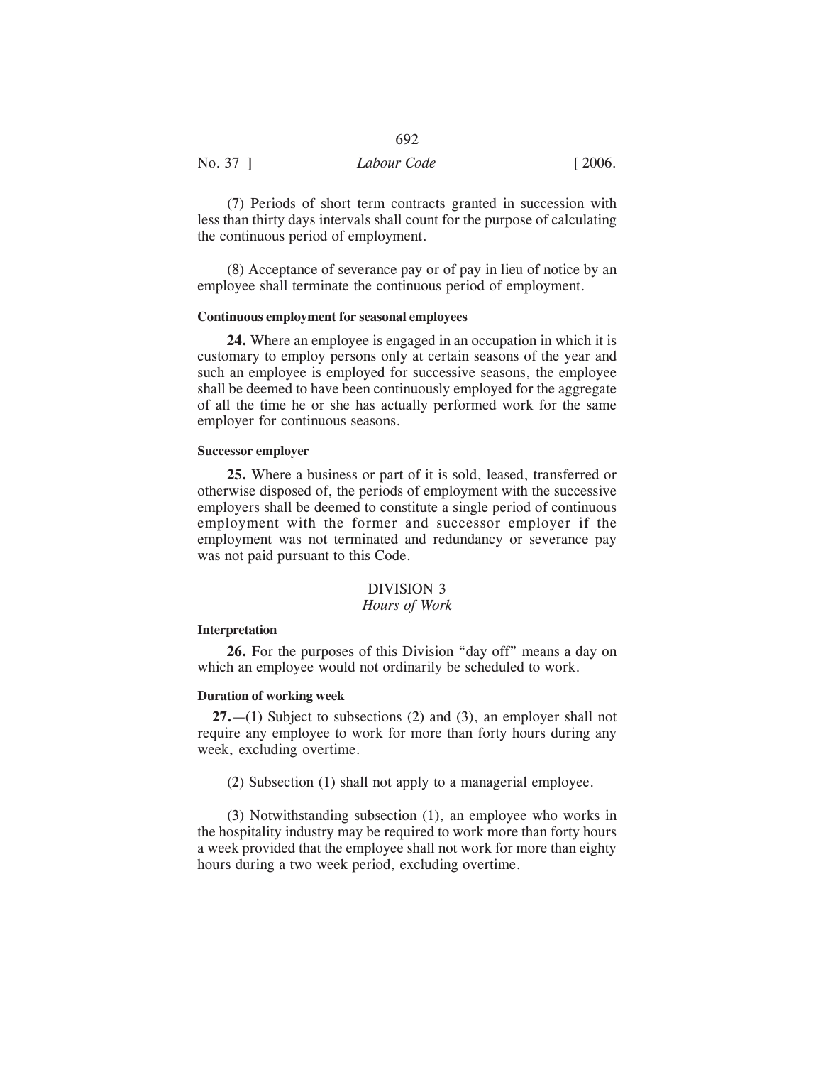(7) Periods of short term contracts granted in succession with less than thirty days intervals shall count for the purpose of calculating the continuous period of employment.

(8) Acceptance of severance pay or of pay in lieu of notice by an employee shall terminate the continuous period of employment.

**Continuous employment for seasonal employees**

**24.** Where an employee is engaged in an occupation in which it is customary to employ persons only at certain seasons of the year and such an employee is employed for successive seasons, the employee shall be deemed to have been continuously employed for the aggregate of all the time he or she has actually performed work for the same employer for continuous seasons.

**Successor employer**

**25.** Where a business or part of it is sold, leased, transferred or otherwise disposed of, the periods of employment with the successive employers shall be deemed to constitute a single period of continuous employment with the former and successor employer if the employment was not terminated and redundancy or severance pay was not paid pursuant to this Code.

## DIVISION 3
### *Hours of Work*

**Interpretation**

**26.** For the purposes of this Division "day off" means a day on which an employee would not ordinarily be scheduled to work.

**Duration of working week**

**27.**—(1) Subject to subsections (2) and (3), an employer shall not require any employee to work for more than forty hours during any week, excluding overtime.

(2) Subsection (1) shall not apply to a managerial employee.

(3) Notwithstanding subsection (1), an employee who works in the hospitality industry may be required to work more than forty hours a week provided that the employee shall not work for more than eighty hours during a two week period, excluding overtime.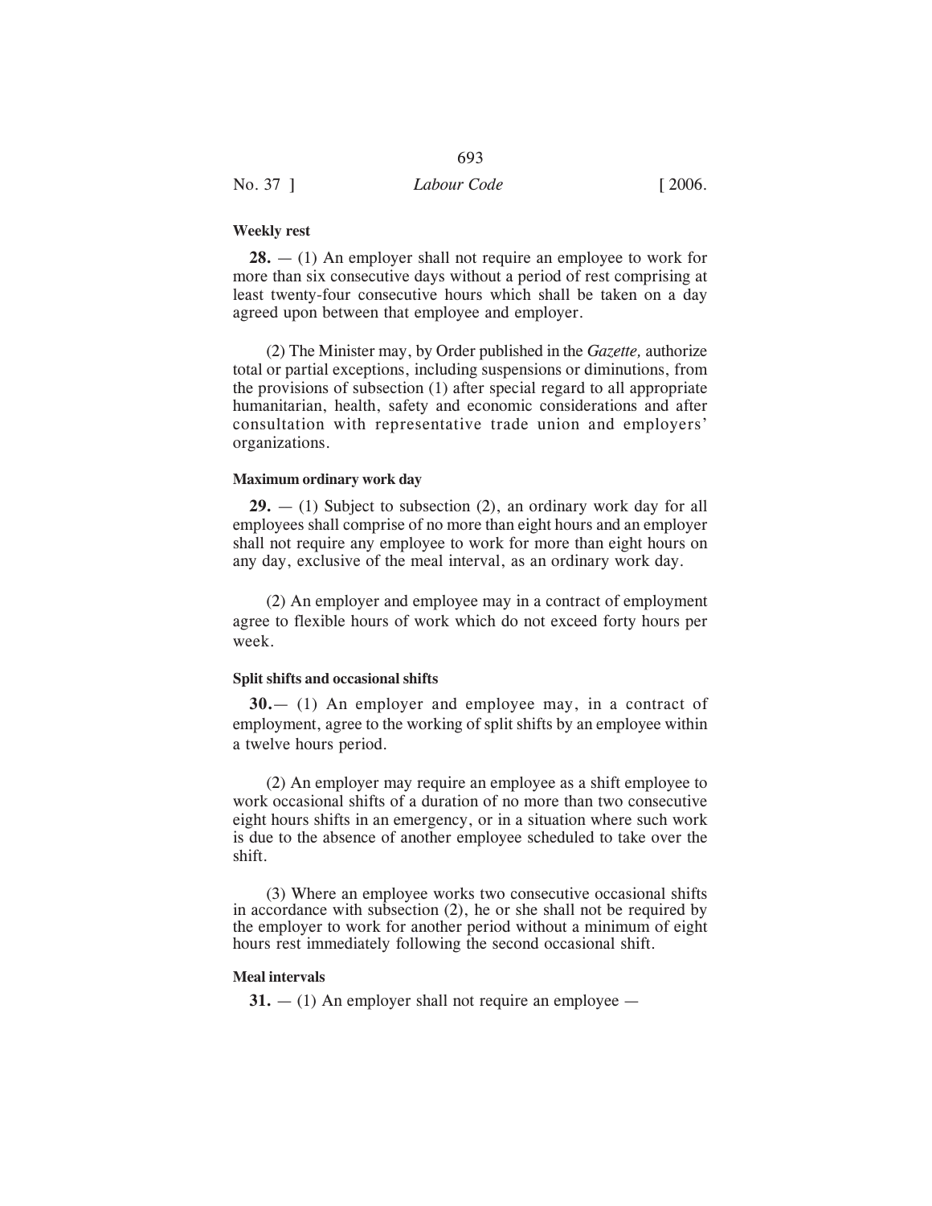#### Weekly rest

**28.** — (1) An employer shall not require an employee to work for more than six consecutive days without a period of rest comprising at least twenty-four consecutive hours which shall be taken on a day agreed upon between that employee and employer.

(2) The Minister may, by Order published in the *Gazette,* authorize total or partial exceptions, including suspensions or diminutions, from the provisions of subsection (1) after special regard to all appropriate humanitarian, health, safety and economic considerations and after consultation with representative trade union and employers' organizations.

#### Maximum ordinary work day

**29.** — (1) Subject to subsection (2), an ordinary work day for all employees shall comprise of no more than eight hours and an employer shall not require any employee to work for more than eight hours on any day, exclusive of the meal interval, as an ordinary work day.

(2) An employer and employee may in a contract of employment agree to flexible hours of work which do not exceed forty hours per week.

#### Split shifts and occasional shifts

**30.**— (1) An employer and employee may, in a contract of employment, agree to the working of split shifts by an employee within a twelve hours period.

(2) An employer may require an employee as a shift employee to work occasional shifts of a duration of no more than two consecutive eight hours shifts in an emergency, or in a situation where such work is due to the absence of another employee scheduled to take over the shift.

(3) Where an employee works two consecutive occasional shifts in accordance with subsection (2), he or she shall not be required by the employer to work for another period without a minimum of eight hours rest immediately following the second occasional shift.

#### Meal intervals

**31.** — (1) An employer shall not require an employee —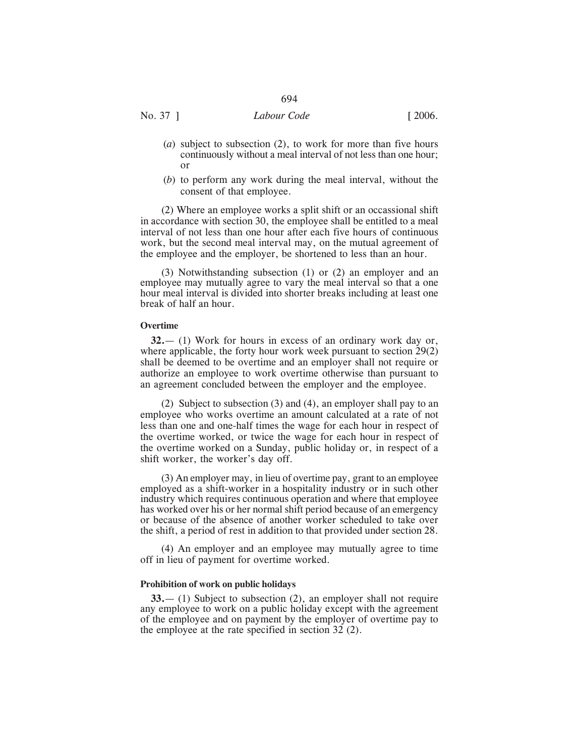(*a*) subject to subsection (2), to work for more than five hours continuously without a meal interval of not less than one hour; or

(*b*) to perform any work during the meal interval, without the consent of that employee.

(2) Where an employee works a split shift or an occassional shift in accordance with section 30, the employee shall be entitled to a meal interval of not less than one hour after each five hours of continuous work, but the second meal interval may, on the mutual agreement of the employee and the employer, be shortened to less than an hour.

(3) Notwithstanding subsection (1) or (2) an employer and an employee may mutually agree to vary the meal interval so that a one hour meal interval is divided into shorter breaks including at least one break of half an hour.

**Overtime**

**32.**— (1) Work for hours in excess of an ordinary work day or, where applicable, the forty hour work week pursuant to section 29(2) shall be deemed to be overtime and an employer shall not require or authorize an employee to work overtime otherwise than pursuant to an agreement concluded between the employer and the employee.

(2) Subject to subsection (3) and (4), an employer shall pay to an employee who works overtime an amount calculated at a rate of not less than one and one-half times the wage for each hour in respect of the overtime worked, or twice the wage for each hour in respect of the overtime worked on a Sunday, public holiday or, in respect of a shift worker, the worker's day off.

(3) An employer may, in lieu of overtime pay, grant to an employee employed as a shift-worker in a hospitality industry or in such other industry which requires continuous operation and where that employee has worked over his or her normal shift period because of an emergency or because of the absence of another worker scheduled to take over the shift, a period of rest in addition to that provided under section 28.

(4) An employer and an employee may mutually agree to time off in lieu of payment for overtime worked.

**Prohibition of work on public holidays**

**33.**— (1) Subject to subsection (2), an employer shall not require any employee to work on a public holiday except with the agreement of the employee and on payment by the employer of overtime pay to the employee at the rate specified in section 32 (2).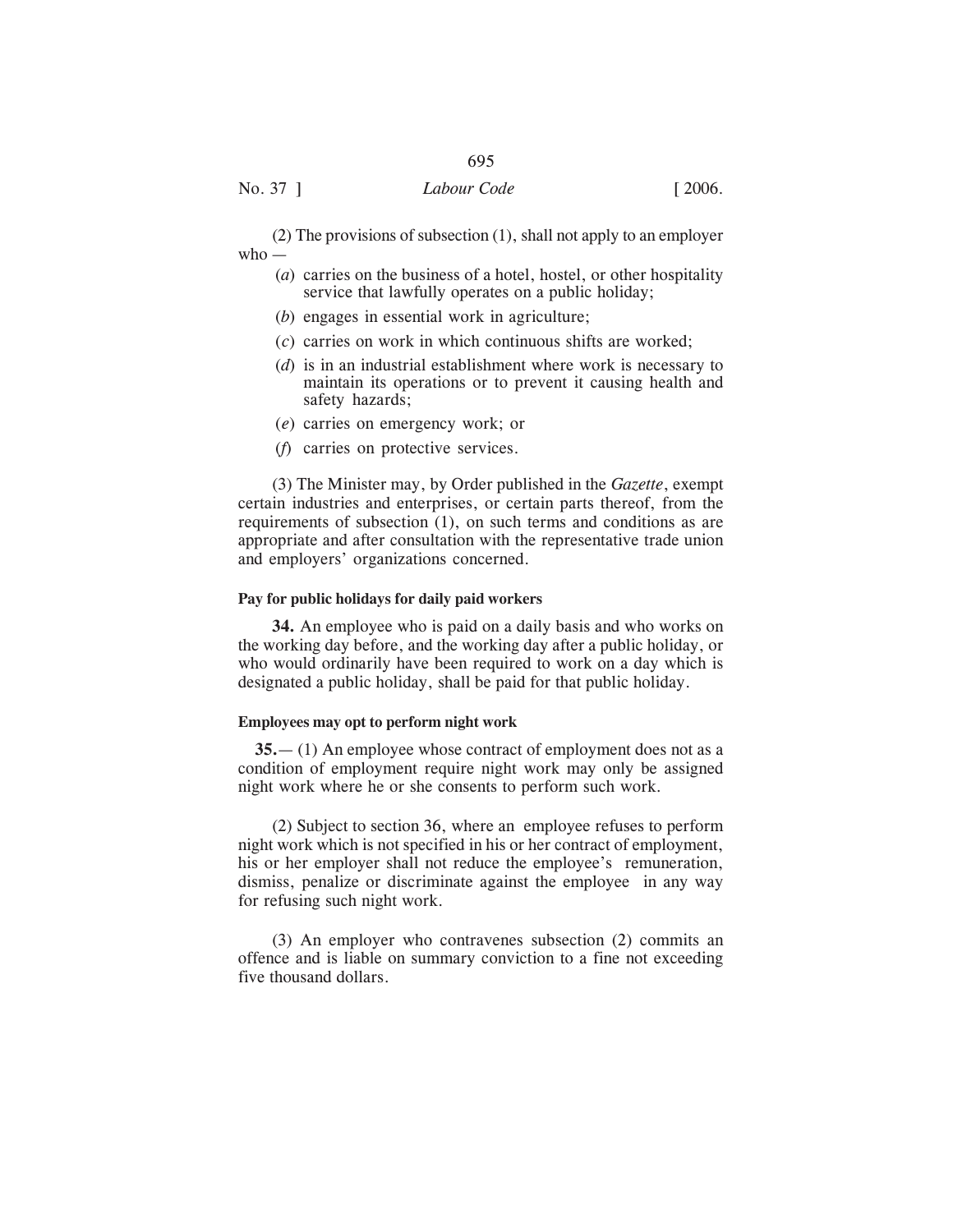(2) The provisions of subsection (1), shall not apply to an employer who —

(*a*) carries on the business of a hotel, hostel, or other hospitality service that lawfully operates on a public holiday;

(*b*) engages in essential work in agriculture;

(*c*) carries on work in which continuous shifts are worked;

(*d*) is in an industrial establishment where work is necessary to maintain its operations or to prevent it causing health and safety hazards;

(*e*) carries on emergency work; or

(*f*) carries on protective services.

(3) The Minister may, by Order published in the *Gazette*, exempt certain industries and enterprises, or certain parts thereof, from the requirements of subsection (1), on such terms and conditions as are appropriate and after consultation with the representative trade union and employers' organizations concerned.

**Pay for public holidays for daily paid workers**

**34.** An employee who is paid on a daily basis and who works on the working day before, and the working day after a public holiday, or who would ordinarily have been required to work on a day which is designated a public holiday, shall be paid for that public holiday.

**Employees may opt to perform night work**

**35.**— (1) An employee whose contract of employment does not as a condition of employment require night work may only be assigned night work where he or she consents to perform such work.

(2) Subject to section 36, where an employee refuses to perform night work which is not specified in his or her contract of employment, his or her employer shall not reduce the employee's remuneration, dismiss, penalize or discriminate against the employee in any way for refusing such night work.

(3) An employer who contravenes subsection (2) commits an offence and is liable on summary conviction to a fine not exceeding five thousand dollars.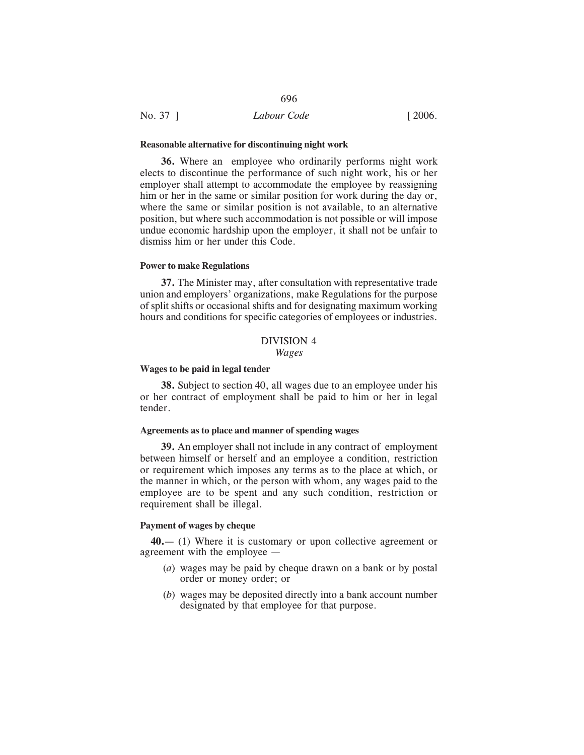**Reasonable alternative for discontinuing night work**

**36.** Where an employee who ordinarily performs night work elects to discontinue the performance of such night work, his or her employer shall attempt to accommodate the employee by reassigning him or her in the same or similar position for work during the day or, where the same or similar position is not available, to an alternative position, but where such accommodation is not possible or will impose undue economic hardship upon the employer, it shall not be unfair to dismiss him or her under this Code.

**Power to make Regulations**

**37.** The Minister may, after consultation with representative trade union and employers' organizations, make Regulations for the purpose of split shifts or occasional shifts and for designating maximum working hours and conditions for specific categories of employees or industries.

## DIVISION 4
*Wages*

**Wages to be paid in legal tender**

**38.** Subject to section 40, all wages due to an employee under his or her contract of employment shall be paid to him or her in legal tender.

**Agreements as to place and manner of spending wages**

**39.** An employer shall not include in any contract of employment between himself or herself and an employee a condition, restriction or requirement which imposes any terms as to the place at which, or the manner in which, or the person with whom, any wages paid to the employee are to be spent and any such condition, restriction or requirement shall be illegal.

**Payment of wages by cheque**

**40.**— (1) Where it is customary or upon collective agreement or agreement with the employee —

(*a*) wages may be paid by cheque drawn on a bank or by postal order or money order; or

(*b*) wages may be deposited directly into a bank account number designated by that employee for that purpose.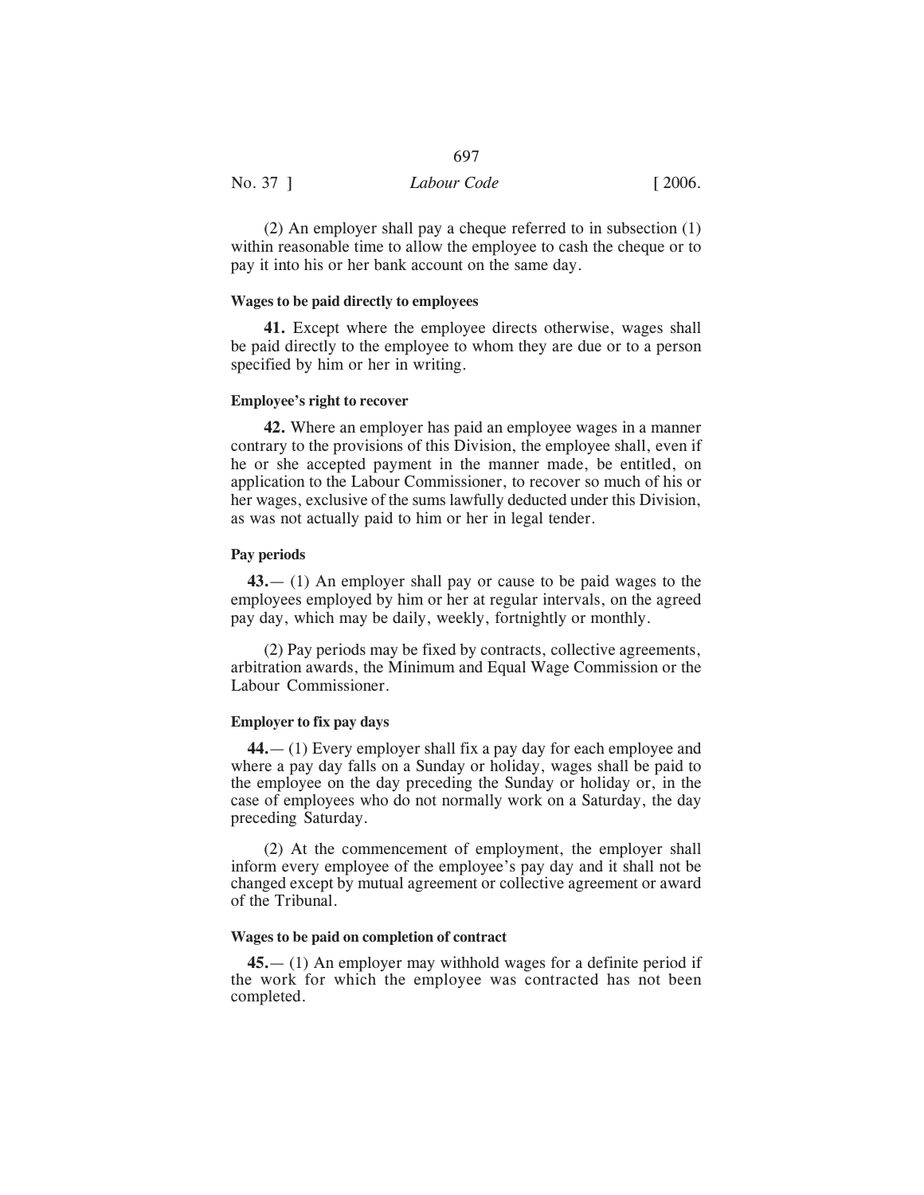(2) An employer shall pay a cheque referred to in subsection (1) within reasonable time to allow the employee to cash the cheque or to pay it into his or her bank account on the same day.

#### Wages to be paid directly to employees

**41.** Except where the employee directs otherwise, wages shall be paid directly to the employee to whom they are due or to a person specified by him or her in writing.

#### Employee's right to recover

**42.** Where an employer has paid an employee wages in a manner contrary to the provisions of this Division, the employee shall, even if he or she accepted payment in the manner made, be entitled, on application to the Labour Commissioner, to recover so much of his or her wages, exclusive of the sums lawfully deducted under this Division, as was not actually paid to him or her in legal tender.

#### Pay periods

**43.**— (1) An employer shall pay or cause to be paid wages to the employees employed by him or her at regular intervals, on the agreed pay day, which may be daily, weekly, fortnightly or monthly.

(2) Pay periods may be fixed by contracts, collective agreements, arbitration awards, the Minimum and Equal Wage Commission or the Labour Commissioner.

#### Employer to fix pay days

**44.**— (1) Every employer shall fix a pay day for each employee and where a pay day falls on a Sunday or holiday, wages shall be paid to the employee on the day preceding the Sunday or holiday or, in the case of employees who do not normally work on a Saturday, the day preceding Saturday.

(2) At the commencement of employment, the employer shall inform every employee of the employee's pay day and it shall not be changed except by mutual agreement or collective agreement or award of the Tribunal.

#### Wages to be paid on completion of contract

**45.**— (1) An employer may withhold wages for a definite period if the work for which the employee was contracted has not been completed.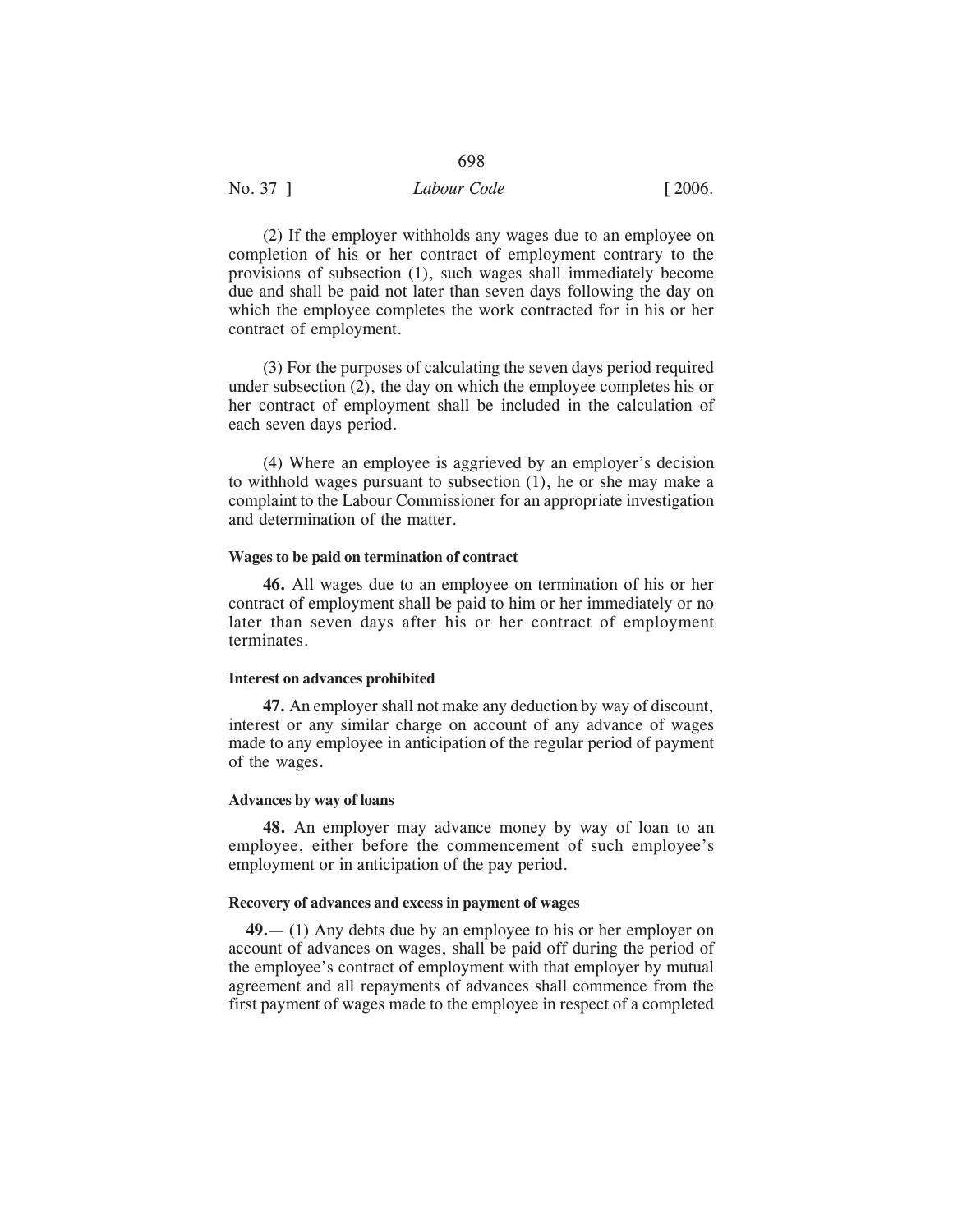(2) If the employer withholds any wages due to an employee on completion of his or her contract of employment contrary to the provisions of subsection (1), such wages shall immediately become due and shall be paid not later than seven days following the day on which the employee completes the work contracted for in his or her contract of employment.

(3) For the purposes of calculating the seven days period required under subsection (2), the day on which the employee completes his or her contract of employment shall be included in the calculation of each seven days period.

(4) Where an employee is aggrieved by an employer's decision to withhold wages pursuant to subsection (1), he or she may make a complaint to the Labour Commissioner for an appropriate investigation and determination of the matter.

**Wages to be paid on termination of contract**

**46.** All wages due to an employee on termination of his or her contract of employment shall be paid to him or her immediately or no later than seven days after his or her contract of employment terminates.

**Interest on advances prohibited**

**47.** An employer shall not make any deduction by way of discount, interest or any similar charge on account of any advance of wages made to any employee in anticipation of the regular period of payment of the wages.

**Advances by way of loans**

**48.** An employer may advance money by way of loan to an employee, either before the commencement of such employee's employment or in anticipation of the pay period.

**Recovery of advances and excess in payment of wages**

**49.**— (1) Any debts due by an employee to his or her employer on account of advances on wages, shall be paid off during the period of the employee's contract of employment with that employer by mutual agreement and all repayments of advances shall commence from the first payment of wages made to the employee in respect of a completed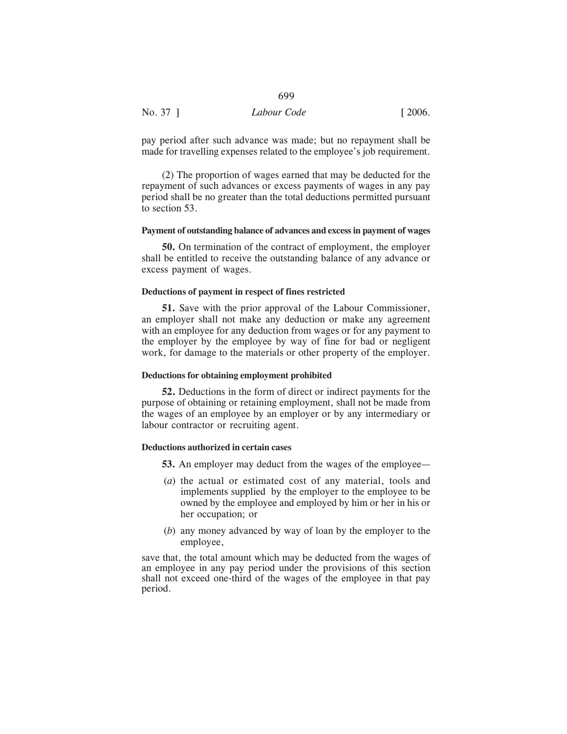pay period after such advance was made; but no repayment shall be made for travelling expenses related to the employee's job requirement.

(2) The proportion of wages earned that may be deducted for the repayment of such advances or excess payments of wages in any pay period shall be no greater than the total deductions permitted pursuant to section 53.

#### Payment of outstanding balance of advances and excess in payment of wages

**50.** On termination of the contract of employment, the employer shall be entitled to receive the outstanding balance of any advance or excess payment of wages.

#### Deductions of payment in respect of fines restricted

**51.** Save with the prior approval of the Labour Commissioner, an employer shall not make any deduction or make any agreement with an employee for any deduction from wages or for any payment to the employer by the employee by way of fine for bad or negligent work, for damage to the materials or other property of the employer.

#### Deductions for obtaining employment prohibited

**52.** Deductions in the form of direct or indirect payments for the purpose of obtaining or retaining employment, shall not be made from the wages of an employee by an employer or by any intermediary or labour contractor or recruiting agent.

#### Deductions authorized in certain cases

**53.** An employer may deduct from the wages of the employee—

(*a*) the actual or estimated cost of any material, tools and implements supplied by the employer to the employee to be owned by the employee and employed by him or her in his or her occupation; or

(*b*) any money advanced by way of loan by the employer to the employee,

save that, the total amount which may be deducted from the wages of an employee in any pay period under the provisions of this section shall not exceed one-third of the wages of the employee in that pay period.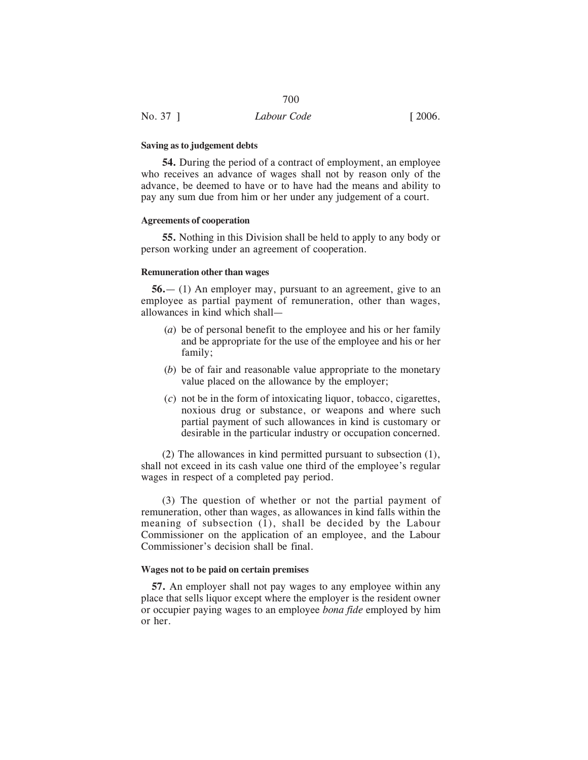**Saving as to judgement debts**

**54.** During the period of a contract of employment, an employee who receives an advance of wages shall not by reason only of the advance, be deemed to have or to have had the means and ability to pay any sum due from him or her under any judgement of a court.

**Agreements of cooperation**

**55.** Nothing in this Division shall be held to apply to any body or person working under an agreement of cooperation.

**Remuneration other than wages**

**56.**— (1) An employer may, pursuant to an agreement, give to an employee as partial payment of remuneration, other than wages, allowances in kind which shall—

(*a*) be of personal benefit to the employee and his or her family and be appropriate for the use of the employee and his or her family;

(*b*) be of fair and reasonable value appropriate to the monetary value placed on the allowance by the employer;

(*c*) not be in the form of intoxicating liquor, tobacco, cigarettes, noxious drug or substance, or weapons and where such partial payment of such allowances in kind is customary or desirable in the particular industry or occupation concerned.

(2) The allowances in kind permitted pursuant to subsection (1), shall not exceed in its cash value one third of the employee's regular wages in respect of a completed pay period.

(3) The question of whether or not the partial payment of remuneration, other than wages, as allowances in kind falls within the meaning of subsection (1), shall be decided by the Labour Commissioner on the application of an employee, and the Labour Commissioner's decision shall be final.

**Wages not to be paid on certain premises**

**57.** An employer shall not pay wages to any employee within any place that sells liquor except where the employer is the resident owner or occupier paying wages to an employee *bona fide* employed by him or her.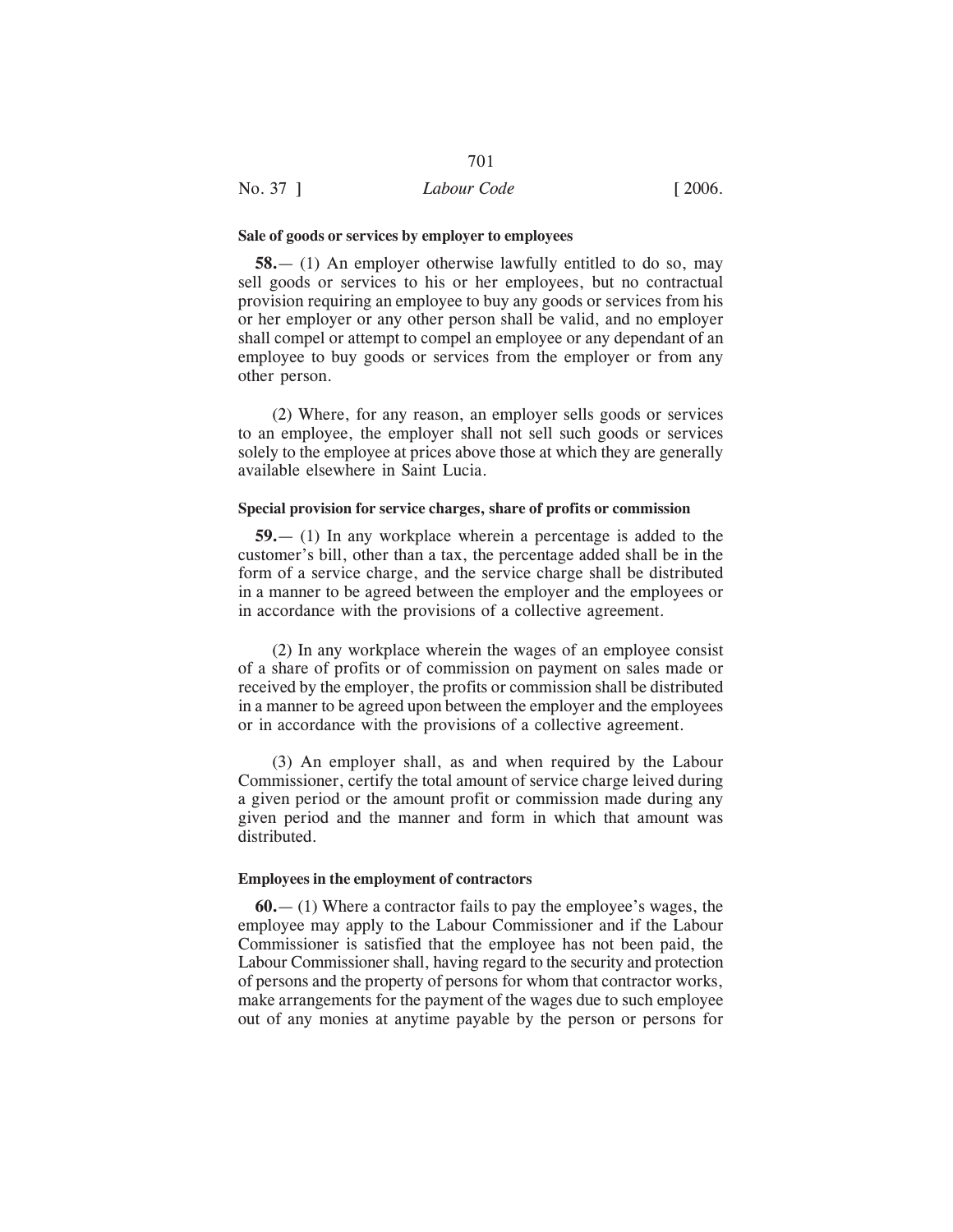### Sale of goods or services by employer to employees

**58.**— (1) An employer otherwise lawfully entitled to do so, may sell goods or services to his or her employees, but no contractual provision requiring an employee to buy any goods or services from his or her employer or any other person shall be valid, and no employer shall compel or attempt to compel an employee or any dependant of an employee to buy goods or services from the employer or from any other person.

(2) Where, for any reason, an employer sells goods or services to an employee, the employer shall not sell such goods or services solely to the employee at prices above those at which they are generally available elsewhere in Saint Lucia.

### Special provision for service charges, share of profits or commission

**59.**— (1) In any workplace wherein a percentage is added to the customer's bill, other than a tax, the percentage added shall be in the form of a service charge, and the service charge shall be distributed in a manner to be agreed between the employer and the employees or in accordance with the provisions of a collective agreement.

(2) In any workplace wherein the wages of an employee consist of a share of profits or of commission on payment on sales made or received by the employer, the profits or commission shall be distributed in a manner to be agreed upon between the employer and the employees or in accordance with the provisions of a collective agreement.

(3) An employer shall, as and when required by the Labour Commissioner, certify the total amount of service charge leived during a given period or the amount profit or commission made during any given period and the manner and form in which that amount was distributed.

### Employees in the employment of contractors

**60.**— (1) Where a contractor fails to pay the employee's wages, the employee may apply to the Labour Commissioner and if the Labour Commissioner is satisfied that the employee has not been paid, the Labour Commissioner shall, having regard to the security and protection of persons and the property of persons for whom that contractor works, make arrangements for the payment of the wages due to such employee out of any monies at anytime payable by the person or persons for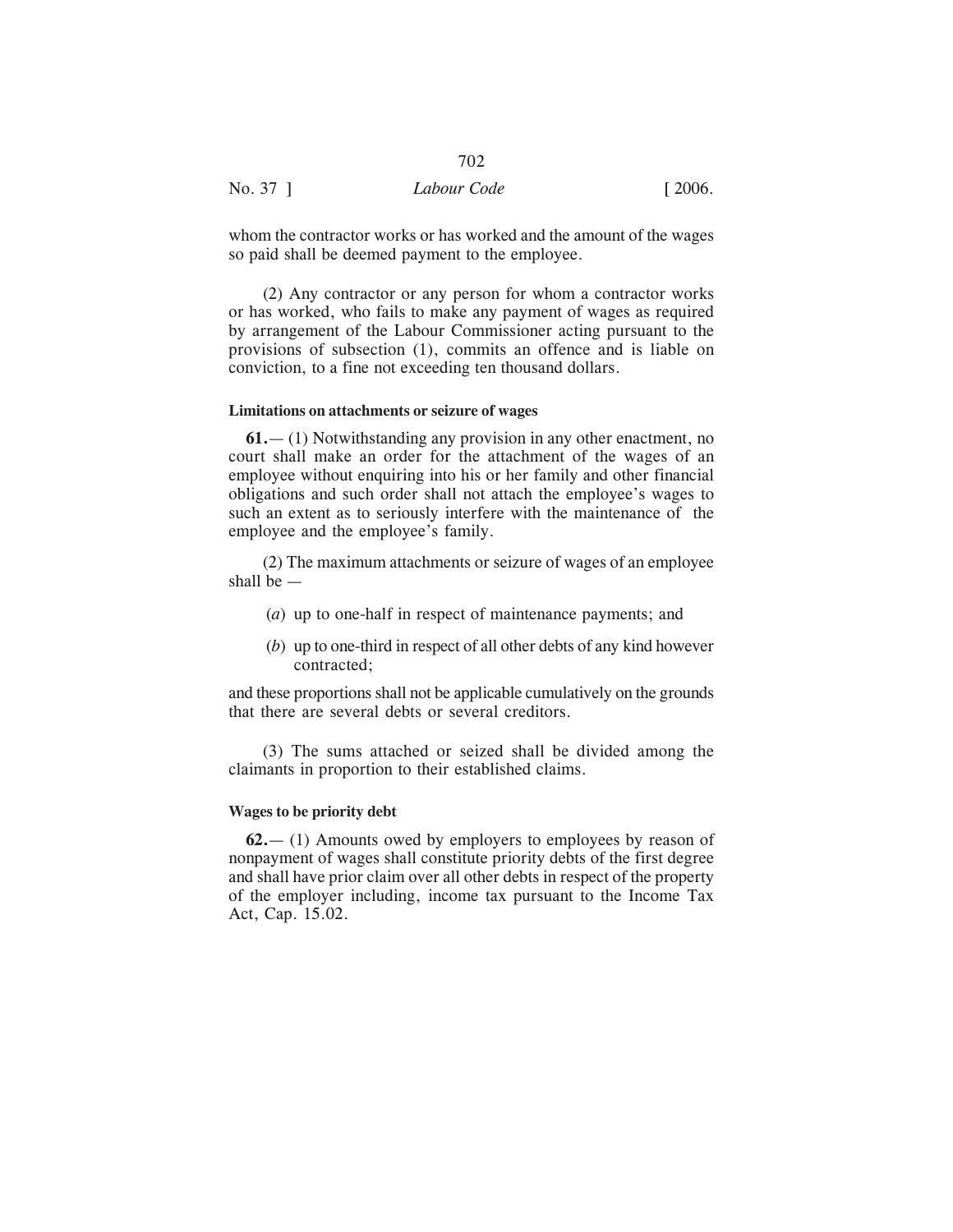whom the contractor works or has worked and the amount of the wages so paid shall be deemed payment to the employee.

(2) Any contractor or any person for whom a contractor works or has worked, who fails to make any payment of wages as required by arrangement of the Labour Commissioner acting pursuant to the provisions of subsection (1), commits an offence and is liable on conviction, to a fine not exceeding ten thousand dollars.

**Limitations on attachments or seizure of wages**

**61.**— (1) Notwithstanding any provision in any other enactment, no court shall make an order for the attachment of the wages of an employee without enquiring into his or her family and other financial obligations and such order shall not attach the employee's wages to such an extent as to seriously interfere with the maintenance of the employee and the employee's family.

(2) The maximum attachments or seizure of wages of an employee shall be —

(*a*) up to one-half in respect of maintenance payments; and

(*b*) up to one-third in respect of all other debts of any kind however contracted;

and these proportions shall not be applicable cumulatively on the grounds that there are several debts or several creditors.

(3) The sums attached or seized shall be divided among the claimants in proportion to their established claims.

**Wages to be priority debt**

**62.**— (1) Amounts owed by employers to employees by reason of nonpayment of wages shall constitute priority debts of the first degree and shall have prior claim over all other debts in respect of the property of the employer including, income tax pursuant to the Income Tax Act, Cap. 15.02.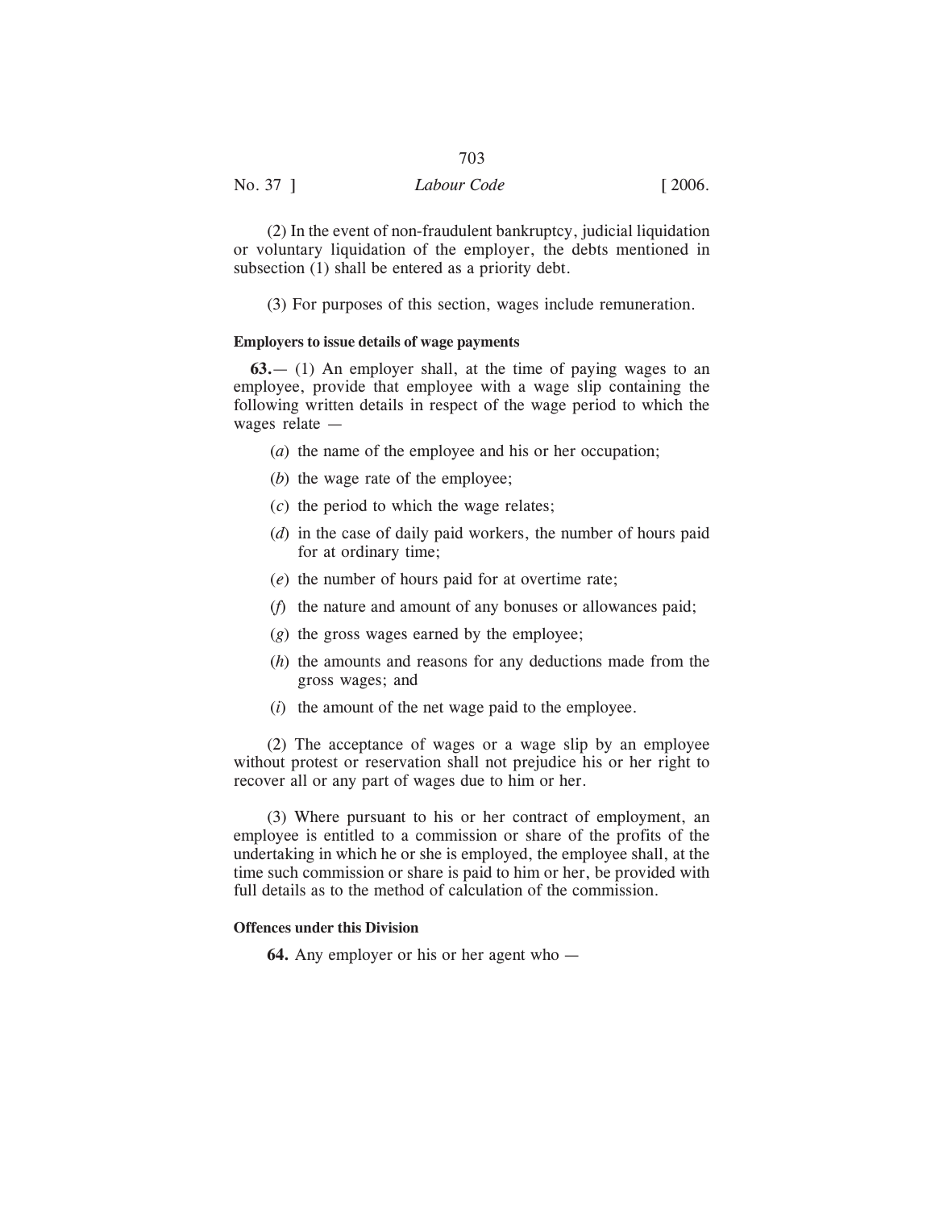(2) In the event of non-fraudulent bankruptcy, judicial liquidation or voluntary liquidation of the employer, the debts mentioned in subsection (1) shall be entered as a priority debt.

(3) For purposes of this section, wages include remuneration.

**Employers to issue details of wage payments**

**63.**— (1) An employer shall, at the time of paying wages to an employee, provide that employee with a wage slip containing the following written details in respect of the wage period to which the wages relate —

(*a*) the name of the employee and his or her occupation;

(*b*) the wage rate of the employee;

(*c*) the period to which the wage relates;

(*d*) in the case of daily paid workers, the number of hours paid for at ordinary time;

(*e*) the number of hours paid for at overtime rate;

(*f*) the nature and amount of any bonuses or allowances paid;

(*g*) the gross wages earned by the employee;

(*h*) the amounts and reasons for any deductions made from the gross wages; and

(*i*) the amount of the net wage paid to the employee.

(2) The acceptance of wages or a wage slip by an employee without protest or reservation shall not prejudice his or her right to recover all or any part of wages due to him or her.

(3) Where pursuant to his or her contract of employment, an employee is entitled to a commission or share of the profits of the undertaking in which he or she is employed, the employee shall, at the time such commission or share is paid to him or her, be provided with full details as to the method of calculation of the commission.

**Offences under this Division**

**64.** Any employer or his or her agent who —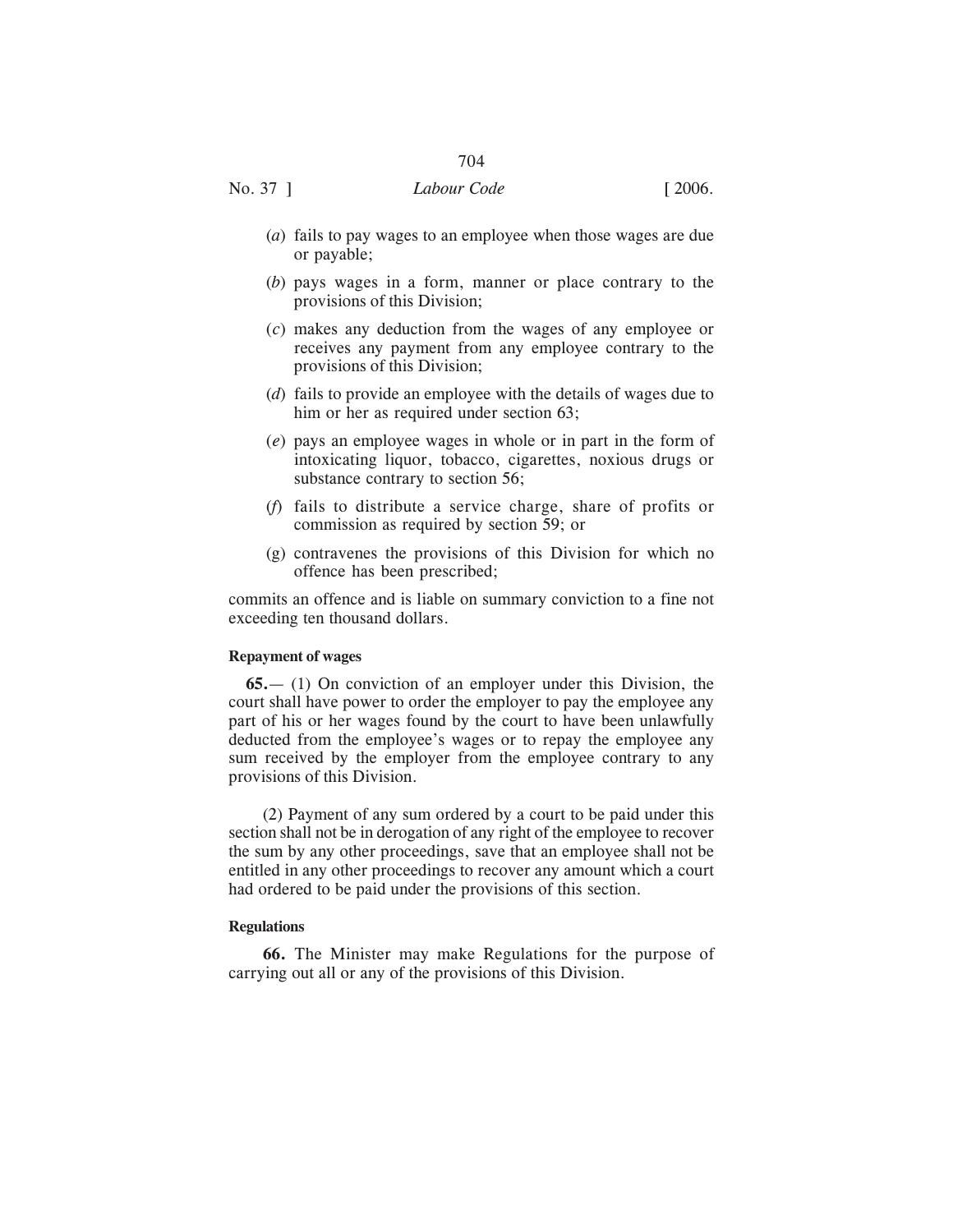(*a*) fails to pay wages to an employee when those wages are due or payable;

(*b*) pays wages in a form, manner or place contrary to the provisions of this Division;

(*c*) makes any deduction from the wages of any employee or receives any payment from any employee contrary to the provisions of this Division;

(*d*) fails to provide an employee with the details of wages due to him or her as required under section 63;

(*e*) pays an employee wages in whole or in part in the form of intoxicating liquor, tobacco, cigarettes, noxious drugs or substance contrary to section 56;

(*f*) fails to distribute a service charge, share of profits or commission as required by section 59; or

(g) contravenes the provisions of this Division for which no offence has been prescribed;

commits an offence and is liable on summary conviction to a fine not exceeding ten thousand dollars.

**Repayment of wages**

**65.**— (1) On conviction of an employer under this Division, the court shall have power to order the employer to pay the employee any part of his or her wages found by the court to have been unlawfully deducted from the employee's wages or to repay the employee any sum received by the employer from the employee contrary to any provisions of this Division.

(2) Payment of any sum ordered by a court to be paid under this section shall not be in derogation of any right of the employee to recover the sum by any other proceedings, save that an employee shall not be entitled in any other proceedings to recover any amount which a court had ordered to be paid under the provisions of this section.

**Regulations**

**66.** The Minister may make Regulations for the purpose of carrying out all or any of the provisions of this Division.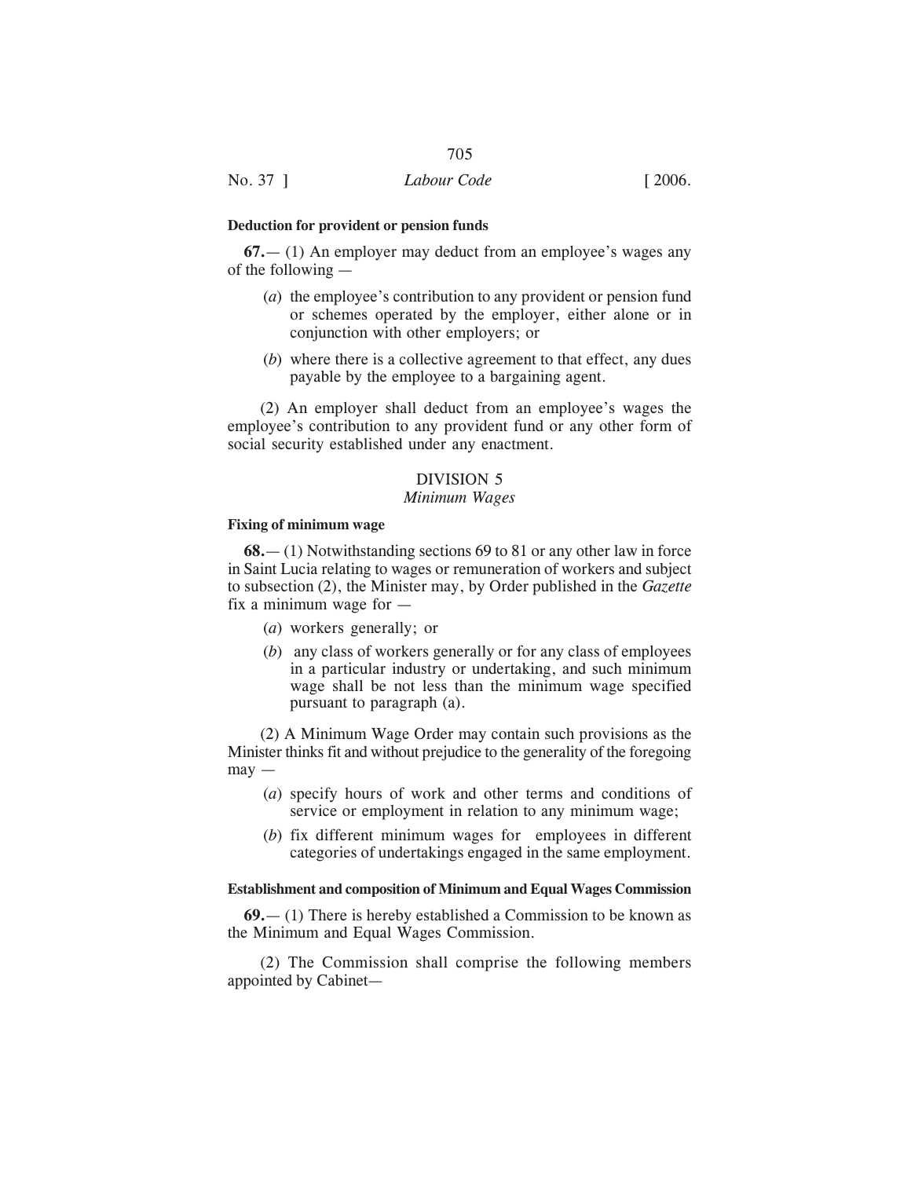**Deduction for provident or pension funds**

**67.**— (1) An employer may deduct from an employee's wages any of the following —

(*a*) the employee's contribution to any provident or pension fund or schemes operated by the employer, either alone or in conjunction with other employers; or

(*b*) where there is a collective agreement to that effect, any dues payable by the employee to a bargaining agent.

(2) An employer shall deduct from an employee's wages the employee's contribution to any provident fund or any other form of social security established under any enactment.

## DIVISION 5
### *Minimum Wages*

**Fixing of minimum wage**

**68.**— (1) Notwithstanding sections 69 to 81 or any other law in force in Saint Lucia relating to wages or remuneration of workers and subject to subsection (2), the Minister may, by Order published in the *Gazette* fix a minimum wage for —

(*a*) workers generally; or

(*b*) any class of workers generally or for any class of employees in a particular industry or undertaking, and such minimum wage shall be not less than the minimum wage specified pursuant to paragraph (a).

(2) A Minimum Wage Order may contain such provisions as the Minister thinks fit and without prejudice to the generality of the foregoing may —

(*a*) specify hours of work and other terms and conditions of service or employment in relation to any minimum wage;

(*b*) fix different minimum wages for employees in different categories of undertakings engaged in the same employment.

**Establishment and composition of Minimum and Equal Wages Commission**

**69.**— (1) There is hereby established a Commission to be known as the Minimum and Equal Wages Commission.

(2) The Commission shall comprise the following members appointed by Cabinet—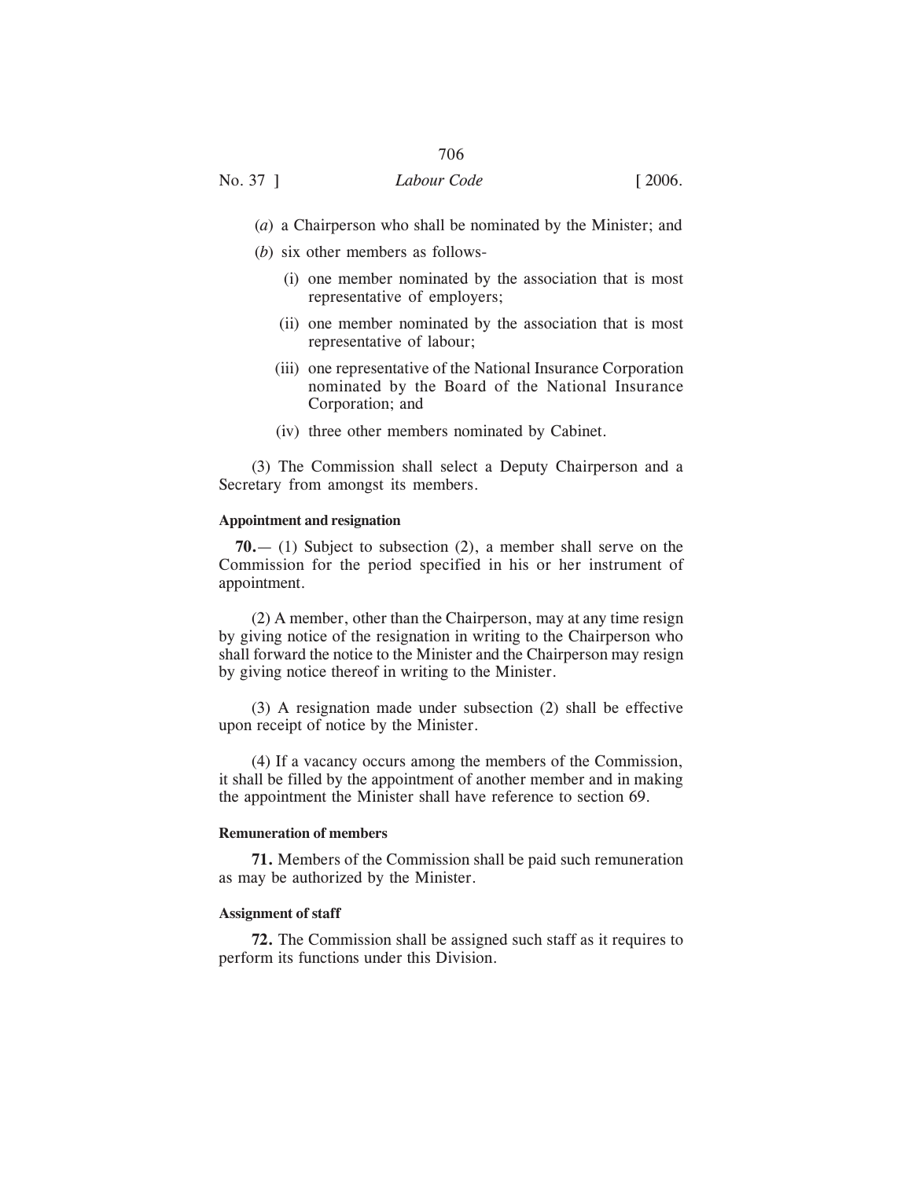(*a*) a Chairperson who shall be nominated by the Minister; and

(*b*) six other members as follows-

(i) one member nominated by the association that is most representative of employers;

(ii) one member nominated by the association that is most representative of labour;

(iii) one representative of the National Insurance Corporation nominated by the Board of the National Insurance Corporation; and

(iv) three other members nominated by Cabinet.

(3) The Commission shall select a Deputy Chairperson and a Secretary from amongst its members.

**Appointment and resignation**

**70.**— (1) Subject to subsection (2), a member shall serve on the Commission for the period specified in his or her instrument of appointment.

(2) A member, other than the Chairperson, may at any time resign by giving notice of the resignation in writing to the Chairperson who shall forward the notice to the Minister and the Chairperson may resign by giving notice thereof in writing to the Minister.

(3) A resignation made under subsection (2) shall be effective upon receipt of notice by the Minister.

(4) If a vacancy occurs among the members of the Commission, it shall be filled by the appointment of another member and in making the appointment the Minister shall have reference to section 69.

**Remuneration of members**

**71.** Members of the Commission shall be paid such remuneration as may be authorized by the Minister.

**Assignment of staff**

**72.** The Commission shall be assigned such staff as it requires to perform its functions under this Division.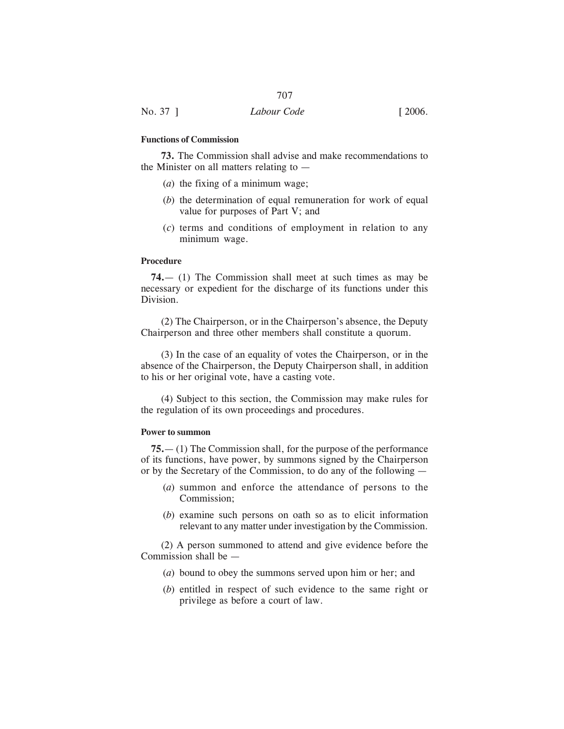#### Functions of Commission

**73.** The Commission shall advise and make recommendations to the Minister on all matters relating to —

(*a*) the fixing of a minimum wage;

(*b*) the determination of equal remuneration for work of equal value for purposes of Part V; and

(*c*) terms and conditions of employment in relation to any minimum wage.

#### Procedure

**74.**— (1) The Commission shall meet at such times as may be necessary or expedient for the discharge of its functions under this Division.

(2) The Chairperson, or in the Chairperson's absence, the Deputy Chairperson and three other members shall constitute a quorum.

(3) In the case of an equality of votes the Chairperson, or in the absence of the Chairperson, the Deputy Chairperson shall, in addition to his or her original vote, have a casting vote.

(4) Subject to this section, the Commission may make rules for the regulation of its own proceedings and procedures.

#### Power to summon

**75.**— (1) The Commission shall, for the purpose of the performance of its functions, have power, by summons signed by the Chairperson or by the Secretary of the Commission, to do any of the following —

(*a*) summon and enforce the attendance of persons to the Commission;

(*b*) examine such persons on oath so as to elicit information relevant to any matter under investigation by the Commission.

(2) A person summoned to attend and give evidence before the Commission shall be —

(*a*) bound to obey the summons served upon him or her; and

(*b*) entitled in respect of such evidence to the same right or privilege as before a court of law.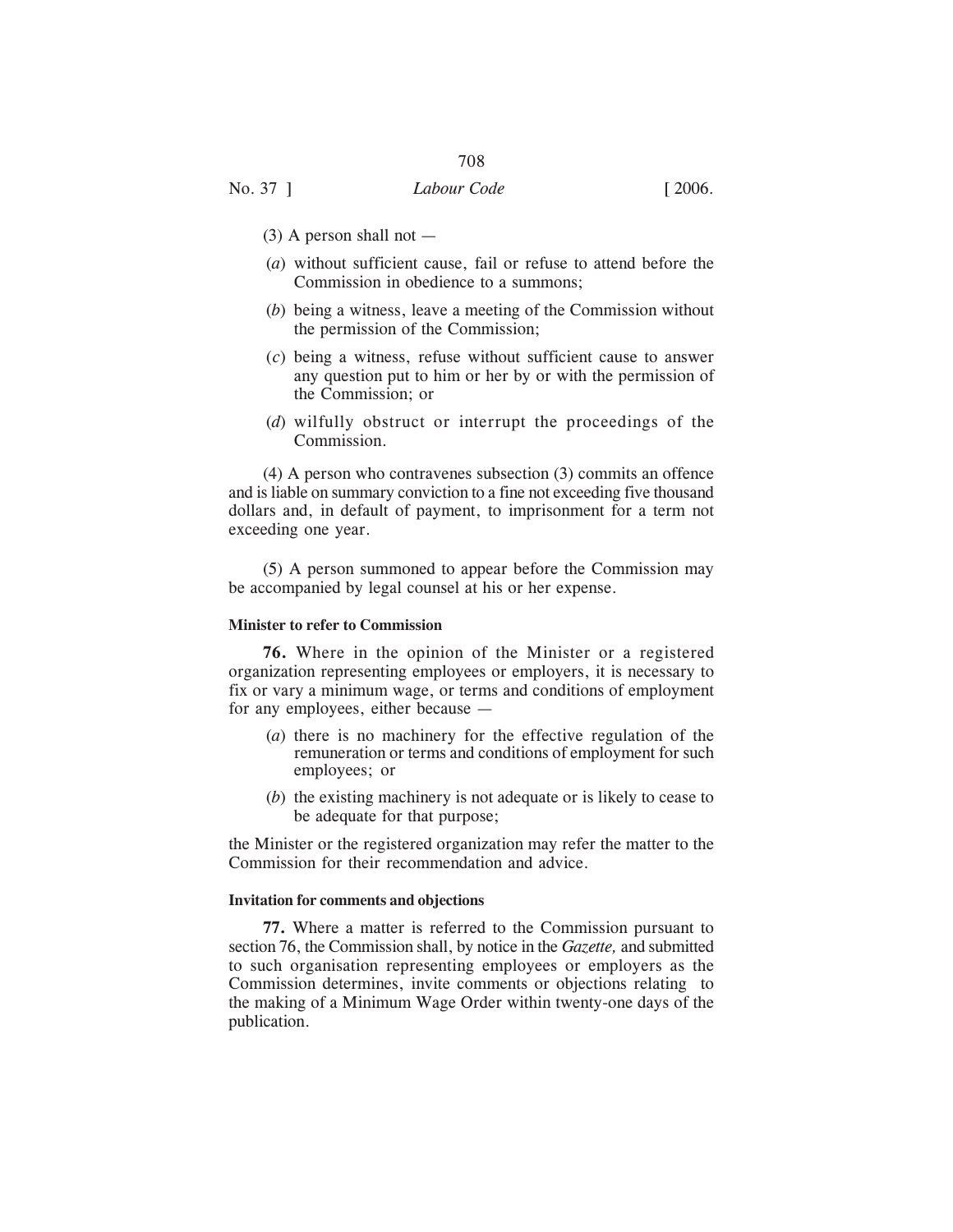(3) A person shall not —

(*a*) without sufficient cause, fail or refuse to attend before the Commission in obedience to a summons;

(*b*) being a witness, leave a meeting of the Commission without the permission of the Commission;

(*c*) being a witness, refuse without sufficient cause to answer any question put to him or her by or with the permission of the Commission; or

(*d*) wilfully obstruct or interrupt the proceedings of the Commission.

(4) A person who contravenes subsection (3) commits an offence and is liable on summary conviction to a fine not exceeding five thousand dollars and, in default of payment, to imprisonment for a term not exceeding one year.

(5) A person summoned to appear before the Commission may be accompanied by legal counsel at his or her expense.

**Minister to refer to Commission**

**76.** Where in the opinion of the Minister or a registered organization representing employees or employers, it is necessary to fix or vary a minimum wage, or terms and conditions of employment for any employees, either because —

(*a*) there is no machinery for the effective regulation of the remuneration or terms and conditions of employment for such employees; or

(*b*) the existing machinery is not adequate or is likely to cease to be adequate for that purpose;

the Minister or the registered organization may refer the matter to the Commission for their recommendation and advice.

**Invitation for comments and objections**

**77.** Where a matter is referred to the Commission pursuant to section 76, the Commission shall, by notice in the *Gazette,* and submitted to such organisation representing employees or employers as the Commission determines, invite comments or objections relating to the making of a Minimum Wage Order within twenty-one days of the publication.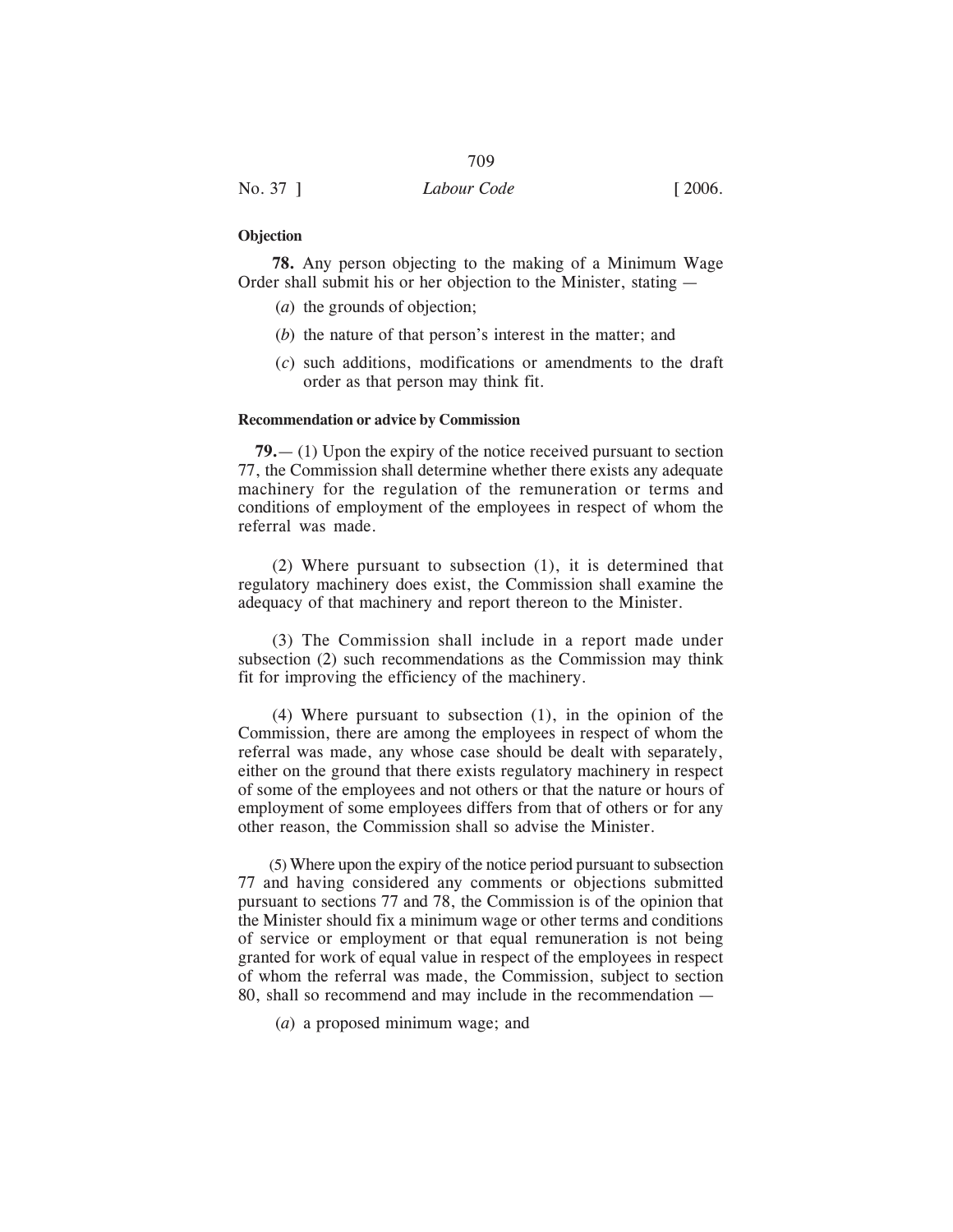**Objection**

**78.** Any person objecting to the making of a Minimum Wage Order shall submit his or her objection to the Minister, stating —

(*a*) the grounds of objection;

(*b*) the nature of that person's interest in the matter; and

(*c*) such additions, modifications or amendments to the draft order as that person may think fit.

**Recommendation or advice by Commission**

**79.**— (1) Upon the expiry of the notice received pursuant to section 77, the Commission shall determine whether there exists any adequate machinery for the regulation of the remuneration or terms and conditions of employment of the employees in respect of whom the referral was made.

(2) Where pursuant to subsection (1), it is determined that regulatory machinery does exist, the Commission shall examine the adequacy of that machinery and report thereon to the Minister.

(3) The Commission shall include in a report made under subsection (2) such recommendations as the Commission may think fit for improving the efficiency of the machinery.

(4) Where pursuant to subsection (1), in the opinion of the Commission, there are among the employees in respect of whom the referral was made, any whose case should be dealt with separately, either on the ground that there exists regulatory machinery in respect of some of the employees and not others or that the nature or hours of employment of some employees differs from that of others or for any other reason, the Commission shall so advise the Minister.

(5) Where upon the expiry of the notice period pursuant to subsection 77 and having considered any comments or objections submitted pursuant to sections 77 and 78, the Commission is of the opinion that the Minister should fix a minimum wage or other terms and conditions of service or employment or that equal remuneration is not being granted for work of equal value in respect of the employees in respect of whom the referral was made, the Commission, subject to section 80, shall so recommend and may include in the recommendation —

(*a*) a proposed minimum wage; and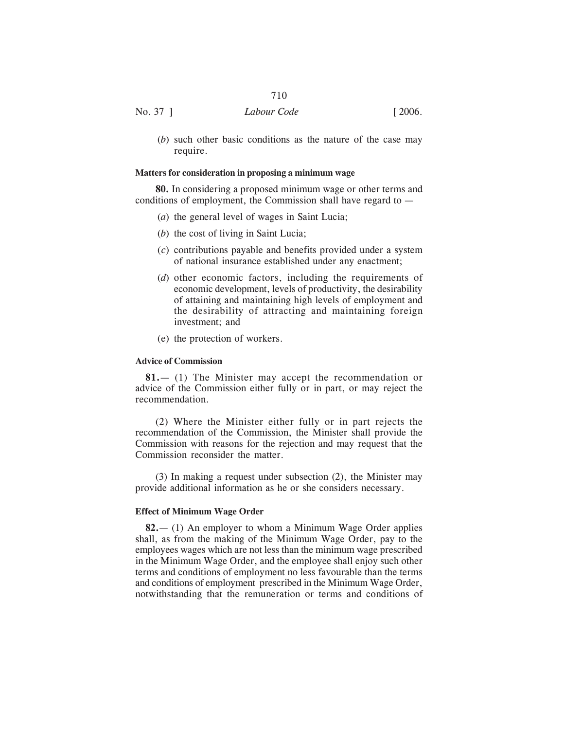(*b*) such other basic conditions as the nature of the case may require.

**Matters for consideration in proposing a minimum wage**

**80.** In considering a proposed minimum wage or other terms and conditions of employment, the Commission shall have regard to —

(*a*) the general level of wages in Saint Lucia;

(*b*) the cost of living in Saint Lucia;

(*c*) contributions payable and benefits provided under a system of national insurance established under any enactment;

(*d*) other economic factors, including the requirements of economic development, levels of productivity, the desirability of attaining and maintaining high levels of employment and the desirability of attracting and maintaining foreign investment; and

(e) the protection of workers.

**Advice of Commission**

**81.**— (1) The Minister may accept the recommendation or advice of the Commission either fully or in part, or may reject the recommendation.

(2) Where the Minister either fully or in part rejects the recommendation of the Commission, the Minister shall provide the Commission with reasons for the rejection and may request that the Commission reconsider the matter.

(3) In making a request under subsection (2), the Minister may provide additional information as he or she considers necessary.

**Effect of Minimum Wage Order**

**82.**— (1) An employer to whom a Minimum Wage Order applies shall, as from the making of the Minimum Wage Order, pay to the employees wages which are not less than the minimum wage prescribed in the Minimum Wage Order, and the employee shall enjoy such other terms and conditions of employment no less favourable than the terms and conditions of employment prescribed in the Minimum Wage Order, notwithstanding that the remuneration or terms and conditions of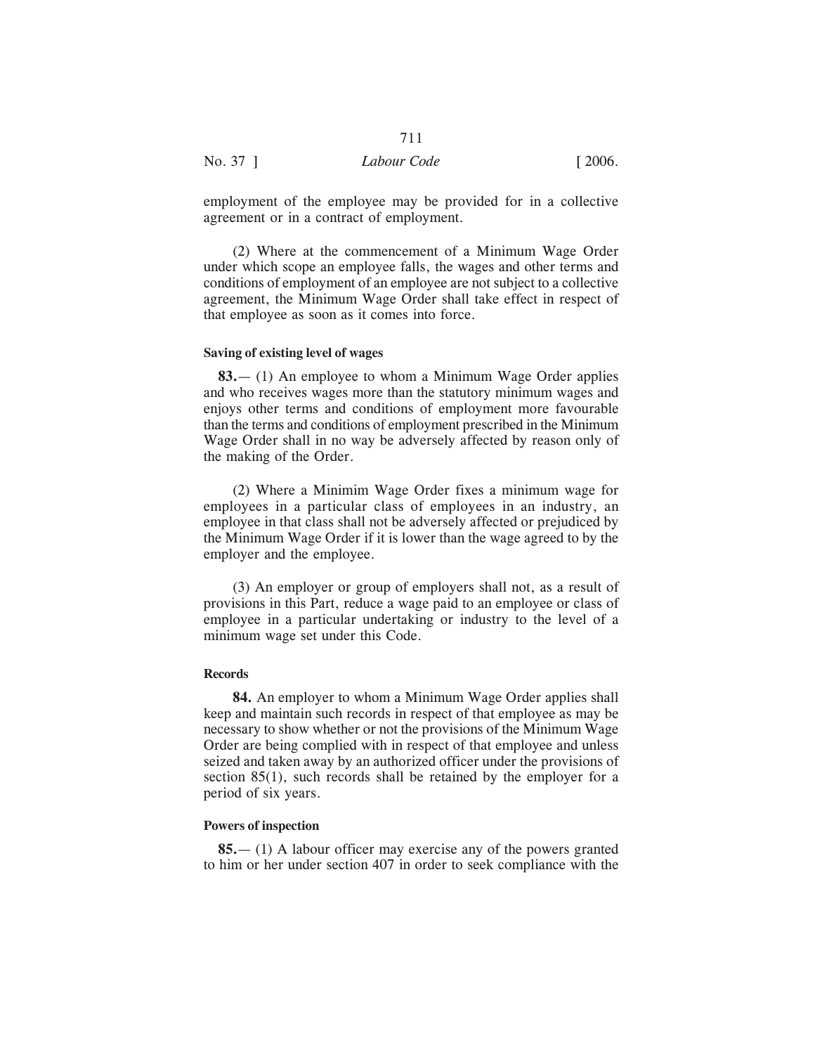employment of the employee may be provided for in a collective agreement or in a contract of employment.

(2) Where at the commencement of a Minimum Wage Order under which scope an employee falls, the wages and other terms and conditions of employment of an employee are not subject to a collective agreement, the Minimum Wage Order shall take effect in respect of that employee as soon as it comes into force.

**Saving of existing level of wages**

**83.**— (1) An employee to whom a Minimum Wage Order applies and who receives wages more than the statutory minimum wages and enjoys other terms and conditions of employment more favourable than the terms and conditions of employment prescribed in the Minimum Wage Order shall in no way be adversely affected by reason only of the making of the Order.

(2) Where a Minimim Wage Order fixes a minimum wage for employees in a particular class of employees in an industry, an employee in that class shall not be adversely affected or prejudiced by the Minimum Wage Order if it is lower than the wage agreed to by the employer and the employee.

(3) An employer or group of employers shall not, as a result of provisions in this Part, reduce a wage paid to an employee or class of employee in a particular undertaking or industry to the level of a minimum wage set under this Code.

**Records**

**84.** An employer to whom a Minimum Wage Order applies shall keep and maintain such records in respect of that employee as may be necessary to show whether or not the provisions of the Minimum Wage Order are being complied with in respect of that employee and unless seized and taken away by an authorized officer under the provisions of section 85(1), such records shall be retained by the employer for a period of six years.

**Powers of inspection**

**85.**— (1) A labour officer may exercise any of the powers granted to him or her under section 407 in order to seek compliance with the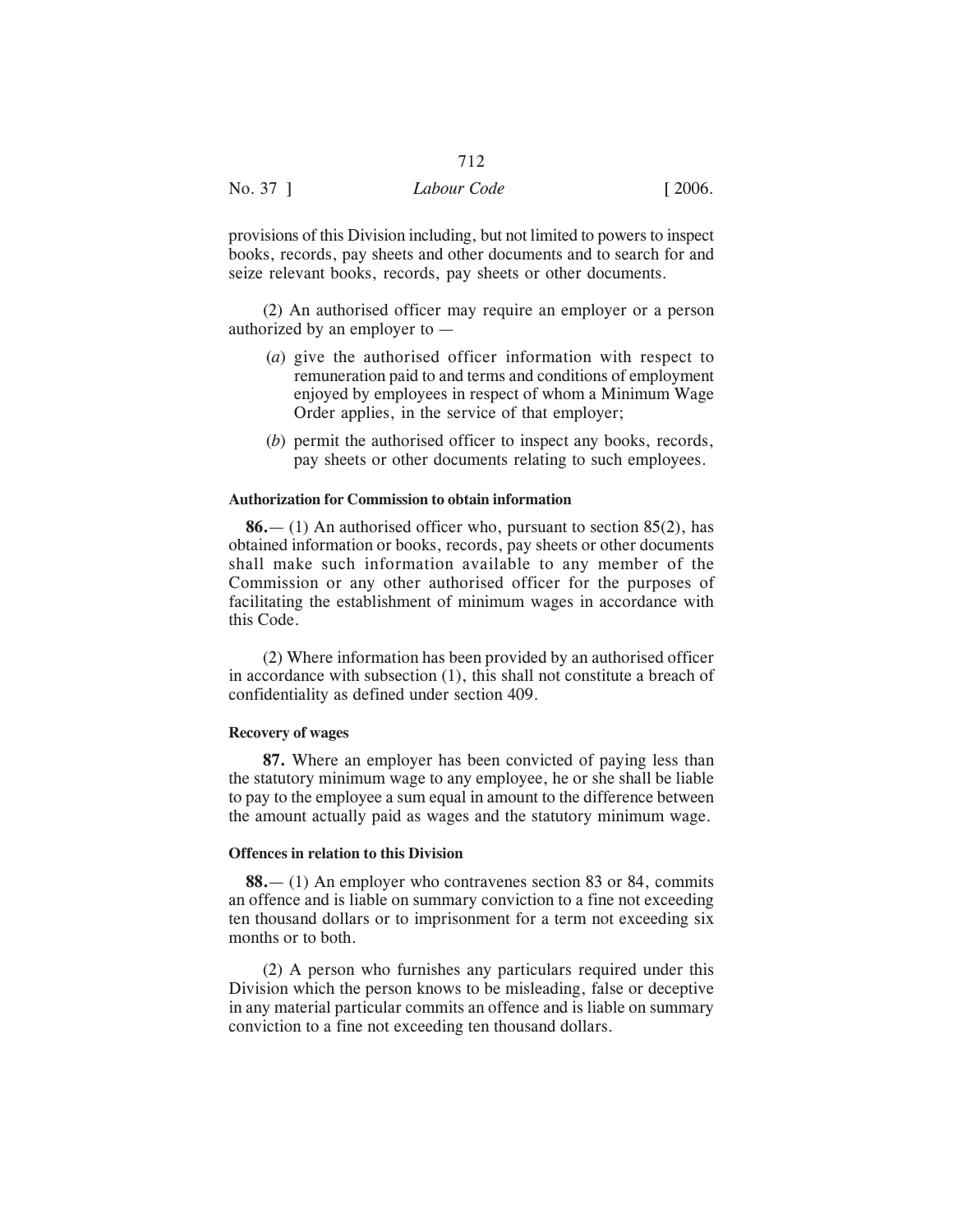provisions of this Division including, but not limited to powers to inspect books, records, pay sheets and other documents and to search for and seize relevant books, records, pay sheets or other documents.

(2) An authorised officer may require an employer or a person authorized by an employer to —

(*a*) give the authorised officer information with respect to remuneration paid to and terms and conditions of employment enjoyed by employees in respect of whom a Minimum Wage Order applies, in the service of that employer;

(*b*) permit the authorised officer to inspect any books, records, pay sheets or other documents relating to such employees.

**Authorization for Commission to obtain information**

**86.**— (1) An authorised officer who, pursuant to section 85(2), has obtained information or books, records, pay sheets or other documents shall make such information available to any member of the Commission or any other authorised officer for the purposes of facilitating the establishment of minimum wages in accordance with this Code.

(2) Where information has been provided by an authorised officer in accordance with subsection (1), this shall not constitute a breach of confidentiality as defined under section 409.

**Recovery of wages**

**87.** Where an employer has been convicted of paying less than the statutory minimum wage to any employee, he or she shall be liable to pay to the employee a sum equal in amount to the difference between the amount actually paid as wages and the statutory minimum wage.

**Offences in relation to this Division**

**88.**— (1) An employer who contravenes section 83 or 84, commits an offence and is liable on summary conviction to a fine not exceeding ten thousand dollars or to imprisonment for a term not exceeding six months or to both.

(2) A person who furnishes any particulars required under this Division which the person knows to be misleading, false or deceptive in any material particular commits an offence and is liable on summary conviction to a fine not exceeding ten thousand dollars.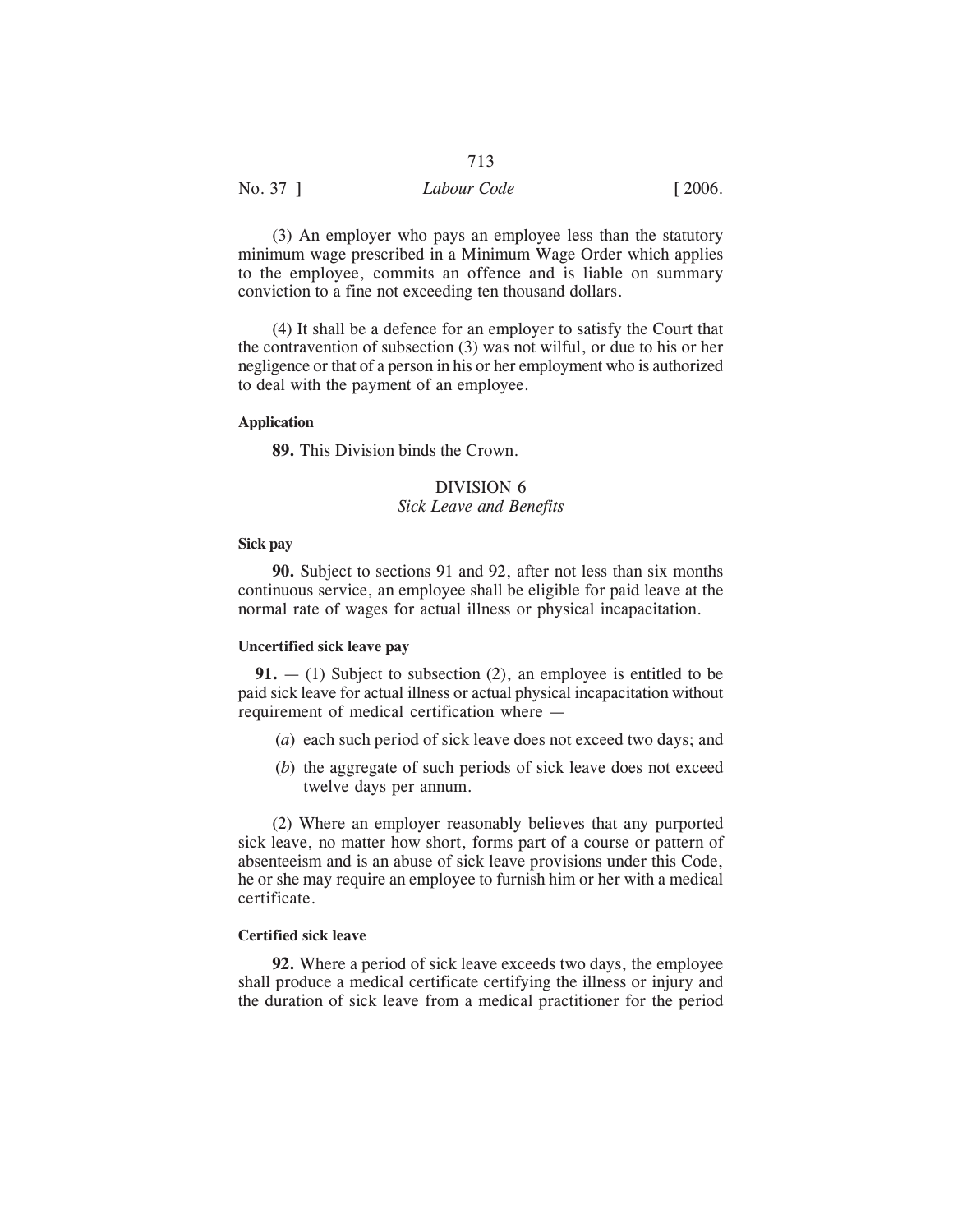(3) An employer who pays an employee less than the statutory minimum wage prescribed in a Minimum Wage Order which applies to the employee, commits an offence and is liable on summary conviction to a fine not exceeding ten thousand dollars.

(4) It shall be a defence for an employer to satisfy the Court that the contravention of subsection (3) was not wilful, or due to his or her negligence or that of a person in his or her employment who is authorized to deal with the payment of an employee.

**Application**

**89.** This Division binds the Crown.

## DIVISION 6
*Sick Leave and Benefits*

**Sick pay**

**90.** Subject to sections 91 and 92, after not less than six months continuous service, an employee shall be eligible for paid leave at the normal rate of wages for actual illness or physical incapacitation.

**Uncertified sick leave pay**

**91.** — (1) Subject to subsection (2), an employee is entitled to be paid sick leave for actual illness or actual physical incapacitation without requirement of medical certification where —

(*a*) each such period of sick leave does not exceed two days; and

(*b*) the aggregate of such periods of sick leave does not exceed twelve days per annum.

(2) Where an employer reasonably believes that any purported sick leave, no matter how short, forms part of a course or pattern of absenteeism and is an abuse of sick leave provisions under this Code, he or she may require an employee to furnish him or her with a medical certificate.

**Certified sick leave**

**92.** Where a period of sick leave exceeds two days, the employee shall produce a medical certificate certifying the illness or injury and the duration of sick leave from a medical practitioner for the period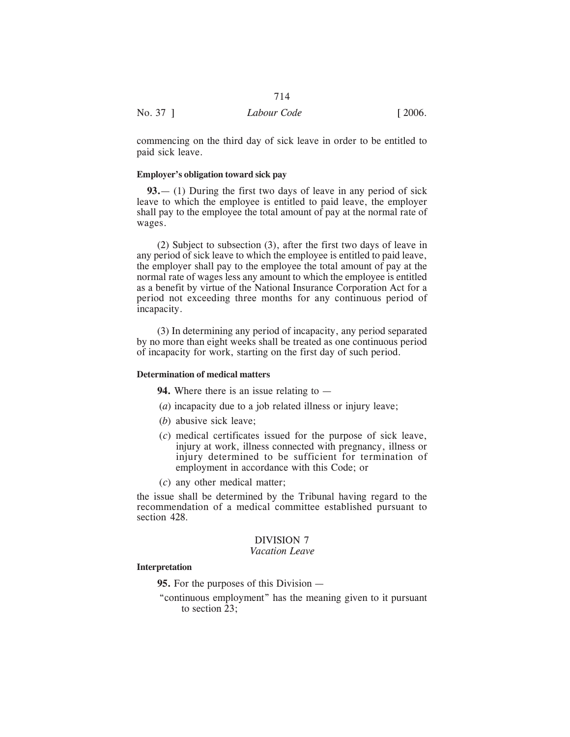commencing on the third day of sick leave in order to be entitled to paid sick leave.

**Employer's obligation toward sick pay**

**93.**— (1) During the first two days of leave in any period of sick leave to which the employee is entitled to paid leave, the employer shall pay to the employee the total amount of pay at the normal rate of wages.

(2) Subject to subsection (3), after the first two days of leave in any period of sick leave to which the employee is entitled to paid leave, the employer shall pay to the employee the total amount of pay at the normal rate of wages less any amount to which the employee is entitled as a benefit by virtue of the National Insurance Corporation Act for a period not exceeding three months for any continuous period of incapacity.

(3) In determining any period of incapacity, any period separated by no more than eight weeks shall be treated as one continuous period of incapacity for work, starting on the first day of such period.

**Determination of medical matters**

**94.** Where there is an issue relating to —

(*a*) incapacity due to a job related illness or injury leave;

(*b*) abusive sick leave;

(*c*) medical certificates issued for the purpose of sick leave, injury at work, illness connected with pregnancy, illness or injury determined to be sufficient for termination of employment in accordance with this Code; or

(*c*) any other medical matter;

the issue shall be determined by the Tribunal having regard to the recommendation of a medical committee established pursuant to section 428.

## DIVISION 7
*Vacation Leave*

**Interpretation**

**95.** For the purposes of this Division —

"continuous employment" has the meaning given to it pursuant to section 23;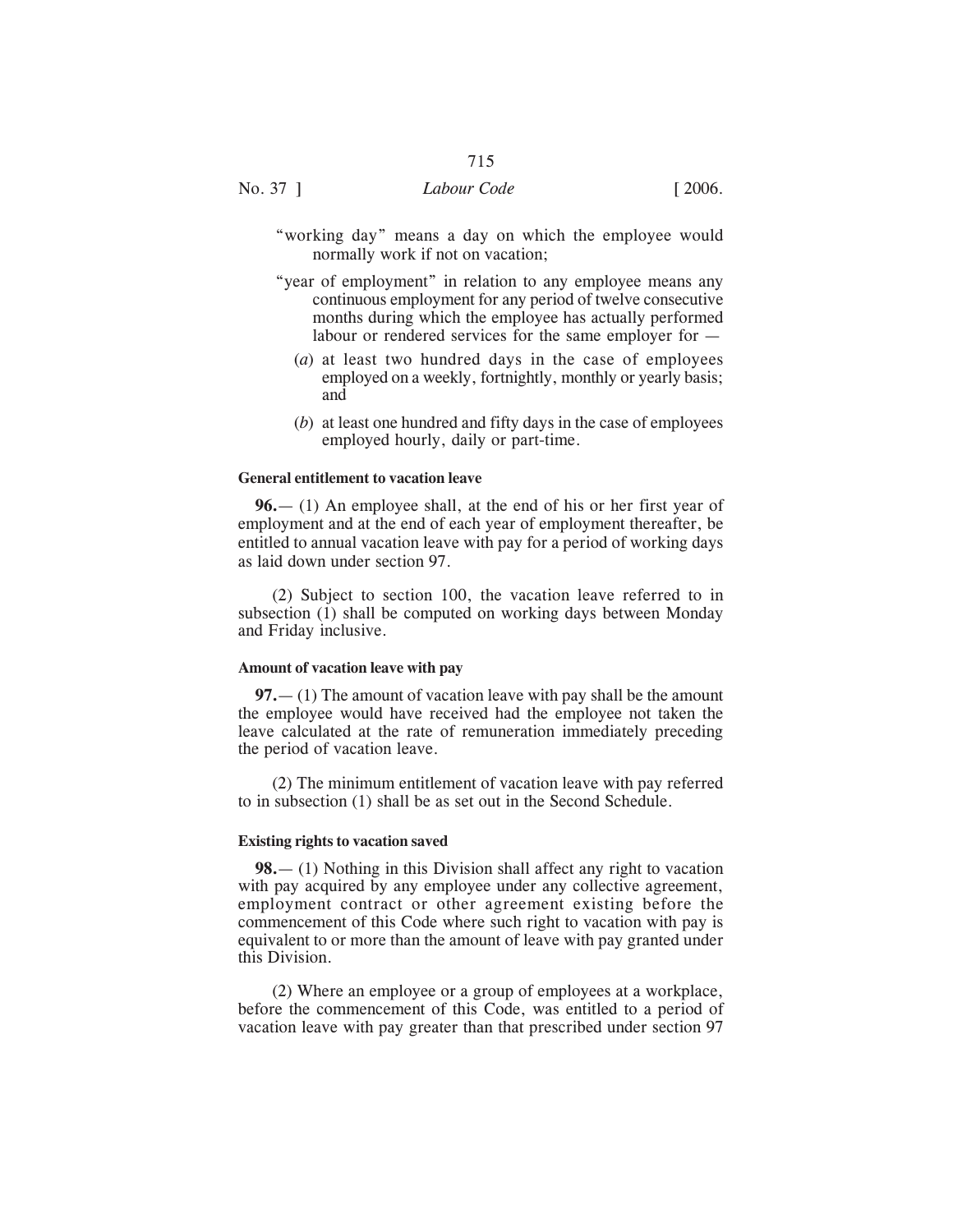"working day" means a day on which the employee would normally work if not on vacation;

"year of employment" in relation to any employee means any continuous employment for any period of twelve consecutive months during which the employee has actually performed labour or rendered services for the same employer for —

(*a*) at least two hundred days in the case of employees employed on a weekly, fortnightly, monthly or yearly basis; and

(*b*) at least one hundred and fifty days in the case of employees employed hourly, daily or part-time.

#### General entitlement to vacation leave

**96.**— (1) An employee shall, at the end of his or her first year of employment and at the end of each year of employment thereafter, be entitled to annual vacation leave with pay for a period of working days as laid down under section 97.

(2) Subject to section 100, the vacation leave referred to in subsection (1) shall be computed on working days between Monday and Friday inclusive.

#### Amount of vacation leave with pay

**97.**— (1) The amount of vacation leave with pay shall be the amount the employee would have received had the employee not taken the leave calculated at the rate of remuneration immediately preceding the period of vacation leave.

(2) The minimum entitlement of vacation leave with pay referred to in subsection (1) shall be as set out in the Second Schedule.

#### Existing rights to vacation saved

**98.**— (1) Nothing in this Division shall affect any right to vacation with pay acquired by any employee under any collective agreement, employment contract or other agreement existing before the commencement of this Code where such right to vacation with pay is equivalent to or more than the amount of leave with pay granted under this Division.

(2) Where an employee or a group of employees at a workplace, before the commencement of this Code, was entitled to a period of vacation leave with pay greater than that prescribed under section 97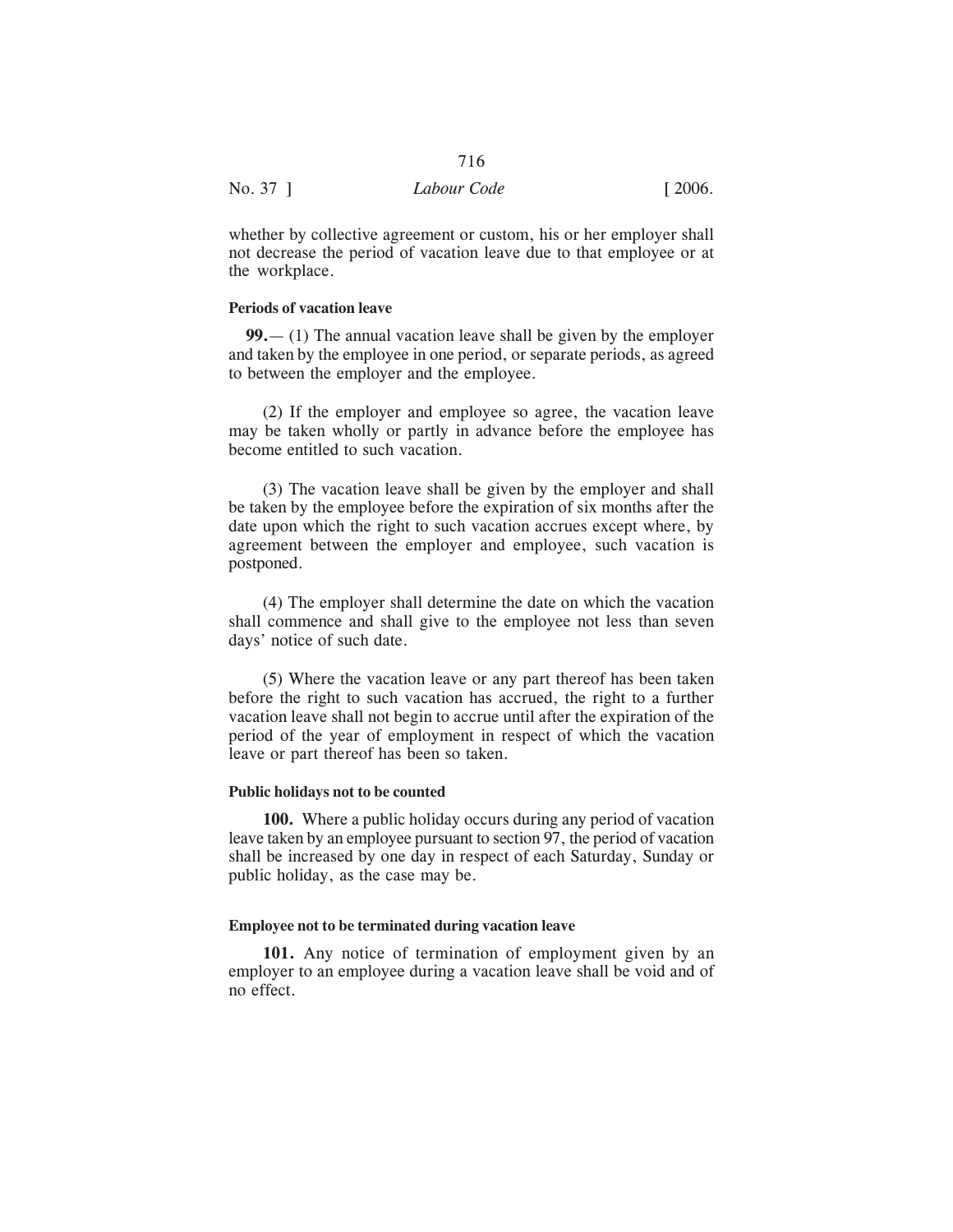whether by collective agreement or custom, his or her employer shall not decrease the period of vacation leave due to that employee or at the workplace.

**Periods of vacation leave**

**99.**— (1) The annual vacation leave shall be given by the employer and taken by the employee in one period, or separate periods, as agreed to between the employer and the employee.

(2) If the employer and employee so agree, the vacation leave may be taken wholly or partly in advance before the employee has become entitled to such vacation.

(3) The vacation leave shall be given by the employer and shall be taken by the employee before the expiration of six months after the date upon which the right to such vacation accrues except where, by agreement between the employer and employee, such vacation is postponed.

(4) The employer shall determine the date on which the vacation shall commence and shall give to the employee not less than seven days' notice of such date.

(5) Where the vacation leave or any part thereof has been taken before the right to such vacation has accrued, the right to a further vacation leave shall not begin to accrue until after the expiration of the period of the year of employment in respect of which the vacation leave or part thereof has been so taken.

**Public holidays not to be counted**

**100.** Where a public holiday occurs during any period of vacation leave taken by an employee pursuant to section 97, the period of vacation shall be increased by one day in respect of each Saturday, Sunday or public holiday, as the case may be.

**Employee not to be terminated during vacation leave**

**101.** Any notice of termination of employment given by an employer to an employee during a vacation leave shall be void and of no effect.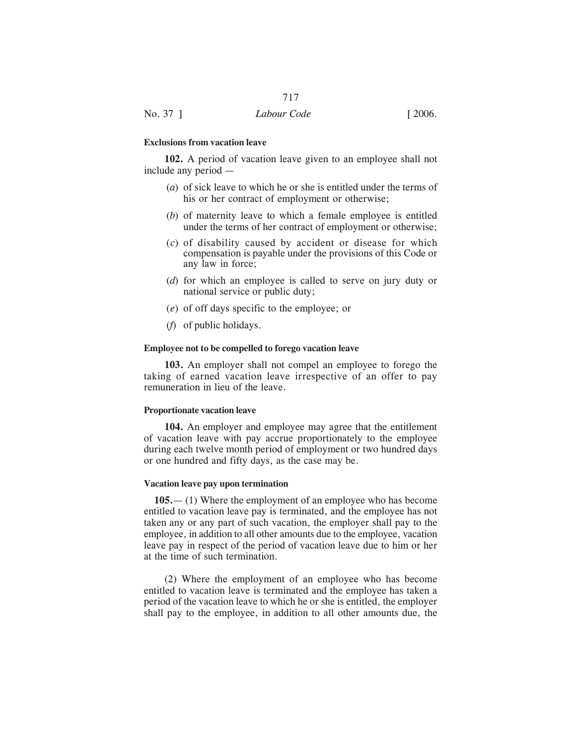#### Exclusions from vacation leave

**102.** A period of vacation leave given to an employee shall not include any period —

(*a*) of sick leave to which he or she is entitled under the terms of his or her contract of employment or otherwise;

(*b*) of maternity leave to which a female employee is entitled under the terms of her contract of employment or otherwise;

(*c*) of disability caused by accident or disease for which compensation is payable under the provisions of this Code or any law in force;

(*d*) for which an employee is called to serve on jury duty or national service or public duty;

(*e*) of off days specific to the employee; or

(*f*) of public holidays.

#### Employee not to be compelled to forego vacation leave

**103.** An employer shall not compel an employee to forego the taking of earned vacation leave irrespective of an offer to pay remuneration in lieu of the leave.

#### Proportionate vacation leave

**104.** An employer and employee may agree that the entitlement of vacation leave with pay accrue proportionately to the employee during each twelve month period of employment or two hundred days or one hundred and fifty days, as the case may be.

#### Vacation leave pay upon termination

**105.**— (1) Where the employment of an employee who has become entitled to vacation leave pay is terminated, and the employee has not taken any or any part of such vacation, the employer shall pay to the employee, in addition to all other amounts due to the employee, vacation leave pay in respect of the period of vacation leave due to him or her at the time of such termination.

(2) Where the employment of an employee who has become entitled to vacation leave is terminated and the employee has taken a period of the vacation leave to which he or she is entitled, the employer shall pay to the employee, in addition to all other amounts due, the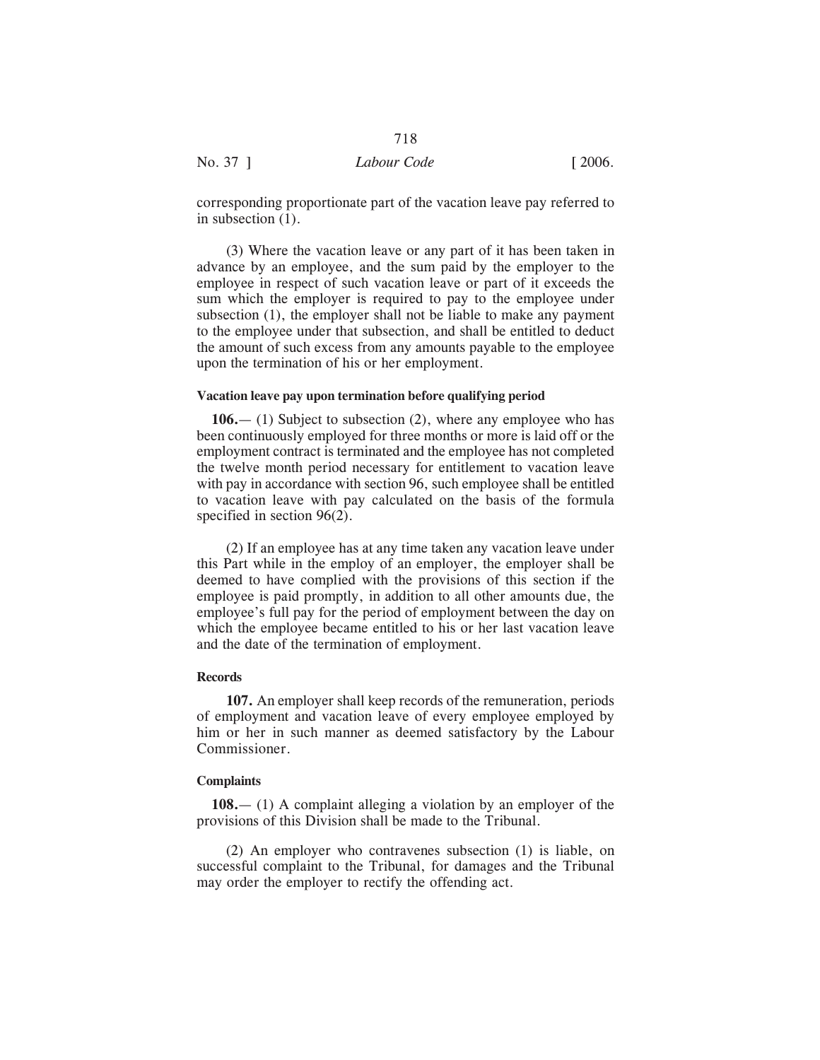corresponding proportionate part of the vacation leave pay referred to in subsection (1).

(3) Where the vacation leave or any part of it has been taken in advance by an employee, and the sum paid by the employer to the employee in respect of such vacation leave or part of it exceeds the sum which the employer is required to pay to the employee under subsection (1), the employer shall not be liable to make any payment to the employee under that subsection, and shall be entitled to deduct the amount of such excess from any amounts payable to the employee upon the termination of his or her employment.

#### Vacation leave pay upon termination before qualifying period

**106.**— (1) Subject to subsection (2), where any employee who has been continuously employed for three months or more is laid off or the employment contract is terminated and the employee has not completed the twelve month period necessary for entitlement to vacation leave with pay in accordance with section 96, such employee shall be entitled to vacation leave with pay calculated on the basis of the formula specified in section 96(2).

(2) If an employee has at any time taken any vacation leave under this Part while in the employ of an employer, the employer shall be deemed to have complied with the provisions of this section if the employee is paid promptly, in addition to all other amounts due, the employee's full pay for the period of employment between the day on which the employee became entitled to his or her last vacation leave and the date of the termination of employment.

#### Records

**107.** An employer shall keep records of the remuneration, periods of employment and vacation leave of every employee employed by him or her in such manner as deemed satisfactory by the Labour Commissioner.

#### Complaints

**108.**— (1) A complaint alleging a violation by an employer of the provisions of this Division shall be made to the Tribunal.

(2) An employer who contravenes subsection (1) is liable, on successful complaint to the Tribunal, for damages and the Tribunal may order the employer to rectify the offending act.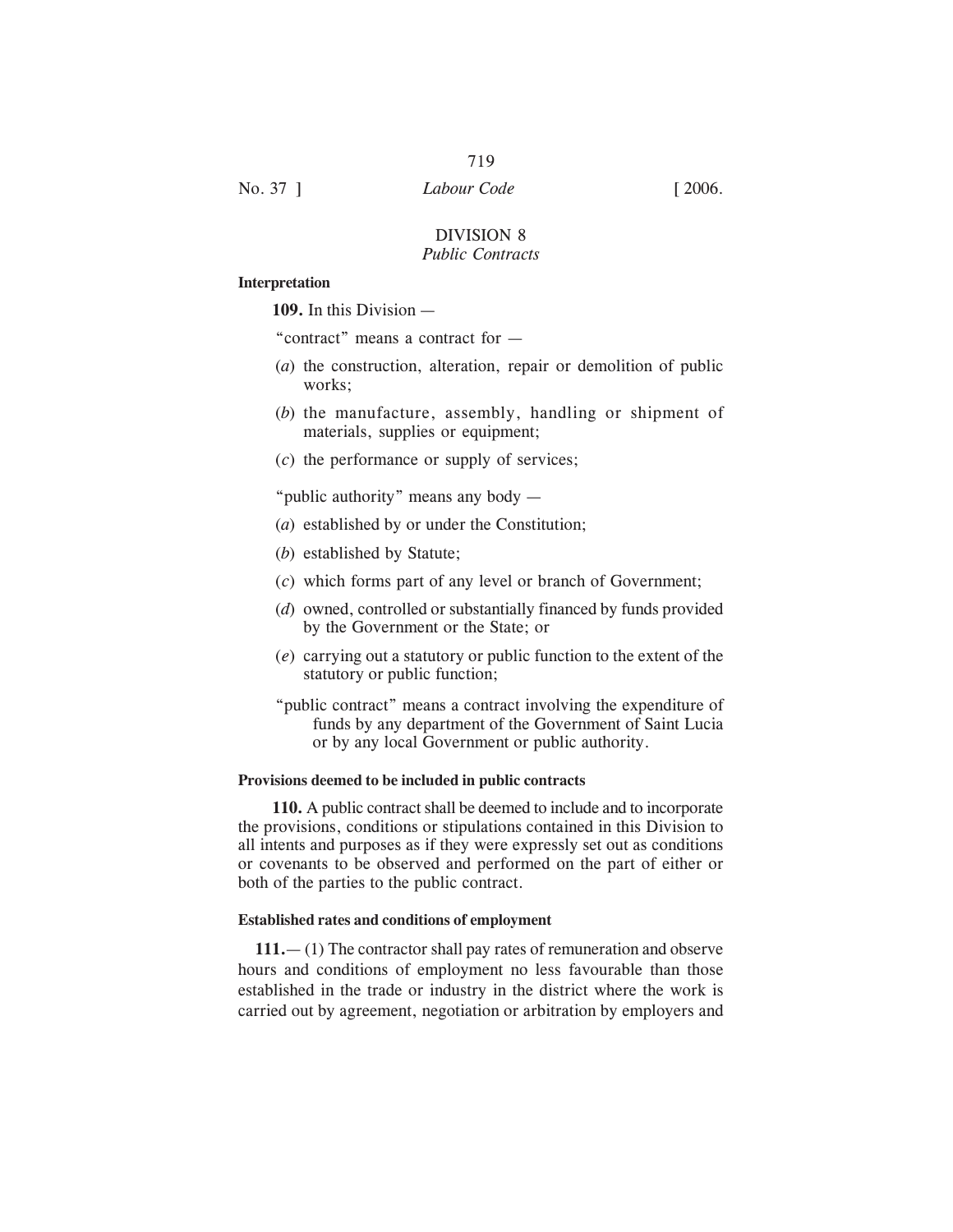## DIVISION 8
### *Public Contracts*

**Interpretation**

**109.** In this Division —

"contract" means a contract for —

(*a*) the construction, alteration, repair or demolition of public works;

(*b*) the manufacture, assembly, handling or shipment of materials, supplies or equipment;

(*c*) the performance or supply of services;

"public authority" means any body —

(*a*) established by or under the Constitution;

(*b*) established by Statute;

(*c*) which forms part of any level or branch of Government;

(*d*) owned, controlled or substantially financed by funds provided by the Government or the State; or

(*e*) carrying out a statutory or public function to the extent of the statutory or public function;

"public contract" means a contract involving the expenditure of funds by any department of the Government of Saint Lucia or by any local Government or public authority.

**Provisions deemed to be included in public contracts**

**110.** A public contract shall be deemed to include and to incorporate the provisions, conditions or stipulations contained in this Division to all intents and purposes as if they were expressly set out as conditions or covenants to be observed and performed on the part of either or both of the parties to the public contract.

**Established rates and conditions of employment**

**111.**— (1) The contractor shall pay rates of remuneration and observe hours and conditions of employment no less favourable than those established in the trade or industry in the district where the work is carried out by agreement, negotiation or arbitration by employers and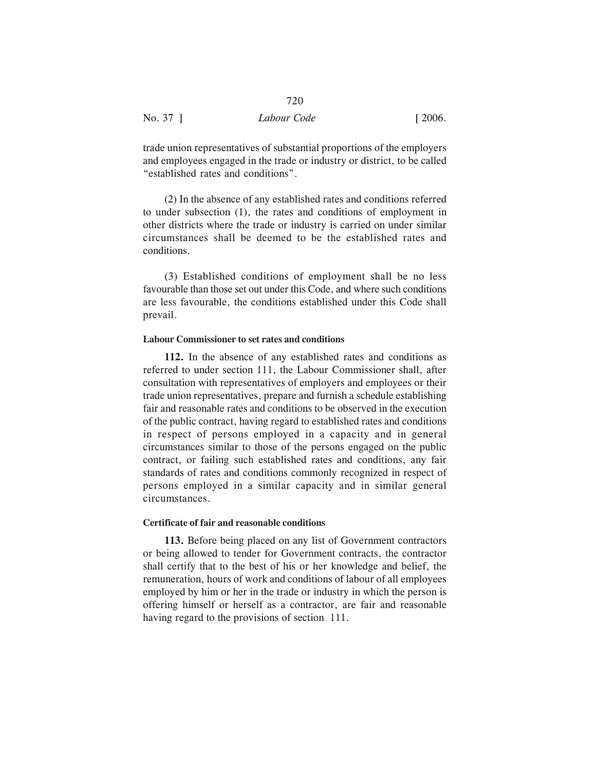trade union representatives of substantial proportions of the employers and employees engaged in the trade or industry or district, to be called "established rates and conditions".

(2) In the absence of any established rates and conditions referred to under subsection (1), the rates and conditions of employment in other districts where the trade or industry is carried on under similar circumstances shall be deemed to be the established rates and conditions.

(3) Established conditions of employment shall be no less favourable than those set out under this Code, and where such conditions are less favourable, the conditions established under this Code shall prevail.

#### Labour Commissioner to set rates and conditions

**112.** In the absence of any established rates and conditions as referred to under section 111, the Labour Commissioner shall, after consultation with representatives of employers and employees or their trade union representatives, prepare and furnish a schedule establishing fair and reasonable rates and conditions to be observed in the execution of the public contract, having regard to established rates and conditions in respect of persons employed in a capacity and in general circumstances similar to those of the persons engaged on the public contract, or failing such established rates and conditions, any fair standards of rates and conditions commonly recognized in respect of persons employed in a similar capacity and in similar general circumstances.

#### Certificate of fair and reasonable conditions

**113.** Before being placed on any list of Government contractors or being allowed to tender for Government contracts, the contractor shall certify that to the best of his or her knowledge and belief, the remuneration, hours of work and conditions of labour of all employees employed by him or her in the trade or industry in which the person is offering himself or herself as a contractor, are fair and reasonable having regard to the provisions of section 111.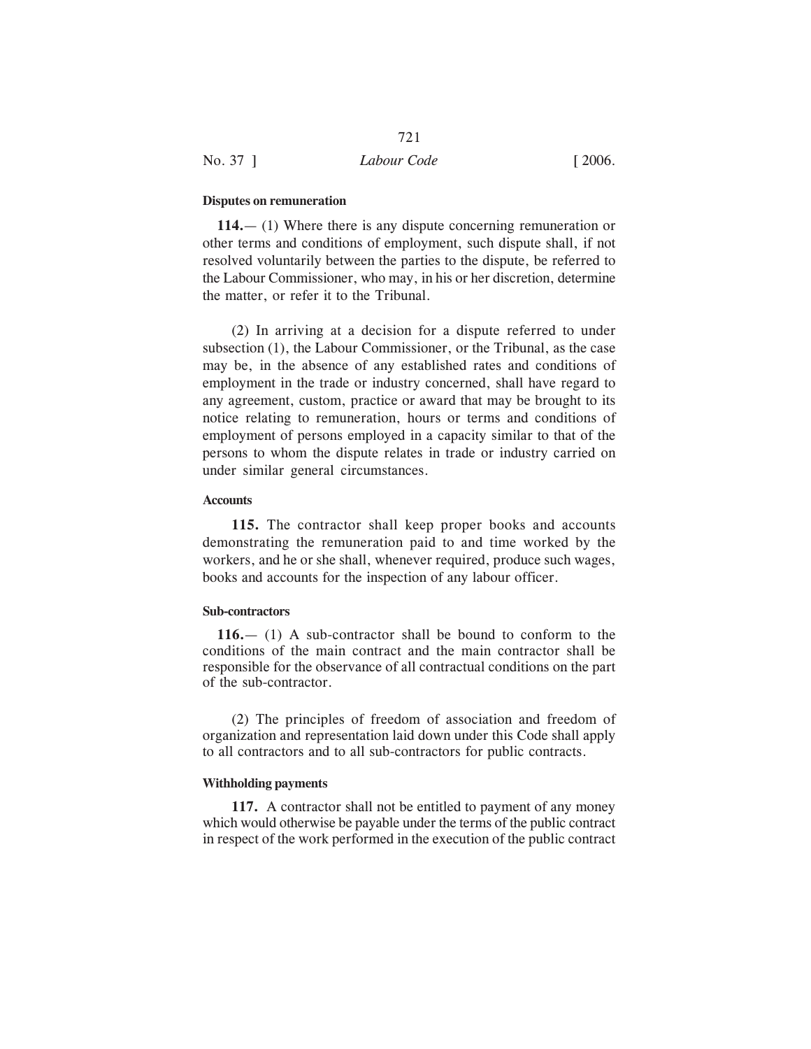**Disputes on remuneration**

**114.**— (1) Where there is any dispute concerning remuneration or other terms and conditions of employment, such dispute shall, if not resolved voluntarily between the parties to the dispute, be referred to the Labour Commissioner, who may, in his or her discretion, determine the matter, or refer it to the Tribunal.

(2) In arriving at a decision for a dispute referred to under subsection (1), the Labour Commissioner, or the Tribunal, as the case may be, in the absence of any established rates and conditions of employment in the trade or industry concerned, shall have regard to any agreement, custom, practice or award that may be brought to its notice relating to remuneration, hours or terms and conditions of employment of persons employed in a capacity similar to that of the persons to whom the dispute relates in trade or industry carried on under similar general circumstances.

**Accounts**

**115.** The contractor shall keep proper books and accounts demonstrating the remuneration paid to and time worked by the workers, and he or she shall, whenever required, produce such wages, books and accounts for the inspection of any labour officer.

**Sub-contractors**

**116.**— (1) A sub-contractor shall be bound to conform to the conditions of the main contract and the main contractor shall be responsible for the observance of all contractual conditions on the part of the sub-contractor.

(2) The principles of freedom of association and freedom of organization and representation laid down under this Code shall apply to all contractors and to all sub-contractors for public contracts.

**Withholding payments**

**117.** A contractor shall not be entitled to payment of any money which would otherwise be payable under the terms of the public contract in respect of the work performed in the execution of the public contract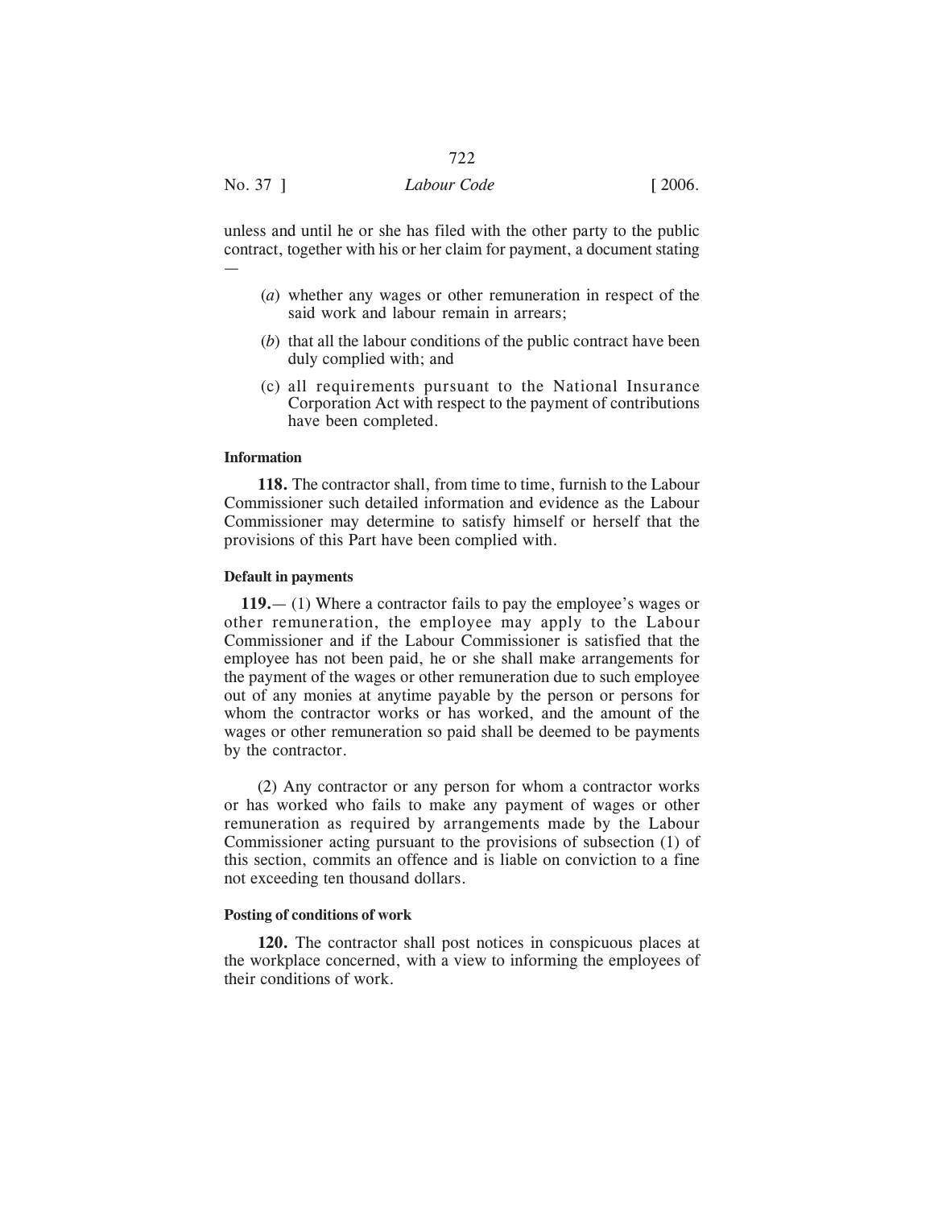unless and until he or she has filed with the other party to the public contract, together with his or her claim for payment, a document stating —

(*a*) whether any wages or other remuneration in respect of the said work and labour remain in arrears;

(*b*) that all the labour conditions of the public contract have been duly complied with; and

(c) all requirements pursuant to the National Insurance Corporation Act with respect to the payment of contributions have been completed.

**Information**

**118.** The contractor shall, from time to time, furnish to the Labour Commissioner such detailed information and evidence as the Labour Commissioner may determine to satisfy himself or herself that the provisions of this Part have been complied with.

**Default in payments**

**119.**— (1) Where a contractor fails to pay the employee's wages or other remuneration, the employee may apply to the Labour Commissioner and if the Labour Commissioner is satisfied that the employee has not been paid, he or she shall make arrangements for the payment of the wages or other remuneration due to such employee out of any monies at anytime payable by the person or persons for whom the contractor works or has worked, and the amount of the wages or other remuneration so paid shall be deemed to be payments by the contractor.

(2) Any contractor or any person for whom a contractor works or has worked who fails to make any payment of wages or other remuneration as required by arrangements made by the Labour Commissioner acting pursuant to the provisions of subsection (1) of this section, commits an offence and is liable on conviction to a fine not exceeding ten thousand dollars.

**Posting of conditions of work**

**120.** The contractor shall post notices in conspicuous places at the workplace concerned, with a view to informing the employees of their conditions of work.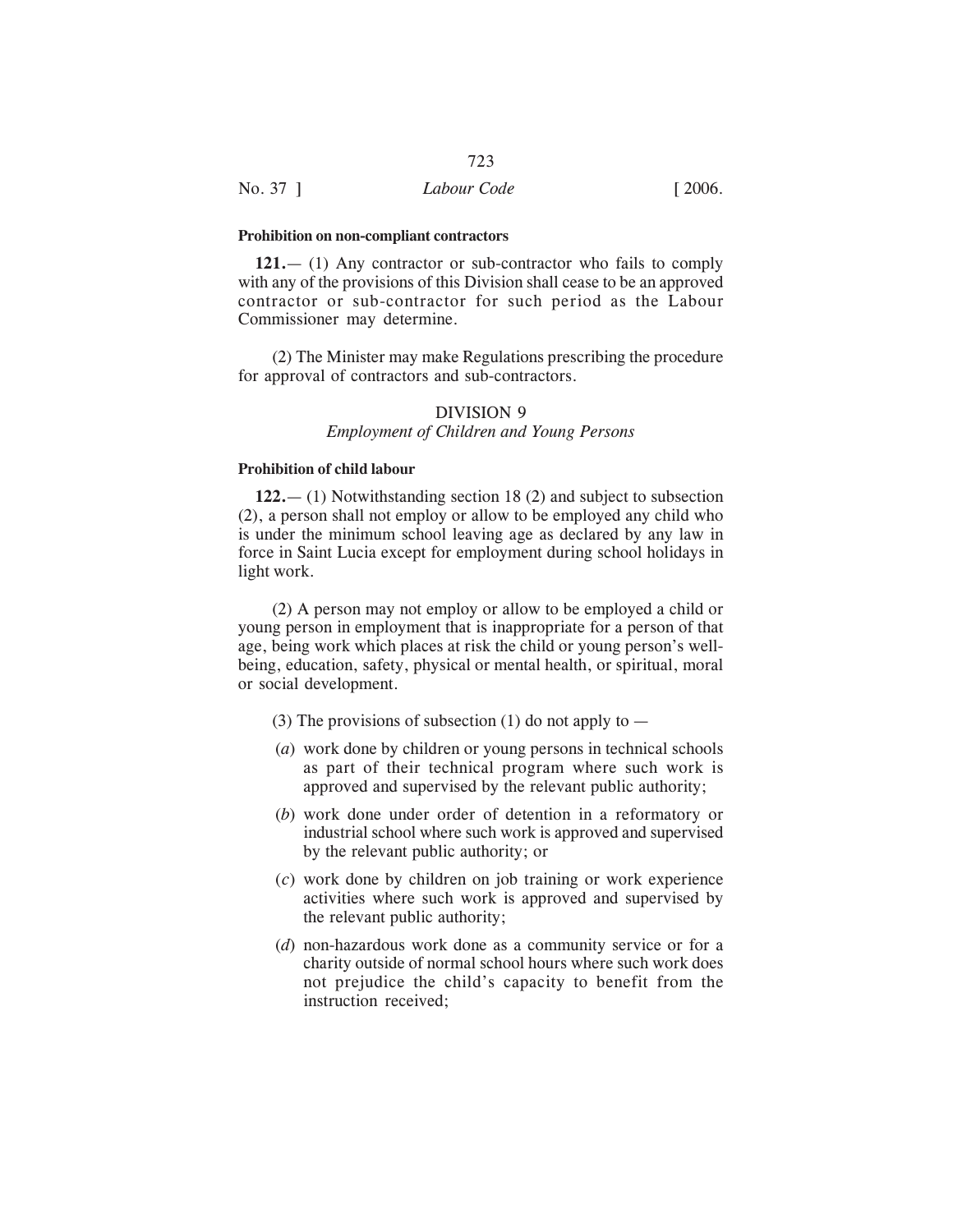**Prohibition on non-compliant contractors**

**121.**— (1) Any contractor or sub-contractor who fails to comply with any of the provisions of this Division shall cease to be an approved contractor or sub-contractor for such period as the Labour Commissioner may determine.

(2) The Minister may make Regulations prescribing the procedure for approval of contractors and sub-contractors.

## DIVISION 9
### *Employment of Children and Young Persons*

**Prohibition of child labour**

**122.**— (1) Notwithstanding section 18 (2) and subject to subsection (2), a person shall not employ or allow to be employed any child who is under the minimum school leaving age as declared by any law in force in Saint Lucia except for employment during school holidays in light work.

(2) A person may not employ or allow to be employed a child or young person in employment that is inappropriate for a person of that age, being work which places at risk the child or young person's well-being, education, safety, physical or mental health, or spiritual, moral or social development.

(3) The provisions of subsection (1) do not apply to —

(*a*) work done by children or young persons in technical schools as part of their technical program where such work is approved and supervised by the relevant public authority;

(*b*) work done under order of detention in a reformatory or industrial school where such work is approved and supervised by the relevant public authority; or

(*c*) work done by children on job training or work experience activities where such work is approved and supervised by the relevant public authority;

(*d*) non-hazardous work done as a community service or for a charity outside of normal school hours where such work does not prejudice the child's capacity to benefit from the instruction received;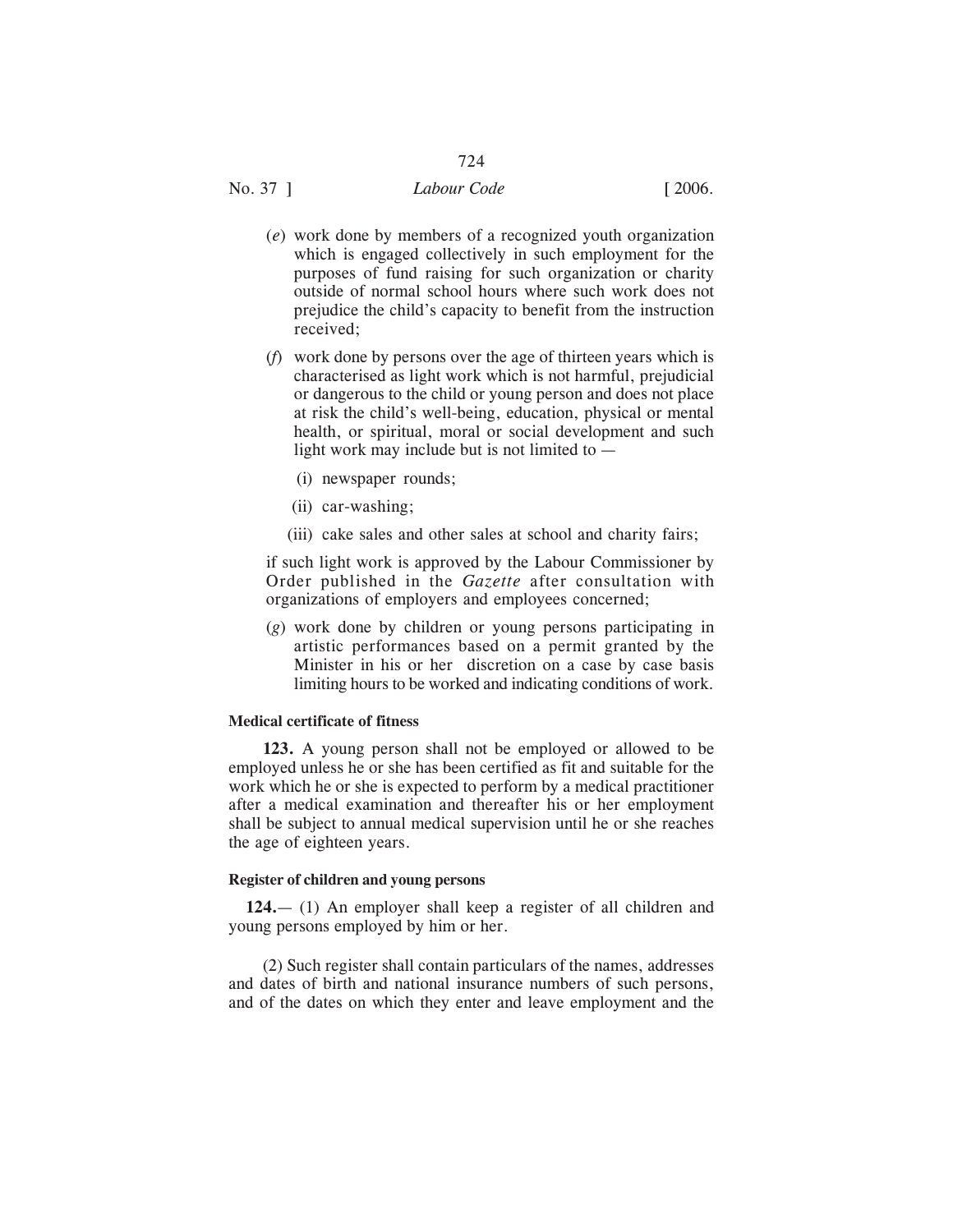(*e*) work done by members of a recognized youth organization which is engaged collectively in such employment for the purposes of fund raising for such organization or charity outside of normal school hours where such work does not prejudice the child's capacity to benefit from the instruction received;

(*f*) work done by persons over the age of thirteen years which is characterised as light work which is not harmful, prejudicial or dangerous to the child or young person and does not place at risk the child's well-being, education, physical or mental health, or spiritual, moral or social development and such light work may include but is not limited to —

- (i) newspaper rounds;
- (ii) car-washing;
- (iii) cake sales and other sales at school and charity fairs;

if such light work is approved by the Labour Commissioner by Order published in the *Gazette* after consultation with organizations of employers and employees concerned;

(*g*) work done by children or young persons participating in artistic performances based on a permit granted by the Minister in his or her discretion on a case by case basis limiting hours to be worked and indicating conditions of work.

**Medical certificate of fitness**

**123.** A young person shall not be employed or allowed to be employed unless he or she has been certified as fit and suitable for the work which he or she is expected to perform by a medical practitioner after a medical examination and thereafter his or her employment shall be subject to annual medical supervision until he or she reaches the age of eighteen years.

**Register of children and young persons**

**124.**— (1) An employer shall keep a register of all children and young persons employed by him or her.

(2) Such register shall contain particulars of the names, addresses and dates of birth and national insurance numbers of such persons, and of the dates on which they enter and leave employment and the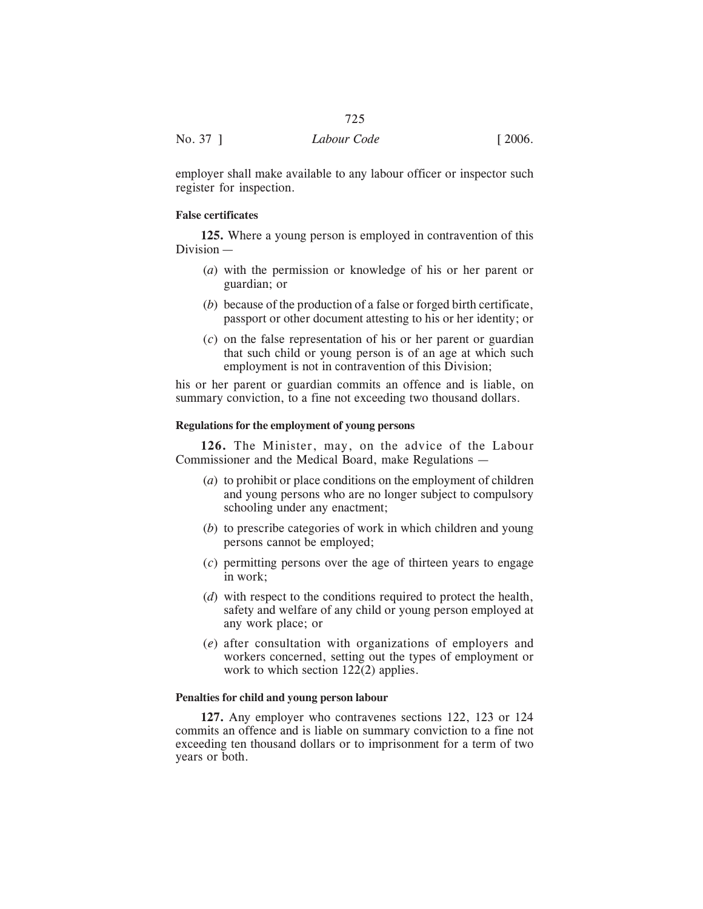employer shall make available to any labour officer or inspector such register for inspection.

**False certificates**

**125.** Where a young person is employed in contravention of this Division —

(*a*) with the permission or knowledge of his or her parent or guardian; or

(*b*) because of the production of a false or forged birth certificate, passport or other document attesting to his or her identity; or

(*c*) on the false representation of his or her parent or guardian that such child or young person is of an age at which such employment is not in contravention of this Division;

his or her parent or guardian commits an offence and is liable, on summary conviction, to a fine not exceeding two thousand dollars.

**Regulations for the employment of young persons**

**126.** The Minister, may, on the advice of the Labour Commissioner and the Medical Board, make Regulations —

(*a*) to prohibit or place conditions on the employment of children and young persons who are no longer subject to compulsory schooling under any enactment;

(*b*) to prescribe categories of work in which children and young persons cannot be employed;

(*c*) permitting persons over the age of thirteen years to engage in work;

(*d*) with respect to the conditions required to protect the health, safety and welfare of any child or young person employed at any work place; or

(*e*) after consultation with organizations of employers and workers concerned, setting out the types of employment or work to which section 122(2) applies.

**Penalties for child and young person labour**

**127.** Any employer who contravenes sections 122, 123 or 124 commits an offence and is liable on summary conviction to a fine not exceeding ten thousand dollars or to imprisonment for a term of two years or both.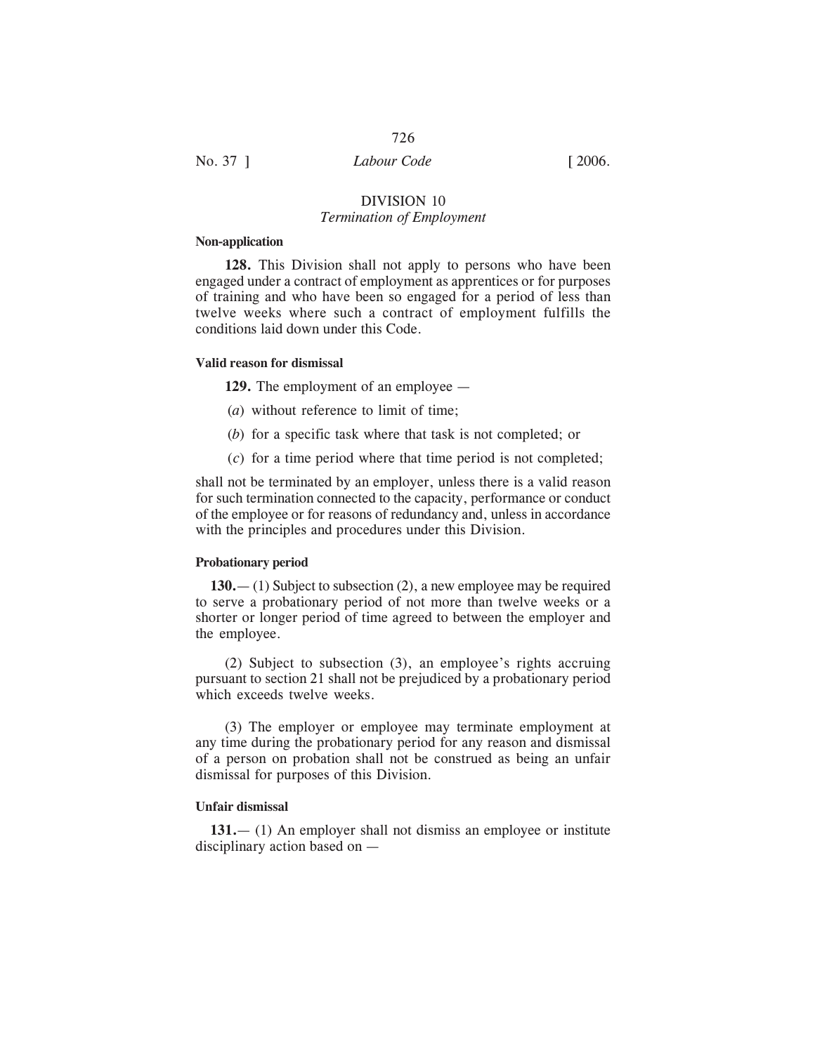## DIVISION 10
*Termination of Employment*

**Non-application**

**128.** This Division shall not apply to persons who have been engaged under a contract of employment as apprentices or for purposes of training and who have been so engaged for a period of less than twelve weeks where such a contract of employment fulfills the conditions laid down under this Code.

**Valid reason for dismissal**

**129.** The employment of an employee —

(*a*) without reference to limit of time;

(*b*) for a specific task where that task is not completed; or

(*c*) for a time period where that time period is not completed;

shall not be terminated by an employer, unless there is a valid reason for such termination connected to the capacity, performance or conduct of the employee or for reasons of redundancy and, unless in accordance with the principles and procedures under this Division.

**Probationary period**

**130.**— (1) Subject to subsection (2), a new employee may be required to serve a probationary period of not more than twelve weeks or a shorter or longer period of time agreed to between the employer and the employee.

(2) Subject to subsection (3), an employee's rights accruing pursuant to section 21 shall not be prejudiced by a probationary period which exceeds twelve weeks.

(3) The employer or employee may terminate employment at any time during the probationary period for any reason and dismissal of a person on probation shall not be construed as being an unfair dismissal for purposes of this Division.

**Unfair dismissal**

**131.**— (1) An employer shall not dismiss an employee or institute disciplinary action based on —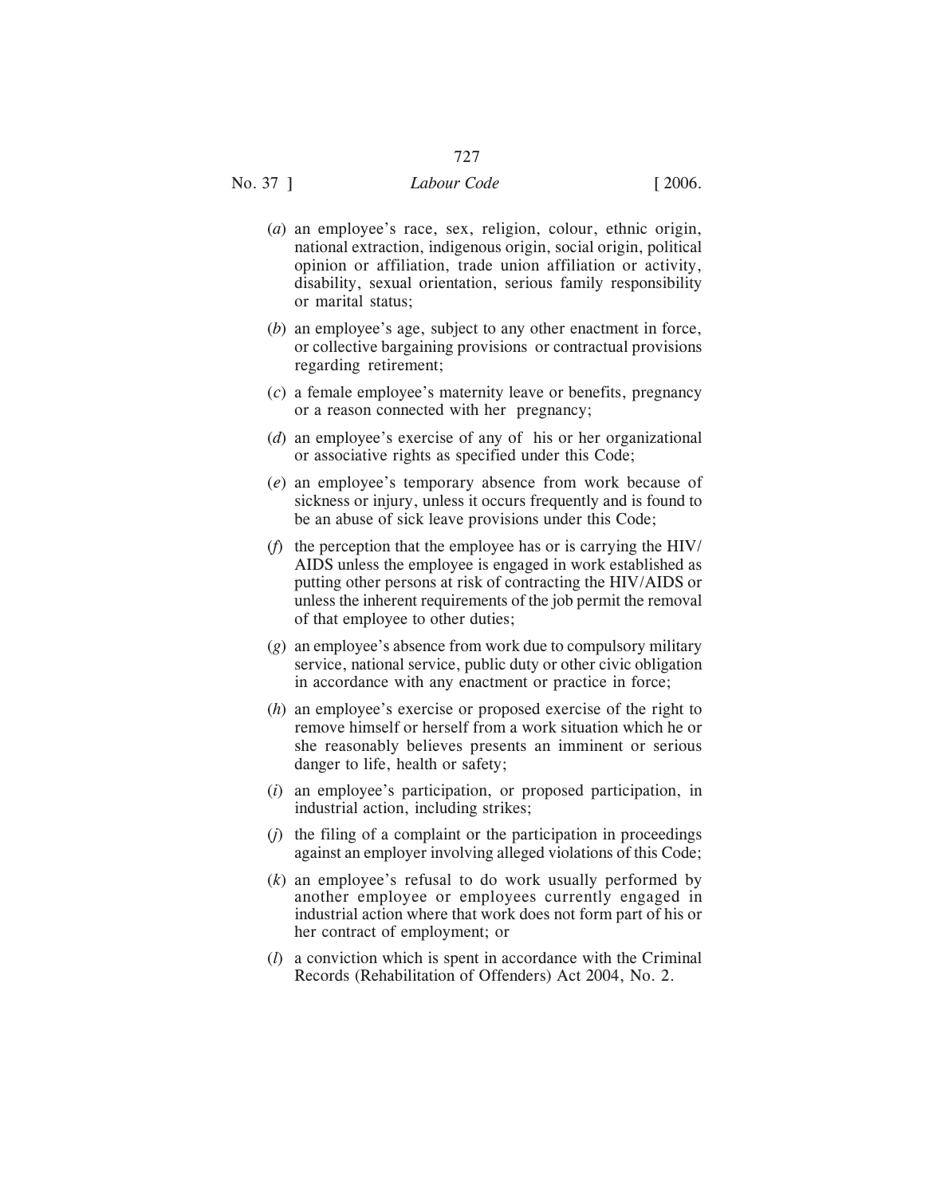(*a*) an employee's race, sex, religion, colour, ethnic origin, national extraction, indigenous origin, social origin, political opinion or affiliation, trade union affiliation or activity, disability, sexual orientation, serious family responsibility or marital status;

(*b*) an employee's age, subject to any other enactment in force, or collective bargaining provisions or contractual provisions regarding retirement;

(*c*) a female employee's maternity leave or benefits, pregnancy or a reason connected with her pregnancy;

(*d*) an employee's exercise of any of his or her organizational or associative rights as specified under this Code;

(*e*) an employee's temporary absence from work because of sickness or injury, unless it occurs frequently and is found to be an abuse of sick leave provisions under this Code;

(*f*) the perception that the employee has or is carrying the HIV/AIDS unless the employee is engaged in work established as putting other persons at risk of contracting the HIV/AIDS or unless the inherent requirements of the job permit the removal of that employee to other duties;

(*g*) an employee's absence from work due to compulsory military service, national service, public duty or other civic obligation in accordance with any enactment or practice in force;

(*h*) an employee's exercise or proposed exercise of the right to remove himself or herself from a work situation which he or she reasonably believes presents an imminent or serious danger to life, health or safety;

(*i*) an employee's participation, or proposed participation, in industrial action, including strikes;

(*j*) the filing of a complaint or the participation in proceedings against an employer involving alleged violations of this Code;

(*k*) an employee's refusal to do work usually performed by another employee or employees currently engaged in industrial action where that work does not form part of his or her contract of employment; or

(*l*) a conviction which is spent in accordance with the Criminal Records (Rehabilitation of Offenders) Act 2004, No. 2.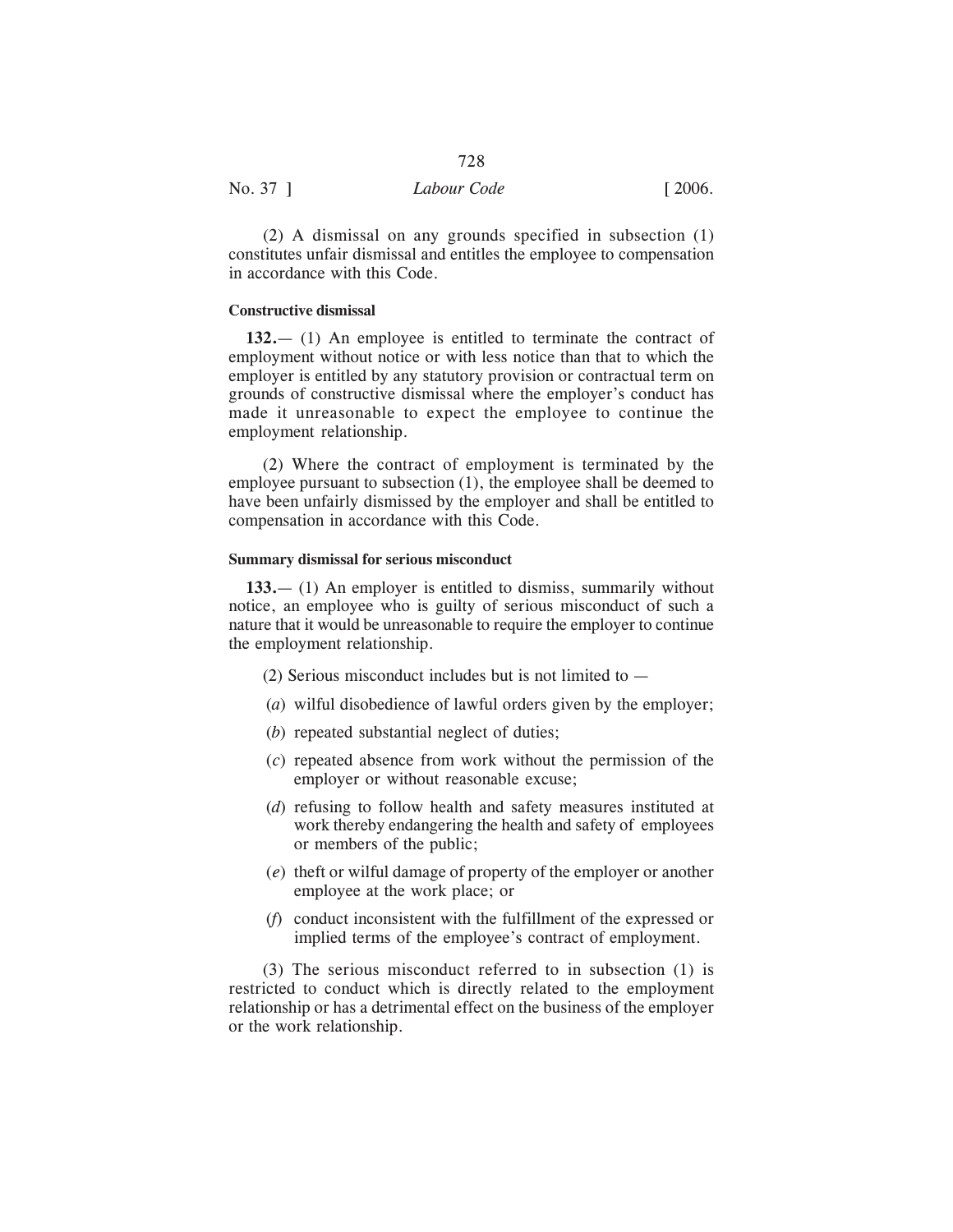(2) A dismissal on any grounds specified in subsection (1) constitutes unfair dismissal and entitles the employee to compensation in accordance with this Code.

**Constructive dismissal**

**132.**— (1) An employee is entitled to terminate the contract of employment without notice or with less notice than that to which the employer is entitled by any statutory provision or contractual term on grounds of constructive dismissal where the employer's conduct has made it unreasonable to expect the employee to continue the employment relationship.

(2) Where the contract of employment is terminated by the employee pursuant to subsection (1), the employee shall be deemed to have been unfairly dismissed by the employer and shall be entitled to compensation in accordance with this Code.

**Summary dismissal for serious misconduct**

**133.**— (1) An employer is entitled to dismiss, summarily without notice, an employee who is guilty of serious misconduct of such a nature that it would be unreasonable to require the employer to continue the employment relationship.

(2) Serious misconduct includes but is not limited to —

(*a*) wilful disobedience of lawful orders given by the employer;

(*b*) repeated substantial neglect of duties;

(*c*) repeated absence from work without the permission of the employer or without reasonable excuse;

(*d*) refusing to follow health and safety measures instituted at work thereby endangering the health and safety of employees or members of the public;

(*e*) theft or wilful damage of property of the employer or another employee at the work place; or

(*f*) conduct inconsistent with the fulfillment of the expressed or implied terms of the employee's contract of employment.

(3) The serious misconduct referred to in subsection (1) is restricted to conduct which is directly related to the employment relationship or has a detrimental effect on the business of the employer or the work relationship.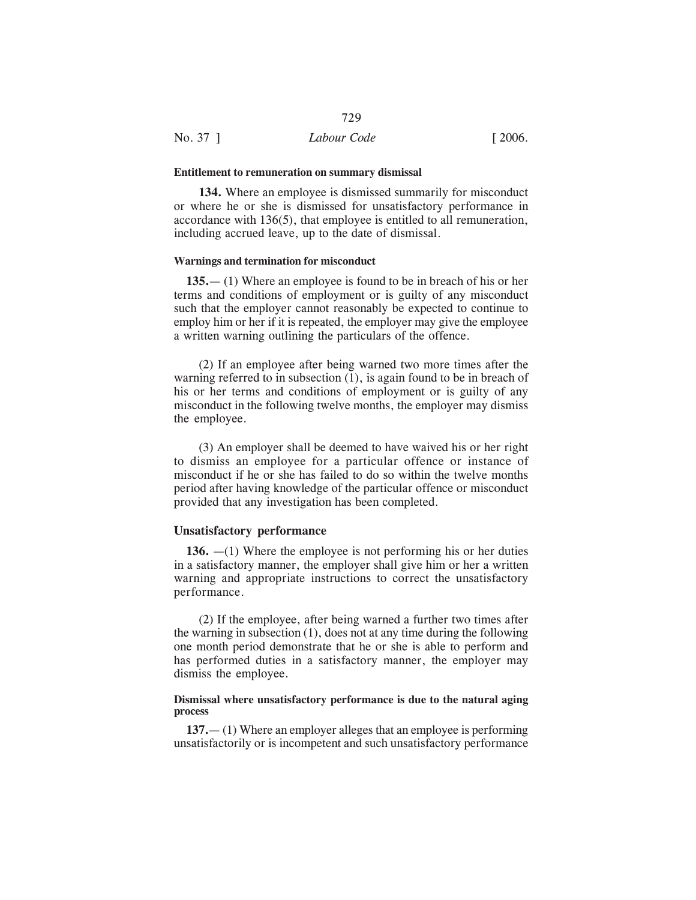#### Entitlement to remuneration on summary dismissal

**134.** Where an employee is dismissed summarily for misconduct or where he or she is dismissed for unsatisfactory performance in accordance with 136(5), that employee is entitled to all remuneration, including accrued leave, up to the date of dismissal.

#### Warnings and termination for misconduct

**135.**— (1) Where an employee is found to be in breach of his or her terms and conditions of employment or is guilty of any misconduct such that the employer cannot reasonably be expected to continue to employ him or her if it is repeated, the employer may give the employee a written warning outlining the particulars of the offence.

(2) If an employee after being warned two more times after the warning referred to in subsection (1), is again found to be in breach of his or her terms and conditions of employment or is guilty of any misconduct in the following twelve months, the employer may dismiss the employee.

(3) An employer shall be deemed to have waived his or her right to dismiss an employee for a particular offence or instance of misconduct if he or she has failed to do so within the twelve months period after having knowledge of the particular offence or misconduct provided that any investigation has been completed.

#### Unsatisfactory performance

**136.** —(1) Where the employee is not performing his or her duties in a satisfactory manner, the employer shall give him or her a written warning and appropriate instructions to correct the unsatisfactory performance.

(2) If the employee, after being warned a further two times after the warning in subsection (1), does not at any time during the following one month period demonstrate that he or she is able to perform and has performed duties in a satisfactory manner, the employer may dismiss the employee.

#### Dismissal where unsatisfactory performance is due to the natural aging process

**137.**— (1) Where an employer alleges that an employee is performing unsatisfactorily or is incompetent and such unsatisfactory performance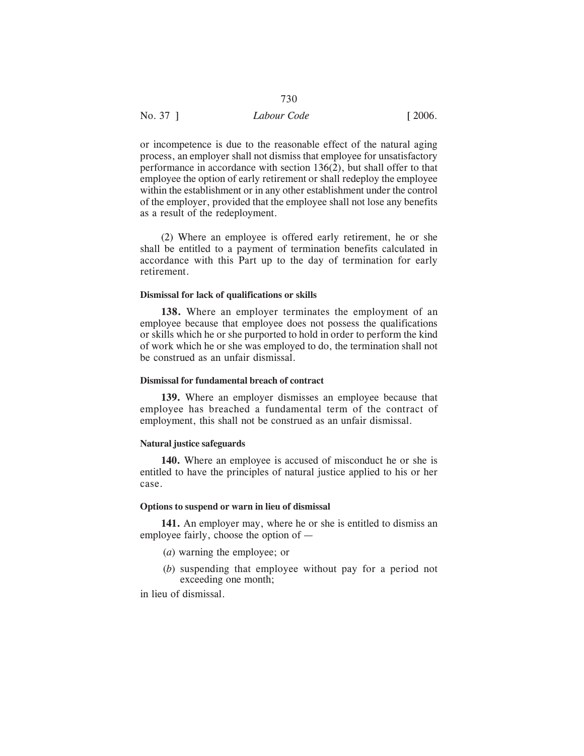or incompetence is due to the reasonable effect of the natural aging process, an employer shall not dismiss that employee for unsatisfactory performance in accordance with section 136(2), but shall offer to that employee the option of early retirement or shall redeploy the employee within the establishment or in any other establishment under the control of the employer, provided that the employee shall not lose any benefits as a result of the redeployment.

(2) Where an employee is offered early retirement, he or she shall be entitled to a payment of termination benefits calculated in accordance with this Part up to the day of termination for early retirement.

**Dismissal for lack of qualifications or skills**

**138.** Where an employer terminates the employment of an employee because that employee does not possess the qualifications or skills which he or she purported to hold in order to perform the kind of work which he or she was employed to do, the termination shall not be construed as an unfair dismissal.

**Dismissal for fundamental breach of contract**

**139.** Where an employer dismisses an employee because that employee has breached a fundamental term of the contract of employment, this shall not be construed as an unfair dismissal.

**Natural justice safeguards**

**140.** Where an employee is accused of misconduct he or she is entitled to have the principles of natural justice applied to his or her case.

**Options to suspend or warn in lieu of dismissal**

**141.** An employer may, where he or she is entitled to dismiss an employee fairly, choose the option of —

(*a*) warning the employee; or

(*b*) suspending that employee without pay for a period not exceeding one month;

in lieu of dismissal.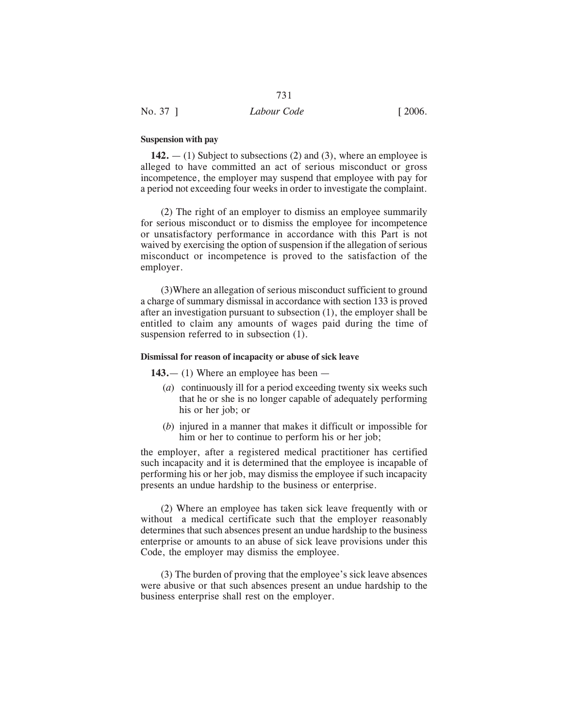**Suspension with pay**

**142.** — (1) Subject to subsections (2) and (3), where an employee is alleged to have committed an act of serious misconduct or gross incompetence, the employer may suspend that employee with pay for a period not exceeding four weeks in order to investigate the complaint.

(2) The right of an employer to dismiss an employee summarily for serious misconduct or to dismiss the employee for incompetence or unsatisfactory performance in accordance with this Part is not waived by exercising the option of suspension if the allegation of serious misconduct or incompetence is proved to the satisfaction of the employer.

(3)Where an allegation of serious misconduct sufficient to ground a charge of summary dismissal in accordance with section 133 is proved after an investigation pursuant to subsection (1), the employer shall be entitled to claim any amounts of wages paid during the time of suspension referred to in subsection (1).

**Dismissal for reason of incapacity or abuse of sick leave**

**143.**— (1) Where an employee has been —

(*a*) continuously ill for a period exceeding twenty six weeks such that he or she is no longer capable of adequately performing his or her job; or

(*b*) injured in a manner that makes it difficult or impossible for him or her to continue to perform his or her job;

the employer, after a registered medical practitioner has certified such incapacity and it is determined that the employee is incapable of performing his or her job, may dismiss the employee if such incapacity presents an undue hardship to the business or enterprise.

(2) Where an employee has taken sick leave frequently with or without a medical certificate such that the employer reasonably determines that such absences present an undue hardship to the business enterprise or amounts to an abuse of sick leave provisions under this Code, the employer may dismiss the employee.

(3) The burden of proving that the employee's sick leave absences were abusive or that such absences present an undue hardship to the business enterprise shall rest on the employer.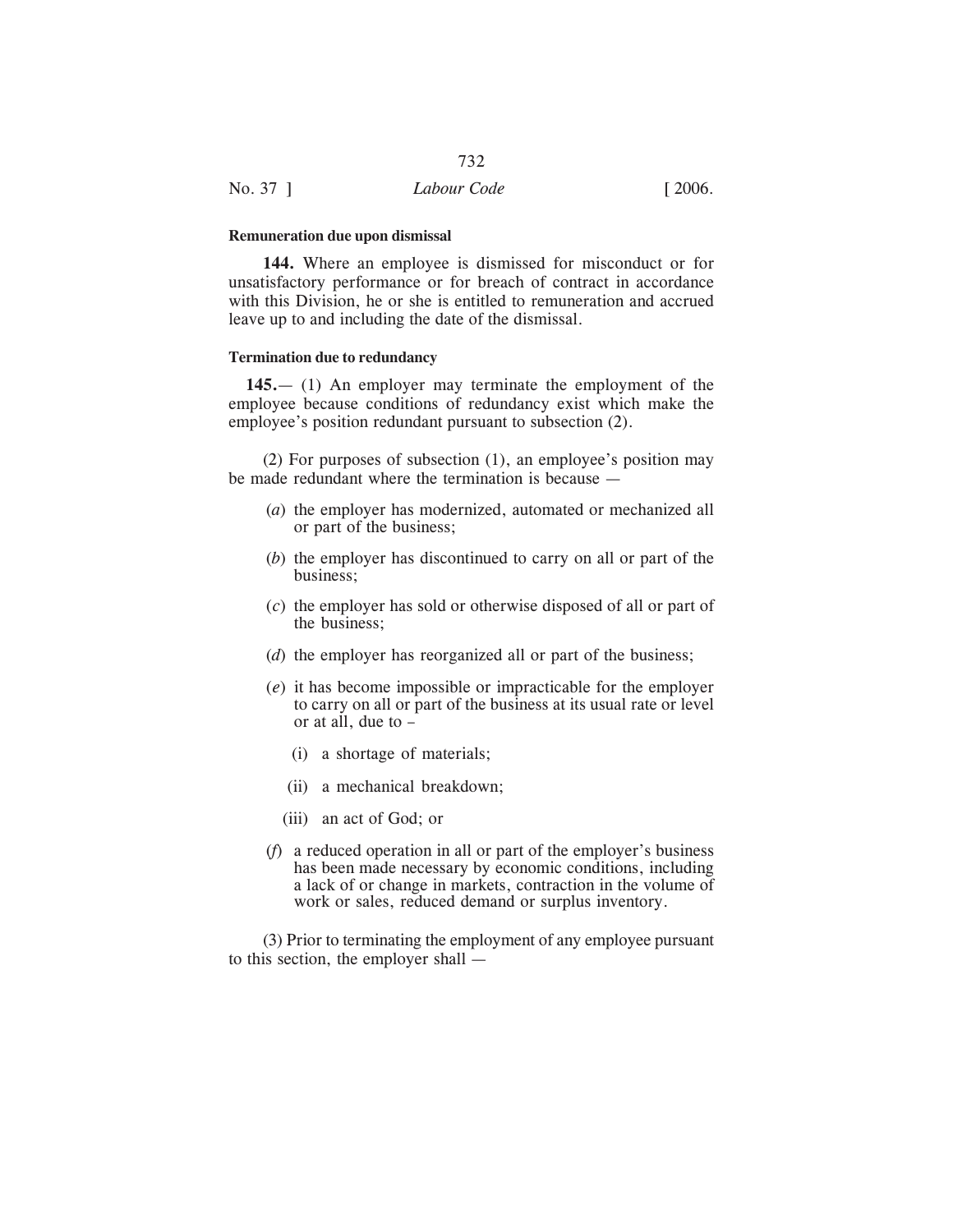**Remuneration due upon dismissal**

**144.** Where an employee is dismissed for misconduct or for unsatisfactory performance or for breach of contract in accordance with this Division, he or she is entitled to remuneration and accrued leave up to and including the date of the dismissal.

**Termination due to redundancy**

**145.**— (1) An employer may terminate the employment of the employee because conditions of redundancy exist which make the employee's position redundant pursuant to subsection (2).

(2) For purposes of subsection (1), an employee's position may be made redundant where the termination is because —

(*a*) the employer has modernized, automated or mechanized all or part of the business;

(*b*) the employer has discontinued to carry on all or part of the business;

(*c*) the employer has sold or otherwise disposed of all or part of the business;

(*d*) the employer has reorganized all or part of the business;

(*e*) it has become impossible or impracticable for the employer to carry on all or part of the business at its usual rate or level or at all, due to –

(i) a shortage of materials;

(ii) a mechanical breakdown;

(iii) an act of God; or

(*f*) a reduced operation in all or part of the employer's business has been made necessary by economic conditions, including a lack of or change in markets, contraction in the volume of work or sales, reduced demand or surplus inventory.

(3) Prior to terminating the employment of any employee pursuant to this section, the employer shall —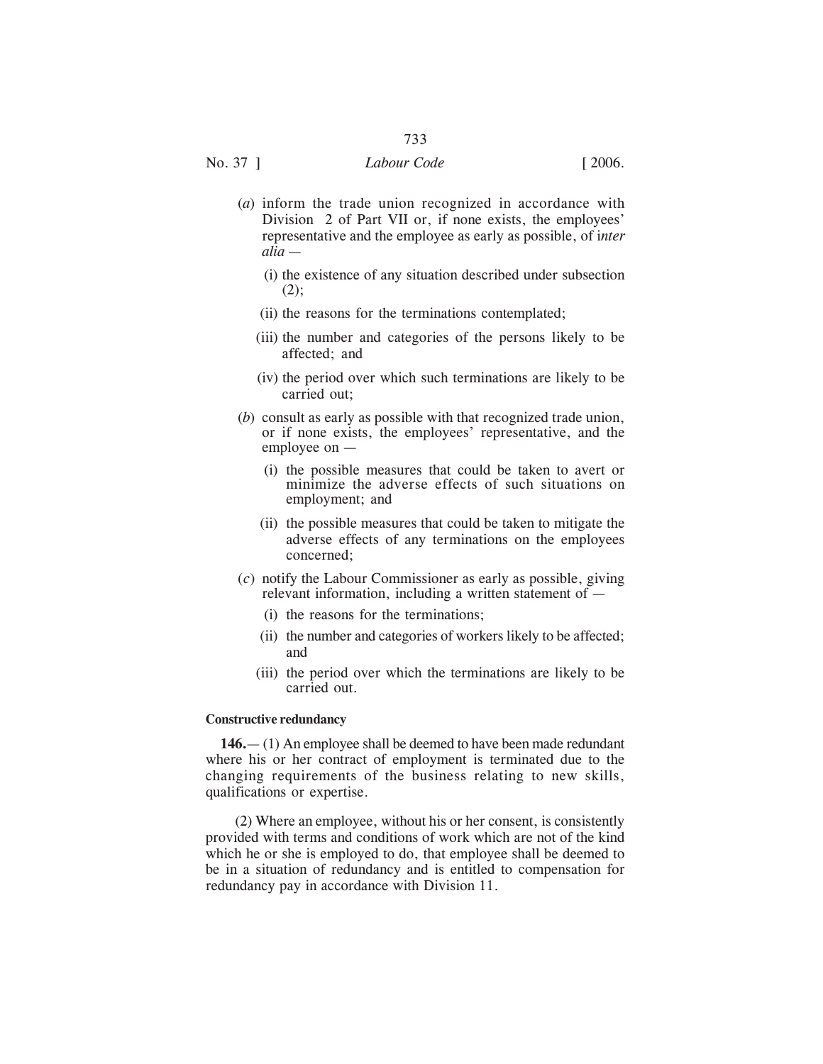(*a*) inform the trade union recognized in accordance with Division 2 of Part VII or, if none exists, the employees' representative and the employee as early as possible, of i*nter alia* —

(i) the existence of any situation described under subsection (2);

(ii) the reasons for the terminations contemplated;

(iii) the number and categories of the persons likely to be affected; and

(iv) the period over which such terminations are likely to be carried out;

(*b*) consult as early as possible with that recognized trade union, or if none exists, the employees' representative, and the employee on —

(i) the possible measures that could be taken to avert or minimize the adverse effects of such situations on employment; and

(ii) the possible measures that could be taken to mitigate the adverse effects of any terminations on the employees concerned;

(*c*) notify the Labour Commissioner as early as possible, giving relevant information, including a written statement of —

(i) the reasons for the terminations;

(ii) the number and categories of workers likely to be affected; and

(iii) the period over which the terminations are likely to be carried out.

**Constructive redundancy**

**146.**— (1) An employee shall be deemed to have been made redundant where his or her contract of employment is terminated due to the changing requirements of the business relating to new skills, qualifications or expertise.

(2) Where an employee, without his or her consent, is consistently provided with terms and conditions of work which are not of the kind which he or she is employed to do, that employee shall be deemed to be in a situation of redundancy and is entitled to compensation for redundancy pay in accordance with Division 11.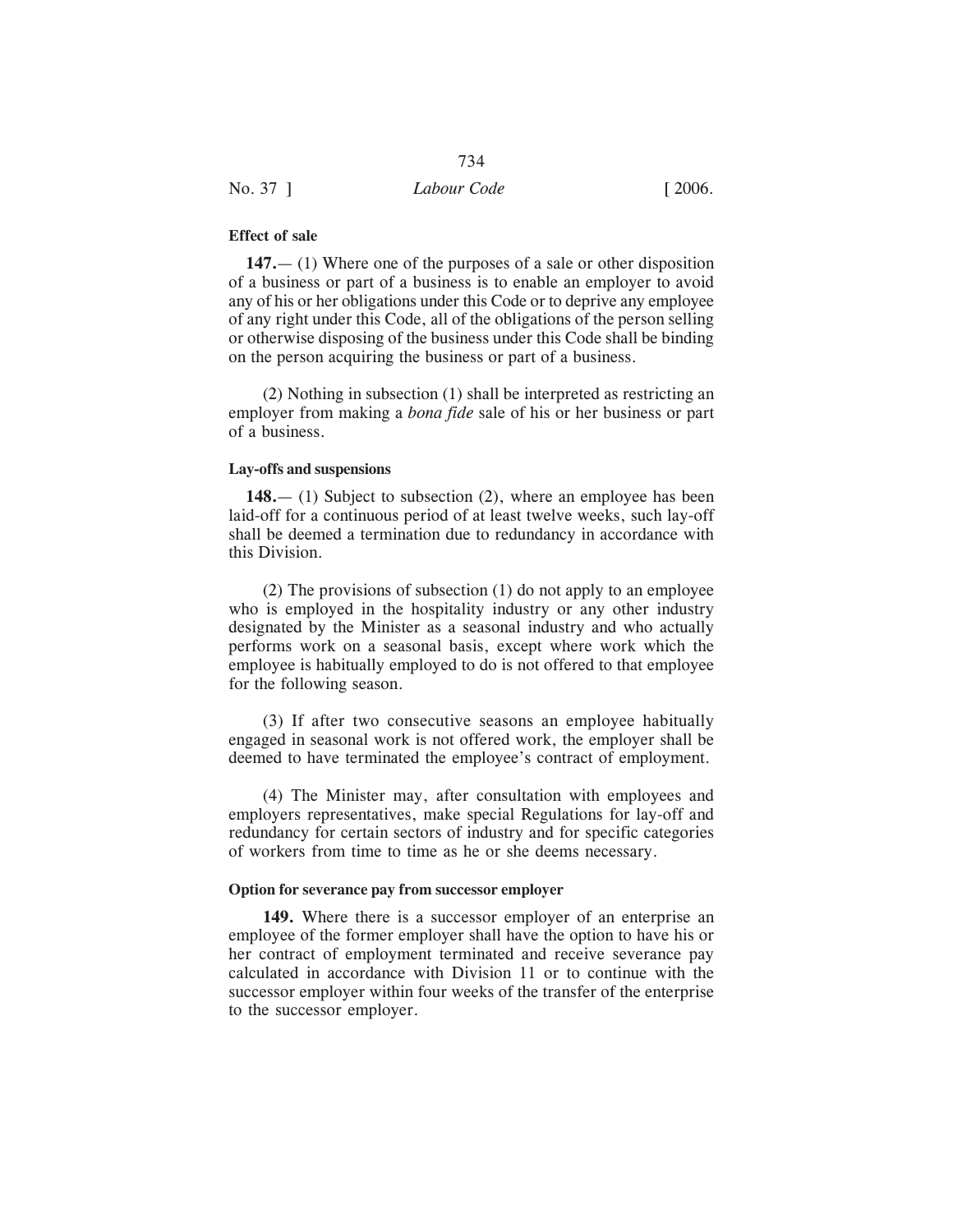**Effect of sale**

**147.**— (1) Where one of the purposes of a sale or other disposition of a business or part of a business is to enable an employer to avoid any of his or her obligations under this Code or to deprive any employee of any right under this Code, all of the obligations of the person selling or otherwise disposing of the business under this Code shall be binding on the person acquiring the business or part of a business.

(2) Nothing in subsection (1) shall be interpreted as restricting an employer from making a *bona fide* sale of his or her business or part of a business.

**Lay-offs and suspensions**

**148.**— (1) Subject to subsection (2), where an employee has been laid-off for a continuous period of at least twelve weeks, such lay-off shall be deemed a termination due to redundancy in accordance with this Division.

(2) The provisions of subsection (1) do not apply to an employee who is employed in the hospitality industry or any other industry designated by the Minister as a seasonal industry and who actually performs work on a seasonal basis, except where work which the employee is habitually employed to do is not offered to that employee for the following season.

(3) If after two consecutive seasons an employee habitually engaged in seasonal work is not offered work, the employer shall be deemed to have terminated the employee's contract of employment.

(4) The Minister may, after consultation with employees and employers representatives, make special Regulations for lay-off and redundancy for certain sectors of industry and for specific categories of workers from time to time as he or she deems necessary.

**Option for severance pay from successor employer**

**149.** Where there is a successor employer of an enterprise an employee of the former employer shall have the option to have his or her contract of employment terminated and receive severance pay calculated in accordance with Division 11 or to continue with the successor employer within four weeks of the transfer of the enterprise to the successor employer.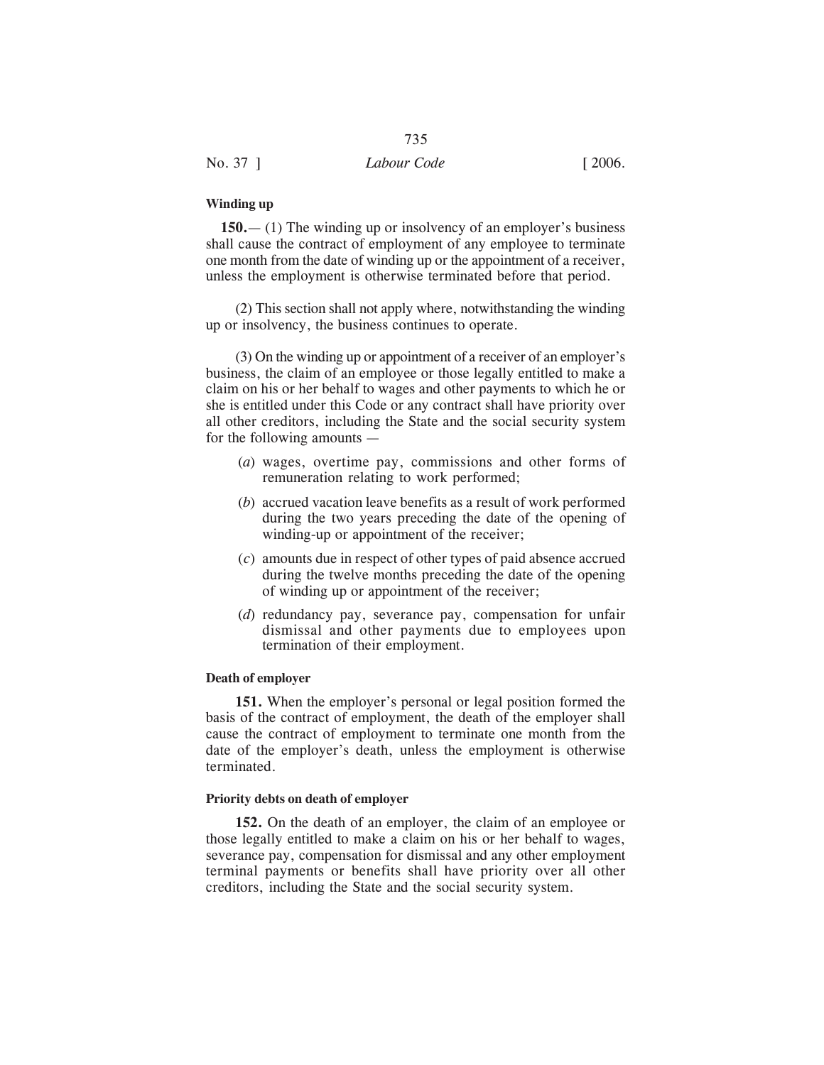**Winding up**

**150.**— (1) The winding up or insolvency of an employer's business shall cause the contract of employment of any employee to terminate one month from the date of winding up or the appointment of a receiver, unless the employment is otherwise terminated before that period.

(2) This section shall not apply where, notwithstanding the winding up or insolvency, the business continues to operate.

(3) On the winding up or appointment of a receiver of an employer's business, the claim of an employee or those legally entitled to make a claim on his or her behalf to wages and other payments to which he or she is entitled under this Code or any contract shall have priority over all other creditors, including the State and the social security system for the following amounts —

(*a*) wages, overtime pay, commissions and other forms of remuneration relating to work performed;

(*b*) accrued vacation leave benefits as a result of work performed during the two years preceding the date of the opening of winding-up or appointment of the receiver;

(*c*) amounts due in respect of other types of paid absence accrued during the twelve months preceding the date of the opening of winding up or appointment of the receiver;

(*d*) redundancy pay, severance pay, compensation for unfair dismissal and other payments due to employees upon termination of their employment.

**Death of employer**

**151.** When the employer's personal or legal position formed the basis of the contract of employment, the death of the employer shall cause the contract of employment to terminate one month from the date of the employer's death, unless the employment is otherwise terminated.

**Priority debts on death of employer**

**152.** On the death of an employer, the claim of an employee or those legally entitled to make a claim on his or her behalf to wages, severance pay, compensation for dismissal and any other employment terminal payments or benefits shall have priority over all other creditors, including the State and the social security system.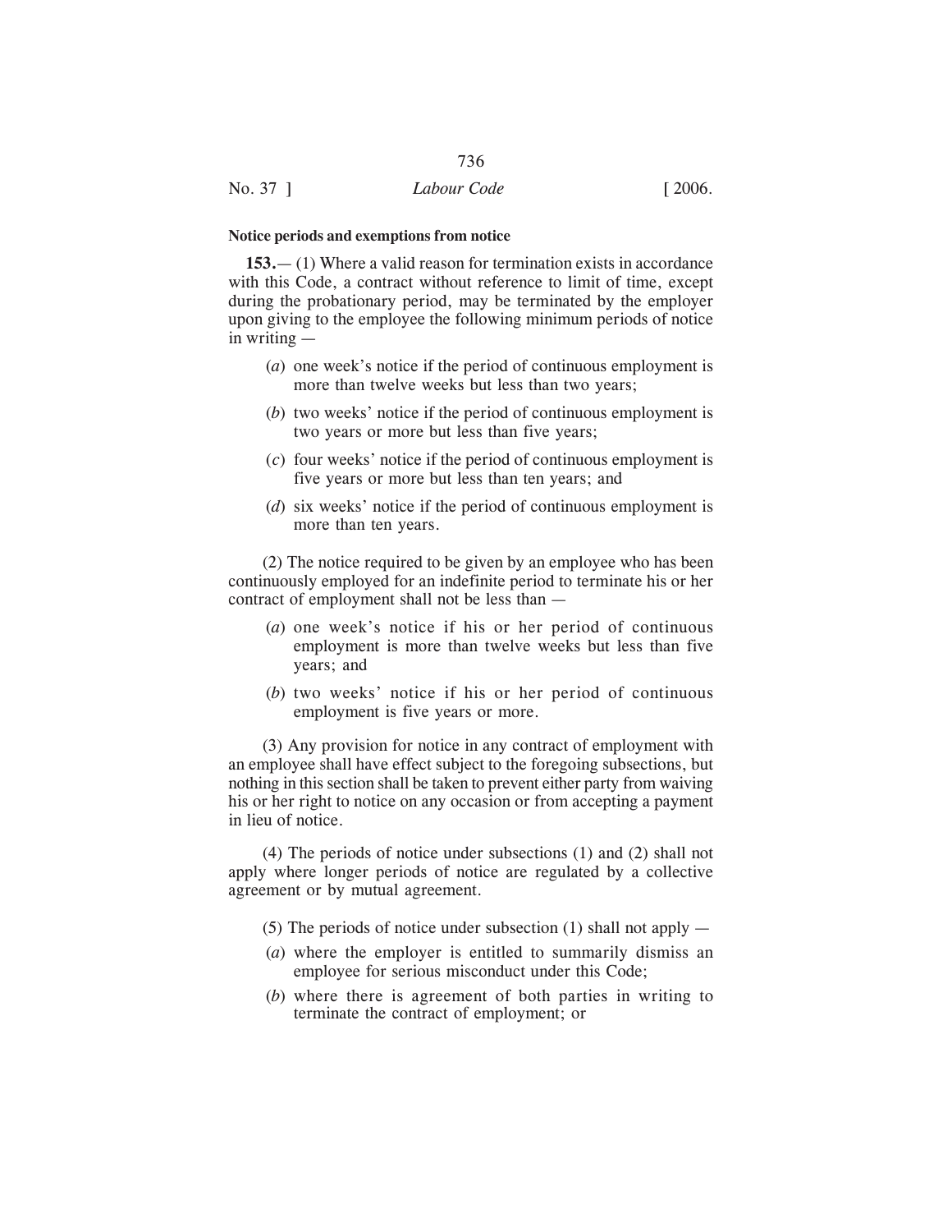**Notice periods and exemptions from notice**

**153.**— (1) Where a valid reason for termination exists in accordance with this Code, a contract without reference to limit of time, except during the probationary period, may be terminated by the employer upon giving to the employee the following minimum periods of notice in writing —

(*a*) one week's notice if the period of continuous employment is more than twelve weeks but less than two years;

(*b*) two weeks' notice if the period of continuous employment is two years or more but less than five years;

(*c*) four weeks' notice if the period of continuous employment is five years or more but less than ten years; and

(*d*) six weeks' notice if the period of continuous employment is more than ten years.

(2) The notice required to be given by an employee who has been continuously employed for an indefinite period to terminate his or her contract of employment shall not be less than —

(*a*) one week's notice if his or her period of continuous employment is more than twelve weeks but less than five years; and

(*b*) two weeks' notice if his or her period of continuous employment is five years or more.

(3) Any provision for notice in any contract of employment with an employee shall have effect subject to the foregoing subsections, but nothing in this section shall be taken to prevent either party from waiving his or her right to notice on any occasion or from accepting a payment in lieu of notice.

(4) The periods of notice under subsections (1) and (2) shall not apply where longer periods of notice are regulated by a collective agreement or by mutual agreement.

(5) The periods of notice under subsection (1) shall not apply —

(*a*) where the employer is entitled to summarily dismiss an employee for serious misconduct under this Code;

(*b*) where there is agreement of both parties in writing to terminate the contract of employment; or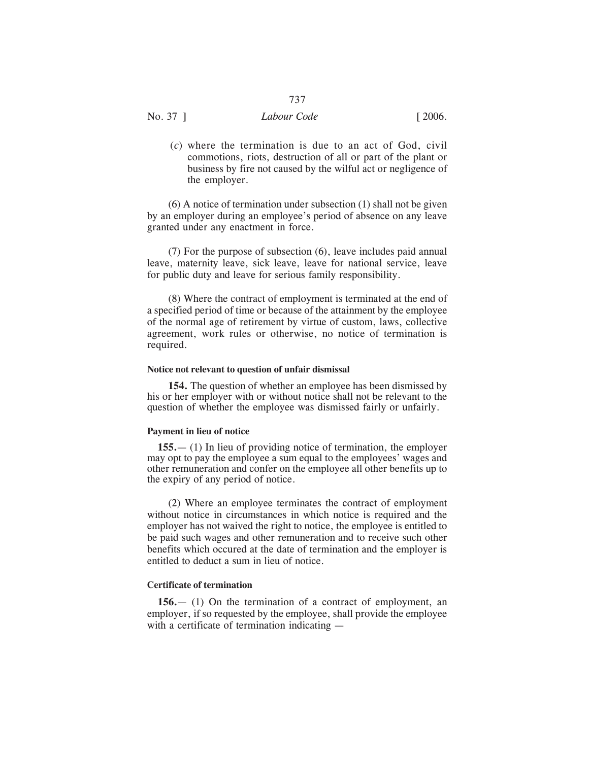(*c*) where the termination is due to an act of God, civil commotions, riots, destruction of all or part of the plant or business by fire not caused by the wilful act or negligence of the employer.

(6) A notice of termination under subsection (1) shall not be given by an employer during an employee's period of absence on any leave granted under any enactment in force.

(7) For the purpose of subsection (6), leave includes paid annual leave, maternity leave, sick leave, leave for national service, leave for public duty and leave for serious family responsibility.

(8) Where the contract of employment is terminated at the end of a specified period of time or because of the attainment by the employee of the normal age of retirement by virtue of custom, laws, collective agreement, work rules or otherwise, no notice of termination is required.

#### Notice not relevant to question of unfair dismissal

**154.** The question of whether an employee has been dismissed by his or her employer with or without notice shall not be relevant to the question of whether the employee was dismissed fairly or unfairly.

#### Payment in lieu of notice

**155.**— (1) In lieu of providing notice of termination, the employer may opt to pay the employee a sum equal to the employees' wages and other remuneration and confer on the employee all other benefits up to the expiry of any period of notice.

(2) Where an employee terminates the contract of employment without notice in circumstances in which notice is required and the employer has not waived the right to notice, the employee is entitled to be paid such wages and other remuneration and to receive such other benefits which occured at the date of termination and the employer is entitled to deduct a sum in lieu of notice.

#### Certificate of termination

**156.**— (1) On the termination of a contract of employment, an employer, if so requested by the employee, shall provide the employee with a certificate of termination indicating —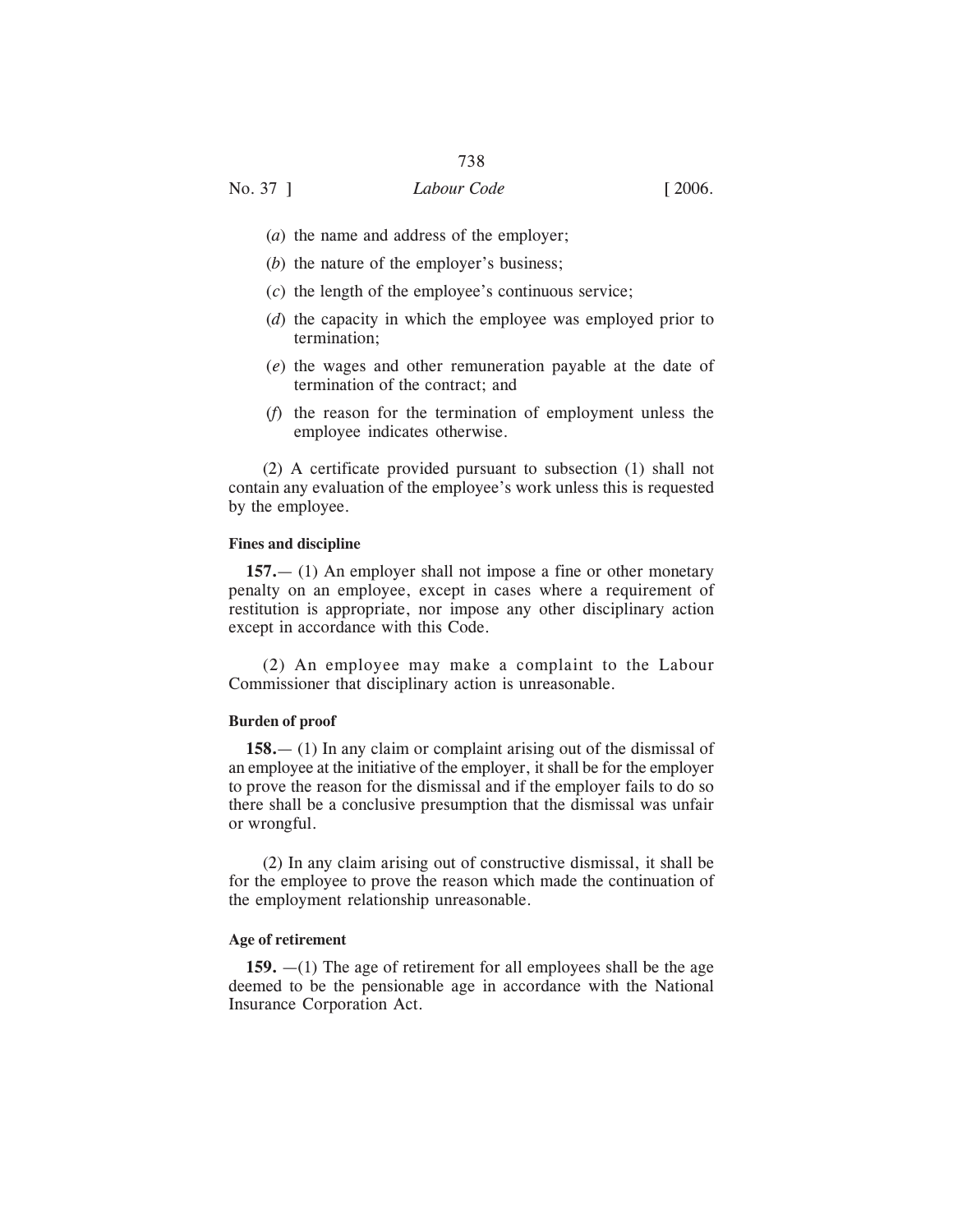(*a*) the name and address of the employer;

(*b*) the nature of the employer's business;

(*c*) the length of the employee's continuous service;

(*d*) the capacity in which the employee was employed prior to termination;

(*e*) the wages and other remuneration payable at the date of termination of the contract; and

(*f*) the reason for the termination of employment unless the employee indicates otherwise.

(2) A certificate provided pursuant to subsection (1) shall not contain any evaluation of the employee's work unless this is requested by the employee.

**Fines and discipline**

**157.**— (1) An employer shall not impose a fine or other monetary penalty on an employee, except in cases where a requirement of restitution is appropriate, nor impose any other disciplinary action except in accordance with this Code.

(2) An employee may make a complaint to the Labour Commissioner that disciplinary action is unreasonable.

**Burden of proof**

**158.**— (1) In any claim or complaint arising out of the dismissal of an employee at the initiative of the employer, it shall be for the employer to prove the reason for the dismissal and if the employer fails to do so there shall be a conclusive presumption that the dismissal was unfair or wrongful.

(2) In any claim arising out of constructive dismissal, it shall be for the employee to prove the reason which made the continuation of the employment relationship unreasonable.

**Age of retirement**

**159.** —(1) The age of retirement for all employees shall be the age deemed to be the pensionable age in accordance with the National Insurance Corporation Act.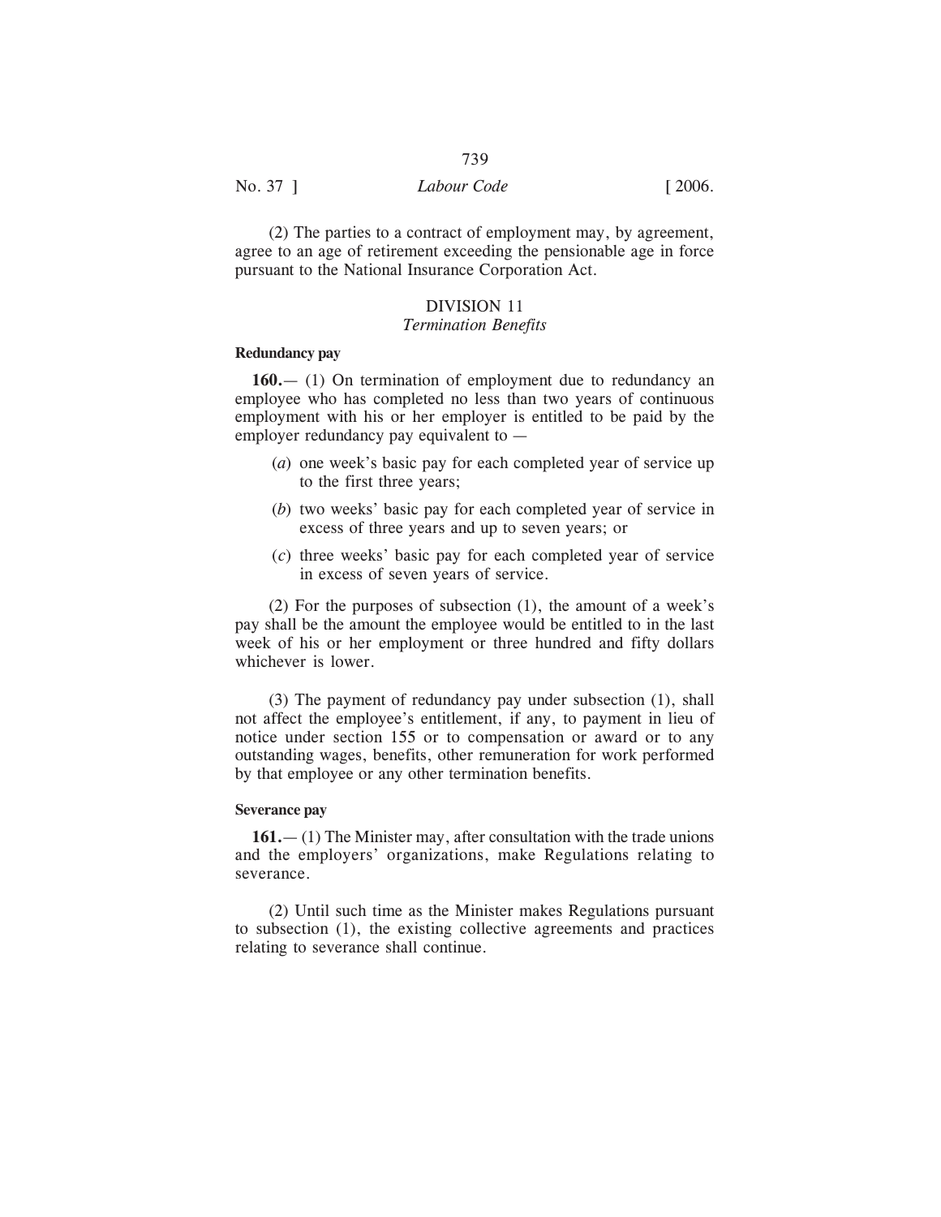(2) The parties to a contract of employment may, by agreement, agree to an age of retirement exceeding the pensionable age in force pursuant to the National Insurance Corporation Act.

## DIVISION 11

### *Termination Benefits*

**Redundancy pay**

**160.**— (1) On termination of employment due to redundancy an employee who has completed no less than two years of continuous employment with his or her employer is entitled to be paid by the employer redundancy pay equivalent to —

(*a*) one week's basic pay for each completed year of service up to the first three years;

(*b*) two weeks' basic pay for each completed year of service in excess of three years and up to seven years; or

(*c*) three weeks' basic pay for each completed year of service in excess of seven years of service.

(2) For the purposes of subsection (1), the amount of a week's pay shall be the amount the employee would be entitled to in the last week of his or her employment or three hundred and fifty dollars whichever is lower.

(3) The payment of redundancy pay under subsection (1), shall not affect the employee's entitlement, if any, to payment in lieu of notice under section 155 or to compensation or award or to any outstanding wages, benefits, other remuneration for work performed by that employee or any other termination benefits.

**Severance pay**

**161.**— (1) The Minister may, after consultation with the trade unions and the employers' organizations, make Regulations relating to severance.

(2) Until such time as the Minister makes Regulations pursuant to subsection (1), the existing collective agreements and practices relating to severance shall continue.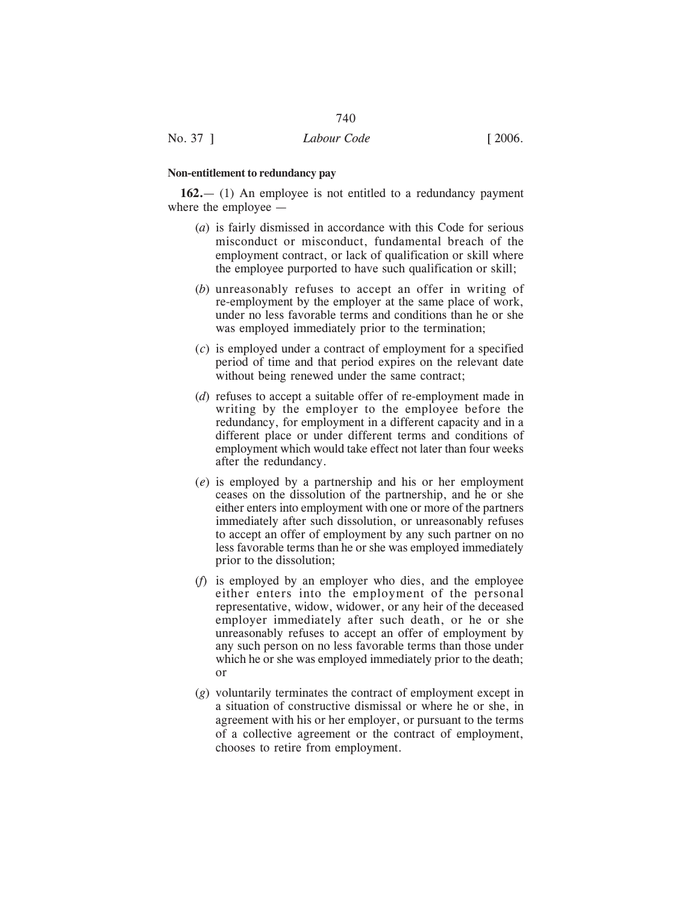**Non-entitlement to redundancy pay**

**162.**— (1) An employee is not entitled to a redundancy payment where the employee —

(*a*) is fairly dismissed in accordance with this Code for serious misconduct or misconduct, fundamental breach of the employment contract, or lack of qualification or skill where the employee purported to have such qualification or skill;

(*b*) unreasonably refuses to accept an offer in writing of re-employment by the employer at the same place of work, under no less favorable terms and conditions than he or she was employed immediately prior to the termination;

(*c*) is employed under a contract of employment for a specified period of time and that period expires on the relevant date without being renewed under the same contract;

(*d*) refuses to accept a suitable offer of re-employment made in writing by the employer to the employee before the redundancy, for employment in a different capacity and in a different place or under different terms and conditions of employment which would take effect not later than four weeks after the redundancy.

(*e*) is employed by a partnership and his or her employment ceases on the dissolution of the partnership, and he or she either enters into employment with one or more of the partners immediately after such dissolution, or unreasonably refuses to accept an offer of employment by any such partner on no less favorable terms than he or she was employed immediately prior to the dissolution;

(*f*) is employed by an employer who dies, and the employee either enters into the employment of the personal representative, widow, widower, or any heir of the deceased employer immediately after such death, or he or she unreasonably refuses to accept an offer of employment by any such person on no less favorable terms than those under which he or she was employed immediately prior to the death; or

(*g*) voluntarily terminates the contract of employment except in a situation of constructive dismissal or where he or she, in agreement with his or her employer, or pursuant to the terms of a collective agreement or the contract of employment, chooses to retire from employment.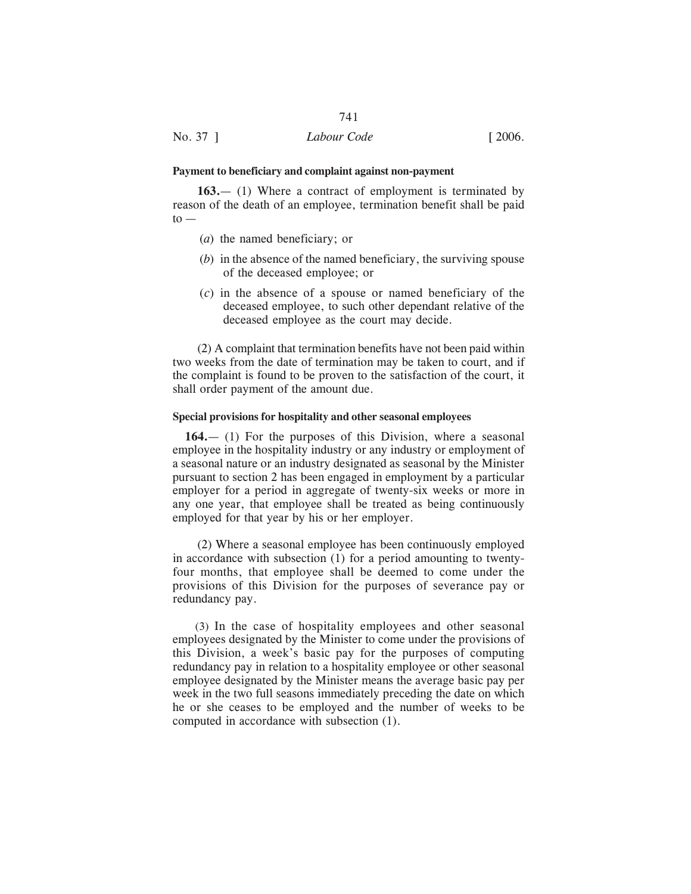**Payment to beneficiary and complaint against non-payment**

**163.**— (1) Where a contract of employment is terminated by reason of the death of an employee, termination benefit shall be paid to —

(*a*) the named beneficiary; or

(*b*) in the absence of the named beneficiary, the surviving spouse of the deceased employee; or

(*c*) in the absence of a spouse or named beneficiary of the deceased employee, to such other dependant relative of the deceased employee as the court may decide.

(2) A complaint that termination benefits have not been paid within two weeks from the date of termination may be taken to court, and if the complaint is found to be proven to the satisfaction of the court, it shall order payment of the amount due.

**Special provisions for hospitality and other seasonal employees**

**164.**— (1) For the purposes of this Division, where a seasonal employee in the hospitality industry or any industry or employment of a seasonal nature or an industry designated as seasonal by the Minister pursuant to section 2 has been engaged in employment by a particular employer for a period in aggregate of twenty-six weeks or more in any one year, that employee shall be treated as being continuously employed for that year by his or her employer.

(2) Where a seasonal employee has been continuously employed in accordance with subsection (1) for a period amounting to twenty-four months, that employee shall be deemed to come under the provisions of this Division for the purposes of severance pay or redundancy pay.

(3) In the case of hospitality employees and other seasonal employees designated by the Minister to come under the provisions of this Division, a week's basic pay for the purposes of computing redundancy pay in relation to a hospitality employee or other seasonal employee designated by the Minister means the average basic pay per week in the two full seasons immediately preceding the date on which he or she ceases to be employed and the number of weeks to be computed in accordance with subsection (1).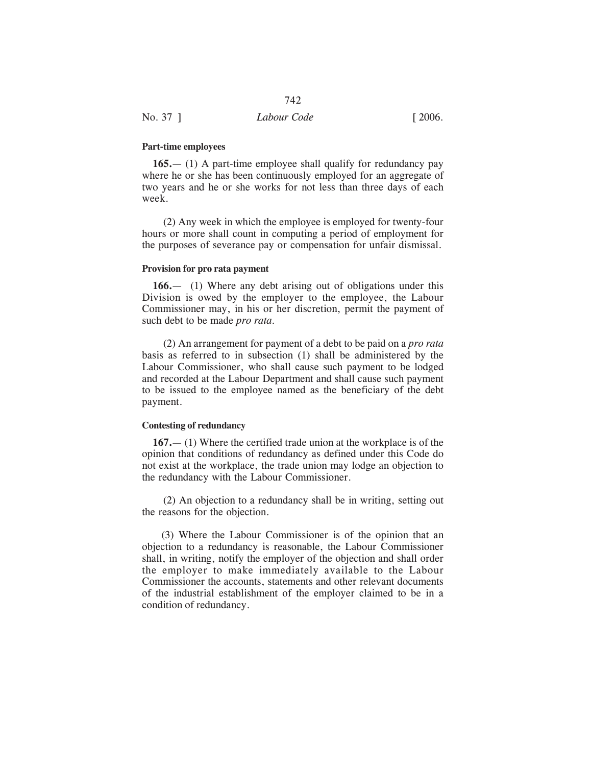**Part-time employees**

**165.**— (1) A part-time employee shall qualify for redundancy pay where he or she has been continuously employed for an aggregate of two years and he or she works for not less than three days of each week.

(2) Any week in which the employee is employed for twenty-four hours or more shall count in computing a period of employment for the purposes of severance pay or compensation for unfair dismissal.

**Provision for pro rata payment**

**166.**— (1) Where any debt arising out of obligations under this Division is owed by the employer to the employee, the Labour Commissioner may, in his or her discretion, permit the payment of such debt to be made *pro rata*.

(2) An arrangement for payment of a debt to be paid on a *pro rata* basis as referred to in subsection (1) shall be administered by the Labour Commissioner, who shall cause such payment to be lodged and recorded at the Labour Department and shall cause such payment to be issued to the employee named as the beneficiary of the debt payment.

**Contesting of redundancy**

**167.**— (1) Where the certified trade union at the workplace is of the opinion that conditions of redundancy as defined under this Code do not exist at the workplace, the trade union may lodge an objection to the redundancy with the Labour Commissioner.

(2) An objection to a redundancy shall be in writing, setting out the reasons for the objection.

(3) Where the Labour Commissioner is of the opinion that an objection to a redundancy is reasonable, the Labour Commissioner shall, in writing, notify the employer of the objection and shall order the employer to make immediately available to the Labour Commissioner the accounts, statements and other relevant documents of the industrial establishment of the employer claimed to be in a condition of redundancy.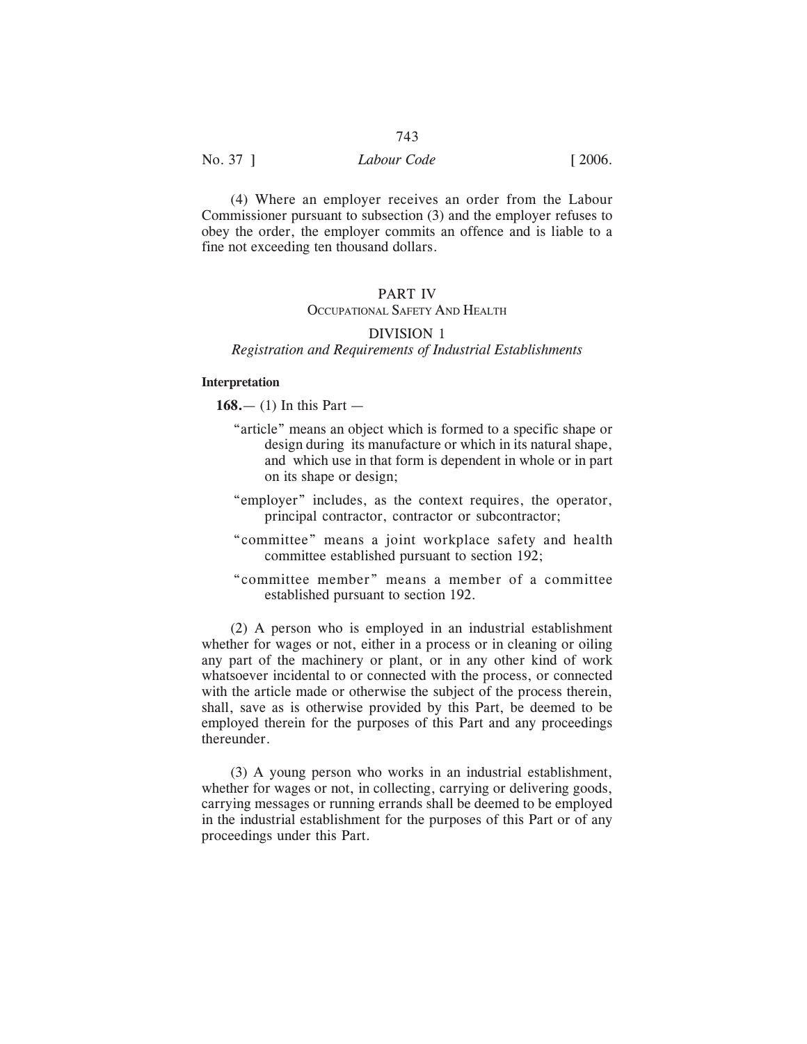(4) Where an employer receives an order from the Labour Commissioner pursuant to subsection (3) and the employer refuses to obey the order, the employer commits an offence and is liable to a fine not exceeding ten thousand dollars.

## PART IV
## Occupational Safety And Health

### DIVISION 1
### *Registration and Requirements of Industrial Establishments*

**Interpretation**

**168.**— (1) In this Part —

"article" means an object which is formed to a specific shape or design during its manufacture or which in its natural shape, and which use in that form is dependent in whole or in part on its shape or design;

"employer" includes, as the context requires, the operator, principal contractor, contractor or subcontractor;

"committee" means a joint workplace safety and health committee established pursuant to section 192;

"committee member" means a member of a committee established pursuant to section 192.

(2) A person who is employed in an industrial establishment whether for wages or not, either in a process or in cleaning or oiling any part of the machinery or plant, or in any other kind of work whatsoever incidental to or connected with the process, or connected with the article made or otherwise the subject of the process therein, shall, save as is otherwise provided by this Part, be deemed to be employed therein for the purposes of this Part and any proceedings thereunder.

(3) A young person who works in an industrial establishment, whether for wages or not, in collecting, carrying or delivering goods, carrying messages or running errands shall be deemed to be employed in the industrial establishment for the purposes of this Part or of any proceedings under this Part.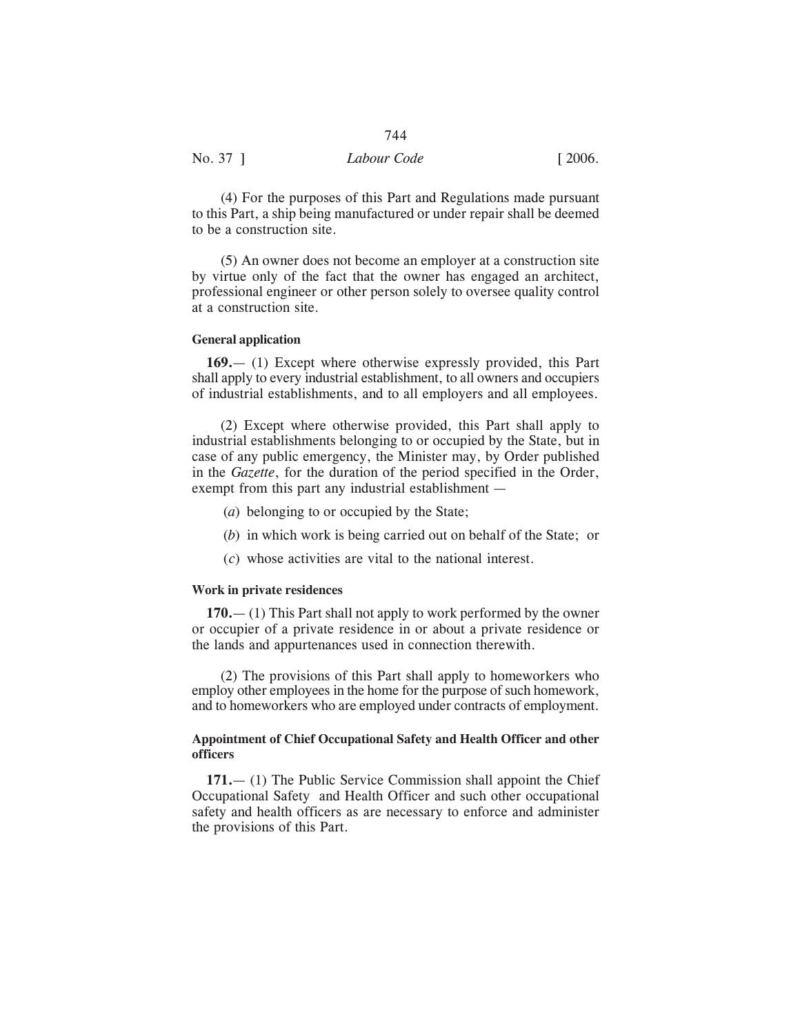(4) For the purposes of this Part and Regulations made pursuant to this Part, a ship being manufactured or under repair shall be deemed to be a construction site.

(5) An owner does not become an employer at a construction site by virtue only of the fact that the owner has engaged an architect, professional engineer or other person solely to oversee quality control at a construction site.

**General application**

**169.**— (1) Except where otherwise expressly provided, this Part shall apply to every industrial establishment, to all owners and occupiers of industrial establishments, and to all employers and all employees.

(2) Except where otherwise provided, this Part shall apply to industrial establishments belonging to or occupied by the State, but in case of any public emergency, the Minister may, by Order published in the *Gazette*, for the duration of the period specified in the Order, exempt from this part any industrial establishment —

(*a*) belonging to or occupied by the State;

(*b*) in which work is being carried out on behalf of the State; or

(*c*) whose activities are vital to the national interest.

**Work in private residences**

**170.**— (1) This Part shall not apply to work performed by the owner or occupier of a private residence in or about a private residence or the lands and appurtenances used in connection therewith.

(2) The provisions of this Part shall apply to homeworkers who employ other employees in the home for the purpose of such homework, and to homeworkers who are employed under contracts of employment.

**Appointment of Chief Occupational Safety and Health Officer and other officers**

**171.**— (1) The Public Service Commission shall appoint the Chief Occupational Safety and Health Officer and such other occupational safety and health officers as are necessary to enforce and administer the provisions of this Part.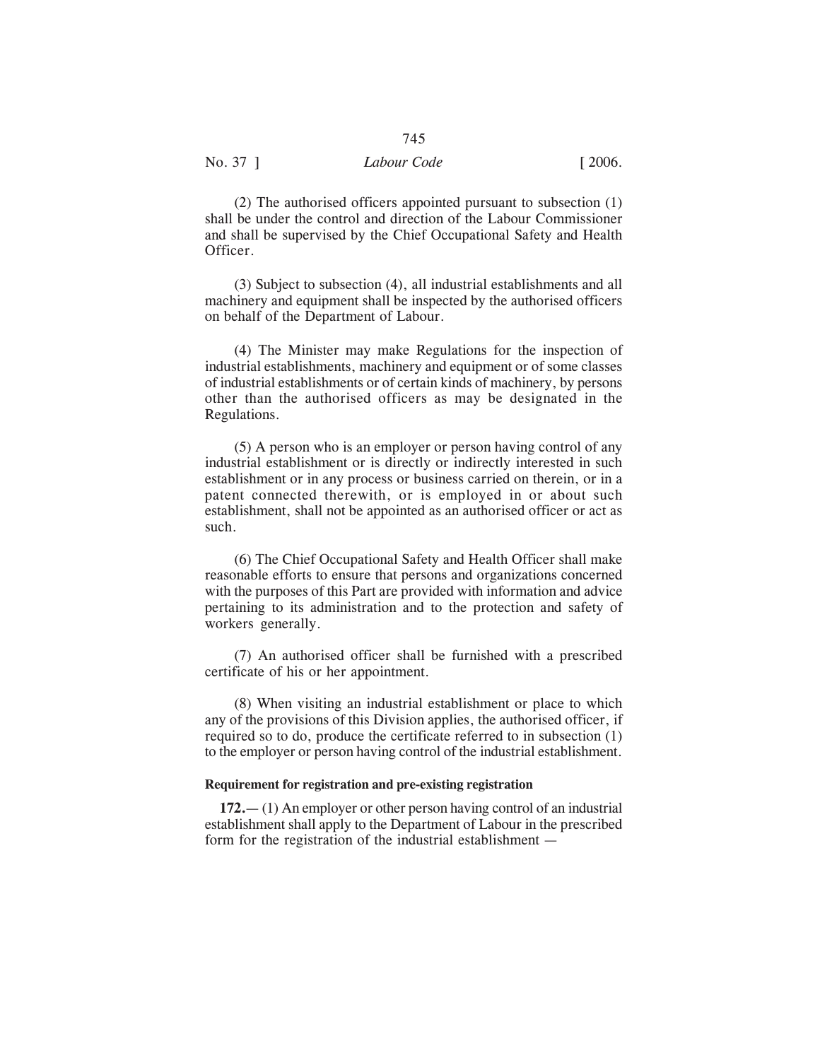(2) The authorised officers appointed pursuant to subsection (1) shall be under the control and direction of the Labour Commissioner and shall be supervised by the Chief Occupational Safety and Health Officer.

(3) Subject to subsection (4), all industrial establishments and all machinery and equipment shall be inspected by the authorised officers on behalf of the Department of Labour.

(4) The Minister may make Regulations for the inspection of industrial establishments, machinery and equipment or of some classes of industrial establishments or of certain kinds of machinery, by persons other than the authorised officers as may be designated in the Regulations.

(5) A person who is an employer or person having control of any industrial establishment or is directly or indirectly interested in such establishment or in any process or business carried on therein, or in a patent connected therewith, or is employed in or about such establishment, shall not be appointed as an authorised officer or act as such.

(6) The Chief Occupational Safety and Health Officer shall make reasonable efforts to ensure that persons and organizations concerned with the purposes of this Part are provided with information and advice pertaining to its administration and to the protection and safety of workers generally.

(7) An authorised officer shall be furnished with a prescribed certificate of his or her appointment.

(8) When visiting an industrial establishment or place to which any of the provisions of this Division applies, the authorised officer, if required so to do, produce the certificate referred to in subsection (1) to the employer or person having control of the industrial establishment.

**Requirement for registration and pre-existing registration**

**172.**— (1) An employer or other person having control of an industrial establishment shall apply to the Department of Labour in the prescribed form for the registration of the industrial establishment —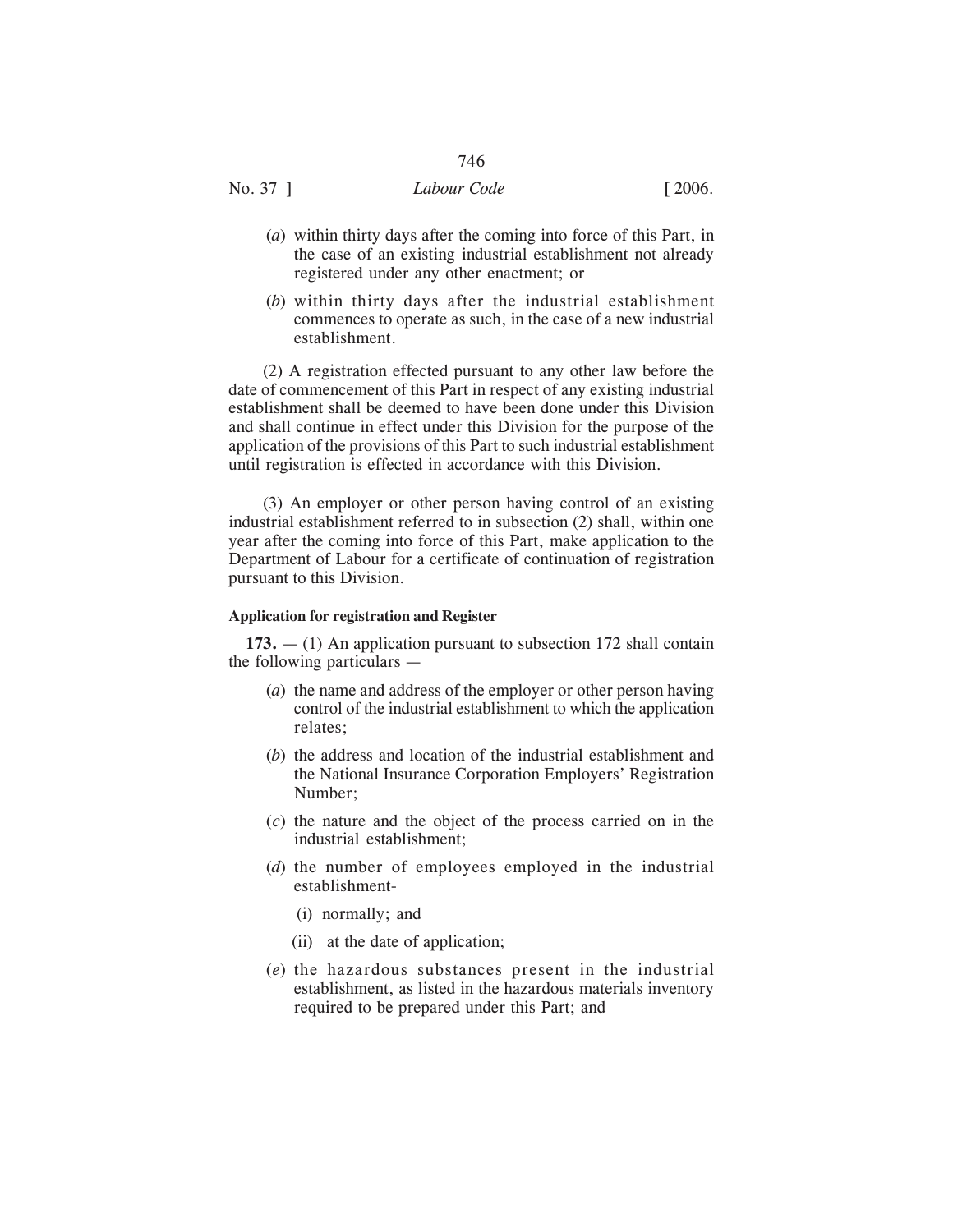(*a*) within thirty days after the coming into force of this Part, in the case of an existing industrial establishment not already registered under any other enactment; or

(*b*) within thirty days after the industrial establishment commences to operate as such, in the case of a new industrial establishment.

(2) A registration effected pursuant to any other law before the date of commencement of this Part in respect of any existing industrial establishment shall be deemed to have been done under this Division and shall continue in effect under this Division for the purpose of the application of the provisions of this Part to such industrial establishment until registration is effected in accordance with this Division.

(3) An employer or other person having control of an existing industrial establishment referred to in subsection (2) shall, within one year after the coming into force of this Part, make application to the Department of Labour for a certificate of continuation of registration pursuant to this Division.

**Application for registration and Register**

**173.** — (1) An application pursuant to subsection 172 shall contain the following particulars —

(*a*) the name and address of the employer or other person having control of the industrial establishment to which the application relates;

(*b*) the address and location of the industrial establishment and the National Insurance Corporation Employers' Registration Number;

(*c*) the nature and the object of the process carried on in the industrial establishment;

(*d*) the number of employees employed in the industrial establishment-

(i) normally; and

(ii) at the date of application;

(*e*) the hazardous substances present in the industrial establishment, as listed in the hazardous materials inventory required to be prepared under this Part; and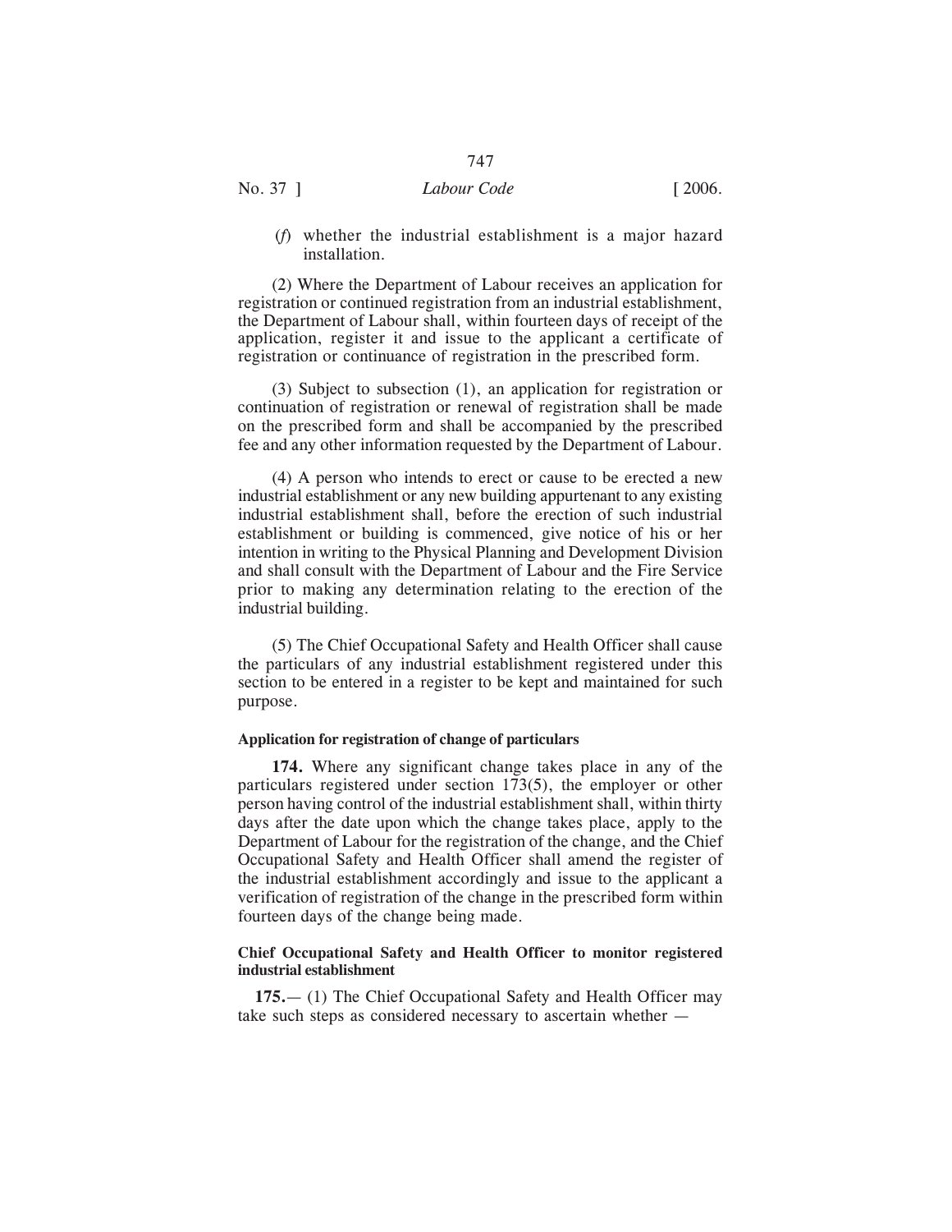(*f*) whether the industrial establishment is a major hazard installation.

(2) Where the Department of Labour receives an application for registration or continued registration from an industrial establishment, the Department of Labour shall, within fourteen days of receipt of the application, register it and issue to the applicant a certificate of registration or continuance of registration in the prescribed form.

(3) Subject to subsection (1), an application for registration or continuation of registration or renewal of registration shall be made on the prescribed form and shall be accompanied by the prescribed fee and any other information requested by the Department of Labour.

(4) A person who intends to erect or cause to be erected a new industrial establishment or any new building appurtenant to any existing industrial establishment shall, before the erection of such industrial establishment or building is commenced, give notice of his or her intention in writing to the Physical Planning and Development Division and shall consult with the Department of Labour and the Fire Service prior to making any determination relating to the erection of the industrial building.

(5) The Chief Occupational Safety and Health Officer shall cause the particulars of any industrial establishment registered under this section to be entered in a register to be kept and maintained for such purpose.

**Application for registration of change of particulars**

**174.** Where any significant change takes place in any of the particulars registered under section 173(5), the employer or other person having control of the industrial establishment shall, within thirty days after the date upon which the change takes place, apply to the Department of Labour for the registration of the change, and the Chief Occupational Safety and Health Officer shall amend the register of the industrial establishment accordingly and issue to the applicant a verification of registration of the change in the prescribed form within fourteen days of the change being made.

**Chief Occupational Safety and Health Officer to monitor registered industrial establishment**

**175.**— (1) The Chief Occupational Safety and Health Officer may take such steps as considered necessary to ascertain whether —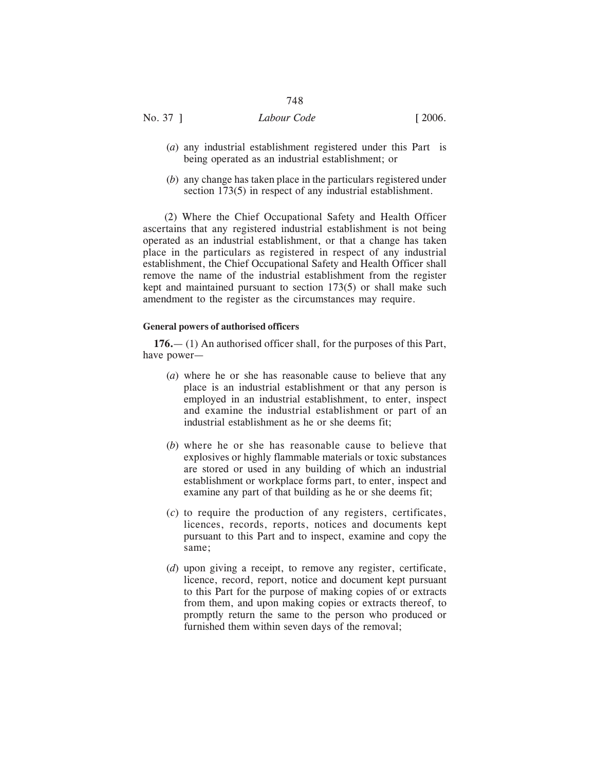(*a*) any industrial establishment registered under this Part is being operated as an industrial establishment; or

(*b*) any change has taken place in the particulars registered under section 173(5) in respect of any industrial establishment.

(2) Where the Chief Occupational Safety and Health Officer ascertains that any registered industrial establishment is not being operated as an industrial establishment, or that a change has taken place in the particulars as registered in respect of any industrial establishment, the Chief Occupational Safety and Health Officer shall remove the name of the industrial establishment from the register kept and maintained pursuant to section 173(5) or shall make such amendment to the register as the circumstances may require.

**General powers of authorised officers**

**176.**— (1) An authorised officer shall, for the purposes of this Part, have power—

(*a*) where he or she has reasonable cause to believe that any place is an industrial establishment or that any person is employed in an industrial establishment, to enter, inspect and examine the industrial establishment or part of an industrial establishment as he or she deems fit;

(*b*) where he or she has reasonable cause to believe that explosives or highly flammable materials or toxic substances are stored or used in any building of which an industrial establishment or workplace forms part, to enter, inspect and examine any part of that building as he or she deems fit;

(*c*) to require the production of any registers, certificates, licences, records, reports, notices and documents kept pursuant to this Part and to inspect, examine and copy the same;

(*d*) upon giving a receipt, to remove any register, certificate, licence, record, report, notice and document kept pursuant to this Part for the purpose of making copies of or extracts from them, and upon making copies or extracts thereof, to promptly return the same to the person who produced or furnished them within seven days of the removal;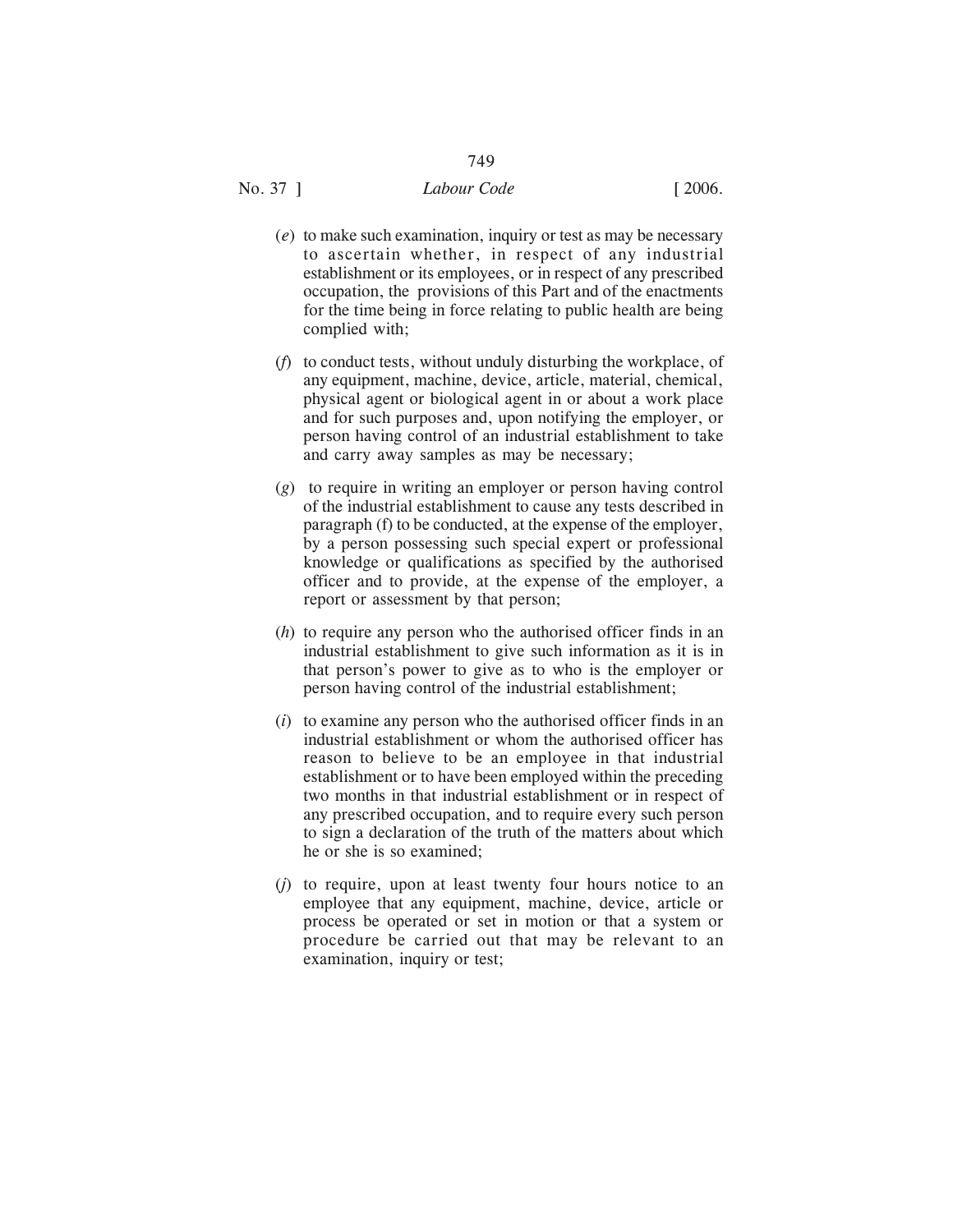(*e*) to make such examination, inquiry or test as may be necessary to ascertain whether, in respect of any industrial establishment or its employees, or in respect of any prescribed occupation, the provisions of this Part and of the enactments for the time being in force relating to public health are being complied with;

(*f*) to conduct tests, without unduly disturbing the workplace, of any equipment, machine, device, article, material, chemical, physical agent or biological agent in or about a work place and for such purposes and, upon notifying the employer, or person having control of an industrial establishment to take and carry away samples as may be necessary;

(*g*) to require in writing an employer or person having control of the industrial establishment to cause any tests described in paragraph (f) to be conducted, at the expense of the employer, by a person possessing such special expert or professional knowledge or qualifications as specified by the authorised officer and to provide, at the expense of the employer, a report or assessment by that person;

(*h*) to require any person who the authorised officer finds in an industrial establishment to give such information as it is in that person's power to give as to who is the employer or person having control of the industrial establishment;

(*i*) to examine any person who the authorised officer finds in an industrial establishment or whom the authorised officer has reason to believe to be an employee in that industrial establishment or to have been employed within the preceding two months in that industrial establishment or in respect of any prescribed occupation, and to require every such person to sign a declaration of the truth of the matters about which he or she is so examined;

(*j*) to require, upon at least twenty four hours notice to an employee that any equipment, machine, device, article or process be operated or set in motion or that a system or procedure be carried out that may be relevant to an examination, inquiry or test;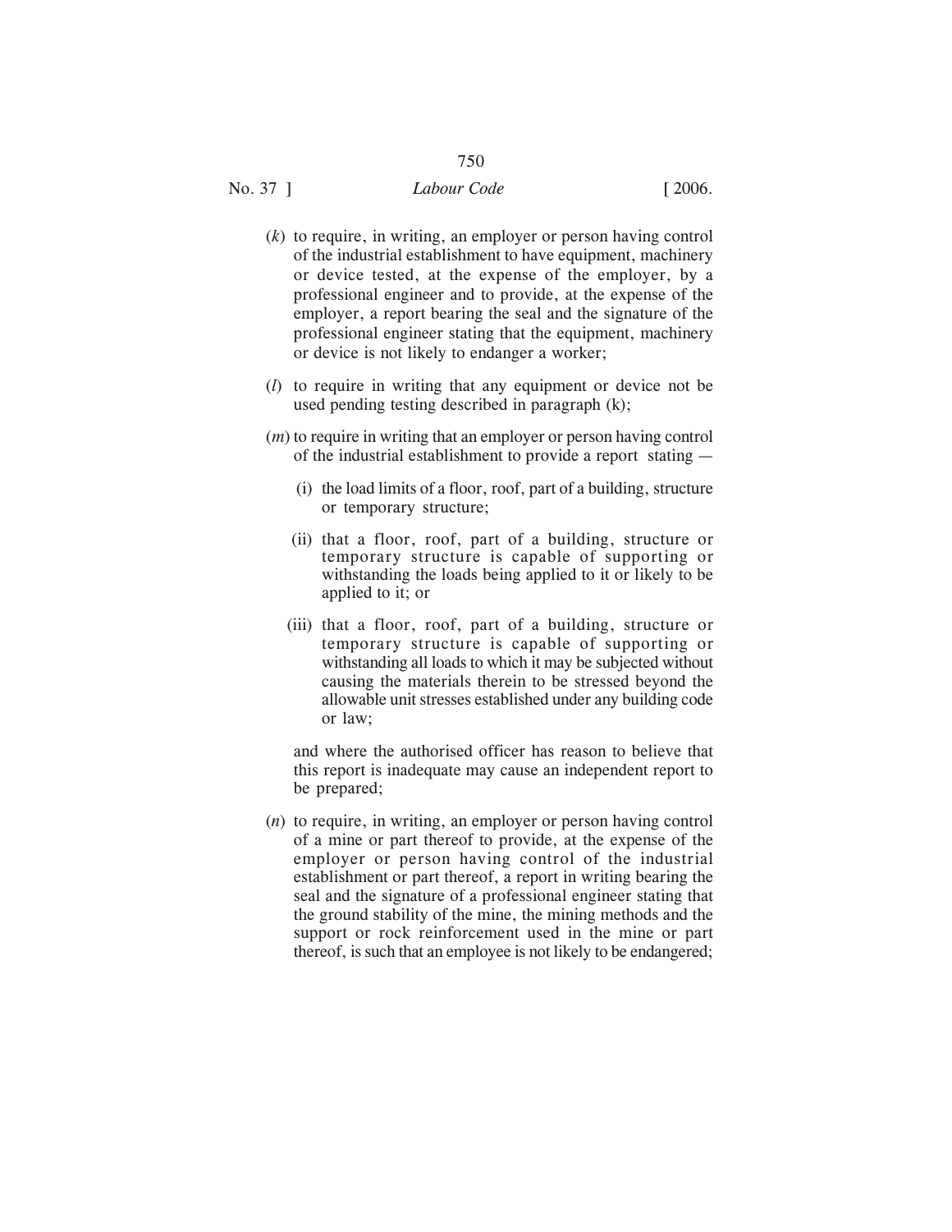(*k*) to require, in writing, an employer or person having control of the industrial establishment to have equipment, machinery or device tested, at the expense of the employer, by a professional engineer and to provide, at the expense of the employer, a report bearing the seal and the signature of the professional engineer stating that the equipment, machinery or device is not likely to endanger a worker;

(*l*) to require in writing that any equipment or device not be used pending testing described in paragraph (k);

(*m*) to require in writing that an employer or person having control of the industrial establishment to provide a report stating —

(i) the load limits of a floor, roof, part of a building, structure or temporary structure;

(ii) that a floor, roof, part of a building, structure or temporary structure is capable of supporting or withstanding the loads being applied to it or likely to be applied to it; or

(iii) that a floor, roof, part of a building, structure or temporary structure is capable of supporting or withstanding all loads to which it may be subjected without causing the materials therein to be stressed beyond the allowable unit stresses established under any building code or law;

and where the authorised officer has reason to believe that this report is inadequate may cause an independent report to be prepared;

(*n*) to require, in writing, an employer or person having control of a mine or part thereof to provide, at the expense of the employer or person having control of the industrial establishment or part thereof, a report in writing bearing the seal and the signature of a professional engineer stating that the ground stability of the mine, the mining methods and the support or rock reinforcement used in the mine or part thereof, is such that an employee is not likely to be endangered;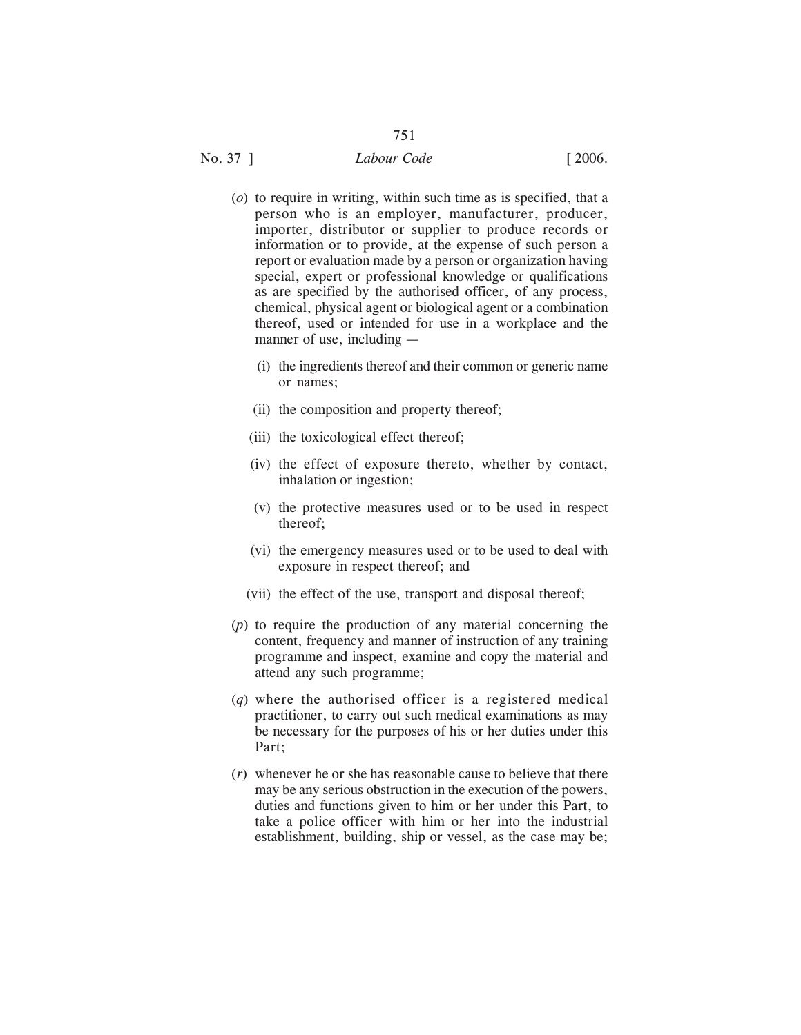(*o*) to require in writing, within such time as is specified, that a person who is an employer, manufacturer, producer, importer, distributor or supplier to produce records or information or to provide, at the expense of such person a report or evaluation made by a person or organization having special, expert or professional knowledge or qualifications as are specified by the authorised officer, of any process, chemical, physical agent or biological agent or a combination thereof, used or intended for use in a workplace and the manner of use, including —

   (i) the ingredients thereof and their common or generic name or names;

   (ii) the composition and property thereof;

   (iii) the toxicological effect thereof;

   (iv) the effect of exposure thereto, whether by contact, inhalation or ingestion;

   (v) the protective measures used or to be used in respect thereof;

   (vi) the emergency measures used or to be used to deal with exposure in respect thereof; and

   (vii) the effect of the use, transport and disposal thereof;

(*p*) to require the production of any material concerning the content, frequency and manner of instruction of any training programme and inspect, examine and copy the material and attend any such programme;

(*q*) where the authorised officer is a registered medical practitioner, to carry out such medical examinations as may be necessary for the purposes of his or her duties under this Part;

(*r*) whenever he or she has reasonable cause to believe that there may be any serious obstruction in the execution of the powers, duties and functions given to him or her under this Part, to take a police officer with him or her into the industrial establishment, building, ship or vessel, as the case may be;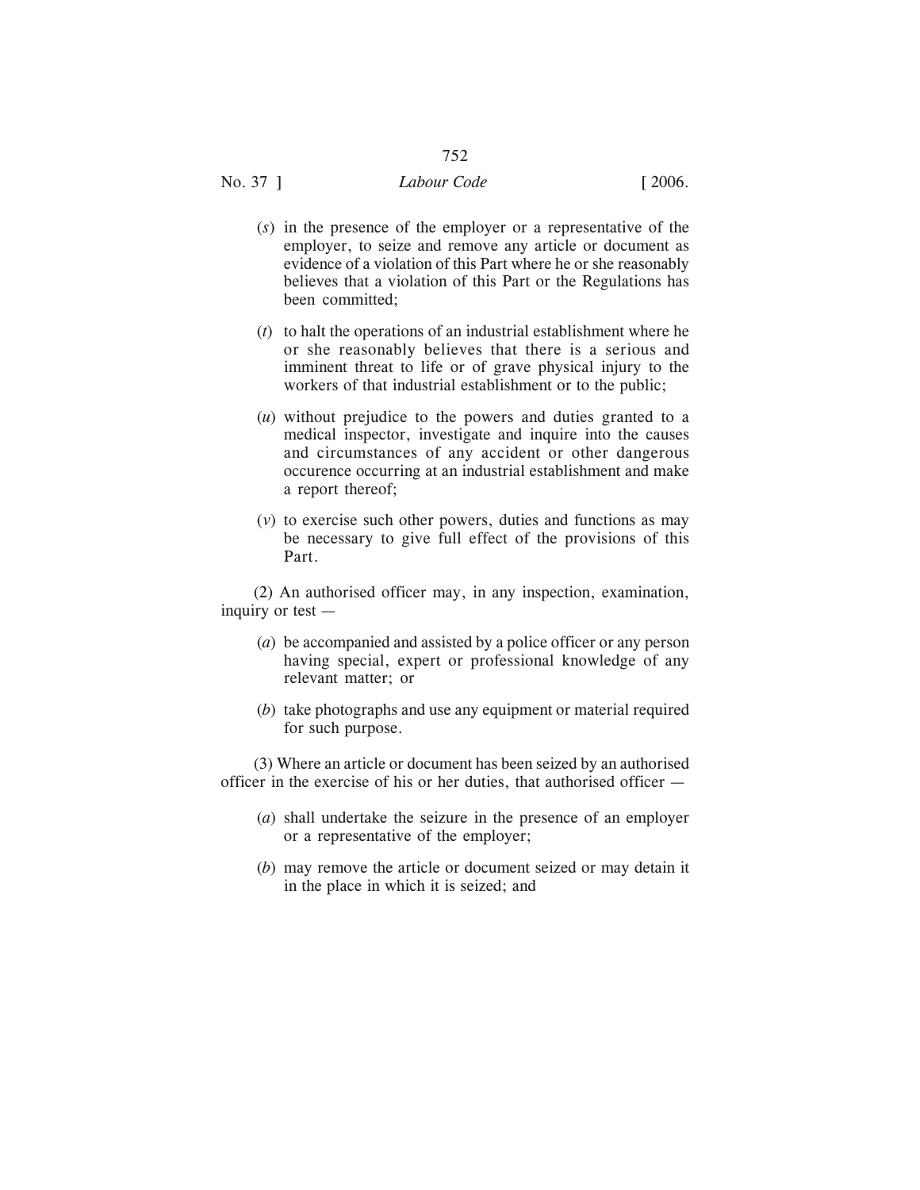(*s*) in the presence of the employer or a representative of the employer, to seize and remove any article or document as evidence of a violation of this Part where he or she reasonably believes that a violation of this Part or the Regulations has been committed;

(*t*) to halt the operations of an industrial establishment where he or she reasonably believes that there is a serious and imminent threat to life or of grave physical injury to the workers of that industrial establishment or to the public;

(*u*) without prejudice to the powers and duties granted to a medical inspector, investigate and inquire into the causes and circumstances of any accident or other dangerous occurence occurring at an industrial establishment and make a report thereof;

(*v*) to exercise such other powers, duties and functions as may be necessary to give full effect of the provisions of this Part.

(2) An authorised officer may, in any inspection, examination, inquiry or test —

(*a*) be accompanied and assisted by a police officer or any person having special, expert or professional knowledge of any relevant matter; or

(*b*) take photographs and use any equipment or material required for such purpose.

(3) Where an article or document has been seized by an authorised officer in the exercise of his or her duties, that authorised officer —

(*a*) shall undertake the seizure in the presence of an employer or a representative of the employer;

(*b*) may remove the article or document seized or may detain it in the place in which it is seized; and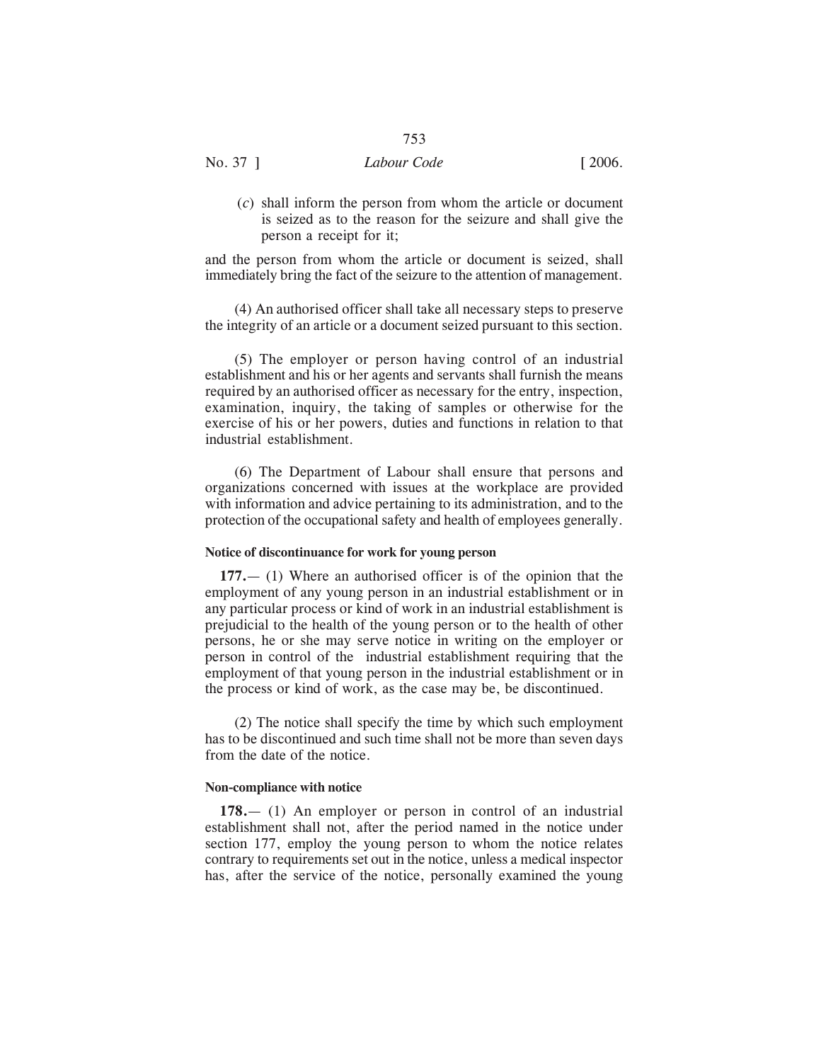(*c*) shall inform the person from whom the article or document is seized as to the reason for the seizure and shall give the person a receipt for it;

and the person from whom the article or document is seized, shall immediately bring the fact of the seizure to the attention of management.

(4) An authorised officer shall take all necessary steps to preserve the integrity of an article or a document seized pursuant to this section.

(5) The employer or person having control of an industrial establishment and his or her agents and servants shall furnish the means required by an authorised officer as necessary for the entry, inspection, examination, inquiry, the taking of samples or otherwise for the exercise of his or her powers, duties and functions in relation to that industrial establishment.

(6) The Department of Labour shall ensure that persons and organizations concerned with issues at the workplace are provided with information and advice pertaining to its administration, and to the protection of the occupational safety and health of employees generally.

#### Notice of discontinuance for work for young person

**177.**— (1) Where an authorised officer is of the opinion that the employment of any young person in an industrial establishment or in any particular process or kind of work in an industrial establishment is prejudicial to the health of the young person or to the health of other persons, he or she may serve notice in writing on the employer or person in control of the industrial establishment requiring that the employment of that young person in the industrial establishment or in the process or kind of work, as the case may be, be discontinued.

(2) The notice shall specify the time by which such employment has to be discontinued and such time shall not be more than seven days from the date of the notice.

#### Non-compliance with notice

**178.**— (1) An employer or person in control of an industrial establishment shall not, after the period named in the notice under section 177, employ the young person to whom the notice relates contrary to requirements set out in the notice, unless a medical inspector has, after the service of the notice, personally examined the young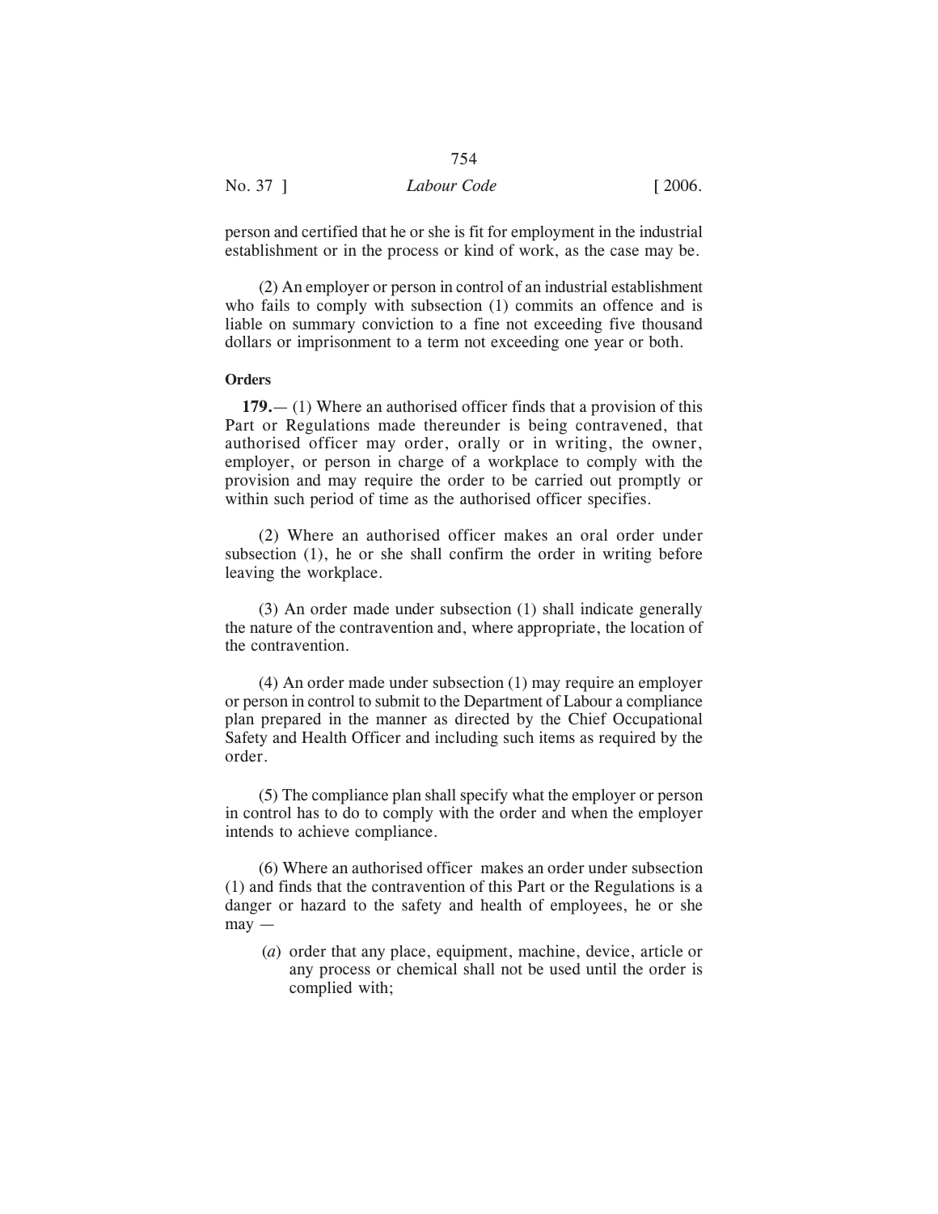person and certified that he or she is fit for employment in the industrial establishment or in the process or kind of work, as the case may be.

(2) An employer or person in control of an industrial establishment who fails to comply with subsection (1) commits an offence and is liable on summary conviction to a fine not exceeding five thousand dollars or imprisonment to a term not exceeding one year or both.

**Orders**

**179.**— (1) Where an authorised officer finds that a provision of this Part or Regulations made thereunder is being contravened, that authorised officer may order, orally or in writing, the owner, employer, or person in charge of a workplace to comply with the provision and may require the order to be carried out promptly or within such period of time as the authorised officer specifies.

(2) Where an authorised officer makes an oral order under subsection (1), he or she shall confirm the order in writing before leaving the workplace.

(3) An order made under subsection (1) shall indicate generally the nature of the contravention and, where appropriate, the location of the contravention.

(4) An order made under subsection (1) may require an employer or person in control to submit to the Department of Labour a compliance plan prepared in the manner as directed by the Chief Occupational Safety and Health Officer and including such items as required by the order.

(5) The compliance plan shall specify what the employer or person in control has to do to comply with the order and when the employer intends to achieve compliance.

(6) Where an authorised officer makes an order under subsection (1) and finds that the contravention of this Part or the Regulations is a danger or hazard to the safety and health of employees, he or she may —

(*a*) order that any place, equipment, machine, device, article or any process or chemical shall not be used until the order is complied with;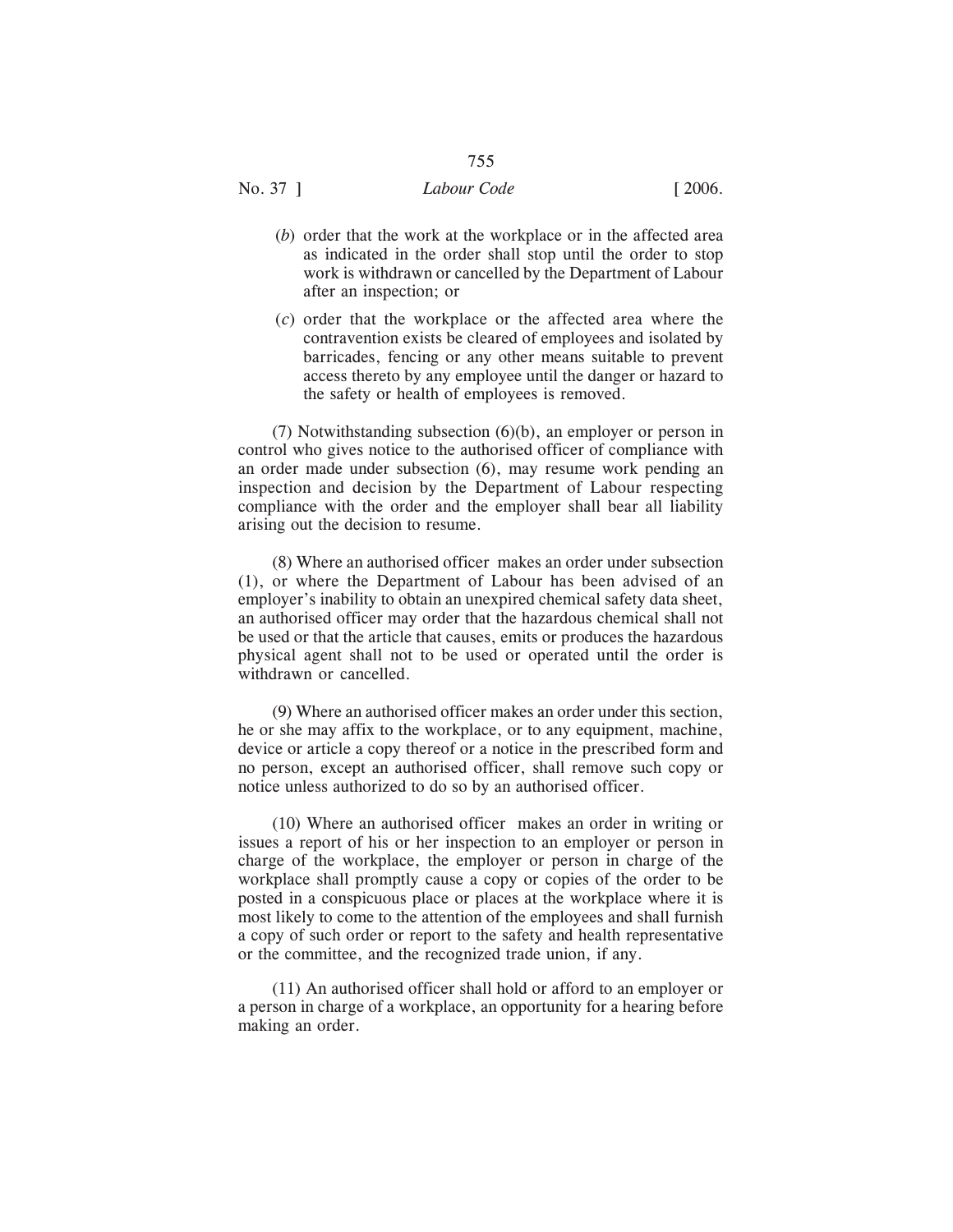(*b*) order that the work at the workplace or in the affected area as indicated in the order shall stop until the order to stop work is withdrawn or cancelled by the Department of Labour after an inspection; or

(*c*) order that the workplace or the affected area where the contravention exists be cleared of employees and isolated by barricades, fencing or any other means suitable to prevent access thereto by any employee until the danger or hazard to the safety or health of employees is removed.

(7) Notwithstanding subsection (6)(b), an employer or person in control who gives notice to the authorised officer of compliance with an order made under subsection (6), may resume work pending an inspection and decision by the Department of Labour respecting compliance with the order and the employer shall bear all liability arising out the decision to resume.

(8) Where an authorised officer makes an order under subsection (1), or where the Department of Labour has been advised of an employer's inability to obtain an unexpired chemical safety data sheet, an authorised officer may order that the hazardous chemical shall not be used or that the article that causes, emits or produces the hazardous physical agent shall not to be used or operated until the order is withdrawn or cancelled.

(9) Where an authorised officer makes an order under this section, he or she may affix to the workplace, or to any equipment, machine, device or article a copy thereof or a notice in the prescribed form and no person, except an authorised officer, shall remove such copy or notice unless authorized to do so by an authorised officer.

(10) Where an authorised officer makes an order in writing or issues a report of his or her inspection to an employer or person in charge of the workplace, the employer or person in charge of the workplace shall promptly cause a copy or copies of the order to be posted in a conspicuous place or places at the workplace where it is most likely to come to the attention of the employees and shall furnish a copy of such order or report to the safety and health representative or the committee, and the recognized trade union, if any.

(11) An authorised officer shall hold or afford to an employer or a person in charge of a workplace, an opportunity for a hearing before making an order.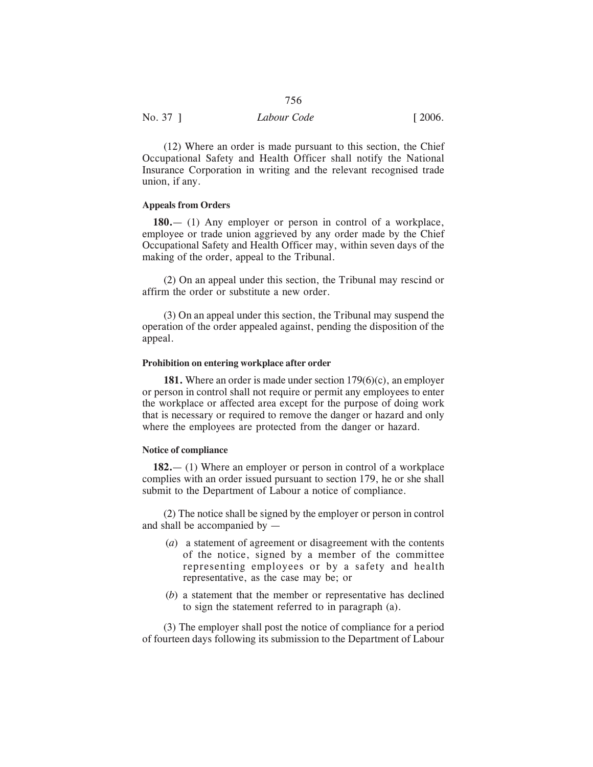(12) Where an order is made pursuant to this section, the Chief Occupational Safety and Health Officer shall notify the National Insurance Corporation in writing and the relevant recognised trade union, if any.

**Appeals from Orders**

**180.**— (1) Any employer or person in control of a workplace, employee or trade union aggrieved by any order made by the Chief Occupational Safety and Health Officer may, within seven days of the making of the order, appeal to the Tribunal.

(2) On an appeal under this section, the Tribunal may rescind or affirm the order or substitute a new order.

(3) On an appeal under this section, the Tribunal may suspend the operation of the order appealed against, pending the disposition of the appeal.

**Prohibition on entering workplace after order**

**181.** Where an order is made under section 179(6)(c), an employer or person in control shall not require or permit any employees to enter the workplace or affected area except for the purpose of doing work that is necessary or required to remove the danger or hazard and only where the employees are protected from the danger or hazard.

**Notice of compliance**

**182.**— (1) Where an employer or person in control of a workplace complies with an order issued pursuant to section 179, he or she shall submit to the Department of Labour a notice of compliance.

(2) The notice shall be signed by the employer or person in control and shall be accompanied by —

- (*a*) a statement of agreement or disagreement with the contents of the notice, signed by a member of the committee representing employees or by a safety and health representative, as the case may be; or
- (*b*) a statement that the member or representative has declined to sign the statement referred to in paragraph (a).

(3) The employer shall post the notice of compliance for a period of fourteen days following its submission to the Department of Labour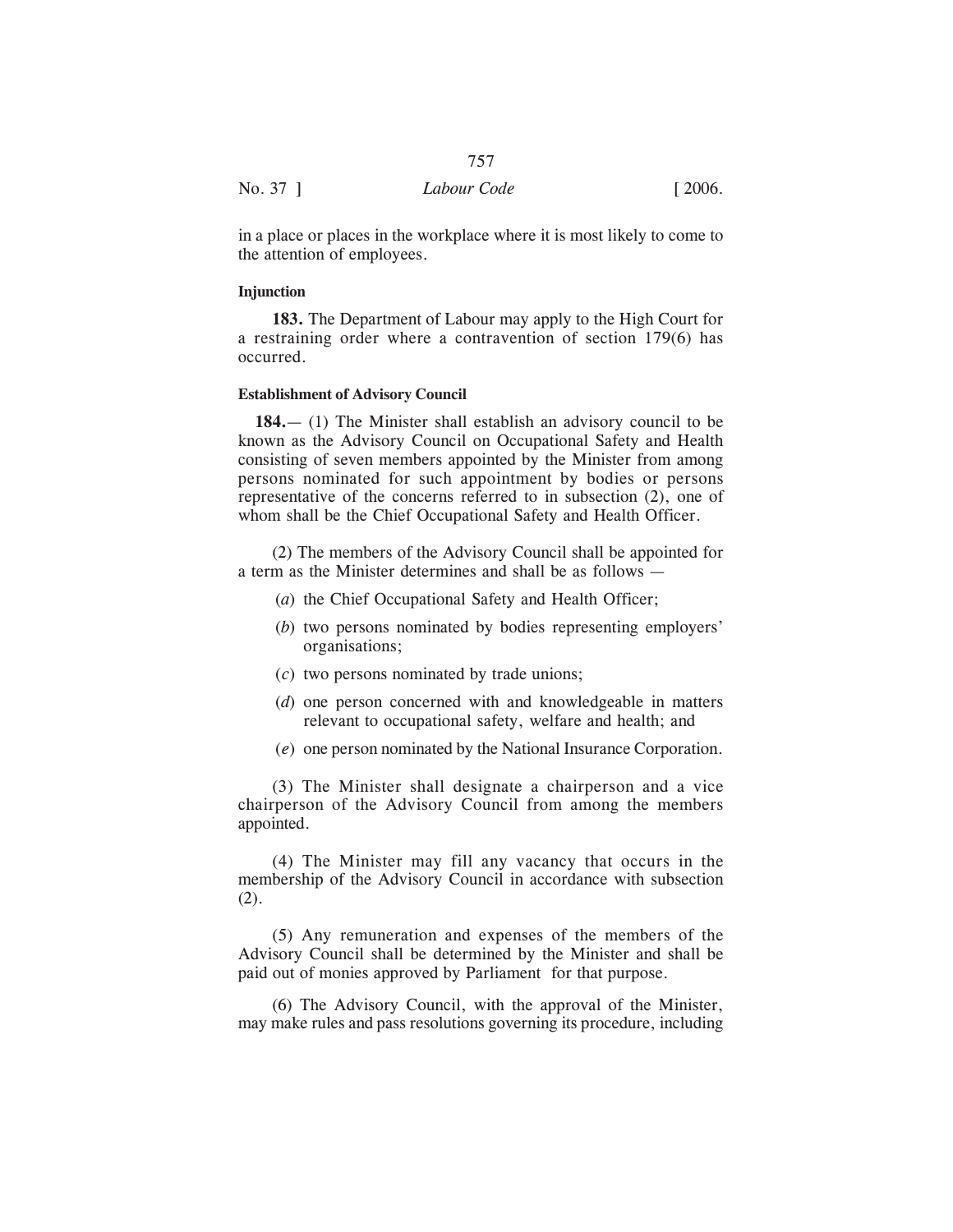in a place or places in the workplace where it is most likely to come to the attention of employees.

**Injunction**

**183.** The Department of Labour may apply to the High Court for a restraining order where a contravention of section 179(6) has occurred.

**Establishment of Advisory Council**

**184.**— (1) The Minister shall establish an advisory council to be known as the Advisory Council on Occupational Safety and Health consisting of seven members appointed by the Minister from among persons nominated for such appointment by bodies or persons representative of the concerns referred to in subsection (2), one of whom shall be the Chief Occupational Safety and Health Officer.

(2) The members of the Advisory Council shall be appointed for a term as the Minister determines and shall be as follows —

(*a*) the Chief Occupational Safety and Health Officer;

(*b*) two persons nominated by bodies representing employers' organisations;

(*c*) two persons nominated by trade unions;

(*d*) one person concerned with and knowledgeable in matters relevant to occupational safety, welfare and health; and

(*e*) one person nominated by the National Insurance Corporation.

(3) The Minister shall designate a chairperson and a vice chairperson of the Advisory Council from among the members appointed.

(4) The Minister may fill any vacancy that occurs in the membership of the Advisory Council in accordance with subsection (2).

(5) Any remuneration and expenses of the members of the Advisory Council shall be determined by the Minister and shall be paid out of monies approved by Parliament for that purpose.

(6) The Advisory Council, with the approval of the Minister, may make rules and pass resolutions governing its procedure, including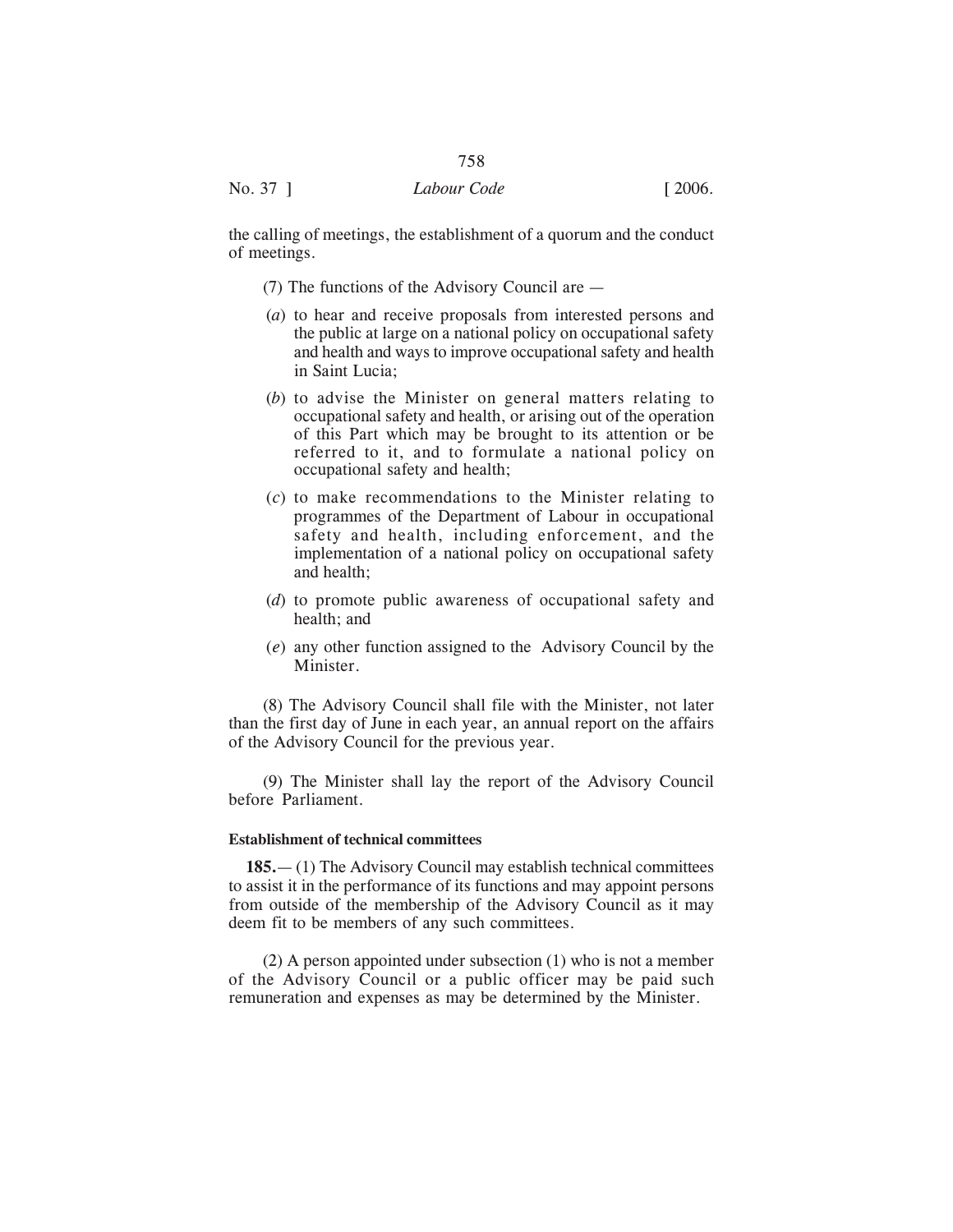the calling of meetings, the establishment of a quorum and the conduct of meetings.

(7) The functions of the Advisory Council are —

(*a*) to hear and receive proposals from interested persons and the public at large on a national policy on occupational safety and health and ways to improve occupational safety and health in Saint Lucia;

(*b*) to advise the Minister on general matters relating to occupational safety and health, or arising out of the operation of this Part which may be brought to its attention or be referred to it, and to formulate a national policy on occupational safety and health;

(*c*) to make recommendations to the Minister relating to programmes of the Department of Labour in occupational safety and health, including enforcement, and the implementation of a national policy on occupational safety and health;

(*d*) to promote public awareness of occupational safety and health; and

(*e*) any other function assigned to the Advisory Council by the Minister.

(8) The Advisory Council shall file with the Minister, not later than the first day of June in each year, an annual report on the affairs of the Advisory Council for the previous year.

(9) The Minister shall lay the report of the Advisory Council before Parliament.

**Establishment of technical committees**

**185.**— (1) The Advisory Council may establish technical committees to assist it in the performance of its functions and may appoint persons from outside of the membership of the Advisory Council as it may deem fit to be members of any such committees.

(2) A person appointed under subsection (1) who is not a member of the Advisory Council or a public officer may be paid such remuneration and expenses as may be determined by the Minister.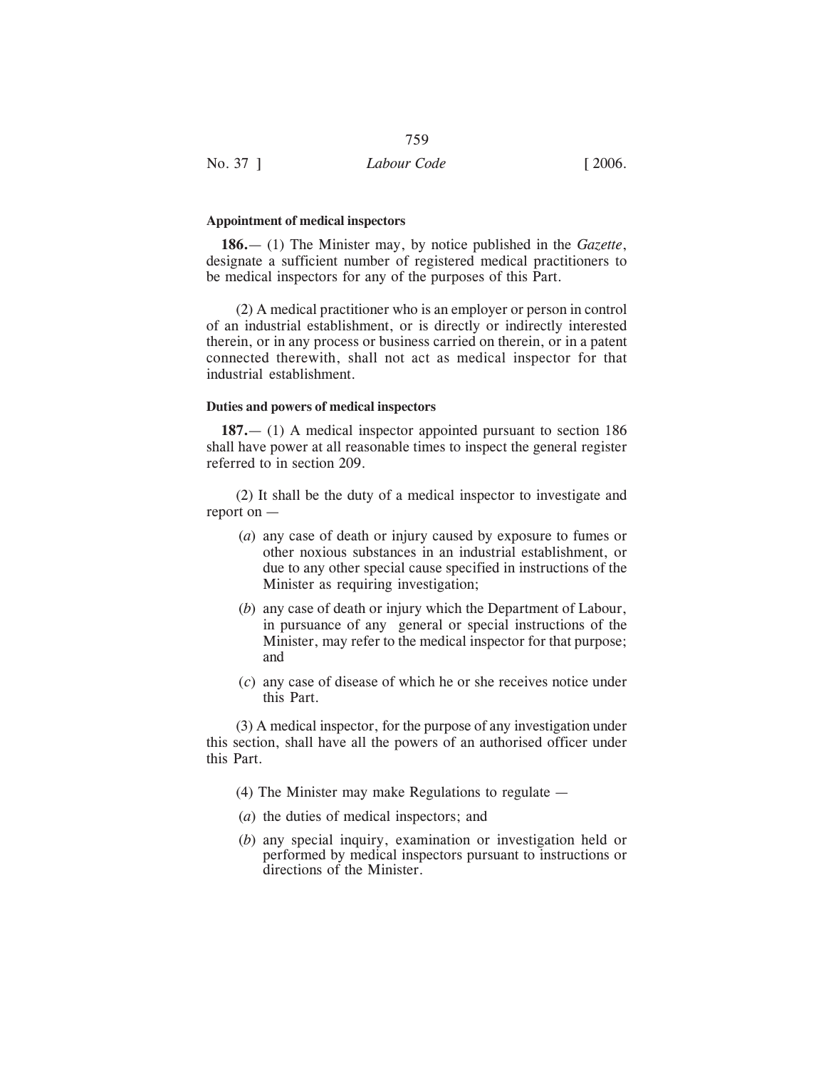**Appointment of medical inspectors**

**186.**— (1) The Minister may, by notice published in the *Gazette*, designate a sufficient number of registered medical practitioners to be medical inspectors for any of the purposes of this Part.

(2) A medical practitioner who is an employer or person in control of an industrial establishment, or is directly or indirectly interested therein, or in any process or business carried on therein, or in a patent connected therewith, shall not act as medical inspector for that industrial establishment.

**Duties and powers of medical inspectors**

**187.**— (1) A medical inspector appointed pursuant to section 186 shall have power at all reasonable times to inspect the general register referred to in section 209.

(2) It shall be the duty of a medical inspector to investigate and report on —

(*a*) any case of death or injury caused by exposure to fumes or other noxious substances in an industrial establishment, or due to any other special cause specified in instructions of the Minister as requiring investigation;

(*b*) any case of death or injury which the Department of Labour, in pursuance of any general or special instructions of the Minister, may refer to the medical inspector for that purpose; and

(*c*) any case of disease of which he or she receives notice under this Part.

(3) A medical inspector, for the purpose of any investigation under this section, shall have all the powers of an authorised officer under this Part.

(4) The Minister may make Regulations to regulate —

(*a*) the duties of medical inspectors; and

(*b*) any special inquiry, examination or investigation held or performed by medical inspectors pursuant to instructions or directions of the Minister.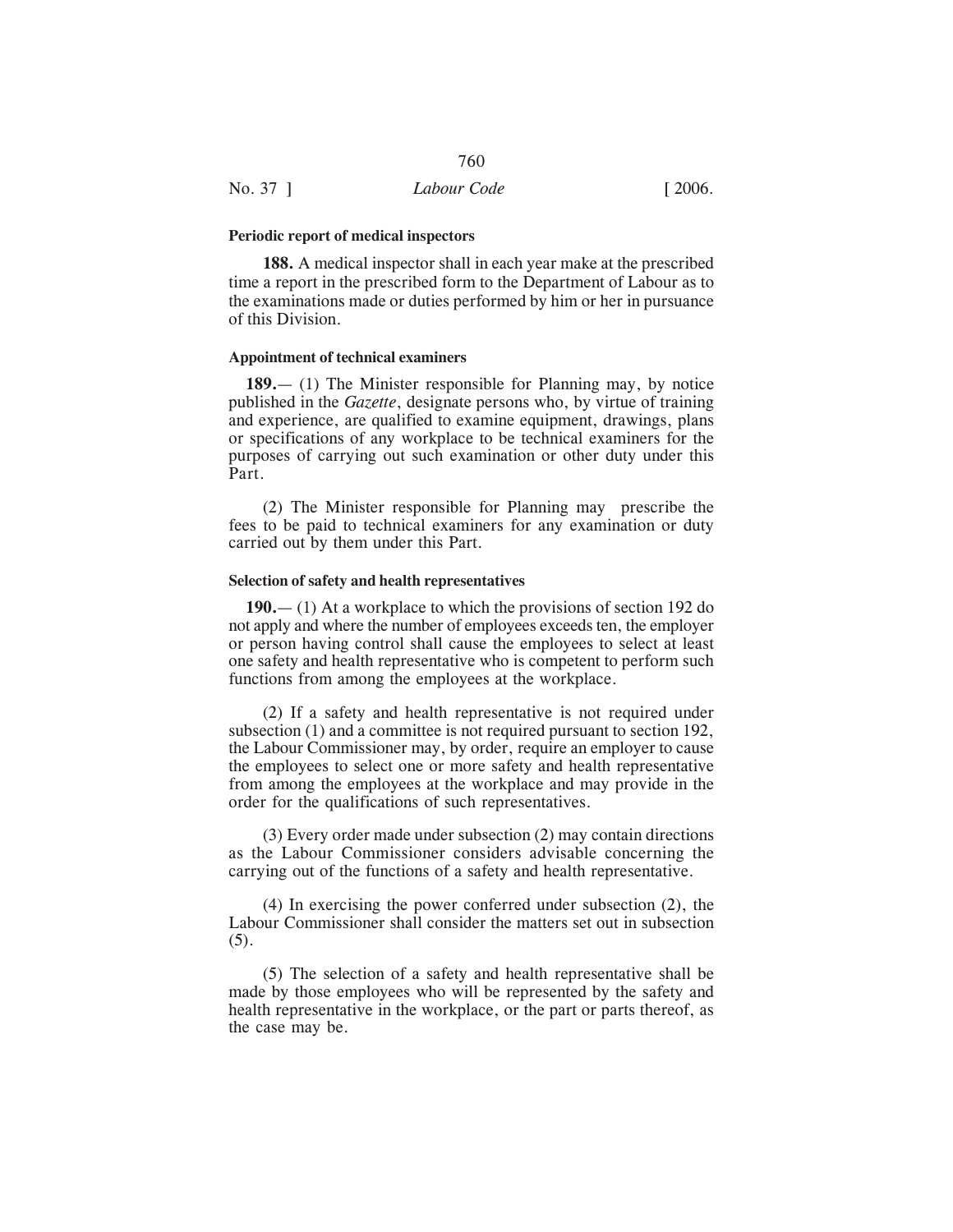**Periodic report of medical inspectors**

**188.** A medical inspector shall in each year make at the prescribed time a report in the prescribed form to the Department of Labour as to the examinations made or duties performed by him or her in pursuance of this Division.

**Appointment of technical examiners**

**189.**— (1) The Minister responsible for Planning may, by notice published in the *Gazette*, designate persons who, by virtue of training and experience, are qualified to examine equipment, drawings, plans or specifications of any workplace to be technical examiners for the purposes of carrying out such examination or other duty under this Part.

(2) The Minister responsible for Planning may prescribe the fees to be paid to technical examiners for any examination or duty carried out by them under this Part.

**Selection of safety and health representatives**

**190.**— (1) At a workplace to which the provisions of section 192 do not apply and where the number of employees exceeds ten, the employer or person having control shall cause the employees to select at least one safety and health representative who is competent to perform such functions from among the employees at the workplace.

(2) If a safety and health representative is not required under subsection (1) and a committee is not required pursuant to section 192, the Labour Commissioner may, by order, require an employer to cause the employees to select one or more safety and health representative from among the employees at the workplace and may provide in the order for the qualifications of such representatives.

(3) Every order made under subsection (2) may contain directions as the Labour Commissioner considers advisable concerning the carrying out of the functions of a safety and health representative.

(4) In exercising the power conferred under subsection (2), the Labour Commissioner shall consider the matters set out in subsection (5).

(5) The selection of a safety and health representative shall be made by those employees who will be represented by the safety and health representative in the workplace, or the part or parts thereof, as the case may be.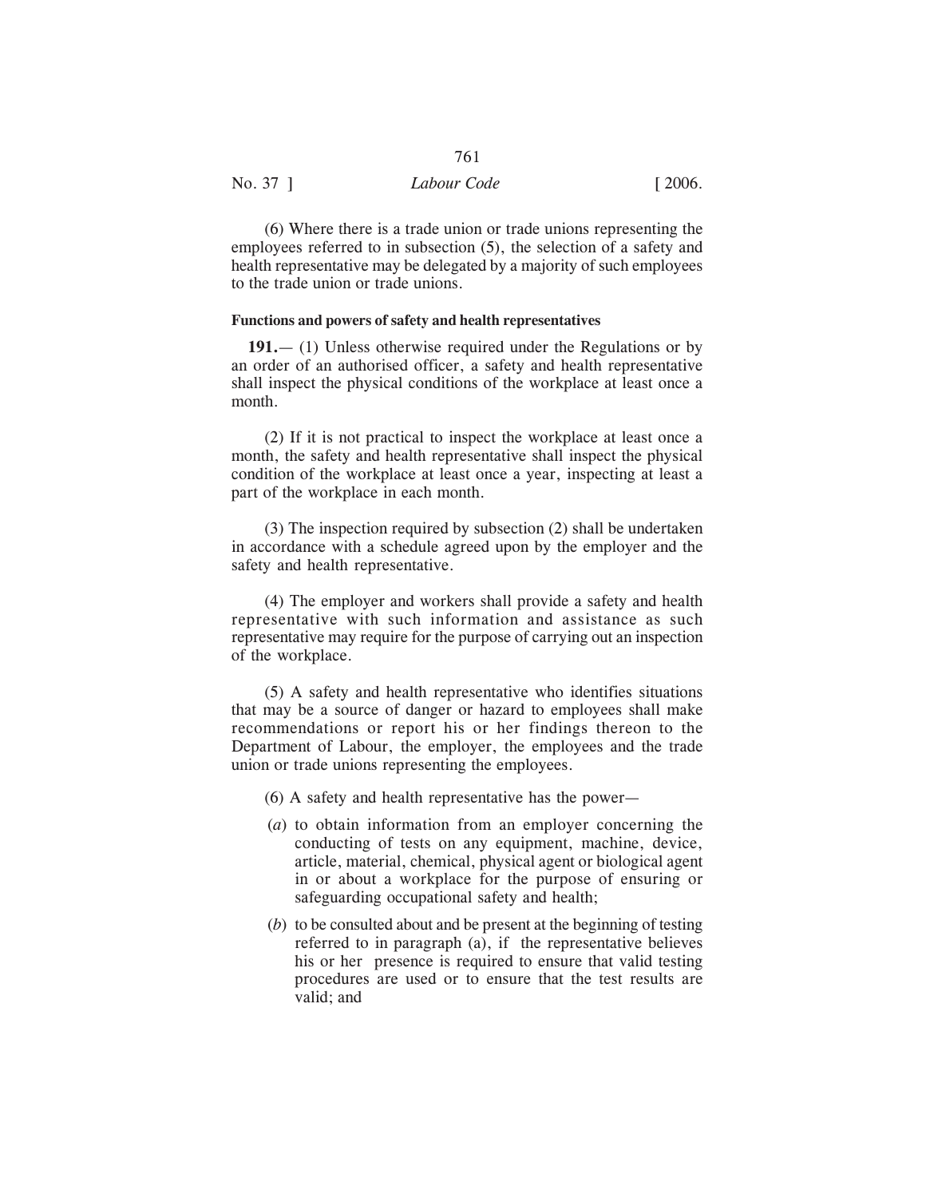(6) Where there is a trade union or trade unions representing the employees referred to in subsection (5), the selection of a safety and health representative may be delegated by a majority of such employees to the trade union or trade unions.

**Functions and powers of safety and health representatives**

**191.**— (1) Unless otherwise required under the Regulations or by an order of an authorised officer, a safety and health representative shall inspect the physical conditions of the workplace at least once a month.

(2) If it is not practical to inspect the workplace at least once a month, the safety and health representative shall inspect the physical condition of the workplace at least once a year, inspecting at least a part of the workplace in each month.

(3) The inspection required by subsection (2) shall be undertaken in accordance with a schedule agreed upon by the employer and the safety and health representative.

(4) The employer and workers shall provide a safety and health representative with such information and assistance as such representative may require for the purpose of carrying out an inspection of the workplace.

(5) A safety and health representative who identifies situations that may be a source of danger or hazard to employees shall make recommendations or report his or her findings thereon to the Department of Labour, the employer, the employees and the trade union or trade unions representing the employees.

(6) A safety and health representative has the power—

(*a*) to obtain information from an employer concerning the conducting of tests on any equipment, machine, device, article, material, chemical, physical agent or biological agent in or about a workplace for the purpose of ensuring or safeguarding occupational safety and health;

(*b*) to be consulted about and be present at the beginning of testing referred to in paragraph (a), if the representative believes his or her presence is required to ensure that valid testing procedures are used or to ensure that the test results are valid; and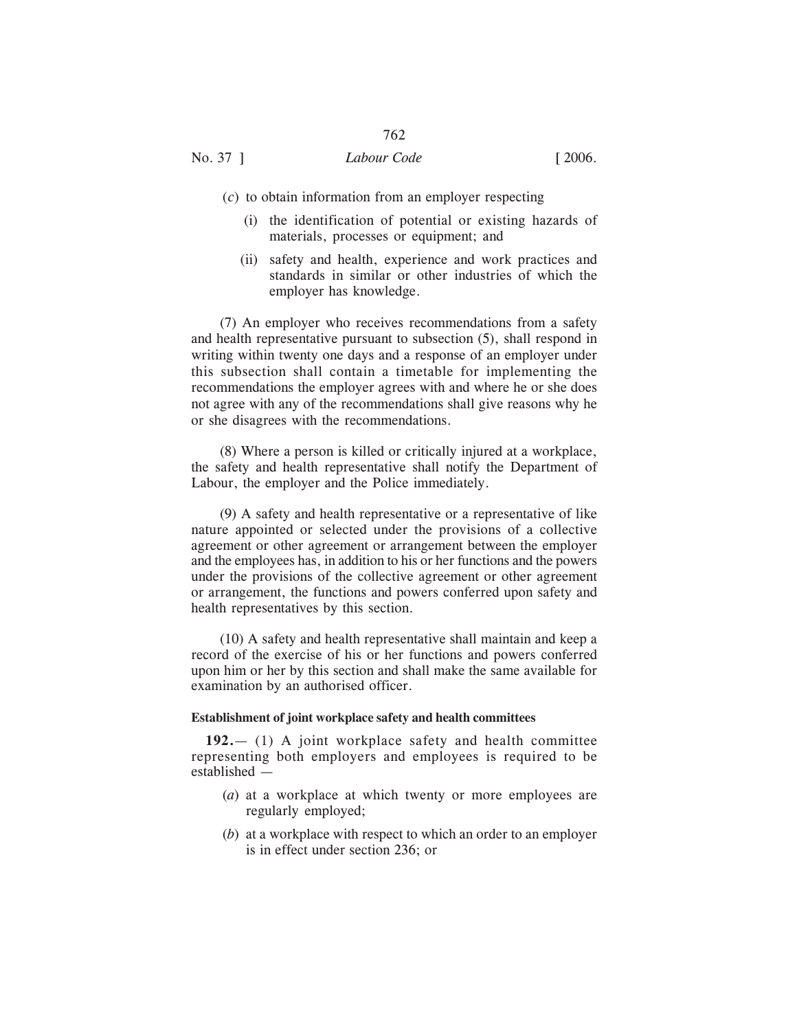(*c*) to obtain information from an employer respecting

(i) the identification of potential or existing hazards of materials, processes or equipment; and

(ii) safety and health, experience and work practices and standards in similar or other industries of which the employer has knowledge.

(7) An employer who receives recommendations from a safety and health representative pursuant to subsection (5), shall respond in writing within twenty one days and a response of an employer under this subsection shall contain a timetable for implementing the recommendations the employer agrees with and where he or she does not agree with any of the recommendations shall give reasons why he or she disagrees with the recommendations.

(8) Where a person is killed or critically injured at a workplace, the safety and health representative shall notify the Department of Labour, the employer and the Police immediately.

(9) A safety and health representative or a representative of like nature appointed or selected under the provisions of a collective agreement or other agreement or arrangement between the employer and the employees has, in addition to his or her functions and the powers under the provisions of the collective agreement or other agreement or arrangement, the functions and powers conferred upon safety and health representatives by this section.

(10) A safety and health representative shall maintain and keep a record of the exercise of his or her functions and powers conferred upon him or her by this section and shall make the same available for examination by an authorised officer.

**Establishment of joint workplace safety and health committees**

**192.**— (1) A joint workplace safety and health committee representing both employers and employees is required to be established —

(*a*) at a workplace at which twenty or more employees are regularly employed;

(*b*) at a workplace with respect to which an order to an employer is in effect under section 236; or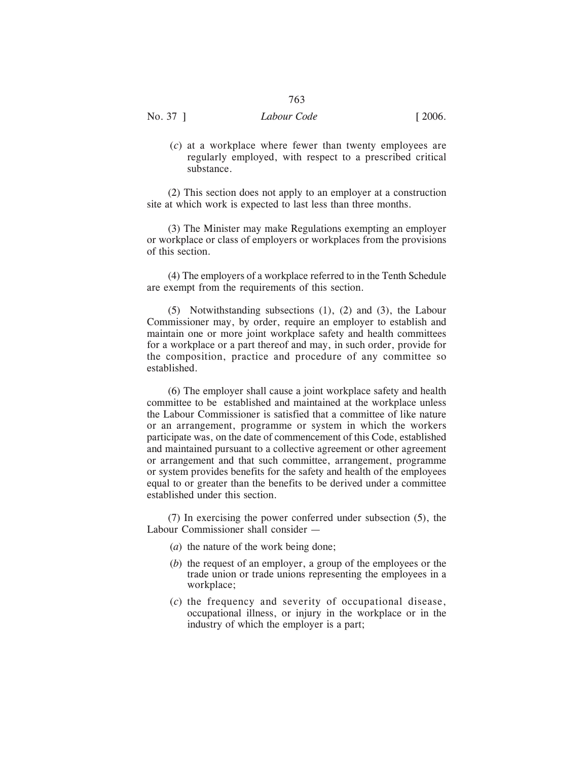(*c*) at a workplace where fewer than twenty employees are regularly employed, with respect to a prescribed critical substance.

(2) This section does not apply to an employer at a construction site at which work is expected to last less than three months.

(3) The Minister may make Regulations exempting an employer or workplace or class of employers or workplaces from the provisions of this section.

(4) The employers of a workplace referred to in the Tenth Schedule are exempt from the requirements of this section.

(5) Notwithstanding subsections (1), (2) and (3), the Labour Commissioner may, by order, require an employer to establish and maintain one or more joint workplace safety and health committees for a workplace or a part thereof and may, in such order, provide for the composition, practice and procedure of any committee so established.

(6) The employer shall cause a joint workplace safety and health committee to be established and maintained at the workplace unless the Labour Commissioner is satisfied that a committee of like nature or an arrangement, programme or system in which the workers participate was, on the date of commencement of this Code, established and maintained pursuant to a collective agreement or other agreement or arrangement and that such committee, arrangement, programme or system provides benefits for the safety and health of the employees equal to or greater than the benefits to be derived under a committee established under this section.

(7) In exercising the power conferred under subsection (5), the Labour Commissioner shall consider —

(*a*) the nature of the work being done;

(*b*) the request of an employer, a group of the employees or the trade union or trade unions representing the employees in a workplace;

(*c*) the frequency and severity of occupational disease, occupational illness, or injury in the workplace or in the industry of which the employer is a part;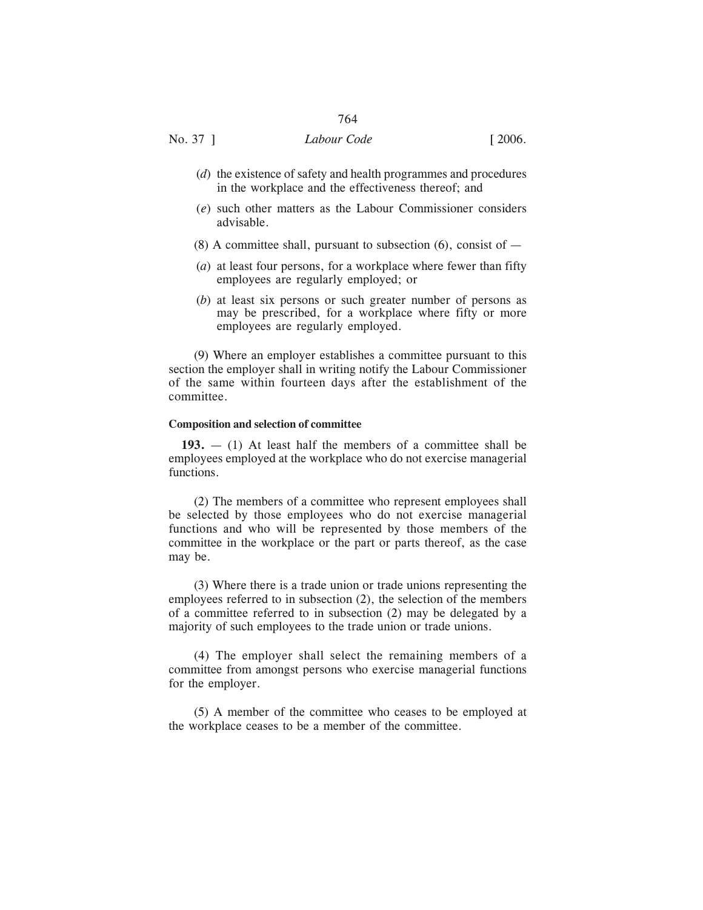(*d*) the existence of safety and health programmes and procedures in the workplace and the effectiveness thereof; and

(*e*) such other matters as the Labour Commissioner considers advisable.

(8) A committee shall, pursuant to subsection (6), consist of —

(*a*) at least four persons, for a workplace where fewer than fifty employees are regularly employed; or

(*b*) at least six persons or such greater number of persons as may be prescribed, for a workplace where fifty or more employees are regularly employed.

(9) Where an employer establishes a committee pursuant to this section the employer shall in writing notify the Labour Commissioner of the same within fourteen days after the establishment of the committee.

**Composition and selection of committee**

**193.** — (1) At least half the members of a committee shall be employees employed at the workplace who do not exercise managerial functions.

(2) The members of a committee who represent employees shall be selected by those employees who do not exercise managerial functions and who will be represented by those members of the committee in the workplace or the part or parts thereof, as the case may be.

(3) Where there is a trade union or trade unions representing the employees referred to in subsection (2), the selection of the members of a committee referred to in subsection (2) may be delegated by a majority of such employees to the trade union or trade unions.

(4) The employer shall select the remaining members of a committee from amongst persons who exercise managerial functions for the employer.

(5) A member of the committee who ceases to be employed at the workplace ceases to be a member of the committee.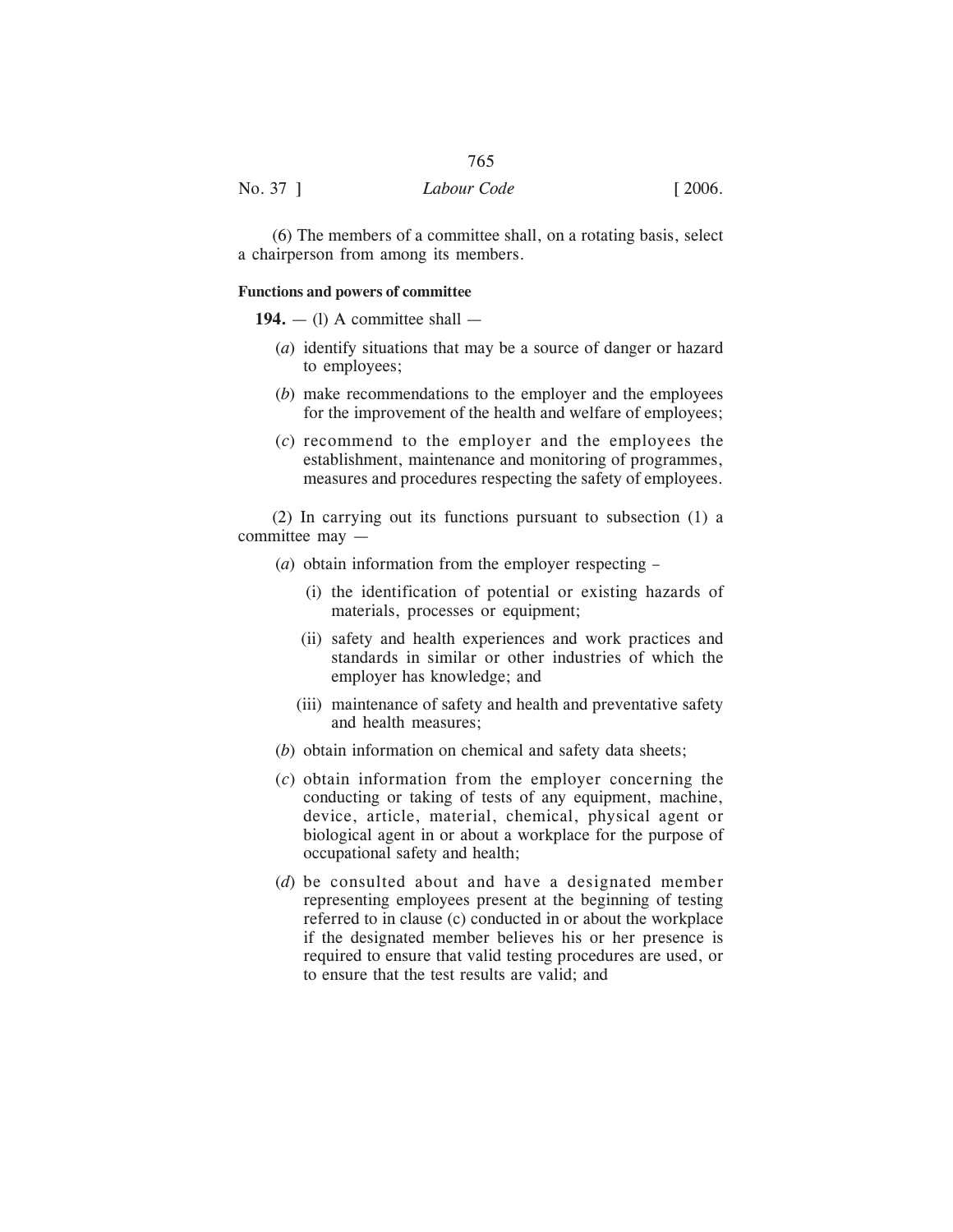(6) The members of a committee shall, on a rotating basis, select a chairperson from among its members.

**Functions and powers of committee**

**194.** — (l) A committee shall —

(*a*) identify situations that may be a source of danger or hazard to employees;

(*b*) make recommendations to the employer and the employees for the improvement of the health and welfare of employees;

(*c*) recommend to the employer and the employees the establishment, maintenance and monitoring of programmes, measures and procedures respecting the safety of employees.

(2) In carrying out its functions pursuant to subsection (1) a committee may —

(*a*) obtain information from the employer respecting –

(i) the identification of potential or existing hazards of materials, processes or equipment;

(ii) safety and health experiences and work practices and standards in similar or other industries of which the employer has knowledge; and

(iii) maintenance of safety and health and preventative safety and health measures;

(*b*) obtain information on chemical and safety data sheets;

(*c*) obtain information from the employer concerning the conducting or taking of tests of any equipment, machine, device, article, material, chemical, physical agent or biological agent in or about a workplace for the purpose of occupational safety and health;

(*d*) be consulted about and have a designated member representing employees present at the beginning of testing referred to in clause (c) conducted in or about the workplace if the designated member believes his or her presence is required to ensure that valid testing procedures are used, or to ensure that the test results are valid; and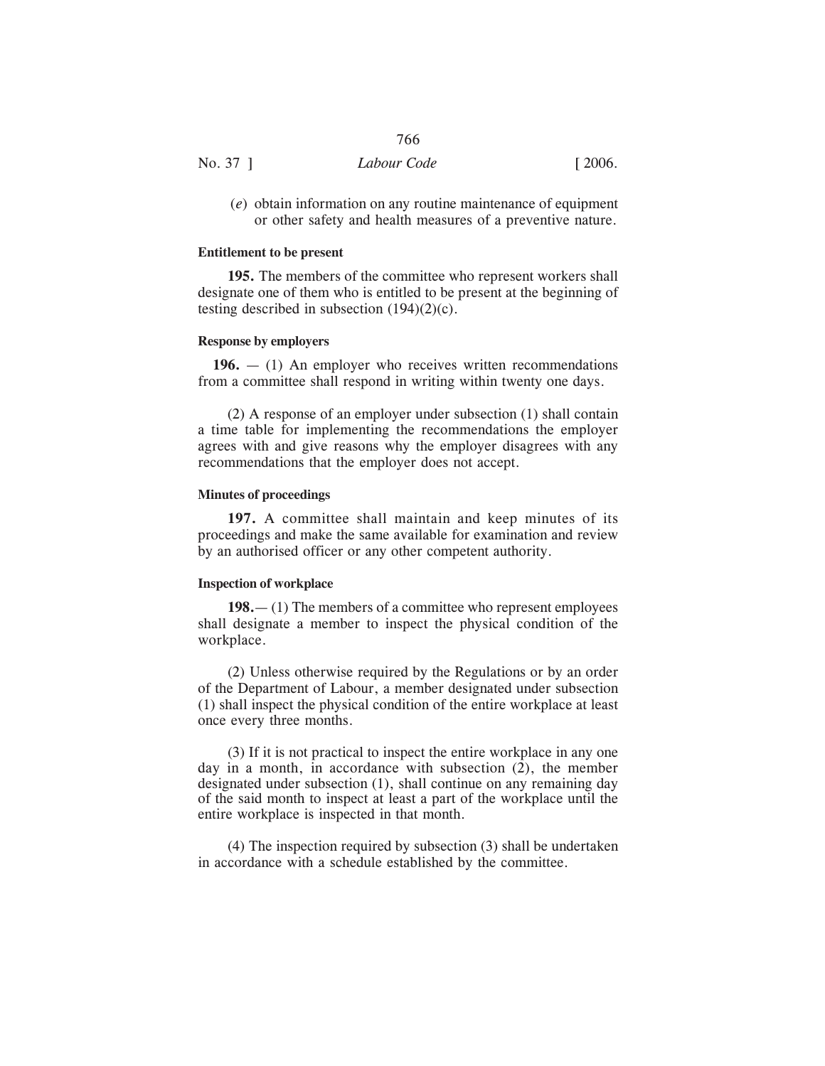(*e*) obtain information on any routine maintenance of equipment or other safety and health measures of a preventive nature.

**Entitlement to be present**

**195.** The members of the committee who represent workers shall designate one of them who is entitled to be present at the beginning of testing described in subsection (194)(2)(c).

**Response by employers**

**196.** — (1) An employer who receives written recommendations from a committee shall respond in writing within twenty one days.

(2) A response of an employer under subsection (1) shall contain a time table for implementing the recommendations the employer agrees with and give reasons why the employer disagrees with any recommendations that the employer does not accept.

**Minutes of proceedings**

**197.** A committee shall maintain and keep minutes of its proceedings and make the same available for examination and review by an authorised officer or any other competent authority.

**Inspection of workplace**

**198.**— (1) The members of a committee who represent employees shall designate a member to inspect the physical condition of the workplace.

(2) Unless otherwise required by the Regulations or by an order of the Department of Labour, a member designated under subsection (1) shall inspect the physical condition of the entire workplace at least once every three months.

(3) If it is not practical to inspect the entire workplace in any one day in a month, in accordance with subsection (2), the member designated under subsection (1), shall continue on any remaining day of the said month to inspect at least a part of the workplace until the entire workplace is inspected in that month.

(4) The inspection required by subsection (3) shall be undertaken in accordance with a schedule established by the committee.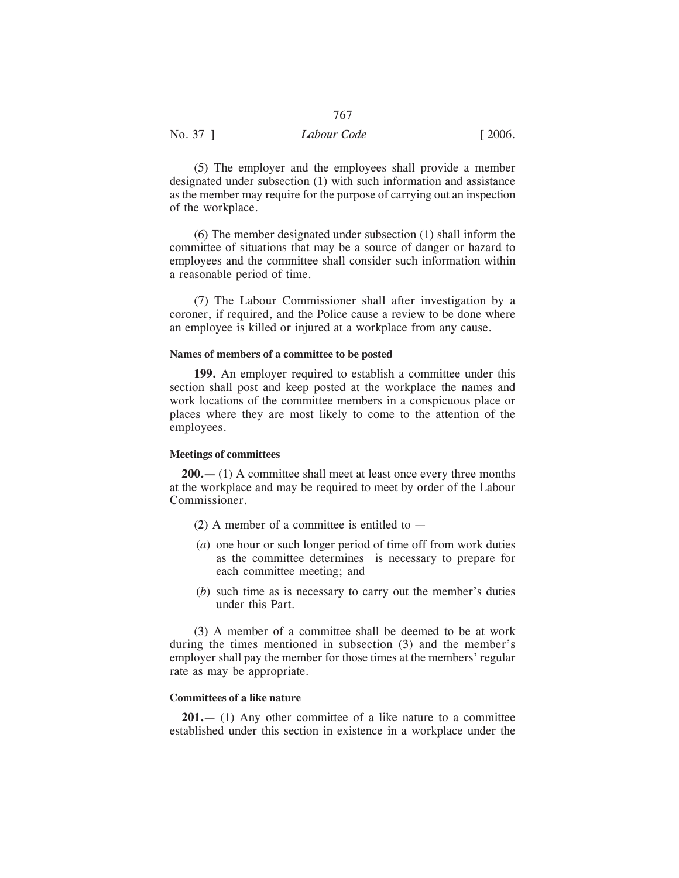(5) The employer and the employees shall provide a member designated under subsection (1) with such information and assistance as the member may require for the purpose of carrying out an inspection of the workplace.

(6) The member designated under subsection (1) shall inform the committee of situations that may be a source of danger or hazard to employees and the committee shall consider such information within a reasonable period of time.

(7) The Labour Commissioner shall after investigation by a coroner, if required, and the Police cause a review to be done where an employee is killed or injured at a workplace from any cause.

#### Names of members of a committee to be posted

**199.** An employer required to establish a committee under this section shall post and keep posted at the workplace the names and work locations of the committee members in a conspicuous place or places where they are most likely to come to the attention of the employees.

#### Meetings of committees

**200.—** (1) A committee shall meet at least once every three months at the workplace and may be required to meet by order of the Labour Commissioner.

(2) A member of a committee is entitled to —

(*a*) one hour or such longer period of time off from work duties as the committee determines is necessary to prepare for each committee meeting; and

(*b*) such time as is necessary to carry out the member's duties under this Part.

(3) A member of a committee shall be deemed to be at work during the times mentioned in subsection (3) and the member's employer shall pay the member for those times at the members' regular rate as may be appropriate.

#### Committees of a like nature

**201.**— (1) Any other committee of a like nature to a committee established under this section in existence in a workplace under the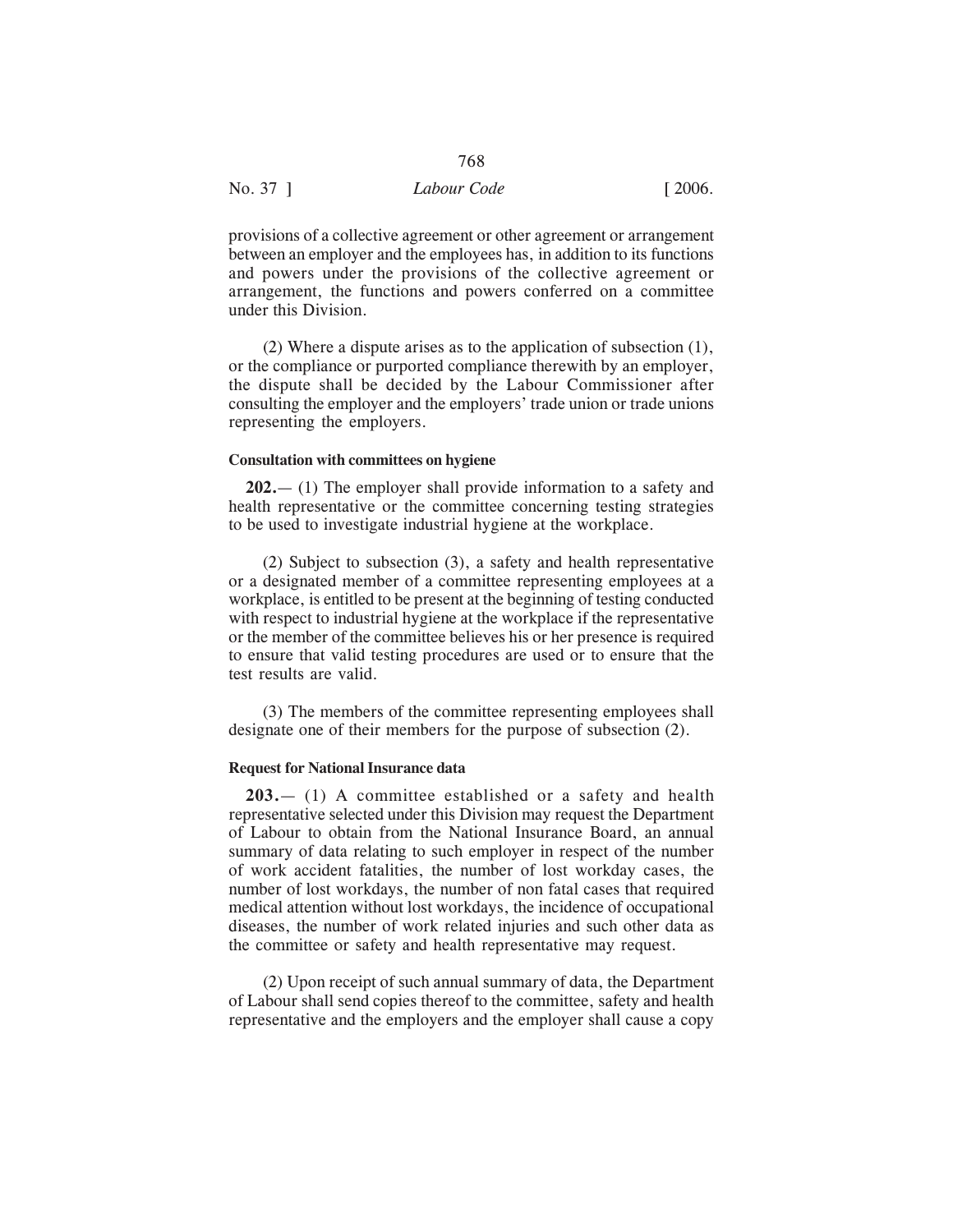provisions of a collective agreement or other agreement or arrangement between an employer and the employees has, in addition to its functions and powers under the provisions of the collective agreement or arrangement, the functions and powers conferred on a committee under this Division.

(2) Where a dispute arises as to the application of subsection (1), or the compliance or purported compliance therewith by an employer, the dispute shall be decided by the Labour Commissioner after consulting the employer and the employers' trade union or trade unions representing the employers.

**Consultation with committees on hygiene**

**202.**— (1) The employer shall provide information to a safety and health representative or the committee concerning testing strategies to be used to investigate industrial hygiene at the workplace.

(2) Subject to subsection (3), a safety and health representative or a designated member of a committee representing employees at a workplace, is entitled to be present at the beginning of testing conducted with respect to industrial hygiene at the workplace if the representative or the member of the committee believes his or her presence is required to ensure that valid testing procedures are used or to ensure that the test results are valid.

(3) The members of the committee representing employees shall designate one of their members for the purpose of subsection (2).

**Request for National Insurance data**

**203.**— (1) A committee established or a safety and health representative selected under this Division may request the Department of Labour to obtain from the National Insurance Board, an annual summary of data relating to such employer in respect of the number of work accident fatalities, the number of lost workday cases, the number of lost workdays, the number of non fatal cases that required medical attention without lost workdays, the incidence of occupational diseases, the number of work related injuries and such other data as the committee or safety and health representative may request.

(2) Upon receipt of such annual summary of data, the Department of Labour shall send copies thereof to the committee, safety and health representative and the employers and the employer shall cause a copy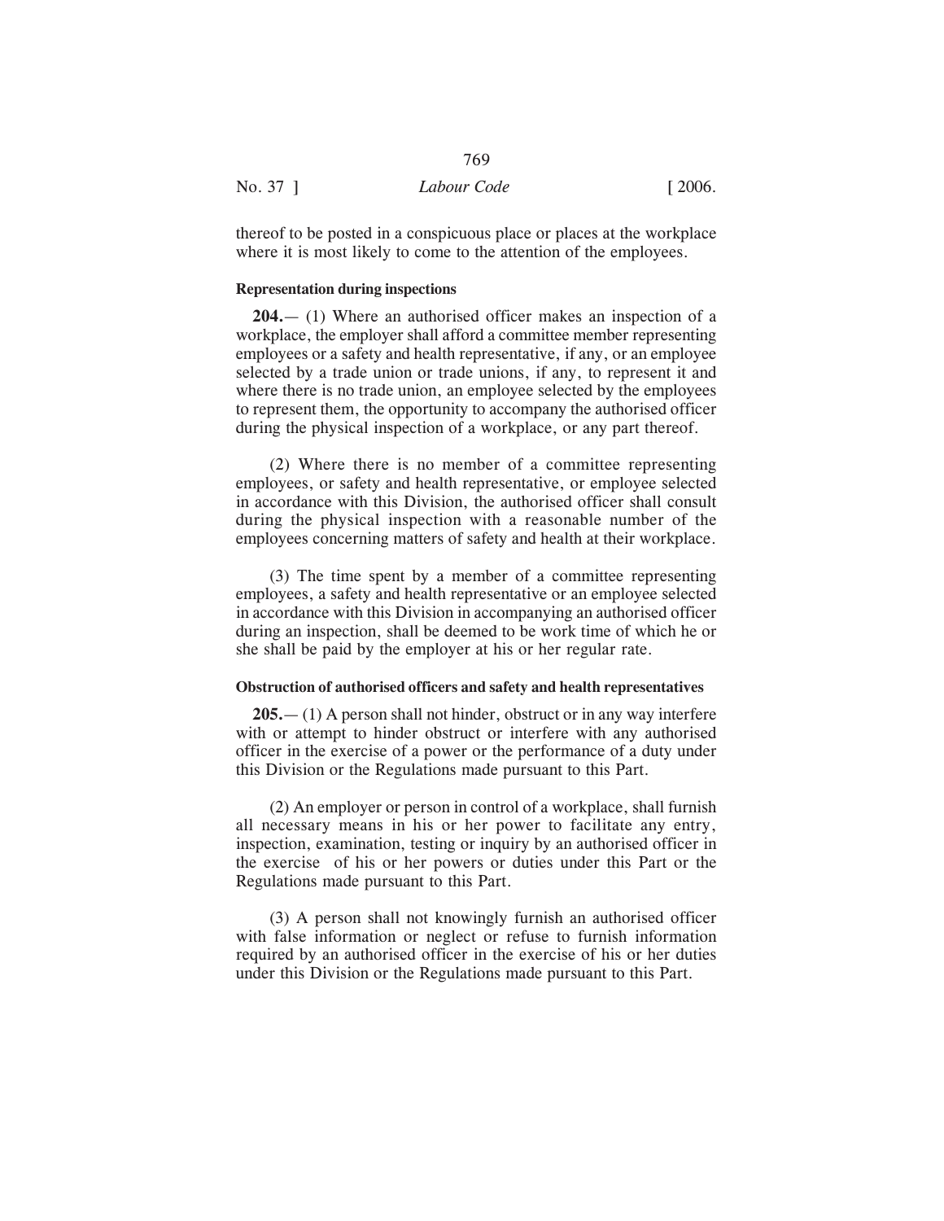thereof to be posted in a conspicuous place or places at the workplace where it is most likely to come to the attention of the employees.

### Representation during inspections

**204.**— (1) Where an authorised officer makes an inspection of a workplace, the employer shall afford a committee member representing employees or a safety and health representative, if any, or an employee selected by a trade union or trade unions, if any, to represent it and where there is no trade union, an employee selected by the employees to represent them, the opportunity to accompany the authorised officer during the physical inspection of a workplace, or any part thereof.

(2) Where there is no member of a committee representing employees, or safety and health representative, or employee selected in accordance with this Division, the authorised officer shall consult during the physical inspection with a reasonable number of the employees concerning matters of safety and health at their workplace.

(3) The time spent by a member of a committee representing employees, a safety and health representative or an employee selected in accordance with this Division in accompanying an authorised officer during an inspection, shall be deemed to be work time of which he or she shall be paid by the employer at his or her regular rate.

### Obstruction of authorised officers and safety and health representatives

**205.**— (1) A person shall not hinder, obstruct or in any way interfere with or attempt to hinder obstruct or interfere with any authorised officer in the exercise of a power or the performance of a duty under this Division or the Regulations made pursuant to this Part.

(2) An employer or person in control of a workplace, shall furnish all necessary means in his or her power to facilitate any entry, inspection, examination, testing or inquiry by an authorised officer in the exercise of his or her powers or duties under this Part or the Regulations made pursuant to this Part.

(3) A person shall not knowingly furnish an authorised officer with false information or neglect or refuse to furnish information required by an authorised officer in the exercise of his or her duties under this Division or the Regulations made pursuant to this Part.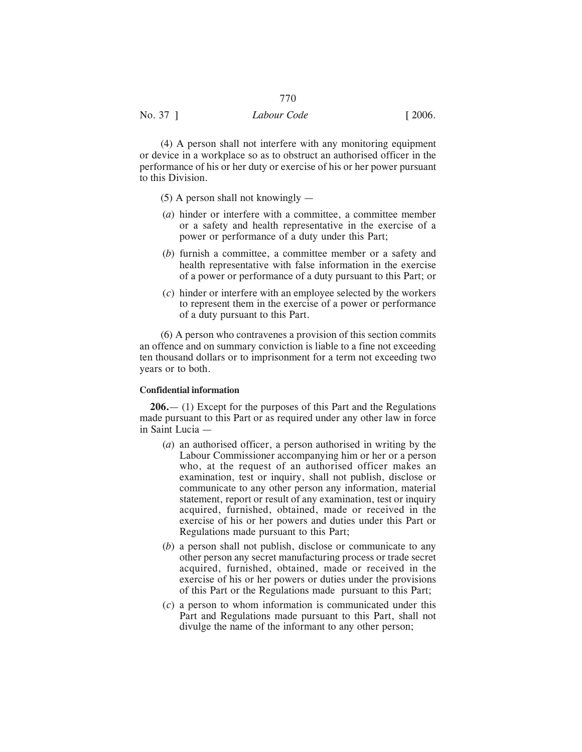(4) A person shall not interfere with any monitoring equipment or device in a workplace so as to obstruct an authorised officer in the performance of his or her duty or exercise of his or her power pursuant to this Division.

(5) A person shall not knowingly —

(*a*) hinder or interfere with a committee, a committee member or a safety and health representative in the exercise of a power or performance of a duty under this Part;

(*b*) furnish a committee, a committee member or a safety and health representative with false information in the exercise of a power or performance of a duty pursuant to this Part; or

(*c*) hinder or interfere with an employee selected by the workers to represent them in the exercise of a power or performance of a duty pursuant to this Part.

(6) A person who contravenes a provision of this section commits an offence and on summary conviction is liable to a fine not exceeding ten thousand dollars or to imprisonment for a term not exceeding two years or to both.

**Confidential information**

**206.**— (1) Except for the purposes of this Part and the Regulations made pursuant to this Part or as required under any other law in force in Saint Lucia —

(*a*) an authorised officer, a person authorised in writing by the Labour Commissioner accompanying him or her or a person who, at the request of an authorised officer makes an examination, test or inquiry, shall not publish, disclose or communicate to any other person any information, material statement, report or result of any examination, test or inquiry acquired, furnished, obtained, made or received in the exercise of his or her powers and duties under this Part or Regulations made pursuant to this Part;

(*b*) a person shall not publish, disclose or communicate to any other person any secret manufacturing process or trade secret acquired, furnished, obtained, made or received in the exercise of his or her powers or duties under the provisions of this Part or the Regulations made pursuant to this Part;

(*c*) a person to whom information is communicated under this Part and Regulations made pursuant to this Part, shall not divulge the name of the informant to any other person;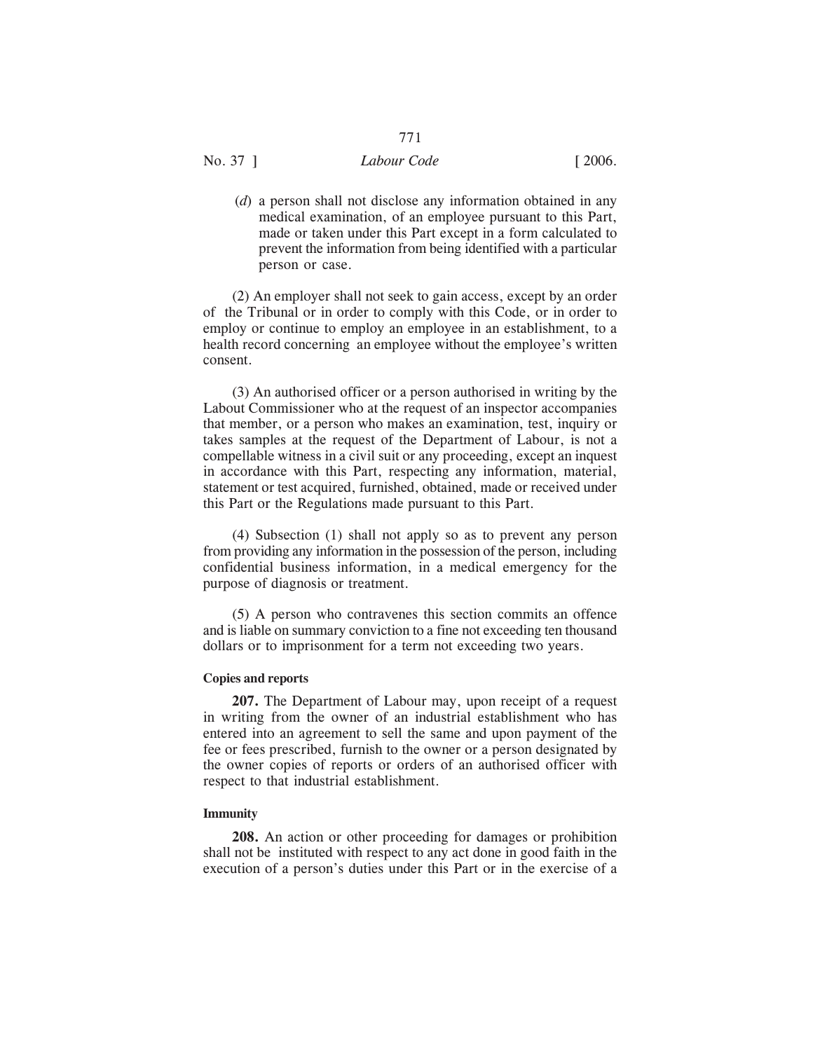(*d*) a person shall not disclose any information obtained in any medical examination, of an employee pursuant to this Part, made or taken under this Part except in a form calculated to prevent the information from being identified with a particular person or case.

(2) An employer shall not seek to gain access, except by an order of the Tribunal or in order to comply with this Code, or in order to employ or continue to employ an employee in an establishment, to a health record concerning an employee without the employee's written consent.

(3) An authorised officer or a person authorised in writing by the Labout Commissioner who at the request of an inspector accompanies that member, or a person who makes an examination, test, inquiry or takes samples at the request of the Department of Labour, is not a compellable witness in a civil suit or any proceeding, except an inquest in accordance with this Part, respecting any information, material, statement or test acquired, furnished, obtained, made or received under this Part or the Regulations made pursuant to this Part.

(4) Subsection (1) shall not apply so as to prevent any person from providing any information in the possession of the person, including confidential business information, in a medical emergency for the purpose of diagnosis or treatment.

(5) A person who contravenes this section commits an offence and is liable on summary conviction to a fine not exceeding ten thousand dollars or to imprisonment for a term not exceeding two years.

**Copies and reports**

**207.** The Department of Labour may, upon receipt of a request in writing from the owner of an industrial establishment who has entered into an agreement to sell the same and upon payment of the fee or fees prescribed, furnish to the owner or a person designated by the owner copies of reports or orders of an authorised officer with respect to that industrial establishment.

**Immunity**

**208.** An action or other proceeding for damages or prohibition shall not be instituted with respect to any act done in good faith in the execution of a person's duties under this Part or in the exercise of a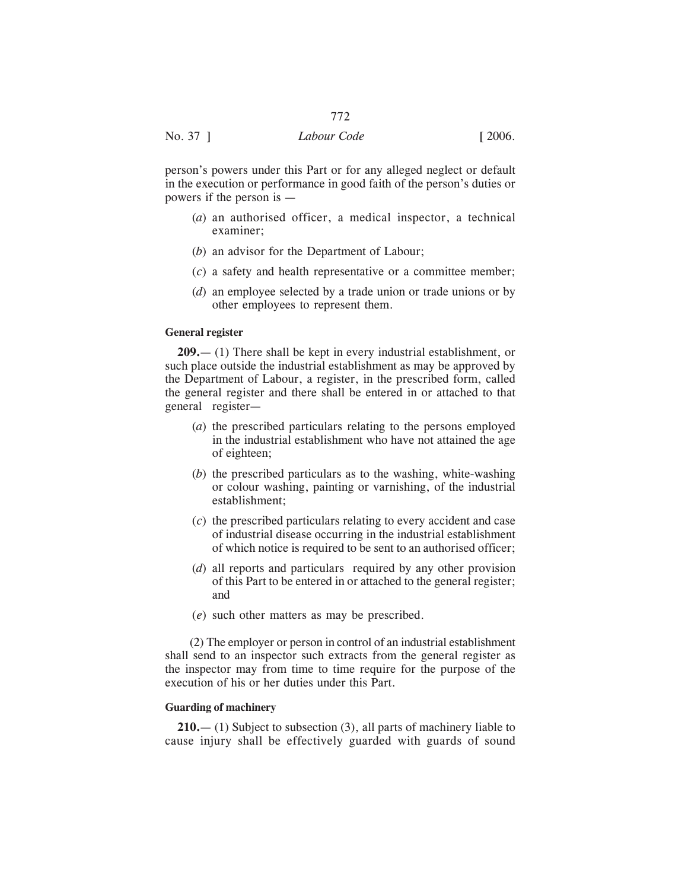person's powers under this Part or for any alleged neglect or default in the execution or performance in good faith of the person's duties or powers if the person is —

(*a*) an authorised officer, a medical inspector, a technical examiner;

(*b*) an advisor for the Department of Labour;

(*c*) a safety and health representative or a committee member;

(*d*) an employee selected by a trade union or trade unions or by other employees to represent them.

**General register**

**209.**— (1) There shall be kept in every industrial establishment, or such place outside the industrial establishment as may be approved by the Department of Labour, a register, in the prescribed form, called the general register and there shall be entered in or attached to that general register—

(*a*) the prescribed particulars relating to the persons employed in the industrial establishment who have not attained the age of eighteen;

(*b*) the prescribed particulars as to the washing, white-washing or colour washing, painting or varnishing, of the industrial establishment;

(*c*) the prescribed particulars relating to every accident and case of industrial disease occurring in the industrial establishment of which notice is required to be sent to an authorised officer;

(*d*) all reports and particulars required by any other provision of this Part to be entered in or attached to the general register; and

(*e*) such other matters as may be prescribed.

(2) The employer or person in control of an industrial establishment shall send to an inspector such extracts from the general register as the inspector may from time to time require for the purpose of the execution of his or her duties under this Part.

**Guarding of machinery**

**210.**— (1) Subject to subsection (3), all parts of machinery liable to cause injury shall be effectively guarded with guards of sound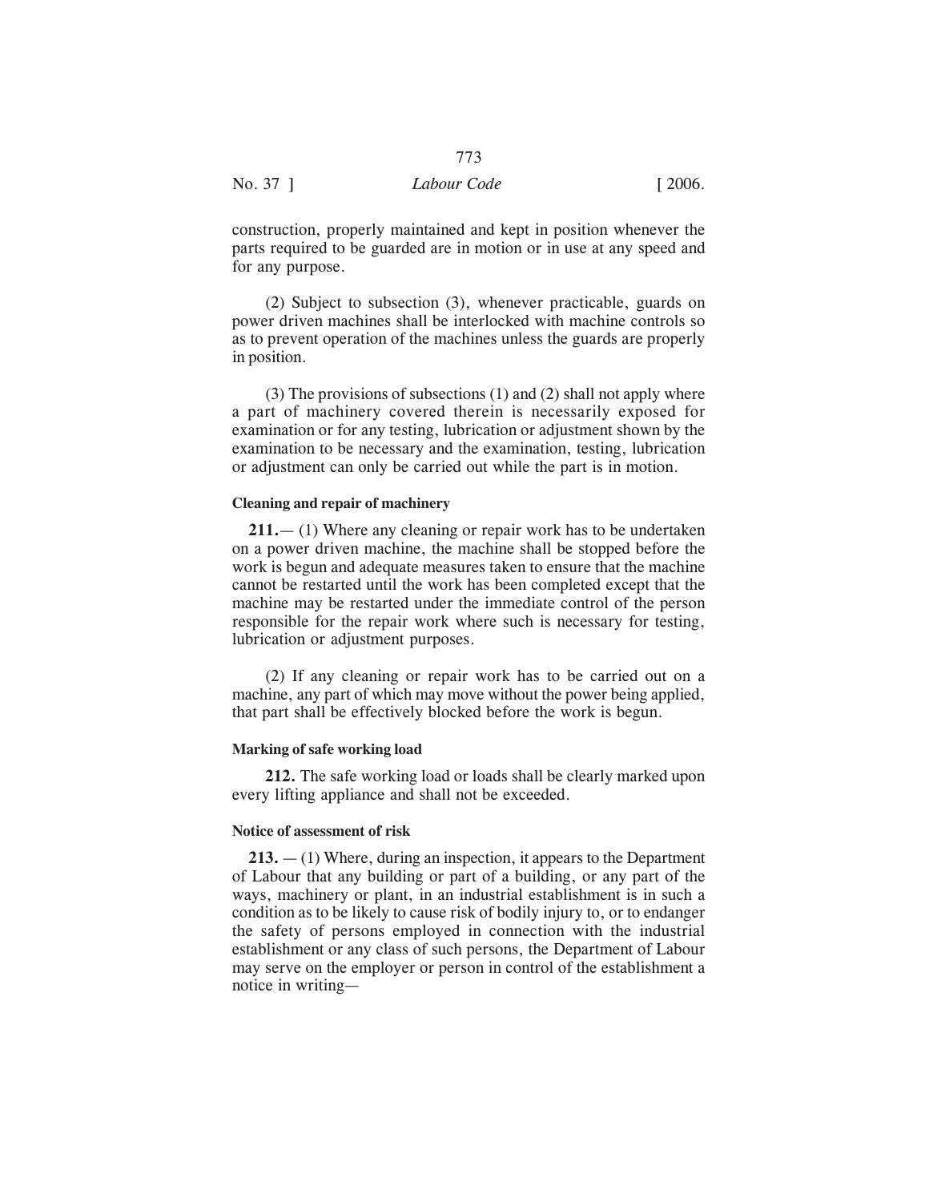construction, properly maintained and kept in position whenever the parts required to be guarded are in motion or in use at any speed and for any purpose.

(2) Subject to subsection (3), whenever practicable, guards on power driven machines shall be interlocked with machine controls so as to prevent operation of the machines unless the guards are properly in position.

(3) The provisions of subsections (1) and (2) shall not apply where a part of machinery covered therein is necessarily exposed for examination or for any testing, lubrication or adjustment shown by the examination to be necessary and the examination, testing, lubrication or adjustment can only be carried out while the part is in motion.

#### Cleaning and repair of machinery

**211.**— (1) Where any cleaning or repair work has to be undertaken on a power driven machine, the machine shall be stopped before the work is begun and adequate measures taken to ensure that the machine cannot be restarted until the work has been completed except that the machine may be restarted under the immediate control of the person responsible for the repair work where such is necessary for testing, lubrication or adjustment purposes.

(2) If any cleaning or repair work has to be carried out on a machine, any part of which may move without the power being applied, that part shall be effectively blocked before the work is begun.

#### Marking of safe working load

**212.** The safe working load or loads shall be clearly marked upon every lifting appliance and shall not be exceeded.

#### Notice of assessment of risk

**213.** — (1) Where, during an inspection, it appears to the Department of Labour that any building or part of a building, or any part of the ways, machinery or plant, in an industrial establishment is in such a condition as to be likely to cause risk of bodily injury to, or to endanger the safety of persons employed in connection with the industrial establishment or any class of such persons, the Department of Labour may serve on the employer or person in control of the establishment a notice in writing—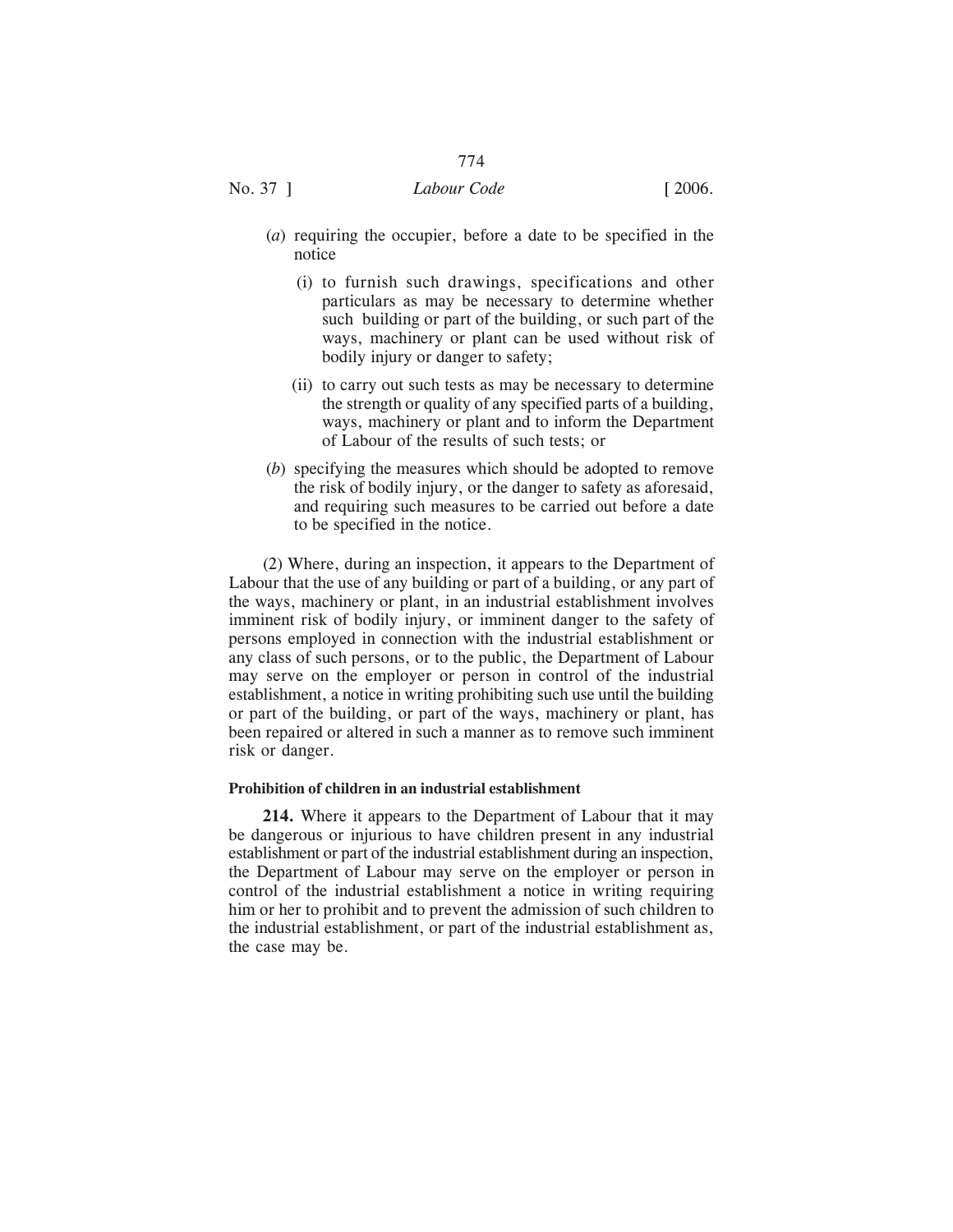(*a*) requiring the occupier, before a date to be specified in the notice

(i) to furnish such drawings, specifications and other particulars as may be necessary to determine whether such building or part of the building, or such part of the ways, machinery or plant can be used without risk of bodily injury or danger to safety;

(ii) to carry out such tests as may be necessary to determine the strength or quality of any specified parts of a building, ways, machinery or plant and to inform the Department of Labour of the results of such tests; or

(*b*) specifying the measures which should be adopted to remove the risk of bodily injury, or the danger to safety as aforesaid, and requiring such measures to be carried out before a date to be specified in the notice.

(2) Where, during an inspection, it appears to the Department of Labour that the use of any building or part of a building, or any part of the ways, machinery or plant, in an industrial establishment involves imminent risk of bodily injury, or imminent danger to the safety of persons employed in connection with the industrial establishment or any class of such persons, or to the public, the Department of Labour may serve on the employer or person in control of the industrial establishment, a notice in writing prohibiting such use until the building or part of the building, or part of the ways, machinery or plant, has been repaired or altered in such a manner as to remove such imminent risk or danger.

**Prohibition of children in an industrial establishment**

**214.** Where it appears to the Department of Labour that it may be dangerous or injurious to have children present in any industrial establishment or part of the industrial establishment during an inspection, the Department of Labour may serve on the employer or person in control of the industrial establishment a notice in writing requiring him or her to prohibit and to prevent the admission of such children to the industrial establishment, or part of the industrial establishment as, the case may be.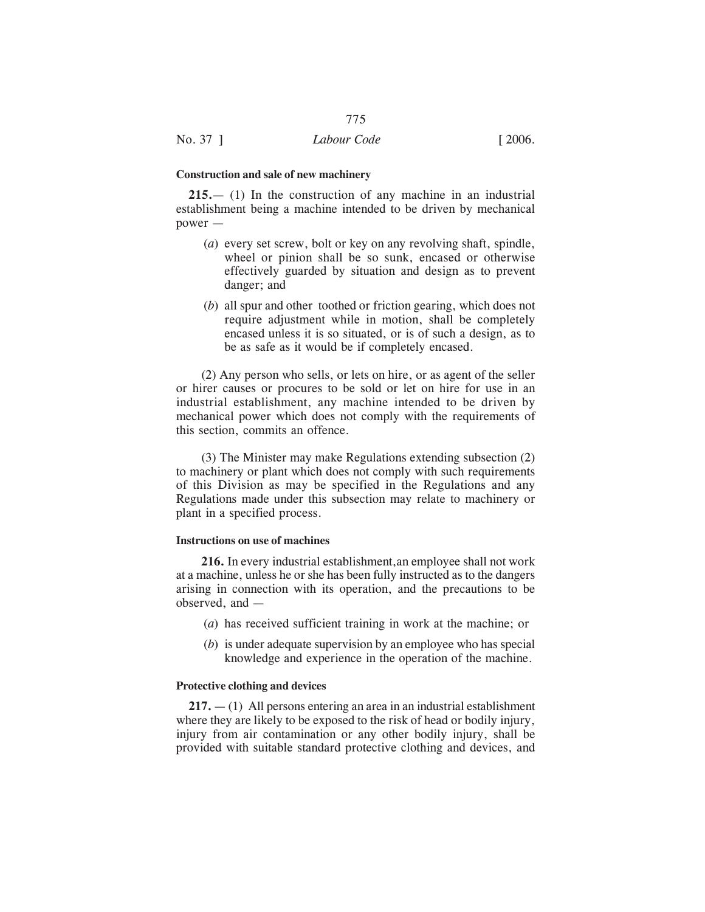**Construction and sale of new machinery**

**215.**— (1) In the construction of any machine in an industrial establishment being a machine intended to be driven by mechanical power —

(*a*) every set screw, bolt or key on any revolving shaft, spindle, wheel or pinion shall be so sunk, encased or otherwise effectively guarded by situation and design as to prevent danger; and

(*b*) all spur and other toothed or friction gearing, which does not require adjustment while in motion, shall be completely encased unless it is so situated, or is of such a design, as to be as safe as it would be if completely encased.

(2) Any person who sells, or lets on hire, or as agent of the seller or hirer causes or procures to be sold or let on hire for use in an industrial establishment, any machine intended to be driven by mechanical power which does not comply with the requirements of this section, commits an offence.

(3) The Minister may make Regulations extending subsection (2) to machinery or plant which does not comply with such requirements of this Division as may be specified in the Regulations and any Regulations made under this subsection may relate to machinery or plant in a specified process.

**Instructions on use of machines**

**216.** In every industrial establishment,an employee shall not work at a machine, unless he or she has been fully instructed as to the dangers arising in connection with its operation, and the precautions to be observed, and —

(*a*) has received sufficient training in work at the machine; or

(*b*) is under adequate supervision by an employee who has special knowledge and experience in the operation of the machine.

**Protective clothing and devices**

**217.** — (1) All persons entering an area in an industrial establishment where they are likely to be exposed to the risk of head or bodily injury, injury from air contamination or any other bodily injury, shall be provided with suitable standard protective clothing and devices, and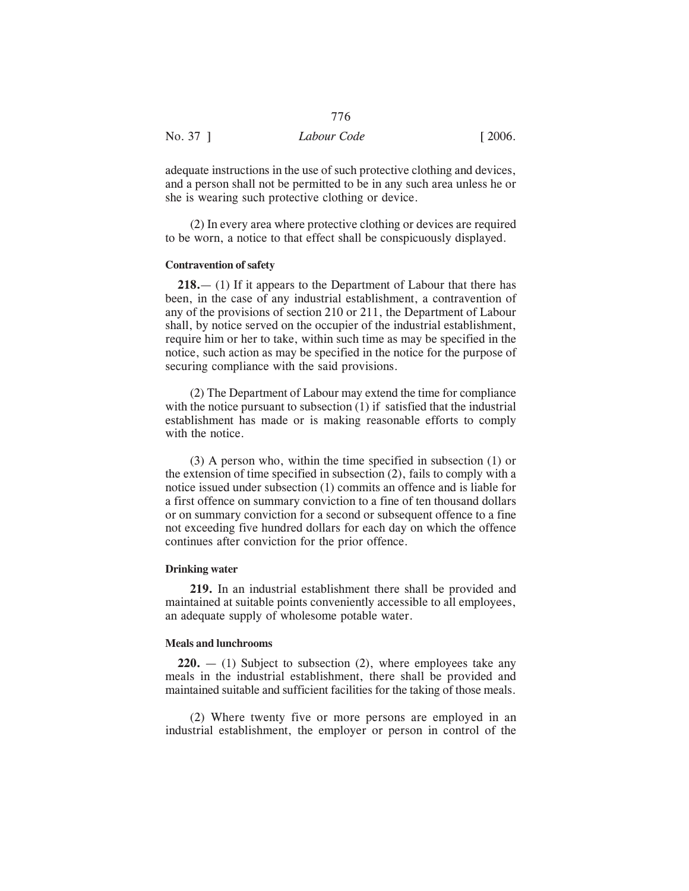adequate instructions in the use of such protective clothing and devices, and a person shall not be permitted to be in any such area unless he or she is wearing such protective clothing or device.

(2) In every area where protective clothing or devices are required to be worn, a notice to that effect shall be conspicuously displayed.

**Contravention of safety**

**218.**— (1) If it appears to the Department of Labour that there has been, in the case of any industrial establishment, a contravention of any of the provisions of section 210 or 211, the Department of Labour shall, by notice served on the occupier of the industrial establishment, require him or her to take, within such time as may be specified in the notice, such action as may be specified in the notice for the purpose of securing compliance with the said provisions.

(2) The Department of Labour may extend the time for compliance with the notice pursuant to subsection (1) if satisfied that the industrial establishment has made or is making reasonable efforts to comply with the notice.

(3) A person who, within the time specified in subsection (1) or the extension of time specified in subsection (2), fails to comply with a notice issued under subsection (1) commits an offence and is liable for a first offence on summary conviction to a fine of ten thousand dollars or on summary conviction for a second or subsequent offence to a fine not exceeding five hundred dollars for each day on which the offence continues after conviction for the prior offence.

**Drinking water**

**219.** In an industrial establishment there shall be provided and maintained at suitable points conveniently accessible to all employees, an adequate supply of wholesome potable water.

**Meals and lunchrooms**

**220.** — (1) Subject to subsection (2), where employees take any meals in the industrial establishment, there shall be provided and maintained suitable and sufficient facilities for the taking of those meals.

(2) Where twenty five or more persons are employed in an industrial establishment, the employer or person in control of the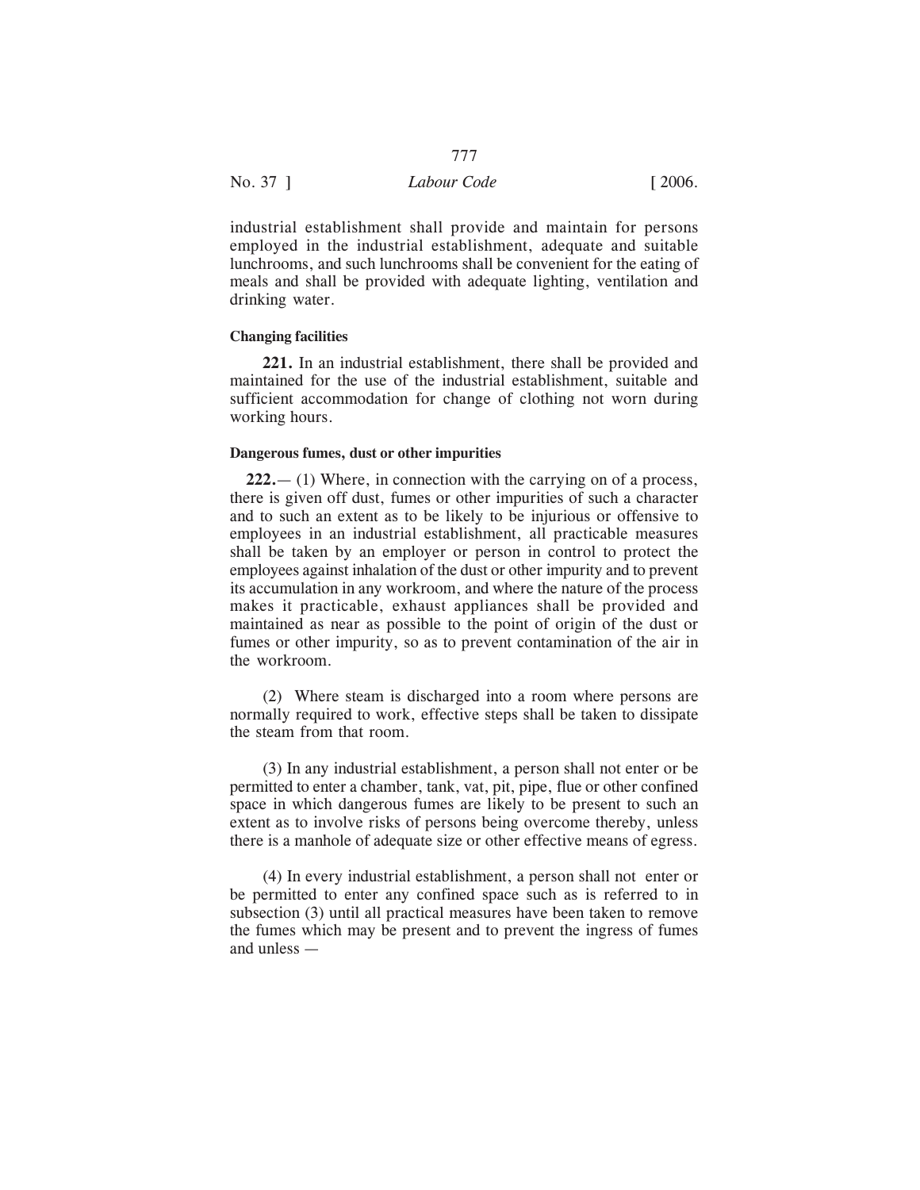industrial establishment shall provide and maintain for persons employed in the industrial establishment, adequate and suitable lunchrooms, and such lunchrooms shall be convenient for the eating of meals and shall be provided with adequate lighting, ventilation and drinking water.

**Changing facilities**

**221.** In an industrial establishment, there shall be provided and maintained for the use of the industrial establishment, suitable and sufficient accommodation for change of clothing not worn during working hours.

**Dangerous fumes, dust or other impurities**

**222.**— (1) Where, in connection with the carrying on of a process, there is given off dust, fumes or other impurities of such a character and to such an extent as to be likely to be injurious or offensive to employees in an industrial establishment, all practicable measures shall be taken by an employer or person in control to protect the employees against inhalation of the dust or other impurity and to prevent its accumulation in any workroom, and where the nature of the process makes it practicable, exhaust appliances shall be provided and maintained as near as possible to the point of origin of the dust or fumes or other impurity, so as to prevent contamination of the air in the workroom.

(2) Where steam is discharged into a room where persons are normally required to work, effective steps shall be taken to dissipate the steam from that room.

(3) In any industrial establishment, a person shall not enter or be permitted to enter a chamber, tank, vat, pit, pipe, flue or other confined space in which dangerous fumes are likely to be present to such an extent as to involve risks of persons being overcome thereby, unless there is a manhole of adequate size or other effective means of egress.

(4) In every industrial establishment, a person shall not enter or be permitted to enter any confined space such as is referred to in subsection (3) until all practical measures have been taken to remove the fumes which may be present and to prevent the ingress of fumes and unless —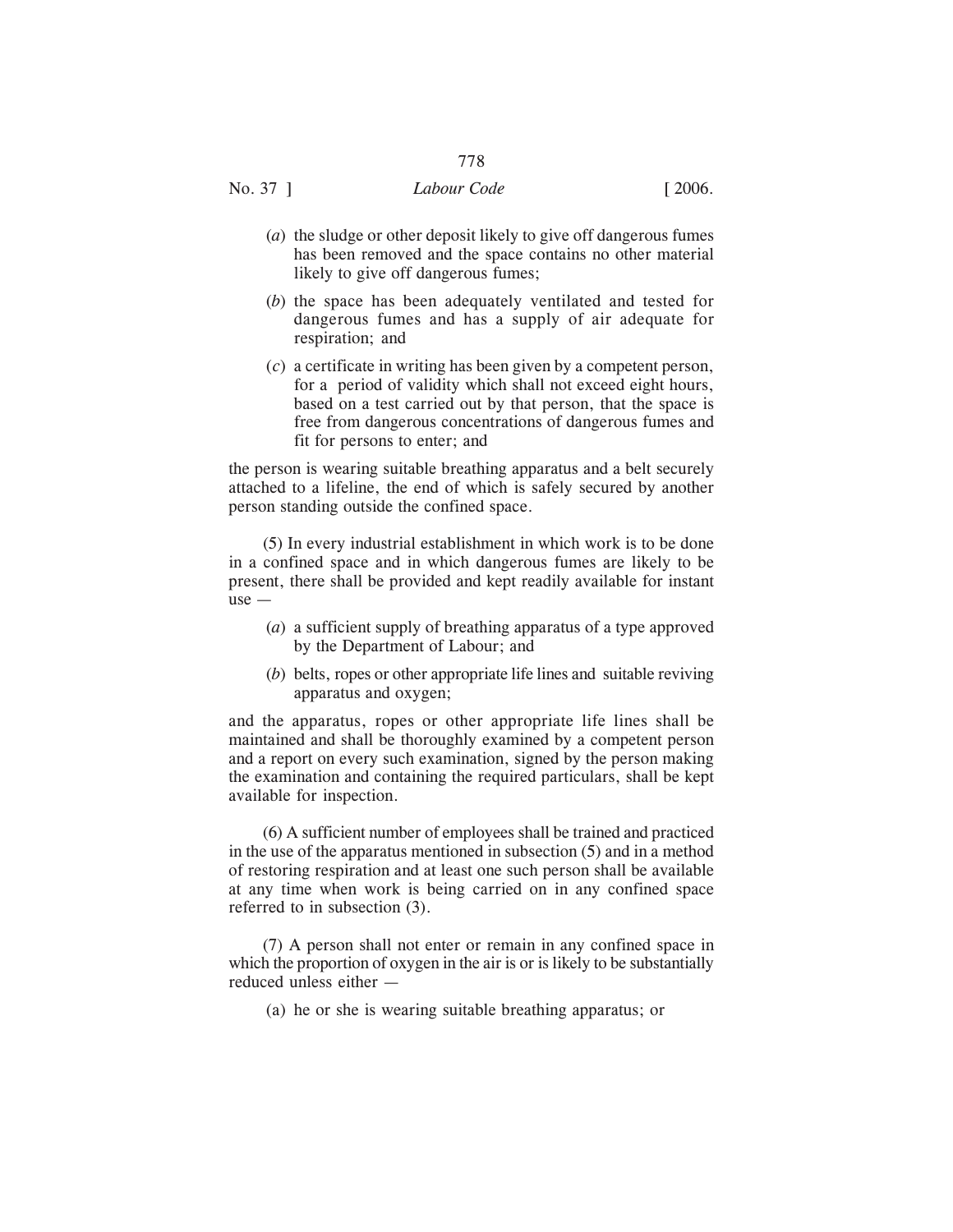(*a*) the sludge or other deposit likely to give off dangerous fumes has been removed and the space contains no other material likely to give off dangerous fumes;

(*b*) the space has been adequately ventilated and tested for dangerous fumes and has a supply of air adequate for respiration; and

(*c*) a certificate in writing has been given by a competent person, for a period of validity which shall not exceed eight hours, based on a test carried out by that person, that the space is free from dangerous concentrations of dangerous fumes and fit for persons to enter; and

the person is wearing suitable breathing apparatus and a belt securely attached to a lifeline, the end of which is safely secured by another person standing outside the confined space.

(5) In every industrial establishment in which work is to be done in a confined space and in which dangerous fumes are likely to be present, there shall be provided and kept readily available for instant use —

(*a*) a sufficient supply of breathing apparatus of a type approved by the Department of Labour; and

(*b*) belts, ropes or other appropriate life lines and suitable reviving apparatus and oxygen;

and the apparatus, ropes or other appropriate life lines shall be maintained and shall be thoroughly examined by a competent person and a report on every such examination, signed by the person making the examination and containing the required particulars, shall be kept available for inspection.

(6) A sufficient number of employees shall be trained and practiced in the use of the apparatus mentioned in subsection (5) and in a method of restoring respiration and at least one such person shall be available at any time when work is being carried on in any confined space referred to in subsection (3).

(7) A person shall not enter or remain in any confined space in which the proportion of oxygen in the air is or is likely to be substantially reduced unless either —

(a) he or she is wearing suitable breathing apparatus; or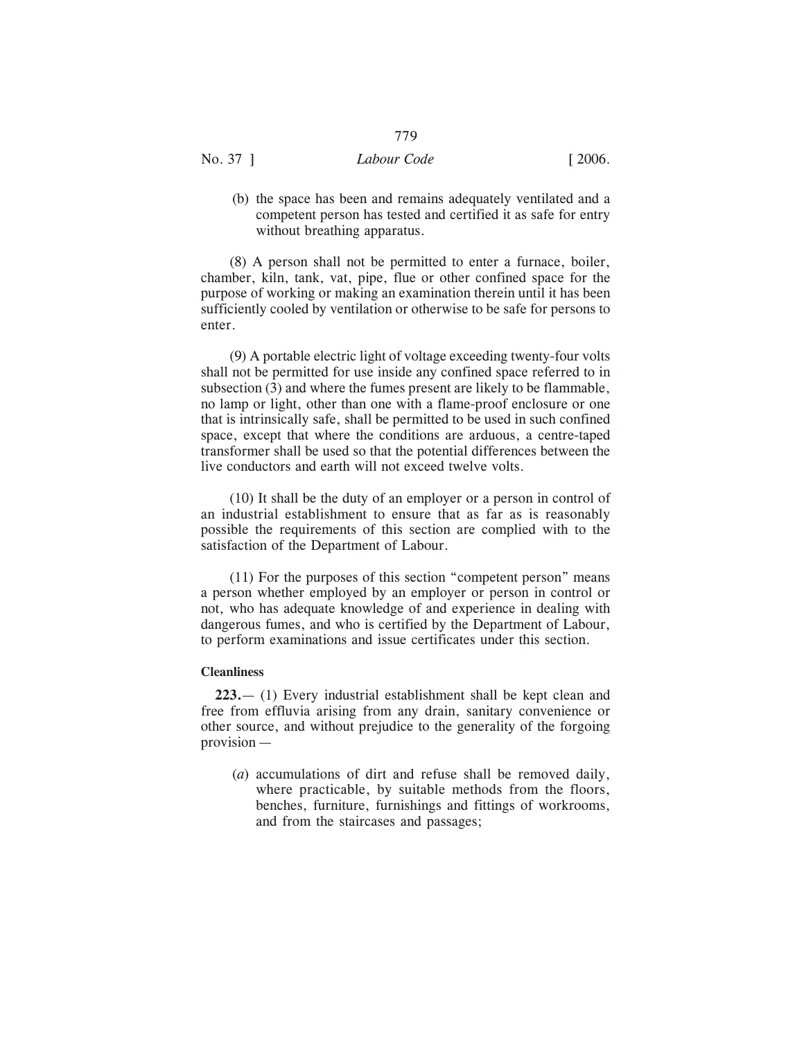(b) the space has been and remains adequately ventilated and a competent person has tested and certified it as safe for entry without breathing apparatus.

(8) A person shall not be permitted to enter a furnace, boiler, chamber, kiln, tank, vat, pipe, flue or other confined space for the purpose of working or making an examination therein until it has been sufficiently cooled by ventilation or otherwise to be safe for persons to enter.

(9) A portable electric light of voltage exceeding twenty-four volts shall not be permitted for use inside any confined space referred to in subsection (3) and where the fumes present are likely to be flammable, no lamp or light, other than one with a flame-proof enclosure or one that is intrinsically safe, shall be permitted to be used in such confined space, except that where the conditions are arduous, a centre-taped transformer shall be used so that the potential differences between the live conductors and earth will not exceed twelve volts.

(10) It shall be the duty of an employer or a person in control of an industrial establishment to ensure that as far as is reasonably possible the requirements of this section are complied with to the satisfaction of the Department of Labour.

(11) For the purposes of this section "competent person" means a person whether employed by an employer or person in control or not, who has adequate knowledge of and experience in dealing with dangerous fumes, and who is certified by the Department of Labour, to perform examinations and issue certificates under this section.

**Cleanliness**

**223.**— (1) Every industrial establishment shall be kept clean and free from effluvia arising from any drain, sanitary convenience or other source, and without prejudice to the generality of the forgoing provision —

(*a*) accumulations of dirt and refuse shall be removed daily, where practicable, by suitable methods from the floors, benches, furniture, furnishings and fittings of workrooms, and from the staircases and passages;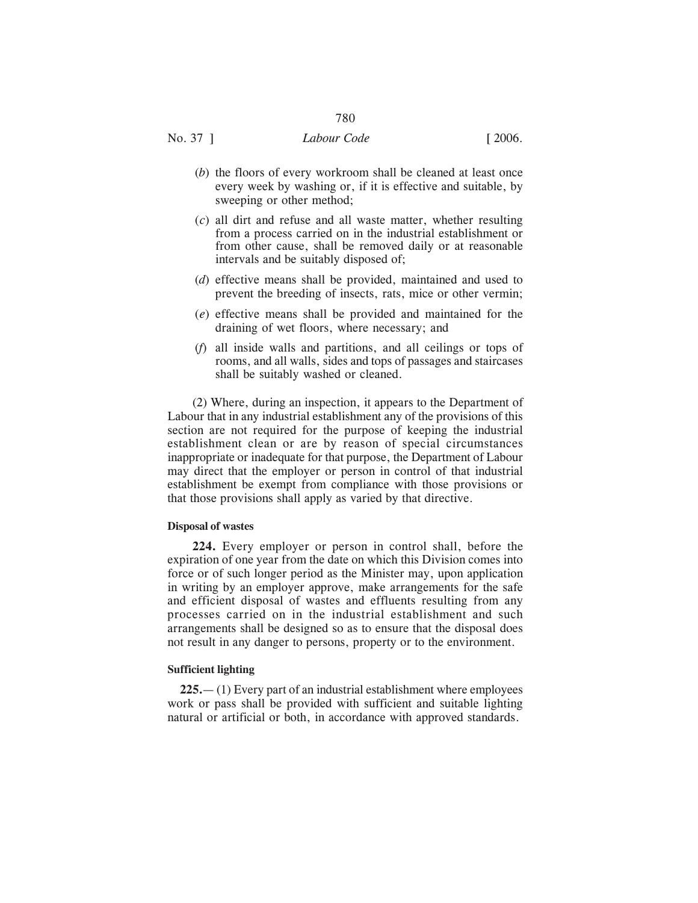(*b*) the floors of every workroom shall be cleaned at least once every week by washing or, if it is effective and suitable, by sweeping or other method;

(*c*) all dirt and refuse and all waste matter, whether resulting from a process carried on in the industrial establishment or from other cause, shall be removed daily or at reasonable intervals and be suitably disposed of;

(*d*) effective means shall be provided, maintained and used to prevent the breeding of insects, rats, mice or other vermin;

(*e*) effective means shall be provided and maintained for the draining of wet floors, where necessary; and

(*f*) all inside walls and partitions, and all ceilings or tops of rooms, and all walls, sides and tops of passages and staircases shall be suitably washed or cleaned.

(2) Where, during an inspection, it appears to the Department of Labour that in any industrial establishment any of the provisions of this section are not required for the purpose of keeping the industrial establishment clean or are by reason of special circumstances inappropriate or inadequate for that purpose, the Department of Labour may direct that the employer or person in control of that industrial establishment be exempt from compliance with those provisions or that those provisions shall apply as varied by that directive.

**Disposal of wastes**

**224.** Every employer or person in control shall, before the expiration of one year from the date on which this Division comes into force or of such longer period as the Minister may, upon application in writing by an employer approve, make arrangements for the safe and efficient disposal of wastes and effluents resulting from any processes carried on in the industrial establishment and such arrangements shall be designed so as to ensure that the disposal does not result in any danger to persons, property or to the environment.

**Sufficient lighting**

**225.**— (1) Every part of an industrial establishment where employees work or pass shall be provided with sufficient and suitable lighting natural or artificial or both, in accordance with approved standards.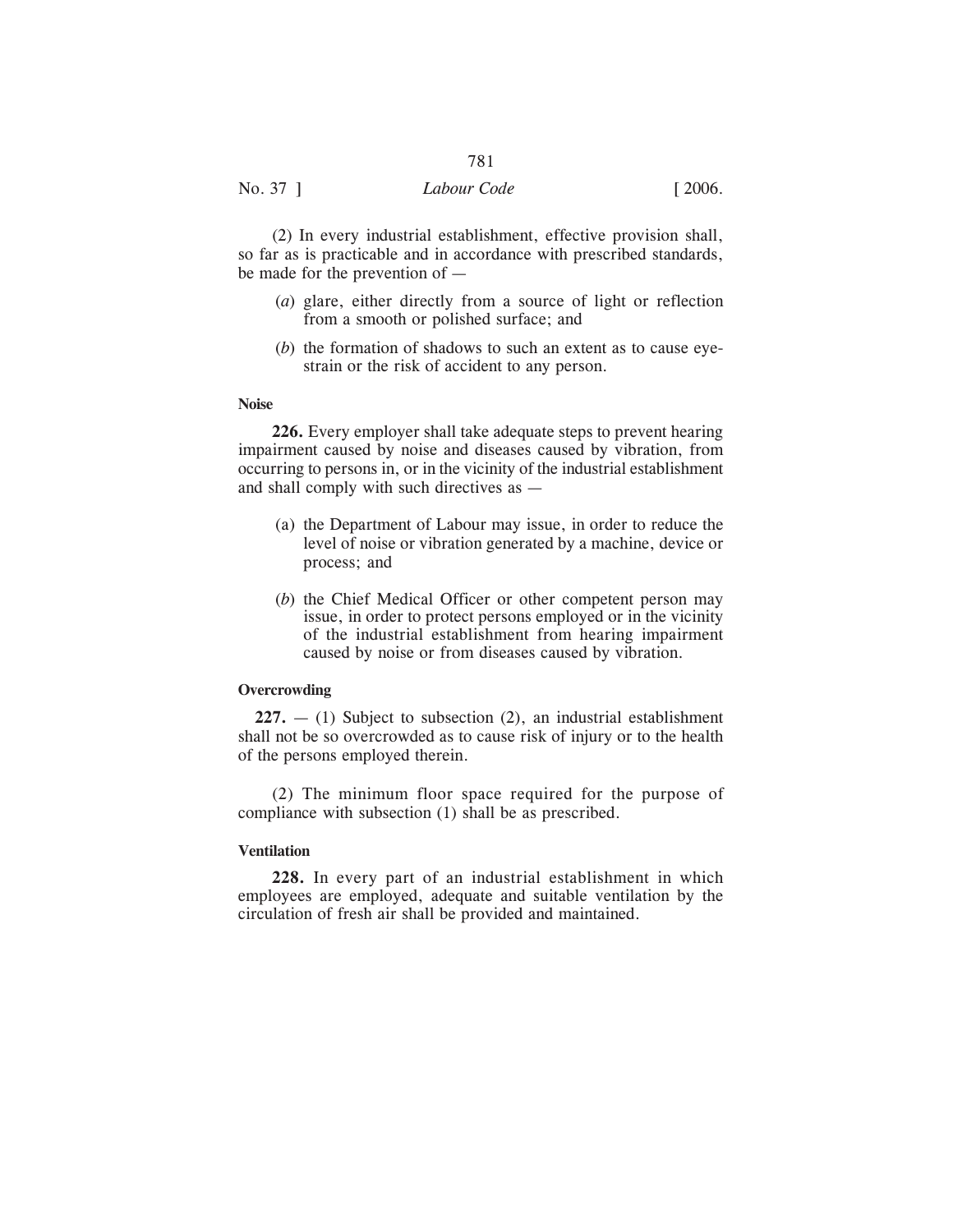(2) In every industrial establishment, effective provision shall, so far as is practicable and in accordance with prescribed standards, be made for the prevention of —

(*a*) glare, either directly from a source of light or reflection from a smooth or polished surface; and

(*b*) the formation of shadows to such an extent as to cause eye-strain or the risk of accident to any person.

**Noise**

**226.** Every employer shall take adequate steps to prevent hearing impairment caused by noise and diseases caused by vibration, from occurring to persons in, or in the vicinity of the industrial establishment and shall comply with such directives as —

(a) the Department of Labour may issue, in order to reduce the level of noise or vibration generated by a machine, device or process; and

(*b*) the Chief Medical Officer or other competent person may issue, in order to protect persons employed or in the vicinity of the industrial establishment from hearing impairment caused by noise or from diseases caused by vibration.

**Overcrowding**

**227.** — (1) Subject to subsection (2), an industrial establishment shall not be so overcrowded as to cause risk of injury or to the health of the persons employed therein.

(2) The minimum floor space required for the purpose of compliance with subsection (1) shall be as prescribed.

**Ventilation**

**228.** In every part of an industrial establishment in which employees are employed, adequate and suitable ventilation by the circulation of fresh air shall be provided and maintained.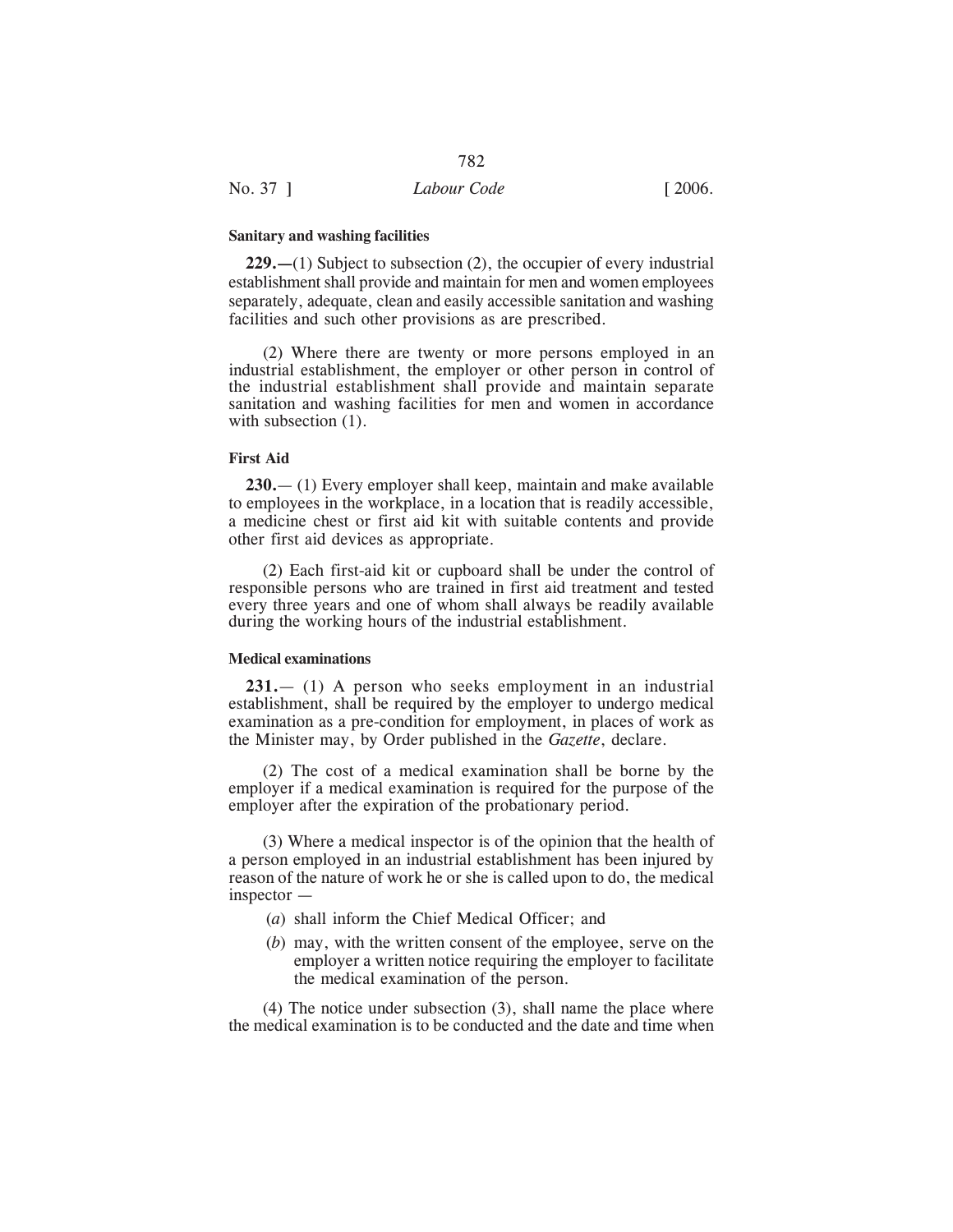**Sanitary and washing facilities**

**229.—**(1) Subject to subsection (2), the occupier of every industrial establishment shall provide and maintain for men and women employees separately, adequate, clean and easily accessible sanitation and washing facilities and such other provisions as are prescribed.

(2) Where there are twenty or more persons employed in an industrial establishment, the employer or other person in control of the industrial establishment shall provide and maintain separate sanitation and washing facilities for men and women in accordance with subsection (1).

**First Aid**

**230.**— (1) Every employer shall keep, maintain and make available to employees in the workplace, in a location that is readily accessible, a medicine chest or first aid kit with suitable contents and provide other first aid devices as appropriate.

(2) Each first-aid kit or cupboard shall be under the control of responsible persons who are trained in first aid treatment and tested every three years and one of whom shall always be readily available during the working hours of the industrial establishment.

**Medical examinations**

**231.**— (1) A person who seeks employment in an industrial establishment, shall be required by the employer to undergo medical examination as a pre-condition for employment, in places of work as the Minister may, by Order published in the *Gazette*, declare.

(2) The cost of a medical examination shall be borne by the employer if a medical examination is required for the purpose of the employer after the expiration of the probationary period.

(3) Where a medical inspector is of the opinion that the health of a person employed in an industrial establishment has been injured by reason of the nature of work he or she is called upon to do, the medical inspector —

(*a*) shall inform the Chief Medical Officer; and

(*b*) may, with the written consent of the employee, serve on the employer a written notice requiring the employer to facilitate the medical examination of the person.

(4) The notice under subsection (3), shall name the place where the medical examination is to be conducted and the date and time when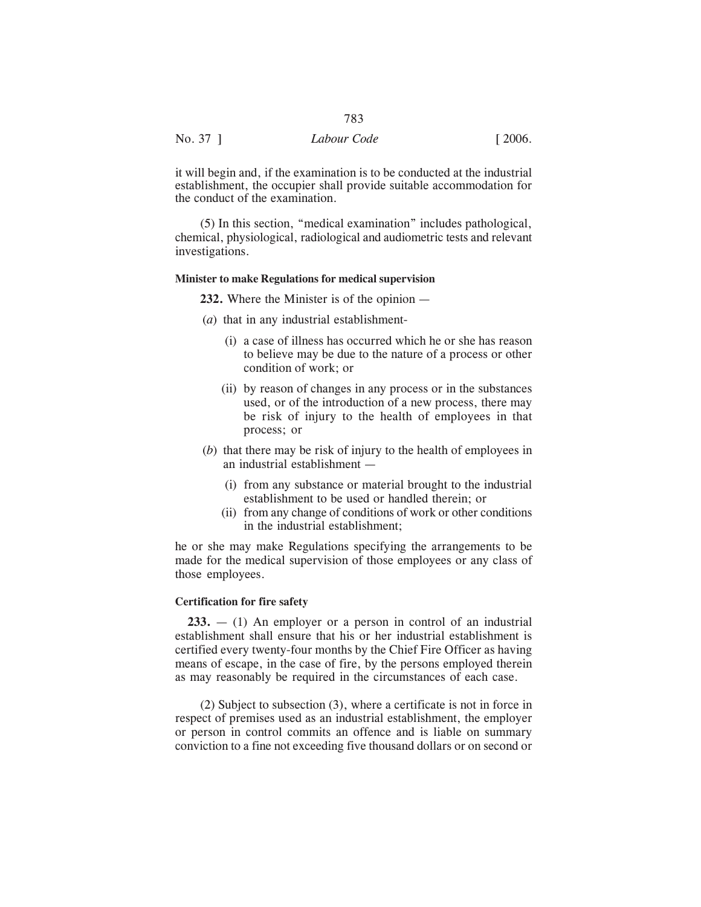it will begin and, if the examination is to be conducted at the industrial establishment, the occupier shall provide suitable accommodation for the conduct of the examination.

(5) In this section, "medical examination" includes pathological, chemical, physiological, radiological and audiometric tests and relevant investigations.

**Minister to make Regulations for medical supervision**

**232.** Where the Minister is of the opinion —

(*a*) that in any industrial establishment-

(i) a case of illness has occurred which he or she has reason to believe may be due to the nature of a process or other condition of work; or

(ii) by reason of changes in any process or in the substances used, or of the introduction of a new process, there may be risk of injury to the health of employees in that process; or

(*b*) that there may be risk of injury to the health of employees in an industrial establishment —

(i) from any substance or material brought to the industrial establishment to be used or handled therein; or

(ii) from any change of conditions of work or other conditions in the industrial establishment;

he or she may make Regulations specifying the arrangements to be made for the medical supervision of those employees or any class of those employees.

**Certification for fire safety**

**233.** — (1) An employer or a person in control of an industrial establishment shall ensure that his or her industrial establishment is certified every twenty-four months by the Chief Fire Officer as having means of escape, in the case of fire, by the persons employed therein as may reasonably be required in the circumstances of each case.

(2) Subject to subsection (3), where a certificate is not in force in respect of premises used as an industrial establishment, the employer or person in control commits an offence and is liable on summary conviction to a fine not exceeding five thousand dollars or on second or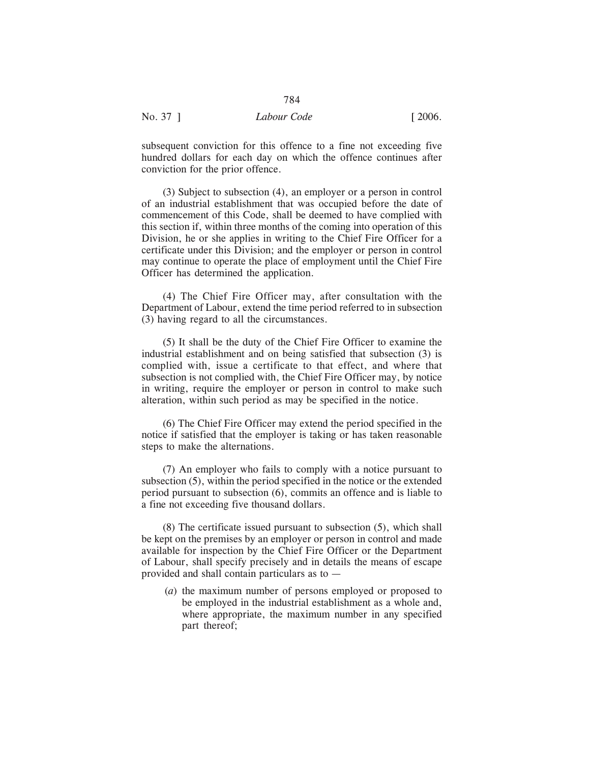subsequent conviction for this offence to a fine not exceeding five hundred dollars for each day on which the offence continues after conviction for the prior offence.

(3) Subject to subsection (4), an employer or a person in control of an industrial establishment that was occupied before the date of commencement of this Code, shall be deemed to have complied with this section if, within three months of the coming into operation of this Division, he or she applies in writing to the Chief Fire Officer for a certificate under this Division; and the employer or person in control may continue to operate the place of employment until the Chief Fire Officer has determined the application.

(4) The Chief Fire Officer may, after consultation with the Department of Labour, extend the time period referred to in subsection (3) having regard to all the circumstances.

(5) It shall be the duty of the Chief Fire Officer to examine the industrial establishment and on being satisfied that subsection (3) is complied with, issue a certificate to that effect, and where that subsection is not complied with, the Chief Fire Officer may, by notice in writing, require the employer or person in control to make such alteration, within such period as may be specified in the notice.

(6) The Chief Fire Officer may extend the period specified in the notice if satisfied that the employer is taking or has taken reasonable steps to make the alternations.

(7) An employer who fails to comply with a notice pursuant to subsection (5), within the period specified in the notice or the extended period pursuant to subsection (6), commits an offence and is liable to a fine not exceeding five thousand dollars.

(8) The certificate issued pursuant to subsection (5), which shall be kept on the premises by an employer or person in control and made available for inspection by the Chief Fire Officer or the Department of Labour, shall specify precisely and in details the means of escape provided and shall contain particulars as to —

(*a*) the maximum number of persons employed or proposed to be employed in the industrial establishment as a whole and, where appropriate, the maximum number in any specified part thereof;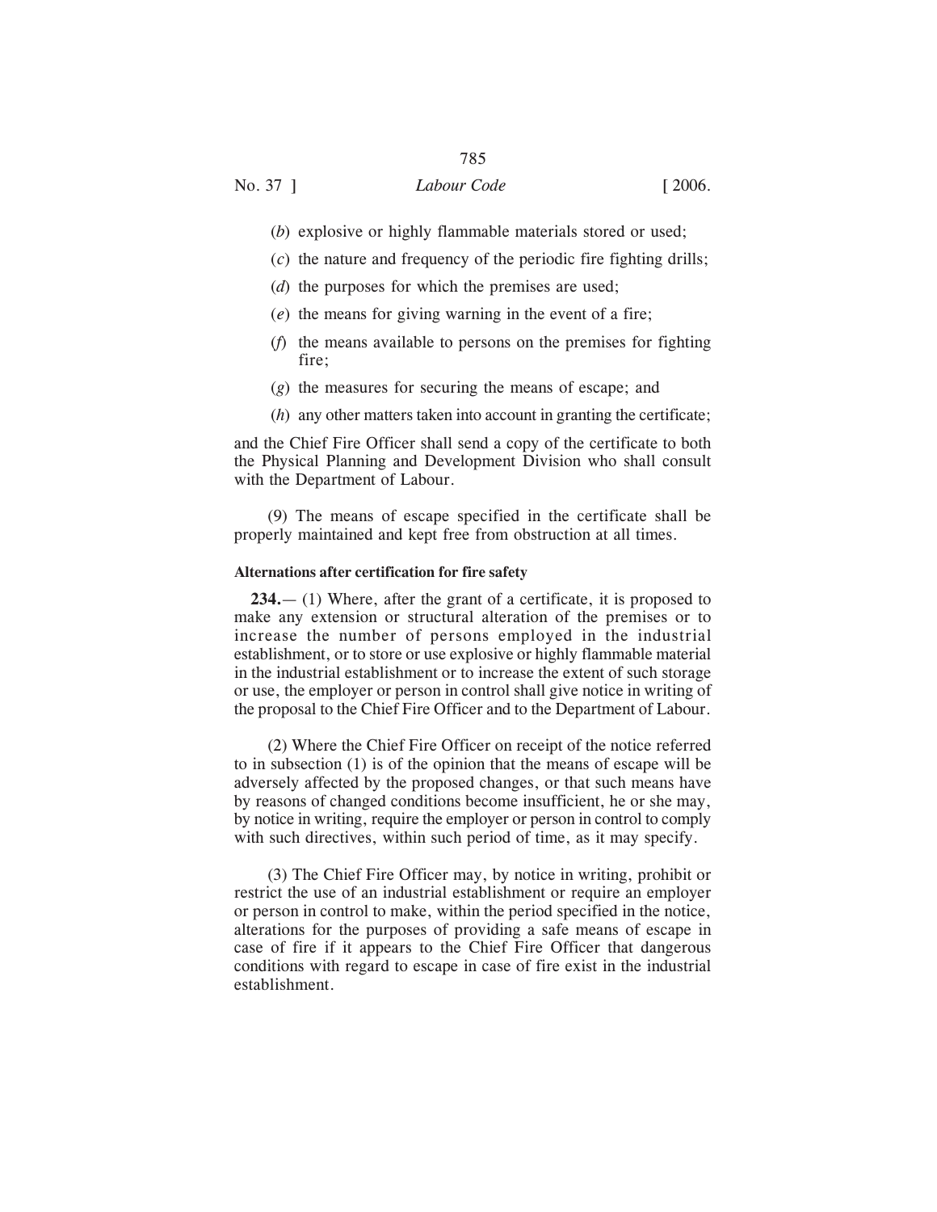(*b*) explosive or highly flammable materials stored or used;

(*c*) the nature and frequency of the periodic fire fighting drills;

(*d*) the purposes for which the premises are used;

(*e*) the means for giving warning in the event of a fire;

(*f*) the means available to persons on the premises for fighting fire;

(*g*) the measures for securing the means of escape; and

(*h*) any other matters taken into account in granting the certificate;

and the Chief Fire Officer shall send a copy of the certificate to both the Physical Planning and Development Division who shall consult with the Department of Labour.

(9) The means of escape specified in the certificate shall be properly maintained and kept free from obstruction at all times.

**Alternations after certification for fire safety**

**234.**— (1) Where, after the grant of a certificate, it is proposed to make any extension or structural alteration of the premises or to increase the number of persons employed in the industrial establishment, or to store or use explosive or highly flammable material in the industrial establishment or to increase the extent of such storage or use, the employer or person in control shall give notice in writing of the proposal to the Chief Fire Officer and to the Department of Labour.

(2) Where the Chief Fire Officer on receipt of the notice referred to in subsection (1) is of the opinion that the means of escape will be adversely affected by the proposed changes, or that such means have by reasons of changed conditions become insufficient, he or she may, by notice in writing, require the employer or person in control to comply with such directives, within such period of time, as it may specify.

(3) The Chief Fire Officer may, by notice in writing, prohibit or restrict the use of an industrial establishment or require an employer or person in control to make, within the period specified in the notice, alterations for the purposes of providing a safe means of escape in case of fire if it appears to the Chief Fire Officer that dangerous conditions with regard to escape in case of fire exist in the industrial establishment.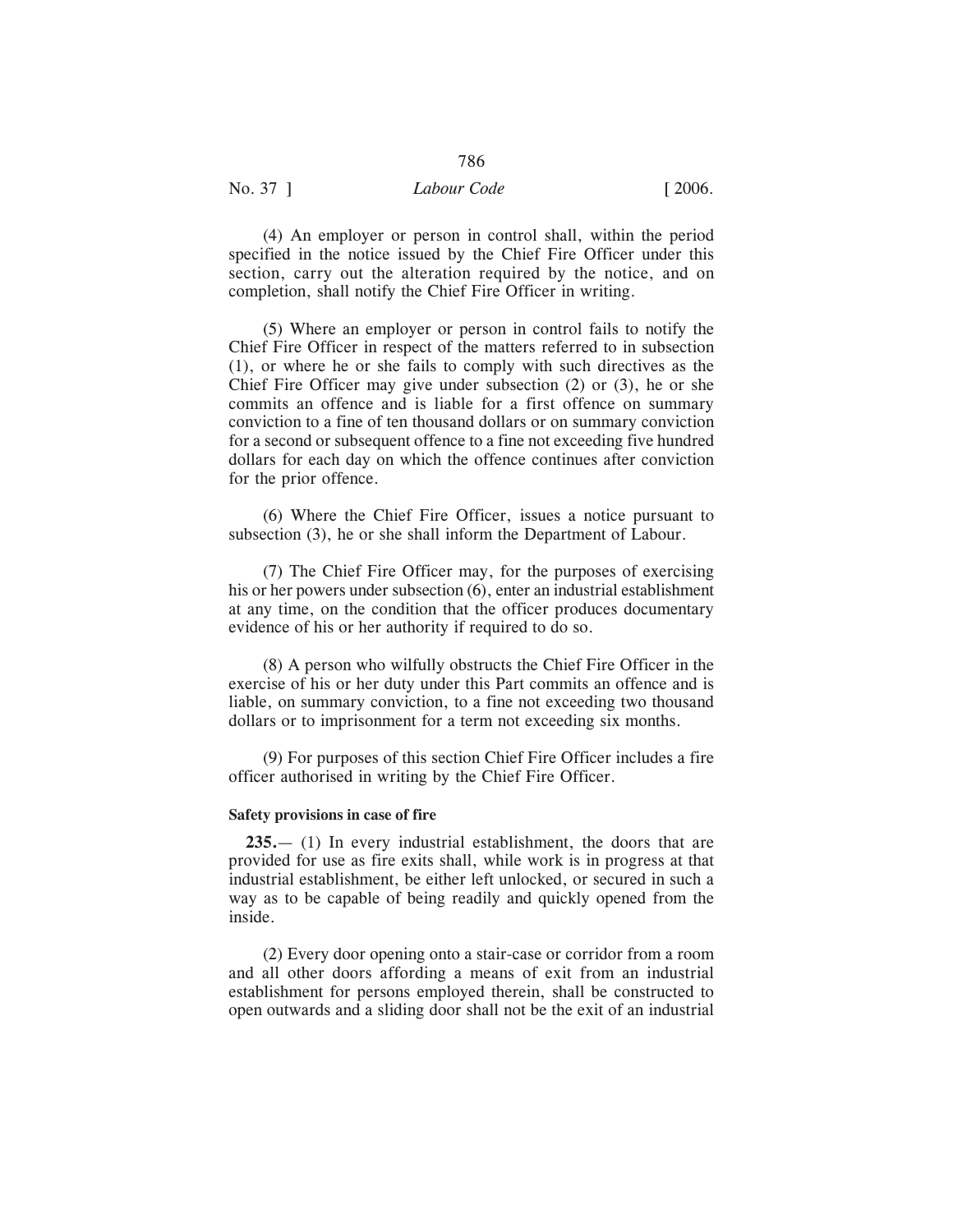(4) An employer or person in control shall, within the period specified in the notice issued by the Chief Fire Officer under this section, carry out the alteration required by the notice, and on completion, shall notify the Chief Fire Officer in writing.

(5) Where an employer or person in control fails to notify the Chief Fire Officer in respect of the matters referred to in subsection (1), or where he or she fails to comply with such directives as the Chief Fire Officer may give under subsection (2) or (3), he or she commits an offence and is liable for a first offence on summary conviction to a fine of ten thousand dollars or on summary conviction for a second or subsequent offence to a fine not exceeding five hundred dollars for each day on which the offence continues after conviction for the prior offence.

(6) Where the Chief Fire Officer, issues a notice pursuant to subsection (3), he or she shall inform the Department of Labour.

(7) The Chief Fire Officer may, for the purposes of exercising his or her powers under subsection (6), enter an industrial establishment at any time, on the condition that the officer produces documentary evidence of his or her authority if required to do so.

(8) A person who wilfully obstructs the Chief Fire Officer in the exercise of his or her duty under this Part commits an offence and is liable, on summary conviction, to a fine not exceeding two thousand dollars or to imprisonment for a term not exceeding six months.

(9) For purposes of this section Chief Fire Officer includes a fire officer authorised in writing by the Chief Fire Officer.

**Safety provisions in case of fire**

**235.**— (1) In every industrial establishment, the doors that are provided for use as fire exits shall, while work is in progress at that industrial establishment, be either left unlocked, or secured in such a way as to be capable of being readily and quickly opened from the inside.

(2) Every door opening onto a stair-case or corridor from a room and all other doors affording a means of exit from an industrial establishment for persons employed therein, shall be constructed to open outwards and a sliding door shall not be the exit of an industrial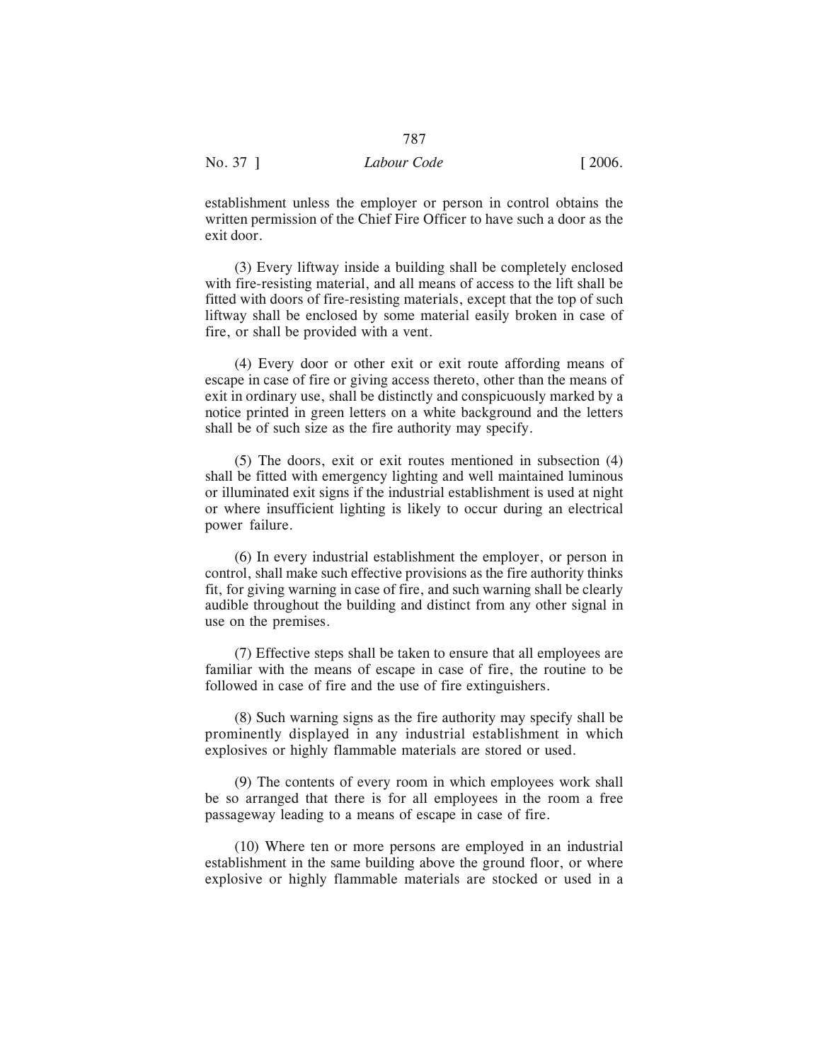establishment unless the employer or person in control obtains the written permission of the Chief Fire Officer to have such a door as the exit door.

(3) Every liftway inside a building shall be completely enclosed with fire-resisting material, and all means of access to the lift shall be fitted with doors of fire-resisting materials, except that the top of such liftway shall be enclosed by some material easily broken in case of fire, or shall be provided with a vent.

(4) Every door or other exit or exit route affording means of escape in case of fire or giving access thereto, other than the means of exit in ordinary use, shall be distinctly and conspicuously marked by a notice printed in green letters on a white background and the letters shall be of such size as the fire authority may specify.

(5) The doors, exit or exit routes mentioned in subsection (4) shall be fitted with emergency lighting and well maintained luminous or illuminated exit signs if the industrial establishment is used at night or where insufficient lighting is likely to occur during an electrical power failure.

(6) In every industrial establishment the employer, or person in control, shall make such effective provisions as the fire authority thinks fit, for giving warning in case of fire, and such warning shall be clearly audible throughout the building and distinct from any other signal in use on the premises.

(7) Effective steps shall be taken to ensure that all employees are familiar with the means of escape in case of fire, the routine to be followed in case of fire and the use of fire extinguishers.

(8) Such warning signs as the fire authority may specify shall be prominently displayed in any industrial establishment in which explosives or highly flammable materials are stored or used.

(9) The contents of every room in which employees work shall be so arranged that there is for all employees in the room a free passageway leading to a means of escape in case of fire.

(10) Where ten or more persons are employed in an industrial establishment in the same building above the ground floor, or where explosive or highly flammable materials are stocked or used in a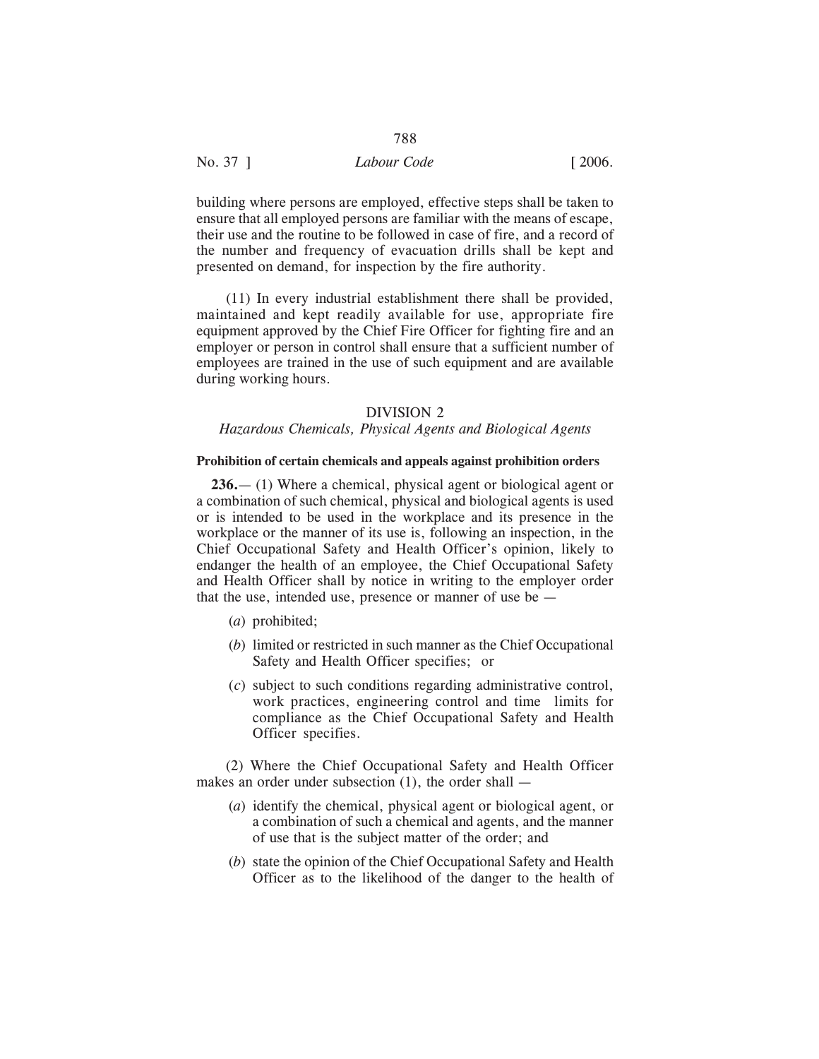building where persons are employed, effective steps shall be taken to ensure that all employed persons are familiar with the means of escape, their use and the routine to be followed in case of fire, and a record of the number and frequency of evacuation drills shall be kept and presented on demand, for inspection by the fire authority.

(11) In every industrial establishment there shall be provided, maintained and kept readily available for use, appropriate fire equipment approved by the Chief Fire Officer for fighting fire and an employer or person in control shall ensure that a sufficient number of employees are trained in the use of such equipment and are available during working hours.

## DIVISION 2

### *Hazardous Chemicals, Physical Agents and Biological Agents*

**Prohibition of certain chemicals and appeals against prohibition orders**

**236.**— (1) Where a chemical, physical agent or biological agent or a combination of such chemical, physical and biological agents is used or is intended to be used in the workplace and its presence in the workplace or the manner of its use is, following an inspection, in the Chief Occupational Safety and Health Officer's opinion, likely to endanger the health of an employee, the Chief Occupational Safety and Health Officer shall by notice in writing to the employer order that the use, intended use, presence or manner of use be —

(*a*) prohibited;

(*b*) limited or restricted in such manner as the Chief Occupational Safety and Health Officer specifies; or

(*c*) subject to such conditions regarding administrative control, work practices, engineering control and time limits for compliance as the Chief Occupational Safety and Health Officer specifies.

(2) Where the Chief Occupational Safety and Health Officer makes an order under subsection (1), the order shall —

(*a*) identify the chemical, physical agent or biological agent, or a combination of such a chemical and agents, and the manner of use that is the subject matter of the order; and

(*b*) state the opinion of the Chief Occupational Safety and Health Officer as to the likelihood of the danger to the health of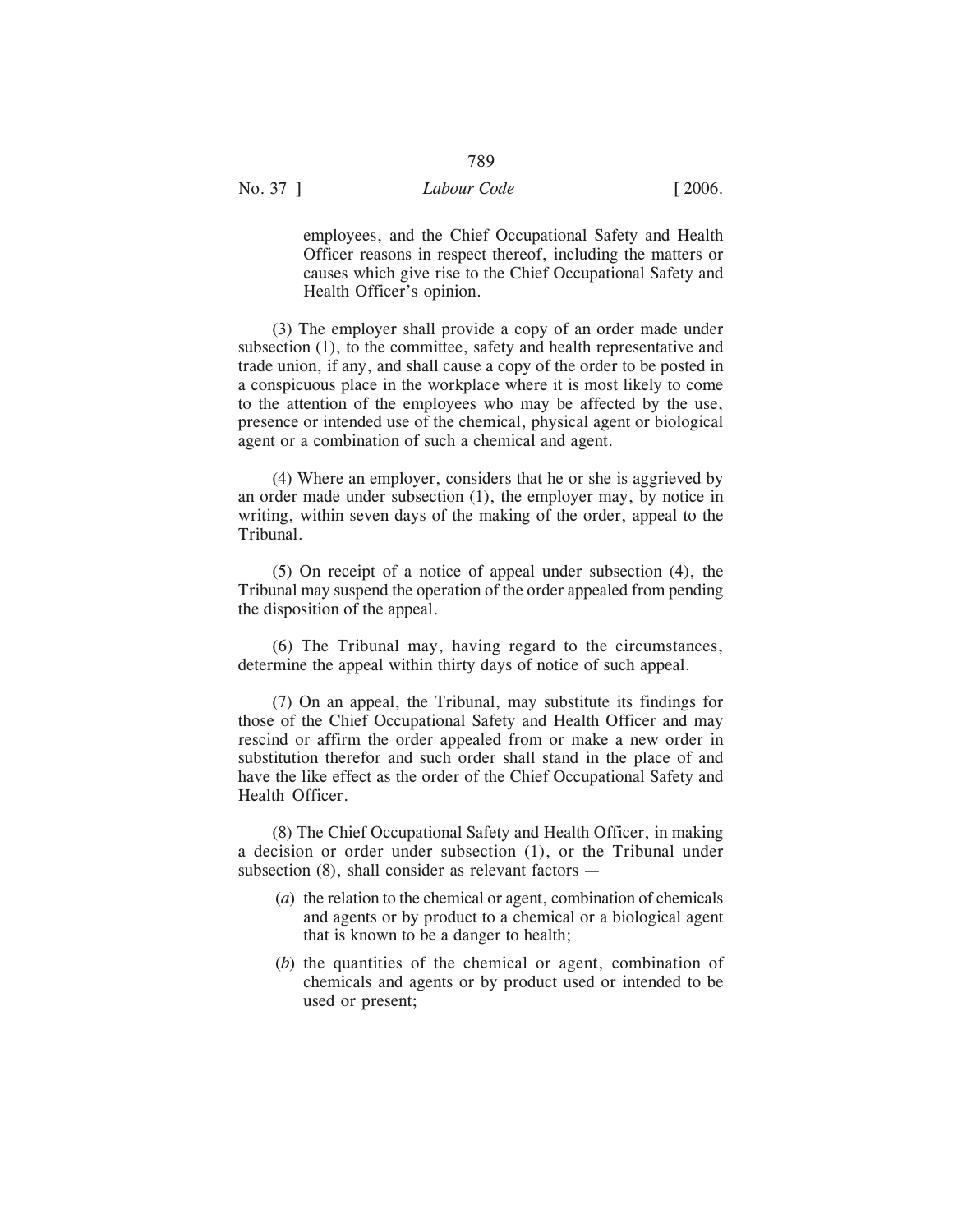employees, and the Chief Occupational Safety and Health Officer reasons in respect thereof, including the matters or causes which give rise to the Chief Occupational Safety and Health Officer's opinion.

(3) The employer shall provide a copy of an order made under subsection (1), to the committee, safety and health representative and trade union, if any, and shall cause a copy of the order to be posted in a conspicuous place in the workplace where it is most likely to come to the attention of the employees who may be affected by the use, presence or intended use of the chemical, physical agent or biological agent or a combination of such a chemical and agent.

(4) Where an employer, considers that he or she is aggrieved by an order made under subsection (1), the employer may, by notice in writing, within seven days of the making of the order, appeal to the Tribunal.

(5) On receipt of a notice of appeal under subsection (4), the Tribunal may suspend the operation of the order appealed from pending the disposition of the appeal.

(6) The Tribunal may, having regard to the circumstances, determine the appeal within thirty days of notice of such appeal.

(7) On an appeal, the Tribunal, may substitute its findings for those of the Chief Occupational Safety and Health Officer and may rescind or affirm the order appealed from or make a new order in substitution therefor and such order shall stand in the place of and have the like effect as the order of the Chief Occupational Safety and Health Officer.

(8) The Chief Occupational Safety and Health Officer, in making a decision or order under subsection (1), or the Tribunal under subsection (8), shall consider as relevant factors —

(*a*) the relation to the chemical or agent, combination of chemicals and agents or by product to a chemical or a biological agent that is known to be a danger to health;

(*b*) the quantities of the chemical or agent, combination of chemicals and agents or by product used or intended to be used or present;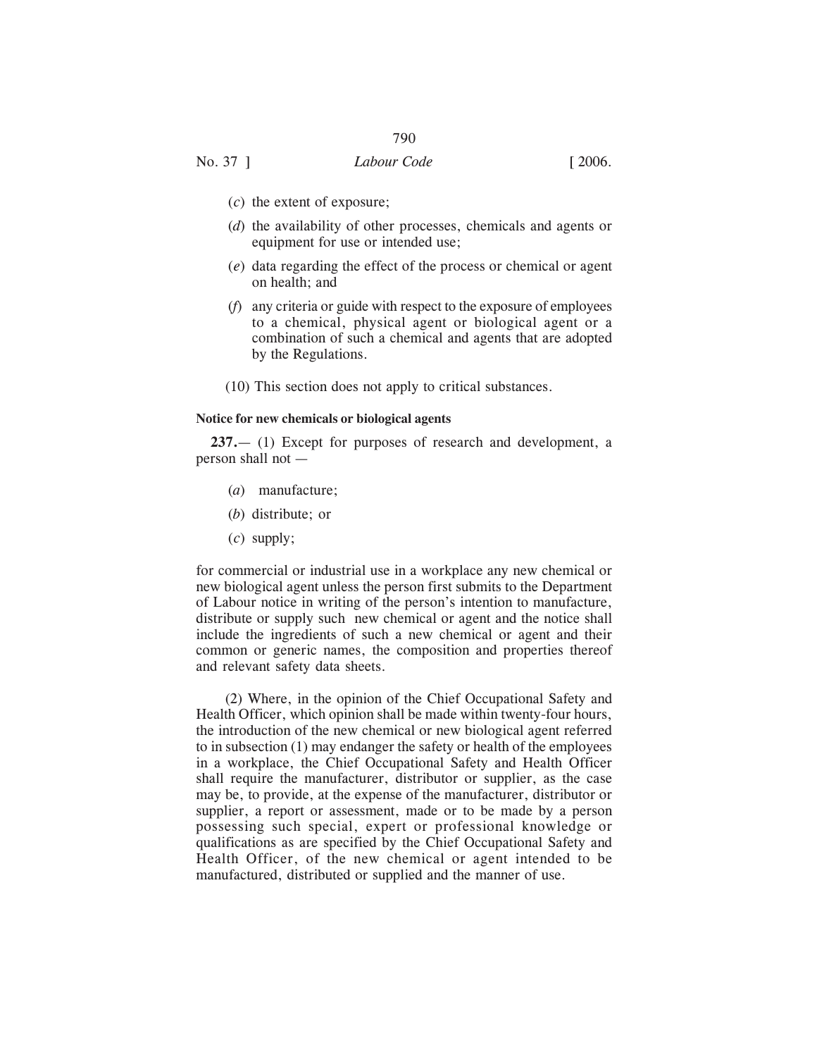(*c*) the extent of exposure;

(*d*) the availability of other processes, chemicals and agents or equipment for use or intended use;

(*e*) data regarding the effect of the process or chemical or agent on health; and

(*f*) any criteria or guide with respect to the exposure of employees to a chemical, physical agent or biological agent or a combination of such a chemical and agents that are adopted by the Regulations.

(10) This section does not apply to critical substances.

**Notice for new chemicals or biological agents**

**237.**— (1) Except for purposes of research and development, a person shall not —

(*a*) manufacture;

(*b*) distribute; or

(*c*) supply;

for commercial or industrial use in a workplace any new chemical or new biological agent unless the person first submits to the Department of Labour notice in writing of the person's intention to manufacture, distribute or supply such new chemical or agent and the notice shall include the ingredients of such a new chemical or agent and their common or generic names, the composition and properties thereof and relevant safety data sheets.

(2) Where, in the opinion of the Chief Occupational Safety and Health Officer, which opinion shall be made within twenty-four hours, the introduction of the new chemical or new biological agent referred to in subsection (1) may endanger the safety or health of the employees in a workplace, the Chief Occupational Safety and Health Officer shall require the manufacturer, distributor or supplier, as the case may be, to provide, at the expense of the manufacturer, distributor or supplier, a report or assessment, made or to be made by a person possessing such special, expert or professional knowledge or qualifications as are specified by the Chief Occupational Safety and Health Officer, of the new chemical or agent intended to be manufactured, distributed or supplied and the manner of use.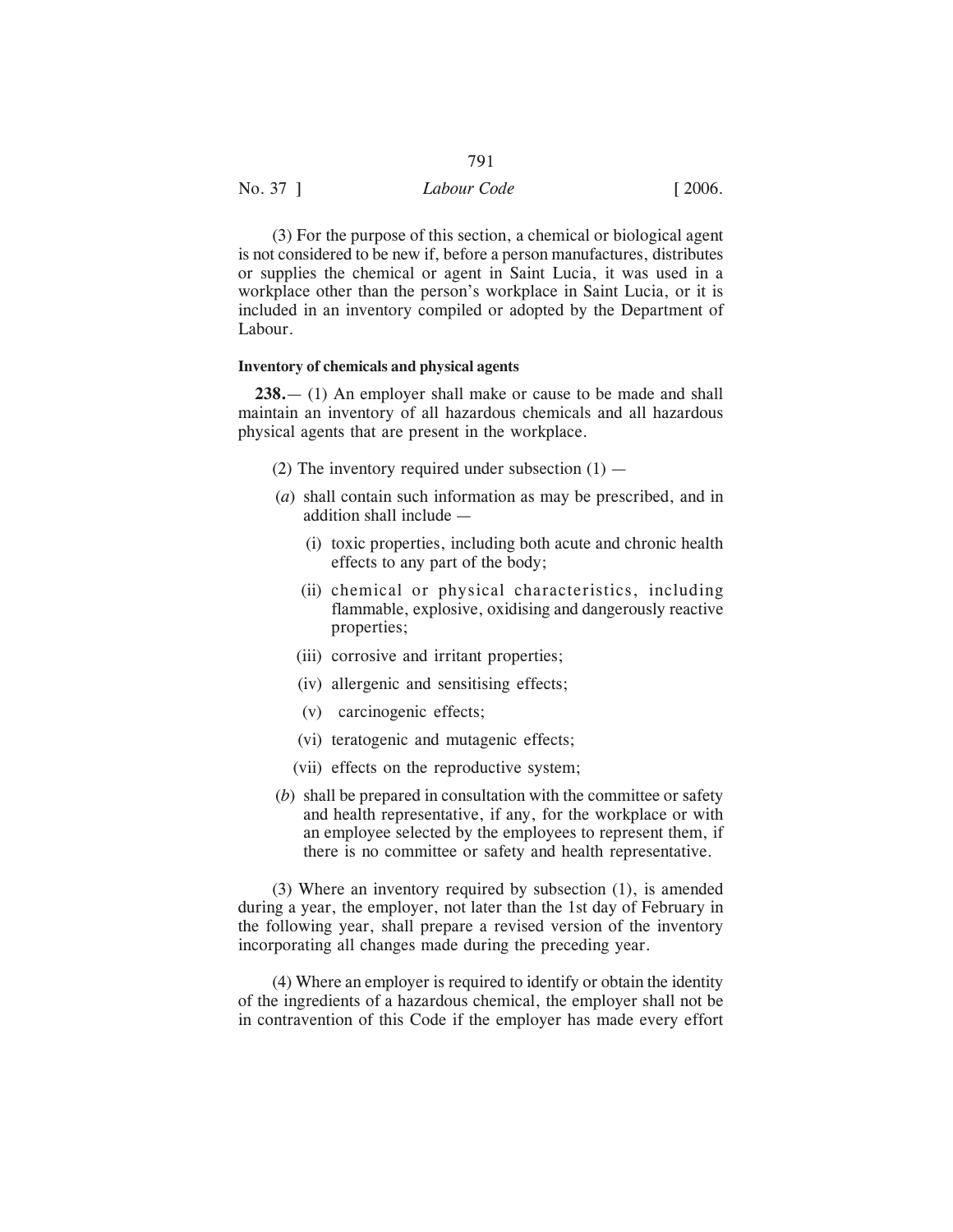(3) For the purpose of this section, a chemical or biological agent is not considered to be new if, before a person manufactures, distributes or supplies the chemical or agent in Saint Lucia, it was used in a workplace other than the person's workplace in Saint Lucia, or it is included in an inventory compiled or adopted by the Department of Labour.

**Inventory of chemicals and physical agents**

**238.**— (1) An employer shall make or cause to be made and shall maintain an inventory of all hazardous chemicals and all hazardous physical agents that are present in the workplace.

(2) The inventory required under subsection (1) —

(*a*) shall contain such information as may be prescribed, and in addition shall include —

(i) toxic properties, including both acute and chronic health effects to any part of the body;

(ii) chemical or physical characteristics, including flammable, explosive, oxidising and dangerously reactive properties;

(iii) corrosive and irritant properties;

(iv) allergenic and sensitising effects;

(v) carcinogenic effects;

(vi) teratogenic and mutagenic effects;

(vii) effects on the reproductive system;

(*b*) shall be prepared in consultation with the committee or safety and health representative, if any, for the workplace or with an employee selected by the employees to represent them, if there is no committee or safety and health representative.

(3) Where an inventory required by subsection (1), is amended during a year, the employer, not later than the 1st day of February in the following year, shall prepare a revised version of the inventory incorporating all changes made during the preceding year.

(4) Where an employer is required to identify or obtain the identity of the ingredients of a hazardous chemical, the employer shall not be in contravention of this Code if the employer has made every effort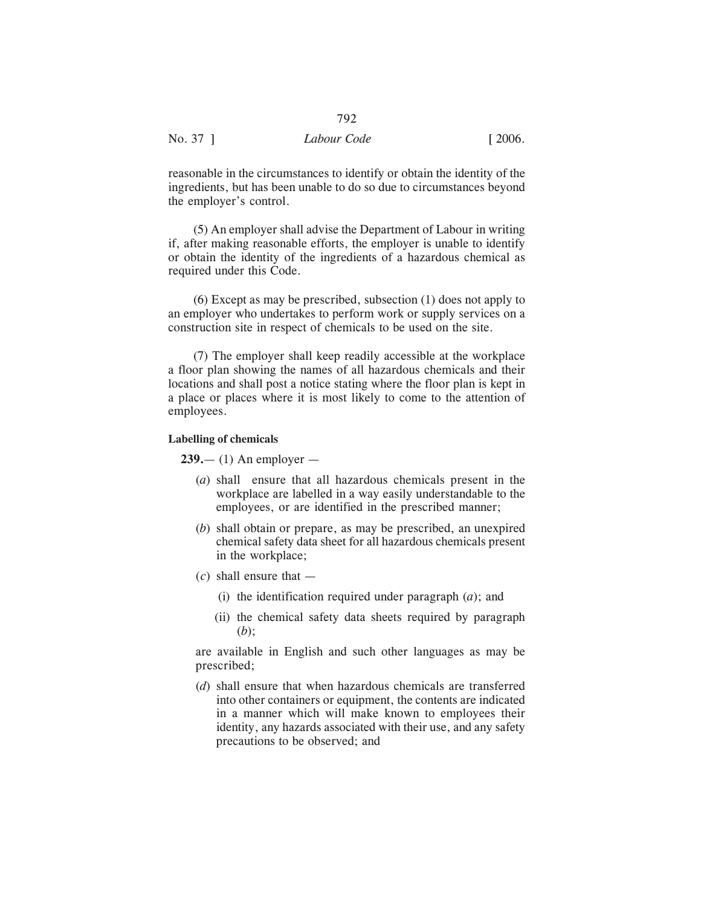reasonable in the circumstances to identify or obtain the identity of the ingredients, but has been unable to do so due to circumstances beyond the employer's control.

(5) An employer shall advise the Department of Labour in writing if, after making reasonable efforts, the employer is unable to identify or obtain the identity of the ingredients of a hazardous chemical as required under this Code.

(6) Except as may be prescribed, subsection (1) does not apply to an employer who undertakes to perform work or supply services on a construction site in respect of chemicals to be used on the site.

(7) The employer shall keep readily accessible at the workplace a floor plan showing the names of all hazardous chemicals and their locations and shall post a notice stating where the floor plan is kept in a place or places where it is most likely to come to the attention of employees.

**Labelling of chemicals**

**239.**— (1) An employer —

(*a*) shall ensure that all hazardous chemicals present in the workplace are labelled in a way easily understandable to the employees, or are identified in the prescribed manner;

(*b*) shall obtain or prepare, as may be prescribed, an unexpired chemical safety data sheet for all hazardous chemicals present in the workplace;

(*c*) shall ensure that —

(i) the identification required under paragraph (*a*); and

(ii) the chemical safety data sheets required by paragraph (*b*);

are available in English and such other languages as may be prescribed;

(*d*) shall ensure that when hazardous chemicals are transferred into other containers or equipment, the contents are indicated in a manner which will make known to employees their identity, any hazards associated with their use, and any safety precautions to be observed; and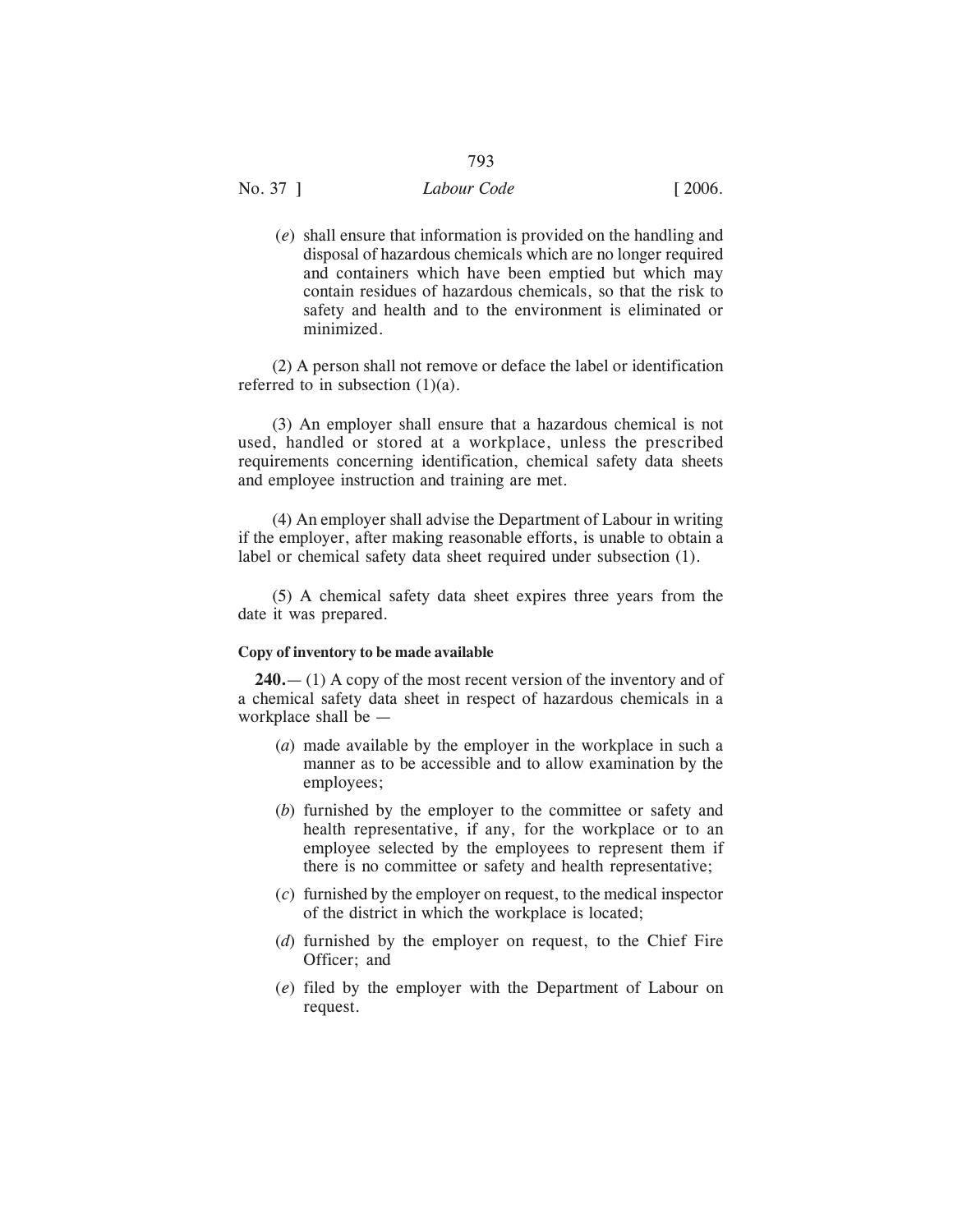(*e*) shall ensure that information is provided on the handling and disposal of hazardous chemicals which are no longer required and containers which have been emptied but which may contain residues of hazardous chemicals, so that the risk to safety and health and to the environment is eliminated or minimized.

(2) A person shall not remove or deface the label or identification referred to in subsection (1)(a).

(3) An employer shall ensure that a hazardous chemical is not used, handled or stored at a workplace, unless the prescribed requirements concerning identification, chemical safety data sheets and employee instruction and training are met.

(4) An employer shall advise the Department of Labour in writing if the employer, after making reasonable efforts, is unable to obtain a label or chemical safety data sheet required under subsection (1).

(5) A chemical safety data sheet expires three years from the date it was prepared.

**Copy of inventory to be made available**

**240.**— (1) A copy of the most recent version of the inventory and of a chemical safety data sheet in respect of hazardous chemicals in a workplace shall be —

(*a*) made available by the employer in the workplace in such a manner as to be accessible and to allow examination by the employees;

(*b*) furnished by the employer to the committee or safety and health representative, if any, for the workplace or to an employee selected by the employees to represent them if there is no committee or safety and health representative;

(*c*) furnished by the employer on request, to the medical inspector of the district in which the workplace is located;

(*d*) furnished by the employer on request, to the Chief Fire Officer; and

(*e*) filed by the employer with the Department of Labour on request.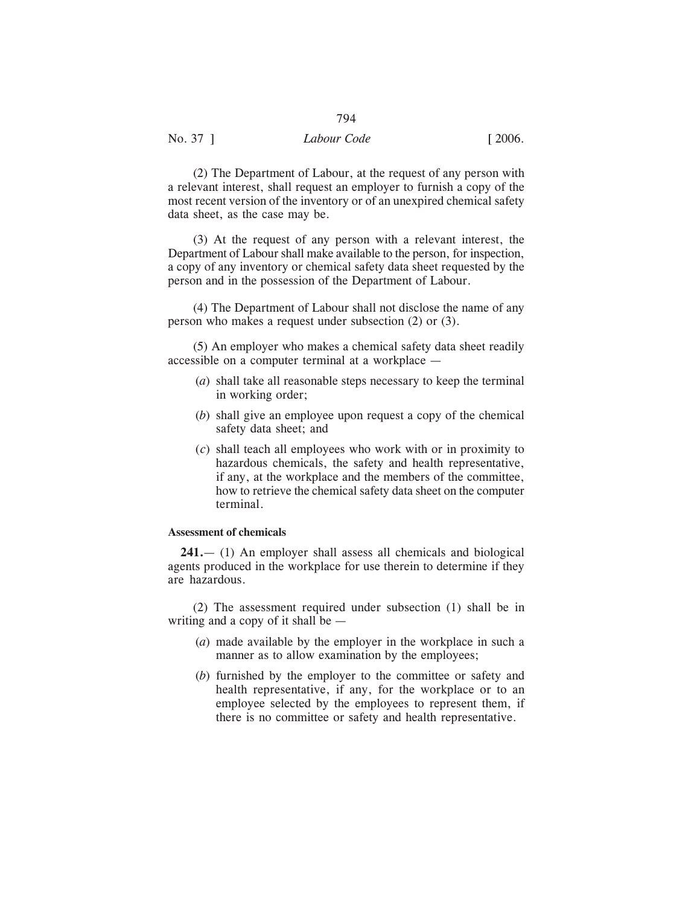(2) The Department of Labour, at the request of any person with a relevant interest, shall request an employer to furnish a copy of the most recent version of the inventory or of an unexpired chemical safety data sheet, as the case may be.

(3) At the request of any person with a relevant interest, the Department of Labour shall make available to the person, for inspection, a copy of any inventory or chemical safety data sheet requested by the person and in the possession of the Department of Labour.

(4) The Department of Labour shall not disclose the name of any person who makes a request under subsection (2) or (3).

(5) An employer who makes a chemical safety data sheet readily accessible on a computer terminal at a workplace —

- (*a*) shall take all reasonable steps necessary to keep the terminal in working order;
- (*b*) shall give an employee upon request a copy of the chemical safety data sheet; and
- (*c*) shall teach all employees who work with or in proximity to hazardous chemicals, the safety and health representative, if any, at the workplace and the members of the committee, how to retrieve the chemical safety data sheet on the computer terminal.

**Assessment of chemicals**

**241.**— (1) An employer shall assess all chemicals and biological agents produced in the workplace for use therein to determine if they are hazardous.

(2) The assessment required under subsection (1) shall be in writing and a copy of it shall be —

- (*a*) made available by the employer in the workplace in such a manner as to allow examination by the employees;
- (*b*) furnished by the employer to the committee or safety and health representative, if any, for the workplace or to an employee selected by the employees to represent them, if there is no committee or safety and health representative.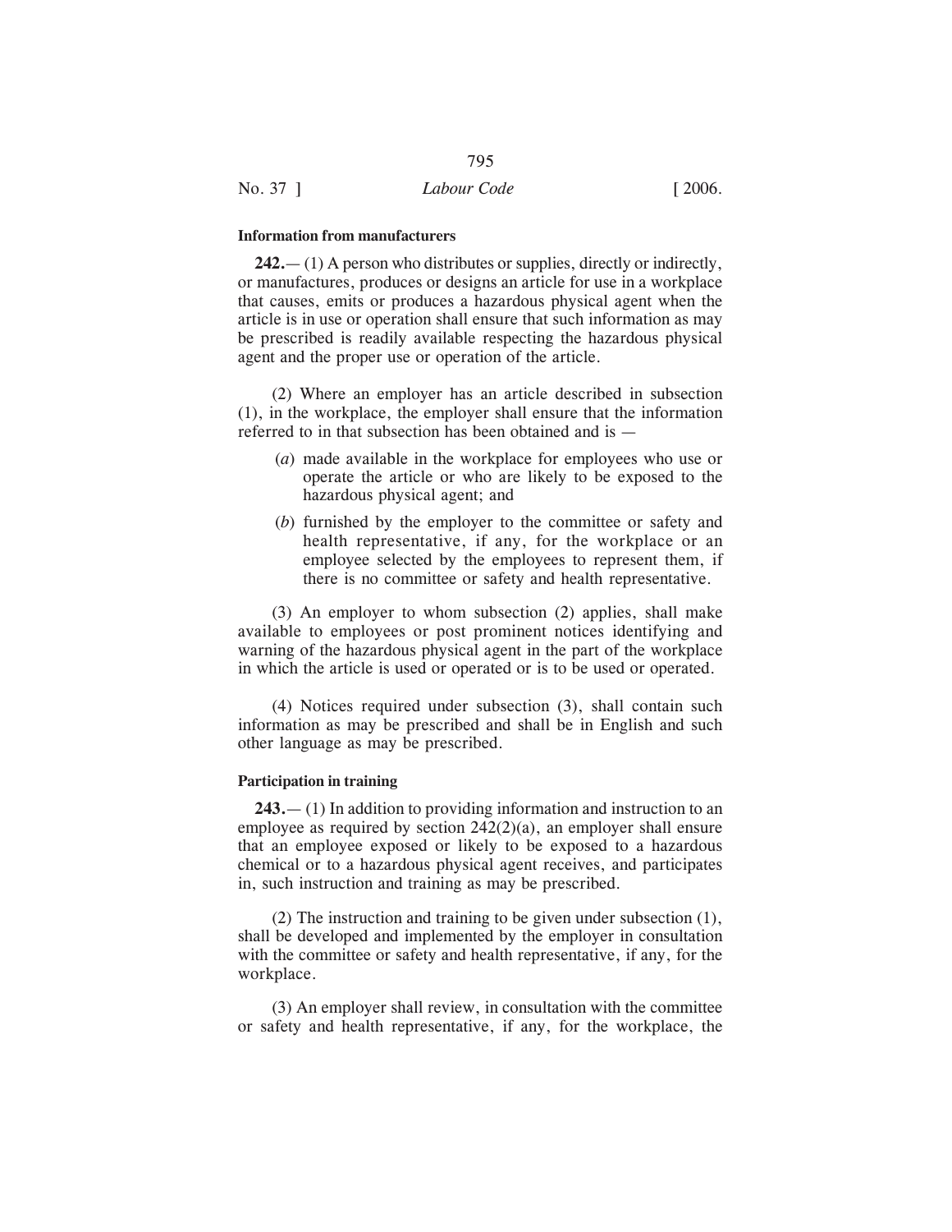**Information from manufacturers**

**242.**— (1) A person who distributes or supplies, directly or indirectly, or manufactures, produces or designs an article for use in a workplace that causes, emits or produces a hazardous physical agent when the article is in use or operation shall ensure that such information as may be prescribed is readily available respecting the hazardous physical agent and the proper use or operation of the article.

(2) Where an employer has an article described in subsection (1), in the workplace, the employer shall ensure that the information referred to in that subsection has been obtained and is —

(*a*) made available in the workplace for employees who use or operate the article or who are likely to be exposed to the hazardous physical agent; and

(*b*) furnished by the employer to the committee or safety and health representative, if any, for the workplace or an employee selected by the employees to represent them, if there is no committee or safety and health representative.

(3) An employer to whom subsection (2) applies, shall make available to employees or post prominent notices identifying and warning of the hazardous physical agent in the part of the workplace in which the article is used or operated or is to be used or operated.

(4) Notices required under subsection (3), shall contain such information as may be prescribed and shall be in English and such other language as may be prescribed.

**Participation in training**

**243.**— (1) In addition to providing information and instruction to an employee as required by section 242(2)(a), an employer shall ensure that an employee exposed or likely to be exposed to a hazardous chemical or to a hazardous physical agent receives, and participates in, such instruction and training as may be prescribed.

(2) The instruction and training to be given under subsection (1), shall be developed and implemented by the employer in consultation with the committee or safety and health representative, if any, for the workplace.

(3) An employer shall review, in consultation with the committee or safety and health representative, if any, for the workplace, the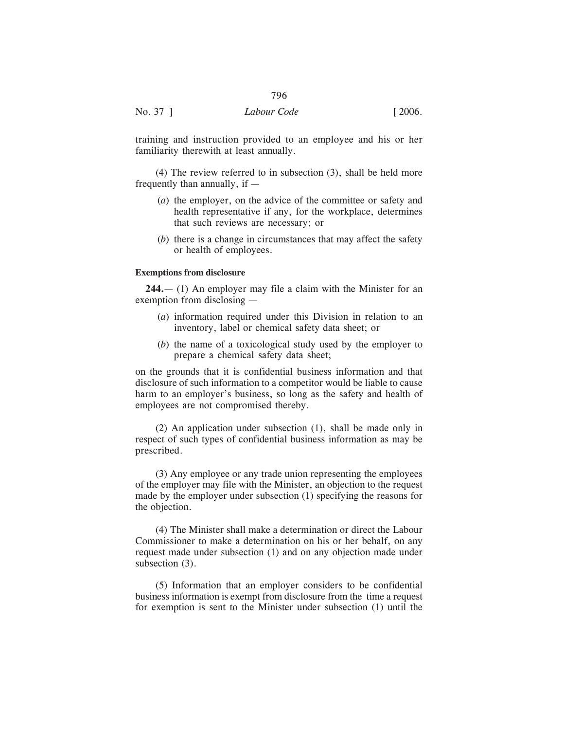training and instruction provided to an employee and his or her familiarity therewith at least annually.

(4) The review referred to in subsection (3), shall be held more frequently than annually, if —

(*a*) the employer, on the advice of the committee or safety and health representative if any, for the workplace, determines that such reviews are necessary; or

(*b*) there is a change in circumstances that may affect the safety or health of employees.

**Exemptions from disclosure**

**244.**— (1) An employer may file a claim with the Minister for an exemption from disclosing —

(*a*) information required under this Division in relation to an inventory, label or chemical safety data sheet; or

(*b*) the name of a toxicological study used by the employer to prepare a chemical safety data sheet;

on the grounds that it is confidential business information and that disclosure of such information to a competitor would be liable to cause harm to an employer's business, so long as the safety and health of employees are not compromised thereby.

(2) An application under subsection (1), shall be made only in respect of such types of confidential business information as may be prescribed.

(3) Any employee or any trade union representing the employees of the employer may file with the Minister, an objection to the request made by the employer under subsection (1) specifying the reasons for the objection.

(4) The Minister shall make a determination or direct the Labour Commissioner to make a determination on his or her behalf, on any request made under subsection (1) and on any objection made under subsection (3).

(5) Information that an employer considers to be confidential business information is exempt from disclosure from the time a request for exemption is sent to the Minister under subsection (1) until the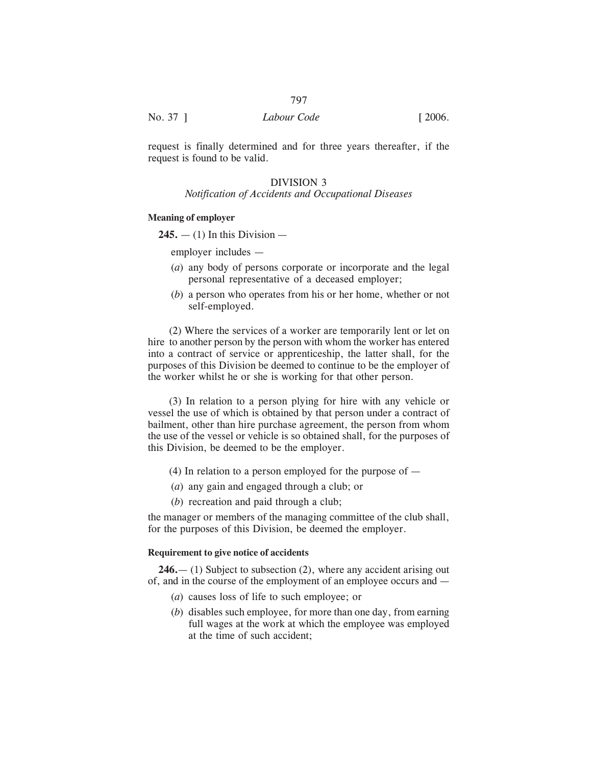request is finally determined and for three years thereafter, if the request is found to be valid.

## DIVISION 3

### *Notification of Accidents and Occupational Diseases*

**Meaning of employer**

**245.** — (1) In this Division —

employer includes —

(*a*) any body of persons corporate or incorporate and the legal personal representative of a deceased employer;

(*b*) a person who operates from his or her home, whether or not self-employed.

(2) Where the services of a worker are temporarily lent or let on hire to another person by the person with whom the worker has entered into a contract of service or apprenticeship, the latter shall, for the purposes of this Division be deemed to continue to be the employer of the worker whilst he or she is working for that other person.

(3) In relation to a person plying for hire with any vehicle or vessel the use of which is obtained by that person under a contract of bailment, other than hire purchase agreement, the person from whom the use of the vessel or vehicle is so obtained shall, for the purposes of this Division, be deemed to be the employer.

(4) In relation to a person employed for the purpose of —

(*a*) any gain and engaged through a club; or

(*b*) recreation and paid through a club;

the manager or members of the managing committee of the club shall, for the purposes of this Division, be deemed the employer.

**Requirement to give notice of accidents**

**246.**— (1) Subject to subsection (2), where any accident arising out of, and in the course of the employment of an employee occurs and —

(*a*) causes loss of life to such employee; or

(*b*) disables such employee, for more than one day, from earning full wages at the work at which the employee was employed at the time of such accident;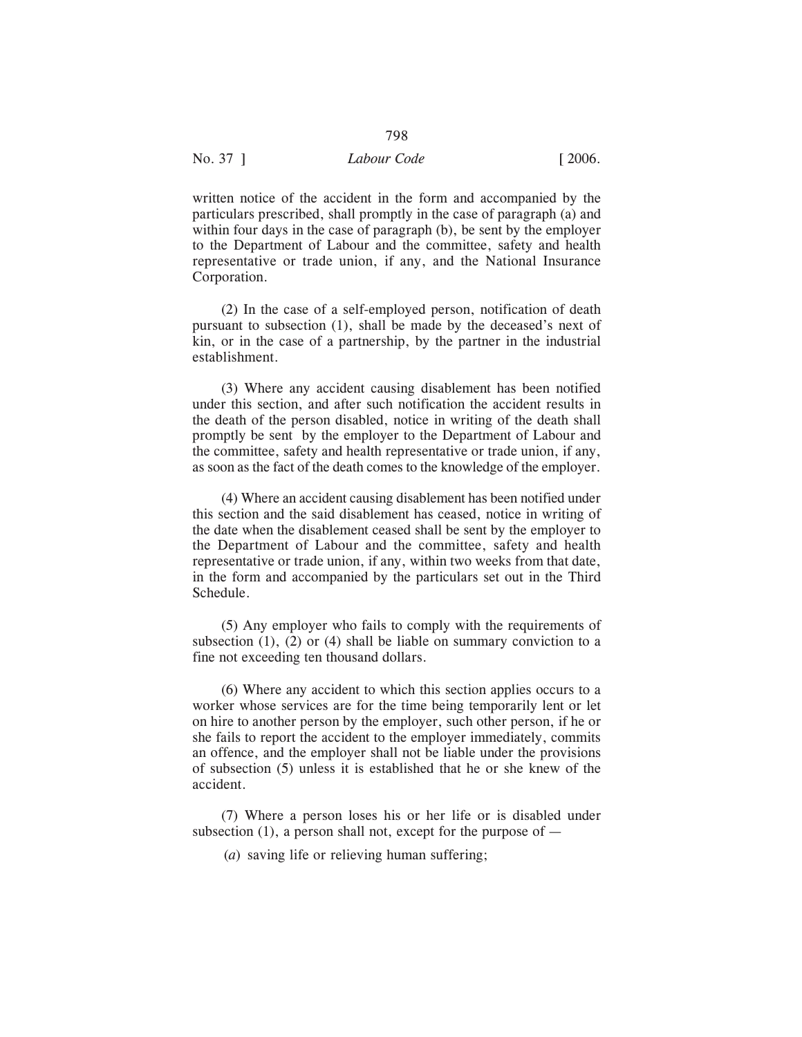written notice of the accident in the form and accompanied by the particulars prescribed, shall promptly in the case of paragraph (a) and within four days in the case of paragraph (b), be sent by the employer to the Department of Labour and the committee, safety and health representative or trade union, if any, and the National Insurance Corporation.

(2) In the case of a self-employed person, notification of death pursuant to subsection (1), shall be made by the deceased's next of kin, or in the case of a partnership, by the partner in the industrial establishment.

(3) Where any accident causing disablement has been notified under this section, and after such notification the accident results in the death of the person disabled, notice in writing of the death shall promptly be sent by the employer to the Department of Labour and the committee, safety and health representative or trade union, if any, as soon as the fact of the death comes to the knowledge of the employer.

(4) Where an accident causing disablement has been notified under this section and the said disablement has ceased, notice in writing of the date when the disablement ceased shall be sent by the employer to the Department of Labour and the committee, safety and health representative or trade union, if any, within two weeks from that date, in the form and accompanied by the particulars set out in the Third Schedule.

(5) Any employer who fails to comply with the requirements of subsection (1), (2) or (4) shall be liable on summary conviction to a fine not exceeding ten thousand dollars.

(6) Where any accident to which this section applies occurs to a worker whose services are for the time being temporarily lent or let on hire to another person by the employer, such other person, if he or she fails to report the accident to the employer immediately, commits an offence, and the employer shall not be liable under the provisions of subsection (5) unless it is established that he or she knew of the accident.

(7) Where a person loses his or her life or is disabled under subsection (1), a person shall not, except for the purpose of —

(*a*) saving life or relieving human suffering;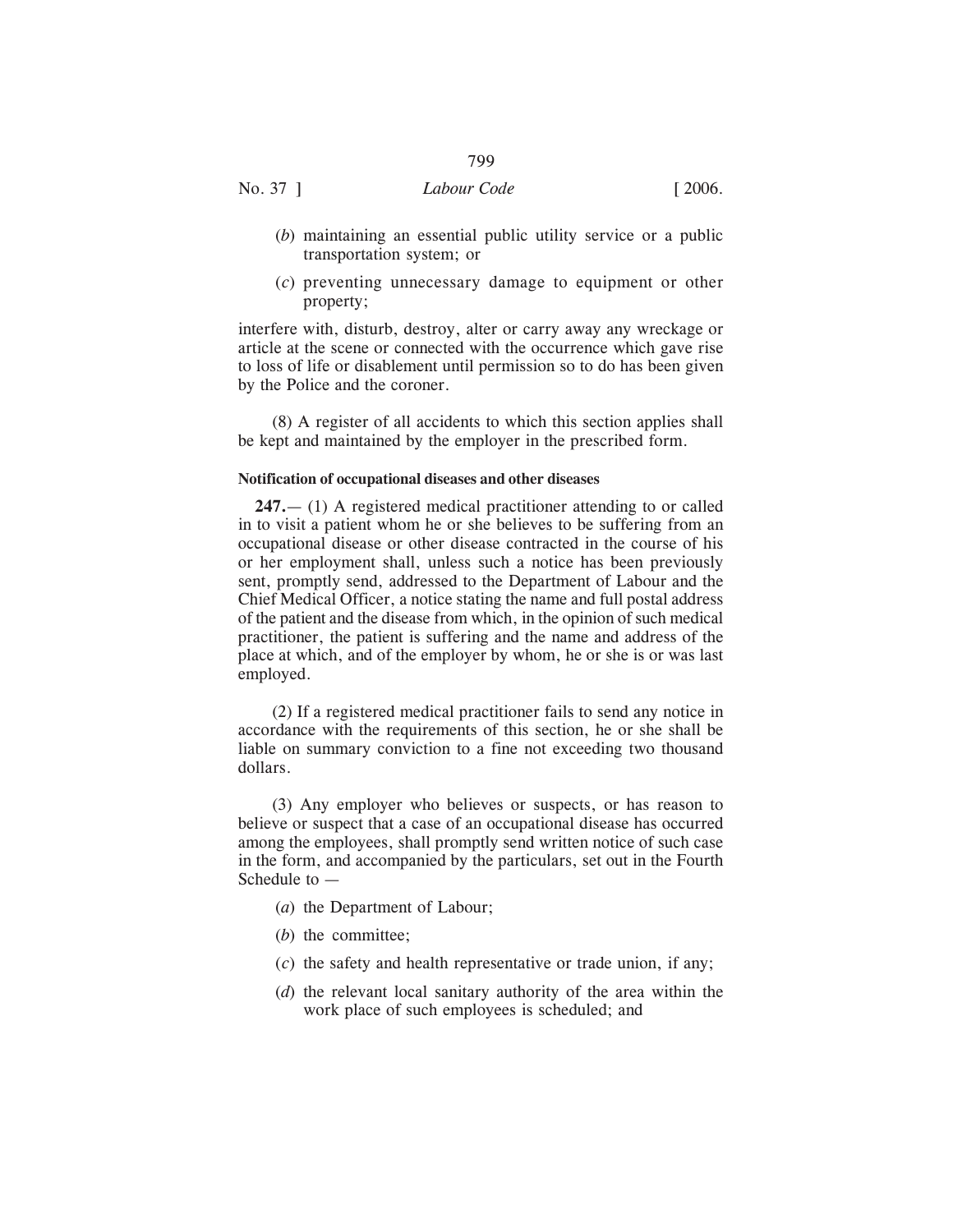(*b*) maintaining an essential public utility service or a public transportation system; or

(*c*) preventing unnecessary damage to equipment or other property;

interfere with, disturb, destroy, alter or carry away any wreckage or article at the scene or connected with the occurrence which gave rise to loss of life or disablement until permission so to do has been given by the Police and the coroner.

(8) A register of all accidents to which this section applies shall be kept and maintained by the employer in the prescribed form.

**Notification of occupational diseases and other diseases**

**247.**— (1) A registered medical practitioner attending to or called in to visit a patient whom he or she believes to be suffering from an occupational disease or other disease contracted in the course of his or her employment shall, unless such a notice has been previously sent, promptly send, addressed to the Department of Labour and the Chief Medical Officer, a notice stating the name and full postal address of the patient and the disease from which, in the opinion of such medical practitioner, the patient is suffering and the name and address of the place at which, and of the employer by whom, he or she is or was last employed.

(2) If a registered medical practitioner fails to send any notice in accordance with the requirements of this section, he or she shall be liable on summary conviction to a fine not exceeding two thousand dollars.

(3) Any employer who believes or suspects, or has reason to believe or suspect that a case of an occupational disease has occurred among the employees, shall promptly send written notice of such case in the form, and accompanied by the particulars, set out in the Fourth Schedule to —

(*a*) the Department of Labour;

(*b*) the committee;

(*c*) the safety and health representative or trade union, if any;

(*d*) the relevant local sanitary authority of the area within the work place of such employees is scheduled; and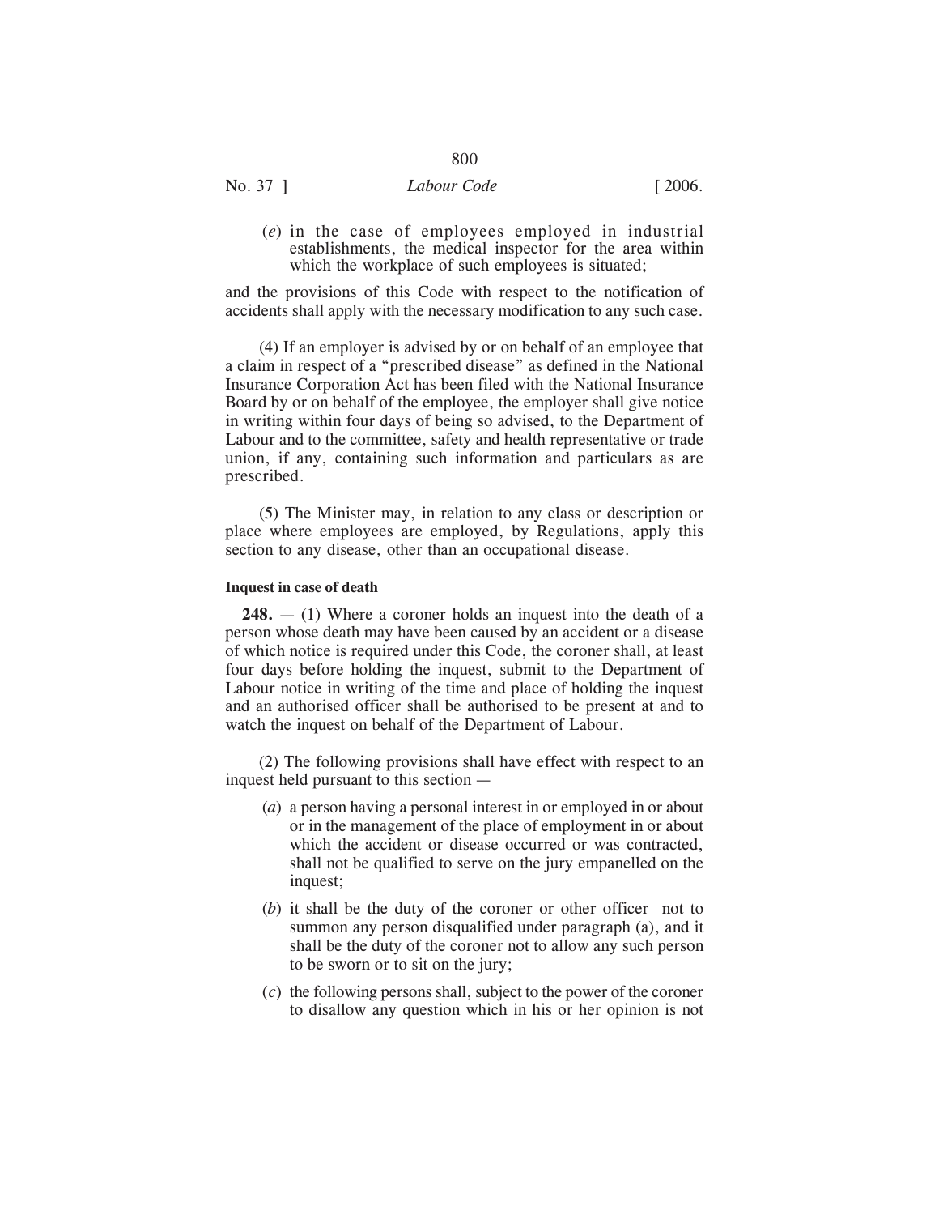(*e*) in the case of employees employed in industrial establishments, the medical inspector for the area within which the workplace of such employees is situated;

and the provisions of this Code with respect to the notification of accidents shall apply with the necessary modification to any such case.

(4) If an employer is advised by or on behalf of an employee that a claim in respect of a "prescribed disease" as defined in the National Insurance Corporation Act has been filed with the National Insurance Board by or on behalf of the employee, the employer shall give notice in writing within four days of being so advised, to the Department of Labour and to the committee, safety and health representative or trade union, if any, containing such information and particulars as are prescribed.

(5) The Minister may, in relation to any class or description or place where employees are employed, by Regulations, apply this section to any disease, other than an occupational disease.

#### Inquest in case of death

**248.** — (1) Where a coroner holds an inquest into the death of a person whose death may have been caused by an accident or a disease of which notice is required under this Code, the coroner shall, at least four days before holding the inquest, submit to the Department of Labour notice in writing of the time and place of holding the inquest and an authorised officer shall be authorised to be present at and to watch the inquest on behalf of the Department of Labour.

(2) The following provisions shall have effect with respect to an inquest held pursuant to this section —

(*a*) a person having a personal interest in or employed in or about or in the management of the place of employment in or about which the accident or disease occurred or was contracted, shall not be qualified to serve on the jury empanelled on the inquest;

(*b*) it shall be the duty of the coroner or other officer not to summon any person disqualified under paragraph (a), and it shall be the duty of the coroner not to allow any such person to be sworn or to sit on the jury;

(*c*) the following persons shall, subject to the power of the coroner to disallow any question which in his or her opinion is not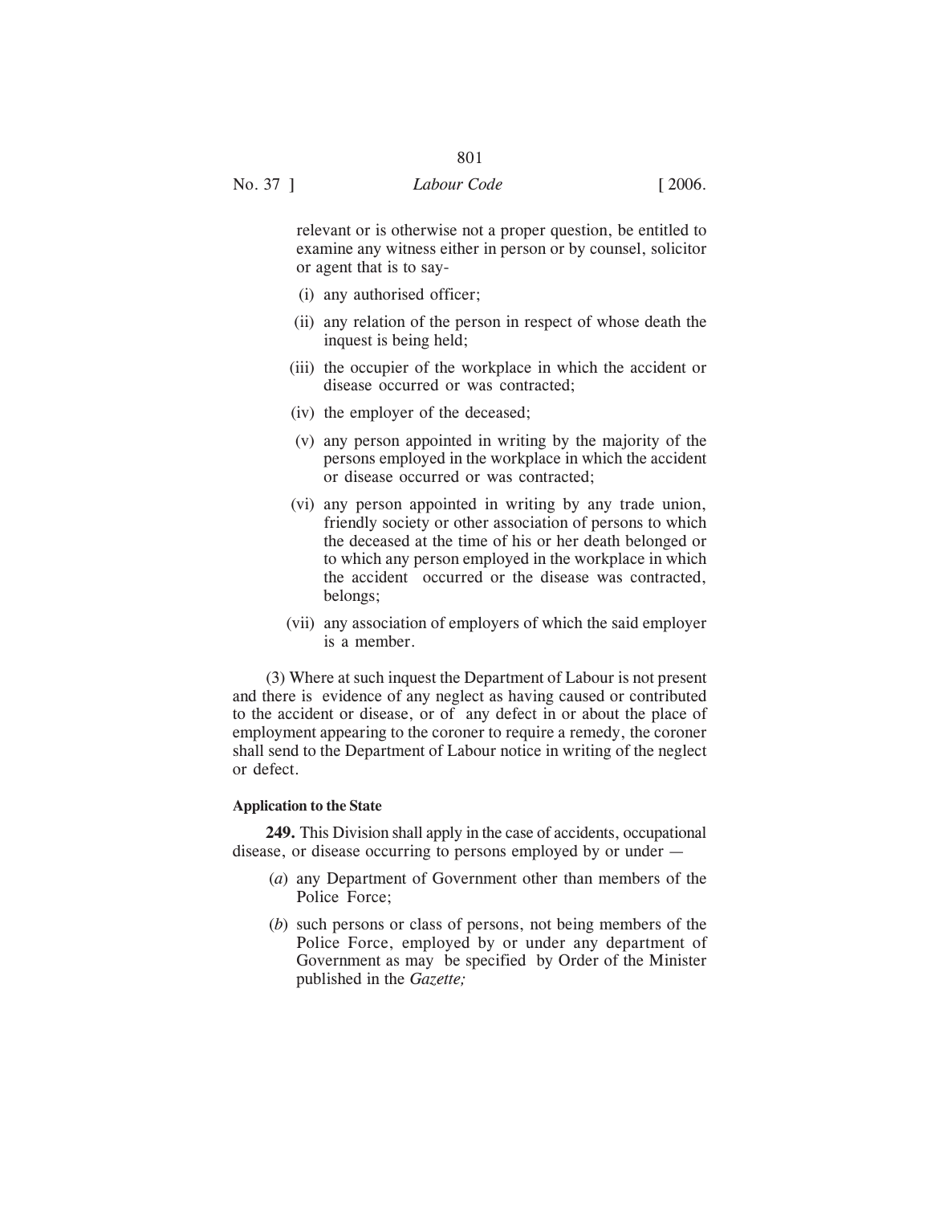relevant or is otherwise not a proper question, be entitled to examine any witness either in person or by counsel, solicitor or agent that is to say-

(i) any authorised officer;

(ii) any relation of the person in respect of whose death the inquest is being held;

(iii) the occupier of the workplace in which the accident or disease occurred or was contracted;

(iv) the employer of the deceased;

(v) any person appointed in writing by the majority of the persons employed in the workplace in which the accident or disease occurred or was contracted;

(vi) any person appointed in writing by any trade union, friendly society or other association of persons to which the deceased at the time of his or her death belonged or to which any person employed in the workplace in which the accident occurred or the disease was contracted, belongs;

(vii) any association of employers of which the said employer is a member.

(3) Where at such inquest the Department of Labour is not present and there is evidence of any neglect as having caused or contributed to the accident or disease, or of any defect in or about the place of employment appearing to the coroner to require a remedy, the coroner shall send to the Department of Labour notice in writing of the neglect or defect.

**Application to the State**

**249.** This Division shall apply in the case of accidents, occupational disease, or disease occurring to persons employed by or under —

(*a*) any Department of Government other than members of the Police Force;

(*b*) such persons or class of persons, not being members of the Police Force, employed by or under any department of Government as may be specified by Order of the Minister published in the *Gazette;*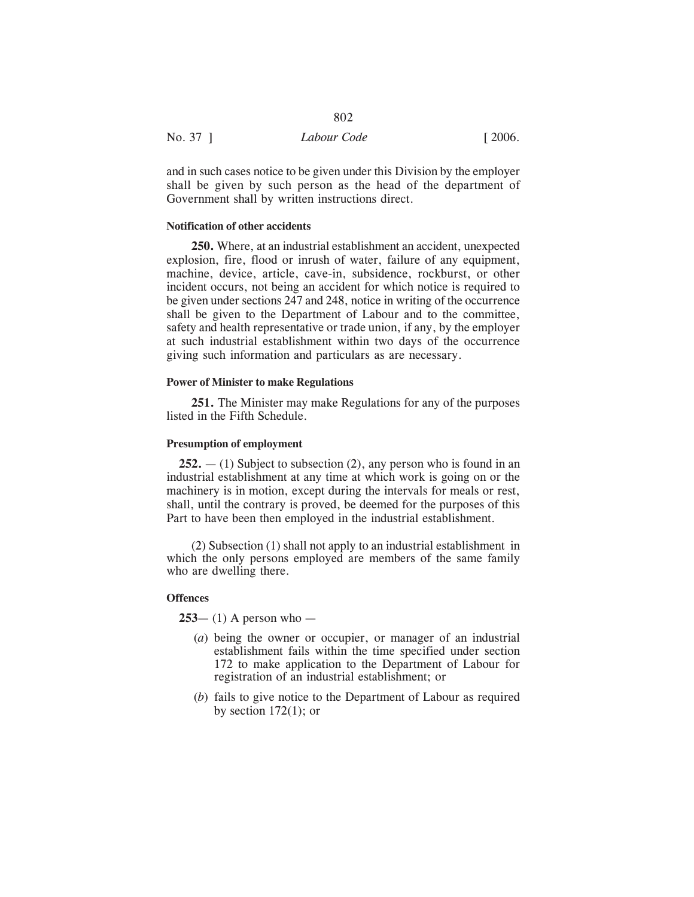and in such cases notice to be given under this Division by the employer shall be given by such person as the head of the department of Government shall by written instructions direct.

**Notification of other accidents**

**250.** Where, at an industrial establishment an accident, unexpected explosion, fire, flood or inrush of water, failure of any equipment, machine, device, article, cave-in, subsidence, rockburst, or other incident occurs, not being an accident for which notice is required to be given under sections 247 and 248, notice in writing of the occurrence shall be given to the Department of Labour and to the committee, safety and health representative or trade union, if any, by the employer at such industrial establishment within two days of the occurrence giving such information and particulars as are necessary.

**Power of Minister to make Regulations**

**251.** The Minister may make Regulations for any of the purposes listed in the Fifth Schedule.

**Presumption of employment**

**252.** — (1) Subject to subsection (2), any person who is found in an industrial establishment at any time at which work is going on or the machinery is in motion, except during the intervals for meals or rest, shall, until the contrary is proved, be deemed for the purposes of this Part to have been then employed in the industrial establishment.

(2) Subsection (1) shall not apply to an industrial establishment in which the only persons employed are members of the same family who are dwelling there.

**Offences**

**253**— (1) A person who —

(*a*) being the owner or occupier, or manager of an industrial establishment fails within the time specified under section 172 to make application to the Department of Labour for registration of an industrial establishment; or

(*b*) fails to give notice to the Department of Labour as required by section 172(1); or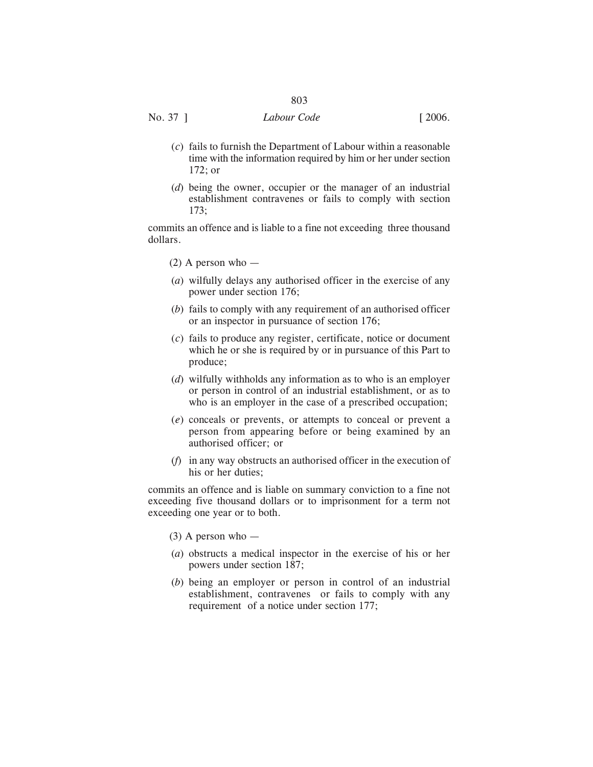(*c*) fails to furnish the Department of Labour within a reasonable time with the information required by him or her under section 172; or

(*d*) being the owner, occupier or the manager of an industrial establishment contravenes or fails to comply with section 173;

commits an offence and is liable to a fine not exceeding three thousand dollars.

(2) A person who —

(*a*) wilfully delays any authorised officer in the exercise of any power under section 176;

(*b*) fails to comply with any requirement of an authorised officer or an inspector in pursuance of section 176;

(*c*) fails to produce any register, certificate, notice or document which he or she is required by or in pursuance of this Part to produce;

(*d*) wilfully withholds any information as to who is an employer or person in control of an industrial establishment, or as to who is an employer in the case of a prescribed occupation;

(*e*) conceals or prevents, or attempts to conceal or prevent a person from appearing before or being examined by an authorised officer; or

(*f*) in any way obstructs an authorised officer in the execution of his or her duties;

commits an offence and is liable on summary conviction to a fine not exceeding five thousand dollars or to imprisonment for a term not exceeding one year or to both.

(3) A person who —

(*a*) obstructs a medical inspector in the exercise of his or her powers under section 187;

(*b*) being an employer or person in control of an industrial establishment, contravenes or fails to comply with any requirement of a notice under section 177;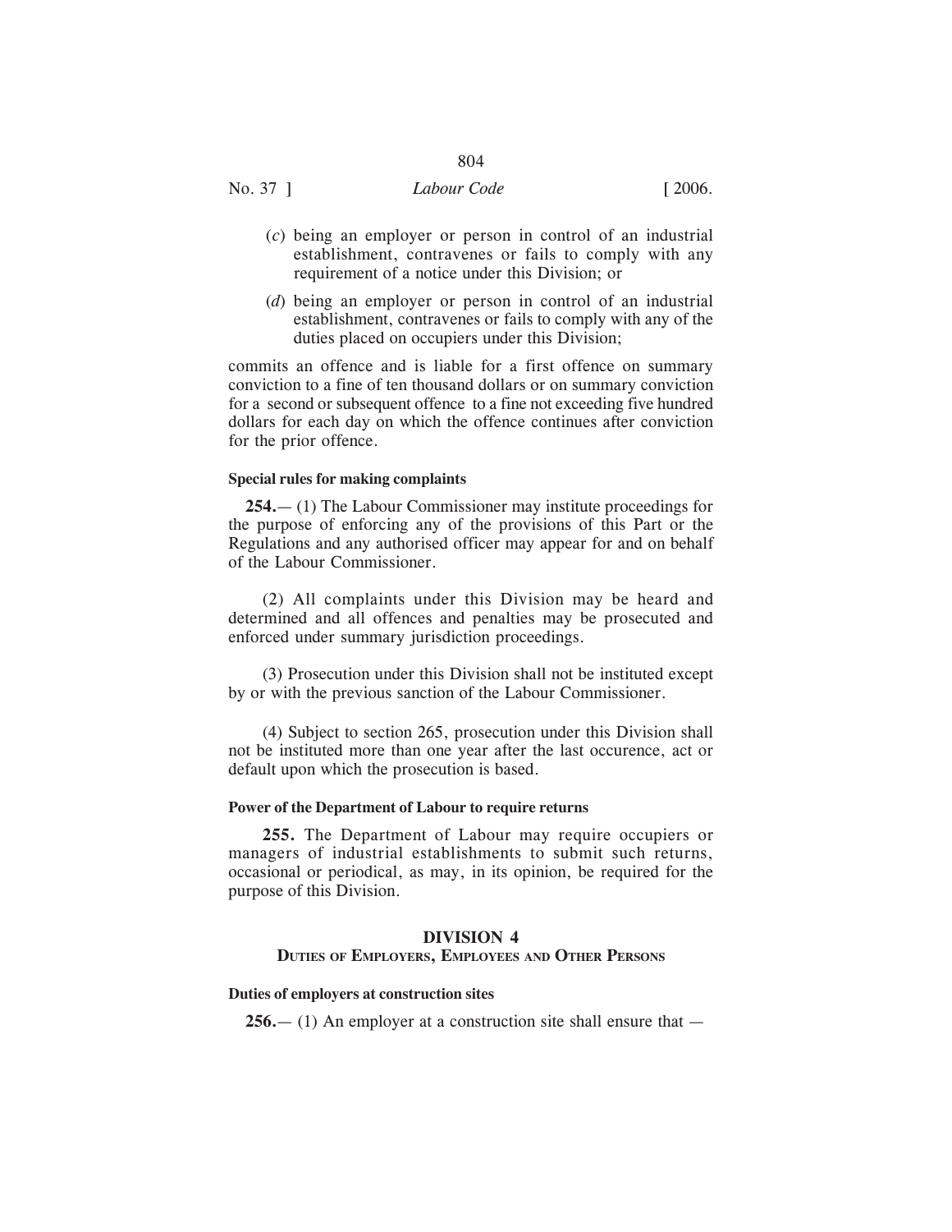(*c*) being an employer or person in control of an industrial establishment, contravenes or fails to comply with any requirement of a notice under this Division; or

(*d*) being an employer or person in control of an industrial establishment, contravenes or fails to comply with any of the duties placed on occupiers under this Division;

commits an offence and is liable for a first offence on summary conviction to a fine of ten thousand dollars or on summary conviction for a second or subsequent offence to a fine not exceeding five hundred dollars for each day on which the offence continues after conviction for the prior offence.

**Special rules for making complaints**

**254.**— (1) The Labour Commissioner may institute proceedings for the purpose of enforcing any of the provisions of this Part or the Regulations and any authorised officer may appear for and on behalf of the Labour Commissioner.

(2) All complaints under this Division may be heard and determined and all offences and penalties may be prosecuted and enforced under summary jurisdiction proceedings.

(3) Prosecution under this Division shall not be instituted except by or with the previous sanction of the Labour Commissioner.

(4) Subject to section 265, prosecution under this Division shall not be instituted more than one year after the last occurence, act or default upon which the prosecution is based.

**Power of the Department of Labour to require returns**

**255.** The Department of Labour may require occupiers or managers of industrial establishments to submit such returns, occasional or periodical, as may, in its opinion, be required for the purpose of this Division.

## DIVISION 4
### DUTIES OF EMPLOYERS, EMPLOYEES AND OTHER PERSONS

**Duties of employers at construction sites**

**256.**— (1) An employer at a construction site shall ensure that —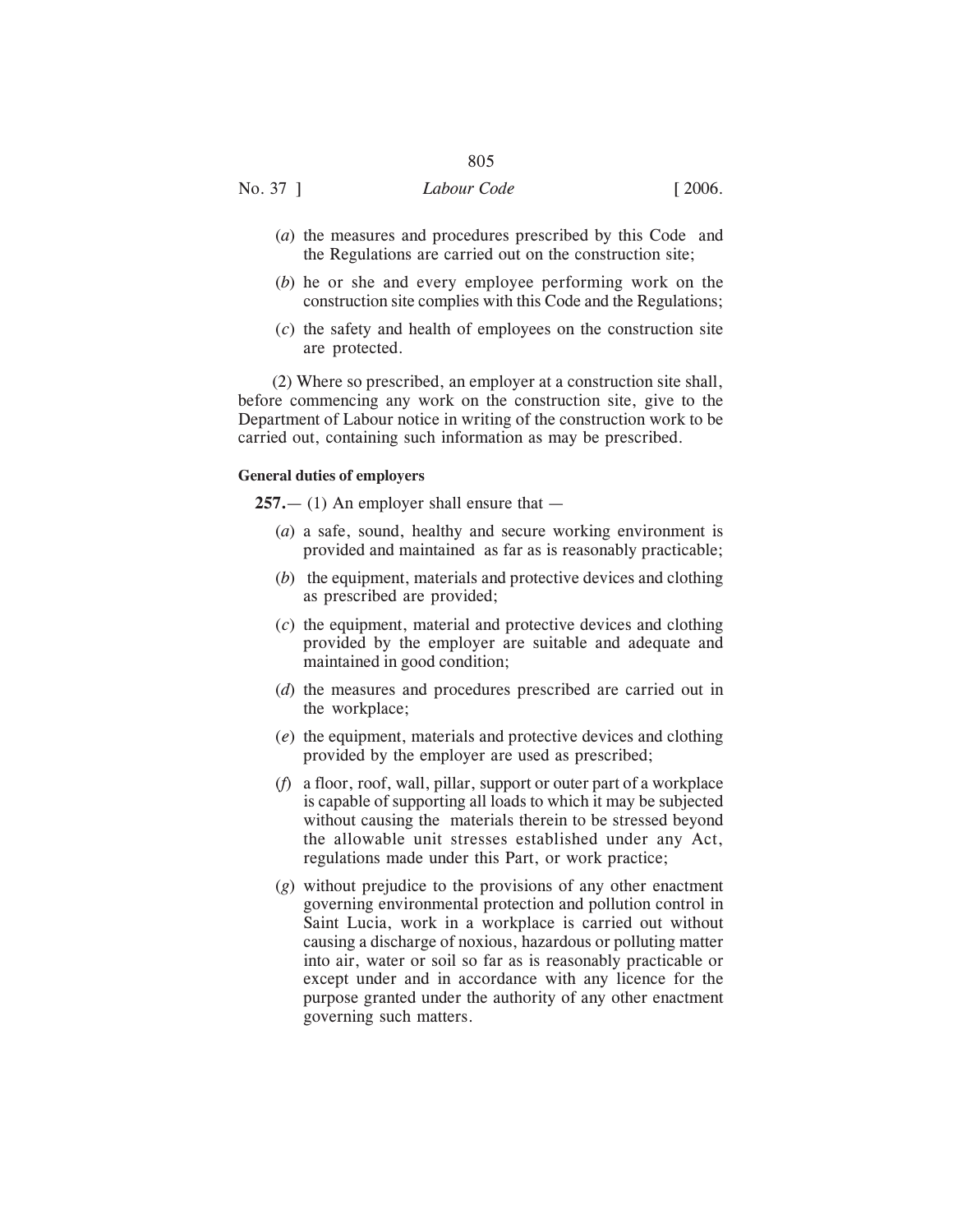(*a*) the measures and procedures prescribed by this Code and the Regulations are carried out on the construction site;

(*b*) he or she and every employee performing work on the construction site complies with this Code and the Regulations;

(*c*) the safety and health of employees on the construction site are protected.

(2) Where so prescribed, an employer at a construction site shall, before commencing any work on the construction site, give to the Department of Labour notice in writing of the construction work to be carried out, containing such information as may be prescribed.

**General duties of employers**

**257.**— (1) An employer shall ensure that —

(*a*) a safe, sound, healthy and secure working environment is provided and maintained as far as is reasonably practicable;

(*b*) the equipment, materials and protective devices and clothing as prescribed are provided;

(*c*) the equipment, material and protective devices and clothing provided by the employer are suitable and adequate and maintained in good condition;

(*d*) the measures and procedures prescribed are carried out in the workplace;

(*e*) the equipment, materials and protective devices and clothing provided by the employer are used as prescribed;

(*f*) a floor, roof, wall, pillar, support or outer part of a workplace is capable of supporting all loads to which it may be subjected without causing the materials therein to be stressed beyond the allowable unit stresses established under any Act, regulations made under this Part, or work practice;

(*g*) without prejudice to the provisions of any other enactment governing environmental protection and pollution control in Saint Lucia, work in a workplace is carried out without causing a discharge of noxious, hazardous or polluting matter into air, water or soil so far as is reasonably practicable or except under and in accordance with any licence for the purpose granted under the authority of any other enactment governing such matters.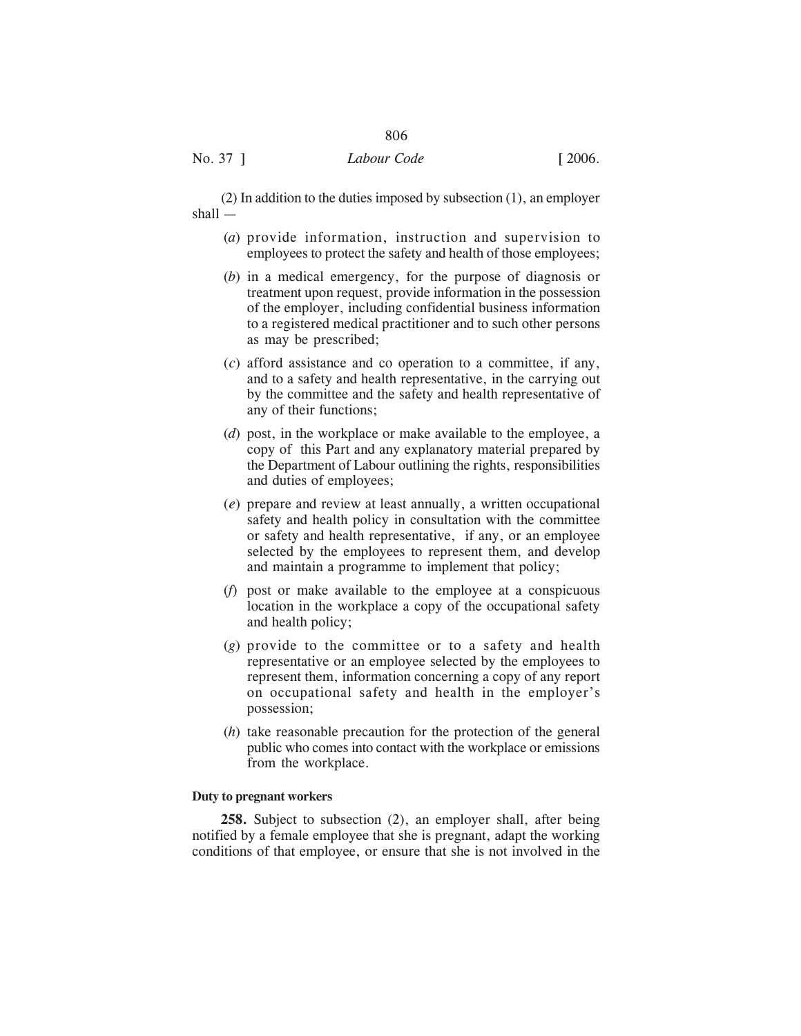(2) In addition to the duties imposed by subsection (1), an employer shall —

(*a*) provide information, instruction and supervision to employees to protect the safety and health of those employees;

(*b*) in a medical emergency, for the purpose of diagnosis or treatment upon request, provide information in the possession of the employer, including confidential business information to a registered medical practitioner and to such other persons as may be prescribed;

(*c*) afford assistance and co operation to a committee, if any, and to a safety and health representative, in the carrying out by the committee and the safety and health representative of any of their functions;

(*d*) post, in the workplace or make available to the employee, a copy of this Part and any explanatory material prepared by the Department of Labour outlining the rights, responsibilities and duties of employees;

(*e*) prepare and review at least annually, a written occupational safety and health policy in consultation with the committee or safety and health representative, if any, or an employee selected by the employees to represent them, and develop and maintain a programme to implement that policy;

(*f*) post or make available to the employee at a conspicuous location in the workplace a copy of the occupational safety and health policy;

(*g*) provide to the committee or to a safety and health representative or an employee selected by the employees to represent them, information concerning a copy of any report on occupational safety and health in the employer's possession;

(*h*) take reasonable precaution for the protection of the general public who comes into contact with the workplace or emissions from the workplace.

**Duty to pregnant workers**

**258.** Subject to subsection (2), an employer shall, after being notified by a female employee that she is pregnant, adapt the working conditions of that employee, or ensure that she is not involved in the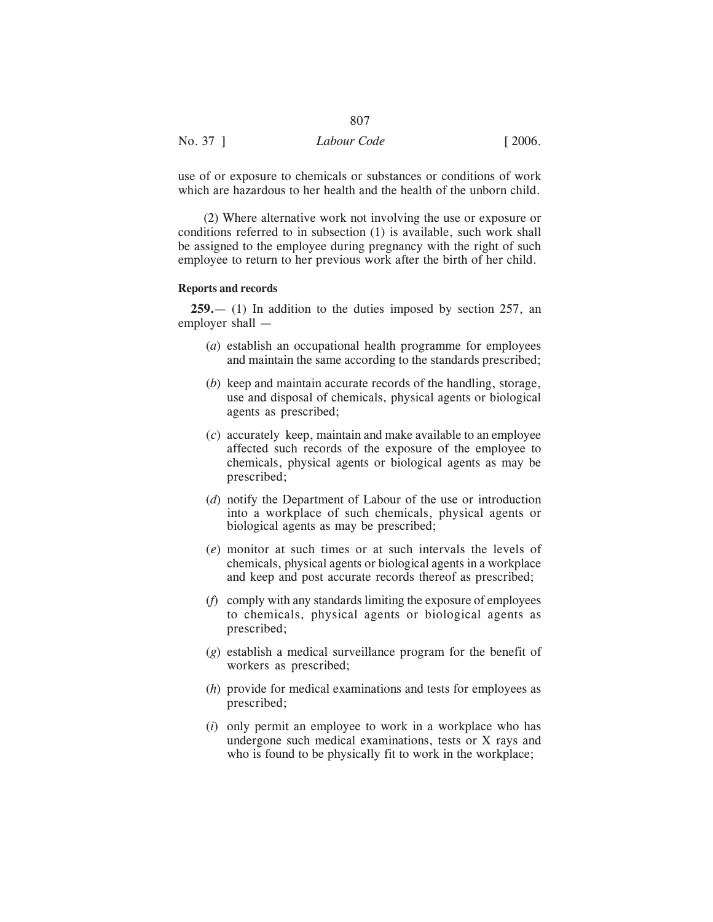use of or exposure to chemicals or substances or conditions of work which are hazardous to her health and the health of the unborn child.

(2) Where alternative work not involving the use or exposure or conditions referred to in subsection (1) is available, such work shall be assigned to the employee during pregnancy with the right of such employee to return to her previous work after the birth of her child.

**Reports and records**

**259.**— (1) In addition to the duties imposed by section 257, an employer shall —

(*a*) establish an occupational health programme for employees and maintain the same according to the standards prescribed;

(*b*) keep and maintain accurate records of the handling, storage, use and disposal of chemicals, physical agents or biological agents as prescribed;

(*c*) accurately keep, maintain and make available to an employee affected such records of the exposure of the employee to chemicals, physical agents or biological agents as may be prescribed;

(*d*) notify the Department of Labour of the use or introduction into a workplace of such chemicals, physical agents or biological agents as may be prescribed;

(*e*) monitor at such times or at such intervals the levels of chemicals, physical agents or biological agents in a workplace and keep and post accurate records thereof as prescribed;

(*f*) comply with any standards limiting the exposure of employees to chemicals, physical agents or biological agents as prescribed;

(*g*) establish a medical surveillance program for the benefit of workers as prescribed;

(*h*) provide for medical examinations and tests for employees as prescribed;

(*i*) only permit an employee to work in a workplace who has undergone such medical examinations, tests or X rays and who is found to be physically fit to work in the workplace;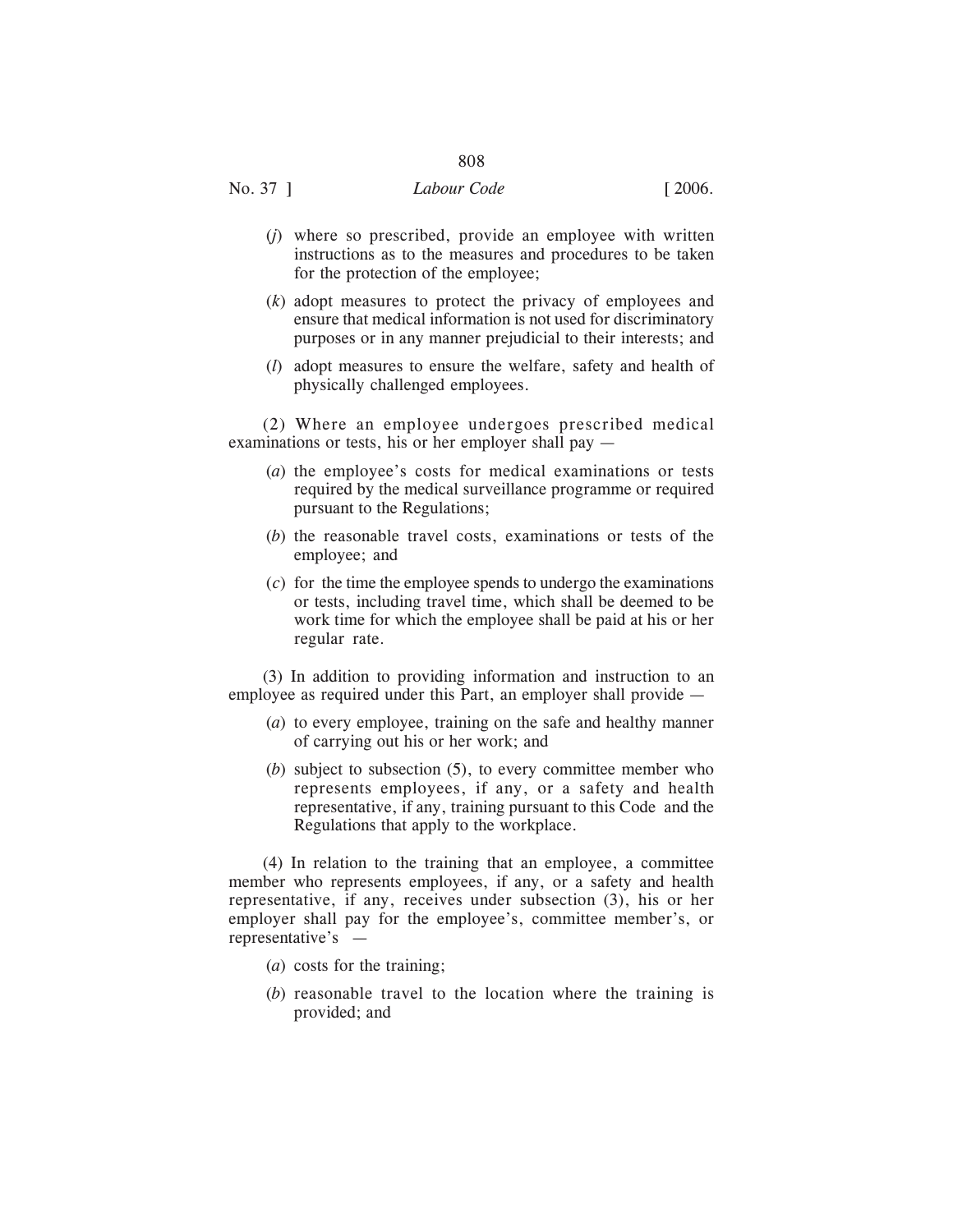(*j*) where so prescribed, provide an employee with written instructions as to the measures and procedures to be taken for the protection of the employee;

(*k*) adopt measures to protect the privacy of employees and ensure that medical information is not used for discriminatory purposes or in any manner prejudicial to their interests; and

(*l*) adopt measures to ensure the welfare, safety and health of physically challenged employees.

(2) Where an employee undergoes prescribed medical examinations or tests, his or her employer shall pay —

(*a*) the employee's costs for medical examinations or tests required by the medical surveillance programme or required pursuant to the Regulations;

(*b*) the reasonable travel costs, examinations or tests of the employee; and

(*c*) for the time the employee spends to undergo the examinations or tests, including travel time, which shall be deemed to be work time for which the employee shall be paid at his or her regular rate.

(3) In addition to providing information and instruction to an employee as required under this Part, an employer shall provide —

(*a*) to every employee, training on the safe and healthy manner of carrying out his or her work; and

(*b*) subject to subsection (5), to every committee member who represents employees, if any, or a safety and health representative, if any, training pursuant to this Code and the Regulations that apply to the workplace.

(4) In relation to the training that an employee, a committee member who represents employees, if any, or a safety and health representative, if any, receives under subsection (3), his or her employer shall pay for the employee's, committee member's, or representative's —

(*a*) costs for the training;

(*b*) reasonable travel to the location where the training is provided; and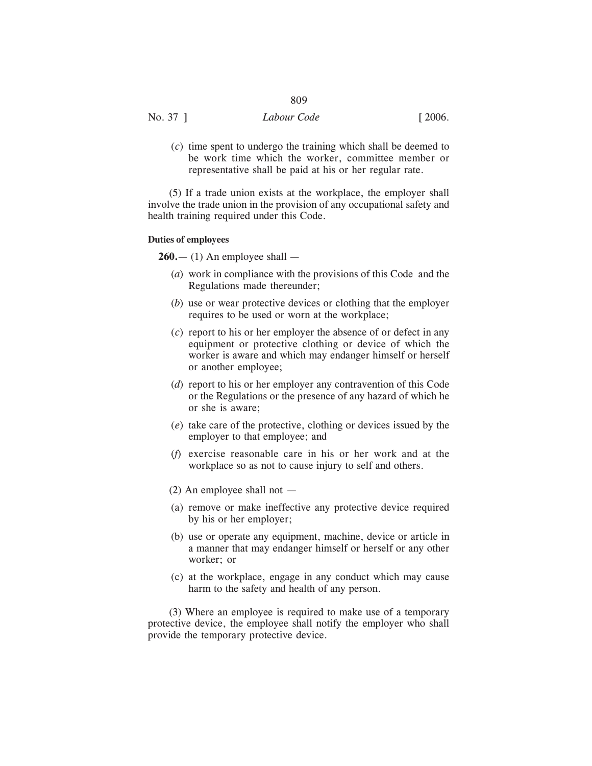(*c*) time spent to undergo the training which shall be deemed to be work time which the worker, committee member or representative shall be paid at his or her regular rate.

(5) If a trade union exists at the workplace, the employer shall involve the trade union in the provision of any occupational safety and health training required under this Code.

**Duties of employees**

**260.**— (1) An employee shall —

(*a*) work in compliance with the provisions of this Code and the Regulations made thereunder;

(*b*) use or wear protective devices or clothing that the employer requires to be used or worn at the workplace;

(*c*) report to his or her employer the absence of or defect in any equipment or protective clothing or device of which the worker is aware and which may endanger himself or herself or another employee;

(*d*) report to his or her employer any contravention of this Code or the Regulations or the presence of any hazard of which he or she is aware;

(*e*) take care of the protective, clothing or devices issued by the employer to that employee; and

(*f*) exercise reasonable care in his or her work and at the workplace so as not to cause injury to self and others.

(2) An employee shall not —

(a) remove or make ineffective any protective device required by his or her employer;

(b) use or operate any equipment, machine, device or article in a manner that may endanger himself or herself or any other worker; or

(c) at the workplace, engage in any conduct which may cause harm to the safety and health of any person.

(3) Where an employee is required to make use of a temporary protective device, the employee shall notify the employer who shall provide the temporary protective device.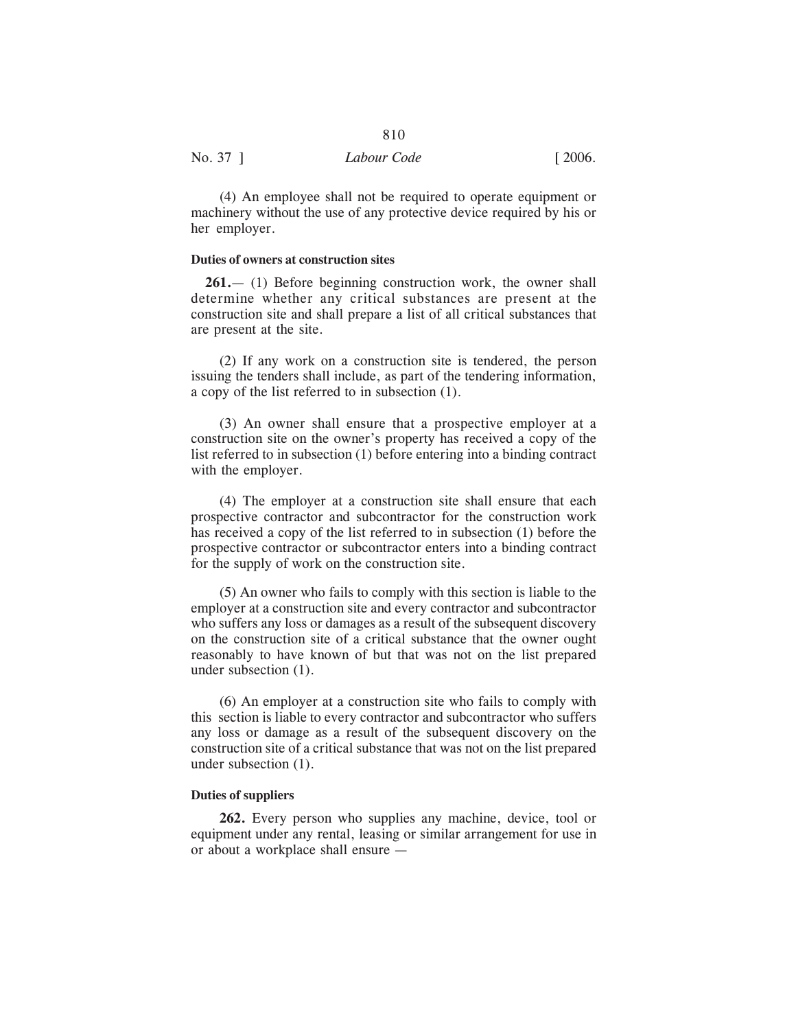(4) An employee shall not be required to operate equipment or machinery without the use of any protective device required by his or her employer.

**Duties of owners at construction sites**

**261.**— (1) Before beginning construction work, the owner shall determine whether any critical substances are present at the construction site and shall prepare a list of all critical substances that are present at the site.

(2) If any work on a construction site is tendered, the person issuing the tenders shall include, as part of the tendering information, a copy of the list referred to in subsection (1).

(3) An owner shall ensure that a prospective employer at a construction site on the owner's property has received a copy of the list referred to in subsection (1) before entering into a binding contract with the employer.

(4) The employer at a construction site shall ensure that each prospective contractor and subcontractor for the construction work has received a copy of the list referred to in subsection (1) before the prospective contractor or subcontractor enters into a binding contract for the supply of work on the construction site.

(5) An owner who fails to comply with this section is liable to the employer at a construction site and every contractor and subcontractor who suffers any loss or damages as a result of the subsequent discovery on the construction site of a critical substance that the owner ought reasonably to have known of but that was not on the list prepared under subsection (1).

(6) An employer at a construction site who fails to comply with this section is liable to every contractor and subcontractor who suffers any loss or damage as a result of the subsequent discovery on the construction site of a critical substance that was not on the list prepared under subsection (1).

**Duties of suppliers**

**262.** Every person who supplies any machine, device, tool or equipment under any rental, leasing or similar arrangement for use in or about a workplace shall ensure —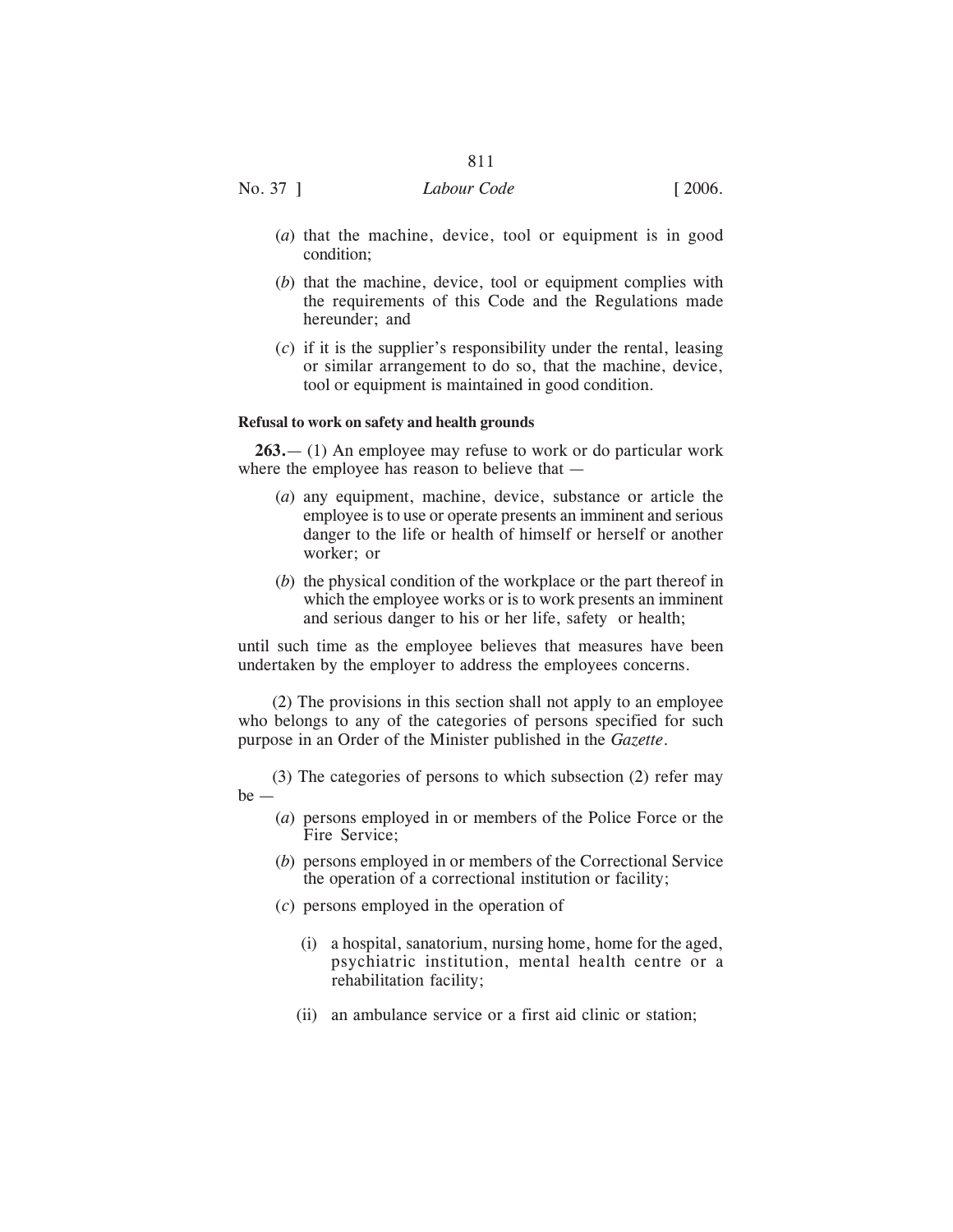(*a*) that the machine, device, tool or equipment is in good condition;

(*b*) that the machine, device, tool or equipment complies with the requirements of this Code and the Regulations made hereunder; and

(*c*) if it is the supplier's responsibility under the rental, leasing or similar arrangement to do so, that the machine, device, tool or equipment is maintained in good condition.

**Refusal to work on safety and health grounds**

**263.**— (1) An employee may refuse to work or do particular work where the employee has reason to believe that —

(*a*) any equipment, machine, device, substance or article the employee is to use or operate presents an imminent and serious danger to the life or health of himself or herself or another worker; or

(*b*) the physical condition of the workplace or the part thereof in which the employee works or is to work presents an imminent and serious danger to his or her life, safety or health;

until such time as the employee believes that measures have been undertaken by the employer to address the employees concerns.

(2) The provisions in this section shall not apply to an employee who belongs to any of the categories of persons specified for such purpose in an Order of the Minister published in the *Gazette*.

(3) The categories of persons to which subsection (2) refer may be —

(*a*) persons employed in or members of the Police Force or the Fire Service;

(*b*) persons employed in or members of the Correctional Service the operation of a correctional institution or facility;

(*c*) persons employed in the operation of

(i) a hospital, sanatorium, nursing home, home for the aged, psychiatric institution, mental health centre or a rehabilitation facility;

(ii) an ambulance service or a first aid clinic or station;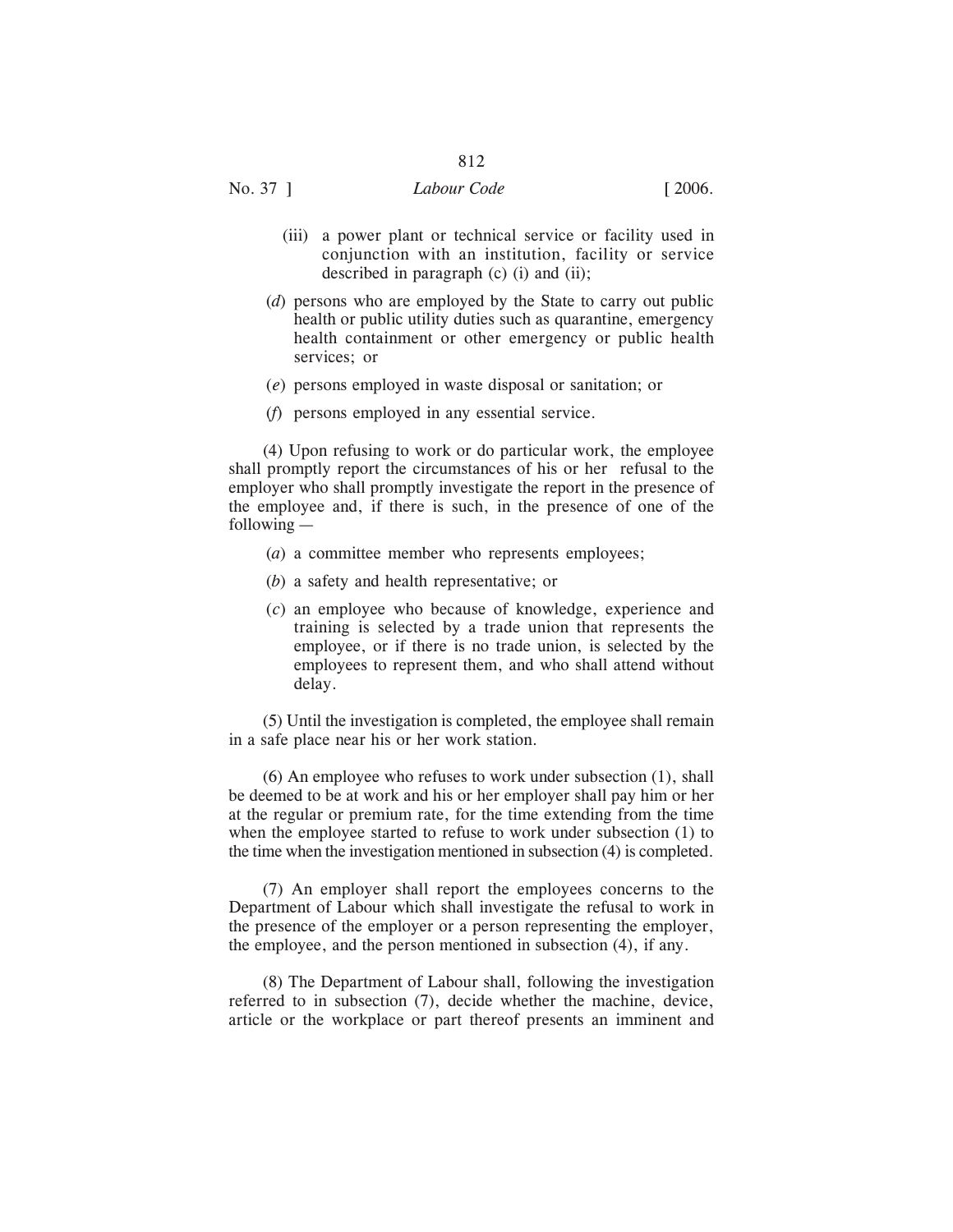(iii) a power plant or technical service or facility used in conjunction with an institution, facility or service described in paragraph (c) (i) and (ii);

(*d*) persons who are employed by the State to carry out public health or public utility duties such as quarantine, emergency health containment or other emergency or public health services; or

(*e*) persons employed in waste disposal or sanitation; or

(*f*) persons employed in any essential service.

(4) Upon refusing to work or do particular work, the employee shall promptly report the circumstances of his or her refusal to the employer who shall promptly investigate the report in the presence of the employee and, if there is such, in the presence of one of the following —

(*a*) a committee member who represents employees;

(*b*) a safety and health representative; or

(*c*) an employee who because of knowledge, experience and training is selected by a trade union that represents the employee, or if there is no trade union, is selected by the employees to represent them, and who shall attend without delay.

(5) Until the investigation is completed, the employee shall remain in a safe place near his or her work station.

(6) An employee who refuses to work under subsection (1), shall be deemed to be at work and his or her employer shall pay him or her at the regular or premium rate, for the time extending from the time when the employee started to refuse to work under subsection (1) to the time when the investigation mentioned in subsection (4) is completed.

(7) An employer shall report the employees concerns to the Department of Labour which shall investigate the refusal to work in the presence of the employer or a person representing the employer, the employee, and the person mentioned in subsection (4), if any.

(8) The Department of Labour shall, following the investigation referred to in subsection (7), decide whether the machine, device, article or the workplace or part thereof presents an imminent and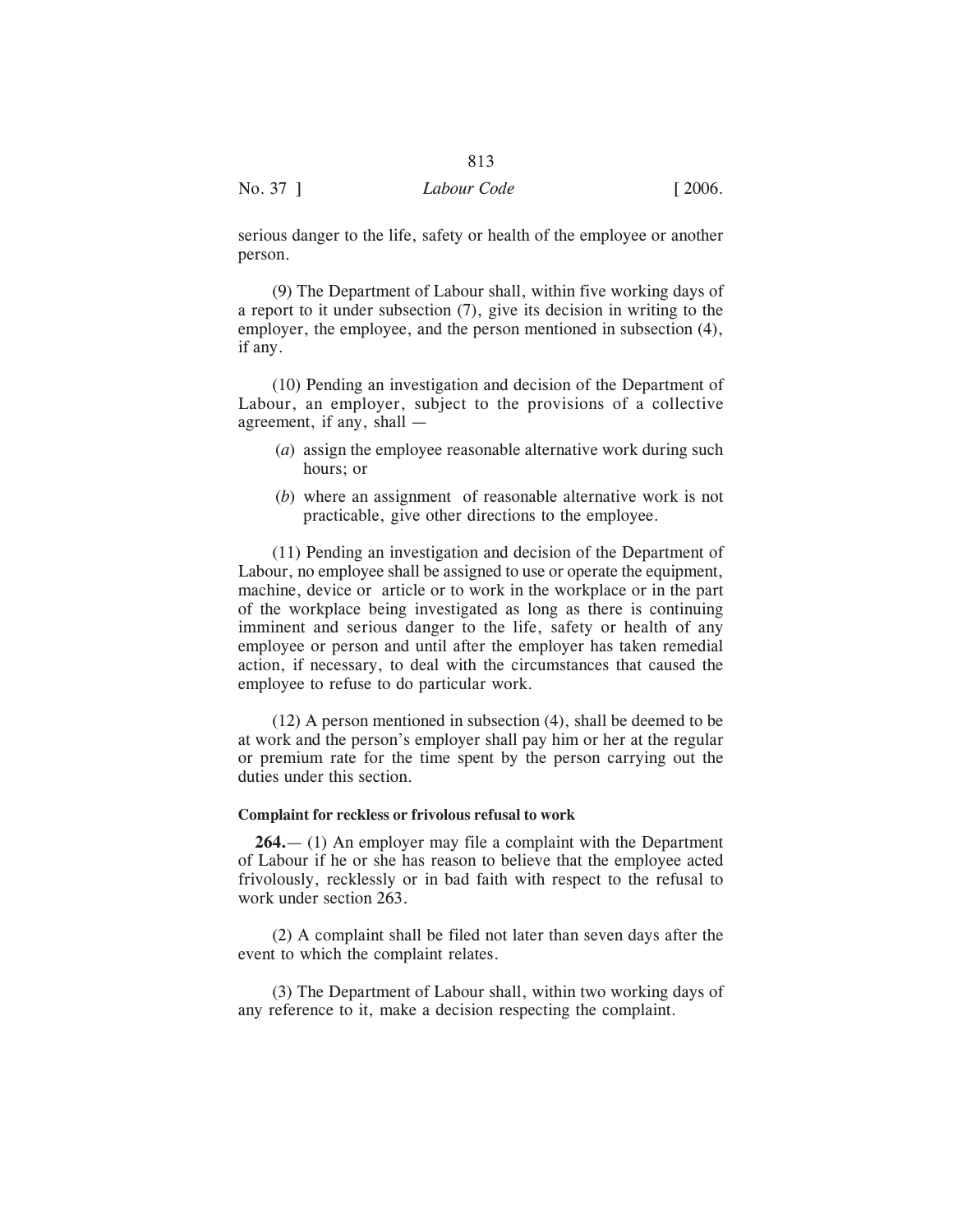serious danger to the life, safety or health of the employee or another person.

(9) The Department of Labour shall, within five working days of a report to it under subsection (7), give its decision in writing to the employer, the employee, and the person mentioned in subsection (4), if any.

(10) Pending an investigation and decision of the Department of Labour, an employer, subject to the provisions of a collective agreement, if any, shall —

(*a*) assign the employee reasonable alternative work during such hours; or

(*b*) where an assignment of reasonable alternative work is not practicable, give other directions to the employee.

(11) Pending an investigation and decision of the Department of Labour, no employee shall be assigned to use or operate the equipment, machine, device or article or to work in the workplace or in the part of the workplace being investigated as long as there is continuing imminent and serious danger to the life, safety or health of any employee or person and until after the employer has taken remedial action, if necessary, to deal with the circumstances that caused the employee to refuse to do particular work.

(12) A person mentioned in subsection (4), shall be deemed to be at work and the person's employer shall pay him or her at the regular or premium rate for the time spent by the person carrying out the duties under this section.

**Complaint for reckless or frivolous refusal to work**

**264.**— (1) An employer may file a complaint with the Department of Labour if he or she has reason to believe that the employee acted frivolously, recklessly or in bad faith with respect to the refusal to work under section 263.

(2) A complaint shall be filed not later than seven days after the event to which the complaint relates.

(3) The Department of Labour shall, within two working days of any reference to it, make a decision respecting the complaint.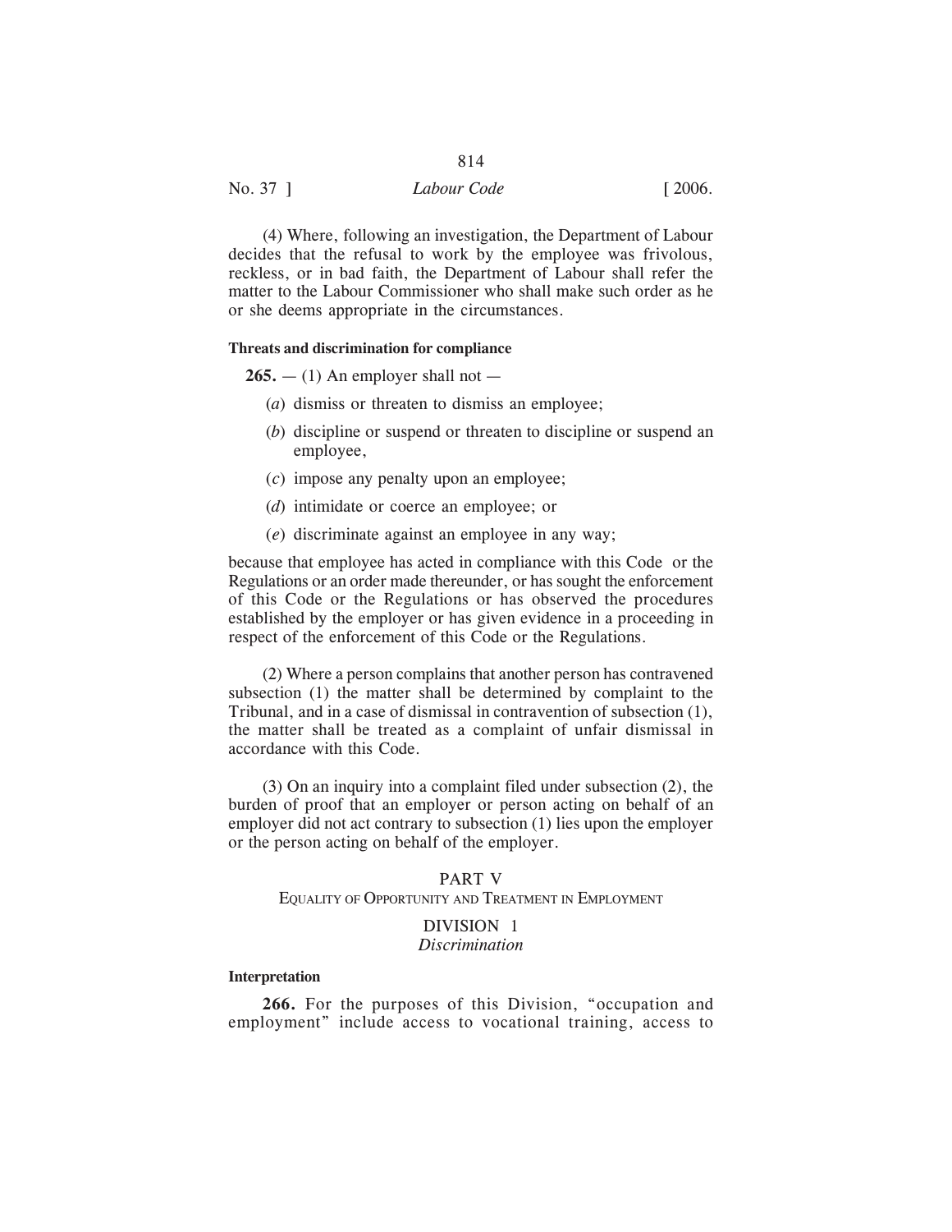(4) Where, following an investigation, the Department of Labour decides that the refusal to work by the employee was frivolous, reckless, or in bad faith, the Department of Labour shall refer the matter to the Labour Commissioner who shall make such order as he or she deems appropriate in the circumstances.

**Threats and discrimination for compliance**

**265.** — (1) An employer shall not —

(*a*) dismiss or threaten to dismiss an employee;

(*b*) discipline or suspend or threaten to discipline or suspend an employee,

(*c*) impose any penalty upon an employee;

(*d*) intimidate or coerce an employee; or

(*e*) discriminate against an employee in any way;

because that employee has acted in compliance with this Code or the Regulations or an order made thereunder, or has sought the enforcement of this Code or the Regulations or has observed the procedures established by the employer or has given evidence in a proceeding in respect of the enforcement of this Code or the Regulations.

(2) Where a person complains that another person has contravened subsection (1) the matter shall be determined by complaint to the Tribunal, and in a case of dismissal in contravention of subsection (1), the matter shall be treated as a complaint of unfair dismissal in accordance with this Code.

(3) On an inquiry into a complaint filed under subsection (2), the burden of proof that an employer or person acting on behalf of an employer did not act contrary to subsection (1) lies upon the employer or the person acting on behalf of the employer.

## PART V
## EQUALITY OF OPPORTUNITY AND TREATMENT IN EMPLOYMENT

### DIVISION 1
### *Discrimination*

**Interpretation**

**266.** For the purposes of this Division, "occupation and employment" include access to vocational training, access to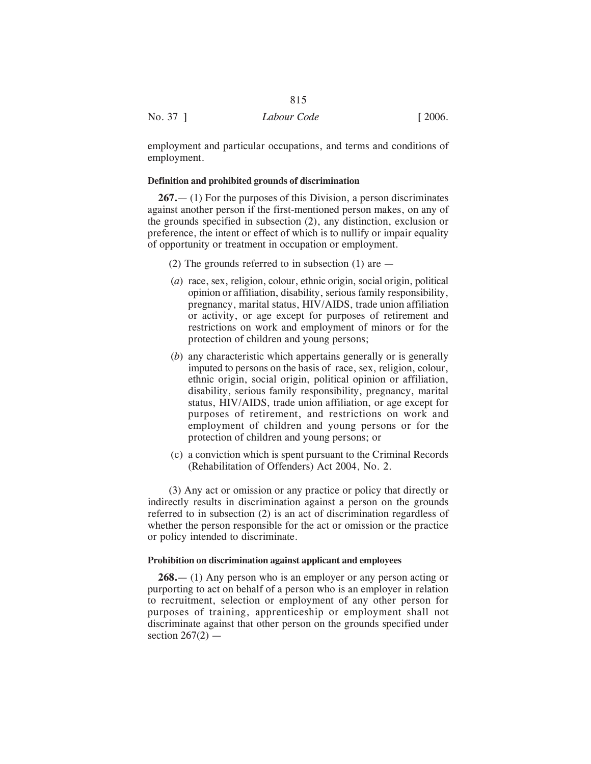employment and particular occupations, and terms and conditions of employment.

#### Definition and prohibited grounds of discrimination

**267.**— (1) For the purposes of this Division, a person discriminates against another person if the first-mentioned person makes, on any of the grounds specified in subsection (2), any distinction, exclusion or preference, the intent or effect of which is to nullify or impair equality of opportunity or treatment in occupation or employment.

(2) The grounds referred to in subsection (1) are —

(*a*) race, sex, religion, colour, ethnic origin, social origin, political opinion or affiliation, disability, serious family responsibility, pregnancy, marital status, HIV/AIDS, trade union affiliation or activity, or age except for purposes of retirement and restrictions on work and employment of minors or for the protection of children and young persons;

(*b*) any characteristic which appertains generally or is generally imputed to persons on the basis of race, sex, religion, colour, ethnic origin, social origin, political opinion or affiliation, disability, serious family responsibility, pregnancy, marital status, HIV/AIDS, trade union affiliation, or age except for purposes of retirement, and restrictions on work and employment of children and young persons or for the protection of children and young persons; or

(c) a conviction which is spent pursuant to the Criminal Records (Rehabilitation of Offenders) Act 2004, No. 2.

(3) Any act or omission or any practice or policy that directly or indirectly results in discrimination against a person on the grounds referred to in subsection (2) is an act of discrimination regardless of whether the person responsible for the act or omission or the practice or policy intended to discriminate.

#### Prohibition on discrimination against applicant and employees

**268.**— (1) Any person who is an employer or any person acting or purporting to act on behalf of a person who is an employer in relation to recruitment, selection or employment of any other person for purposes of training, apprenticeship or employment shall not discriminate against that other person on the grounds specified under section 267(2) —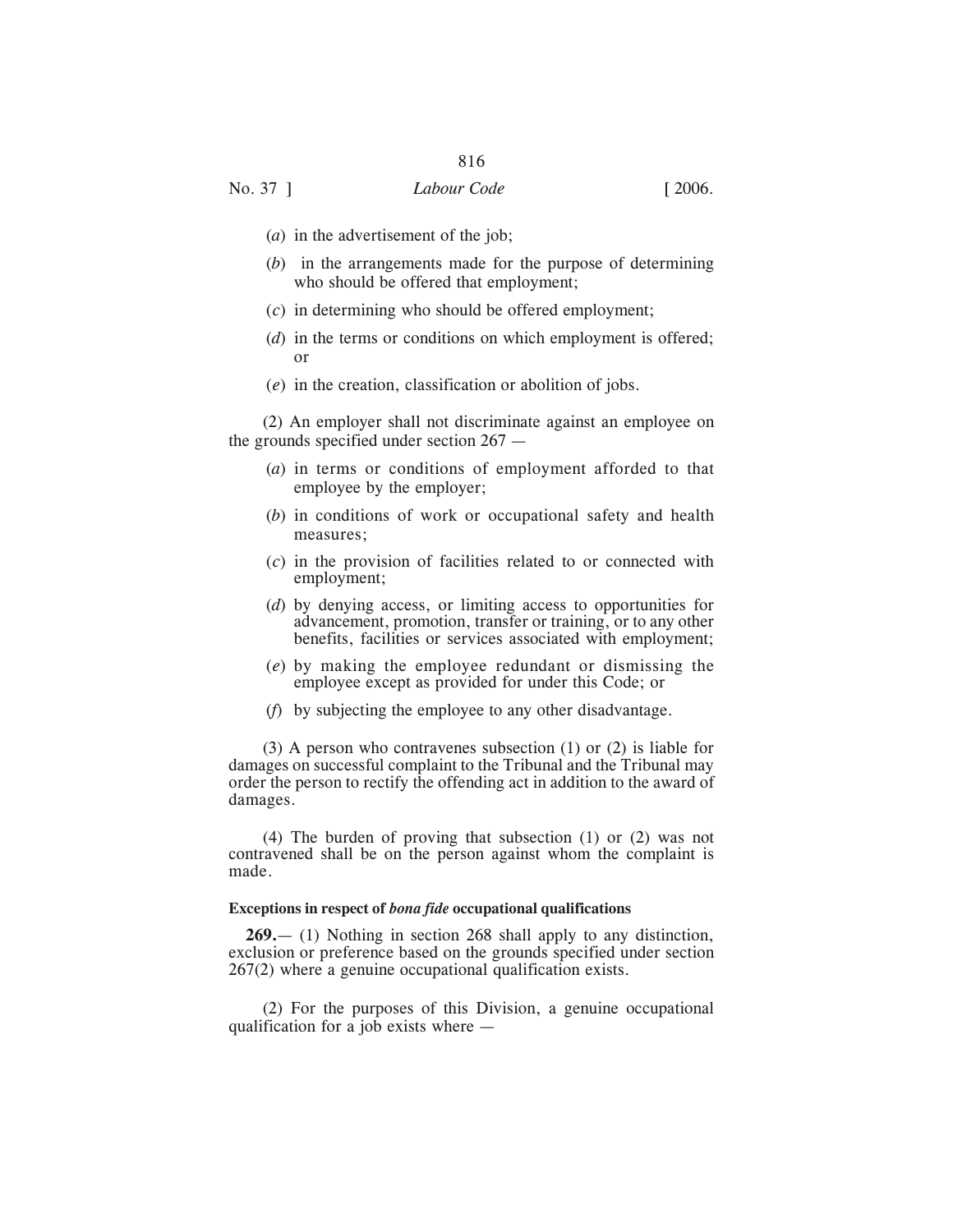(*a*) in the advertisement of the job;

(*b*) in the arrangements made for the purpose of determining who should be offered that employment;

(*c*) in determining who should be offered employment;

(*d*) in the terms or conditions on which employment is offered; or

(*e*) in the creation, classification or abolition of jobs.

(2) An employer shall not discriminate against an employee on the grounds specified under section 267 —

(*a*) in terms or conditions of employment afforded to that employee by the employer;

(*b*) in conditions of work or occupational safety and health measures;

(*c*) in the provision of facilities related to or connected with employment;

(*d*) by denying access, or limiting access to opportunities for advancement, promotion, transfer or training, or to any other benefits, facilities or services associated with employment;

(*e*) by making the employee redundant or dismissing the employee except as provided for under this Code; or

(*f*) by subjecting the employee to any other disadvantage.

(3) A person who contravenes subsection (1) or (2) is liable for damages on successful complaint to the Tribunal and the Tribunal may order the person to rectify the offending act in addition to the award of damages.

(4) The burden of proving that subsection (1) or (2) was not contravened shall be on the person against whom the complaint is made.

**Exceptions in respect of *bona fide* occupational qualifications**

**269.**— (1) Nothing in section 268 shall apply to any distinction, exclusion or preference based on the grounds specified under section 267(2) where a genuine occupational qualification exists.

(2) For the purposes of this Division, a genuine occupational qualification for a job exists where —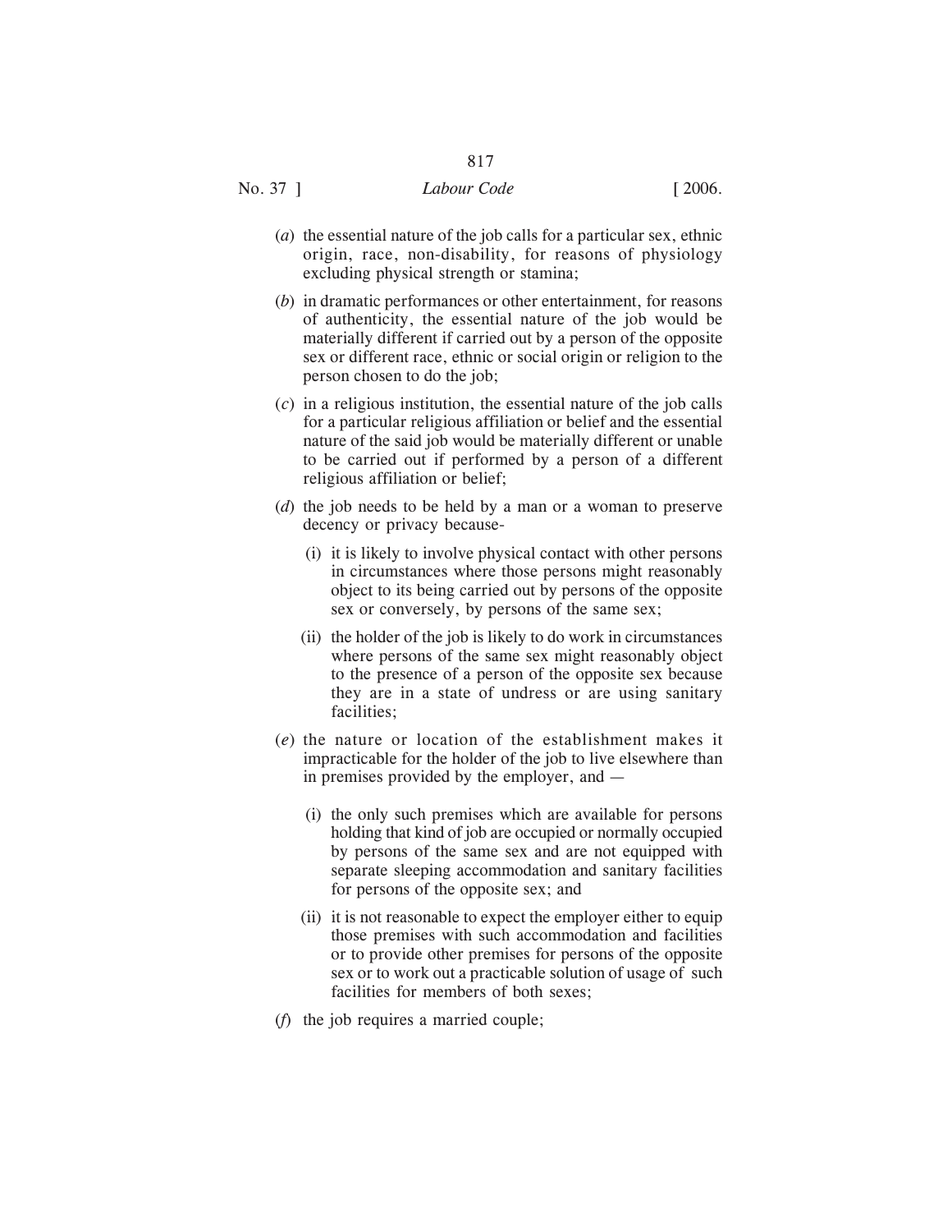(*a*) the essential nature of the job calls for a particular sex, ethnic origin, race, non-disability, for reasons of physiology excluding physical strength or stamina;

(*b*) in dramatic performances or other entertainment, for reasons of authenticity, the essential nature of the job would be materially different if carried out by a person of the opposite sex or different race, ethnic or social origin or religion to the person chosen to do the job;

(*c*) in a religious institution, the essential nature of the job calls for a particular religious affiliation or belief and the essential nature of the said job would be materially different or unable to be carried out if performed by a person of a different religious affiliation or belief;

(*d*) the job needs to be held by a man or a woman to preserve decency or privacy because-

  (i) it is likely to involve physical contact with other persons in circumstances where those persons might reasonably object to its being carried out by persons of the opposite sex or conversely, by persons of the same sex;

  (ii) the holder of the job is likely to do work in circumstances where persons of the same sex might reasonably object to the presence of a person of the opposite sex because they are in a state of undress or are using sanitary facilities;

(*e*) the nature or location of the establishment makes it impracticable for the holder of the job to live elsewhere than in premises provided by the employer, and —

  (i) the only such premises which are available for persons holding that kind of job are occupied or normally occupied by persons of the same sex and are not equipped with separate sleeping accommodation and sanitary facilities for persons of the opposite sex; and

  (ii) it is not reasonable to expect the employer either to equip those premises with such accommodation and facilities or to provide other premises for persons of the opposite sex or to work out a practicable solution of usage of such facilities for members of both sexes;

(*f*) the job requires a married couple;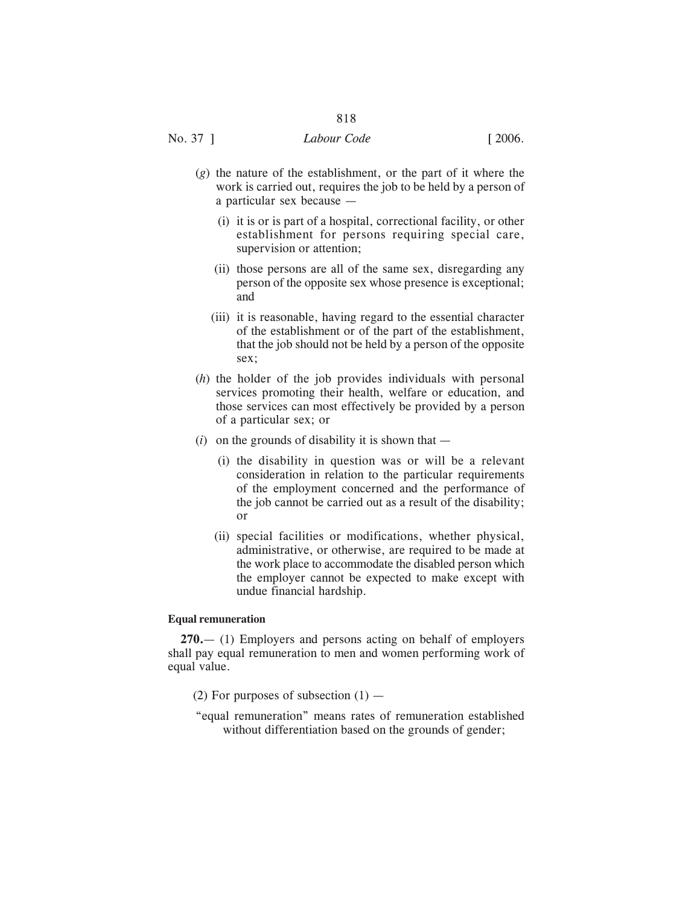(*g*) the nature of the establishment, or the part of it where the work is carried out, requires the job to be held by a person of a particular sex because —

(i) it is or is part of a hospital, correctional facility, or other establishment for persons requiring special care, supervision or attention;

(ii) those persons are all of the same sex, disregarding any person of the opposite sex whose presence is exceptional; and

(iii) it is reasonable, having regard to the essential character of the establishment or of the part of the establishment, that the job should not be held by a person of the opposite sex;

(*h*) the holder of the job provides individuals with personal services promoting their health, welfare or education, and those services can most effectively be provided by a person of a particular sex; or

(*i*) on the grounds of disability it is shown that —

(i) the disability in question was or will be a relevant consideration in relation to the particular requirements of the employment concerned and the performance of the job cannot be carried out as a result of the disability; or

(ii) special facilities or modifications, whether physical, administrative, or otherwise, are required to be made at the work place to accommodate the disabled person which the employer cannot be expected to make except with undue financial hardship.

**Equal remuneration**

**270.**— (1) Employers and persons acting on behalf of employers shall pay equal remuneration to men and women performing work of equal value.

(2) For purposes of subsection (1) —

"equal remuneration" means rates of remuneration established without differentiation based on the grounds of gender;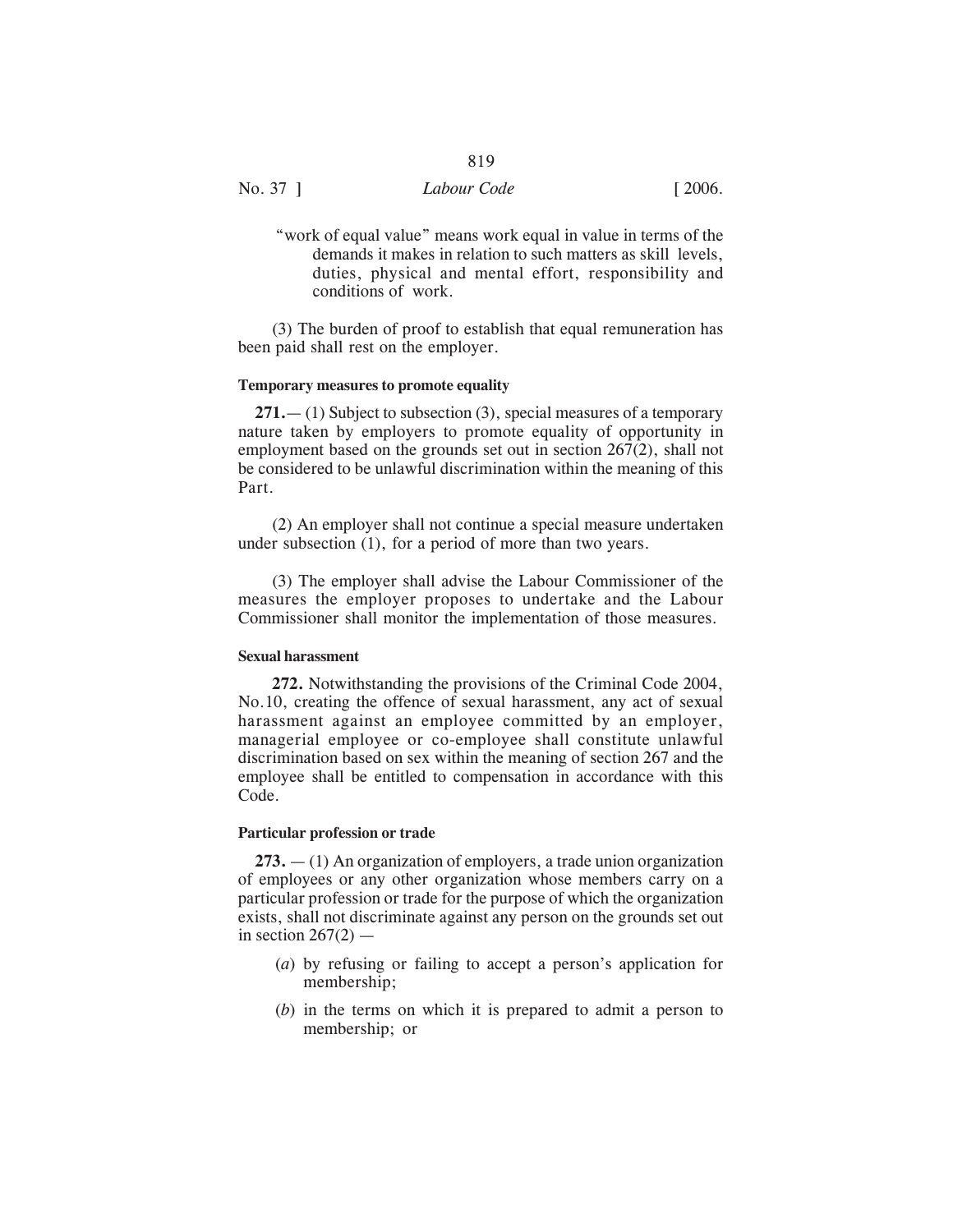"work of equal value" means work equal in value in terms of the demands it makes in relation to such matters as skill levels, duties, physical and mental effort, responsibility and conditions of work.

(3) The burden of proof to establish that equal remuneration has been paid shall rest on the employer.

**Temporary measures to promote equality**

**271.**— (1) Subject to subsection (3), special measures of a temporary nature taken by employers to promote equality of opportunity in employment based on the grounds set out in section 267(2), shall not be considered to be unlawful discrimination within the meaning of this Part.

(2) An employer shall not continue a special measure undertaken under subsection (1), for a period of more than two years.

(3) The employer shall advise the Labour Commissioner of the measures the employer proposes to undertake and the Labour Commissioner shall monitor the implementation of those measures.

**Sexual harassment**

**272.** Notwithstanding the provisions of the Criminal Code 2004, No.10, creating the offence of sexual harassment, any act of sexual harassment against an employee committed by an employer, managerial employee or co-employee shall constitute unlawful discrimination based on sex within the meaning of section 267 and the employee shall be entitled to compensation in accordance with this Code.

**Particular profession or trade**

**273.** — (1) An organization of employers, a trade union organization of employees or any other organization whose members carry on a particular profession or trade for the purpose of which the organization exists, shall not discriminate against any person on the grounds set out in section 267(2) —

(*a*) by refusing or failing to accept a person's application for membership;

(*b*) in the terms on which it is prepared to admit a person to membership; or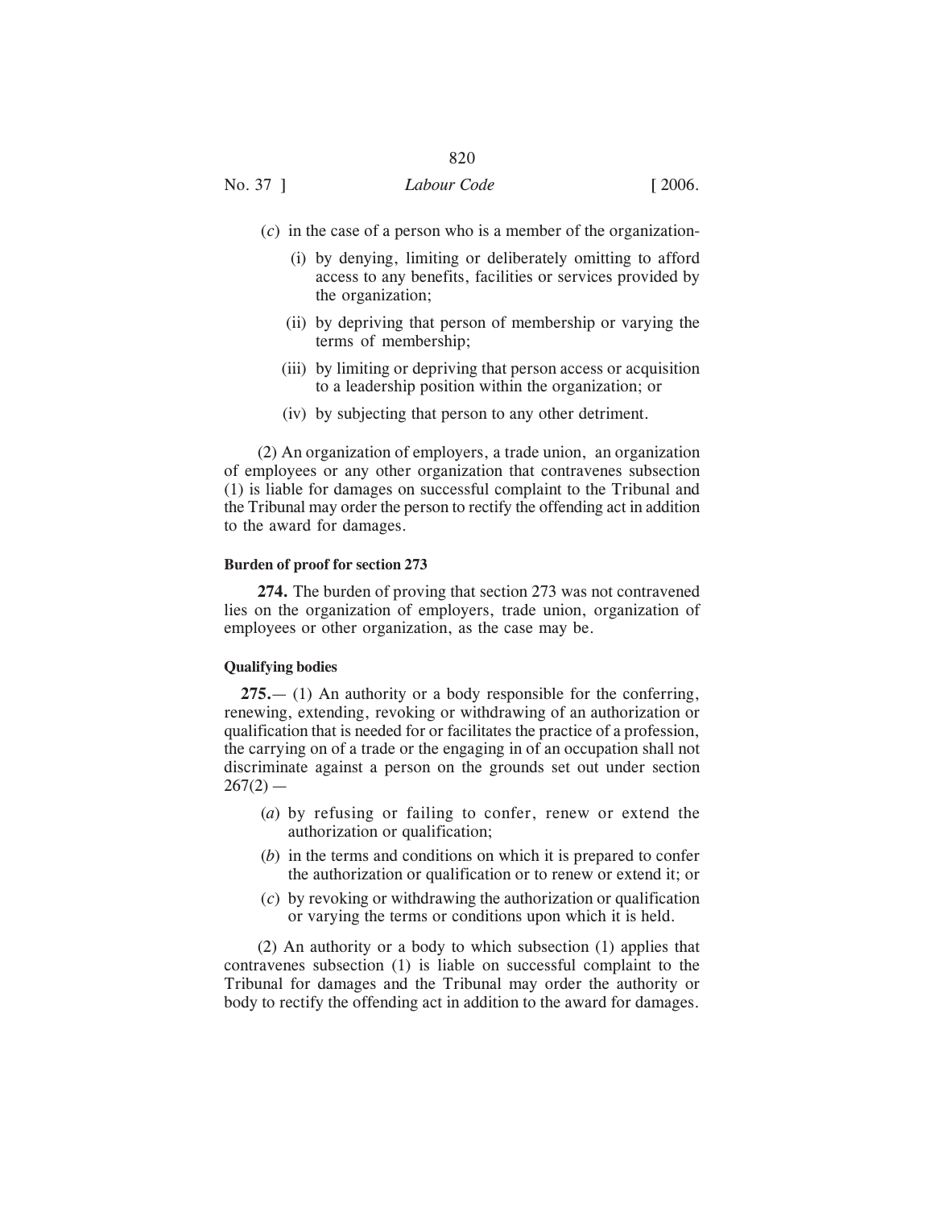(*c*) in the case of a person who is a member of the organization-

(i) by denying, limiting or deliberately omitting to afford access to any benefits, facilities or services provided by the organization;

(ii) by depriving that person of membership or varying the terms of membership;

(iii) by limiting or depriving that person access or acquisition to a leadership position within the organization; or

(iv) by subjecting that person to any other detriment.

(2) An organization of employers, a trade union, an organization of employees or any other organization that contravenes subsection (1) is liable for damages on successful complaint to the Tribunal and the Tribunal may order the person to rectify the offending act in addition to the award for damages.

**Burden of proof for section 273**

**274.** The burden of proving that section 273 was not contravened lies on the organization of employers, trade union, organization of employees or other organization, as the case may be.

**Qualifying bodies**

**275.**— (1) An authority or a body responsible for the conferring, renewing, extending, revoking or withdrawing of an authorization or qualification that is needed for or facilitates the practice of a profession, the carrying on of a trade or the engaging in of an occupation shall not discriminate against a person on the grounds set out under section 267(2) —

(*a*) by refusing or failing to confer, renew or extend the authorization or qualification;

(*b*) in the terms and conditions on which it is prepared to confer the authorization or qualification or to renew or extend it; or

(*c*) by revoking or withdrawing the authorization or qualification or varying the terms or conditions upon which it is held.

(2) An authority or a body to which subsection (1) applies that contravenes subsection (1) is liable on successful complaint to the Tribunal for damages and the Tribunal may order the authority or body to rectify the offending act in addition to the award for damages.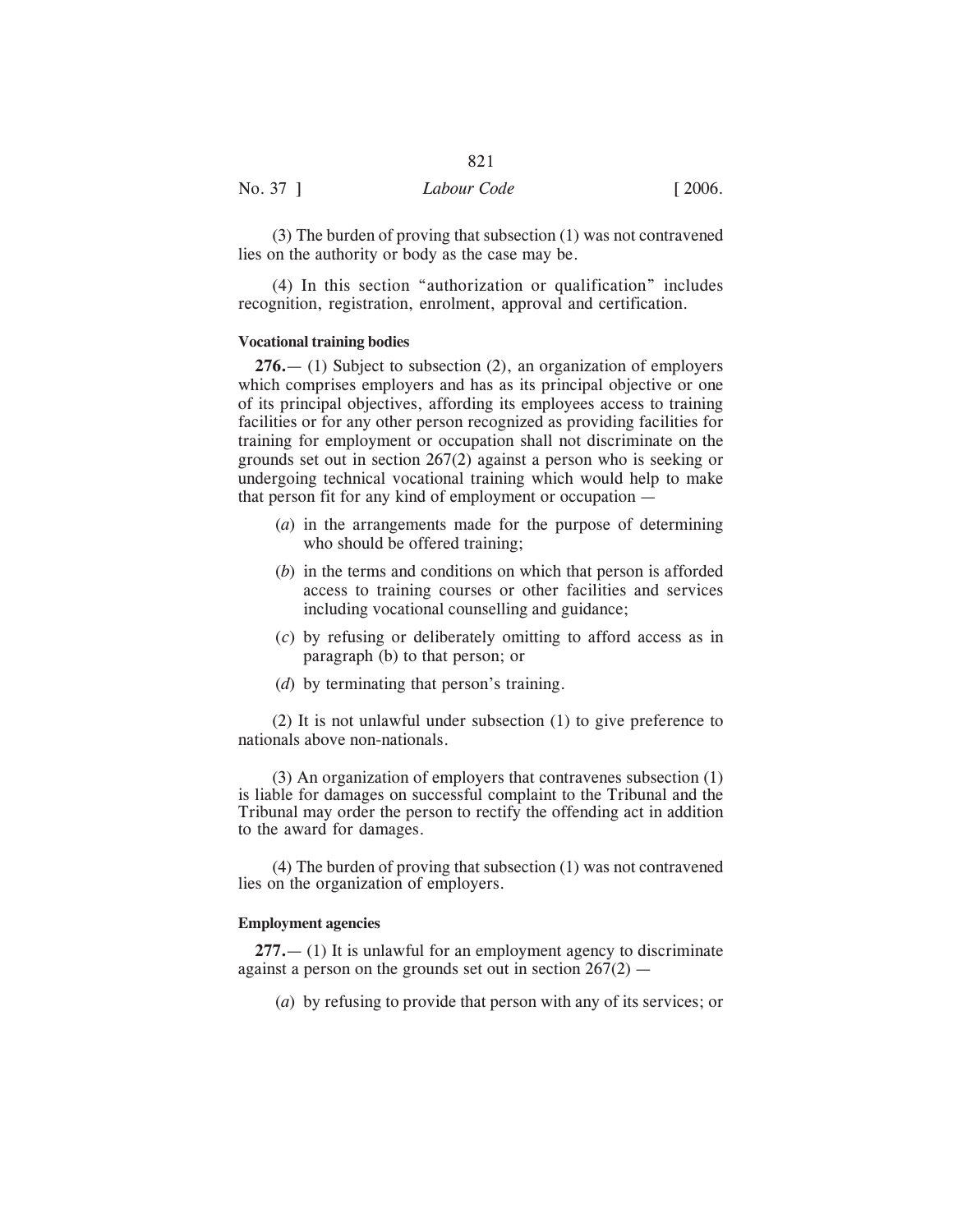(3) The burden of proving that subsection (1) was not contravened lies on the authority or body as the case may be.

(4) In this section "authorization or qualification" includes recognition, registration, enrolment, approval and certification.

**Vocational training bodies**

**276.**— (1) Subject to subsection (2), an organization of employers which comprises employers and has as its principal objective or one of its principal objectives, affording its employees access to training facilities or for any other person recognized as providing facilities for training for employment or occupation shall not discriminate on the grounds set out in section 267(2) against a person who is seeking or undergoing technical vocational training which would help to make that person fit for any kind of employment or occupation —

(*a*) in the arrangements made for the purpose of determining who should be offered training;

(*b*) in the terms and conditions on which that person is afforded access to training courses or other facilities and services including vocational counselling and guidance;

(*c*) by refusing or deliberately omitting to afford access as in paragraph (b) to that person; or

(*d*) by terminating that person's training.

(2) It is not unlawful under subsection (1) to give preference to nationals above non-nationals.

(3) An organization of employers that contravenes subsection (1) is liable for damages on successful complaint to the Tribunal and the Tribunal may order the person to rectify the offending act in addition to the award for damages.

(4) The burden of proving that subsection (1) was not contravened lies on the organization of employers.

**Employment agencies**

**277.**— (1) It is unlawful for an employment agency to discriminate against a person on the grounds set out in section 267(2) —

(*a*) by refusing to provide that person with any of its services; or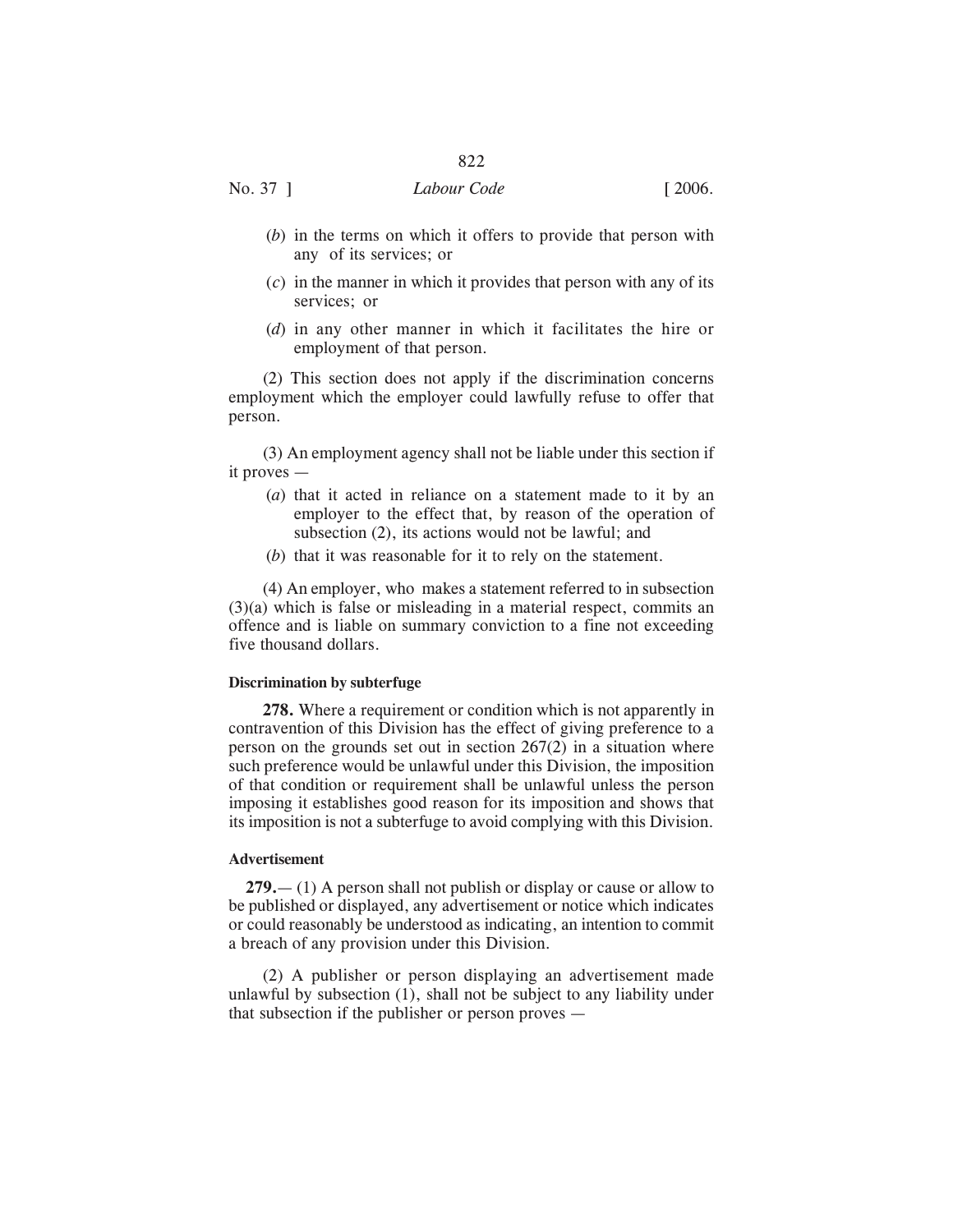(*b*) in the terms on which it offers to provide that person with any of its services; or

(*c*) in the manner in which it provides that person with any of its services; or

(*d*) in any other manner in which it facilitates the hire or employment of that person.

(2) This section does not apply if the discrimination concerns employment which the employer could lawfully refuse to offer that person.

(3) An employment agency shall not be liable under this section if it proves —

(*a*) that it acted in reliance on a statement made to it by an employer to the effect that, by reason of the operation of subsection (2), its actions would not be lawful; and

(*b*) that it was reasonable for it to rely on the statement.

(4) An employer, who makes a statement referred to in subsection (3)(a) which is false or misleading in a material respect, commits an offence and is liable on summary conviction to a fine not exceeding five thousand dollars.

**Discrimination by subterfuge**

**278.** Where a requirement or condition which is not apparently in contravention of this Division has the effect of giving preference to a person on the grounds set out in section 267(2) in a situation where such preference would be unlawful under this Division, the imposition of that condition or requirement shall be unlawful unless the person imposing it establishes good reason for its imposition and shows that its imposition is not a subterfuge to avoid complying with this Division.

**Advertisement**

**279.**— (1) A person shall not publish or display or cause or allow to be published or displayed, any advertisement or notice which indicates or could reasonably be understood as indicating, an intention to commit a breach of any provision under this Division.

(2) A publisher or person displaying an advertisement made unlawful by subsection (1), shall not be subject to any liability under that subsection if the publisher or person proves —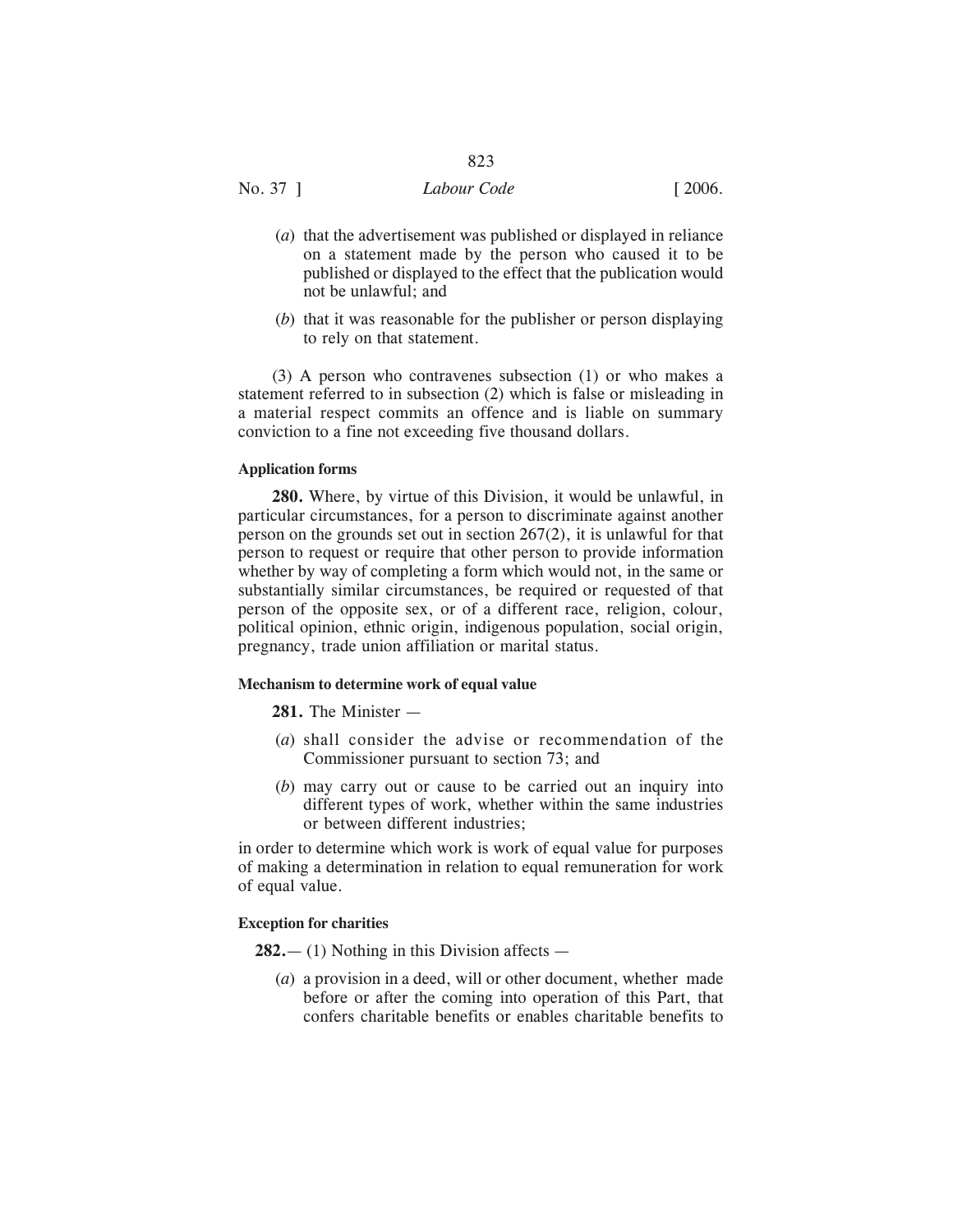(*a*) that the advertisement was published or displayed in reliance on a statement made by the person who caused it to be published or displayed to the effect that the publication would not be unlawful; and

(*b*) that it was reasonable for the publisher or person displaying to rely on that statement.

(3) A person who contravenes subsection (1) or who makes a statement referred to in subsection (2) which is false or misleading in a material respect commits an offence and is liable on summary conviction to a fine not exceeding five thousand dollars.

#### Application forms

**280.** Where, by virtue of this Division, it would be unlawful, in particular circumstances, for a person to discriminate against another person on the grounds set out in section 267(2), it is unlawful for that person to request or require that other person to provide information whether by way of completing a form which would not, in the same or substantially similar circumstances, be required or requested of that person of the opposite sex, or of a different race, religion, colour, political opinion, ethnic origin, indigenous population, social origin, pregnancy, trade union affiliation or marital status.

#### Mechanism to determine work of equal value

**281.** The Minister —

(*a*) shall consider the advise or recommendation of the Commissioner pursuant to section 73; and

(*b*) may carry out or cause to be carried out an inquiry into different types of work, whether within the same industries or between different industries;

in order to determine which work is work of equal value for purposes of making a determination in relation to equal remuneration for work of equal value.

#### Exception for charities

**282.**— (1) Nothing in this Division affects —

(*a*) a provision in a deed, will or other document, whether made before or after the coming into operation of this Part, that confers charitable benefits or enables charitable benefits to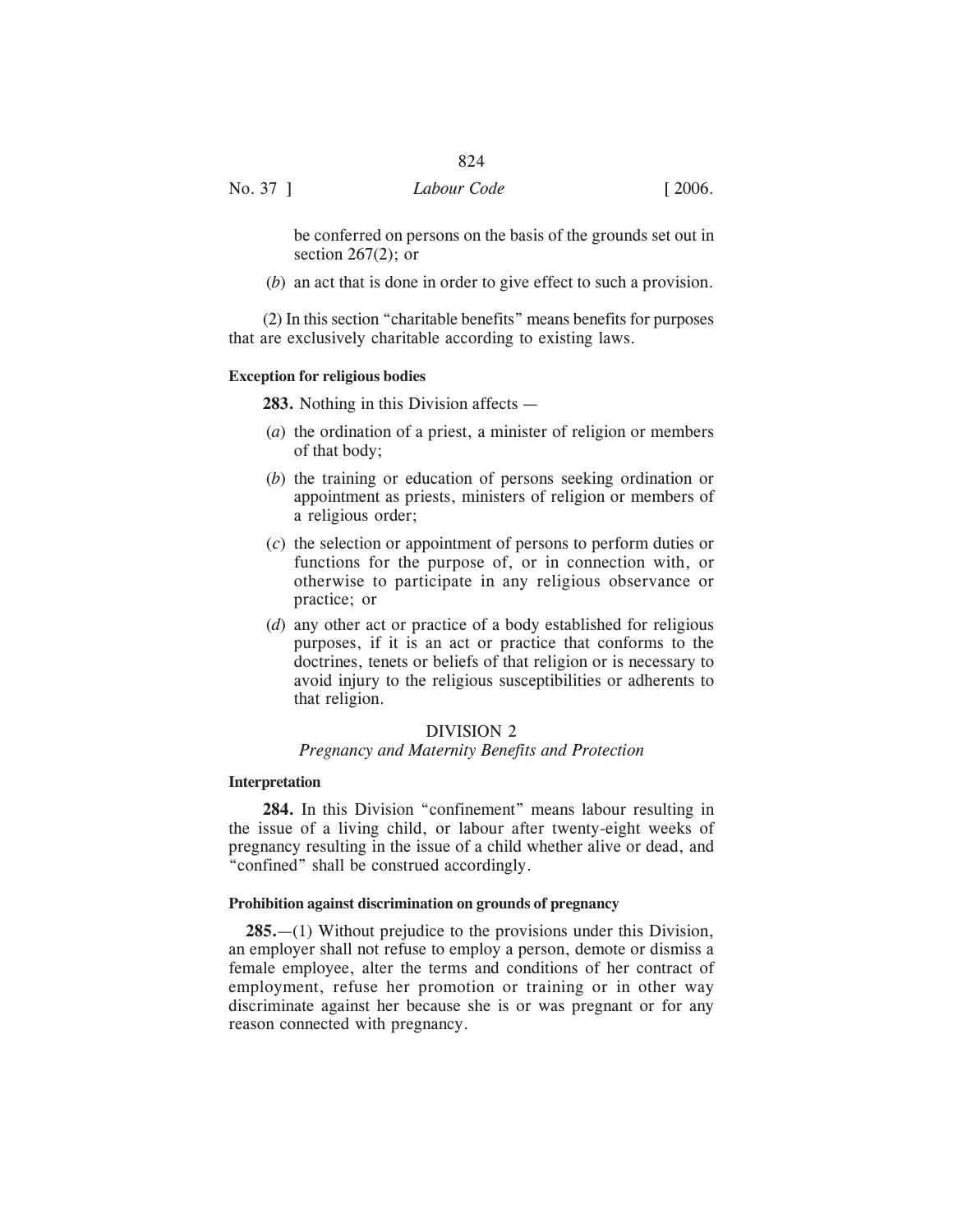be conferred on persons on the basis of the grounds set out in section 267(2); or

(*b*) an act that is done in order to give effect to such a provision.

(2) In this section "charitable benefits" means benefits for purposes that are exclusively charitable according to existing laws.

**Exception for religious bodies**

**283.** Nothing in this Division affects —

(*a*) the ordination of a priest, a minister of religion or members of that body;

(*b*) the training or education of persons seeking ordination or appointment as priests, ministers of religion or members of a religious order;

(*c*) the selection or appointment of persons to perform duties or functions for the purpose of, or in connection with, or otherwise to participate in any religious observance or practice; or

(*d*) any other act or practice of a body established for religious purposes, if it is an act or practice that conforms to the doctrines, tenets or beliefs of that religion or is necessary to avoid injury to the religious susceptibilities or adherents to that religion.

## DIVISION 2

### *Pregnancy and Maternity Benefits and Protection*

**Interpretation**

**284.** In this Division "confinement" means labour resulting in the issue of a living child, or labour after twenty-eight weeks of pregnancy resulting in the issue of a child whether alive or dead, and "confined" shall be construed accordingly.

**Prohibition against discrimination on grounds of pregnancy**

**285.**—(1) Without prejudice to the provisions under this Division, an employer shall not refuse to employ a person, demote or dismiss a female employee, alter the terms and conditions of her contract of employment, refuse her promotion or training or in other way discriminate against her because she is or was pregnant or for any reason connected with pregnancy.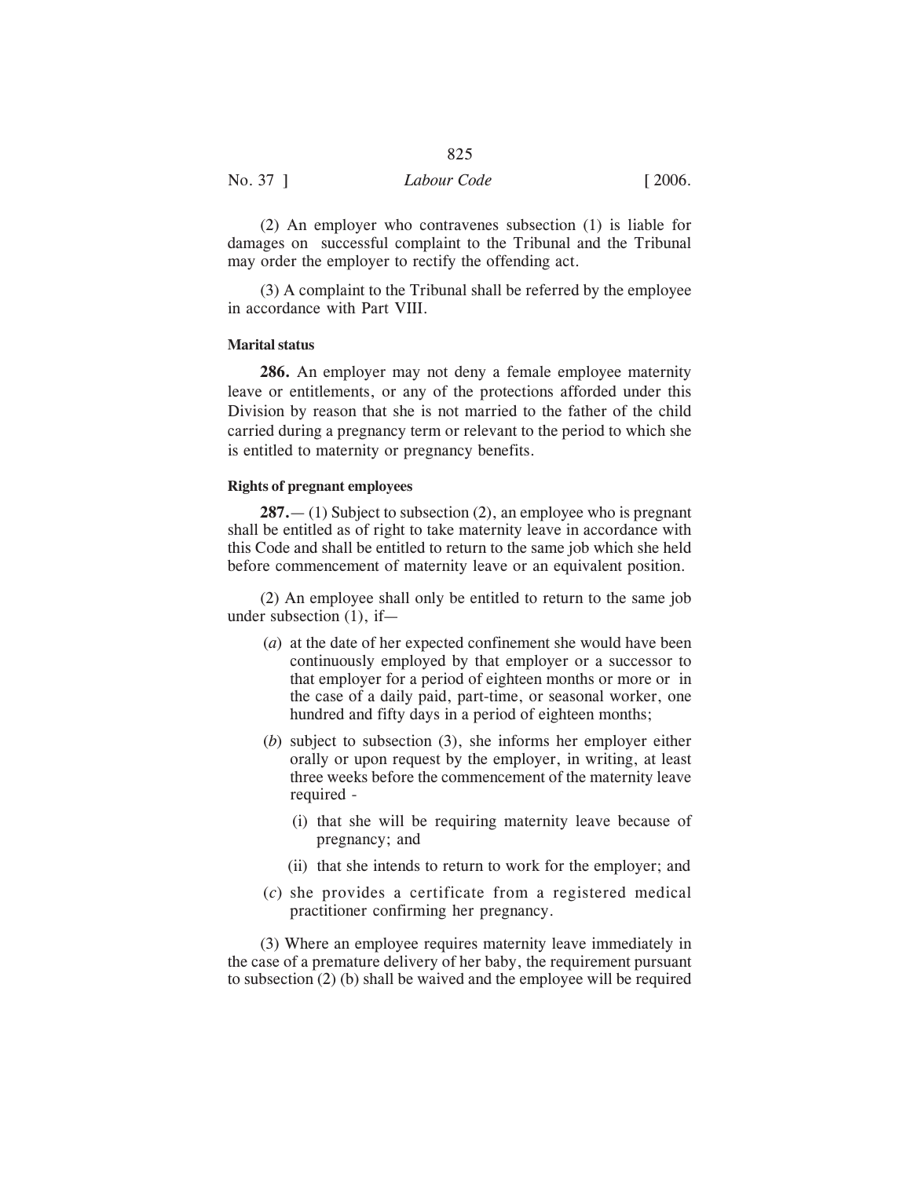(2) An employer who contravenes subsection (1) is liable for damages on successful complaint to the Tribunal and the Tribunal may order the employer to rectify the offending act.

(3) A complaint to the Tribunal shall be referred by the employee in accordance with Part VIII.

#### Marital status

**286.** An employer may not deny a female employee maternity leave or entitlements, or any of the protections afforded under this Division by reason that she is not married to the father of the child carried during a pregnancy term or relevant to the period to which she is entitled to maternity or pregnancy benefits.

#### Rights of pregnant employees

**287.**— (1) Subject to subsection (2), an employee who is pregnant shall be entitled as of right to take maternity leave in accordance with this Code and shall be entitled to return to the same job which she held before commencement of maternity leave or an equivalent position.

(2) An employee shall only be entitled to return to the same job under subsection (1), if—

- (*a*) at the date of her expected confinement she would have been continuously employed by that employer or a successor to that employer for a period of eighteen months or more or in the case of a daily paid, part-time, or seasonal worker, one hundred and fifty days in a period of eighteen months;
- (*b*) subject to subsection (3), she informs her employer either orally or upon request by the employer, in writing, at least three weeks before the commencement of the maternity leave required -
  - (i) that she will be requiring maternity leave because of pregnancy; and
  - (ii) that she intends to return to work for the employer; and
- (*c*) she provides a certificate from a registered medical practitioner confirming her pregnancy.

(3) Where an employee requires maternity leave immediately in the case of a premature delivery of her baby, the requirement pursuant to subsection (2) (b) shall be waived and the employee will be required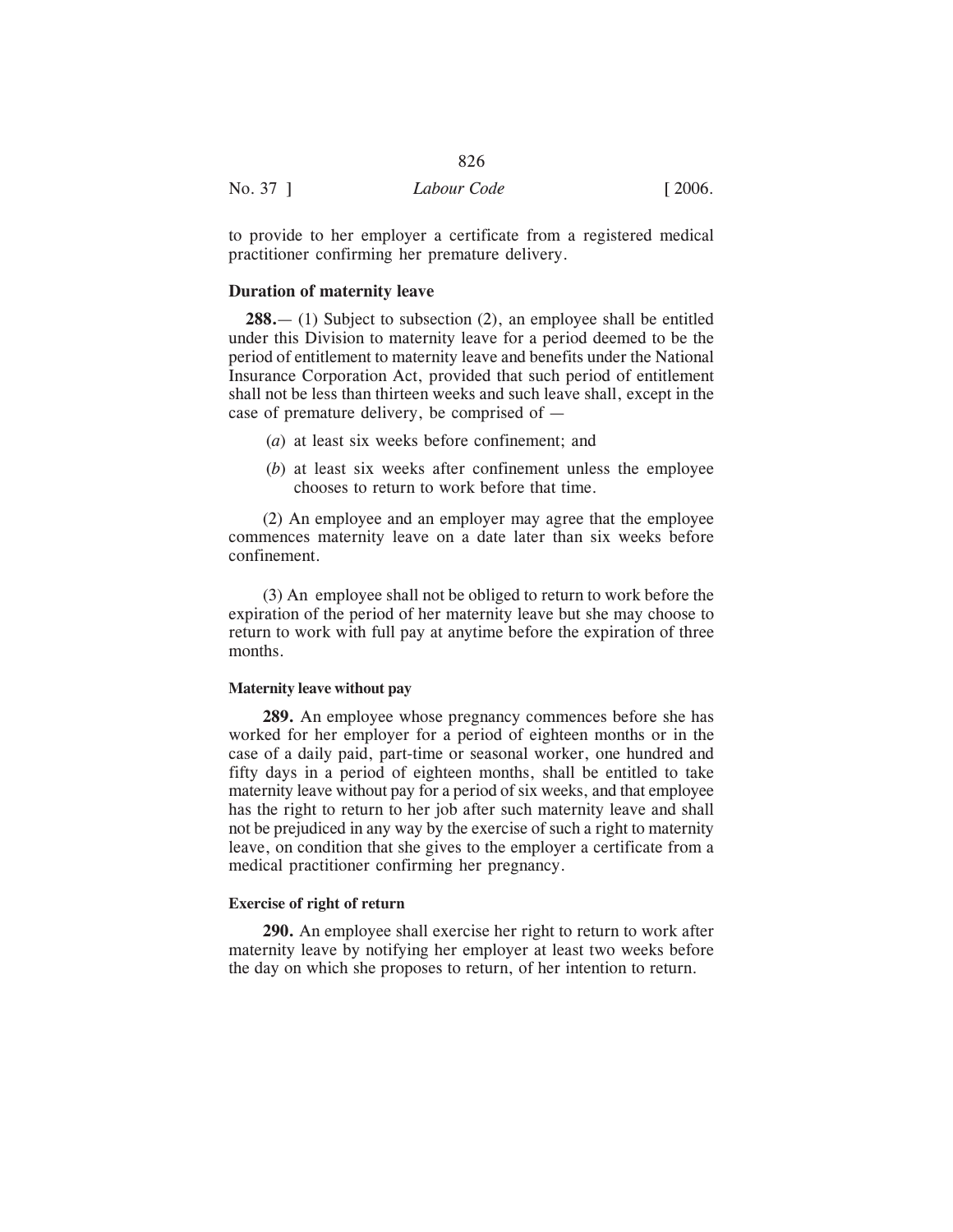to provide to her employer a certificate from a registered medical practitioner confirming her premature delivery.

### Duration of maternity leave

**288.**— (1) Subject to subsection (2), an employee shall be entitled under this Division to maternity leave for a period deemed to be the period of entitlement to maternity leave and benefits under the National Insurance Corporation Act, provided that such period of entitlement shall not be less than thirteen weeks and such leave shall, except in the case of premature delivery, be comprised of —

(*a*) at least six weeks before confinement; and

(*b*) at least six weeks after confinement unless the employee chooses to return to work before that time.

(2) An employee and an employer may agree that the employee commences maternity leave on a date later than six weeks before confinement.

(3) An employee shall not be obliged to return to work before the expiration of the period of her maternity leave but she may choose to return to work with full pay at anytime before the expiration of three months.

#### Maternity leave without pay

**289.** An employee whose pregnancy commences before she has worked for her employer for a period of eighteen months or in the case of a daily paid, part-time or seasonal worker, one hundred and fifty days in a period of eighteen months, shall be entitled to take maternity leave without pay for a period of six weeks, and that employee has the right to return to her job after such maternity leave and shall not be prejudiced in any way by the exercise of such a right to maternity leave, on condition that she gives to the employer a certificate from a medical practitioner confirming her pregnancy.

#### Exercise of right of return

**290.** An employee shall exercise her right to return to work after maternity leave by notifying her employer at least two weeks before the day on which she proposes to return, of her intention to return.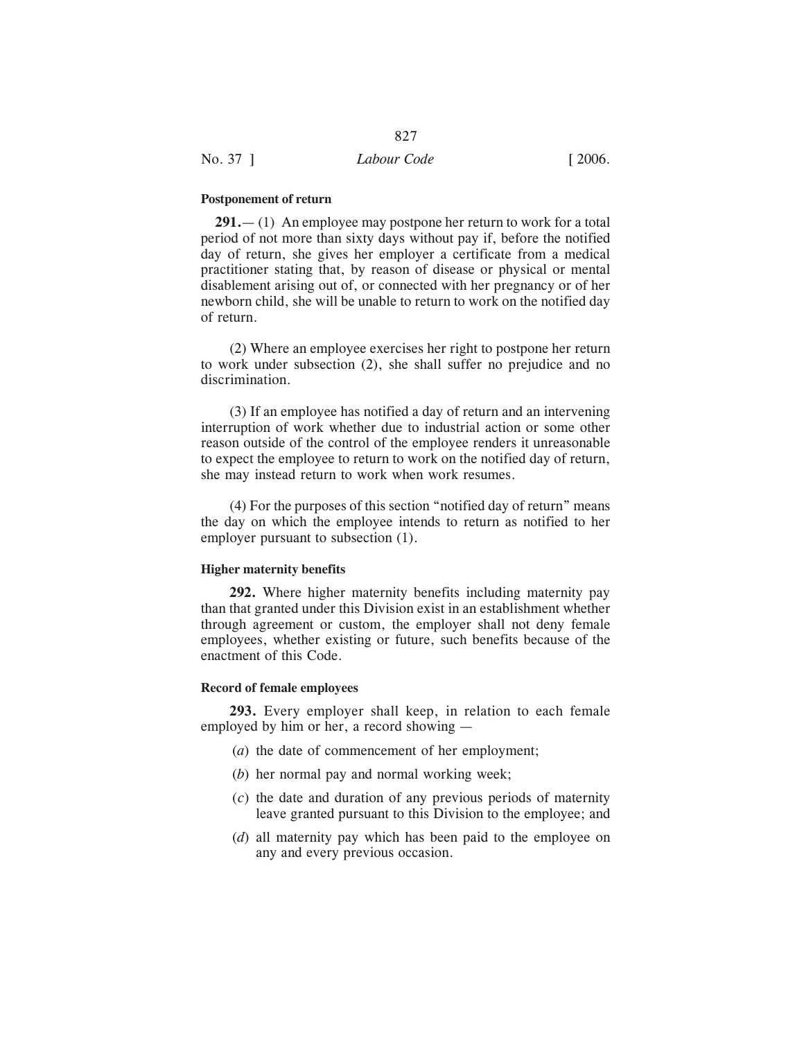**Postponement of return**

**291.**— (1) An employee may postpone her return to work for a total period of not more than sixty days without pay if, before the notified day of return, she gives her employer a certificate from a medical practitioner stating that, by reason of disease or physical or mental disablement arising out of, or connected with her pregnancy or of her newborn child, she will be unable to return to work on the notified day of return.

(2) Where an employee exercises her right to postpone her return to work under subsection (2), she shall suffer no prejudice and no discrimination.

(3) If an employee has notified a day of return and an intervening interruption of work whether due to industrial action or some other reason outside of the control of the employee renders it unreasonable to expect the employee to return to work on the notified day of return, she may instead return to work when work resumes.

(4) For the purposes of this section "notified day of return" means the day on which the employee intends to return as notified to her employer pursuant to subsection (1).

**Higher maternity benefits**

**292.** Where higher maternity benefits including maternity pay than that granted under this Division exist in an establishment whether through agreement or custom, the employer shall not deny female employees, whether existing or future, such benefits because of the enactment of this Code.

**Record of female employees**

**293.** Every employer shall keep, in relation to each female employed by him or her, a record showing —

(*a*) the date of commencement of her employment;

(*b*) her normal pay and normal working week;

(*c*) the date and duration of any previous periods of maternity leave granted pursuant to this Division to the employee; and

(*d*) all maternity pay which has been paid to the employee on any and every previous occasion.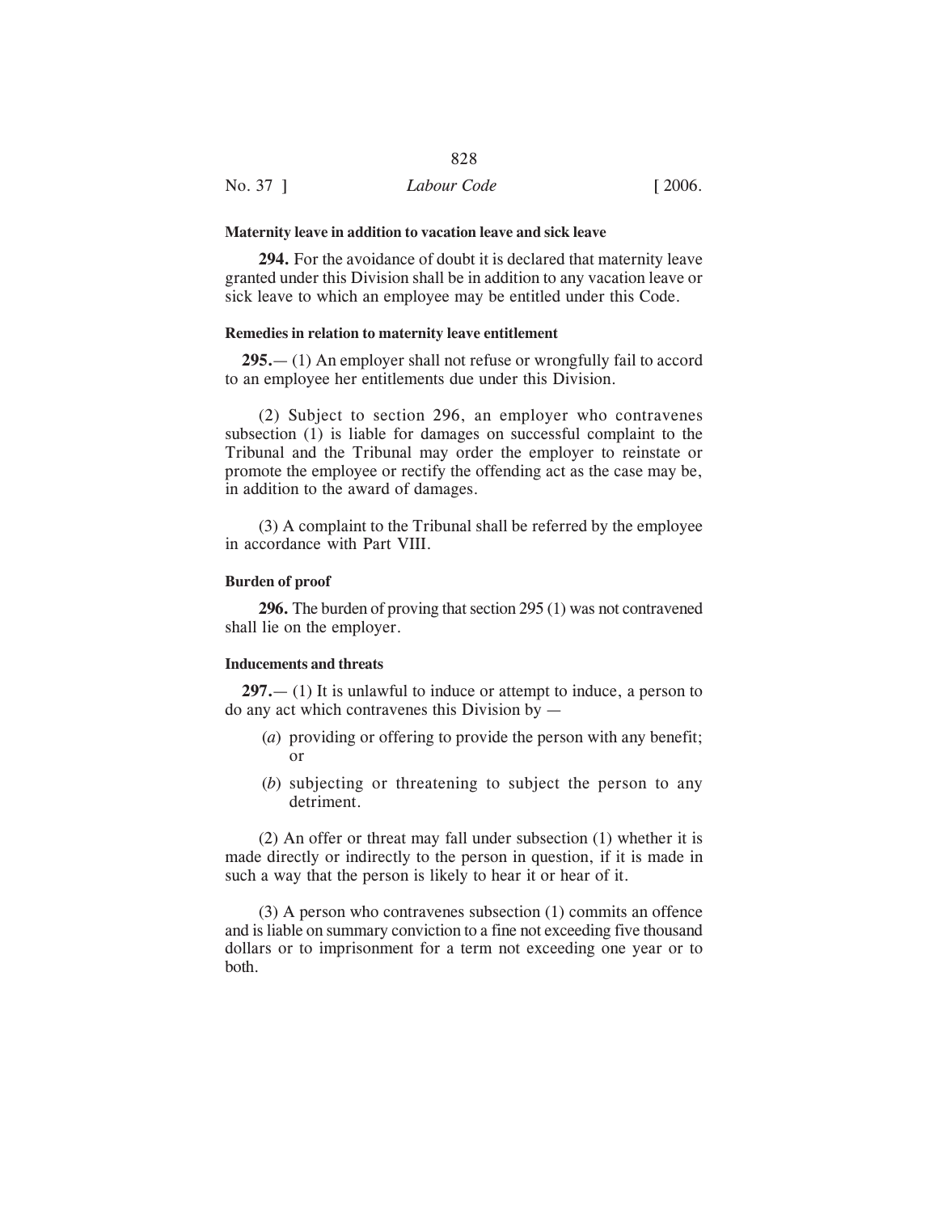**Maternity leave in addition to vacation leave and sick leave**

**294.** For the avoidance of doubt it is declared that maternity leave granted under this Division shall be in addition to any vacation leave or sick leave to which an employee may be entitled under this Code.

**Remedies in relation to maternity leave entitlement**

**295.**— (1) An employer shall not refuse or wrongfully fail to accord to an employee her entitlements due under this Division.

(2) Subject to section 296, an employer who contravenes subsection (1) is liable for damages on successful complaint to the Tribunal and the Tribunal may order the employer to reinstate or promote the employee or rectify the offending act as the case may be, in addition to the award of damages.

(3) A complaint to the Tribunal shall be referred by the employee in accordance with Part VIII.

**Burden of proof**

**296.** The burden of proving that section 295 (1) was not contravened shall lie on the employer.

**Inducements and threats**

**297.**— (1) It is unlawful to induce or attempt to induce, a person to do any act which contravenes this Division by —

(*a*) providing or offering to provide the person with any benefit; or

(*b*) subjecting or threatening to subject the person to any detriment.

(2) An offer or threat may fall under subsection (1) whether it is made directly or indirectly to the person in question, if it is made in such a way that the person is likely to hear it or hear of it.

(3) A person who contravenes subsection (1) commits an offence and is liable on summary conviction to a fine not exceeding five thousand dollars or to imprisonment for a term not exceeding one year or to both.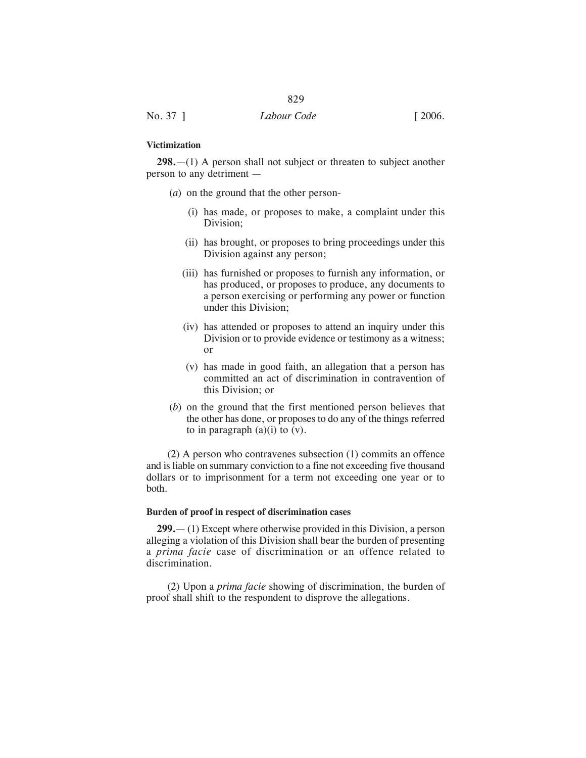**Victimization**

**298.**—(1) A person shall not subject or threaten to subject another person to any detriment —

(*a*) on the ground that the other person-

(i) has made, or proposes to make, a complaint under this Division;

(ii) has brought, or proposes to bring proceedings under this Division against any person;

(iii) has furnished or proposes to furnish any information, or has produced, or proposes to produce, any documents to a person exercising or performing any power or function under this Division;

(iv) has attended or proposes to attend an inquiry under this Division or to provide evidence or testimony as a witness; or

(v) has made in good faith, an allegation that a person has committed an act of discrimination in contravention of this Division; or

(*b*) on the ground that the first mentioned person believes that the other has done, or proposes to do any of the things referred to in paragraph (a)(i) to (v).

(2) A person who contravenes subsection (1) commits an offence and is liable on summary conviction to a fine not exceeding five thousand dollars or to imprisonment for a term not exceeding one year or to both.

**Burden of proof in respect of discrimination cases**

**299.**— (1) Except where otherwise provided in this Division, a person alleging a violation of this Division shall bear the burden of presenting a *prima facie* case of discrimination or an offence related to discrimination.

(2) Upon a *prima facie* showing of discrimination, the burden of proof shall shift to the respondent to disprove the allegations.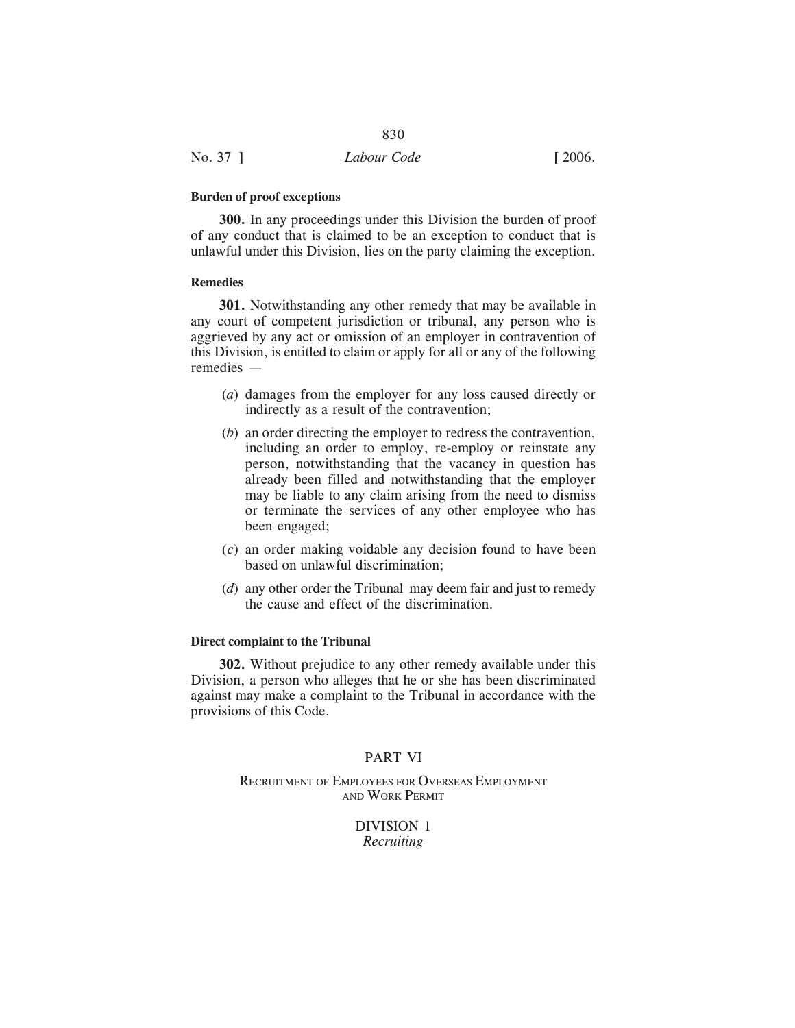**Burden of proof exceptions**

**300.** In any proceedings under this Division the burden of proof of any conduct that is claimed to be an exception to conduct that is unlawful under this Division, lies on the party claiming the exception.

**Remedies**

**301.** Notwithstanding any other remedy that may be available in any court of competent jurisdiction or tribunal, any person who is aggrieved by any act or omission of an employer in contravention of this Division, is entitled to claim or apply for all or any of the following remedies —

(*a*) damages from the employer for any loss caused directly or indirectly as a result of the contravention;

(*b*) an order directing the employer to redress the contravention, including an order to employ, re-employ or reinstate any person, notwithstanding that the vacancy in question has already been filled and notwithstanding that the employer may be liable to any claim arising from the need to dismiss or terminate the services of any other employee who has been engaged;

(*c*) an order making voidable any decision found to have been based on unlawful discrimination;

(*d*) any other order the Tribunal may deem fair and just to remedy the cause and effect of the discrimination.

**Direct complaint to the Tribunal**

**302.** Without prejudice to any other remedy available under this Division, a person who alleges that he or she has been discriminated against may make a complaint to the Tribunal in accordance with the provisions of this Code.

## PART VI

### Recruitment of Employees for Overseas Employment and Work Permit

### DIVISION 1
*Recruiting*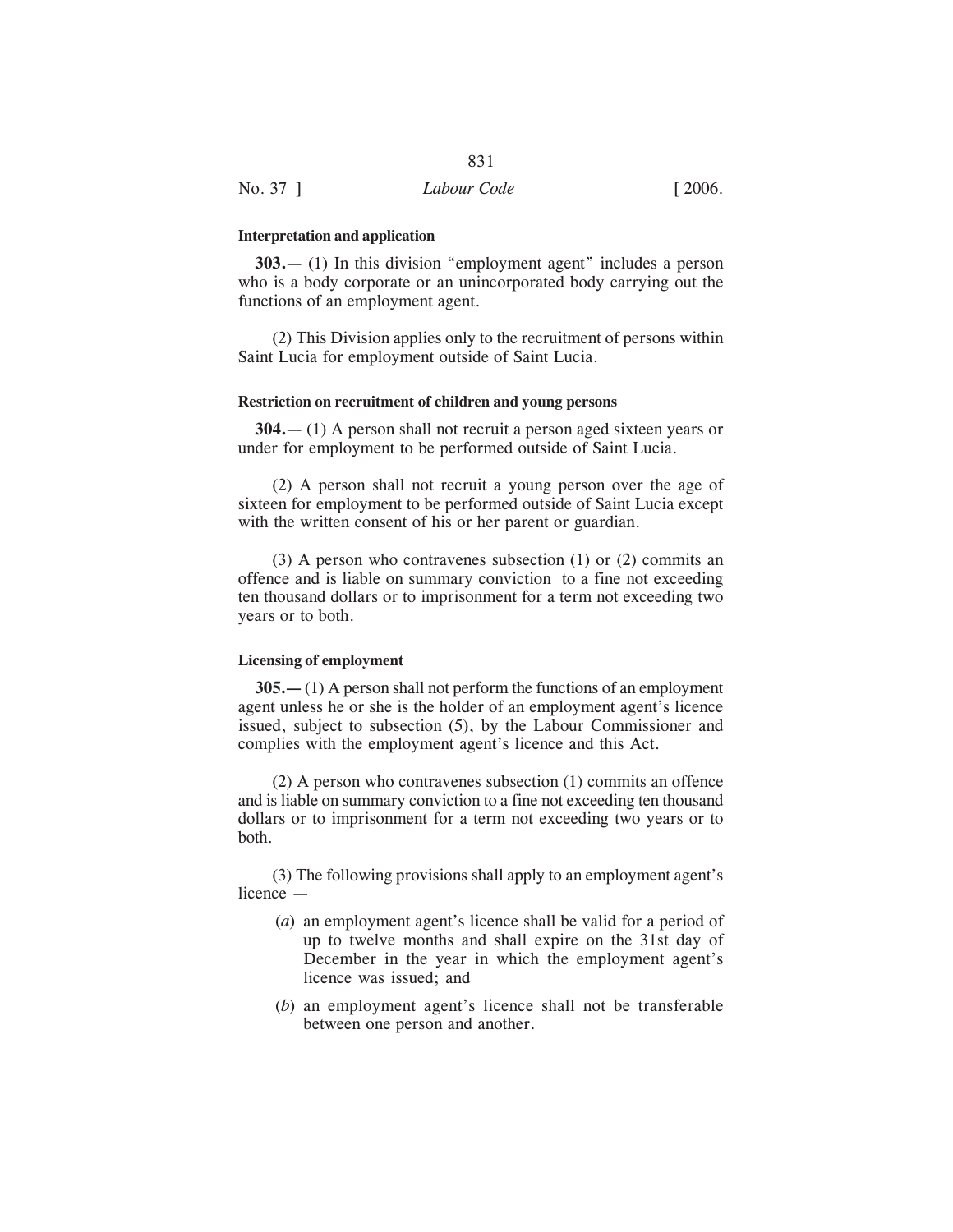**Interpretation and application**

**303.**— (1) In this division "employment agent" includes a person who is a body corporate or an unincorporated body carrying out the functions of an employment agent.

(2) This Division applies only to the recruitment of persons within Saint Lucia for employment outside of Saint Lucia.

**Restriction on recruitment of children and young persons**

**304.**— (1) A person shall not recruit a person aged sixteen years or under for employment to be performed outside of Saint Lucia.

(2) A person shall not recruit a young person over the age of sixteen for employment to be performed outside of Saint Lucia except with the written consent of his or her parent or guardian.

(3) A person who contravenes subsection (1) or (2) commits an offence and is liable on summary conviction to a fine not exceeding ten thousand dollars or to imprisonment for a term not exceeding two years or to both.

**Licensing of employment**

**305.—** (1) A person shall not perform the functions of an employment agent unless he or she is the holder of an employment agent's licence issued, subject to subsection (5), by the Labour Commissioner and complies with the employment agent's licence and this Act.

(2) A person who contravenes subsection (1) commits an offence and is liable on summary conviction to a fine not exceeding ten thousand dollars or to imprisonment for a term not exceeding two years or to both.

(3) The following provisions shall apply to an employment agent's licence —

(*a*) an employment agent's licence shall be valid for a period of up to twelve months and shall expire on the 31st day of December in the year in which the employment agent's licence was issued; and

(*b*) an employment agent's licence shall not be transferable between one person and another.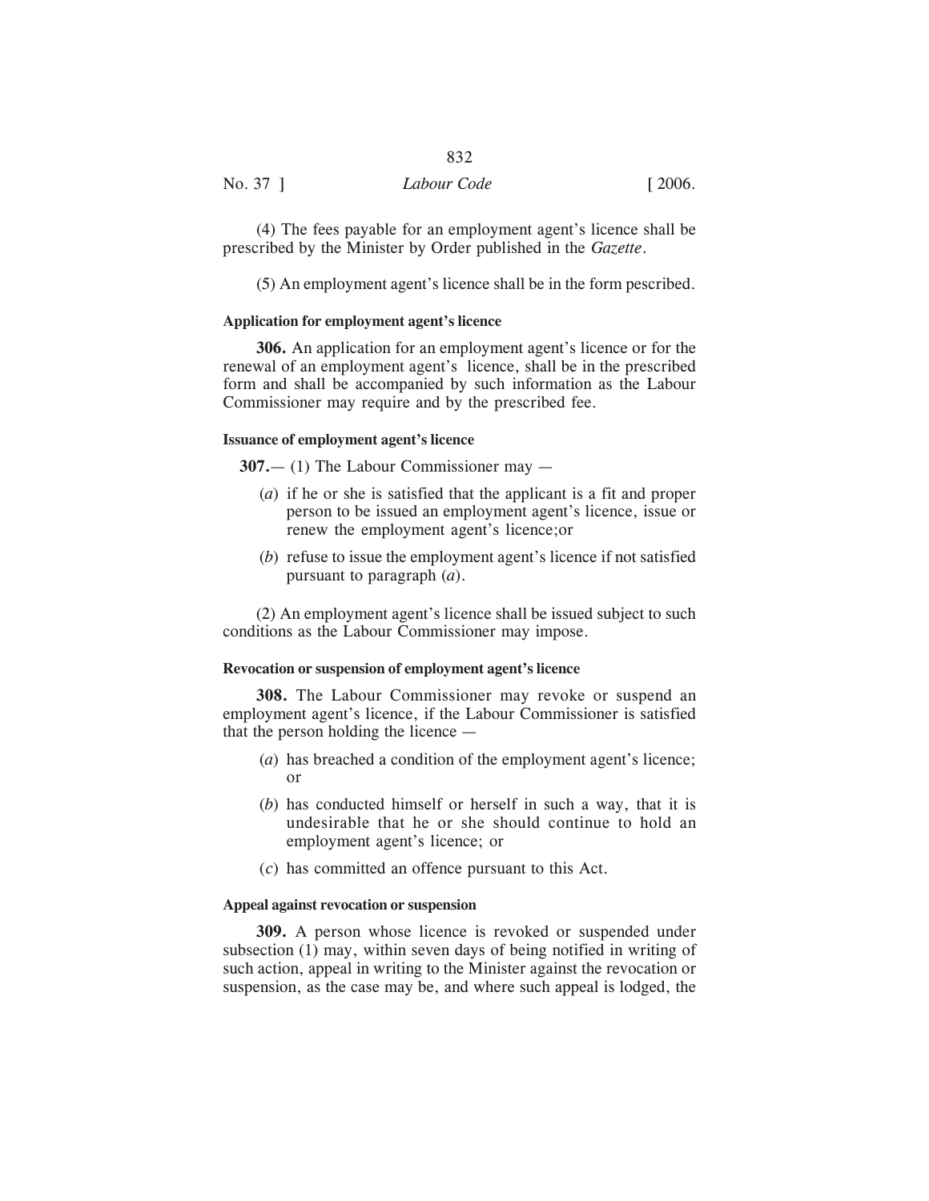(4) The fees payable for an employment agent's licence shall be prescribed by the Minister by Order published in the *Gazette*.

(5) An employment agent's licence shall be in the form pescribed.

**Application for employment agent's licence**

**306.** An application for an employment agent's licence or for the renewal of an employment agent's licence, shall be in the prescribed form and shall be accompanied by such information as the Labour Commissioner may require and by the prescribed fee.

**Issuance of employment agent's licence**

**307.**— (1) The Labour Commissioner may —

(*a*) if he or she is satisfied that the applicant is a fit and proper person to be issued an employment agent's licence, issue or renew the employment agent's licence;or

(*b*) refuse to issue the employment agent's licence if not satisfied pursuant to paragraph (*a*).

(2) An employment agent's licence shall be issued subject to such conditions as the Labour Commissioner may impose.

**Revocation or suspension of employment agent's licence**

**308.** The Labour Commissioner may revoke or suspend an employment agent's licence, if the Labour Commissioner is satisfied that the person holding the licence —

(*a*) has breached a condition of the employment agent's licence; or

(*b*) has conducted himself or herself in such a way, that it is undesirable that he or she should continue to hold an employment agent's licence; or

(*c*) has committed an offence pursuant to this Act.

**Appeal against revocation or suspension**

**309.** A person whose licence is revoked or suspended under subsection (1) may, within seven days of being notified in writing of such action, appeal in writing to the Minister against the revocation or suspension, as the case may be, and where such appeal is lodged, the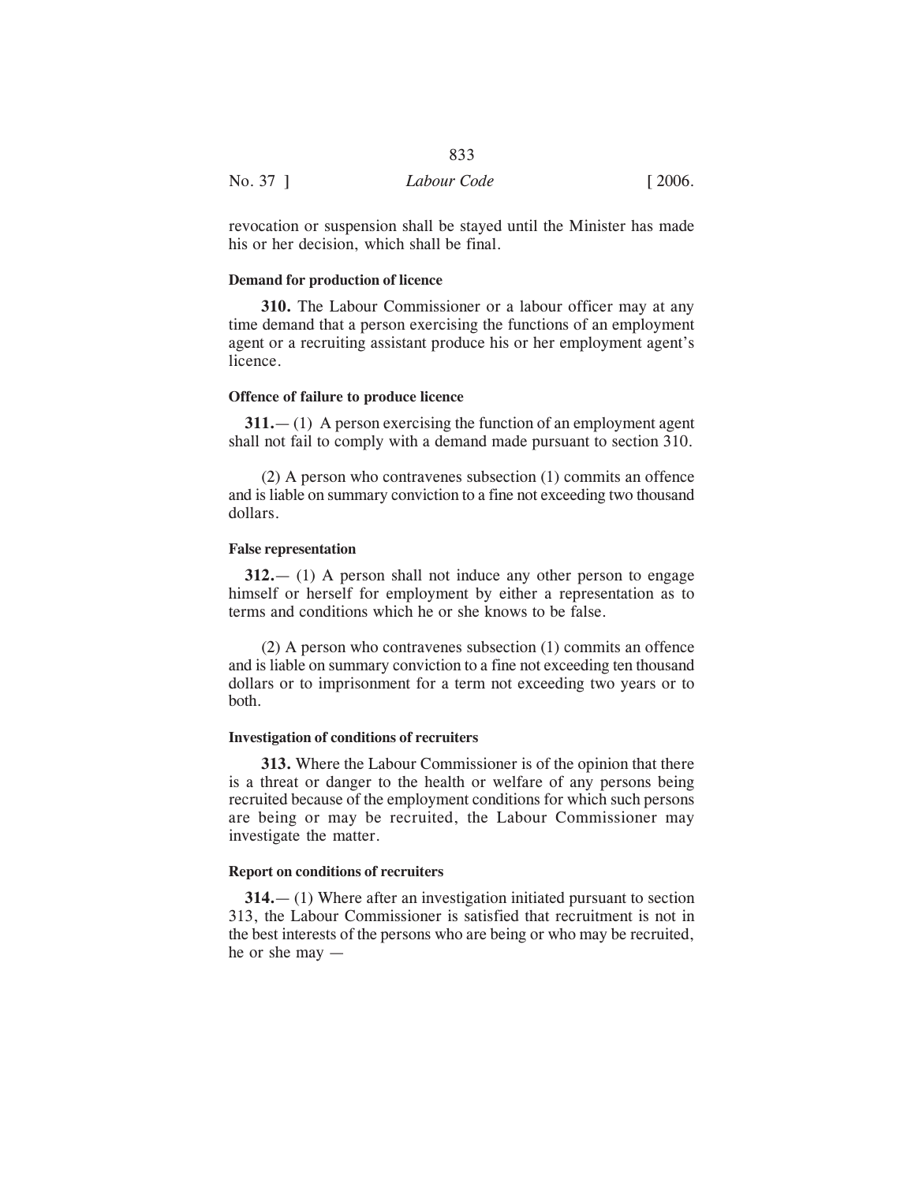revocation or suspension shall be stayed until the Minister has made his or her decision, which shall be final.

#### Demand for production of licence

**310.** The Labour Commissioner or a labour officer may at any time demand that a person exercising the functions of an employment agent or a recruiting assistant produce his or her employment agent's licence.

#### Offence of failure to produce licence

**311.**— (1) A person exercising the function of an employment agent shall not fail to comply with a demand made pursuant to section 310.

(2) A person who contravenes subsection (1) commits an offence and is liable on summary conviction to a fine not exceeding two thousand dollars.

#### False representation

**312.**— (1) A person shall not induce any other person to engage himself or herself for employment by either a representation as to terms and conditions which he or she knows to be false.

(2) A person who contravenes subsection (1) commits an offence and is liable on summary conviction to a fine not exceeding ten thousand dollars or to imprisonment for a term not exceeding two years or to both.

#### Investigation of conditions of recruiters

**313.** Where the Labour Commissioner is of the opinion that there is a threat or danger to the health or welfare of any persons being recruited because of the employment conditions for which such persons are being or may be recruited, the Labour Commissioner may investigate the matter.

#### Report on conditions of recruiters

**314.**— (1) Where after an investigation initiated pursuant to section 313, the Labour Commissioner is satisfied that recruitment is not in the best interests of the persons who are being or who may be recruited, he or she may —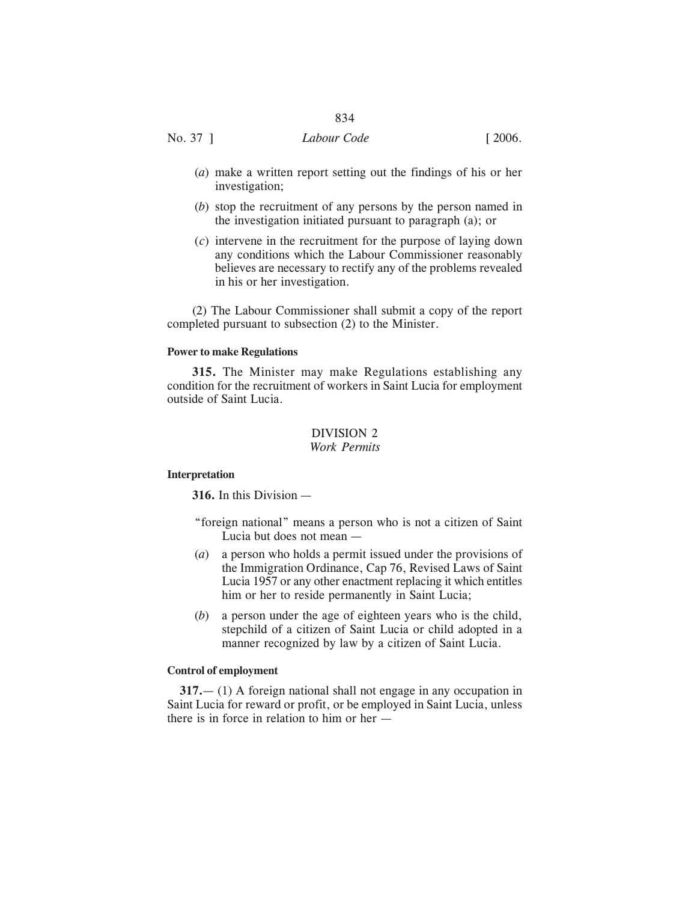(*a*) make a written report setting out the findings of his or her investigation;

(*b*) stop the recruitment of any persons by the person named in the investigation initiated pursuant to paragraph (a); or

(*c*) intervene in the recruitment for the purpose of laying down any conditions which the Labour Commissioner reasonably believes are necessary to rectify any of the problems revealed in his or her investigation.

(2) The Labour Commissioner shall submit a copy of the report completed pursuant to subsection (2) to the Minister.

**Power to make Regulations**

**315.** The Minister may make Regulations establishing any condition for the recruitment of workers in Saint Lucia for employment outside of Saint Lucia.

## DIVISION 2
## *Work Permits*

**Interpretation**

**316.** In this Division —

"foreign national" means a person who is not a citizen of Saint Lucia but does not mean —

(*a*) a person who holds a permit issued under the provisions of the Immigration Ordinance, Cap 76, Revised Laws of Saint Lucia 1957 or any other enactment replacing it which entitles him or her to reside permanently in Saint Lucia;

(*b*) a person under the age of eighteen years who is the child, stepchild of a citizen of Saint Lucia or child adopted in a manner recognized by law by a citizen of Saint Lucia.

**Control of employment**

**317.**— (1) A foreign national shall not engage in any occupation in Saint Lucia for reward or profit, or be employed in Saint Lucia, unless there is in force in relation to him or her —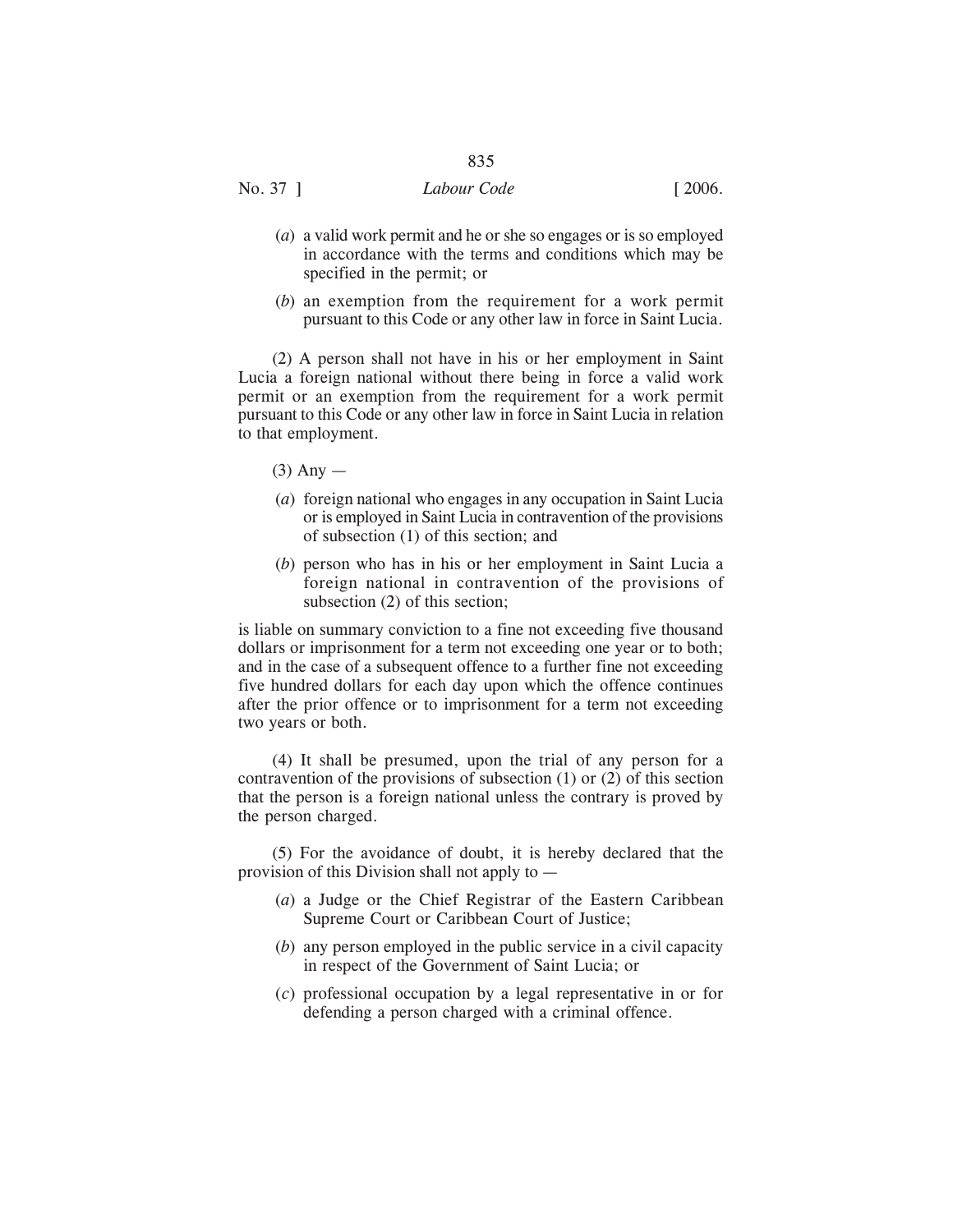(*a*) a valid work permit and he or she so engages or is so employed in accordance with the terms and conditions which may be specified in the permit; or

(*b*) an exemption from the requirement for a work permit pursuant to this Code or any other law in force in Saint Lucia.

(2) A person shall not have in his or her employment in Saint Lucia a foreign national without there being in force a valid work permit or an exemption from the requirement for a work permit pursuant to this Code or any other law in force in Saint Lucia in relation to that employment.

(3) Any —

(*a*) foreign national who engages in any occupation in Saint Lucia or is employed in Saint Lucia in contravention of the provisions of subsection (1) of this section; and

(*b*) person who has in his or her employment in Saint Lucia a foreign national in contravention of the provisions of subsection (2) of this section;

is liable on summary conviction to a fine not exceeding five thousand dollars or imprisonment for a term not exceeding one year or to both; and in the case of a subsequent offence to a further fine not exceeding five hundred dollars for each day upon which the offence continues after the prior offence or to imprisonment for a term not exceeding two years or both.

(4) It shall be presumed, upon the trial of any person for a contravention of the provisions of subsection (1) or (2) of this section that the person is a foreign national unless the contrary is proved by the person charged.

(5) For the avoidance of doubt, it is hereby declared that the provision of this Division shall not apply to —

(*a*) a Judge or the Chief Registrar of the Eastern Caribbean Supreme Court or Caribbean Court of Justice;

(*b*) any person employed in the public service in a civil capacity in respect of the Government of Saint Lucia; or

(*c*) professional occupation by a legal representative in or for defending a person charged with a criminal offence.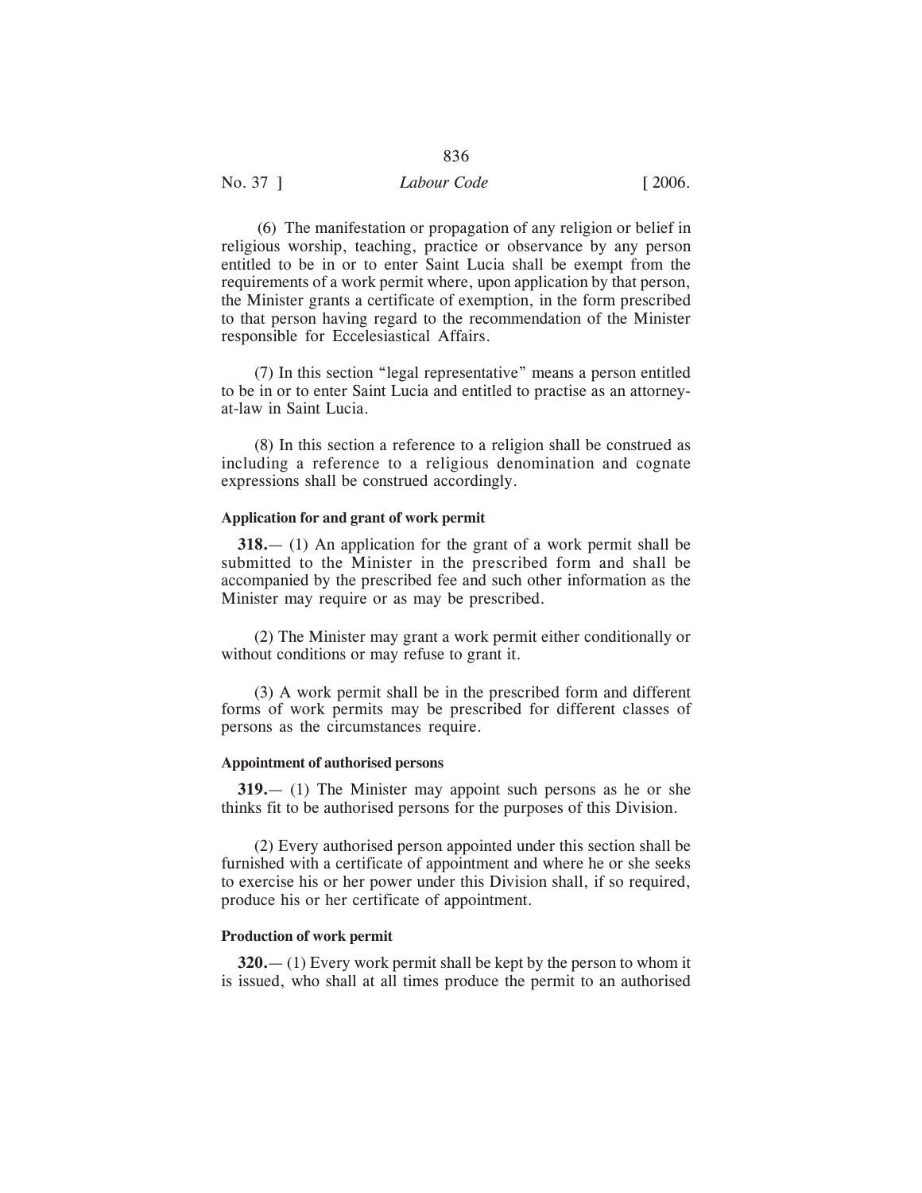(6) The manifestation or propagation of any religion or belief in religious worship, teaching, practice or observance by any person entitled to be in or to enter Saint Lucia shall be exempt from the requirements of a work permit where, upon application by that person, the Minister grants a certificate of exemption, in the form prescribed to that person having regard to the recommendation of the Minister responsible for Eccelesiastical Affairs.

(7) In this section "legal representative" means a person entitled to be in or to enter Saint Lucia and entitled to practise as an attorney-at-law in Saint Lucia.

(8) In this section a reference to a religion shall be construed as including a reference to a religious denomination and cognate expressions shall be construed accordingly.

#### Application for and grant of work permit

**318.**— (1) An application for the grant of a work permit shall be submitted to the Minister in the prescribed form and shall be accompanied by the prescribed fee and such other information as the Minister may require or as may be prescribed.

(2) The Minister may grant a work permit either conditionally or without conditions or may refuse to grant it.

(3) A work permit shall be in the prescribed form and different forms of work permits may be prescribed for different classes of persons as the circumstances require.

#### Appointment of authorised persons

**319.**— (1) The Minister may appoint such persons as he or she thinks fit to be authorised persons for the purposes of this Division.

(2) Every authorised person appointed under this section shall be furnished with a certificate of appointment and where he or she seeks to exercise his or her power under this Division shall, if so required, produce his or her certificate of appointment.

#### Production of work permit

**320.**— (1) Every work permit shall be kept by the person to whom it is issued, who shall at all times produce the permit to an authorised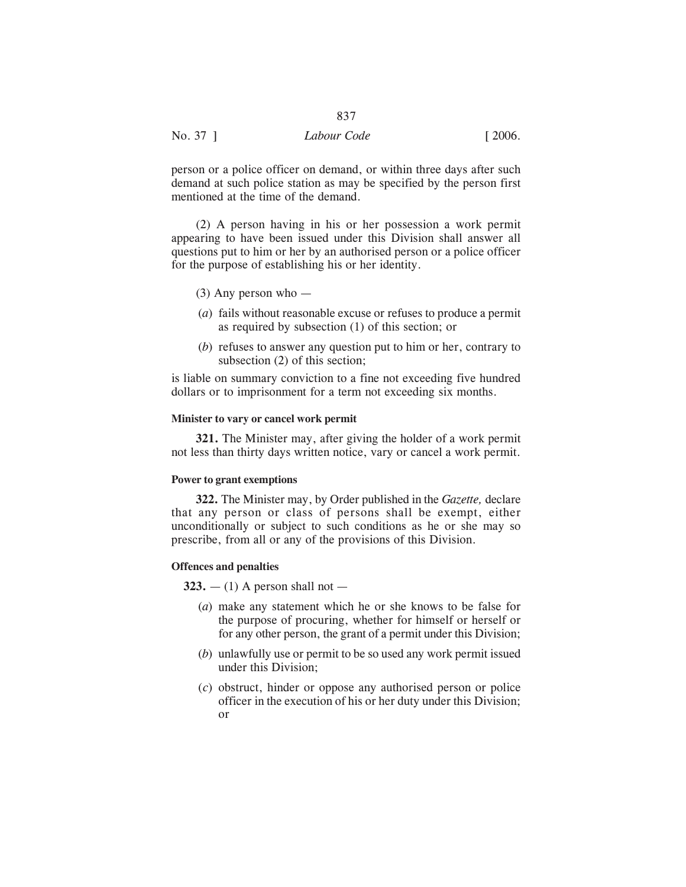person or a police officer on demand, or within three days after such demand at such police station as may be specified by the person first mentioned at the time of the demand.

(2) A person having in his or her possession a work permit appearing to have been issued under this Division shall answer all questions put to him or her by an authorised person or a police officer for the purpose of establishing his or her identity.

(3) Any person who —

(*a*) fails without reasonable excuse or refuses to produce a permit as required by subsection (1) of this section; or

(*b*) refuses to answer any question put to him or her, contrary to subsection (2) of this section;

is liable on summary conviction to a fine not exceeding five hundred dollars or to imprisonment for a term not exceeding six months.

**Minister to vary or cancel work permit**

**321.** The Minister may, after giving the holder of a work permit not less than thirty days written notice, vary or cancel a work permit.

**Power to grant exemptions**

**322.** The Minister may, by Order published in the *Gazette,* declare that any person or class of persons shall be exempt, either unconditionally or subject to such conditions as he or she may so prescribe, from all or any of the provisions of this Division.

**Offences and penalties**

**323.** — (1) A person shall not —

(*a*) make any statement which he or she knows to be false for the purpose of procuring, whether for himself or herself or for any other person, the grant of a permit under this Division;

(*b*) unlawfully use or permit to be so used any work permit issued under this Division;

(*c*) obstruct, hinder or oppose any authorised person or police officer in the execution of his or her duty under this Division; or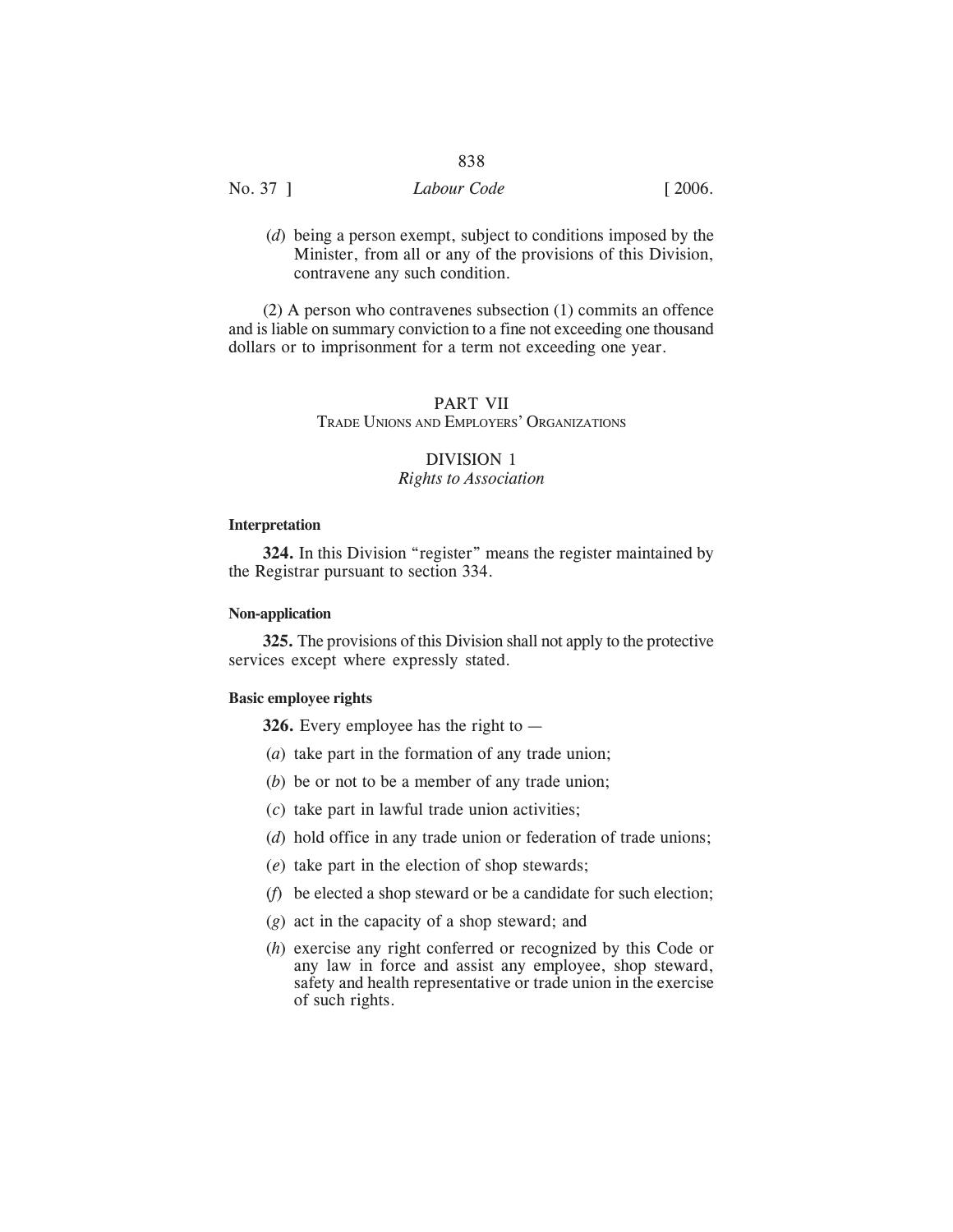(*d*) being a person exempt, subject to conditions imposed by the Minister, from all or any of the provisions of this Division, contravene any such condition.

(2) A person who contravenes subsection (1) commits an offence and is liable on summary conviction to a fine not exceeding one thousand dollars or to imprisonment for a term not exceeding one year.

# PART VII
## TRADE UNIONS AND EMPLOYERS' ORGANIZATIONS

## DIVISION 1
### *Rights to Association*

**Interpretation**

**324.** In this Division "register" means the register maintained by the Registrar pursuant to section 334.

**Non-application**

**325.** The provisions of this Division shall not apply to the protective services except where expressly stated.

**Basic employee rights**

**326.** Every employee has the right to —

(*a*) take part in the formation of any trade union;

(*b*) be or not to be a member of any trade union;

(*c*) take part in lawful trade union activities;

(*d*) hold office in any trade union or federation of trade unions;

(*e*) take part in the election of shop stewards;

(*f*) be elected a shop steward or be a candidate for such election;

(*g*) act in the capacity of a shop steward; and

(*h*) exercise any right conferred or recognized by this Code or any law in force and assist any employee, shop steward, safety and health representative or trade union in the exercise of such rights.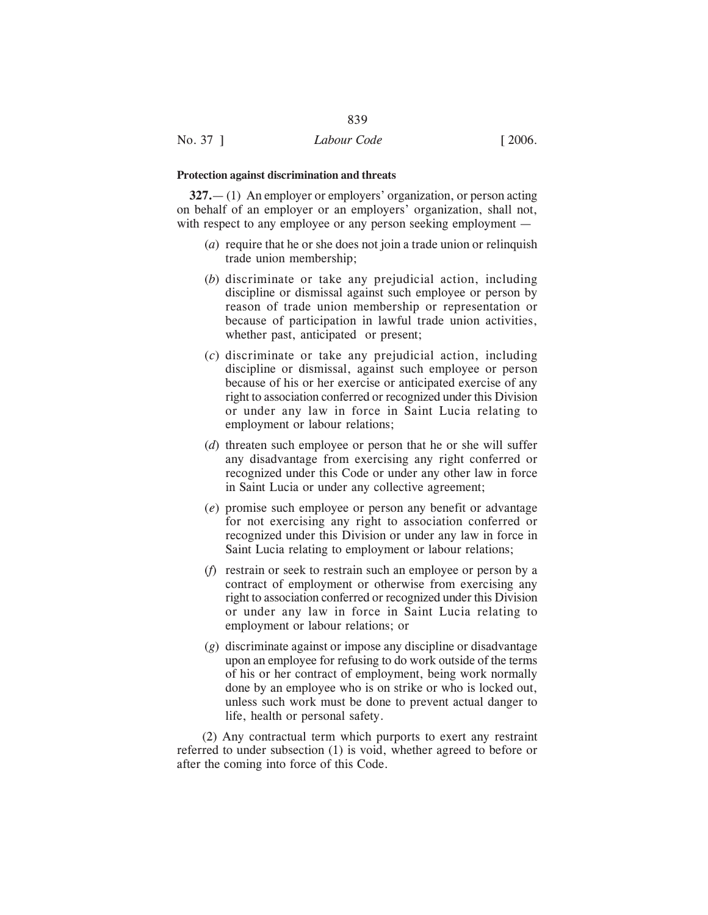**Protection against discrimination and threats**

**327.**— (1) An employer or employers' organization, or person acting on behalf of an employer or an employers' organization, shall not, with respect to any employee or any person seeking employment —

(*a*) require that he or she does not join a trade union or relinquish trade union membership;

(*b*) discriminate or take any prejudicial action, including discipline or dismissal against such employee or person by reason of trade union membership or representation or because of participation in lawful trade union activities, whether past, anticipated or present;

(*c*) discriminate or take any prejudicial action, including discipline or dismissal, against such employee or person because of his or her exercise or anticipated exercise of any right to association conferred or recognized under this Division or under any law in force in Saint Lucia relating to employment or labour relations;

(*d*) threaten such employee or person that he or she will suffer any disadvantage from exercising any right conferred or recognized under this Code or under any other law in force in Saint Lucia or under any collective agreement;

(*e*) promise such employee or person any benefit or advantage for not exercising any right to association conferred or recognized under this Division or under any law in force in Saint Lucia relating to employment or labour relations;

(*f*) restrain or seek to restrain such an employee or person by a contract of employment or otherwise from exercising any right to association conferred or recognized under this Division or under any law in force in Saint Lucia relating to employment or labour relations; or

(*g*) discriminate against or impose any discipline or disadvantage upon an employee for refusing to do work outside of the terms of his or her contract of employment, being work normally done by an employee who is on strike or who is locked out, unless such work must be done to prevent actual danger to life, health or personal safety.

(2) Any contractual term which purports to exert any restraint referred to under subsection (1) is void, whether agreed to before or after the coming into force of this Code.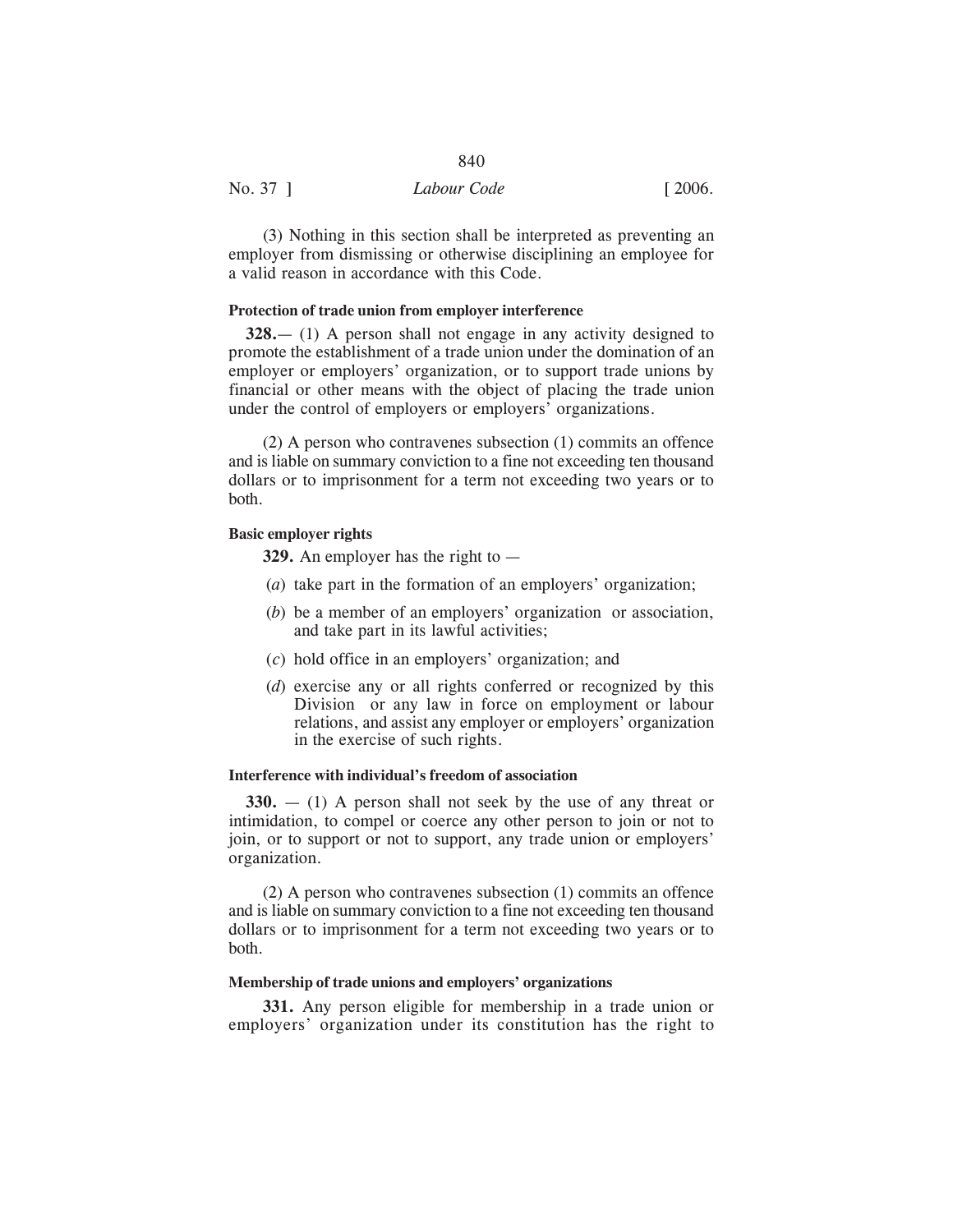(3) Nothing in this section shall be interpreted as preventing an employer from dismissing or otherwise disciplining an employee for a valid reason in accordance with this Code.

**Protection of trade union from employer interference**

**328.**— (1) A person shall not engage in any activity designed to promote the establishment of a trade union under the domination of an employer or employers' organization, or to support trade unions by financial or other means with the object of placing the trade union under the control of employers or employers' organizations.

(2) A person who contravenes subsection (1) commits an offence and is liable on summary conviction to a fine not exceeding ten thousand dollars or to imprisonment for a term not exceeding two years or to both.

**Basic employer rights**

**329.** An employer has the right to —

(*a*) take part in the formation of an employers' organization;

(*b*) be a member of an employers' organization or association, and take part in its lawful activities;

(*c*) hold office in an employers' organization; and

(*d*) exercise any or all rights conferred or recognized by this Division or any law in force on employment or labour relations, and assist any employer or employers' organization in the exercise of such rights.

**Interference with individual's freedom of association**

**330.** — (1) A person shall not seek by the use of any threat or intimidation, to compel or coerce any other person to join or not to join, or to support or not to support, any trade union or employers' organization.

(2) A person who contravenes subsection (1) commits an offence and is liable on summary conviction to a fine not exceeding ten thousand dollars or to imprisonment for a term not exceeding two years or to both.

**Membership of trade unions and employers' organizations**

**331.** Any person eligible for membership in a trade union or employers' organization under its constitution has the right to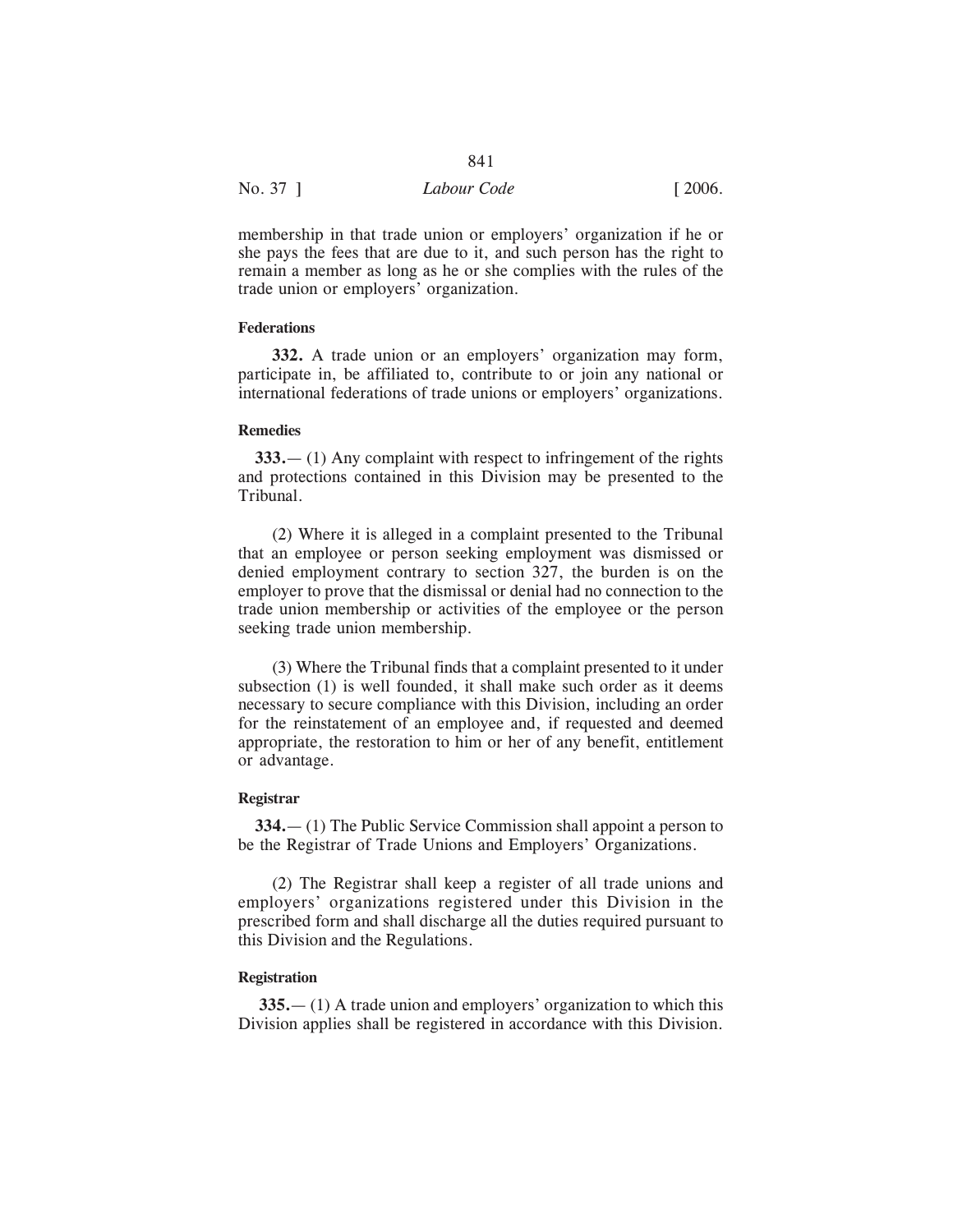membership in that trade union or employers' organization if he or she pays the fees that are due to it, and such person has the right to remain a member as long as he or she complies with the rules of the trade union or employers' organization.

**Federations**

**332.** A trade union or an employers' organization may form, participate in, be affiliated to, contribute to or join any national or international federations of trade unions or employers' organizations.

**Remedies**

**333.**— (1) Any complaint with respect to infringement of the rights and protections contained in this Division may be presented to the Tribunal.

(2) Where it is alleged in a complaint presented to the Tribunal that an employee or person seeking employment was dismissed or denied employment contrary to section 327, the burden is on the employer to prove that the dismissal or denial had no connection to the trade union membership or activities of the employee or the person seeking trade union membership.

(3) Where the Tribunal finds that a complaint presented to it under subsection (1) is well founded, it shall make such order as it deems necessary to secure compliance with this Division, including an order for the reinstatement of an employee and, if requested and deemed appropriate, the restoration to him or her of any benefit, entitlement or advantage.

**Registrar**

**334.**— (1) The Public Service Commission shall appoint a person to be the Registrar of Trade Unions and Employers' Organizations.

(2) The Registrar shall keep a register of all trade unions and employers' organizations registered under this Division in the prescribed form and shall discharge all the duties required pursuant to this Division and the Regulations.

**Registration**

**335.**— (1) A trade union and employers' organization to which this Division applies shall be registered in accordance with this Division.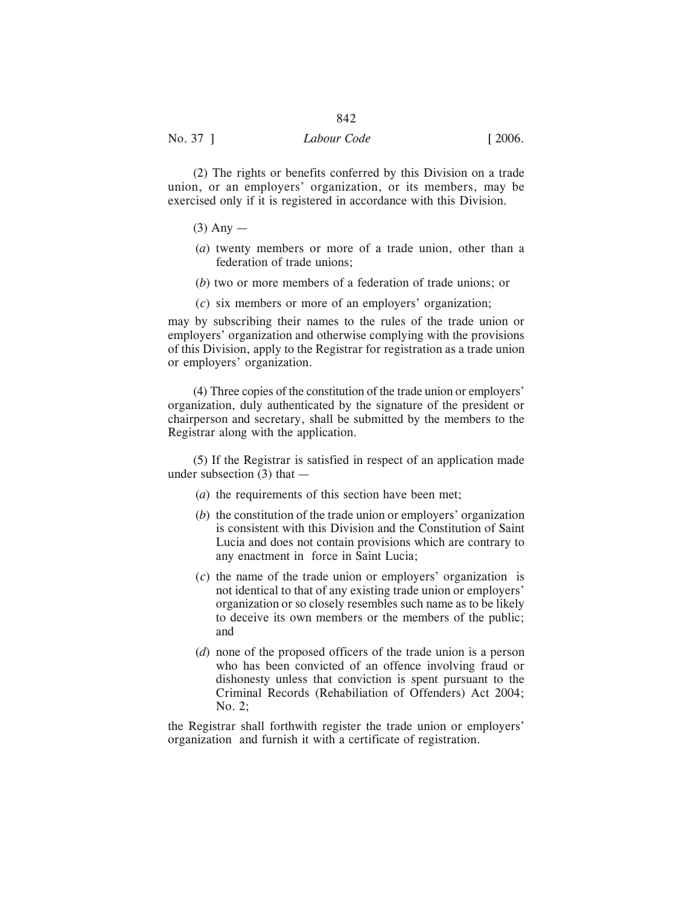(2) The rights or benefits conferred by this Division on a trade union, or an employers' organization, or its members, may be exercised only if it is registered in accordance with this Division.

(3) Any —

(*a*) twenty members or more of a trade union, other than a federation of trade unions;

(*b*) two or more members of a federation of trade unions; or

(*c*) six members or more of an employers' organization;

may by subscribing their names to the rules of the trade union or employers' organization and otherwise complying with the provisions of this Division, apply to the Registrar for registration as a trade union or employers' organization.

(4) Three copies of the constitution of the trade union or employers' organization, duly authenticated by the signature of the president or chairperson and secretary, shall be submitted by the members to the Registrar along with the application.

(5) If the Registrar is satisfied in respect of an application made under subsection (3) that —

(*a*) the requirements of this section have been met;

(*b*) the constitution of the trade union or employers' organization is consistent with this Division and the Constitution of Saint Lucia and does not contain provisions which are contrary to any enactment in force in Saint Lucia;

(*c*) the name of the trade union or employers' organization is not identical to that of any existing trade union or employers' organization or so closely resembles such name as to be likely to deceive its own members or the members of the public; and

(*d*) none of the proposed officers of the trade union is a person who has been convicted of an offence involving fraud or dishonesty unless that conviction is spent pursuant to the Criminal Records (Rehabiliation of Offenders) Act 2004; No. 2;

the Registrar shall forthwith register the trade union or employers' organization and furnish it with a certificate of registration.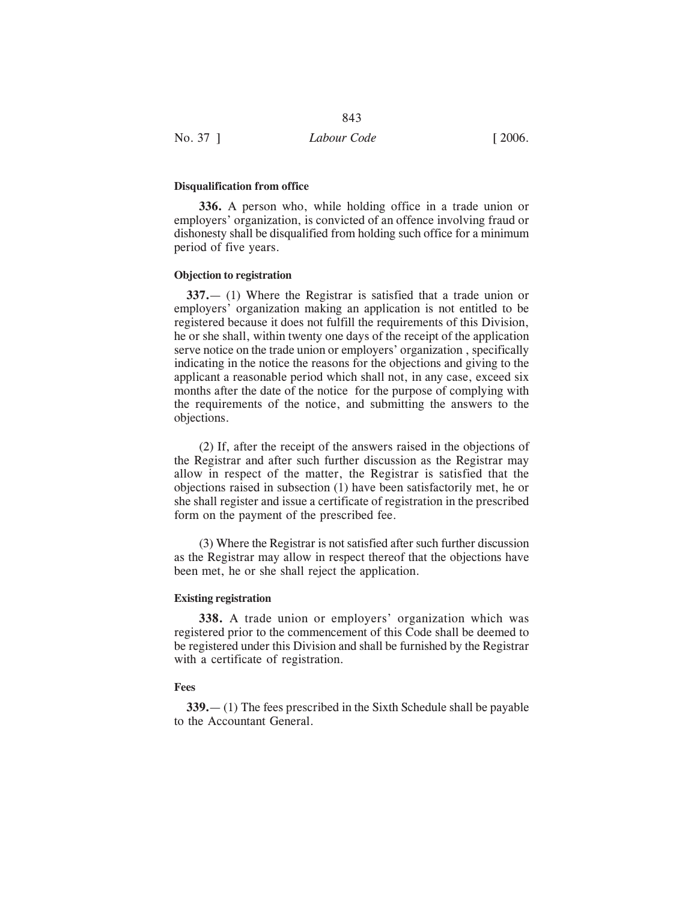**Disqualification from office**

**336.** A person who, while holding office in a trade union or employers' organization, is convicted of an offence involving fraud or dishonesty shall be disqualified from holding such office for a minimum period of five years.

**Objection to registration**

**337.**— (1) Where the Registrar is satisfied that a trade union or employers' organization making an application is not entitled to be registered because it does not fulfill the requirements of this Division, he or she shall, within twenty one days of the receipt of the application serve notice on the trade union or employers' organization , specifically indicating in the notice the reasons for the objections and giving to the applicant a reasonable period which shall not, in any case, exceed six months after the date of the notice for the purpose of complying with the requirements of the notice, and submitting the answers to the objections.

(2) If, after the receipt of the answers raised in the objections of the Registrar and after such further discussion as the Registrar may allow in respect of the matter, the Registrar is satisfied that the objections raised in subsection (1) have been satisfactorily met, he or she shall register and issue a certificate of registration in the prescribed form on the payment of the prescribed fee.

(3) Where the Registrar is not satisfied after such further discussion as the Registrar may allow in respect thereof that the objections have been met, he or she shall reject the application.

**Existing registration**

**338.** A trade union or employers' organization which was registered prior to the commencement of this Code shall be deemed to be registered under this Division and shall be furnished by the Registrar with a certificate of registration.

**Fees**

**339.**— (1) The fees prescribed in the Sixth Schedule shall be payable to the Accountant General.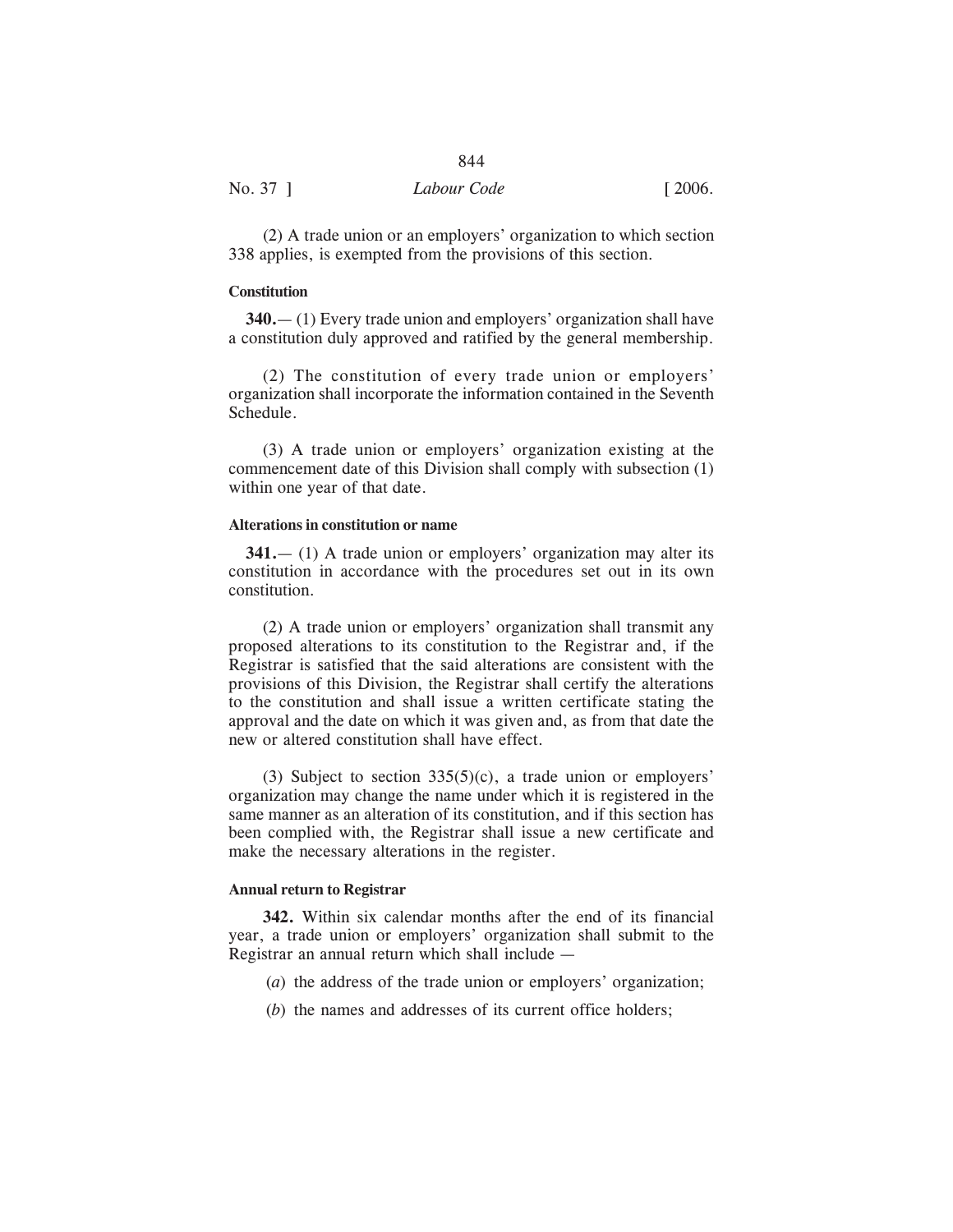(2) A trade union or an employers' organization to which section 338 applies, is exempted from the provisions of this section.

**Constitution**

**340.**— (1) Every trade union and employers' organization shall have a constitution duly approved and ratified by the general membership.

(2) The constitution of every trade union or employers' organization shall incorporate the information contained in the Seventh Schedule.

(3) A trade union or employers' organization existing at the commencement date of this Division shall comply with subsection (1) within one year of that date.

**Alterations in constitution or name**

**341.**— (1) A trade union or employers' organization may alter its constitution in accordance with the procedures set out in its own constitution.

(2) A trade union or employers' organization shall transmit any proposed alterations to its constitution to the Registrar and, if the Registrar is satisfied that the said alterations are consistent with the provisions of this Division, the Registrar shall certify the alterations to the constitution and shall issue a written certificate stating the approval and the date on which it was given and, as from that date the new or altered constitution shall have effect.

(3) Subject to section 335(5)(c), a trade union or employers' organization may change the name under which it is registered in the same manner as an alteration of its constitution, and if this section has been complied with, the Registrar shall issue a new certificate and make the necessary alterations in the register.

**Annual return to Registrar**

**342.** Within six calendar months after the end of its financial year, a trade union or employers' organization shall submit to the Registrar an annual return which shall include —

(*a*) the address of the trade union or employers' organization;

(*b*) the names and addresses of its current office holders;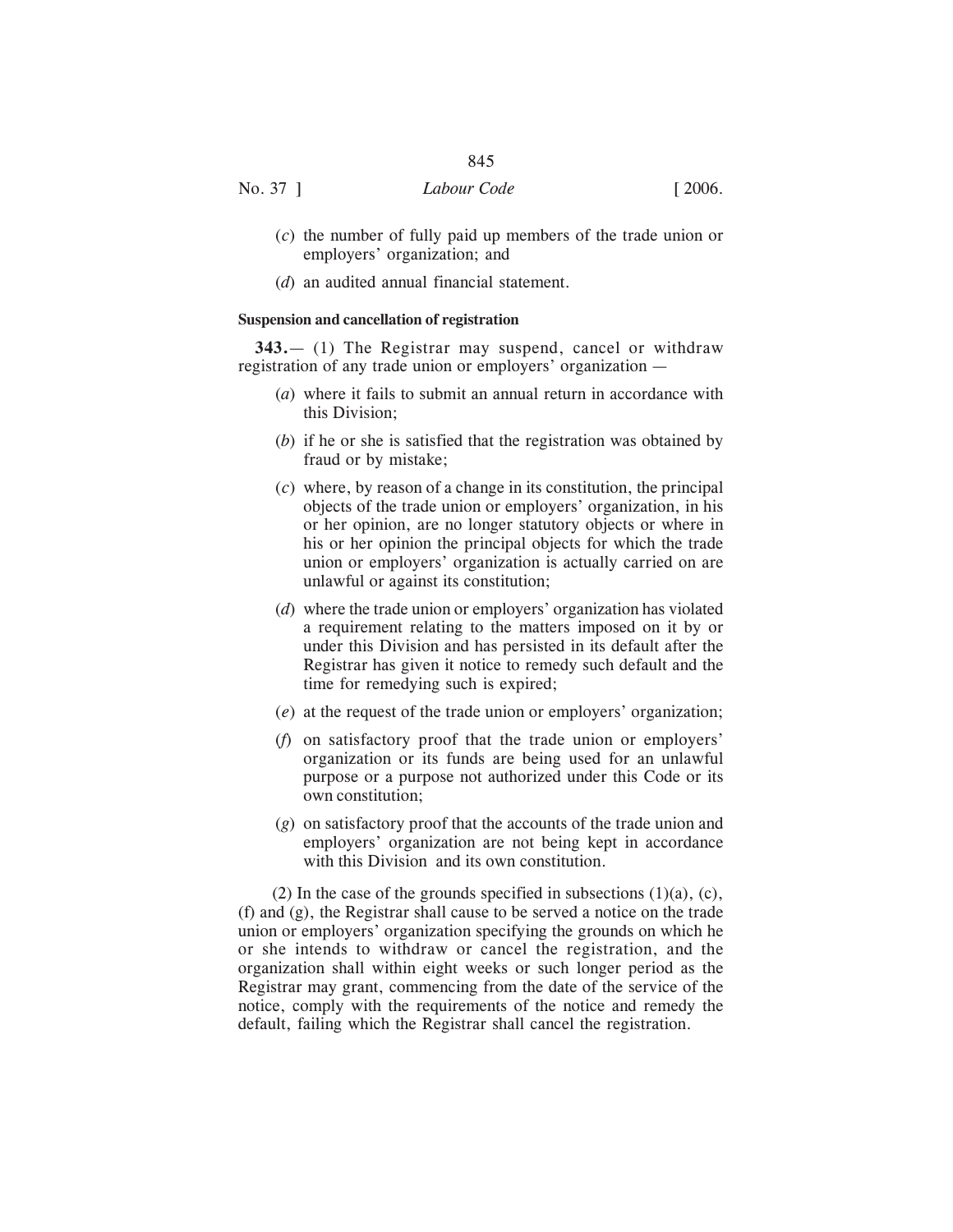(*c*) the number of fully paid up members of the trade union or employers' organization; and

(*d*) an audited annual financial statement.

**Suspension and cancellation of registration**

**343.**— (1) The Registrar may suspend, cancel or withdraw registration of any trade union or employers' organization —

(*a*) where it fails to submit an annual return in accordance with this Division;

(*b*) if he or she is satisfied that the registration was obtained by fraud or by mistake;

(*c*) where, by reason of a change in its constitution, the principal objects of the trade union or employers' organization, in his or her opinion, are no longer statutory objects or where in his or her opinion the principal objects for which the trade union or employers' organization is actually carried on are unlawful or against its constitution;

(*d*) where the trade union or employers' organization has violated a requirement relating to the matters imposed on it by or under this Division and has persisted in its default after the Registrar has given it notice to remedy such default and the time for remedying such is expired;

(*e*) at the request of the trade union or employers' organization;

(*f*) on satisfactory proof that the trade union or employers' organization or its funds are being used for an unlawful purpose or a purpose not authorized under this Code or its own constitution;

(*g*) on satisfactory proof that the accounts of the trade union and employers' organization are not being kept in accordance with this Division and its own constitution.

(2) In the case of the grounds specified in subsections (1)(a), (c), (f) and (g), the Registrar shall cause to be served a notice on the trade union or employers' organization specifying the grounds on which he or she intends to withdraw or cancel the registration, and the organization shall within eight weeks or such longer period as the Registrar may grant, commencing from the date of the service of the notice, comply with the requirements of the notice and remedy the default, failing which the Registrar shall cancel the registration.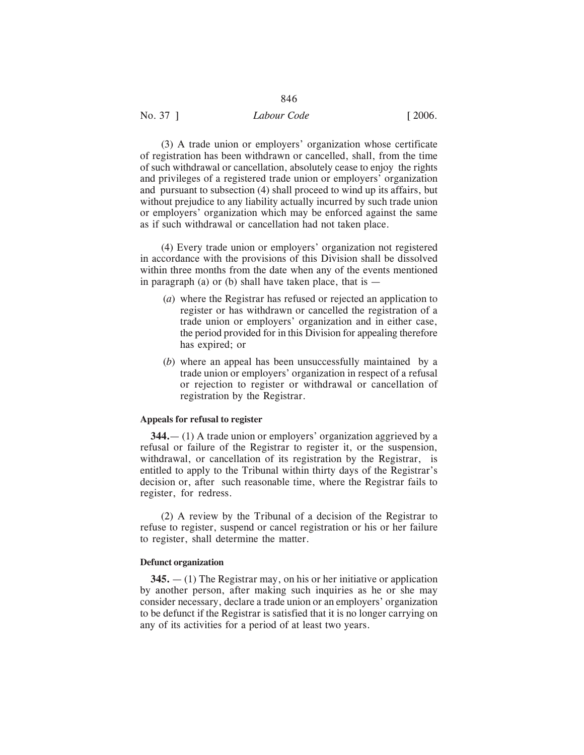(3) A trade union or employers' organization whose certificate of registration has been withdrawn or cancelled, shall, from the time of such withdrawal or cancellation, absolutely cease to enjoy the rights and privileges of a registered trade union or employers' organization and pursuant to subsection (4) shall proceed to wind up its affairs, but without prejudice to any liability actually incurred by such trade union or employers' organization which may be enforced against the same as if such withdrawal or cancellation had not taken place.

(4) Every trade union or employers' organization not registered in accordance with the provisions of this Division shall be dissolved within three months from the date when any of the events mentioned in paragraph (a) or (b) shall have taken place, that is —

(*a*) where the Registrar has refused or rejected an application to register or has withdrawn or cancelled the registration of a trade union or employers' organization and in either case, the period provided for in this Division for appealing therefore has expired; or

(*b*) where an appeal has been unsuccessfully maintained by a trade union or employers' organization in respect of a refusal or rejection to register or withdrawal or cancellation of registration by the Registrar.

**Appeals for refusal to register**

**344.**— (1) A trade union or employers' organization aggrieved by a refusal or failure of the Registrar to register it, or the suspension, withdrawal, or cancellation of its registration by the Registrar, is entitled to apply to the Tribunal within thirty days of the Registrar's decision or, after such reasonable time, where the Registrar fails to register, for redress.

(2) A review by the Tribunal of a decision of the Registrar to refuse to register, suspend or cancel registration or his or her failure to register, shall determine the matter.

**Defunct organization**

**345.** — (1) The Registrar may, on his or her initiative or application by another person, after making such inquiries as he or she may consider necessary, declare a trade union or an employers' organization to be defunct if the Registrar is satisfied that it is no longer carrying on any of its activities for a period of at least two years.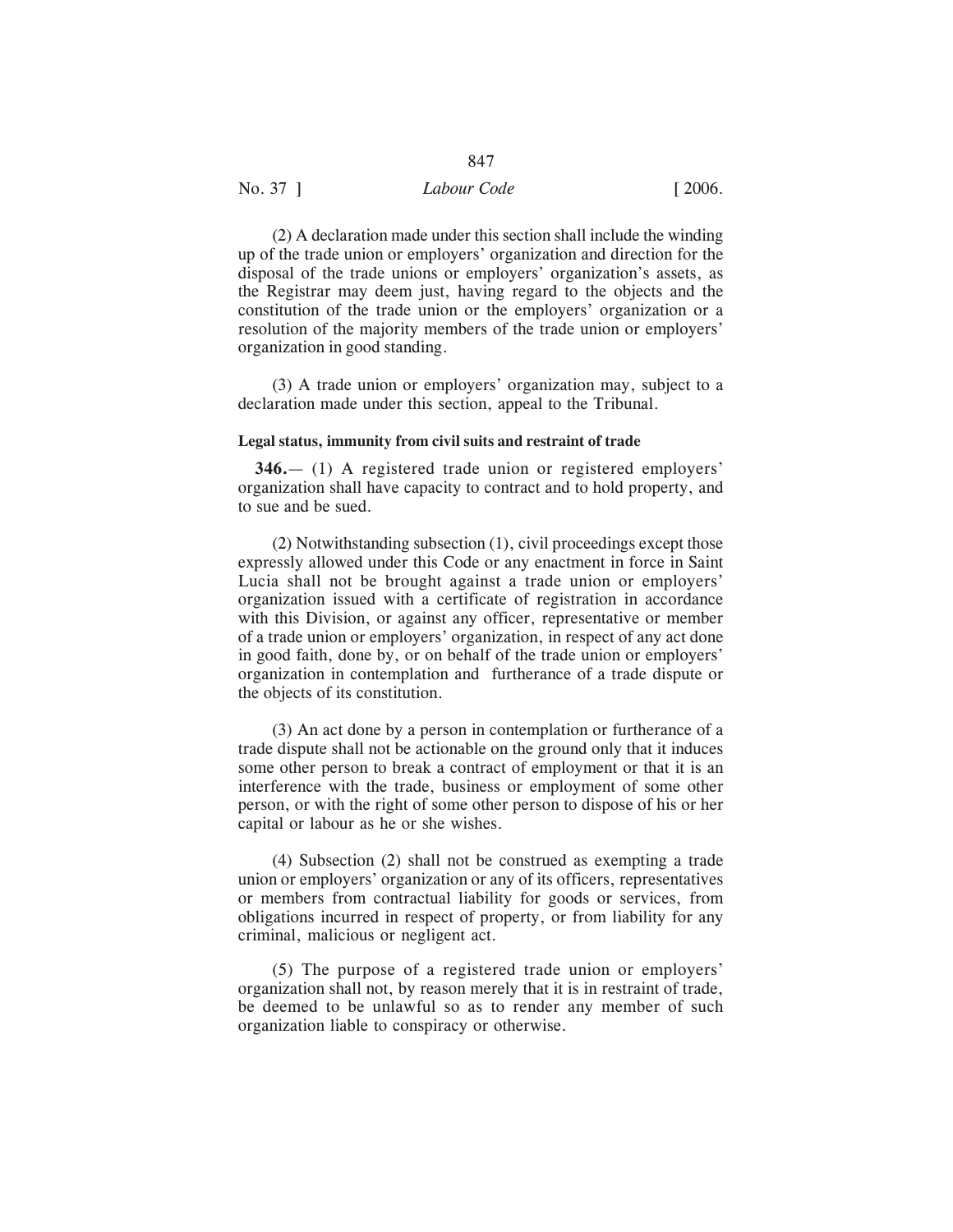(2) A declaration made under this section shall include the winding up of the trade union or employers' organization and direction for the disposal of the trade unions or employers' organization's assets, as the Registrar may deem just, having regard to the objects and the constitution of the trade union or the employers' organization or a resolution of the majority members of the trade union or employers' organization in good standing.

(3) A trade union or employers' organization may, subject to a declaration made under this section, appeal to the Tribunal.

**Legal status, immunity from civil suits and restraint of trade**

**346.**— (1) A registered trade union or registered employers' organization shall have capacity to contract and to hold property, and to sue and be sued.

(2) Notwithstanding subsection (1), civil proceedings except those expressly allowed under this Code or any enactment in force in Saint Lucia shall not be brought against a trade union or employers' organization issued with a certificate of registration in accordance with this Division, or against any officer, representative or member of a trade union or employers' organization, in respect of any act done in good faith, done by, or on behalf of the trade union or employers' organization in contemplation and furtherance of a trade dispute or the objects of its constitution.

(3) An act done by a person in contemplation or furtherance of a trade dispute shall not be actionable on the ground only that it induces some other person to break a contract of employment or that it is an interference with the trade, business or employment of some other person, or with the right of some other person to dispose of his or her capital or labour as he or she wishes.

(4) Subsection (2) shall not be construed as exempting a trade union or employers' organization or any of its officers, representatives or members from contractual liability for goods or services, from obligations incurred in respect of property, or from liability for any criminal, malicious or negligent act.

(5) The purpose of a registered trade union or employers' organization shall not, by reason merely that it is in restraint of trade, be deemed to be unlawful so as to render any member of such organization liable to conspiracy or otherwise.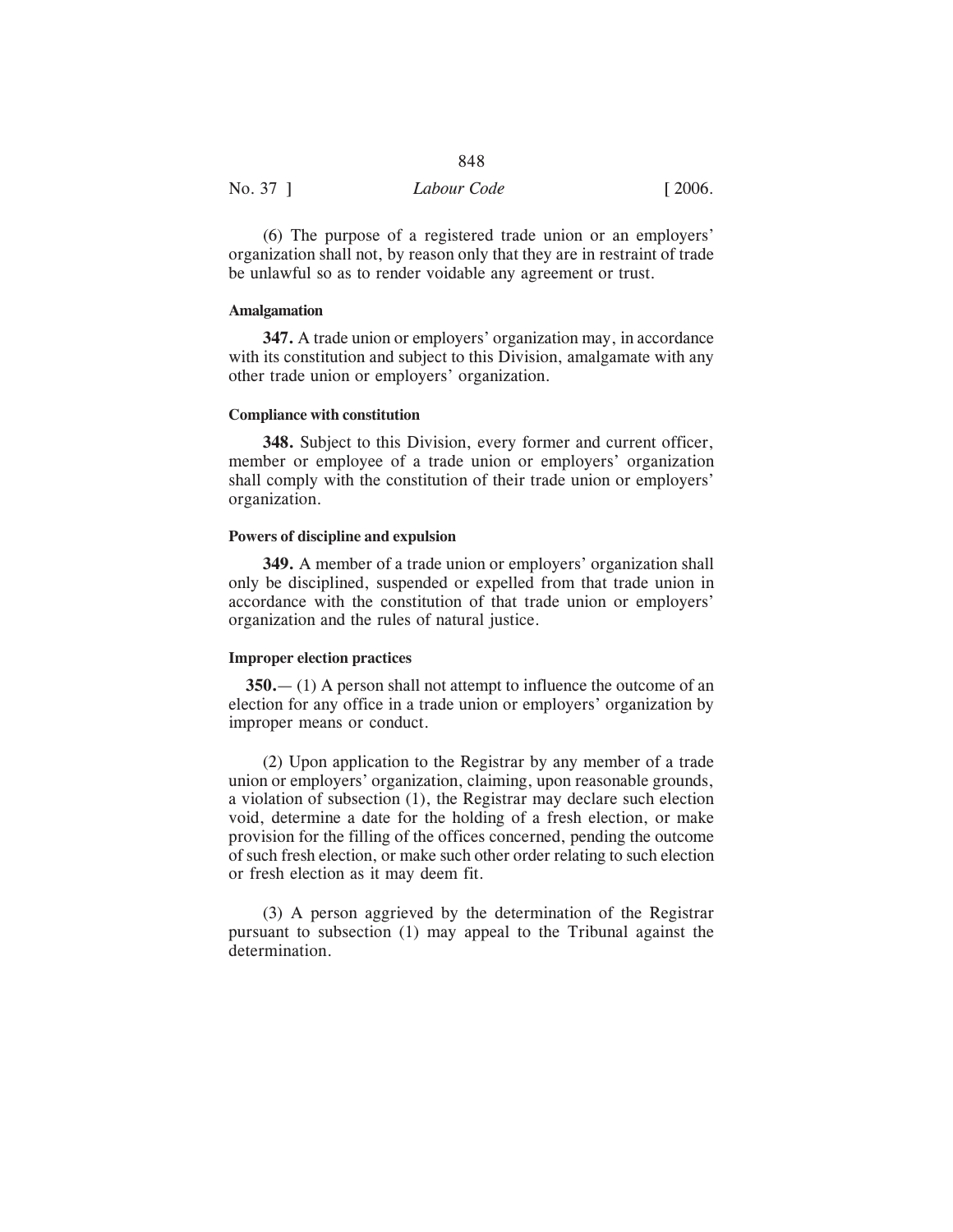(6) The purpose of a registered trade union or an employers' organization shall not, by reason only that they are in restraint of trade be unlawful so as to render voidable any agreement or trust.

**Amalgamation**

**347.** A trade union or employers' organization may, in accordance with its constitution and subject to this Division, amalgamate with any other trade union or employers' organization.

**Compliance with constitution**

**348.** Subject to this Division, every former and current officer, member or employee of a trade union or employers' organization shall comply with the constitution of their trade union or employers' organization.

**Powers of discipline and expulsion**

**349.** A member of a trade union or employers' organization shall only be disciplined, suspended or expelled from that trade union in accordance with the constitution of that trade union or employers' organization and the rules of natural justice.

**Improper election practices**

**350.**— (1) A person shall not attempt to influence the outcome of an election for any office in a trade union or employers' organization by improper means or conduct.

(2) Upon application to the Registrar by any member of a trade union or employers' organization, claiming, upon reasonable grounds, a violation of subsection (1), the Registrar may declare such election void, determine a date for the holding of a fresh election, or make provision for the filling of the offices concerned, pending the outcome of such fresh election, or make such other order relating to such election or fresh election as it may deem fit.

(3) A person aggrieved by the determination of the Registrar pursuant to subsection (1) may appeal to the Tribunal against the determination.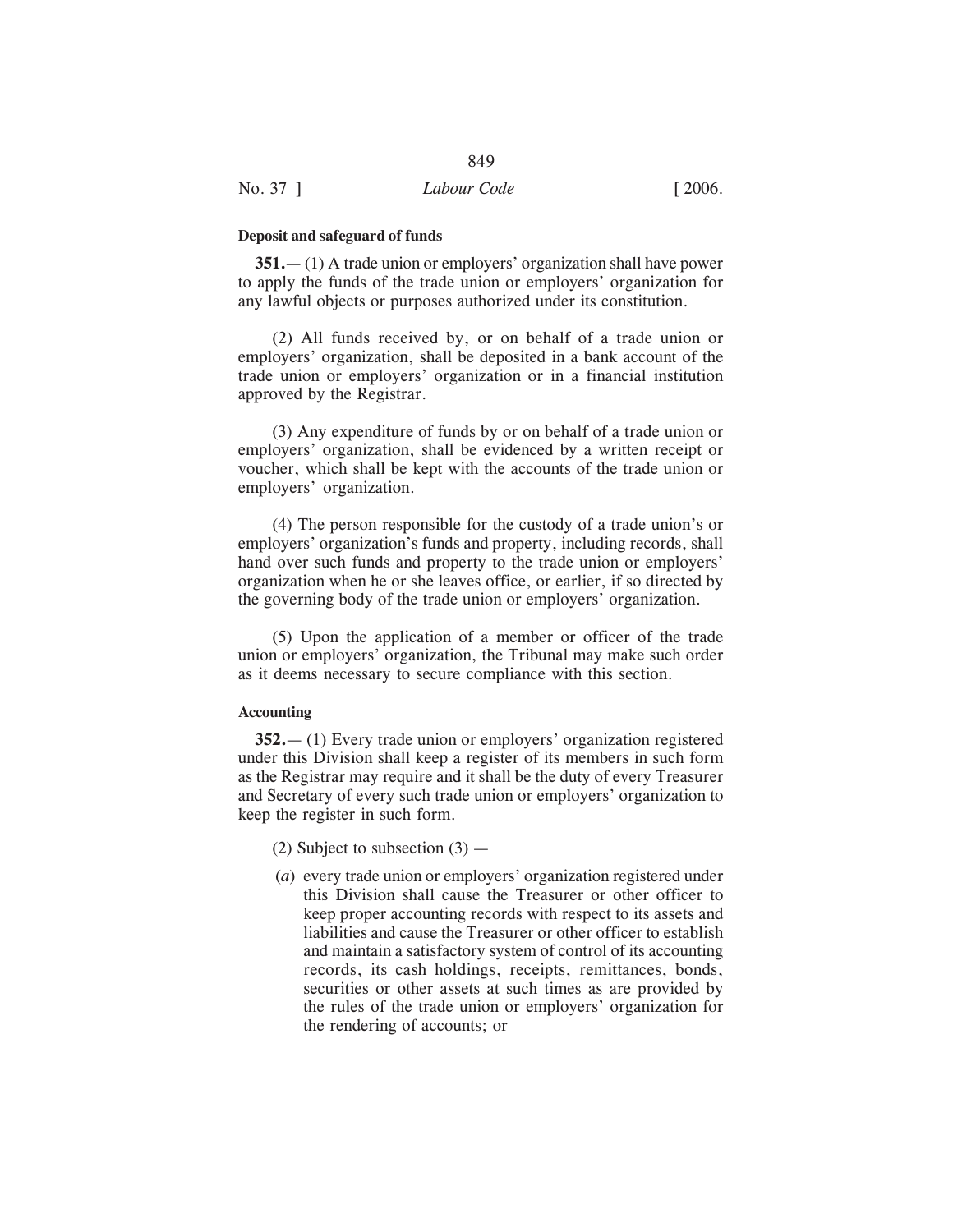**Deposit and safeguard of funds**

**351.**— (1) A trade union or employers' organization shall have power to apply the funds of the trade union or employers' organization for any lawful objects or purposes authorized under its constitution.

(2) All funds received by, or on behalf of a trade union or employers' organization, shall be deposited in a bank account of the trade union or employers' organization or in a financial institution approved by the Registrar.

(3) Any expenditure of funds by or on behalf of a trade union or employers' organization, shall be evidenced by a written receipt or voucher, which shall be kept with the accounts of the trade union or employers' organization.

(4) The person responsible for the custody of a trade union's or employers' organization's funds and property, including records, shall hand over such funds and property to the trade union or employers' organization when he or she leaves office, or earlier, if so directed by the governing body of the trade union or employers' organization.

(5) Upon the application of a member or officer of the trade union or employers' organization, the Tribunal may make such order as it deems necessary to secure compliance with this section.

**Accounting**

**352.**— (1) Every trade union or employers' organization registered under this Division shall keep a register of its members in such form as the Registrar may require and it shall be the duty of every Treasurer and Secretary of every such trade union or employers' organization to keep the register in such form.

(2) Subject to subsection (3) —

(*a*) every trade union or employers' organization registered under this Division shall cause the Treasurer or other officer to keep proper accounting records with respect to its assets and liabilities and cause the Treasurer or other officer to establish and maintain a satisfactory system of control of its accounting records, its cash holdings, receipts, remittances, bonds, securities or other assets at such times as are provided by the rules of the trade union or employers' organization for the rendering of accounts; or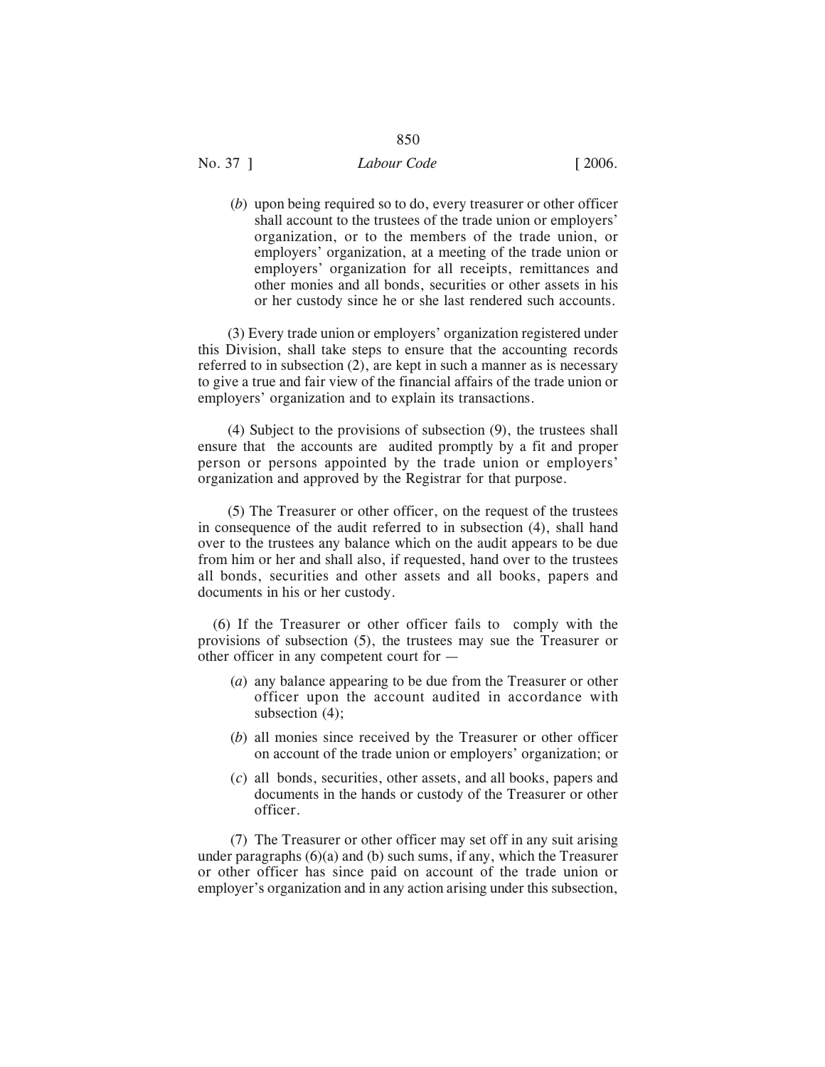(*b*) upon being required so to do, every treasurer or other officer shall account to the trustees of the trade union or employers' organization, or to the members of the trade union, or employers' organization, at a meeting of the trade union or employers' organization for all receipts, remittances and other monies and all bonds, securities or other assets in his or her custody since he or she last rendered such accounts.

(3) Every trade union or employers' organization registered under this Division, shall take steps to ensure that the accounting records referred to in subsection (2), are kept in such a manner as is necessary to give a true and fair view of the financial affairs of the trade union or employers' organization and to explain its transactions.

(4) Subject to the provisions of subsection (9), the trustees shall ensure that the accounts are audited promptly by a fit and proper person or persons appointed by the trade union or employers' organization and approved by the Registrar for that purpose.

(5) The Treasurer or other officer, on the request of the trustees in consequence of the audit referred to in subsection (4), shall hand over to the trustees any balance which on the audit appears to be due from him or her and shall also, if requested, hand over to the trustees all bonds, securities and other assets and all books, papers and documents in his or her custody.

(6) If the Treasurer or other officer fails to comply with the provisions of subsection (5), the trustees may sue the Treasurer or other officer in any competent court for —

(*a*) any balance appearing to be due from the Treasurer or other officer upon the account audited in accordance with subsection (4);

(*b*) all monies since received by the Treasurer or other officer on account of the trade union or employers' organization; or

(*c*) all bonds, securities, other assets, and all books, papers and documents in the hands or custody of the Treasurer or other officer.

(7) The Treasurer or other officer may set off in any suit arising under paragraphs (6)(a) and (b) such sums, if any, which the Treasurer or other officer has since paid on account of the trade union or employer's organization and in any action arising under this subsection,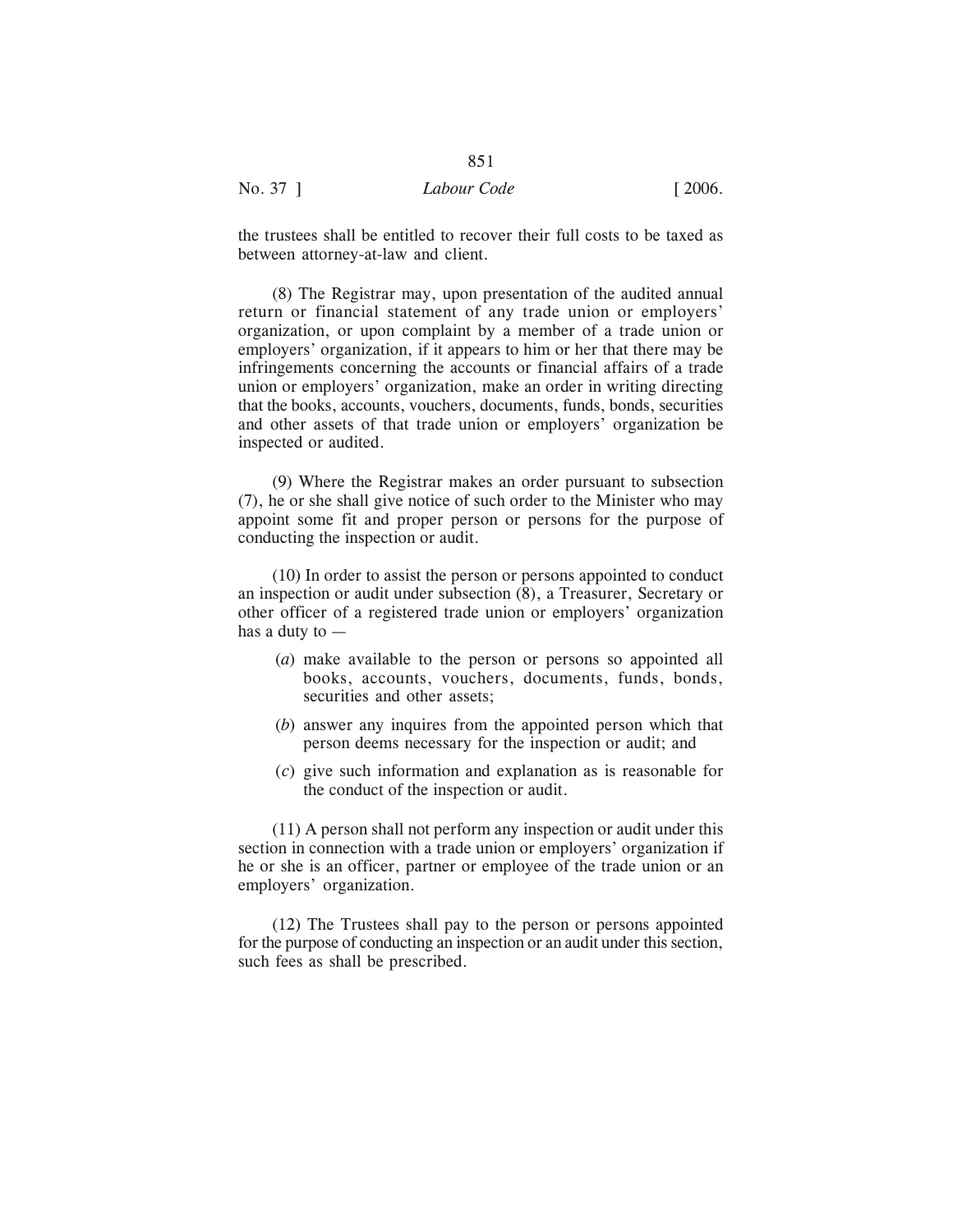the trustees shall be entitled to recover their full costs to be taxed as between attorney-at-law and client.

(8) The Registrar may, upon presentation of the audited annual return or financial statement of any trade union or employers' organization, or upon complaint by a member of a trade union or employers' organization, if it appears to him or her that there may be infringements concerning the accounts or financial affairs of a trade union or employers' organization, make an order in writing directing that the books, accounts, vouchers, documents, funds, bonds, securities and other assets of that trade union or employers' organization be inspected or audited.

(9) Where the Registrar makes an order pursuant to subsection (7), he or she shall give notice of such order to the Minister who may appoint some fit and proper person or persons for the purpose of conducting the inspection or audit.

(10) In order to assist the person or persons appointed to conduct an inspection or audit under subsection (8), a Treasurer, Secretary or other officer of a registered trade union or employers' organization has a duty to —

(*a*) make available to the person or persons so appointed all books, accounts, vouchers, documents, funds, bonds, securities and other assets;

(*b*) answer any inquires from the appointed person which that person deems necessary for the inspection or audit; and

(*c*) give such information and explanation as is reasonable for the conduct of the inspection or audit.

(11) A person shall not perform any inspection or audit under this section in connection with a trade union or employers' organization if he or she is an officer, partner or employee of the trade union or an employers' organization.

(12) The Trustees shall pay to the person or persons appointed for the purpose of conducting an inspection or an audit under this section, such fees as shall be prescribed.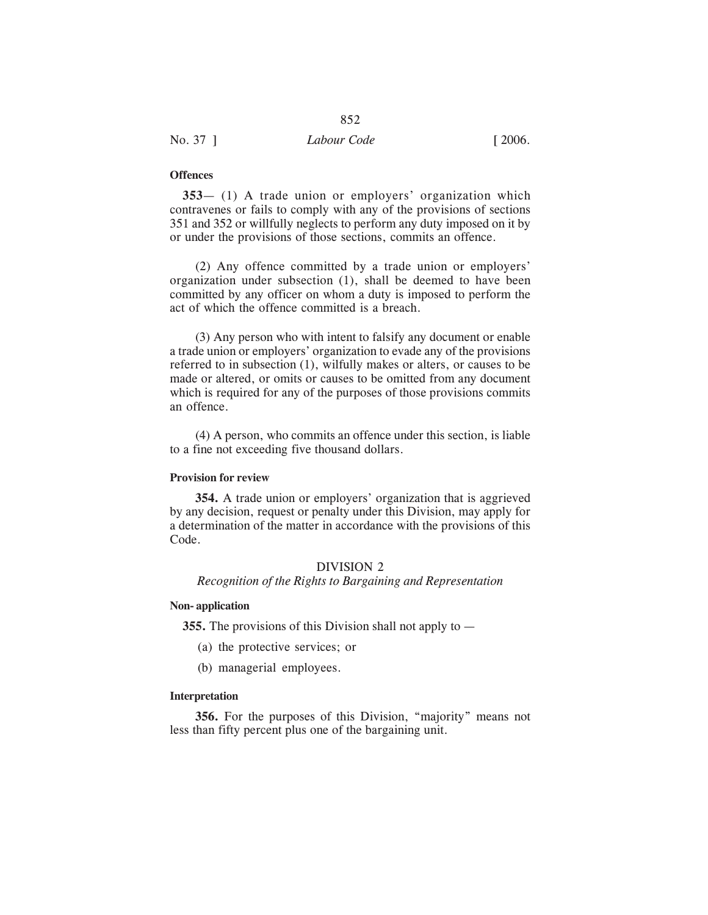**Offences**

**353**— (1) A trade union or employers' organization which contravenes or fails to comply with any of the provisions of sections 351 and 352 or willfully neglects to perform any duty imposed on it by or under the provisions of those sections, commits an offence.

(2) Any offence committed by a trade union or employers' organization under subsection (1), shall be deemed to have been committed by any officer on whom a duty is imposed to perform the act of which the offence committed is a breach.

(3) Any person who with intent to falsify any document or enable a trade union or employers' organization to evade any of the provisions referred to in subsection (1), wilfully makes or alters, or causes to be made or altered, or omits or causes to be omitted from any document which is required for any of the purposes of those provisions commits an offence.

(4) A person, who commits an offence under this section, is liable to a fine not exceeding five thousand dollars.

**Provision for review**

**354.** A trade union or employers' organization that is aggrieved by any decision, request or penalty under this Division, may apply for a determination of the matter in accordance with the provisions of this Code.

## DIVISION 2

### *Recognition of the Rights to Bargaining and Representation*

**Non- application**

**355.** The provisions of this Division shall not apply to —

(a) the protective services; or

(b) managerial employees.

**Interpretation**

**356.** For the purposes of this Division, "majority" means not less than fifty percent plus one of the bargaining unit.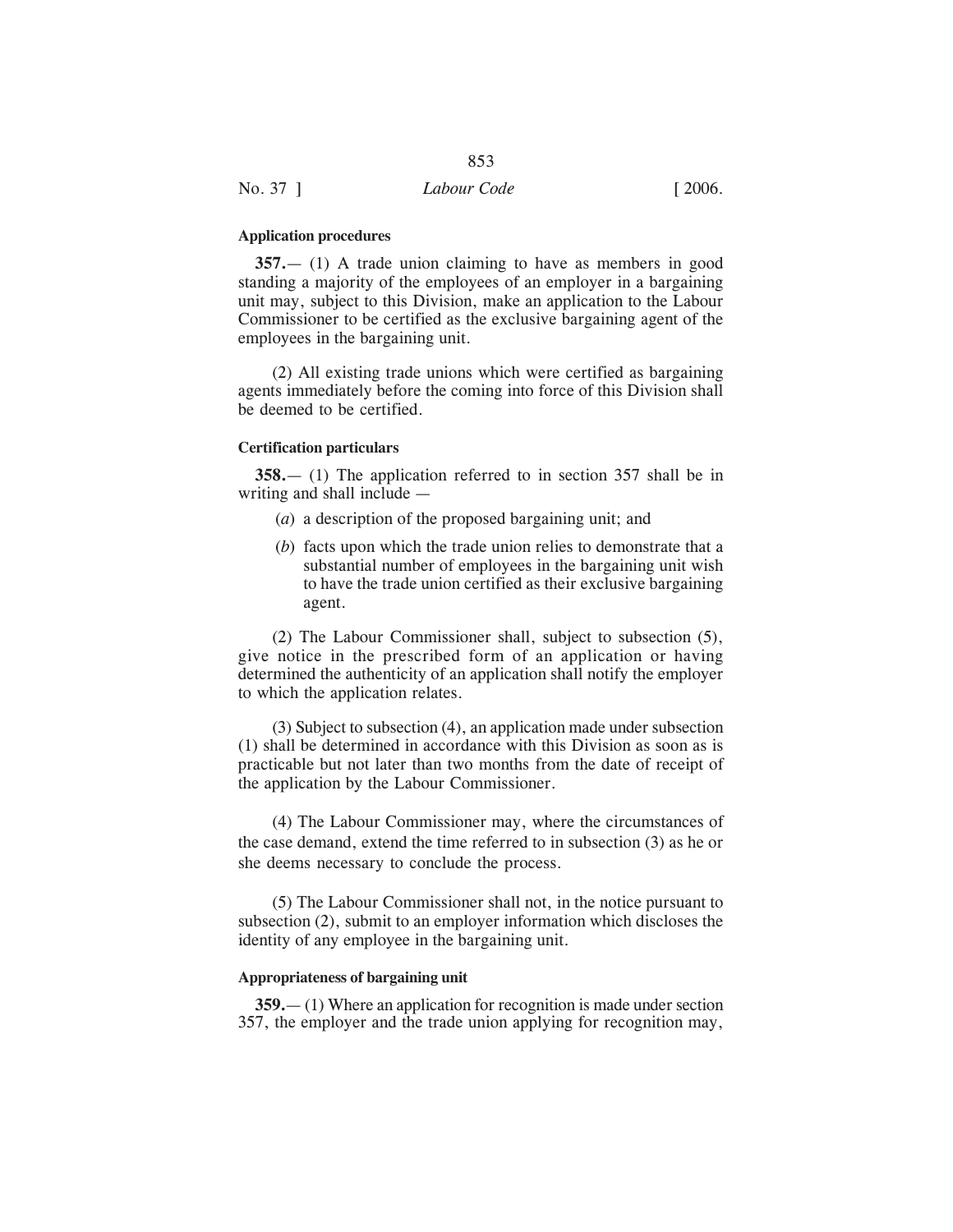**Application procedures**

**357.**— (1) A trade union claiming to have as members in good standing a majority of the employees of an employer in a bargaining unit may, subject to this Division, make an application to the Labour Commissioner to be certified as the exclusive bargaining agent of the employees in the bargaining unit.

(2) All existing trade unions which were certified as bargaining agents immediately before the coming into force of this Division shall be deemed to be certified.

**Certification particulars**

**358.**— (1) The application referred to in section 357 shall be in writing and shall include —

(*a*) a description of the proposed bargaining unit; and

(*b*) facts upon which the trade union relies to demonstrate that a substantial number of employees in the bargaining unit wish to have the trade union certified as their exclusive bargaining agent.

(2) The Labour Commissioner shall, subject to subsection (5), give notice in the prescribed form of an application or having determined the authenticity of an application shall notify the employer to which the application relates.

(3) Subject to subsection (4), an application made under subsection (1) shall be determined in accordance with this Division as soon as is practicable but not later than two months from the date of receipt of the application by the Labour Commissioner.

(4) The Labour Commissioner may, where the circumstances of the case demand, extend the time referred to in subsection (3) as he or she deems necessary to conclude the process.

(5) The Labour Commissioner shall not, in the notice pursuant to subsection (2), submit to an employer information which discloses the identity of any employee in the bargaining unit.

**Appropriateness of bargaining unit**

**359.**— (1) Where an application for recognition is made under section 357, the employer and the trade union applying for recognition may,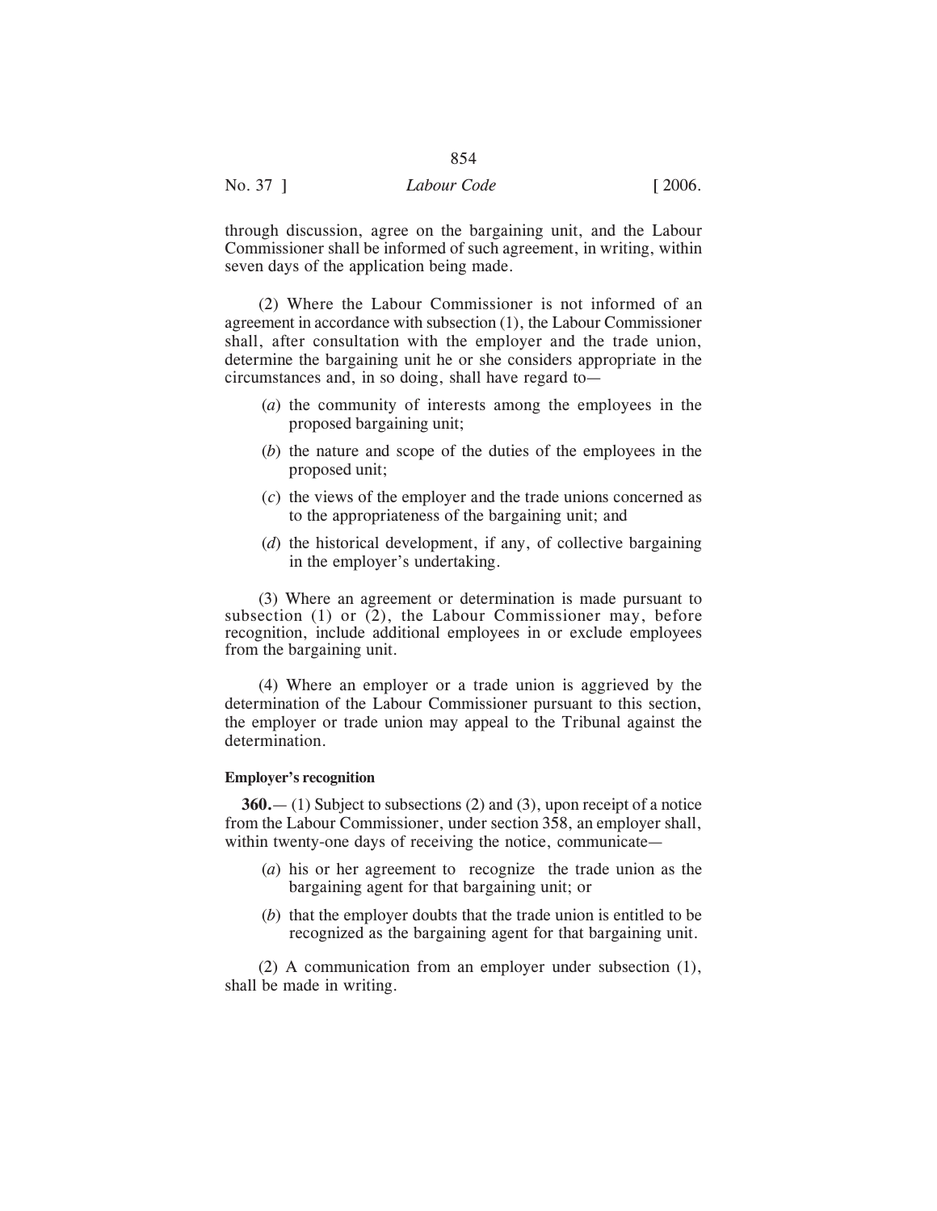through discussion, agree on the bargaining unit, and the Labour Commissioner shall be informed of such agreement, in writing, within seven days of the application being made.

(2) Where the Labour Commissioner is not informed of an agreement in accordance with subsection (1), the Labour Commissioner shall, after consultation with the employer and the trade union, determine the bargaining unit he or she considers appropriate in the circumstances and, in so doing, shall have regard to—

(*a*) the community of interests among the employees in the proposed bargaining unit;

(*b*) the nature and scope of the duties of the employees in the proposed unit;

(*c*) the views of the employer and the trade unions concerned as to the appropriateness of the bargaining unit; and

(*d*) the historical development, if any, of collective bargaining in the employer's undertaking.

(3) Where an agreement or determination is made pursuant to subsection (1) or (2), the Labour Commissioner may, before recognition, include additional employees in or exclude employees from the bargaining unit.

(4) Where an employer or a trade union is aggrieved by the determination of the Labour Commissioner pursuant to this section, the employer or trade union may appeal to the Tribunal against the determination.

**Employer's recognition**

**360.**— (1) Subject to subsections (2) and (3), upon receipt of a notice from the Labour Commissioner, under section 358, an employer shall, within twenty-one days of receiving the notice, communicate—

(*a*) his or her agreement to recognize the trade union as the bargaining agent for that bargaining unit; or

(*b*) that the employer doubts that the trade union is entitled to be recognized as the bargaining agent for that bargaining unit.

(2) A communication from an employer under subsection (1), shall be made in writing.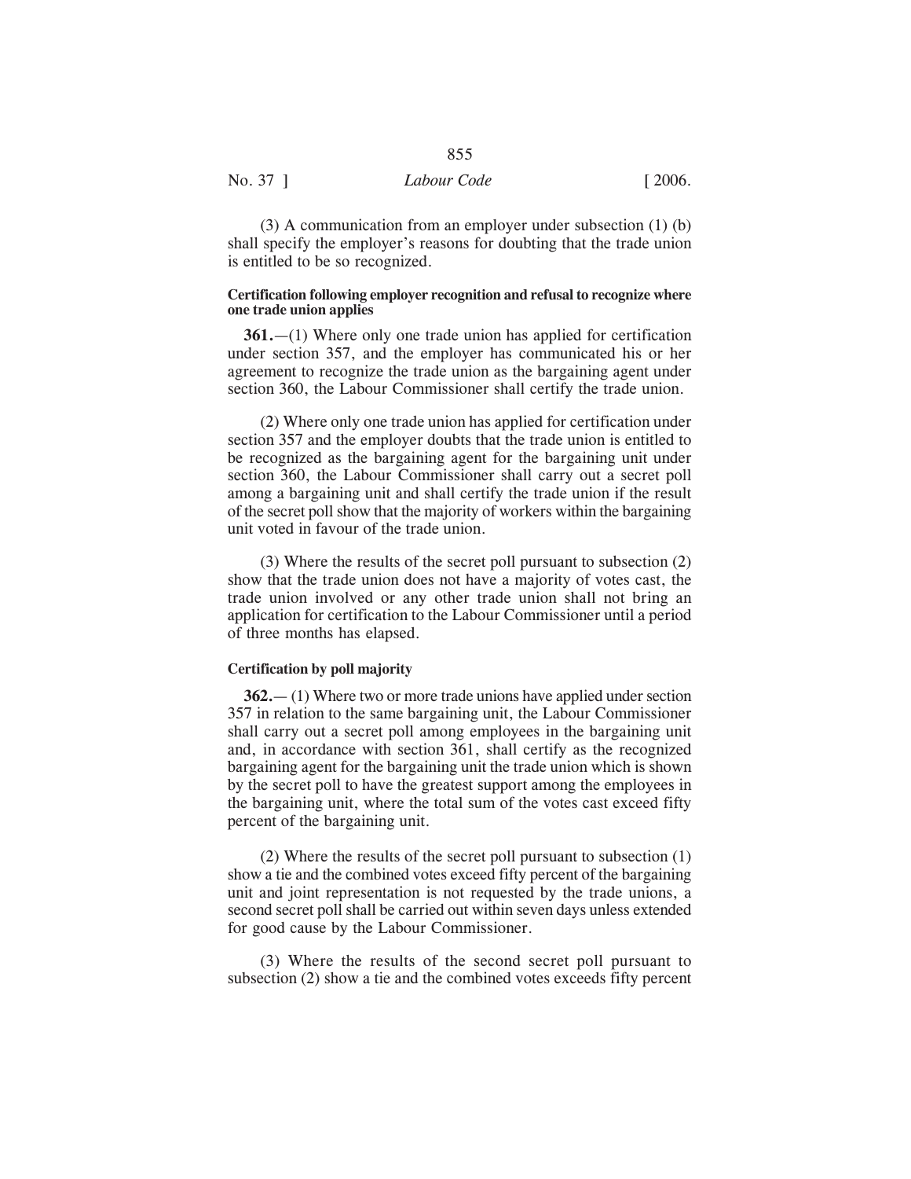(3) A communication from an employer under subsection (1) (b) shall specify the employer's reasons for doubting that the trade union is entitled to be so recognized.

**Certification following employer recognition and refusal to recognize where one trade union applies**

**361.**—(1) Where only one trade union has applied for certification under section 357, and the employer has communicated his or her agreement to recognize the trade union as the bargaining agent under section 360, the Labour Commissioner shall certify the trade union.

(2) Where only one trade union has applied for certification under section 357 and the employer doubts that the trade union is entitled to be recognized as the bargaining agent for the bargaining unit under section 360, the Labour Commissioner shall carry out a secret poll among a bargaining unit and shall certify the trade union if the result of the secret poll show that the majority of workers within the bargaining unit voted in favour of the trade union.

(3) Where the results of the secret poll pursuant to subsection (2) show that the trade union does not have a majority of votes cast, the trade union involved or any other trade union shall not bring an application for certification to the Labour Commissioner until a period of three months has elapsed.

**Certification by poll majority**

**362.**— (1) Where two or more trade unions have applied under section 357 in relation to the same bargaining unit, the Labour Commissioner shall carry out a secret poll among employees in the bargaining unit and, in accordance with section 361, shall certify as the recognized bargaining agent for the bargaining unit the trade union which is shown by the secret poll to have the greatest support among the employees in the bargaining unit, where the total sum of the votes cast exceed fifty percent of the bargaining unit.

(2) Where the results of the secret poll pursuant to subsection (1) show a tie and the combined votes exceed fifty percent of the bargaining unit and joint representation is not requested by the trade unions, a second secret poll shall be carried out within seven days unless extended for good cause by the Labour Commissioner.

(3) Where the results of the second secret poll pursuant to subsection (2) show a tie and the combined votes exceeds fifty percent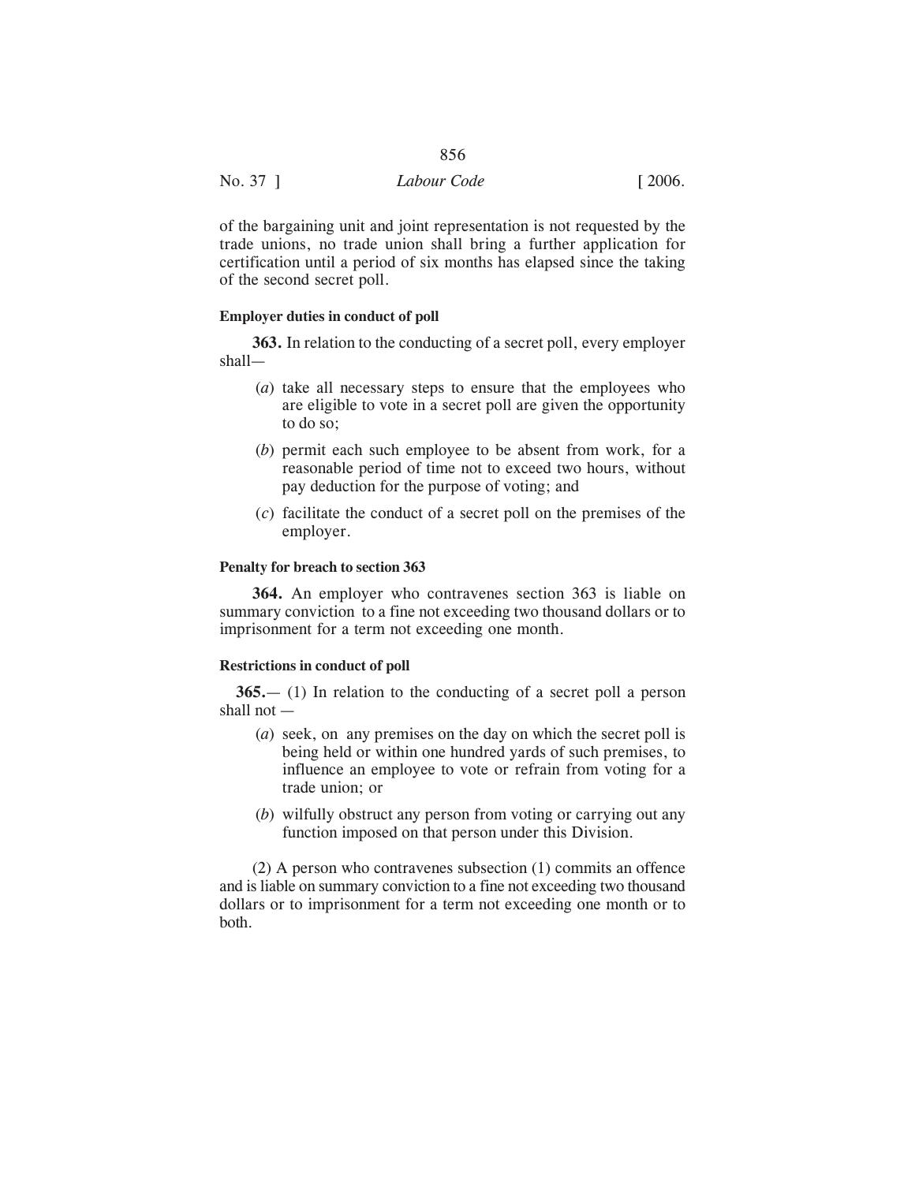of the bargaining unit and joint representation is not requested by the trade unions, no trade union shall bring a further application for certification until a period of six months has elapsed since the taking of the second secret poll.

**Employer duties in conduct of poll**

**363.** In relation to the conducting of a secret poll, every employer shall—

(*a*) take all necessary steps to ensure that the employees who are eligible to vote in a secret poll are given the opportunity to do so;

(*b*) permit each such employee to be absent from work, for a reasonable period of time not to exceed two hours, without pay deduction for the purpose of voting; and

(*c*) facilitate the conduct of a secret poll on the premises of the employer.

**Penalty for breach to section 363**

**364.** An employer who contravenes section 363 is liable on summary conviction to a fine not exceeding two thousand dollars or to imprisonment for a term not exceeding one month.

**Restrictions in conduct of poll**

**365.**— (1) In relation to the conducting of a secret poll a person shall not —

(*a*) seek, on any premises on the day on which the secret poll is being held or within one hundred yards of such premises, to influence an employee to vote or refrain from voting for a trade union; or

(*b*) wilfully obstruct any person from voting or carrying out any function imposed on that person under this Division.

(2) A person who contravenes subsection (1) commits an offence and is liable on summary conviction to a fine not exceeding two thousand dollars or to imprisonment for a term not exceeding one month or to both.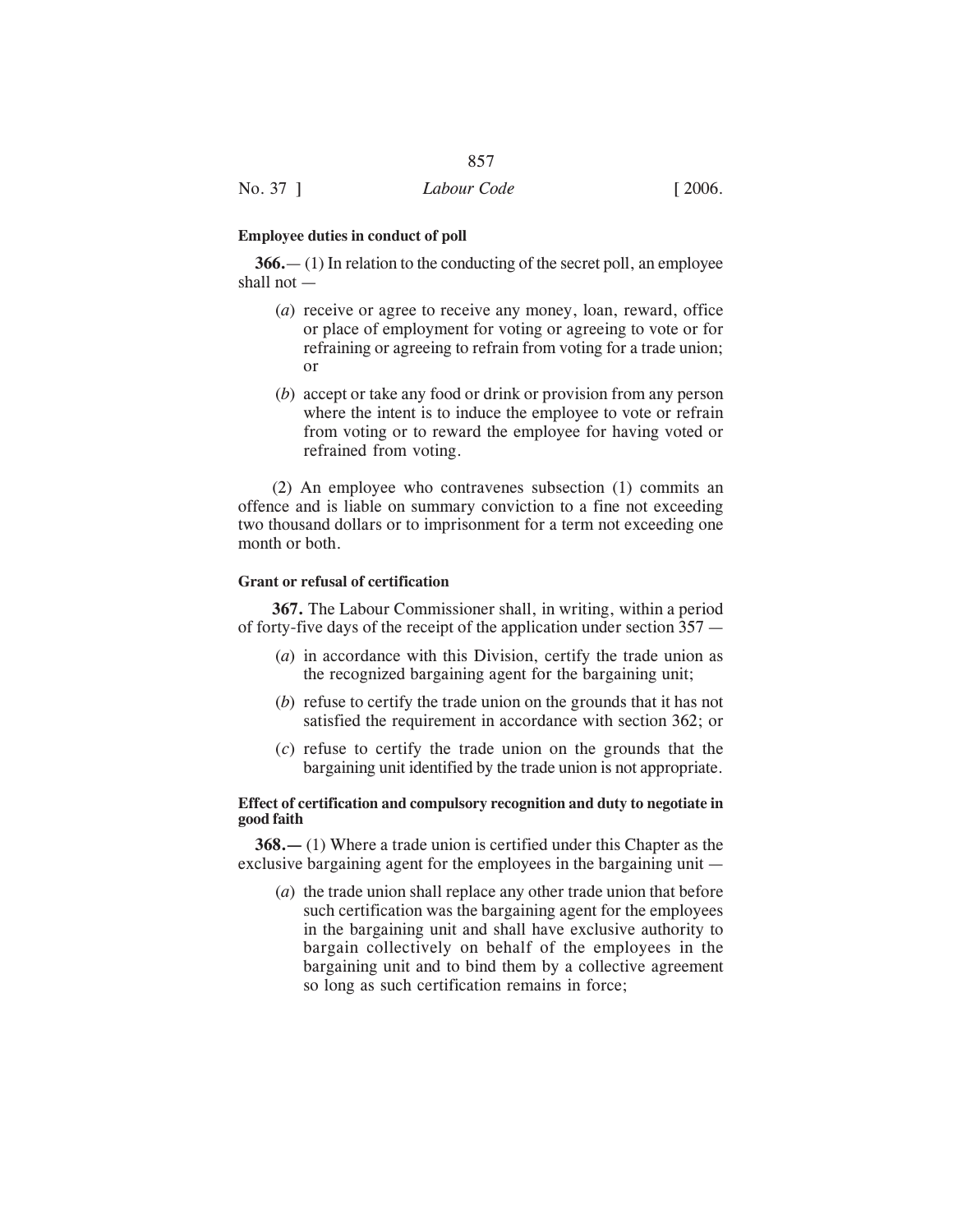**Employee duties in conduct of poll**

**366.**— (1) In relation to the conducting of the secret poll, an employee shall not —

(*a*) receive or agree to receive any money, loan, reward, office or place of employment for voting or agreeing to vote or for refraining or agreeing to refrain from voting for a trade union; or

(*b*) accept or take any food or drink or provision from any person where the intent is to induce the employee to vote or refrain from voting or to reward the employee for having voted or refrained from voting.

(2) An employee who contravenes subsection (1) commits an offence and is liable on summary conviction to a fine not exceeding two thousand dollars or to imprisonment for a term not exceeding one month or both.

**Grant or refusal of certification**

**367.** The Labour Commissioner shall, in writing, within a period of forty-five days of the receipt of the application under section 357 —

(*a*) in accordance with this Division, certify the trade union as the recognized bargaining agent for the bargaining unit;

(*b*) refuse to certify the trade union on the grounds that it has not satisfied the requirement in accordance with section 362; or

(*c*) refuse to certify the trade union on the grounds that the bargaining unit identified by the trade union is not appropriate.

**Effect of certification and compulsory recognition and duty to negotiate in good faith**

**368.—** (1) Where a trade union is certified under this Chapter as the exclusive bargaining agent for the employees in the bargaining unit —

(*a*) the trade union shall replace any other trade union that before such certification was the bargaining agent for the employees in the bargaining unit and shall have exclusive authority to bargain collectively on behalf of the employees in the bargaining unit and to bind them by a collective agreement so long as such certification remains in force;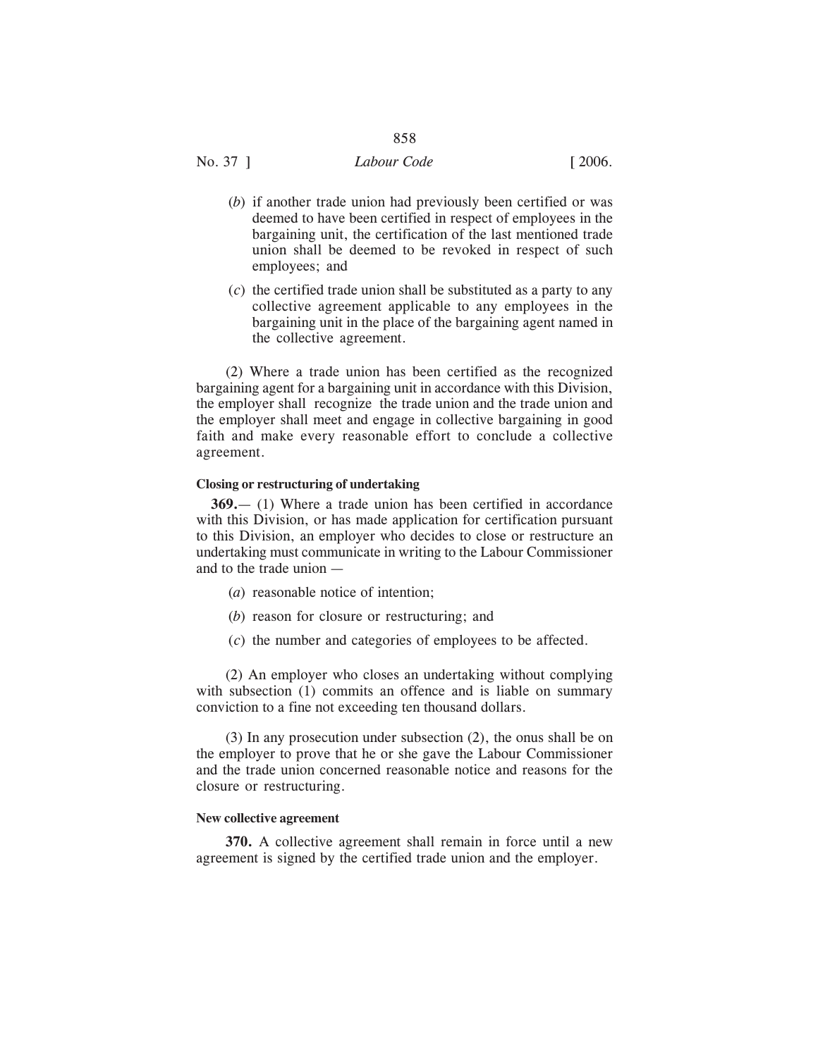(*b*) if another trade union had previously been certified or was deemed to have been certified in respect of employees in the bargaining unit, the certification of the last mentioned trade union shall be deemed to be revoked in respect of such employees; and

(*c*) the certified trade union shall be substituted as a party to any collective agreement applicable to any employees in the bargaining unit in the place of the bargaining agent named in the collective agreement.

(2) Where a trade union has been certified as the recognized bargaining agent for a bargaining unit in accordance with this Division, the employer shall recognize the trade union and the trade union and the employer shall meet and engage in collective bargaining in good faith and make every reasonable effort to conclude a collective agreement.

**Closing or restructuring of undertaking**

**369.**— (1) Where a trade union has been certified in accordance with this Division, or has made application for certification pursuant to this Division, an employer who decides to close or restructure an undertaking must communicate in writing to the Labour Commissioner and to the trade union —

(*a*) reasonable notice of intention;

(*b*) reason for closure or restructuring; and

(*c*) the number and categories of employees to be affected.

(2) An employer who closes an undertaking without complying with subsection (1) commits an offence and is liable on summary conviction to a fine not exceeding ten thousand dollars.

(3) In any prosecution under subsection (2), the onus shall be on the employer to prove that he or she gave the Labour Commissioner and the trade union concerned reasonable notice and reasons for the closure or restructuring.

**New collective agreement**

**370.** A collective agreement shall remain in force until a new agreement is signed by the certified trade union and the employer.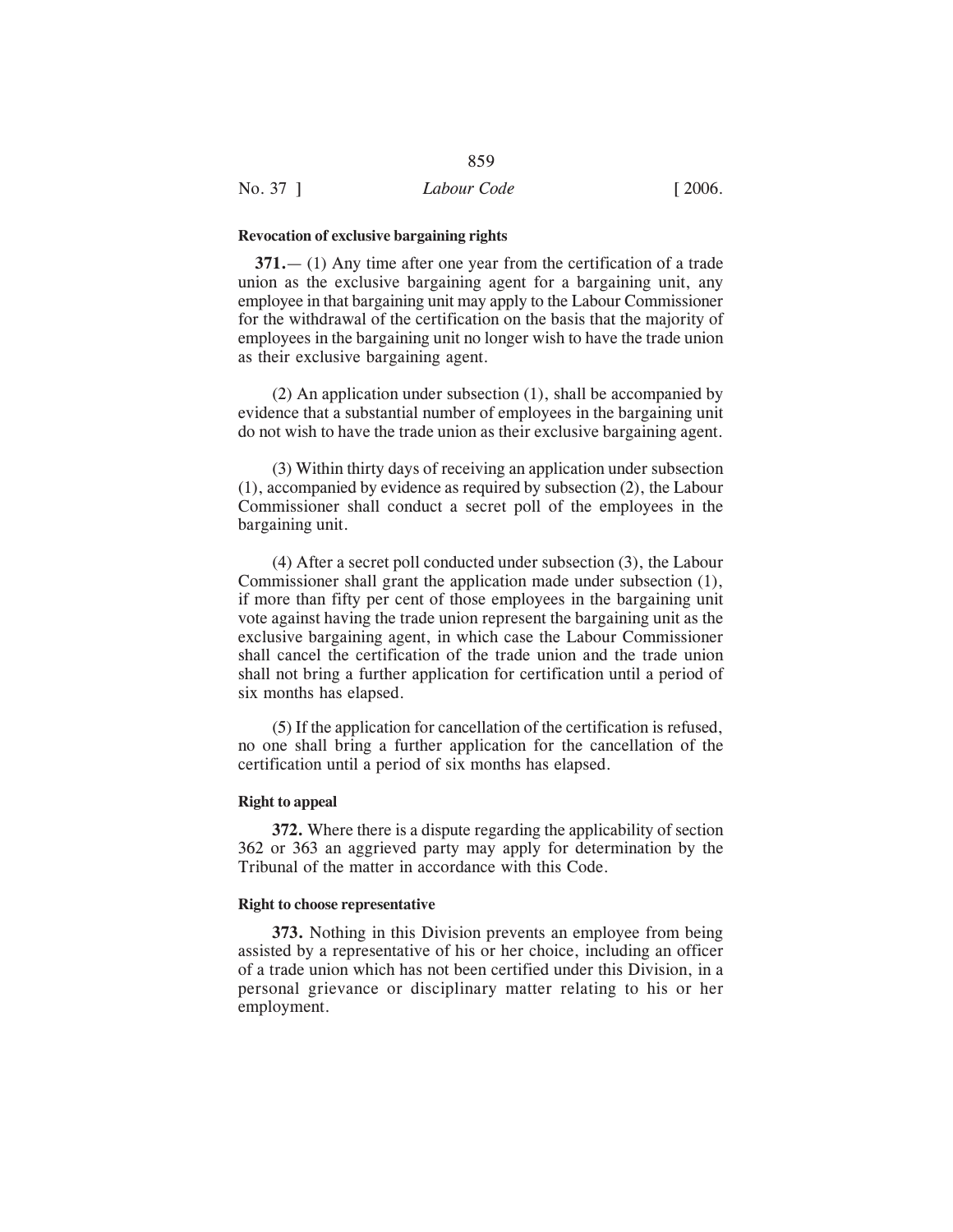#### Revocation of exclusive bargaining rights

**371.**— (1) Any time after one year from the certification of a trade union as the exclusive bargaining agent for a bargaining unit, any employee in that bargaining unit may apply to the Labour Commissioner for the withdrawal of the certification on the basis that the majority of employees in the bargaining unit no longer wish to have the trade union as their exclusive bargaining agent.

(2) An application under subsection (1), shall be accompanied by evidence that a substantial number of employees in the bargaining unit do not wish to have the trade union as their exclusive bargaining agent.

(3) Within thirty days of receiving an application under subsection (1), accompanied by evidence as required by subsection (2), the Labour Commissioner shall conduct a secret poll of the employees in the bargaining unit.

(4) After a secret poll conducted under subsection (3), the Labour Commissioner shall grant the application made under subsection (1), if more than fifty per cent of those employees in the bargaining unit vote against having the trade union represent the bargaining unit as the exclusive bargaining agent, in which case the Labour Commissioner shall cancel the certification of the trade union and the trade union shall not bring a further application for certification until a period of six months has elapsed.

(5) If the application for cancellation of the certification is refused, no one shall bring a further application for the cancellation of the certification until a period of six months has elapsed.

#### Right to appeal

**372.** Where there is a dispute regarding the applicability of section 362 or 363 an aggrieved party may apply for determination by the Tribunal of the matter in accordance with this Code.

#### Right to choose representative

**373.** Nothing in this Division prevents an employee from being assisted by a representative of his or her choice, including an officer of a trade union which has not been certified under this Division, in a personal grievance or disciplinary matter relating to his or her employment.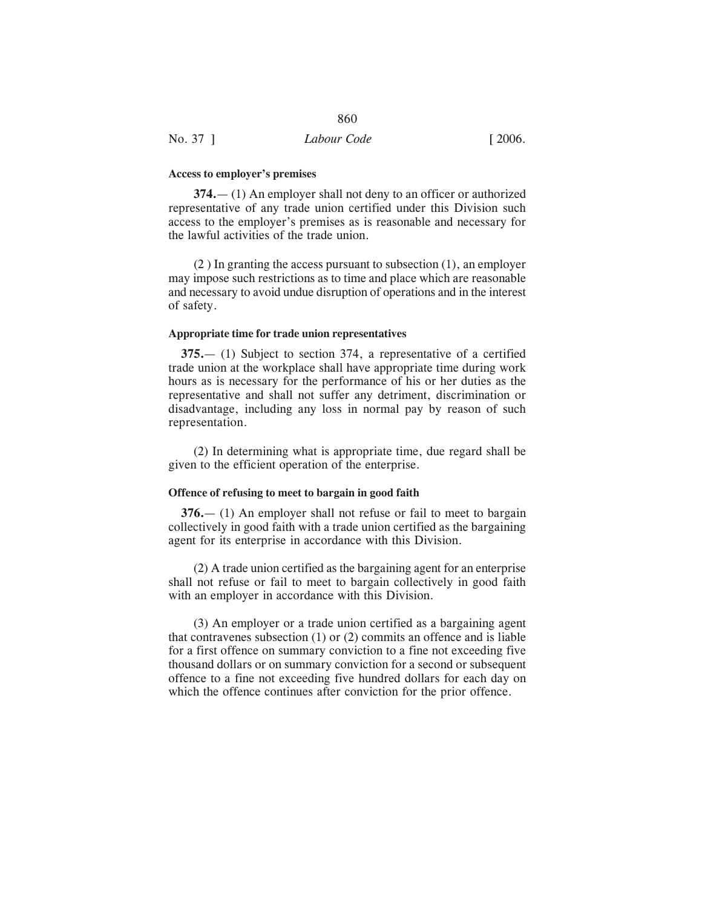#### Access to employer's premises

**374.**— (1) An employer shall not deny to an officer or authorized representative of any trade union certified under this Division such access to the employer's premises as is reasonable and necessary for the lawful activities of the trade union.

(2 ) In granting the access pursuant to subsection (1), an employer may impose such restrictions as to time and place which are reasonable and necessary to avoid undue disruption of operations and in the interest of safety.

#### Appropriate time for trade union representatives

**375.**— (1) Subject to section 374, a representative of a certified trade union at the workplace shall have appropriate time during work hours as is necessary for the performance of his or her duties as the representative and shall not suffer any detriment, discrimination or disadvantage, including any loss in normal pay by reason of such representation.

(2) In determining what is appropriate time, due regard shall be given to the efficient operation of the enterprise.

#### Offence of refusing to meet to bargain in good faith

**376.**— (1) An employer shall not refuse or fail to meet to bargain collectively in good faith with a trade union certified as the bargaining agent for its enterprise in accordance with this Division.

(2) A trade union certified as the bargaining agent for an enterprise shall not refuse or fail to meet to bargain collectively in good faith with an employer in accordance with this Division.

(3) An employer or a trade union certified as a bargaining agent that contravenes subsection (1) or (2) commits an offence and is liable for a first offence on summary conviction to a fine not exceeding five thousand dollars or on summary conviction for a second or subsequent offence to a fine not exceeding five hundred dollars for each day on which the offence continues after conviction for the prior offence.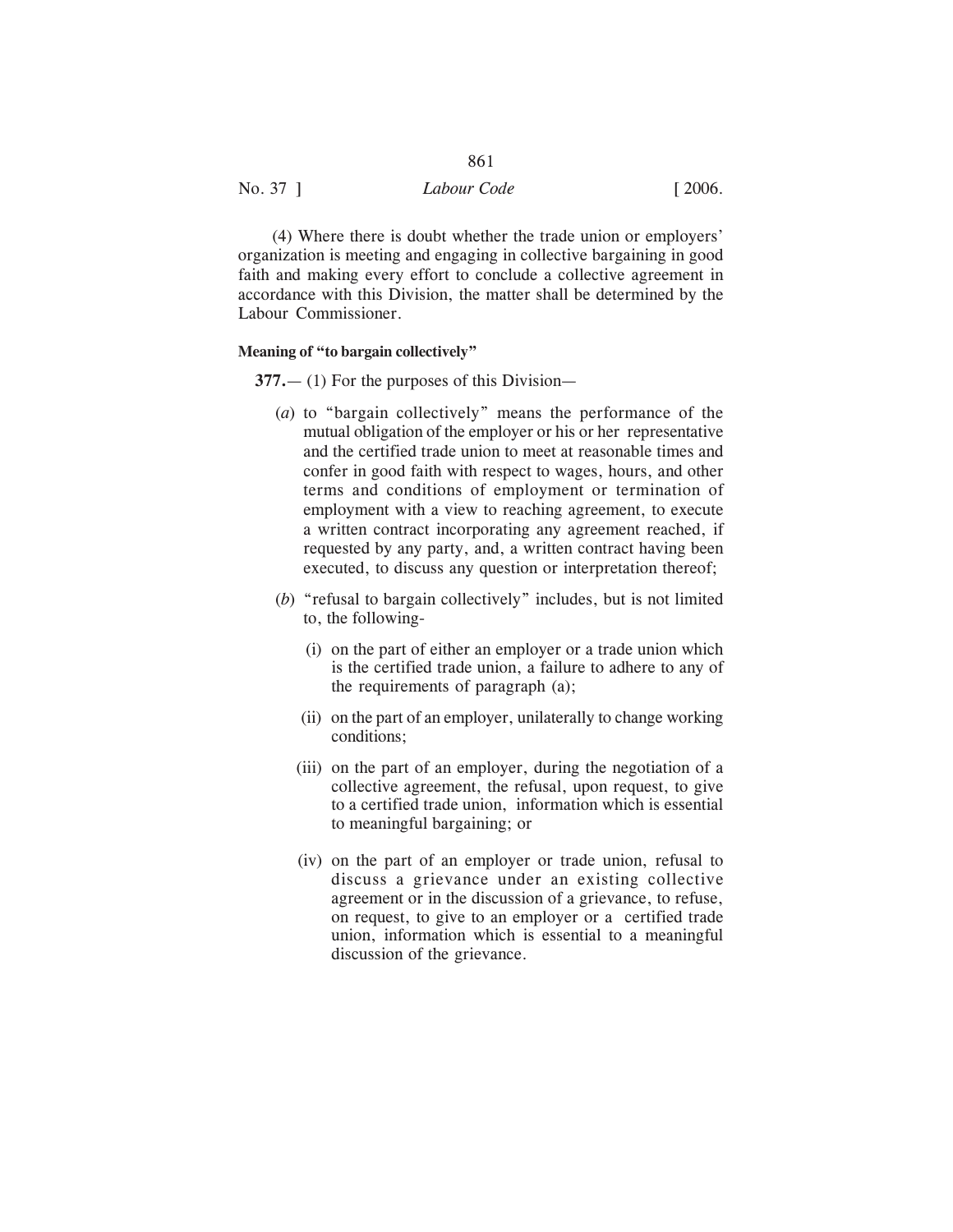(4) Where there is doubt whether the trade union or employers' organization is meeting and engaging in collective bargaining in good faith and making every effort to conclude a collective agreement in accordance with this Division, the matter shall be determined by the Labour Commissioner.

**Meaning of "to bargain collectively"**

**377.**— (1) For the purposes of this Division—

(*a*) to "bargain collectively" means the performance of the mutual obligation of the employer or his or her representative and the certified trade union to meet at reasonable times and confer in good faith with respect to wages, hours, and other terms and conditions of employment or termination of employment with a view to reaching agreement, to execute a written contract incorporating any agreement reached, if requested by any party, and, a written contract having been executed, to discuss any question or interpretation thereof;

(*b*) "refusal to bargain collectively" includes, but is not limited to, the following-

(i) on the part of either an employer or a trade union which is the certified trade union, a failure to adhere to any of the requirements of paragraph (a);

(ii) on the part of an employer, unilaterally to change working conditions;

(iii) on the part of an employer, during the negotiation of a collective agreement, the refusal, upon request, to give to a certified trade union, information which is essential to meaningful bargaining; or

(iv) on the part of an employer or trade union, refusal to discuss a grievance under an existing collective agreement or in the discussion of a grievance, to refuse, on request, to give to an employer or a certified trade union, information which is essential to a meaningful discussion of the grievance.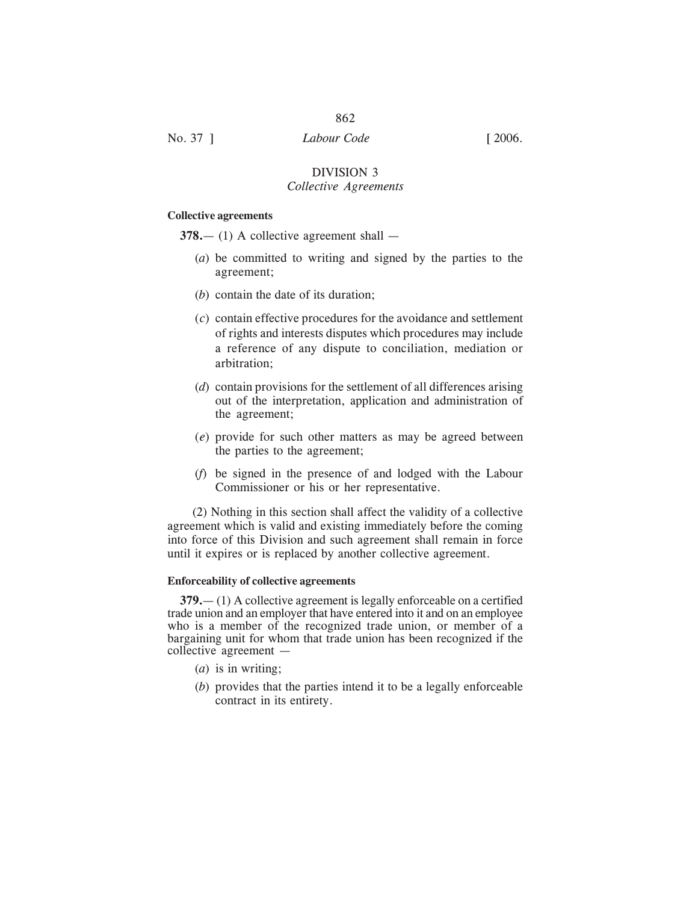## DIVISION 3

### *Collective Agreements*

**Collective agreements**

**378.**— (1) A collective agreement shall —

(*a*) be committed to writing and signed by the parties to the agreement;

(*b*) contain the date of its duration;

(*c*) contain effective procedures for the avoidance and settlement of rights and interests disputes which procedures may include a reference of any dispute to conciliation, mediation or arbitration;

(*d*) contain provisions for the settlement of all differences arising out of the interpretation, application and administration of the agreement;

(*e*) provide for such other matters as may be agreed between the parties to the agreement;

(*f*) be signed in the presence of and lodged with the Labour Commissioner or his or her representative.

(2) Nothing in this section shall affect the validity of a collective agreement which is valid and existing immediately before the coming into force of this Division and such agreement shall remain in force until it expires or is replaced by another collective agreement.

**Enforceability of collective agreements**

**379.**— (1) A collective agreement is legally enforceable on a certified trade union and an employer that have entered into it and on an employee who is a member of the recognized trade union, or member of a bargaining unit for whom that trade union has been recognized if the collective agreement —

(*a*) is in writing;

(*b*) provides that the parties intend it to be a legally enforceable contract in its entirety.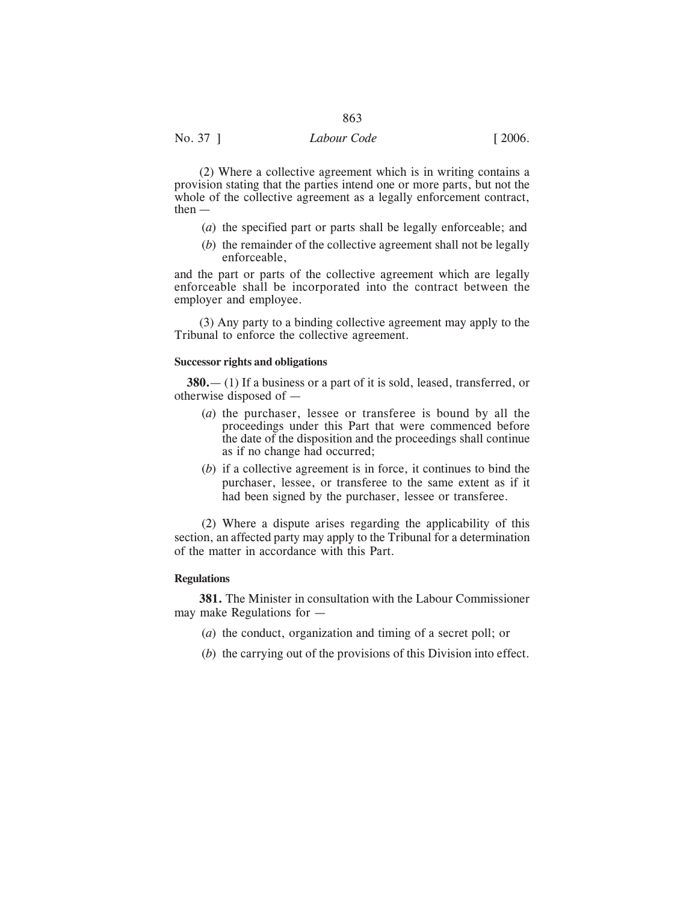(2) Where a collective agreement which is in writing contains a provision stating that the parties intend one or more parts, but not the whole of the collective agreement as a legally enforcement contract, then —

(*a*) the specified part or parts shall be legally enforceable; and

(*b*) the remainder of the collective agreement shall not be legally enforceable,

and the part or parts of the collective agreement which are legally enforceable shall be incorporated into the contract between the employer and employee.

(3) Any party to a binding collective agreement may apply to the Tribunal to enforce the collective agreement.

**Successor rights and obligations**

**380.**— (1) If a business or a part of it is sold, leased, transferred, or otherwise disposed of —

(*a*) the purchaser, lessee or transferee is bound by all the proceedings under this Part that were commenced before the date of the disposition and the proceedings shall continue as if no change had occurred;

(*b*) if a collective agreement is in force, it continues to bind the purchaser, lessee, or transferee to the same extent as if it had been signed by the purchaser, lessee or transferee.

(2) Where a dispute arises regarding the applicability of this section, an affected party may apply to the Tribunal for a determination of the matter in accordance with this Part.

**Regulations**

**381.** The Minister in consultation with the Labour Commissioner may make Regulations for —

(*a*) the conduct, organization and timing of a secret poll; or

(*b*) the carrying out of the provisions of this Division into effect.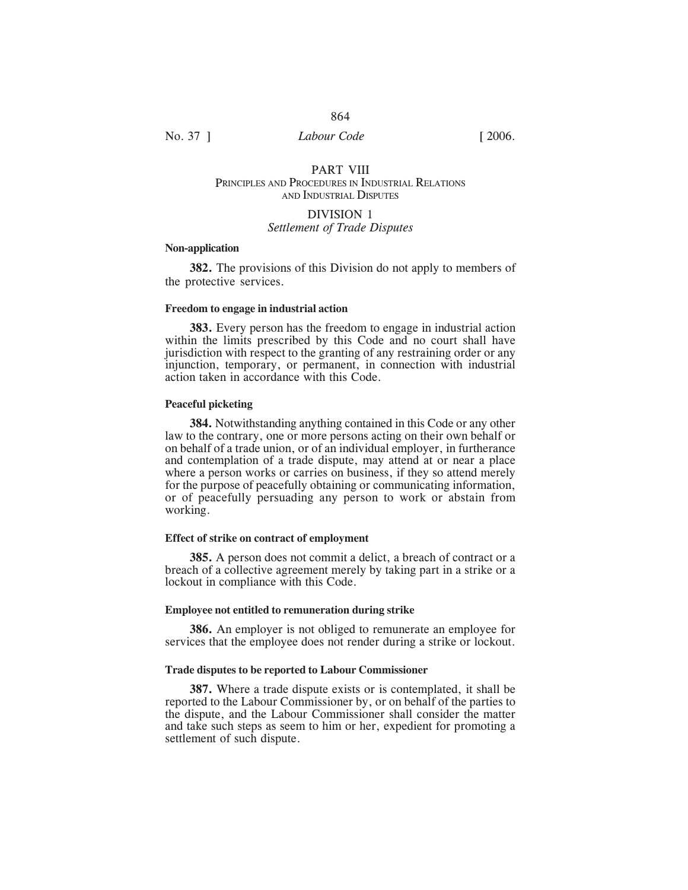## PART VIII

### PRINCIPLES AND PROCEDURES IN INDUSTRIAL RELATIONS AND INDUSTRIAL DISPUTES

### DIVISION 1

### *Settlement of Trade Disputes*

**Non-application**

**382.** The provisions of this Division do not apply to members of the protective services.

**Freedom to engage in industrial action**

**383.** Every person has the freedom to engage in industrial action within the limits prescribed by this Code and no court shall have jurisdiction with respect to the granting of any restraining order or any injunction, temporary, or permanent, in connection with industrial action taken in accordance with this Code.

**Peaceful picketing**

**384.** Notwithstanding anything contained in this Code or any other law to the contrary, one or more persons acting on their own behalf or on behalf of a trade union, or of an individual employer, in furtherance and contemplation of a trade dispute, may attend at or near a place where a person works or carries on business, if they so attend merely for the purpose of peacefully obtaining or communicating information, or of peacefully persuading any person to work or abstain from working.

**Effect of strike on contract of employment**

**385.** A person does not commit a delict, a breach of contract or a breach of a collective agreement merely by taking part in a strike or a lockout in compliance with this Code.

**Employee not entitled to remuneration during strike**

**386.** An employer is not obliged to remunerate an employee for services that the employee does not render during a strike or lockout.

**Trade disputes to be reported to Labour Commissioner**

**387.** Where a trade dispute exists or is contemplated, it shall be reported to the Labour Commissioner by, or on behalf of the parties to the dispute, and the Labour Commissioner shall consider the matter and take such steps as seem to him or her, expedient for promoting a settlement of such dispute.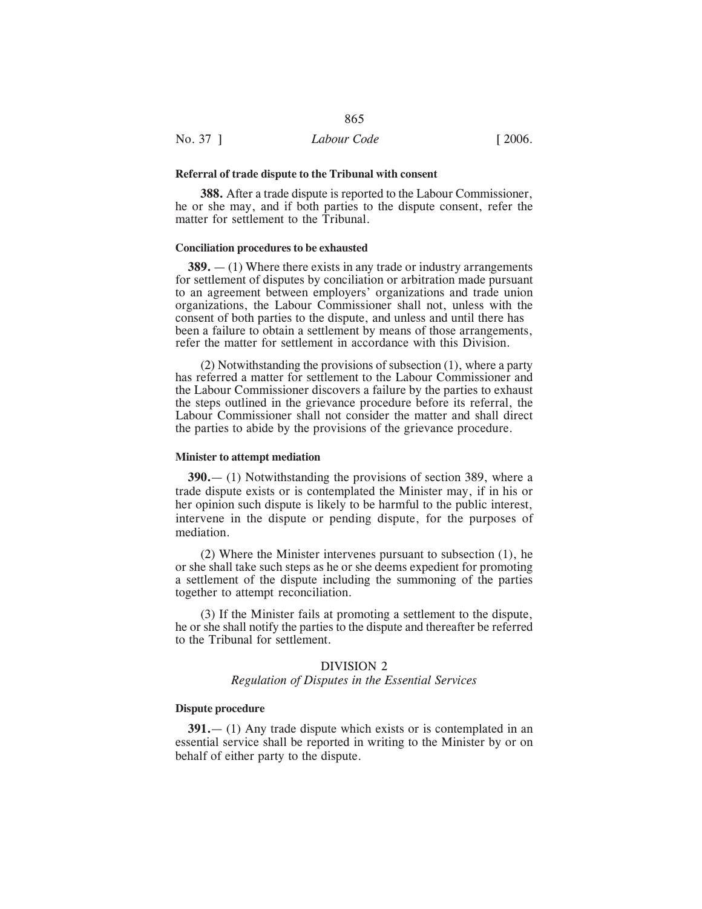**Referral of trade dispute to the Tribunal with consent**

**388.** After a trade dispute is reported to the Labour Commissioner, he or she may, and if both parties to the dispute consent, refer the matter for settlement to the Tribunal.

**Conciliation procedures to be exhausted**

**389.** — (1) Where there exists in any trade or industry arrangements for settlement of disputes by conciliation or arbitration made pursuant to an agreement between employers' organizations and trade union organizations, the Labour Commissioner shall not, unless with the consent of both parties to the dispute, and unless and until there has been a failure to obtain a settlement by means of those arrangements, refer the matter for settlement in accordance with this Division.

(2) Notwithstanding the provisions of subsection (1), where a party has referred a matter for settlement to the Labour Commissioner and the Labour Commissioner discovers a failure by the parties to exhaust the steps outlined in the grievance procedure before its referral, the Labour Commissioner shall not consider the matter and shall direct the parties to abide by the provisions of the grievance procedure.

**Minister to attempt mediation**

**390.**— (1) Notwithstanding the provisions of section 389, where a trade dispute exists or is contemplated the Minister may, if in his or her opinion such dispute is likely to be harmful to the public interest, intervene in the dispute or pending dispute, for the purposes of mediation.

(2) Where the Minister intervenes pursuant to subsection (1), he or she shall take such steps as he or she deems expedient for promoting a settlement of the dispute including the summoning of the parties together to attempt reconciliation.

(3) If the Minister fails at promoting a settlement to the dispute, he or she shall notify the parties to the dispute and thereafter be referred to the Tribunal for settlement.

## DIVISION 2

*Regulation of Disputes in the Essential Services*

**Dispute procedure**

**391.**— (1) Any trade dispute which exists or is contemplated in an essential service shall be reported in writing to the Minister by or on behalf of either party to the dispute.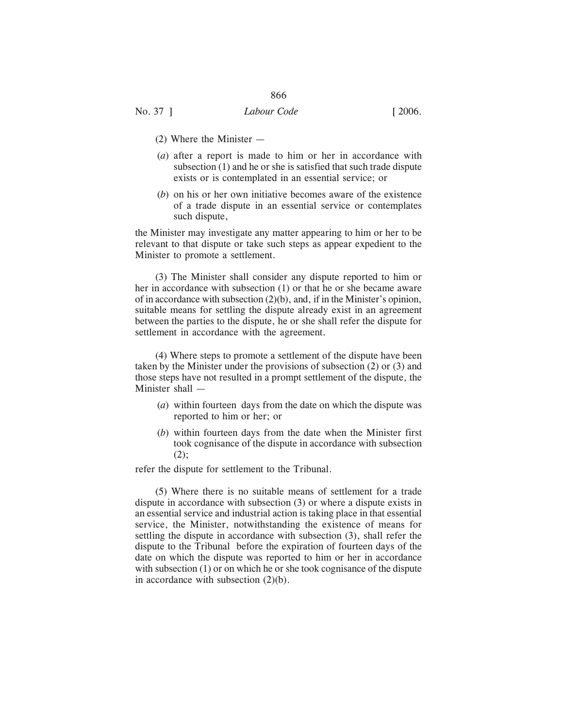(2) Where the Minister —

(*a*) after a report is made to him or her in accordance with subsection (1) and he or she is satisfied that such trade dispute exists or is contemplated in an essential service; or

(*b*) on his or her own initiative becomes aware of the existence of a trade dispute in an essential service or contemplates such dispute,

the Minister may investigate any matter appearing to him or her to be relevant to that dispute or take such steps as appear expedient to the Minister to promote a settlement.

(3) The Minister shall consider any dispute reported to him or her in accordance with subsection (1) or that he or she became aware of in accordance with subsection (2)(b), and, if in the Minister's opinion, suitable means for settling the dispute already exist in an agreement between the parties to the dispute, he or she shall refer the dispute for settlement in accordance with the agreement.

(4) Where steps to promote a settlement of the dispute have been taken by the Minister under the provisions of subsection (2) or (3) and those steps have not resulted in a prompt settlement of the dispute, the Minister shall —

(*a*) within fourteen days from the date on which the dispute was reported to him or her; or

(*b*) within fourteen days from the date when the Minister first took cognisance of the dispute in accordance with subsection (2);

refer the dispute for settlement to the Tribunal.

(5) Where there is no suitable means of settlement for a trade dispute in accordance with subsection (3) or where a dispute exists in an essential service and industrial action is taking place in that essential service, the Minister, notwithstanding the existence of means for settling the dispute in accordance with subsection (3), shall refer the dispute to the Tribunal before the expiration of fourteen days of the date on which the dispute was reported to him or her in accordance with subsection (1) or on which he or she took cognisance of the dispute in accordance with subsection (2)(b).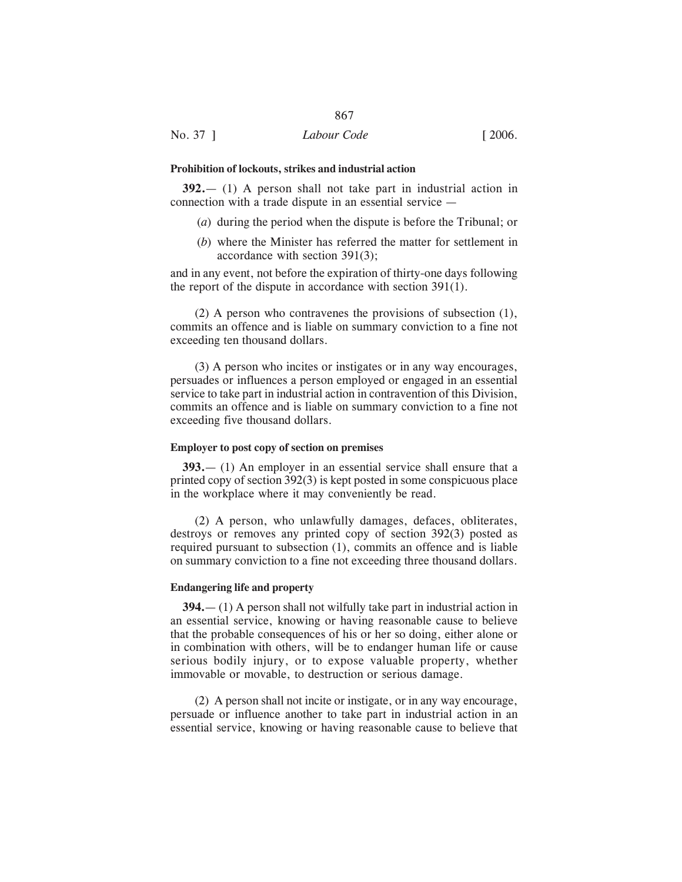**Prohibition of lockouts, strikes and industrial action**

**392.**— (1) A person shall not take part in industrial action in connection with a trade dispute in an essential service —

(*a*) during the period when the dispute is before the Tribunal; or

(*b*) where the Minister has referred the matter for settlement in accordance with section 391(3);

and in any event, not before the expiration of thirty-one days following the report of the dispute in accordance with section 391(1).

(2) A person who contravenes the provisions of subsection (1), commits an offence and is liable on summary conviction to a fine not exceeding ten thousand dollars.

(3) A person who incites or instigates or in any way encourages, persuades or influences a person employed or engaged in an essential service to take part in industrial action in contravention of this Division, commits an offence and is liable on summary conviction to a fine not exceeding five thousand dollars.

**Employer to post copy of section on premises**

**393.**— (1) An employer in an essential service shall ensure that a printed copy of section 392(3) is kept posted in some conspicuous place in the workplace where it may conveniently be read.

(2) A person, who unlawfully damages, defaces, obliterates, destroys or removes any printed copy of section 392(3) posted as required pursuant to subsection (1), commits an offence and is liable on summary conviction to a fine not exceeding three thousand dollars.

**Endangering life and property**

**394.**— (1) A person shall not wilfully take part in industrial action in an essential service, knowing or having reasonable cause to believe that the probable consequences of his or her so doing, either alone or in combination with others, will be to endanger human life or cause serious bodily injury, or to expose valuable property, whether immovable or movable, to destruction or serious damage.

(2) A person shall not incite or instigate, or in any way encourage, persuade or influence another to take part in industrial action in an essential service, knowing or having reasonable cause to believe that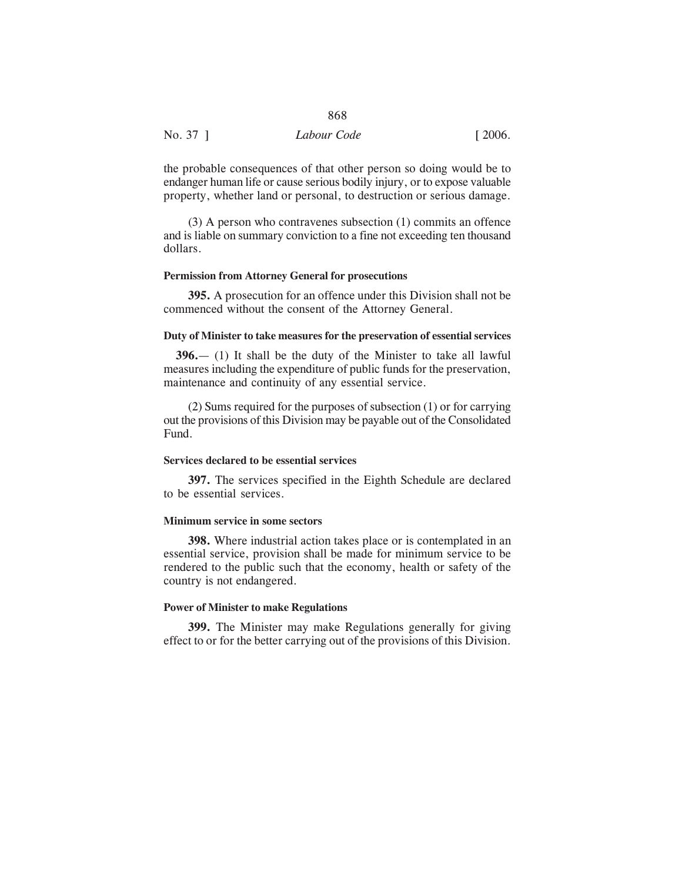the probable consequences of that other person so doing would be to endanger human life or cause serious bodily injury, or to expose valuable property, whether land or personal, to destruction or serious damage.

(3) A person who contravenes subsection (1) commits an offence and is liable on summary conviction to a fine not exceeding ten thousand dollars.

**Permission from Attorney General for prosecutions**

**395.** A prosecution for an offence under this Division shall not be commenced without the consent of the Attorney General.

**Duty of Minister to take measures for the preservation of essential services**

**396.**— (1) It shall be the duty of the Minister to take all lawful measures including the expenditure of public funds for the preservation, maintenance and continuity of any essential service.

(2) Sums required for the purposes of subsection (1) or for carrying out the provisions of this Division may be payable out of the Consolidated Fund.

**Services declared to be essential services**

**397.** The services specified in the Eighth Schedule are declared to be essential services.

**Minimum service in some sectors**

**398.** Where industrial action takes place or is contemplated in an essential service, provision shall be made for minimum service to be rendered to the public such that the economy, health or safety of the country is not endangered.

**Power of Minister to make Regulations**

**399.** The Minister may make Regulations generally for giving effect to or for the better carrying out of the provisions of this Division.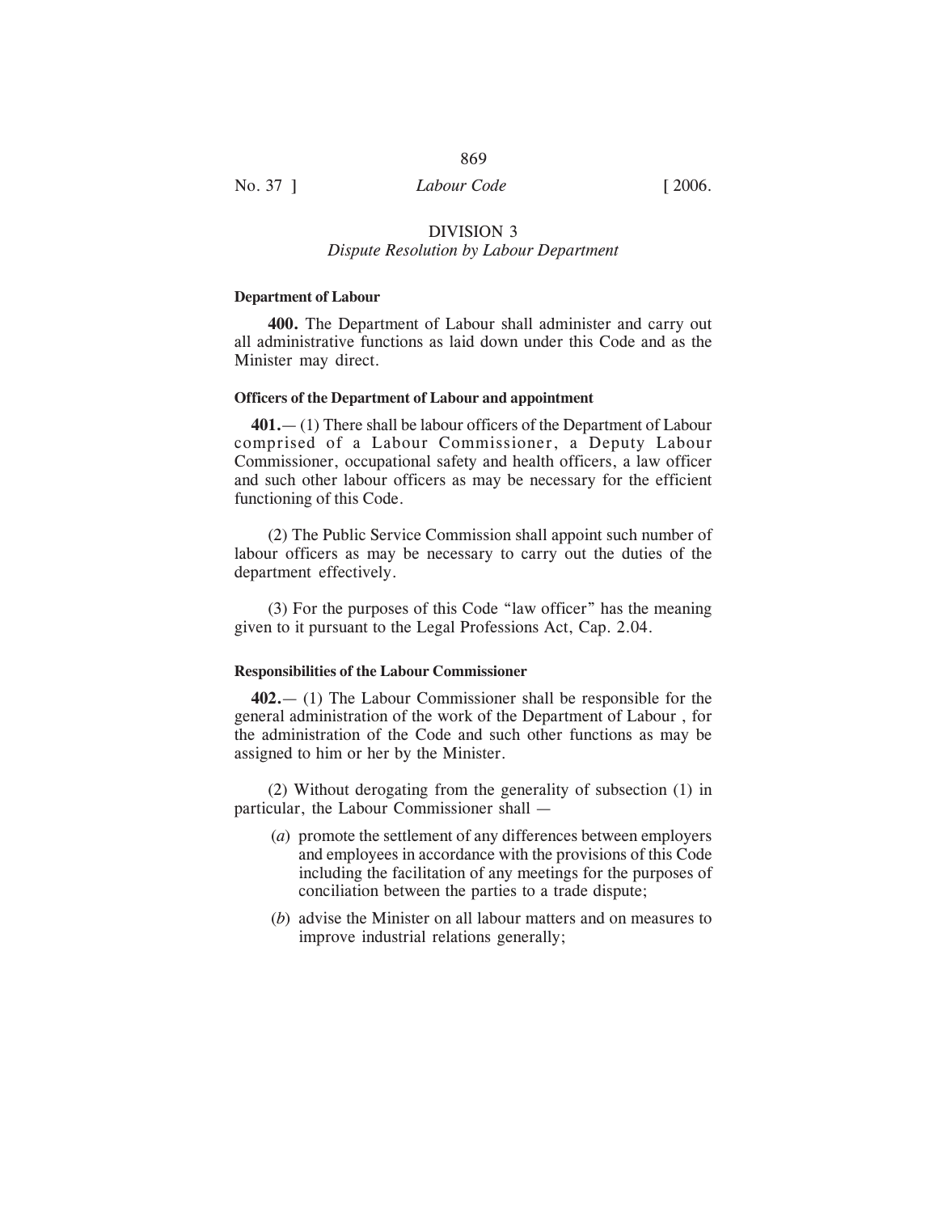## DIVISION 3

### *Dispute Resolution by Labour Department*

**Department of Labour**

**400.** The Department of Labour shall administer and carry out all administrative functions as laid down under this Code and as the Minister may direct.

**Officers of the Department of Labour and appointment**

**401.**— (1) There shall be labour officers of the Department of Labour comprised of a Labour Commissioner, a Deputy Labour Commissioner, occupational safety and health officers, a law officer and such other labour officers as may be necessary for the efficient functioning of this Code.

(2) The Public Service Commission shall appoint such number of labour officers as may be necessary to carry out the duties of the department effectively.

(3) For the purposes of this Code "law officer" has the meaning given to it pursuant to the Legal Professions Act, Cap. 2.04.

**Responsibilities of the Labour Commissioner**

**402.**— (1) The Labour Commissioner shall be responsible for the general administration of the work of the Department of Labour , for the administration of the Code and such other functions as may be assigned to him or her by the Minister.

(2) Without derogating from the generality of subsection (1) in particular, the Labour Commissioner shall —

(*a*) promote the settlement of any differences between employers and employees in accordance with the provisions of this Code including the facilitation of any meetings for the purposes of conciliation between the parties to a trade dispute;

(*b*) advise the Minister on all labour matters and on measures to improve industrial relations generally;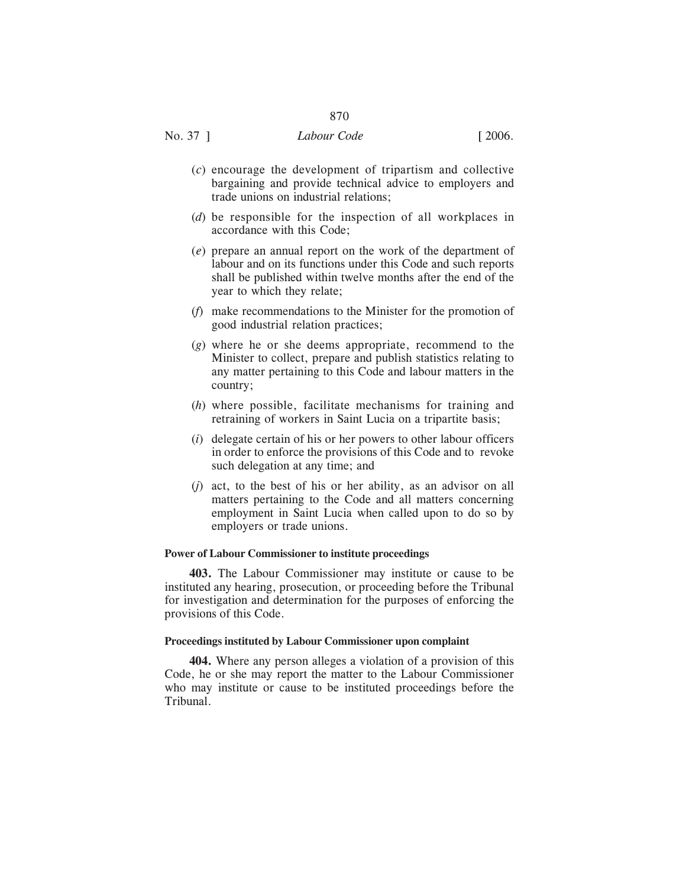(*c*) encourage the development of tripartism and collective bargaining and provide technical advice to employers and trade unions on industrial relations;

(*d*) be responsible for the inspection of all workplaces in accordance with this Code;

(*e*) prepare an annual report on the work of the department of labour and on its functions under this Code and such reports shall be published within twelve months after the end of the year to which they relate;

(*f*) make recommendations to the Minister for the promotion of good industrial relation practices;

(*g*) where he or she deems appropriate, recommend to the Minister to collect, prepare and publish statistics relating to any matter pertaining to this Code and labour matters in the country;

(*h*) where possible, facilitate mechanisms for training and retraining of workers in Saint Lucia on a tripartite basis;

(*i*) delegate certain of his or her powers to other labour officers in order to enforce the provisions of this Code and to revoke such delegation at any time; and

(*j*) act, to the best of his or her ability, as an advisor on all matters pertaining to the Code and all matters concerning employment in Saint Lucia when called upon to do so by employers or trade unions.

**Power of Labour Commissioner to institute proceedings**

**403.** The Labour Commissioner may institute or cause to be instituted any hearing, prosecution, or proceeding before the Tribunal for investigation and determination for the purposes of enforcing the provisions of this Code.

**Proceedings instituted by Labour Commissioner upon complaint**

**404.** Where any person alleges a violation of a provision of this Code, he or she may report the matter to the Labour Commissioner who may institute or cause to be instituted proceedings before the Tribunal.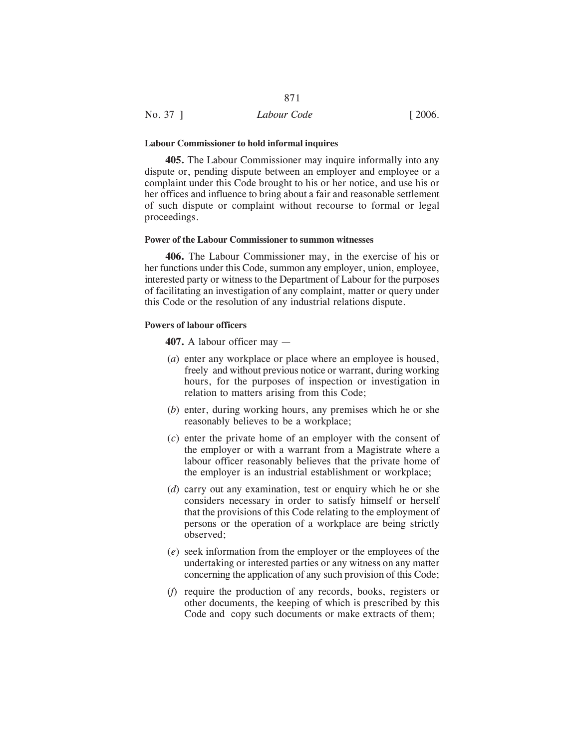**Labour Commissioner to hold informal inquires**

**405.** The Labour Commissioner may inquire informally into any dispute or, pending dispute between an employer and employee or a complaint under this Code brought to his or her notice, and use his or her offices and influence to bring about a fair and reasonable settlement of such dispute or complaint without recourse to formal or legal proceedings.

**Power of the Labour Commissioner to summon witnesses**

**406.** The Labour Commissioner may, in the exercise of his or her functions under this Code, summon any employer, union, employee, interested party or witness to the Department of Labour for the purposes of facilitating an investigation of any complaint, matter or query under this Code or the resolution of any industrial relations dispute.

**Powers of labour officers**

**407.** A labour officer may —

(*a*) enter any workplace or place where an employee is housed, freely and without previous notice or warrant, during working hours, for the purposes of inspection or investigation in relation to matters arising from this Code;

(*b*) enter, during working hours, any premises which he or she reasonably believes to be a workplace;

(*c*) enter the private home of an employer with the consent of the employer or with a warrant from a Magistrate where a labour officer reasonably believes that the private home of the employer is an industrial establishment or workplace;

(*d*) carry out any examination, test or enquiry which he or she considers necessary in order to satisfy himself or herself that the provisions of this Code relating to the employment of persons or the operation of a workplace are being strictly observed;

(*e*) seek information from the employer or the employees of the undertaking or interested parties or any witness on any matter concerning the application of any such provision of this Code;

(*f*) require the production of any records, books, registers or other documents, the keeping of which is prescribed by this Code and copy such documents or make extracts of them;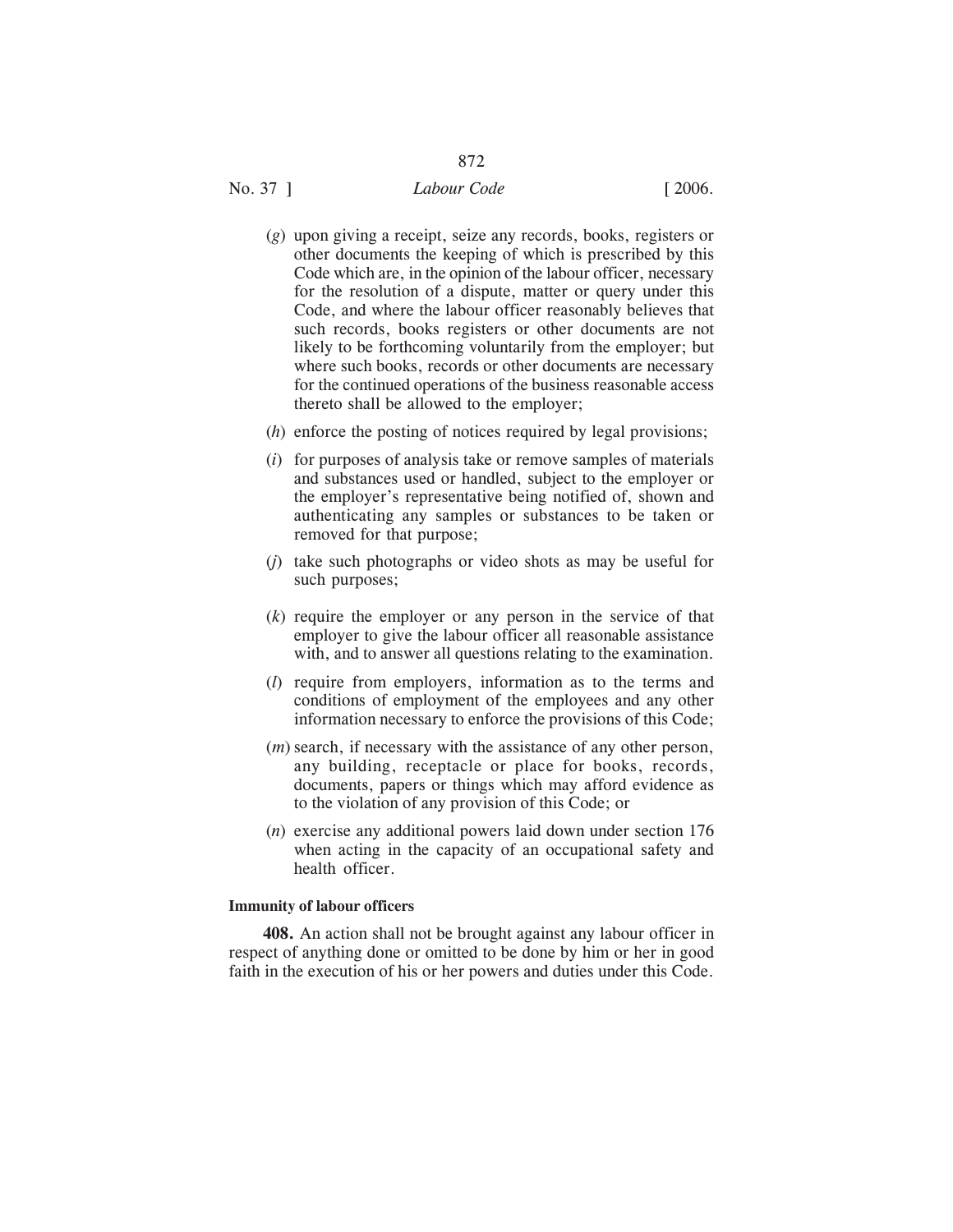(*g*) upon giving a receipt, seize any records, books, registers or other documents the keeping of which is prescribed by this Code which are, in the opinion of the labour officer, necessary for the resolution of a dispute, matter or query under this Code, and where the labour officer reasonably believes that such records, books registers or other documents are not likely to be forthcoming voluntarily from the employer; but where such books, records or other documents are necessary for the continued operations of the business reasonable access thereto shall be allowed to the employer;

(*h*) enforce the posting of notices required by legal provisions;

(*i*) for purposes of analysis take or remove samples of materials and substances used or handled, subject to the employer or the employer's representative being notified of, shown and authenticating any samples or substances to be taken or removed for that purpose;

(*j*) take such photographs or video shots as may be useful for such purposes;

(*k*) require the employer or any person in the service of that employer to give the labour officer all reasonable assistance with, and to answer all questions relating to the examination.

(*l*) require from employers, information as to the terms and conditions of employment of the employees and any other information necessary to enforce the provisions of this Code;

(*m*) search, if necessary with the assistance of any other person, any building, receptacle or place for books, records, documents, papers or things which may afford evidence as to the violation of any provision of this Code; or

(*n*) exercise any additional powers laid down under section 176 when acting in the capacity of an occupational safety and health officer.

**Immunity of labour officers**

**408.** An action shall not be brought against any labour officer in respect of anything done or omitted to be done by him or her in good faith in the execution of his or her powers and duties under this Code.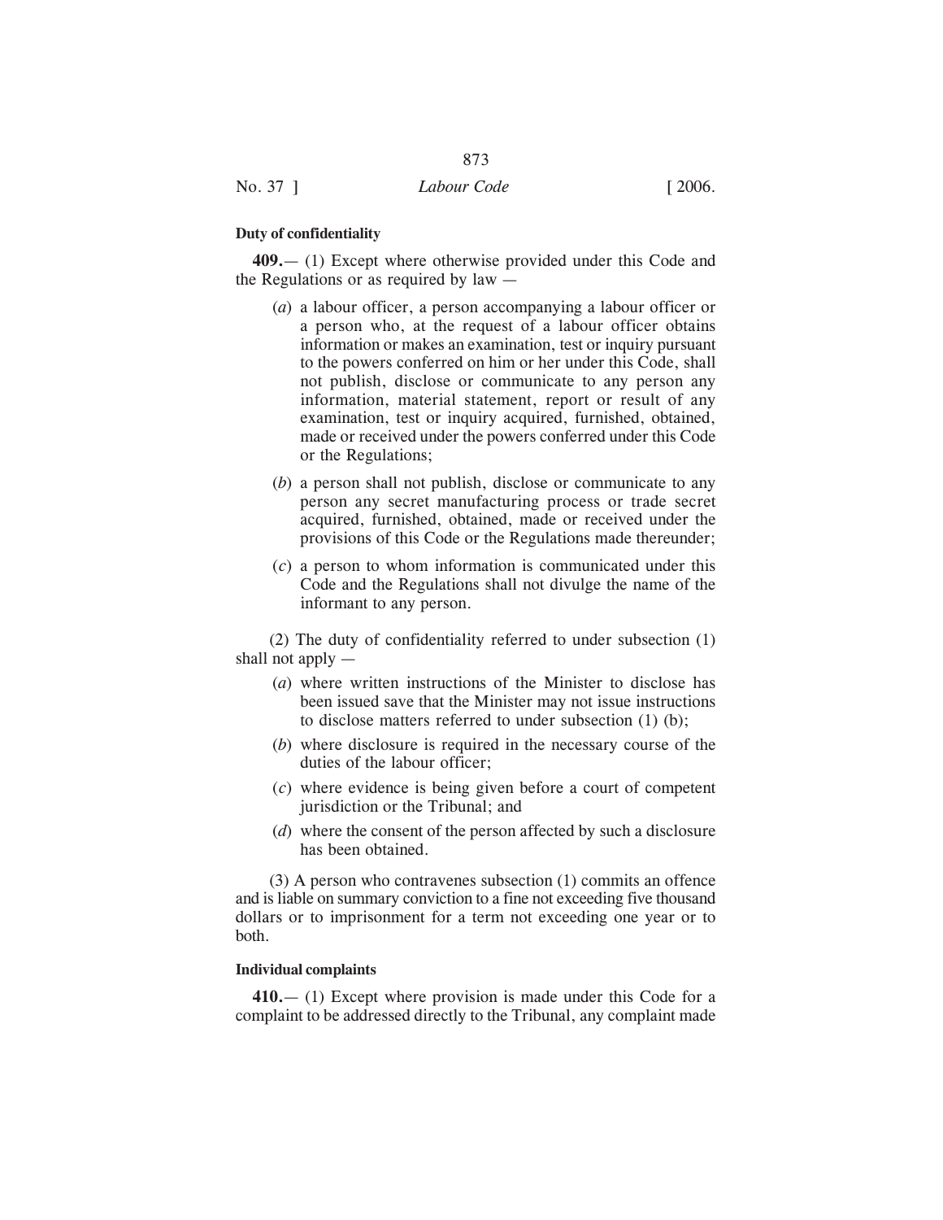**Duty of confidentiality**

**409.**— (1) Except where otherwise provided under this Code and the Regulations or as required by law —

(*a*) a labour officer, a person accompanying a labour officer or a person who, at the request of a labour officer obtains information or makes an examination, test or inquiry pursuant to the powers conferred on him or her under this Code, shall not publish, disclose or communicate to any person any information, material statement, report or result of any examination, test or inquiry acquired, furnished, obtained, made or received under the powers conferred under this Code or the Regulations;

(*b*) a person shall not publish, disclose or communicate to any person any secret manufacturing process or trade secret acquired, furnished, obtained, made or received under the provisions of this Code or the Regulations made thereunder;

(*c*) a person to whom information is communicated under this Code and the Regulations shall not divulge the name of the informant to any person.

(2) The duty of confidentiality referred to under subsection (1) shall not apply —

(*a*) where written instructions of the Minister to disclose has been issued save that the Minister may not issue instructions to disclose matters referred to under subsection (1) (b);

(*b*) where disclosure is required in the necessary course of the duties of the labour officer;

(*c*) where evidence is being given before a court of competent jurisdiction or the Tribunal; and

(*d*) where the consent of the person affected by such a disclosure has been obtained.

(3) A person who contravenes subsection (1) commits an offence and is liable on summary conviction to a fine not exceeding five thousand dollars or to imprisonment for a term not exceeding one year or to both.

**Individual complaints**

**410.**— (1) Except where provision is made under this Code for a complaint to be addressed directly to the Tribunal, any complaint made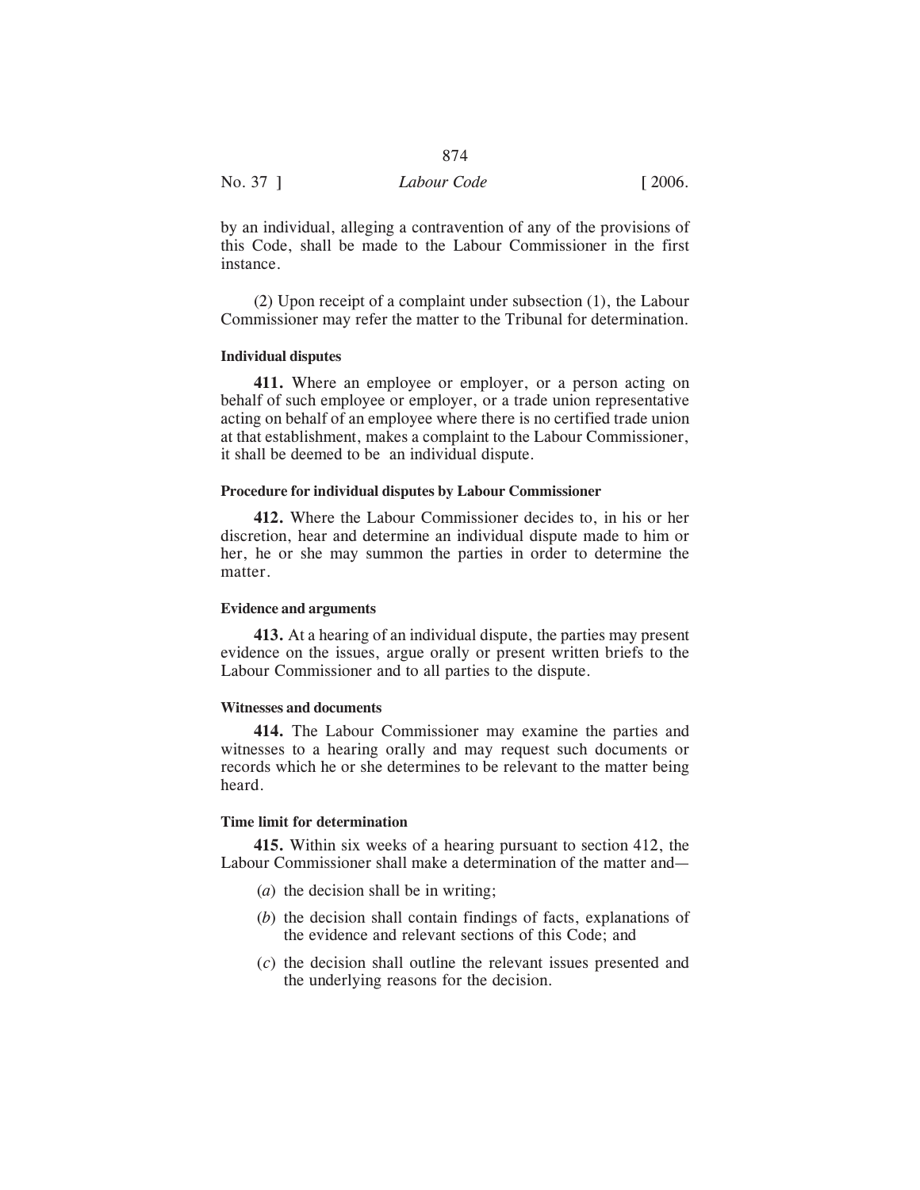by an individual, alleging a contravention of any of the provisions of this Code, shall be made to the Labour Commissioner in the first instance.

(2) Upon receipt of a complaint under subsection (1), the Labour Commissioner may refer the matter to the Tribunal for determination.

**Individual disputes**

**411.** Where an employee or employer, or a person acting on behalf of such employee or employer, or a trade union representative acting on behalf of an employee where there is no certified trade union at that establishment, makes a complaint to the Labour Commissioner, it shall be deemed to be an individual dispute.

**Procedure for individual disputes by Labour Commissioner**

**412.** Where the Labour Commissioner decides to, in his or her discretion, hear and determine an individual dispute made to him or her, he or she may summon the parties in order to determine the matter.

**Evidence and arguments**

**413.** At a hearing of an individual dispute, the parties may present evidence on the issues, argue orally or present written briefs to the Labour Commissioner and to all parties to the dispute.

**Witnesses and documents**

**414.** The Labour Commissioner may examine the parties and witnesses to a hearing orally and may request such documents or records which he or she determines to be relevant to the matter being heard.

**Time limit for determination**

**415.** Within six weeks of a hearing pursuant to section 412, the Labour Commissioner shall make a determination of the matter and—

(*a*) the decision shall be in writing;

(*b*) the decision shall contain findings of facts, explanations of the evidence and relevant sections of this Code; and

(*c*) the decision shall outline the relevant issues presented and the underlying reasons for the decision.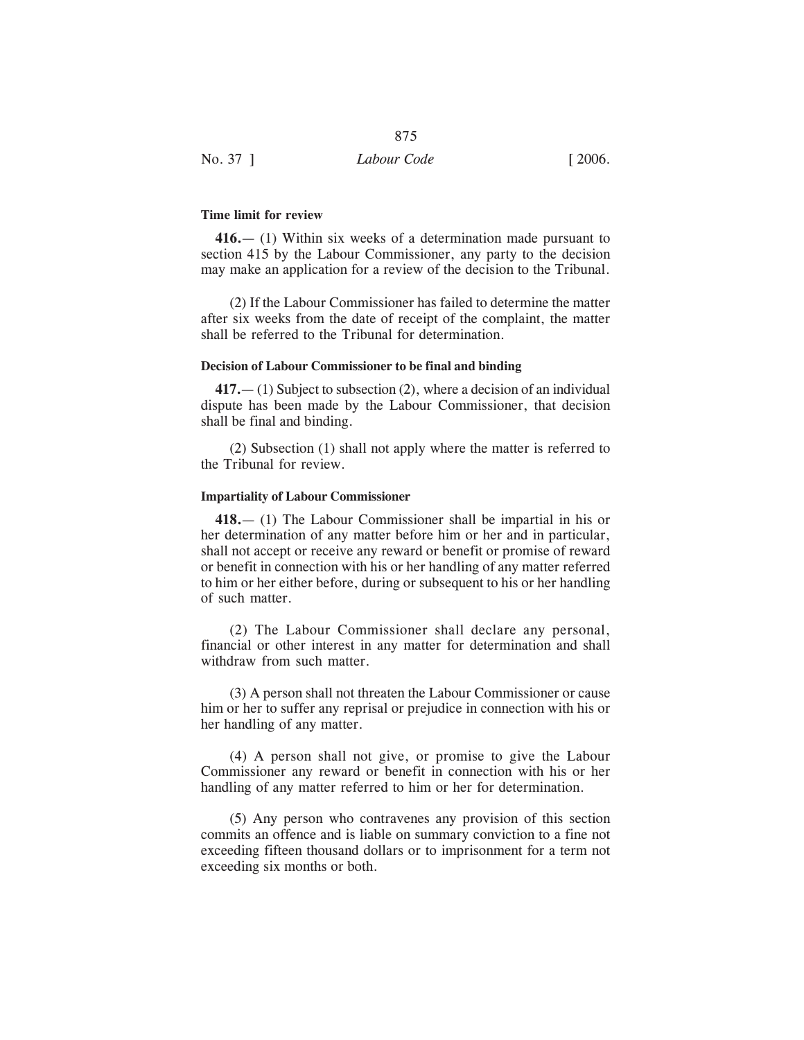#### Time limit for review

**416.**— (1) Within six weeks of a determination made pursuant to section 415 by the Labour Commissioner, any party to the decision may make an application for a review of the decision to the Tribunal.

(2) If the Labour Commissioner has failed to determine the matter after six weeks from the date of receipt of the complaint, the matter shall be referred to the Tribunal for determination.

#### Decision of Labour Commissioner to be final and binding

**417.**— (1) Subject to subsection (2), where a decision of an individual dispute has been made by the Labour Commissioner, that decision shall be final and binding.

(2) Subsection (1) shall not apply where the matter is referred to the Tribunal for review.

#### Impartiality of Labour Commissioner

**418.**— (1) The Labour Commissioner shall be impartial in his or her determination of any matter before him or her and in particular, shall not accept or receive any reward or benefit or promise of reward or benefit in connection with his or her handling of any matter referred to him or her either before, during or subsequent to his or her handling of such matter.

(2) The Labour Commissioner shall declare any personal, financial or other interest in any matter for determination and shall withdraw from such matter.

(3) A person shall not threaten the Labour Commissioner or cause him or her to suffer any reprisal or prejudice in connection with his or her handling of any matter.

(4) A person shall not give, or promise to give the Labour Commissioner any reward or benefit in connection with his or her handling of any matter referred to him or her for determination.

(5) Any person who contravenes any provision of this section commits an offence and is liable on summary conviction to a fine not exceeding fifteen thousand dollars or to imprisonment for a term not exceeding six months or both.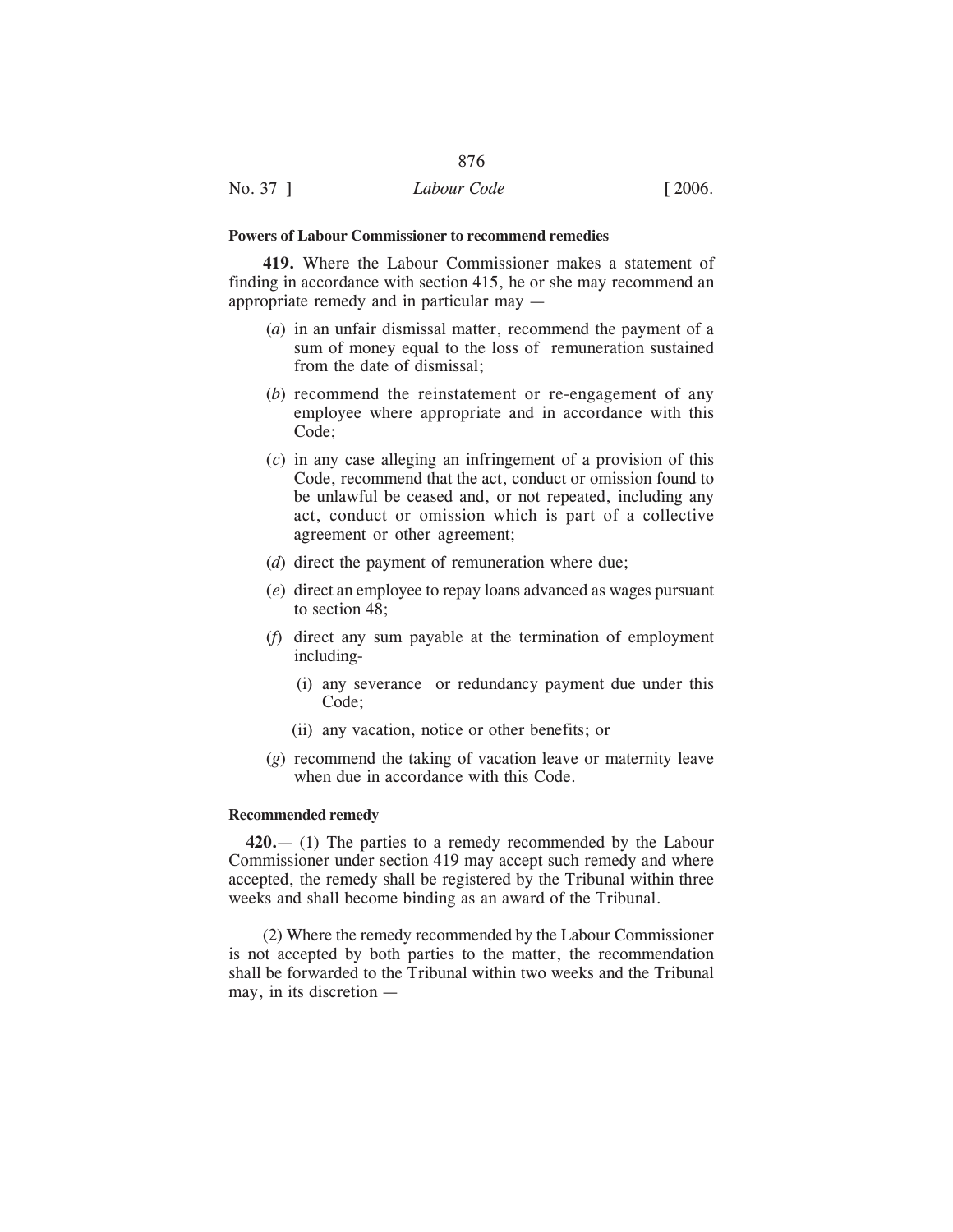**Powers of Labour Commissioner to recommend remedies**

**419.** Where the Labour Commissioner makes a statement of finding in accordance with section 415, he or she may recommend an appropriate remedy and in particular may —

(*a*) in an unfair dismissal matter, recommend the payment of a sum of money equal to the loss of remuneration sustained from the date of dismissal;

(*b*) recommend the reinstatement or re-engagement of any employee where appropriate and in accordance with this Code;

(*c*) in any case alleging an infringement of a provision of this Code, recommend that the act, conduct or omission found to be unlawful be ceased and, or not repeated, including any act, conduct or omission which is part of a collective agreement or other agreement;

(*d*) direct the payment of remuneration where due;

(*e*) direct an employee to repay loans advanced as wages pursuant to section 48;

(*f*) direct any sum payable at the termination of employment including-

(i) any severance or redundancy payment due under this Code;

(ii) any vacation, notice or other benefits; or

(*g*) recommend the taking of vacation leave or maternity leave when due in accordance with this Code.

**Recommended remedy**

**420.**— (1) The parties to a remedy recommended by the Labour Commissioner under section 419 may accept such remedy and where accepted, the remedy shall be registered by the Tribunal within three weeks and shall become binding as an award of the Tribunal.

(2) Where the remedy recommended by the Labour Commissioner is not accepted by both parties to the matter, the recommendation shall be forwarded to the Tribunal within two weeks and the Tribunal may, in its discretion —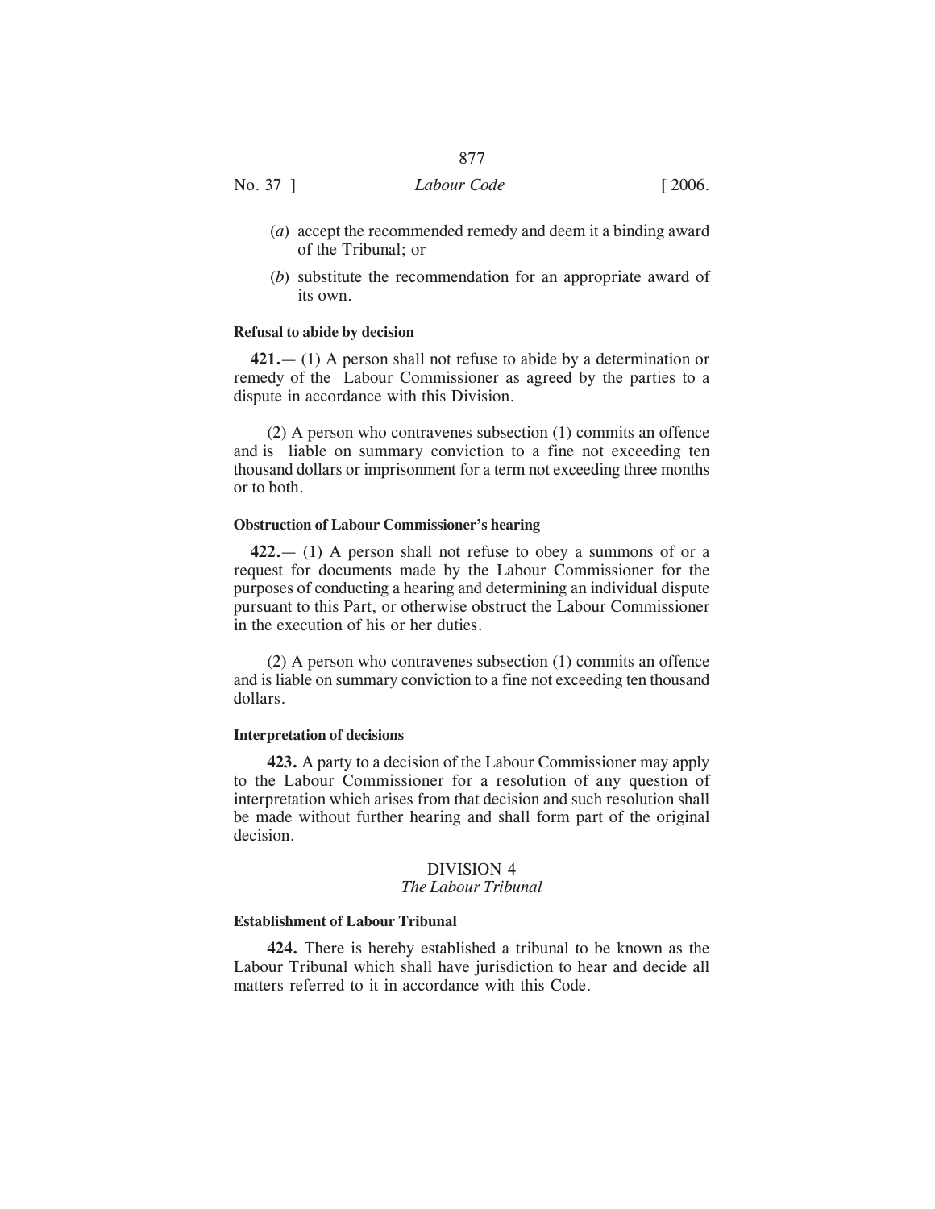(*a*) accept the recommended remedy and deem it a binding award of the Tribunal; or

(*b*) substitute the recommendation for an appropriate award of its own.

**Refusal to abide by decision**

**421.**— (1) A person shall not refuse to abide by a determination or remedy of the Labour Commissioner as agreed by the parties to a dispute in accordance with this Division.

(2) A person who contravenes subsection (1) commits an offence and is liable on summary conviction to a fine not exceeding ten thousand dollars or imprisonment for a term not exceeding three months or to both.

**Obstruction of Labour Commissioner's hearing**

**422.**— (1) A person shall not refuse to obey a summons of or a request for documents made by the Labour Commissioner for the purposes of conducting a hearing and determining an individual dispute pursuant to this Part, or otherwise obstruct the Labour Commissioner in the execution of his or her duties.

(2) A person who contravenes subsection (1) commits an offence and is liable on summary conviction to a fine not exceeding ten thousand dollars.

**Interpretation of decisions**

**423.** A party to a decision of the Labour Commissioner may apply to the Labour Commissioner for a resolution of any question of interpretation which arises from that decision and such resolution shall be made without further hearing and shall form part of the original decision.

## DIVISION 4
*The Labour Tribunal*

**Establishment of Labour Tribunal**

**424.** There is hereby established a tribunal to be known as the Labour Tribunal which shall have jurisdiction to hear and decide all matters referred to it in accordance with this Code.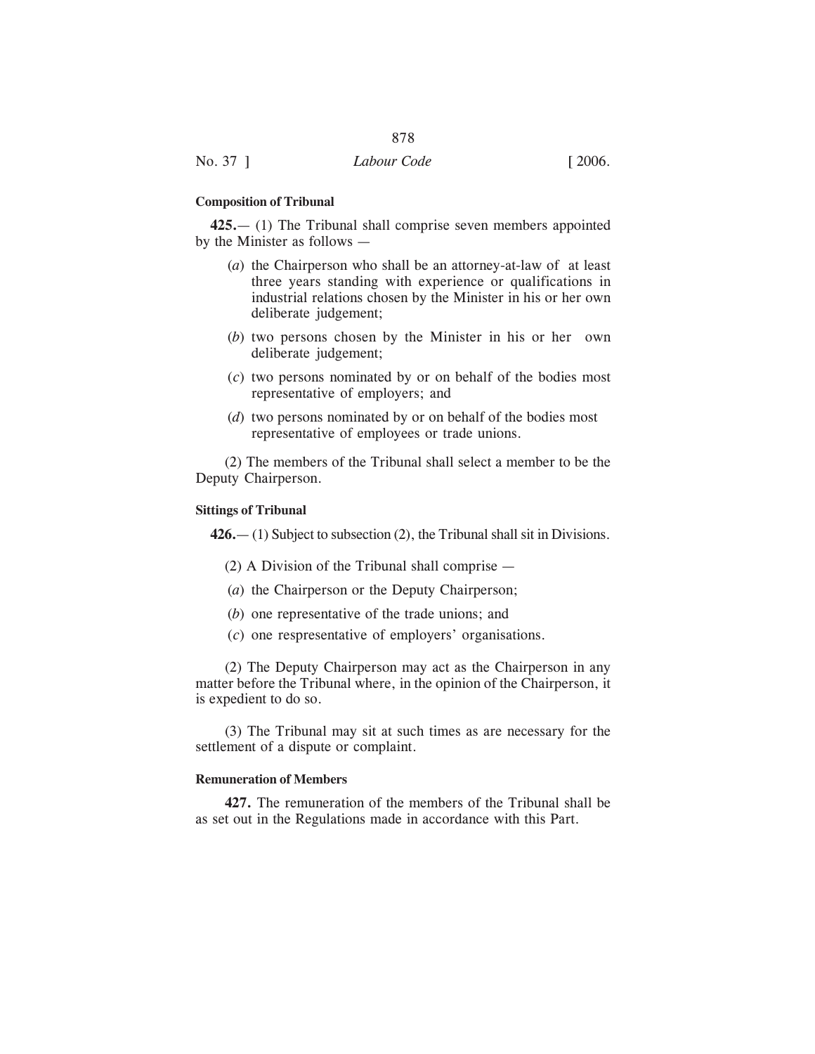**Composition of Tribunal**

**425.**— (1) The Tribunal shall comprise seven members appointed by the Minister as follows —

(*a*) the Chairperson who shall be an attorney-at-law of at least three years standing with experience or qualifications in industrial relations chosen by the Minister in his or her own deliberate judgement;

(*b*) two persons chosen by the Minister in his or her own deliberate judgement;

(*c*) two persons nominated by or on behalf of the bodies most representative of employers; and

(*d*) two persons nominated by or on behalf of the bodies most representative of employees or trade unions.

(2) The members of the Tribunal shall select a member to be the Deputy Chairperson.

**Sittings of Tribunal**

**426.**— (1) Subject to subsection (2), the Tribunal shall sit in Divisions.

(2) A Division of the Tribunal shall comprise —

(*a*) the Chairperson or the Deputy Chairperson;

(*b*) one representative of the trade unions; and

(*c*) one respresentative of employers' organisations.

(2) The Deputy Chairperson may act as the Chairperson in any matter before the Tribunal where, in the opinion of the Chairperson, it is expedient to do so.

(3) The Tribunal may sit at such times as are necessary for the settlement of a dispute or complaint.

**Remuneration of Members**

**427.** The remuneration of the members of the Tribunal shall be as set out in the Regulations made in accordance with this Part.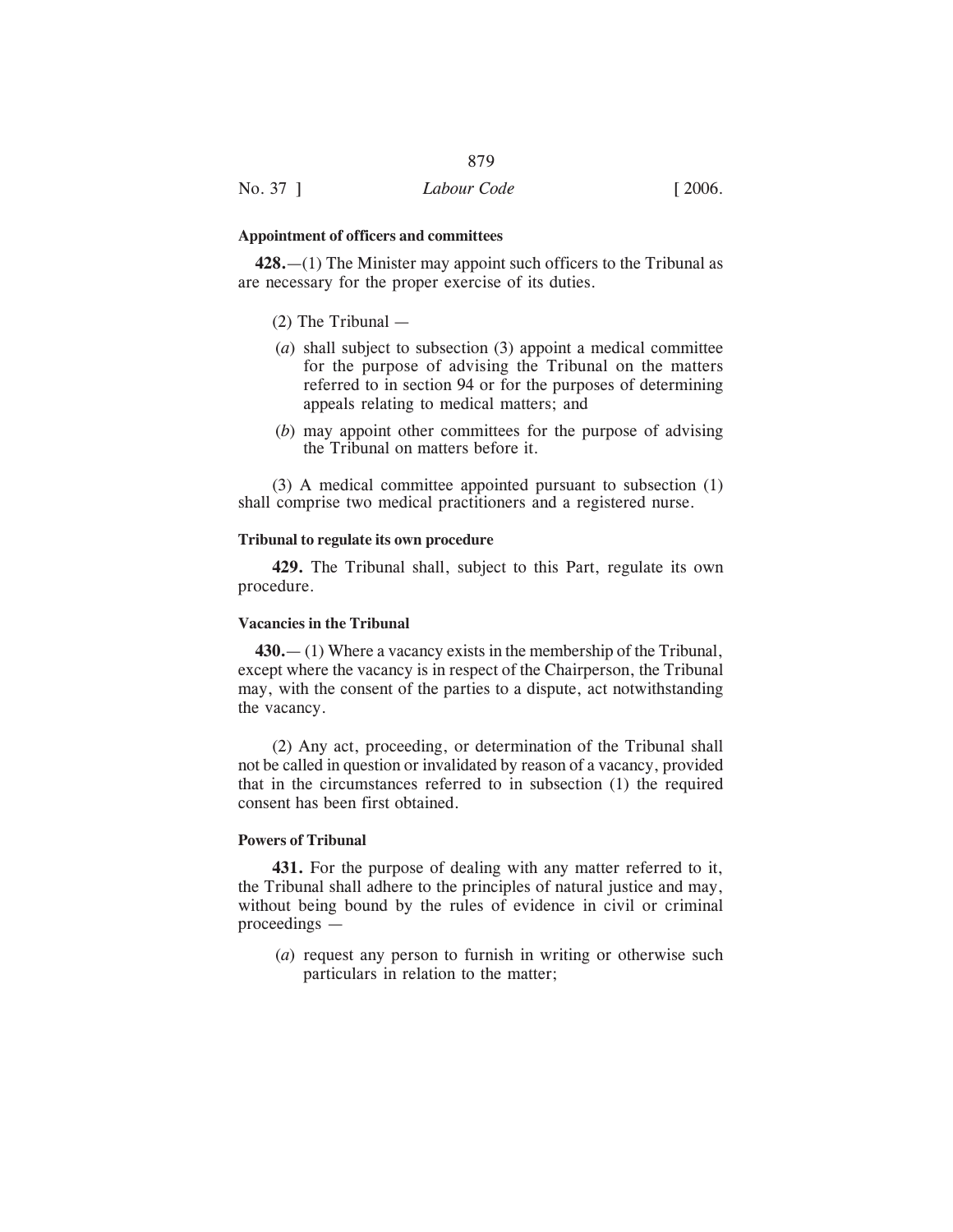**Appointment of officers and committees**

**428.**—(1) The Minister may appoint such officers to the Tribunal as are necessary for the proper exercise of its duties.

(2) The Tribunal —

(*a*) shall subject to subsection (3) appoint a medical committee for the purpose of advising the Tribunal on the matters referred to in section 94 or for the purposes of determining appeals relating to medical matters; and

(*b*) may appoint other committees for the purpose of advising the Tribunal on matters before it.

(3) A medical committee appointed pursuant to subsection (1) shall comprise two medical practitioners and a registered nurse.

**Tribunal to regulate its own procedure**

**429.** The Tribunal shall, subject to this Part, regulate its own procedure.

**Vacancies in the Tribunal**

**430.**— (1) Where a vacancy exists in the membership of the Tribunal, except where the vacancy is in respect of the Chairperson, the Tribunal may, with the consent of the parties to a dispute, act notwithstanding the vacancy.

(2) Any act, proceeding, or determination of the Tribunal shall not be called in question or invalidated by reason of a vacancy, provided that in the circumstances referred to in subsection (1) the required consent has been first obtained.

**Powers of Tribunal**

**431.** For the purpose of dealing with any matter referred to it, the Tribunal shall adhere to the principles of natural justice and may, without being bound by the rules of evidence in civil or criminal proceedings —

(*a*) request any person to furnish in writing or otherwise such particulars in relation to the matter;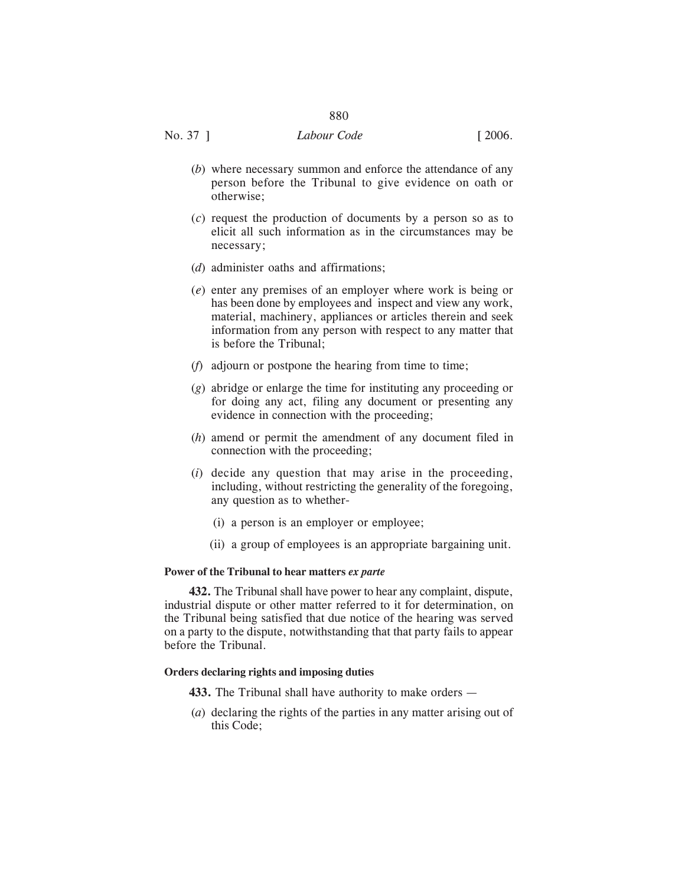(*b*) where necessary summon and enforce the attendance of any person before the Tribunal to give evidence on oath or otherwise;

(*c*) request the production of documents by a person so as to elicit all such information as in the circumstances may be necessary;

(*d*) administer oaths and affirmations;

(*e*) enter any premises of an employer where work is being or has been done by employees and inspect and view any work, material, machinery, appliances or articles therein and seek information from any person with respect to any matter that is before the Tribunal;

(*f*) adjourn or postpone the hearing from time to time;

(*g*) abridge or enlarge the time for instituting any proceeding or for doing any act, filing any document or presenting any evidence in connection with the proceeding;

(*h*) amend or permit the amendment of any document filed in connection with the proceeding;

(*i*) decide any question that may arise in the proceeding, including, without restricting the generality of the foregoing, any question as to whether-

(i) a person is an employer or employee;

(ii) a group of employees is an appropriate bargaining unit.

**Power of the Tribunal to hear matters *ex parte***

**432.** The Tribunal shall have power to hear any complaint, dispute, industrial dispute or other matter referred to it for determination, on the Tribunal being satisfied that due notice of the hearing was served on a party to the dispute, notwithstanding that that party fails to appear before the Tribunal.

**Orders declaring rights and imposing duties**

**433.** The Tribunal shall have authority to make orders —

(*a*) declaring the rights of the parties in any matter arising out of this Code;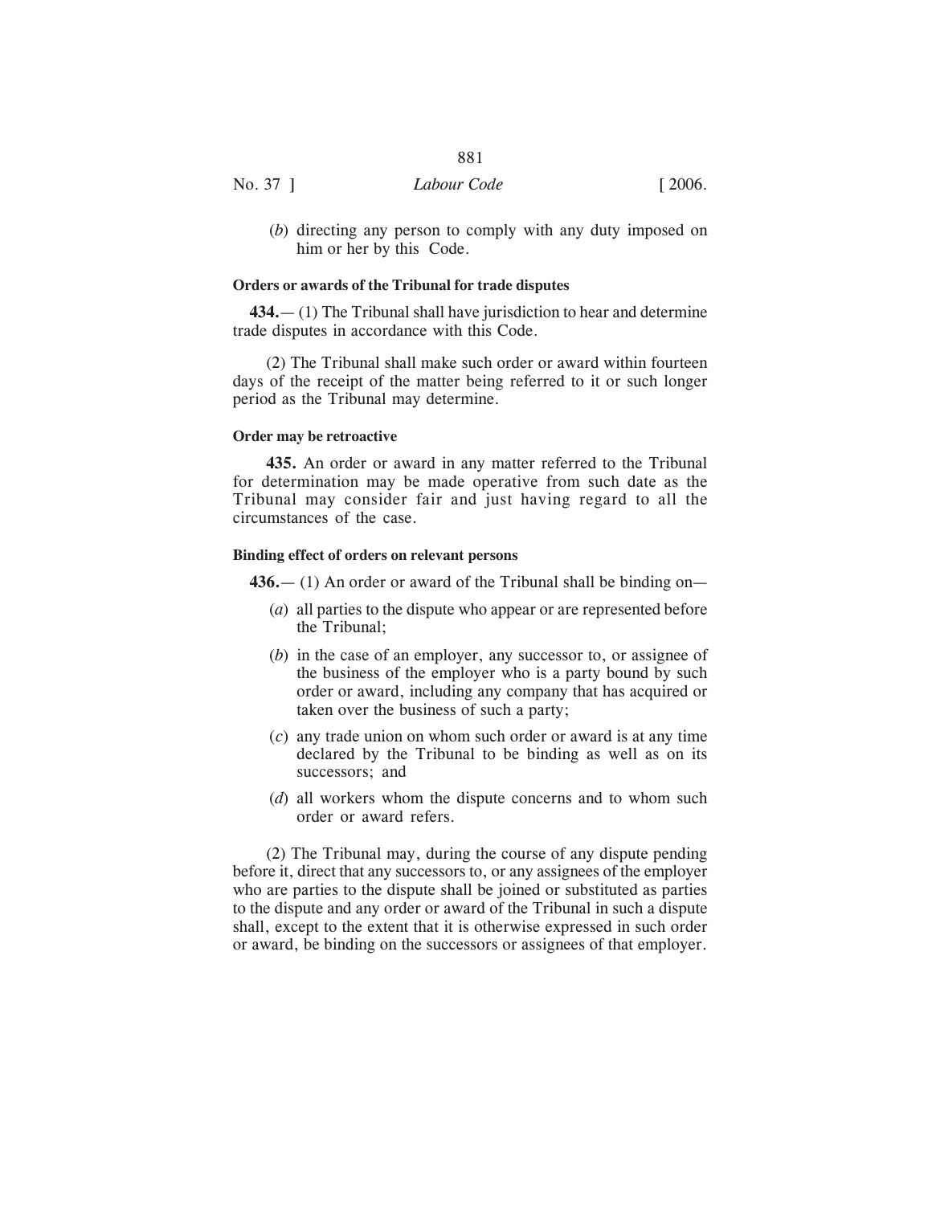(*b*) directing any person to comply with any duty imposed on him or her by this Code.

**Orders or awards of the Tribunal for trade disputes**

**434.**— (1) The Tribunal shall have jurisdiction to hear and determine trade disputes in accordance with this Code.

(2) The Tribunal shall make such order or award within fourteen days of the receipt of the matter being referred to it or such longer period as the Tribunal may determine.

**Order may be retroactive**

**435.** An order or award in any matter referred to the Tribunal for determination may be made operative from such date as the Tribunal may consider fair and just having regard to all the circumstances of the case.

**Binding effect of orders on relevant persons**

**436.**— (1) An order or award of the Tribunal shall be binding on—

(*a*) all parties to the dispute who appear or are represented before the Tribunal;

(*b*) in the case of an employer, any successor to, or assignee of the business of the employer who is a party bound by such order or award, including any company that has acquired or taken over the business of such a party;

(*c*) any trade union on whom such order or award is at any time declared by the Tribunal to be binding as well as on its successors; and

(*d*) all workers whom the dispute concerns and to whom such order or award refers.

(2) The Tribunal may, during the course of any dispute pending before it, direct that any successors to, or any assignees of the employer who are parties to the dispute shall be joined or substituted as parties to the dispute and any order or award of the Tribunal in such a dispute shall, except to the extent that it is otherwise expressed in such order or award, be binding on the successors or assignees of that employer.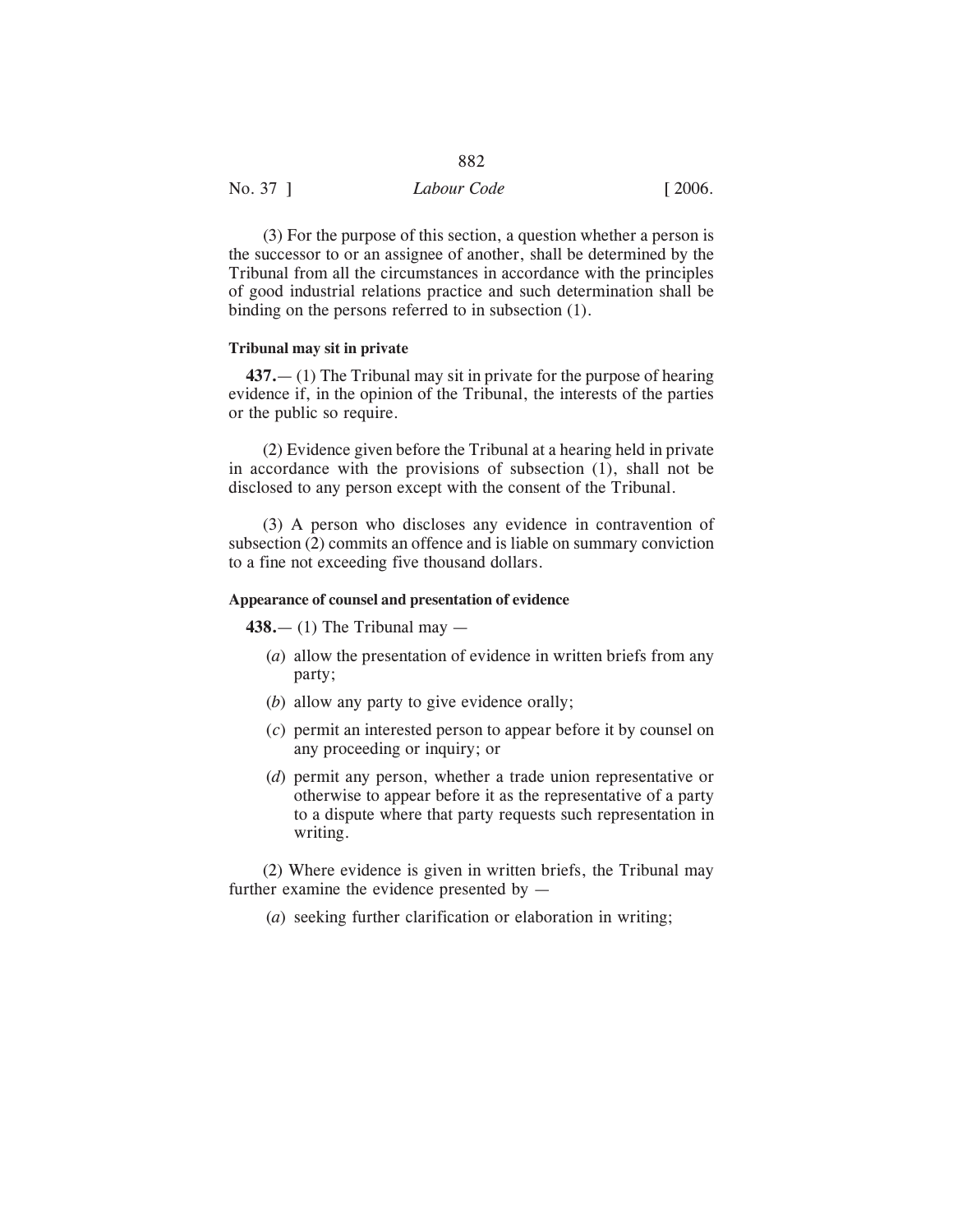(3) For the purpose of this section, a question whether a person is the successor to or an assignee of another, shall be determined by the Tribunal from all the circumstances in accordance with the principles of good industrial relations practice and such determination shall be binding on the persons referred to in subsection (1).

**Tribunal may sit in private**

**437.**— (1) The Tribunal may sit in private for the purpose of hearing evidence if, in the opinion of the Tribunal, the interests of the parties or the public so require.

(2) Evidence given before the Tribunal at a hearing held in private in accordance with the provisions of subsection (1), shall not be disclosed to any person except with the consent of the Tribunal.

(3) A person who discloses any evidence in contravention of subsection (2) commits an offence and is liable on summary conviction to a fine not exceeding five thousand dollars.

**Appearance of counsel and presentation of evidence**

**438.**— (1) The Tribunal may —

(*a*) allow the presentation of evidence in written briefs from any party;

(*b*) allow any party to give evidence orally;

(*c*) permit an interested person to appear before it by counsel on any proceeding or inquiry; or

(*d*) permit any person, whether a trade union representative or otherwise to appear before it as the representative of a party to a dispute where that party requests such representation in writing.

(2) Where evidence is given in written briefs, the Tribunal may further examine the evidence presented by —

(*a*) seeking further clarification or elaboration in writing;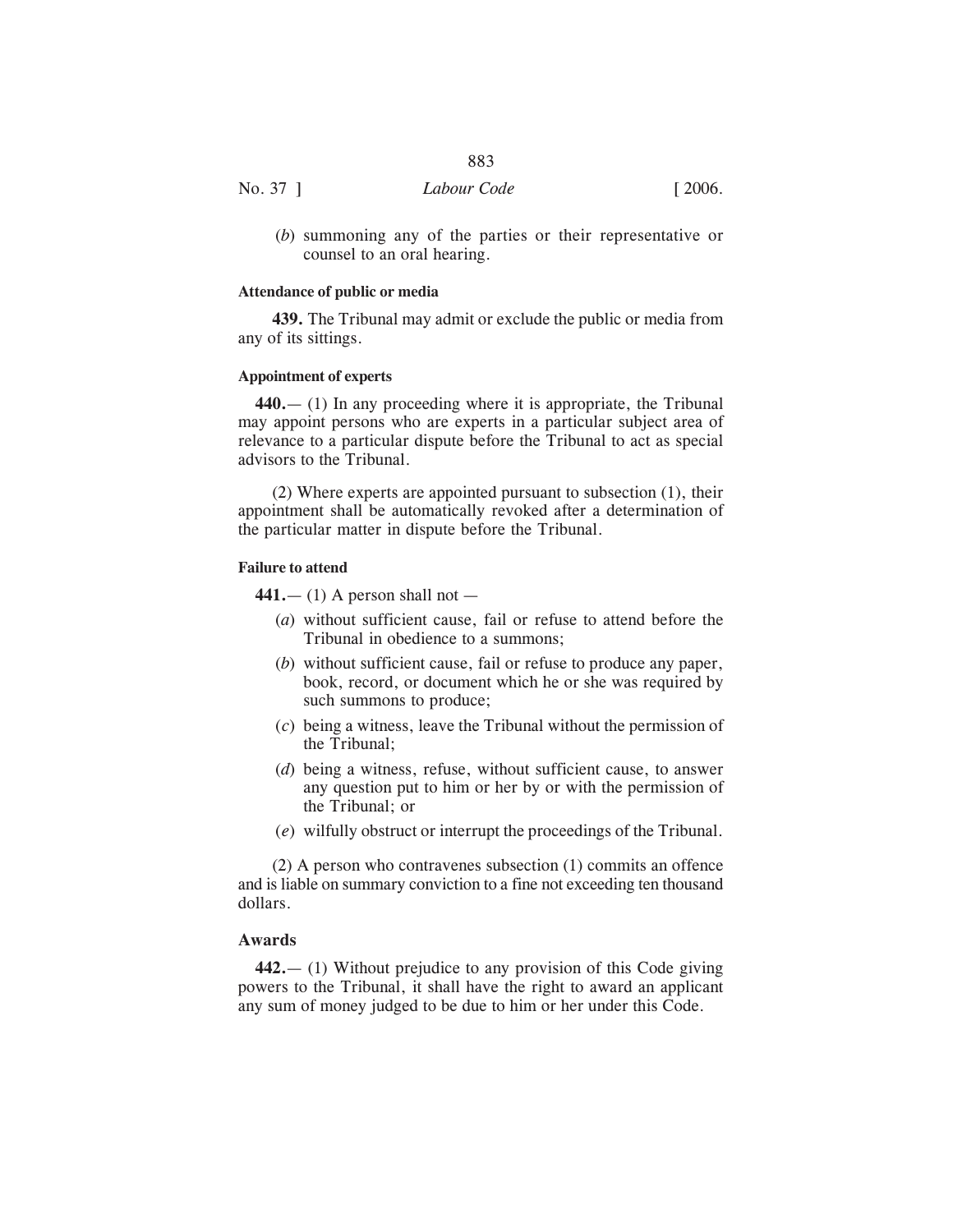(*b*) summoning any of the parties or their representative or counsel to an oral hearing.

**Attendance of public or media**

**439.** The Tribunal may admit or exclude the public or media from any of its sittings.

**Appointment of experts**

**440.**— (1) In any proceeding where it is appropriate, the Tribunal may appoint persons who are experts in a particular subject area of relevance to a particular dispute before the Tribunal to act as special advisors to the Tribunal.

(2) Where experts are appointed pursuant to subsection (1), their appointment shall be automatically revoked after a determination of the particular matter in dispute before the Tribunal.

**Failure to attend**

**441.**— (1) A person shall not —

(*a*) without sufficient cause, fail or refuse to attend before the Tribunal in obedience to a summons;

(*b*) without sufficient cause, fail or refuse to produce any paper, book, record, or document which he or she was required by such summons to produce;

(*c*) being a witness, leave the Tribunal without the permission of the Tribunal;

(*d*) being a witness, refuse, without sufficient cause, to answer any question put to him or her by or with the permission of the Tribunal; or

(*e*) wilfully obstruct or interrupt the proceedings of the Tribunal.

(2) A person who contravenes subsection (1) commits an offence and is liable on summary conviction to a fine not exceeding ten thousand dollars.

## Awards

**442.**— (1) Without prejudice to any provision of this Code giving powers to the Tribunal, it shall have the right to award an applicant any sum of money judged to be due to him or her under this Code.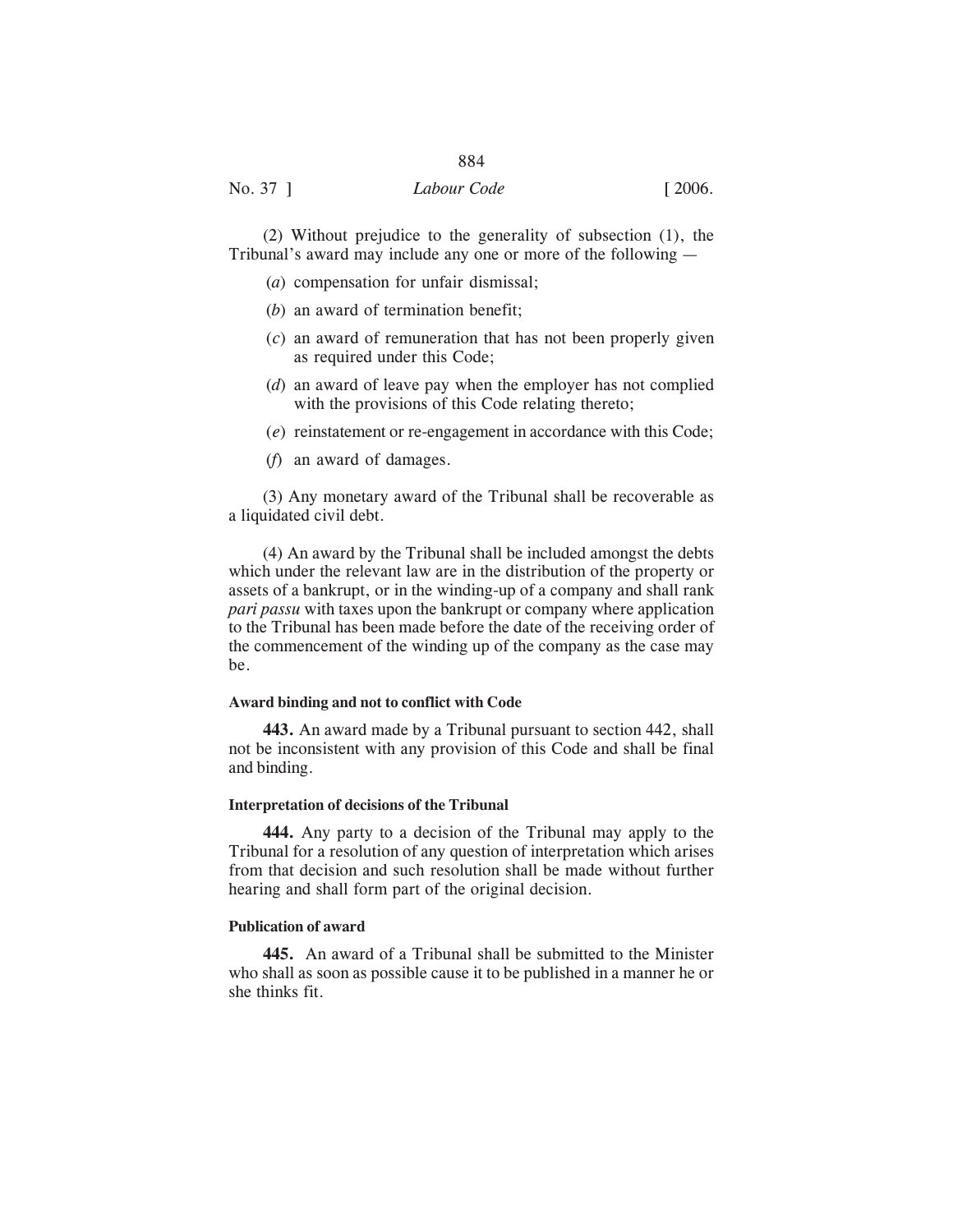(2) Without prejudice to the generality of subsection (1), the Tribunal's award may include any one or more of the following —

(*a*) compensation for unfair dismissal;

(*b*) an award of termination benefit;

(*c*) an award of remuneration that has not been properly given as required under this Code;

(*d*) an award of leave pay when the employer has not complied with the provisions of this Code relating thereto;

(*e*) reinstatement or re-engagement in accordance with this Code;

(*f*) an award of damages.

(3) Any monetary award of the Tribunal shall be recoverable as a liquidated civil debt.

(4) An award by the Tribunal shall be included amongst the debts which under the relevant law are in the distribution of the property or assets of a bankrupt, or in the winding-up of a company and shall rank *pari passu* with taxes upon the bankrupt or company where application to the Tribunal has been made before the date of the receiving order of the commencement of the winding up of the company as the case may be.

**Award binding and not to conflict with Code**

**443.** An award made by a Tribunal pursuant to section 442, shall not be inconsistent with any provision of this Code and shall be final and binding.

**Interpretation of decisions of the Tribunal**

**444.** Any party to a decision of the Tribunal may apply to the Tribunal for a resolution of any question of interpretation which arises from that decision and such resolution shall be made without further hearing and shall form part of the original decision.

**Publication of award**

**445.** An award of a Tribunal shall be submitted to the Minister who shall as soon as possible cause it to be published in a manner he or she thinks fit.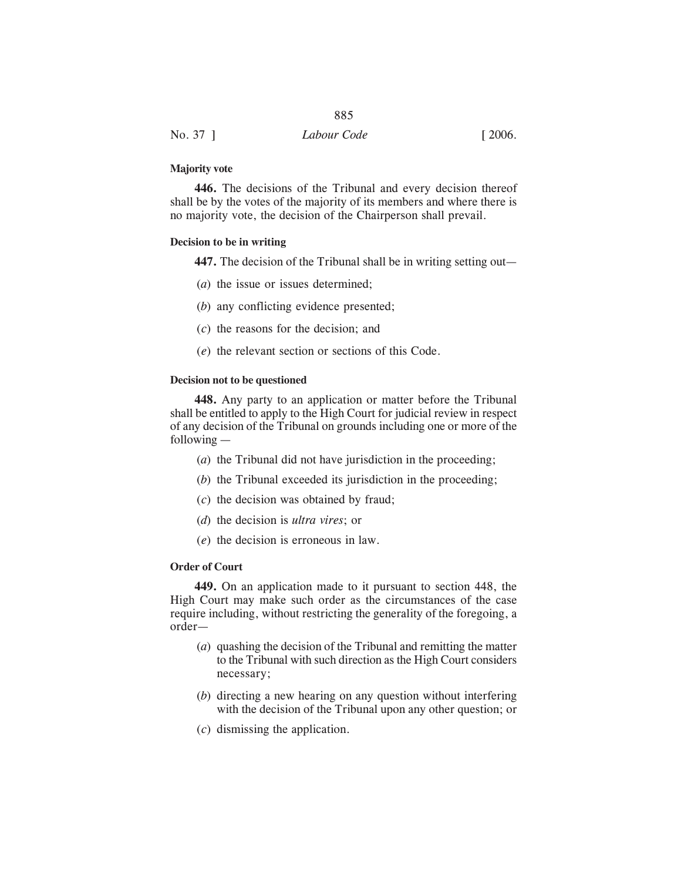**Majority vote**

**446.** The decisions of the Tribunal and every decision thereof shall be by the votes of the majority of its members and where there is no majority vote, the decision of the Chairperson shall prevail.

**Decision to be in writing**

**447.** The decision of the Tribunal shall be in writing setting out—

(*a*) the issue or issues determined;

(*b*) any conflicting evidence presented;

(*c*) the reasons for the decision; and

(*e*) the relevant section or sections of this Code.

**Decision not to be questioned**

**448.** Any party to an application or matter before the Tribunal shall be entitled to apply to the High Court for judicial review in respect of any decision of the Tribunal on grounds including one or more of the following —

(*a*) the Tribunal did not have jurisdiction in the proceeding;

(*b*) the Tribunal exceeded its jurisdiction in the proceeding;

(*c*) the decision was obtained by fraud;

(*d*) the decision is *ultra vires*; or

(*e*) the decision is erroneous in law.

**Order of Court**

**449.** On an application made to it pursuant to section 448, the High Court may make such order as the circumstances of the case require including, without restricting the generality of the foregoing, a order—

(*a*) quashing the decision of the Tribunal and remitting the matter to the Tribunal with such direction as the High Court considers necessary;

(*b*) directing a new hearing on any question without interfering with the decision of the Tribunal upon any other question; or

(*c*) dismissing the application.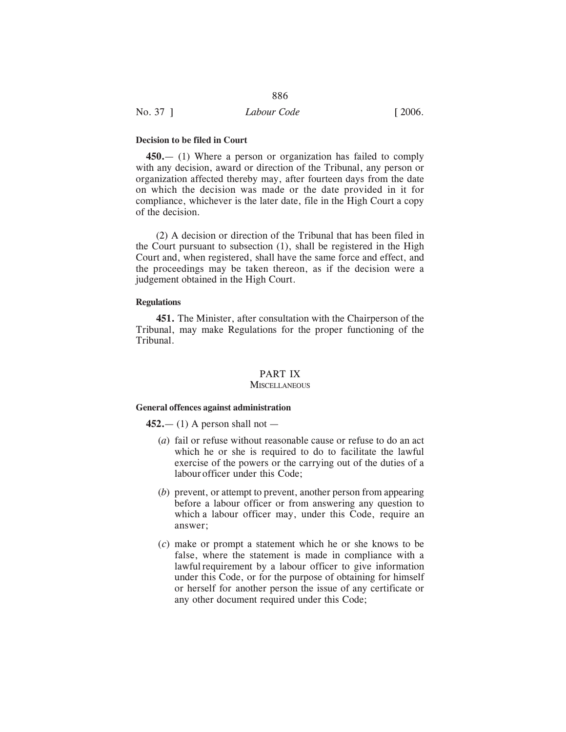**Decision to be filed in Court**

**450.**— (1) Where a person or organization has failed to comply with any decision, award or direction of the Tribunal, any person or organization affected thereby may, after fourteen days from the date on which the decision was made or the date provided in it for compliance, whichever is the later date, file in the High Court a copy of the decision.

(2) A decision or direction of the Tribunal that has been filed in the Court pursuant to subsection (1), shall be registered in the High Court and, when registered, shall have the same force and effect, and the proceedings may be taken thereon, as if the decision were a judgement obtained in the High Court.

**Regulations**

**451.** The Minister, after consultation with the Chairperson of the Tribunal, may make Regulations for the proper functioning of the Tribunal.

## PART IX
### MISCELLANEOUS

**General offences against administration**

**452.**— (1) A person shall not —

(*a*) fail or refuse without reasonable cause or refuse to do an act which he or she is required to do to facilitate the lawful exercise of the powers or the carrying out of the duties of a labour officer under this Code;

(*b*) prevent, or attempt to prevent, another person from appearing before a labour officer or from answering any question to which a labour officer may, under this Code, require an answer;

(*c*) make or prompt a statement which he or she knows to be false, where the statement is made in compliance with a lawful requirement by a labour officer to give information under this Code, or for the purpose of obtaining for himself or herself for another person the issue of any certificate or any other document required under this Code;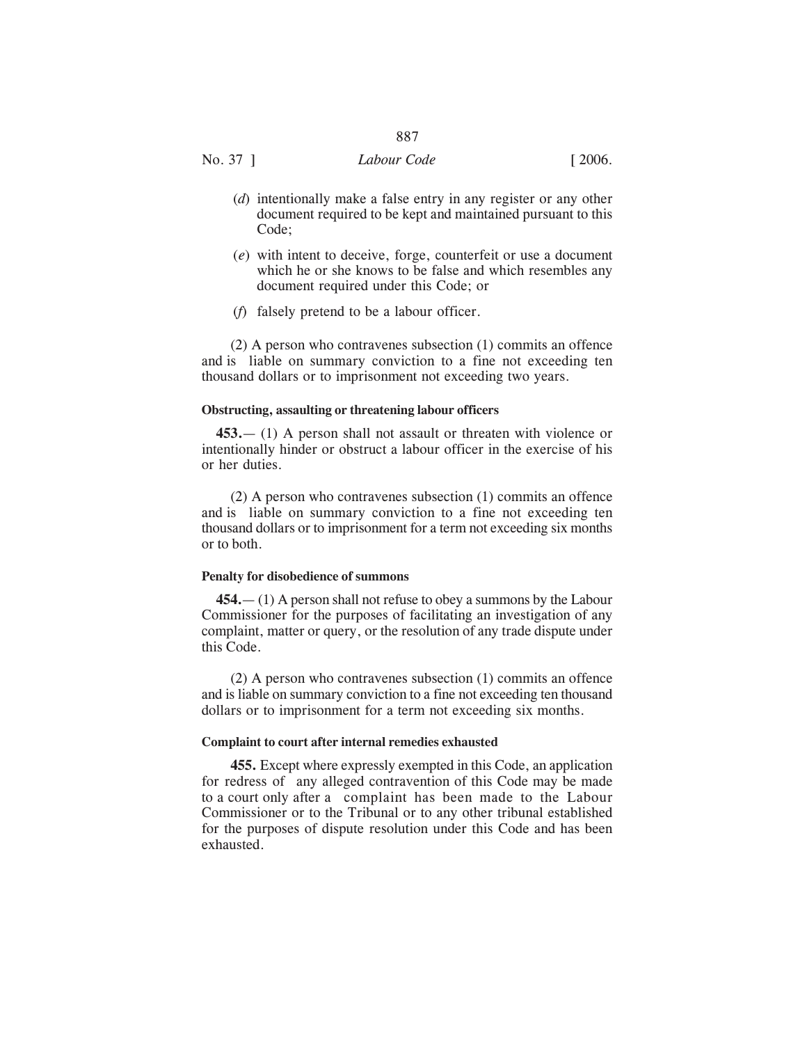(*d*) intentionally make a false entry in any register or any other document required to be kept and maintained pursuant to this Code;

(*e*) with intent to deceive, forge, counterfeit or use a document which he or she knows to be false and which resembles any document required under this Code; or

(*f*) falsely pretend to be a labour officer.

(2) A person who contravenes subsection (1) commits an offence and is liable on summary conviction to a fine not exceeding ten thousand dollars or to imprisonment not exceeding two years.

**Obstructing, assaulting or threatening labour officers**

**453.**— (1) A person shall not assault or threaten with violence or intentionally hinder or obstruct a labour officer in the exercise of his or her duties.

(2) A person who contravenes subsection (1) commits an offence and is liable on summary conviction to a fine not exceeding ten thousand dollars or to imprisonment for a term not exceeding six months or to both.

**Penalty for disobedience of summons**

**454.**— (1) A person shall not refuse to obey a summons by the Labour Commissioner for the purposes of facilitating an investigation of any complaint, matter or query, or the resolution of any trade dispute under this Code.

(2) A person who contravenes subsection (1) commits an offence and is liable on summary conviction to a fine not exceeding ten thousand dollars or to imprisonment for a term not exceeding six months.

**Complaint to court after internal remedies exhausted**

**455.** Except where expressly exempted in this Code, an application for redress of any alleged contravention of this Code may be made to a court only after a complaint has been made to the Labour Commissioner or to the Tribunal or to any other tribunal established for the purposes of dispute resolution under this Code and has been exhausted.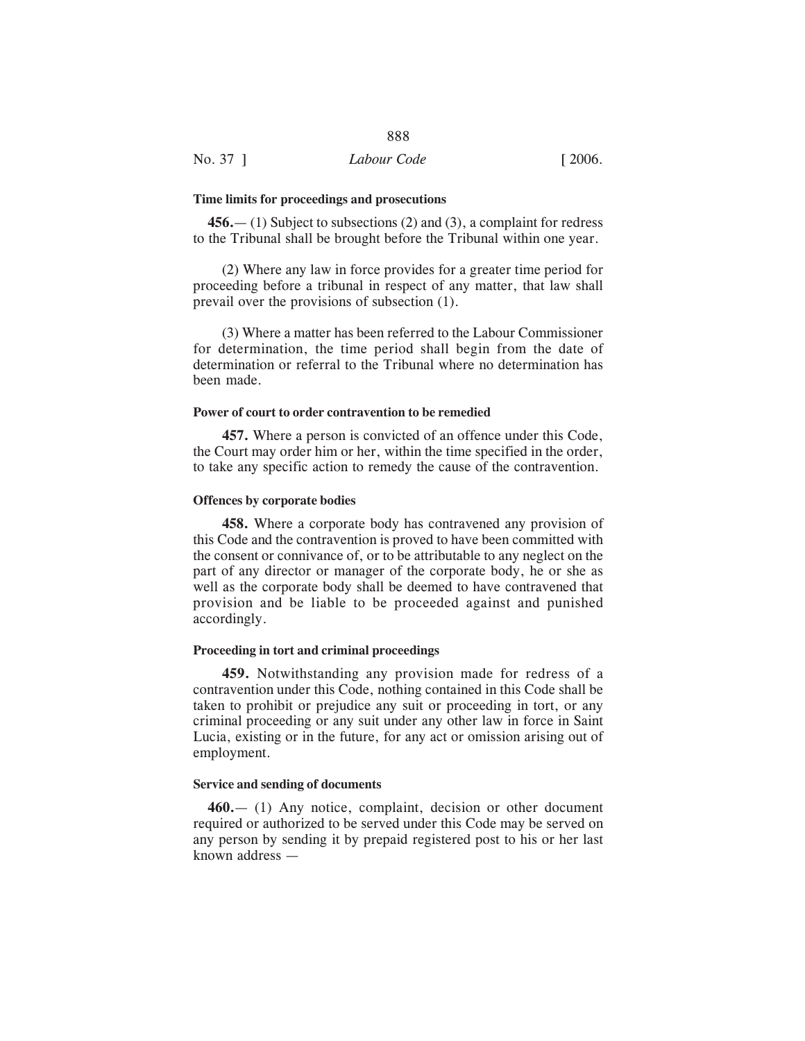#### Time limits for proceedings and prosecutions

**456.**— (1) Subject to subsections (2) and (3), a complaint for redress to the Tribunal shall be brought before the Tribunal within one year.

(2) Where any law in force provides for a greater time period for proceeding before a tribunal in respect of any matter, that law shall prevail over the provisions of subsection (1).

(3) Where a matter has been referred to the Labour Commissioner for determination, the time period shall begin from the date of determination or referral to the Tribunal where no determination has been made.

#### Power of court to order contravention to be remedied

**457.** Where a person is convicted of an offence under this Code, the Court may order him or her, within the time specified in the order, to take any specific action to remedy the cause of the contravention.

#### Offences by corporate bodies

**458.** Where a corporate body has contravened any provision of this Code and the contravention is proved to have been committed with the consent or connivance of, or to be attributable to any neglect on the part of any director or manager of the corporate body, he or she as well as the corporate body shall be deemed to have contravened that provision and be liable to be proceeded against and punished accordingly.

#### Proceeding in tort and criminal proceedings

**459.** Notwithstanding any provision made for redress of a contravention under this Code, nothing contained in this Code shall be taken to prohibit or prejudice any suit or proceeding in tort, or any criminal proceeding or any suit under any other law in force in Saint Lucia, existing or in the future, for any act or omission arising out of employment.

#### Service and sending of documents

**460.**— (1) Any notice, complaint, decision or other document required or authorized to be served under this Code may be served on any person by sending it by prepaid registered post to his or her last known address —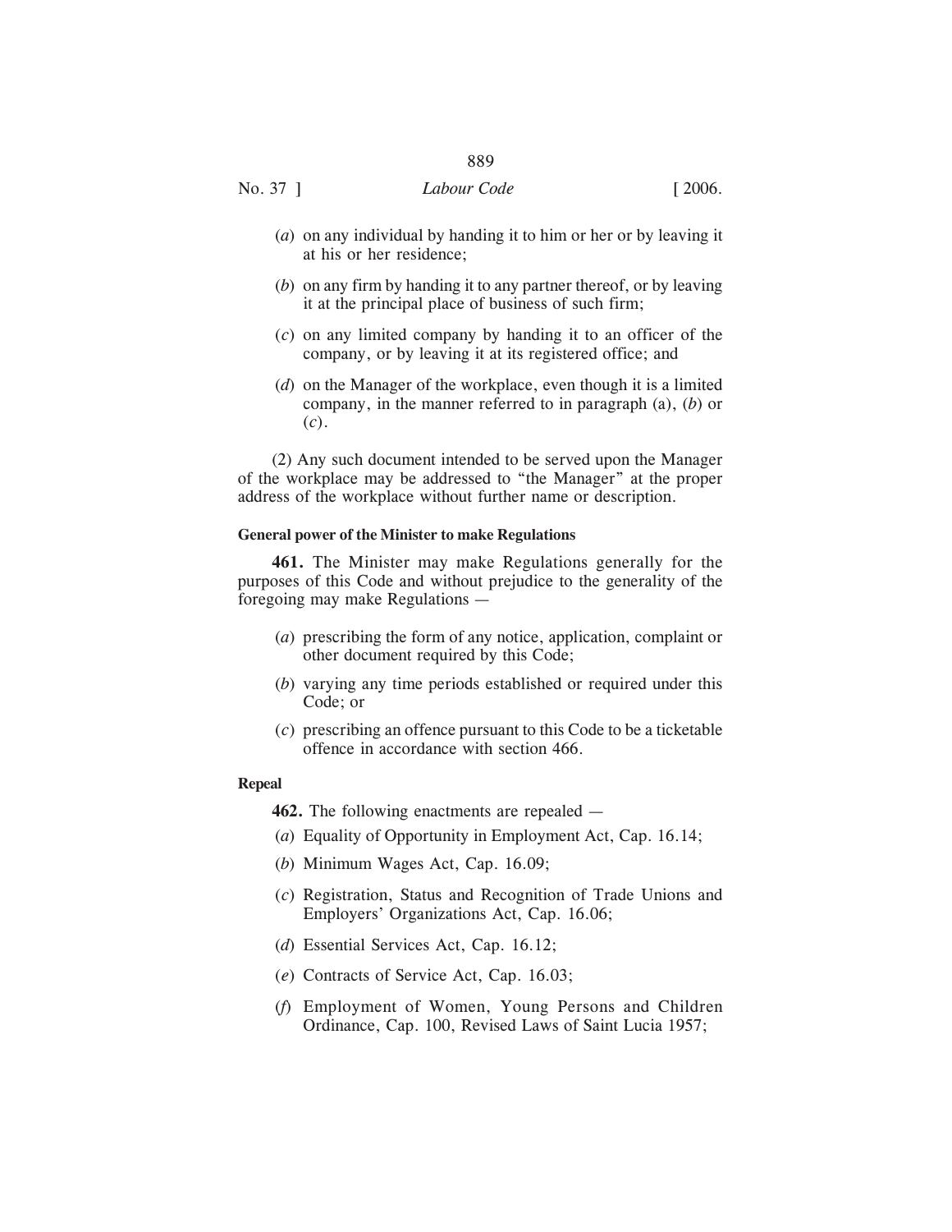(*a*) on any individual by handing it to him or her or by leaving it at his or her residence;

(*b*) on any firm by handing it to any partner thereof, or by leaving it at the principal place of business of such firm;

(*c*) on any limited company by handing it to an officer of the company, or by leaving it at its registered office; and

(*d*) on the Manager of the workplace, even though it is a limited company, in the manner referred to in paragraph (a), (*b*) or (*c*).

(2) Any such document intended to be served upon the Manager of the workplace may be addressed to "the Manager" at the proper address of the workplace without further name or description.

**General power of the Minister to make Regulations**

**461.** The Minister may make Regulations generally for the purposes of this Code and without prejudice to the generality of the foregoing may make Regulations —

(*a*) prescribing the form of any notice, application, complaint or other document required by this Code;

(*b*) varying any time periods established or required under this Code; or

(*c*) prescribing an offence pursuant to this Code to be a ticketable offence in accordance with section 466.

**Repeal**

**462.** The following enactments are repealed —

(*a*) Equality of Opportunity in Employment Act, Cap. 16.14;

(*b*) Minimum Wages Act, Cap. 16.09;

(*c*) Registration, Status and Recognition of Trade Unions and Employers' Organizations Act, Cap. 16.06;

(*d*) Essential Services Act, Cap. 16.12;

(*e*) Contracts of Service Act, Cap. 16.03;

(*f*) Employment of Women, Young Persons and Children Ordinance, Cap. 100, Revised Laws of Saint Lucia 1957;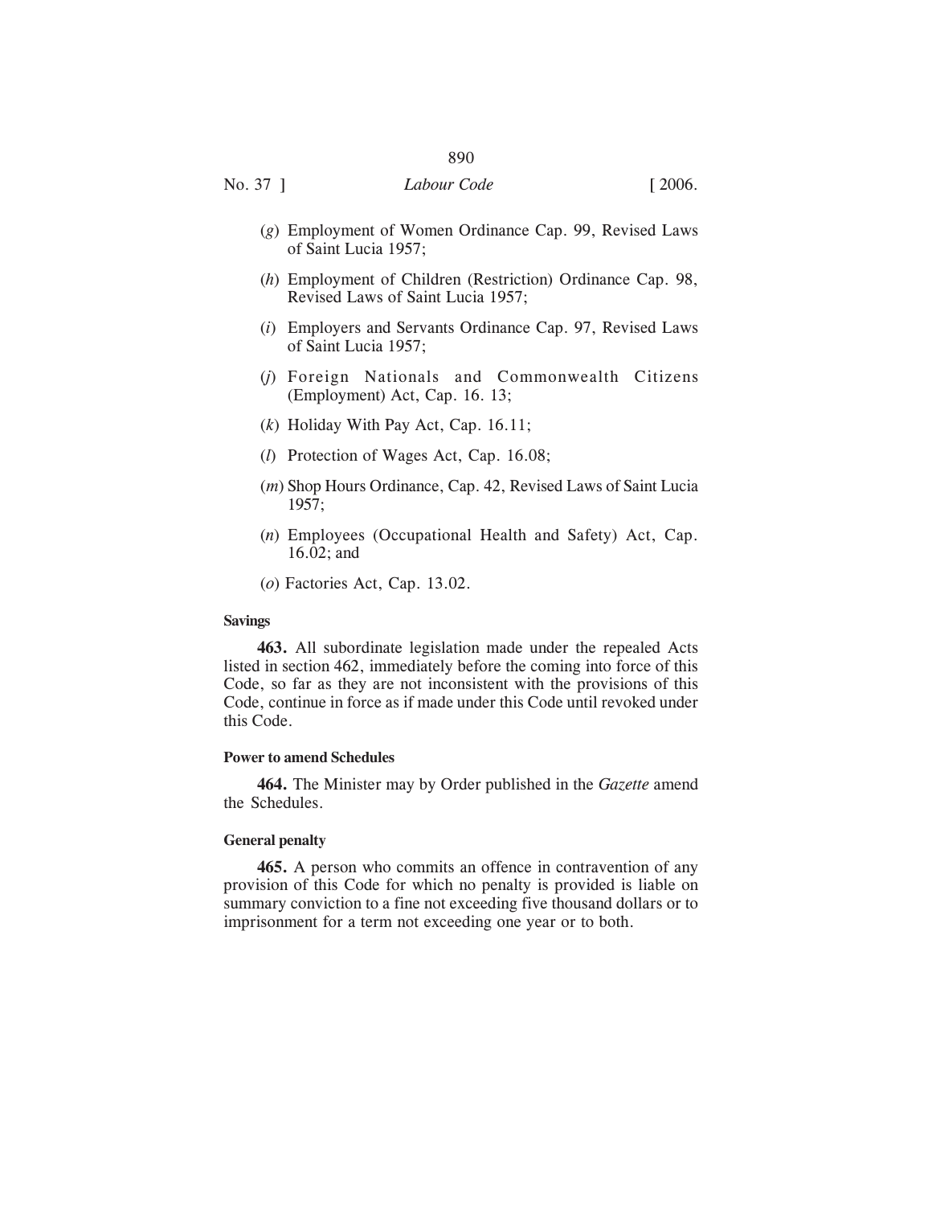(*g*) Employment of Women Ordinance Cap. 99, Revised Laws of Saint Lucia 1957;

(*h*) Employment of Children (Restriction) Ordinance Cap. 98, Revised Laws of Saint Lucia 1957;

(*i*) Employers and Servants Ordinance Cap. 97, Revised Laws of Saint Lucia 1957;

(*j*) Foreign Nationals and Commonwealth Citizens (Employment) Act, Cap. 16. 13;

(*k*) Holiday With Pay Act, Cap. 16.11;

(*l*) Protection of Wages Act, Cap. 16.08;

(*m*) Shop Hours Ordinance, Cap. 42, Revised Laws of Saint Lucia 1957;

(*n*) Employees (Occupational Health and Safety) Act, Cap. 16.02; and

(*o*) Factories Act, Cap. 13.02.

**Savings**

**463.** All subordinate legislation made under the repealed Acts listed in section 462, immediately before the coming into force of this Code, so far as they are not inconsistent with the provisions of this Code, continue in force as if made under this Code until revoked under this Code.

**Power to amend Schedules**

**464.** The Minister may by Order published in the *Gazette* amend the Schedules.

**General penalty**

**465.** A person who commits an offence in contravention of any provision of this Code for which no penalty is provided is liable on summary conviction to a fine not exceeding five thousand dollars or to imprisonment for a term not exceeding one year or to both.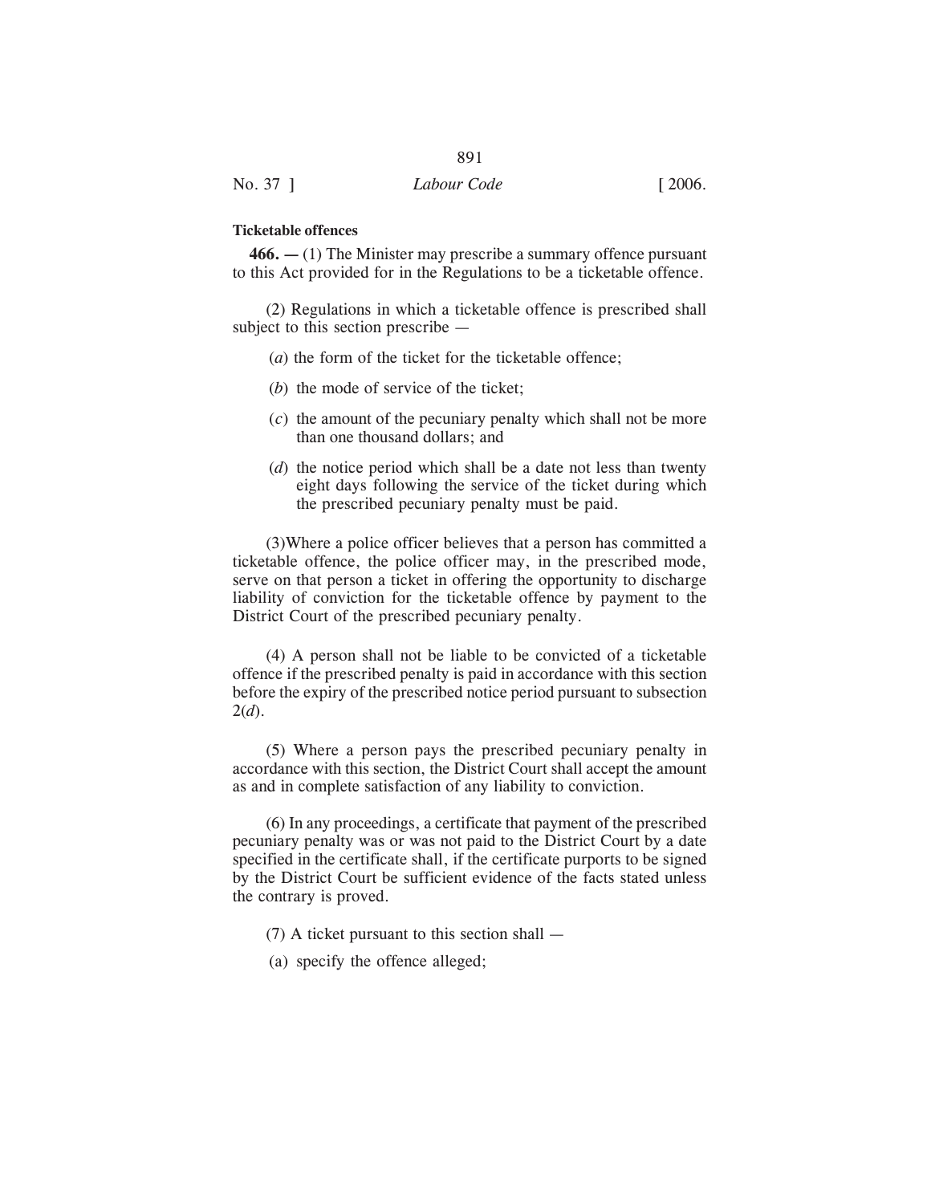**Ticketable offences**

**466. —** (1) The Minister may prescribe a summary offence pursuant to this Act provided for in the Regulations to be a ticketable offence.

(2) Regulations in which a ticketable offence is prescribed shall subject to this section prescribe —

(*a*) the form of the ticket for the ticketable offence;

(*b*) the mode of service of the ticket;

(*c*) the amount of the pecuniary penalty which shall not be more than one thousand dollars; and

(*d*) the notice period which shall be a date not less than twenty eight days following the service of the ticket during which the prescribed pecuniary penalty must be paid.

(3)Where a police officer believes that a person has committed a ticketable offence, the police officer may, in the prescribed mode, serve on that person a ticket in offering the opportunity to discharge liability of conviction for the ticketable offence by payment to the District Court of the prescribed pecuniary penalty.

(4) A person shall not be liable to be convicted of a ticketable offence if the prescribed penalty is paid in accordance with this section before the expiry of the prescribed notice period pursuant to subsection 2(*d*).

(5) Where a person pays the prescribed pecuniary penalty in accordance with this section, the District Court shall accept the amount as and in complete satisfaction of any liability to conviction.

(6) In any proceedings, a certificate that payment of the prescribed pecuniary penalty was or was not paid to the District Court by a date specified in the certificate shall, if the certificate purports to be signed by the District Court be sufficient evidence of the facts stated unless the contrary is proved.

(7) A ticket pursuant to this section shall —

(a) specify the offence alleged;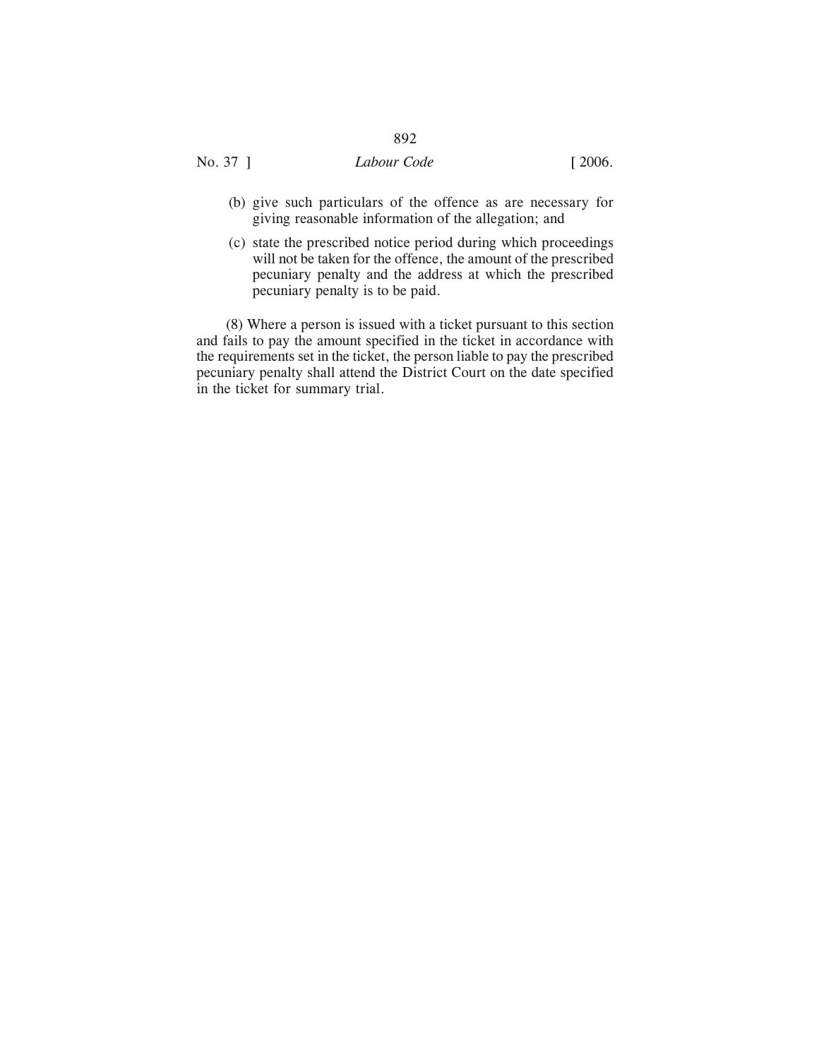(b) give such particulars of the offence as are necessary for giving reasonable information of the allegation; and

(c) state the prescribed notice period during which proceedings will not be taken for the offence, the amount of the prescribed pecuniary penalty and the address at which the prescribed pecuniary penalty is to be paid.

(8) Where a person is issued with a ticket pursuant to this section and fails to pay the amount specified in the ticket in accordance with the requirements set in the ticket, the person liable to pay the prescribed pecuniary penalty shall attend the District Court on the date specified in the ticket for summary trial.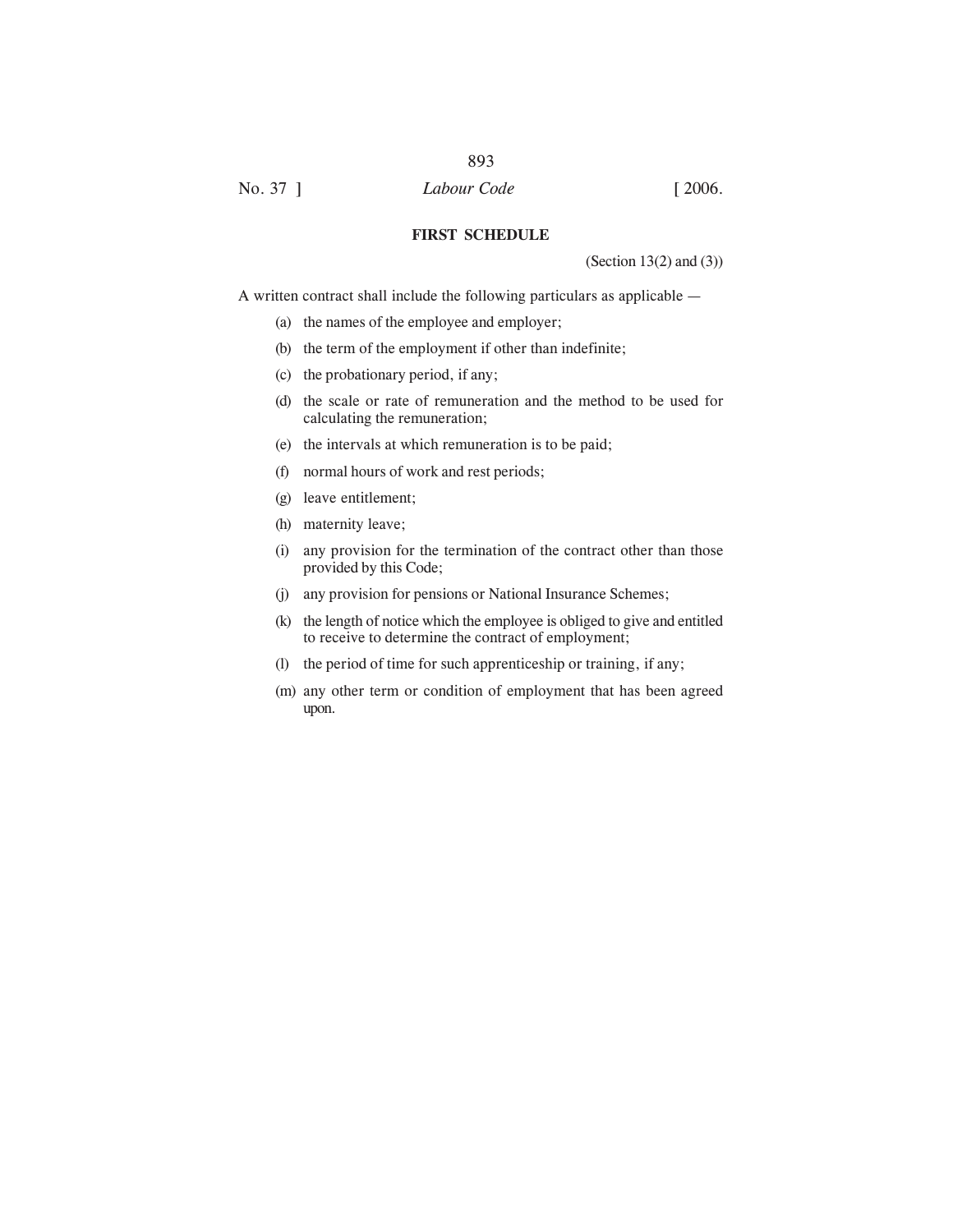## FIRST SCHEDULE

(Section 13(2) and (3))

A written contract shall include the following particulars as applicable —

(a) the names of the employee and employer;

(b) the term of the employment if other than indefinite;

(c) the probationary period, if any;

(d) the scale or rate of remuneration and the method to be used for calculating the remuneration;

(e) the intervals at which remuneration is to be paid;

(f) normal hours of work and rest periods;

(g) leave entitlement;

(h) maternity leave;

(i) any provision for the termination of the contract other than those provided by this Code;

(j) any provision for pensions or National Insurance Schemes;

(k) the length of notice which the employee is obliged to give and entitled to receive to determine the contract of employment;

(l) the period of time for such apprenticeship or training, if any;

(m) any other term or condition of employment that has been agreed upon.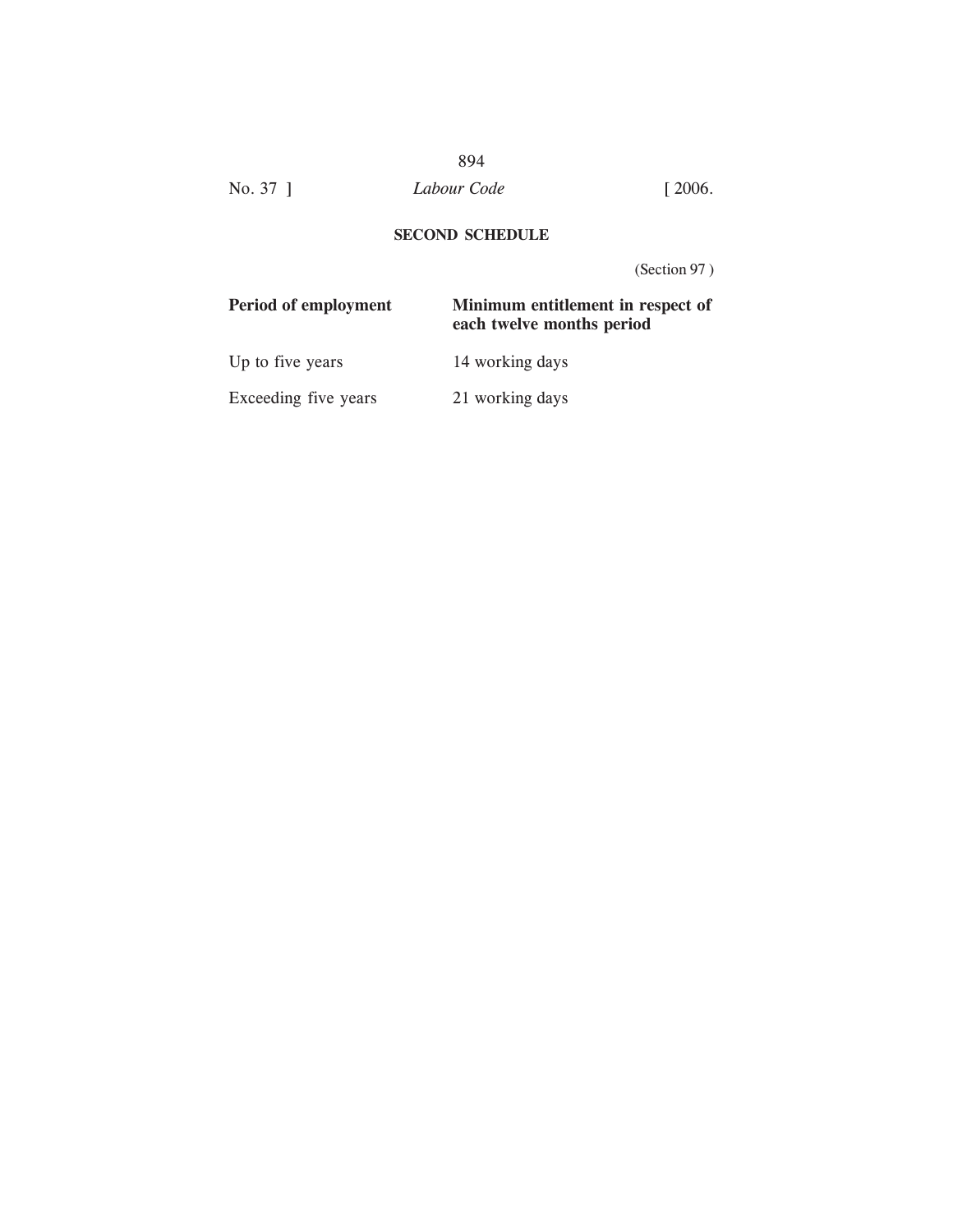## SECOND SCHEDULE

(Section 97 )

| Period of employment | Minimum entitlement in respect of each twelve months period |
|---|---|
| Up to five years | 14 working days |
| Exceeding five years | 21 working days |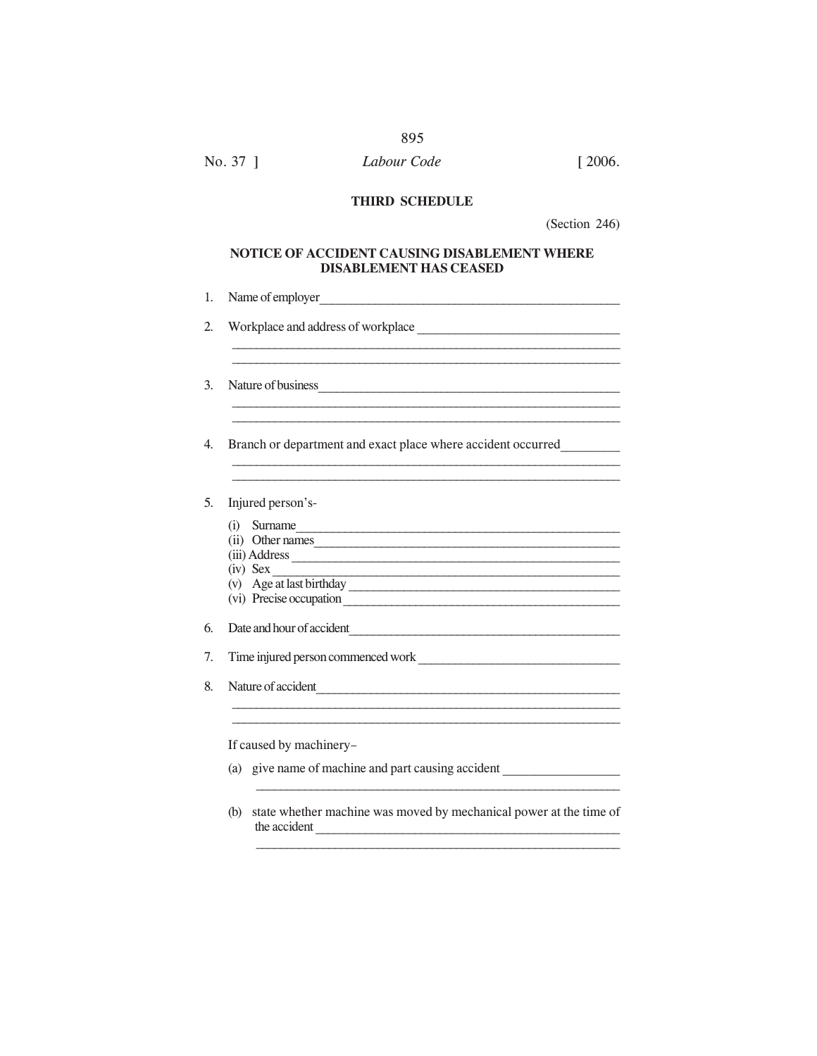## THIRD SCHEDULE

(Section 246)

### NOTICE OF ACCIDENT CAUSING DISABLEMENT WHERE DISABLEMENT HAS CEASED

1. Name of employer\_\_\_\_\_\_\_\_\_\_\_\_\_\_\_\_\_\_\_\_\_\_\_\_\_\_\_\_\_\_\_\_\_\_\_\_\_\_\_\_\_\_\_\_\_\_\_\_

2. Workplace and address of workplace \_\_\_\_\_\_\_\_\_\_\_\_\_\_\_\_\_\_\_\_\_\_\_\_\_\_\_\_\_\_\_\_
\_\_\_\_\_\_\_\_\_\_\_\_\_\_\_\_\_\_\_\_\_\_\_\_\_\_\_\_\_\_\_\_\_\_\_\_\_\_\_\_\_\_\_\_\_\_\_\_\_\_\_\_\_\_\_\_\_\_\_\_\_\_
\_\_\_\_\_\_\_\_\_\_\_\_\_\_\_\_\_\_\_\_\_\_\_\_\_\_\_\_\_\_\_\_\_\_\_\_\_\_\_\_\_\_\_\_\_\_\_\_\_\_\_\_\_\_\_\_\_\_\_\_\_\_

3. Nature of business\_\_\_\_\_\_\_\_\_\_\_\_\_\_\_\_\_\_\_\_\_\_\_\_\_\_\_\_\_\_\_\_\_\_\_\_\_\_\_\_\_\_\_\_\_\_\_\_
\_\_\_\_\_\_\_\_\_\_\_\_\_\_\_\_\_\_\_\_\_\_\_\_\_\_\_\_\_\_\_\_\_\_\_\_\_\_\_\_\_\_\_\_\_\_\_\_\_\_\_\_\_\_\_\_\_\_\_\_\_\_
\_\_\_\_\_\_\_\_\_\_\_\_\_\_\_\_\_\_\_\_\_\_\_\_\_\_\_\_\_\_\_\_\_\_\_\_\_\_\_\_\_\_\_\_\_\_\_\_\_\_\_\_\_\_\_\_\_\_\_\_\_\_

4. Branch or department and exact place where accident occurred\_\_\_\_\_\_\_\_\_
\_\_\_\_\_\_\_\_\_\_\_\_\_\_\_\_\_\_\_\_\_\_\_\_\_\_\_\_\_\_\_\_\_\_\_\_\_\_\_\_\_\_\_\_\_\_\_\_\_\_\_\_\_\_\_\_\_\_\_\_\_\_
\_\_\_\_\_\_\_\_\_\_\_\_\_\_\_\_\_\_\_\_\_\_\_\_\_\_\_\_\_\_\_\_\_\_\_\_\_\_\_\_\_\_\_\_\_\_\_\_\_\_\_\_\_\_\_\_\_\_\_\_\_\_

5. Injured person's-
   (i) Surname\_\_\_\_\_\_\_\_\_\_\_\_\_\_\_\_\_\_\_\_\_\_\_\_\_\_\_\_\_\_\_\_\_\_\_\_\_\_\_\_\_\_\_\_\_\_\_\_\_\_
   (ii) Other names\_\_\_\_\_\_\_\_\_\_\_\_\_\_\_\_\_\_\_\_\_\_\_\_\_\_\_\_\_\_\_\_\_\_\_\_\_\_\_\_\_\_\_\_\_\_\_
   (iii) Address \_\_\_\_\_\_\_\_\_\_\_\_\_\_\_\_\_\_\_\_\_\_\_\_\_\_\_\_\_\_\_\_\_\_\_\_\_\_\_\_\_\_\_\_\_\_\_\_\_\_
   (iv) Sex \_\_\_\_\_\_\_\_\_\_\_\_\_\_\_\_\_\_\_\_\_\_\_\_\_\_\_\_\_\_\_\_\_\_\_\_\_\_\_\_\_\_\_\_\_\_\_\_\_\_\_\_\_\_
   (v) Age at last birthday \_\_\_\_\_\_\_\_\_\_\_\_\_\_\_\_\_\_\_\_\_\_\_\_\_\_\_\_\_\_\_\_\_\_\_\_\_\_\_\_\_\_
   (vi) Precise occupation \_\_\_\_\_\_\_\_\_\_\_\_\_\_\_\_\_\_\_\_\_\_\_\_\_\_\_\_\_\_\_\_\_\_\_\_\_\_\_\_\_\_

6. Date and hour of accident\_\_\_\_\_\_\_\_\_\_\_\_\_\_\_\_\_\_\_\_\_\_\_\_\_\_\_\_\_\_\_\_\_\_\_\_\_\_\_\_\_\_

7. Time injured person commenced work \_\_\_\_\_\_\_\_\_\_\_\_\_\_\_\_\_\_\_\_\_\_\_\_\_\_\_\_\_\_\_

8. Nature of accident\_\_\_\_\_\_\_\_\_\_\_\_\_\_\_\_\_\_\_\_\_\_\_\_\_\_\_\_\_\_\_\_\_\_\_\_\_\_\_\_\_\_\_\_\_\_\_\_
\_\_\_\_\_\_\_\_\_\_\_\_\_\_\_\_\_\_\_\_\_\_\_\_\_\_\_\_\_\_\_\_\_\_\_\_\_\_\_\_\_\_\_\_\_\_\_\_\_\_\_\_\_\_\_\_\_\_\_\_\_\_
\_\_\_\_\_\_\_\_\_\_\_\_\_\_\_\_\_\_\_\_\_\_\_\_\_\_\_\_\_\_\_\_\_\_\_\_\_\_\_\_\_\_\_\_\_\_\_\_\_\_\_\_\_\_\_\_\_\_\_\_\_\_

   If caused by machinery–

   (a) give name of machine and part causing accident \_\_\_\_\_\_\_\_\_\_\_\_\_\_\_\_\_\_
   \_\_\_\_\_\_\_\_\_\_\_\_\_\_\_\_\_\_\_\_\_\_\_\_\_\_\_\_\_\_\_\_\_\_\_\_\_\_\_\_\_\_\_\_\_\_\_\_\_\_\_\_\_\_\_\_\_\_

   (b) state whether machine was moved by mechanical power at the time of the accident \_\_\_\_\_\_\_\_\_\_\_\_\_\_\_\_\_\_\_\_\_\_\_\_\_\_\_\_\_\_\_\_\_\_\_\_\_\_\_\_\_\_\_\_\_\_\_
   \_\_\_\_\_\_\_\_\_\_\_\_\_\_\_\_\_\_\_\_\_\_\_\_\_\_\_\_\_\_\_\_\_\_\_\_\_\_\_\_\_\_\_\_\_\_\_\_\_\_\_\_\_\_\_\_\_\_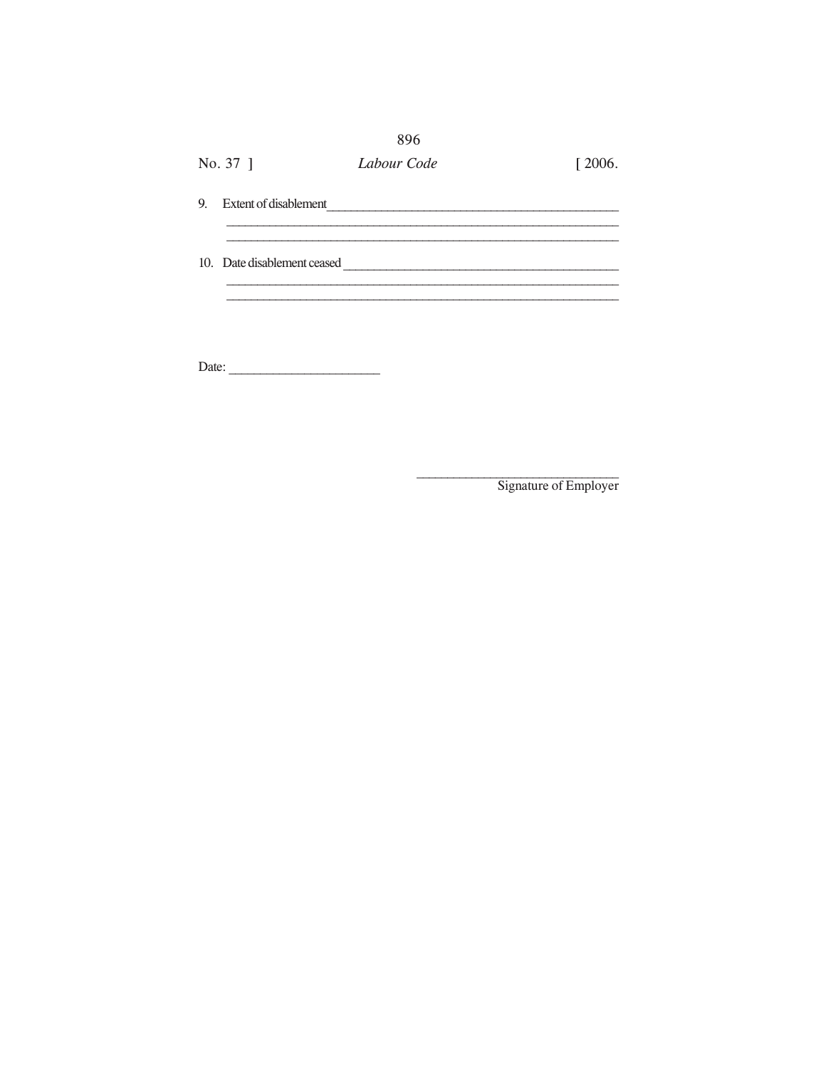9. Extent of disablement\_\_\_\_\_\_\_\_\_\_\_\_\_\_\_\_\_\_\_\_\_\_\_\_\_\_\_\_\_\_\_\_\_\_\_\_\_\_\_\_\_\_\_\_
\_\_\_\_\_\_\_\_\_\_\_\_\_\_\_\_\_\_\_\_\_\_\_\_\_\_\_\_\_\_\_\_\_\_\_\_\_\_\_\_\_\_\_\_\_\_\_\_\_\_\_\_\_\_\_\_\_\_\_\_
\_\_\_\_\_\_\_\_\_\_\_\_\_\_\_\_\_\_\_\_\_\_\_\_\_\_\_\_\_\_\_\_\_\_\_\_\_\_\_\_\_\_\_\_\_\_\_\_\_\_\_\_\_\_\_\_\_\_\_\_

10. Date disablement ceased \_\_\_\_\_\_\_\_\_\_\_\_\_\_\_\_\_\_\_\_\_\_\_\_\_\_\_\_\_\_\_\_\_\_\_\_\_\_\_\_\_\_
\_\_\_\_\_\_\_\_\_\_\_\_\_\_\_\_\_\_\_\_\_\_\_\_\_\_\_\_\_\_\_\_\_\_\_\_\_\_\_\_\_\_\_\_\_\_\_\_\_\_\_\_\_\_\_\_\_\_\_\_
\_\_\_\_\_\_\_\_\_\_\_\_\_\_\_\_\_\_\_\_\_\_\_\_\_\_\_\_\_\_\_\_\_\_\_\_\_\_\_\_\_\_\_\_\_\_\_\_\_\_\_\_\_\_\_\_\_\_\_\_

Date: \_\_\_\_\_\_\_\_\_\_\_\_\_\_\_\_\_\_\_\_\_\_\_

\_\_\_\_\_\_\_\_\_\_\_\_\_\_\_\_\_\_\_\_\_\_\_\_\_\_\_\_\_\_\_
Signature of Employer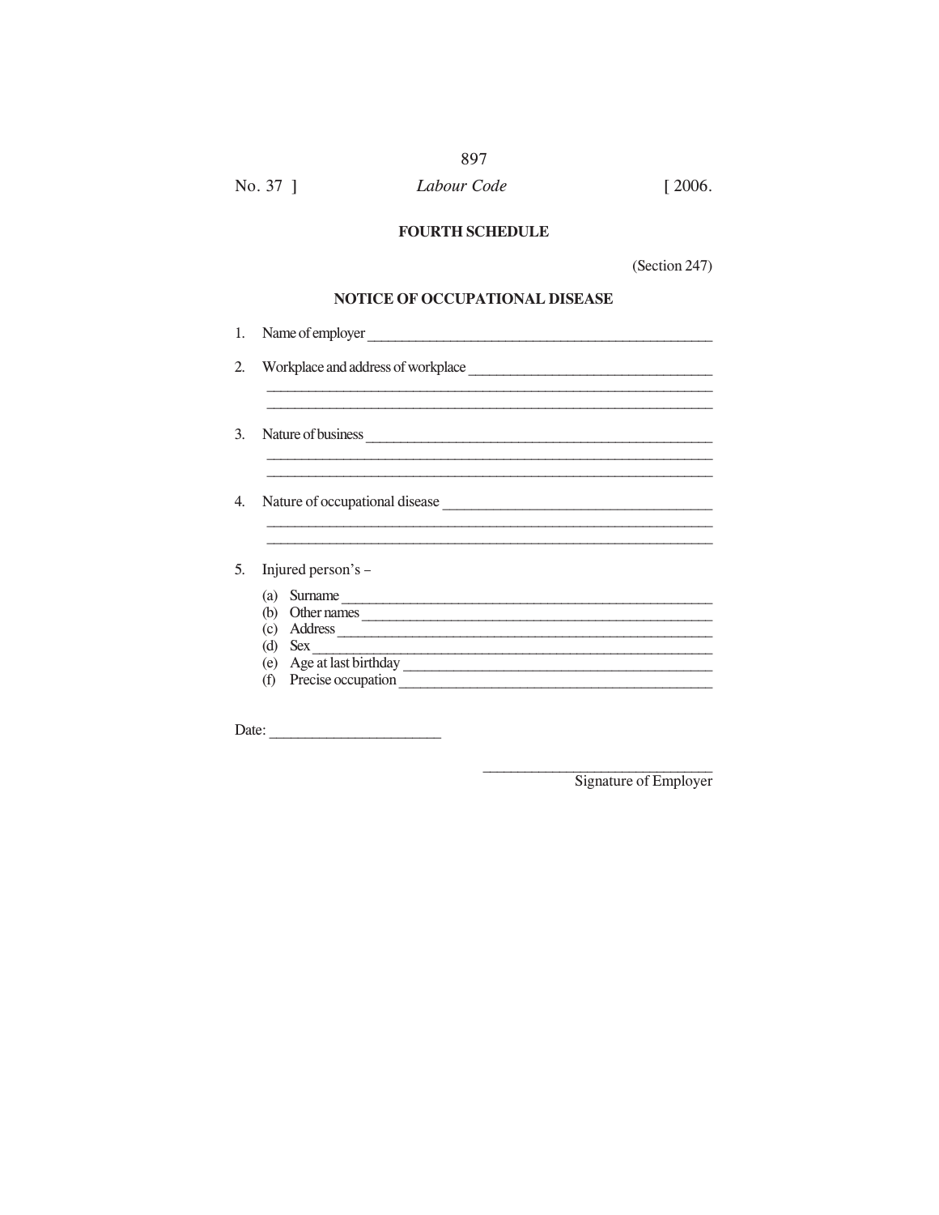## FOURTH SCHEDULE

(Section 247)

### NOTICE OF OCCUPATIONAL DISEASE

1. Name of employer ________________________________________________

2. Workplace and address of workplace __________________________________
   ______________________________________________________________
   ______________________________________________________________

3. Nature of business ________________________________________________
   ______________________________________________________________
   ______________________________________________________________

4. Nature of occupational disease ______________________________________
   ______________________________________________________________
   ______________________________________________________________

5. Injured person's –

   (a) Surname ____________________________________________________
   (b) Other names _________________________________________________
   (c) Address ____________________________________________________
   (d) Sex _______________________________________________________
   (e) Age at last birthday ___________________________________________
   (f) Precise occupation ____________________________________________

Date: ______________________

______________________________
Signature of Employer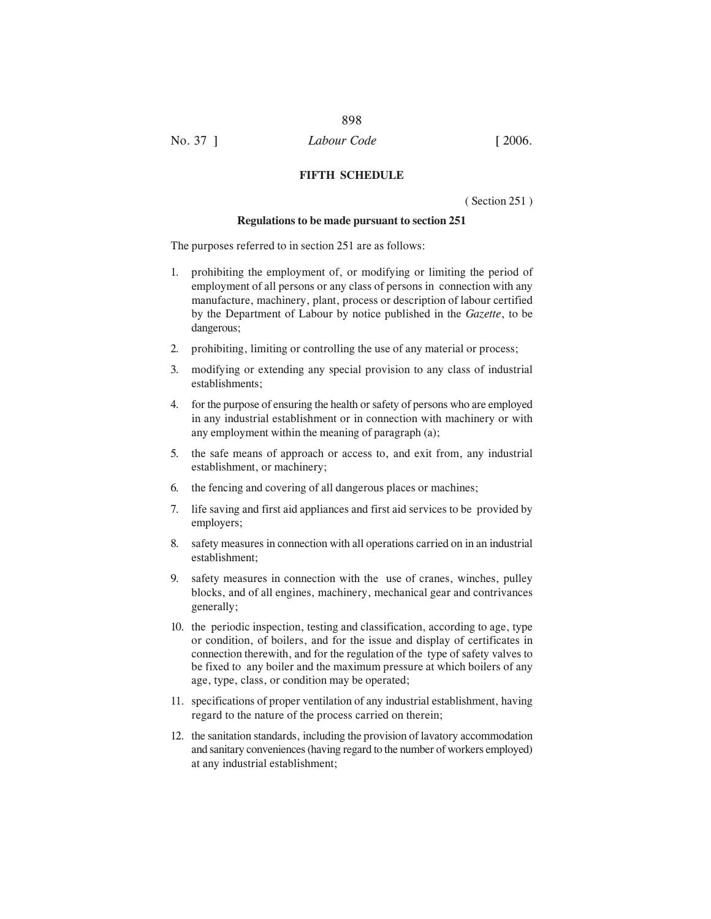## FIFTH SCHEDULE

( Section 251 )

### Regulations to be made pursuant to section 251

The purposes referred to in section 251 are as follows:

1. prohibiting the employment of, or modifying or limiting the period of employment of all persons or any class of persons in connection with any manufacture, machinery, plant, process or description of labour certified by the Department of Labour by notice published in the *Gazette*, to be dangerous;
2. prohibiting, limiting or controlling the use of any material or process;
3. modifying or extending any special provision to any class of industrial establishments;
4. for the purpose of ensuring the health or safety of persons who are employed in any industrial establishment or in connection with machinery or with any employment within the meaning of paragraph (a);
5. the safe means of approach or access to, and exit from, any industrial establishment, or machinery;
6. the fencing and covering of all dangerous places or machines;
7. life saving and first aid appliances and first aid services to be provided by employers;
8. safety measures in connection with all operations carried on in an industrial establishment;
9. safety measures in connection with the use of cranes, winches, pulley blocks, and of all engines, machinery, mechanical gear and contrivances generally;
10. the periodic inspection, testing and classification, according to age, type or condition, of boilers, and for the issue and display of certificates in connection therewith, and for the regulation of the type of safety valves to be fixed to any boiler and the maximum pressure at which boilers of any age, type, class, or condition may be operated;
11. specifications of proper ventilation of any industrial establishment, having regard to the nature of the process carried on therein;
12. the sanitation standards, including the provision of lavatory accommodation and sanitary conveniences (having regard to the number of workers employed) at any industrial establishment;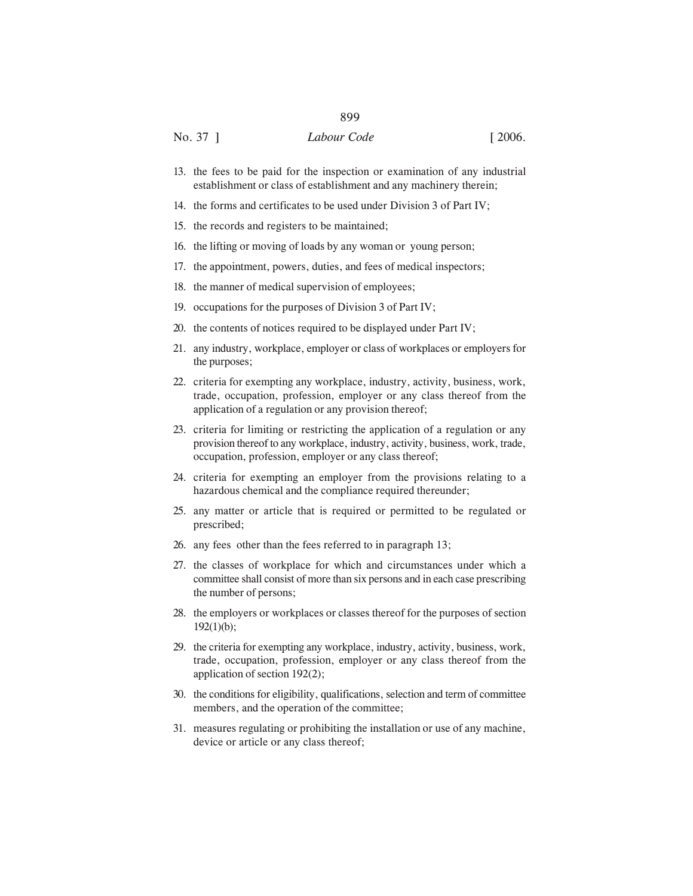13. the fees to be paid for the inspection or examination of any industrial establishment or class of establishment and any machinery therein;
14. the forms and certificates to be used under Division 3 of Part IV;
15. the records and registers to be maintained;
16. the lifting or moving of loads by any woman or young person;
17. the appointment, powers, duties, and fees of medical inspectors;
18. the manner of medical supervision of employees;
19. occupations for the purposes of Division 3 of Part IV;
20. the contents of notices required to be displayed under Part IV;
21. any industry, workplace, employer or class of workplaces or employers for the purposes;
22. criteria for exempting any workplace, industry, activity, business, work, trade, occupation, profession, employer or any class thereof from the application of a regulation or any provision thereof;
23. criteria for limiting or restricting the application of a regulation or any provision thereof to any workplace, industry, activity, business, work, trade, occupation, profession, employer or any class thereof;
24. criteria for exempting an employer from the provisions relating to a hazardous chemical and the compliance required thereunder;
25. any matter or article that is required or permitted to be regulated or prescribed;
26. any fees other than the fees referred to in paragraph 13;
27. the classes of workplace for which and circumstances under which a committee shall consist of more than six persons and in each case prescribing the number of persons;
28. the employers or workplaces or classes thereof for the purposes of section 192(1)(b);
29. the criteria for exempting any workplace, industry, activity, business, work, trade, occupation, profession, employer or any class thereof from the application of section 192(2);
30. the conditions for eligibility, qualifications, selection and term of committee members, and the operation of the committee;
31. measures regulating or prohibiting the installation or use of any machine, device or article or any class thereof;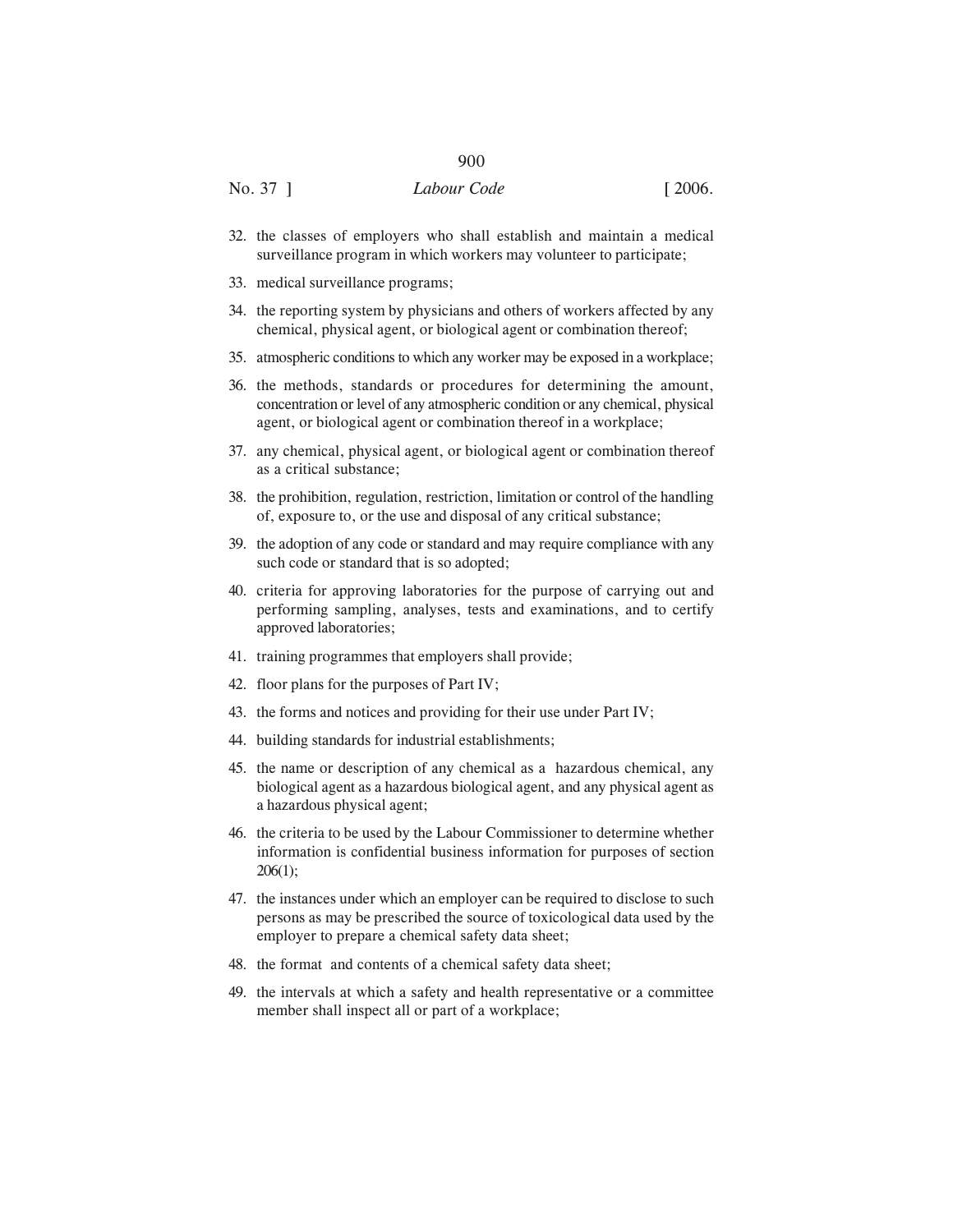32. the classes of employers who shall establish and maintain a medical surveillance program in which workers may volunteer to participate;
33. medical surveillance programs;
34. the reporting system by physicians and others of workers affected by any chemical, physical agent, or biological agent or combination thereof;
35. atmospheric conditions to which any worker may be exposed in a workplace;
36. the methods, standards or procedures for determining the amount, concentration or level of any atmospheric condition or any chemical, physical agent, or biological agent or combination thereof in a workplace;
37. any chemical, physical agent, or biological agent or combination thereof as a critical substance;
38. the prohibition, regulation, restriction, limitation or control of the handling of, exposure to, or the use and disposal of any critical substance;
39. the adoption of any code or standard and may require compliance with any such code or standard that is so adopted;
40. criteria for approving laboratories for the purpose of carrying out and performing sampling, analyses, tests and examinations, and to certify approved laboratories;
41. training programmes that employers shall provide;
42. floor plans for the purposes of Part IV;
43. the forms and notices and providing for their use under Part IV;
44. building standards for industrial establishments;
45. the name or description of any chemical as a hazardous chemical, any biological agent as a hazardous biological agent, and any physical agent as a hazardous physical agent;
46. the criteria to be used by the Labour Commissioner to determine whether information is confidential business information for purposes of section 206(1);
47. the instances under which an employer can be required to disclose to such persons as may be prescribed the source of toxicological data used by the employer to prepare a chemical safety data sheet;
48. the format and contents of a chemical safety data sheet;
49. the intervals at which a safety and health representative or a committee member shall inspect all or part of a workplace;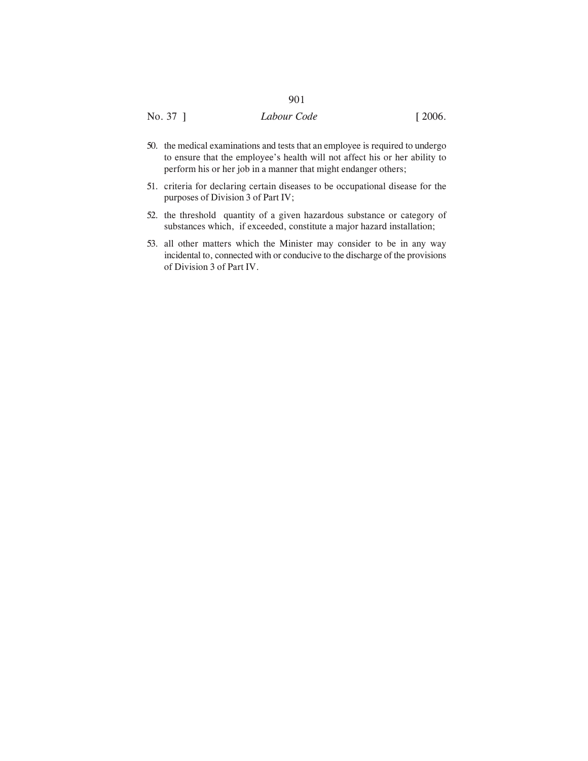50. the medical examinations and tests that an employee is required to undergo to ensure that the employee's health will not affect his or her ability to perform his or her job in a manner that might endanger others;

51. criteria for declaring certain diseases to be occupational disease for the purposes of Division 3 of Part IV;

52. the threshold quantity of a given hazardous substance or category of substances which, if exceeded, constitute a major hazard installation;

53. all other matters which the Minister may consider to be in any way incidental to, connected with or conducive to the discharge of the provisions of Division 3 of Part IV.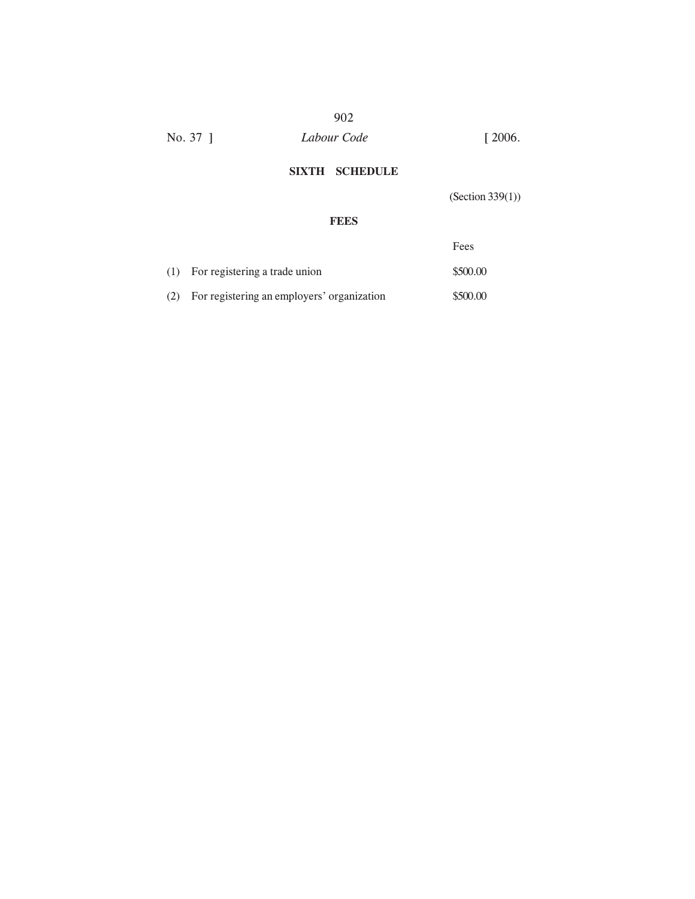## SIXTH SCHEDULE

(Section 339(1))

### FEES

| | | Fees |
|---|---|---|
| (1) | For registering a trade union | $500.00 |
| (2) | For registering an employers' organization | $500.00 |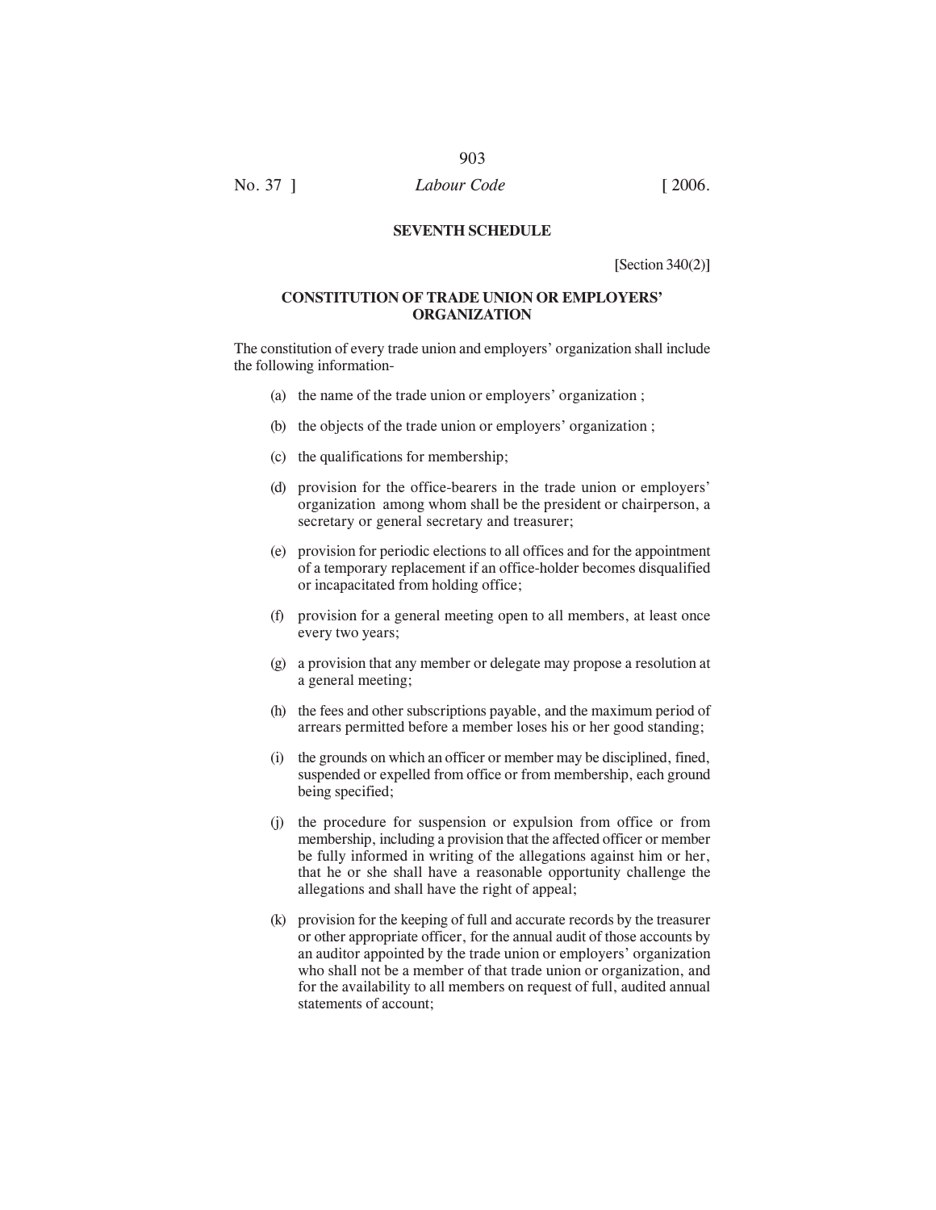## SEVENTH SCHEDULE

[Section 340(2)]

### CONSTITUTION OF TRADE UNION OR EMPLOYERS' ORGANIZATION

The constitution of every trade union and employers' organization shall include the following information-

(a) the name of the trade union or employers' organization ;

(b) the objects of the trade union or employers' organization ;

(c) the qualifications for membership;

(d) provision for the office-bearers in the trade union or employers' organization among whom shall be the president or chairperson, a secretary or general secretary and treasurer;

(e) provision for periodic elections to all offices and for the appointment of a temporary replacement if an office-holder becomes disqualified or incapacitated from holding office;

(f) provision for a general meeting open to all members, at least once every two years;

(g) a provision that any member or delegate may propose a resolution at a general meeting;

(h) the fees and other subscriptions payable, and the maximum period of arrears permitted before a member loses his or her good standing;

(i) the grounds on which an officer or member may be disciplined, fined, suspended or expelled from office or from membership, each ground being specified;

(j) the procedure for suspension or expulsion from office or from membership, including a provision that the affected officer or member be fully informed in writing of the allegations against him or her, that he or she shall have a reasonable opportunity challenge the allegations and shall have the right of appeal;

(k) provision for the keeping of full and accurate records by the treasurer or other appropriate officer, for the annual audit of those accounts by an auditor appointed by the trade union or employers' organization who shall not be a member of that trade union or organization, and for the availability to all members on request of full, audited annual statements of account;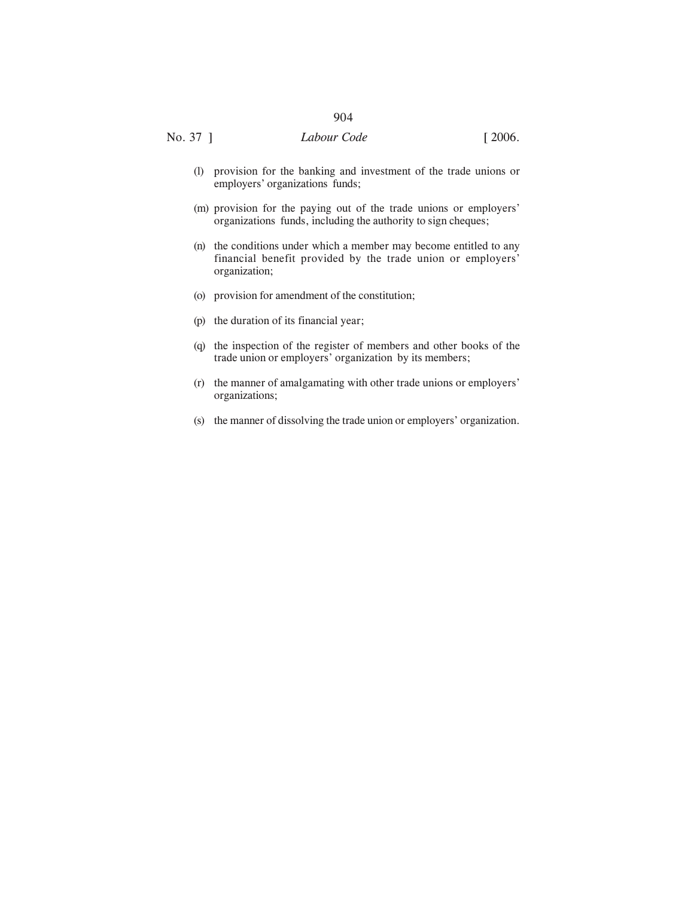(l) provision for the banking and investment of the trade unions or employers' organizations funds;

(m) provision for the paying out of the trade unions or employers' organizations funds, including the authority to sign cheques;

(n) the conditions under which a member may become entitled to any financial benefit provided by the trade union or employers' organization;

(o) provision for amendment of the constitution;

(p) the duration of its financial year;

(q) the inspection of the register of members and other books of the trade union or employers' organization by its members;

(r) the manner of amalgamating with other trade unions or employers' organizations;

(s) the manner of dissolving the trade union or employers' organization.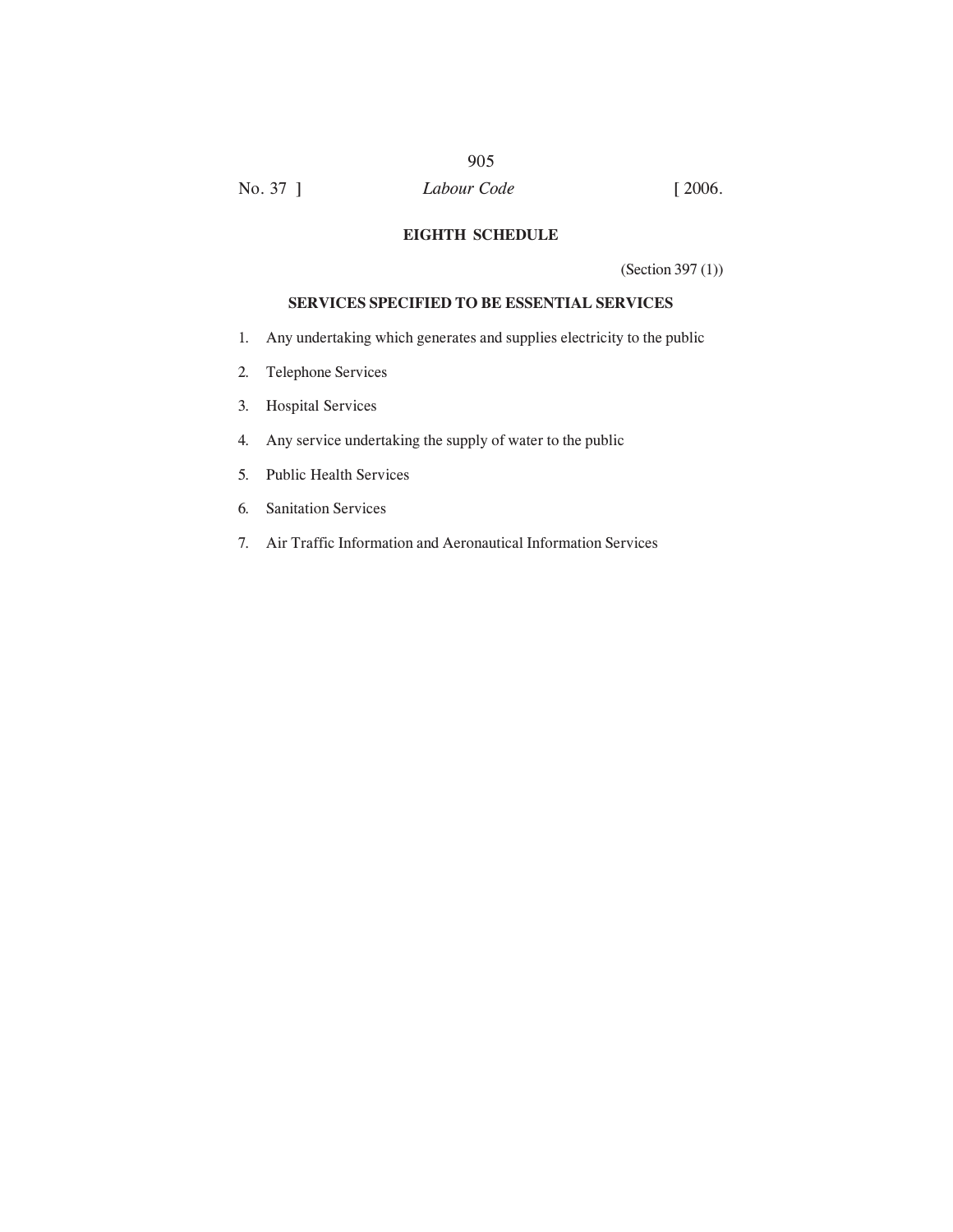## EIGHTH SCHEDULE

(Section 397 (1))

### SERVICES SPECIFIED TO BE ESSENTIAL SERVICES

1. Any undertaking which generates and supplies electricity to the public
2. Telephone Services
3. Hospital Services
4. Any service undertaking the supply of water to the public
5. Public Health Services
6. Sanitation Services
7. Air Traffic Information and Aeronautical Information Services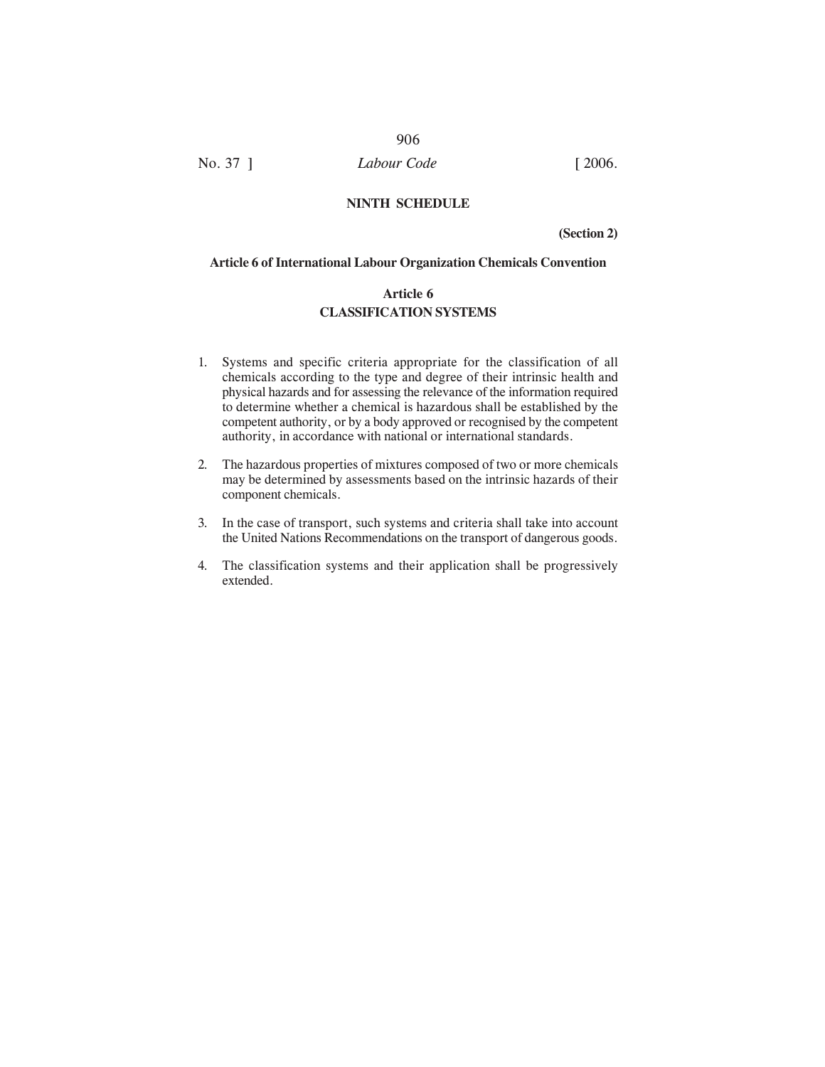## NINTH SCHEDULE

**(Section 2)**

### Article 6 of International Labour Organization Chemicals Convention

### Article 6
### CLASSIFICATION SYSTEMS

1. Systems and specific criteria appropriate for the classification of all chemicals according to the type and degree of their intrinsic health and physical hazards and for assessing the relevance of the information required to determine whether a chemical is hazardous shall be established by the competent authority, or by a body approved or recognised by the competent authority, in accordance with national or international standards.

2. The hazardous properties of mixtures composed of two or more chemicals may be determined by assessments based on the intrinsic hazards of their component chemicals.

3. In the case of transport, such systems and criteria shall take into account the United Nations Recommendations on the transport of dangerous goods.

4. The classification systems and their application shall be progressively extended.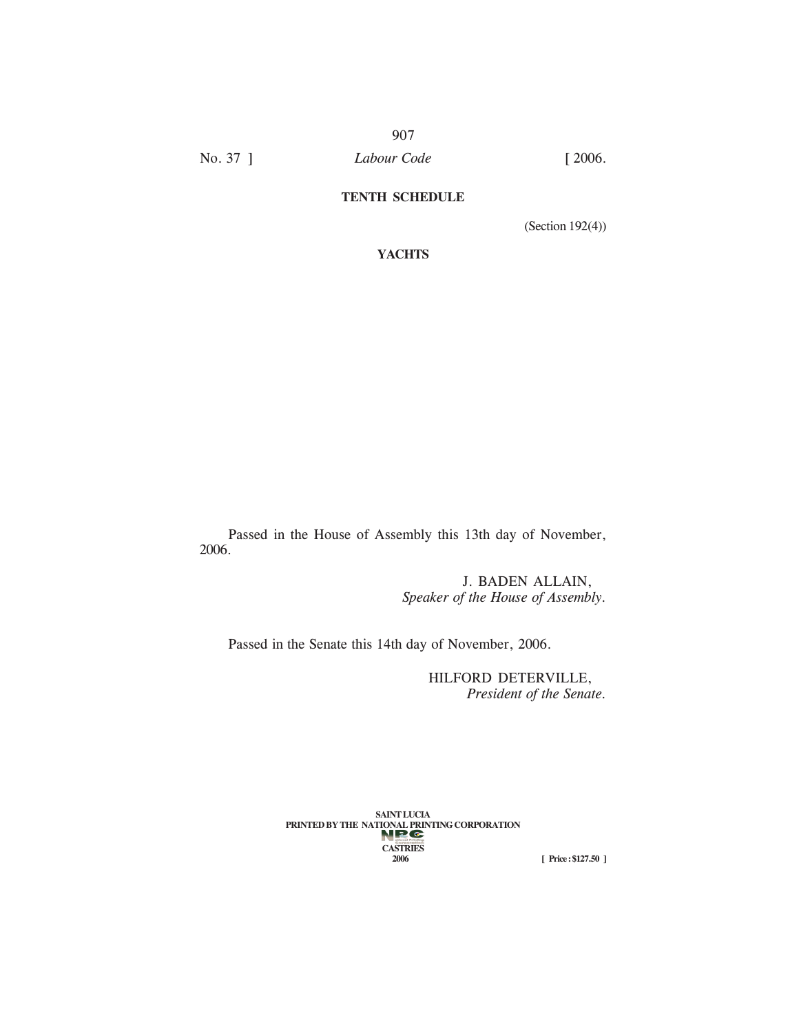## TENTH SCHEDULE

(Section 192(4))

### YACHTS

Passed in the House of Assembly this 13th day of November, 2006.

J. BADEN ALLAIN,
*Speaker of the House of Assembly.*

Passed in the Senate this 14th day of November, 2006.

HILFORD DETERVILLE,
*President of the Senate.*

**SAINT LUCIA**
**PRINTED BY THE NATIONAL PRINTING CORPORATION**
**CASTRIES**
**2006**

**[ Price : $127.50 ]**